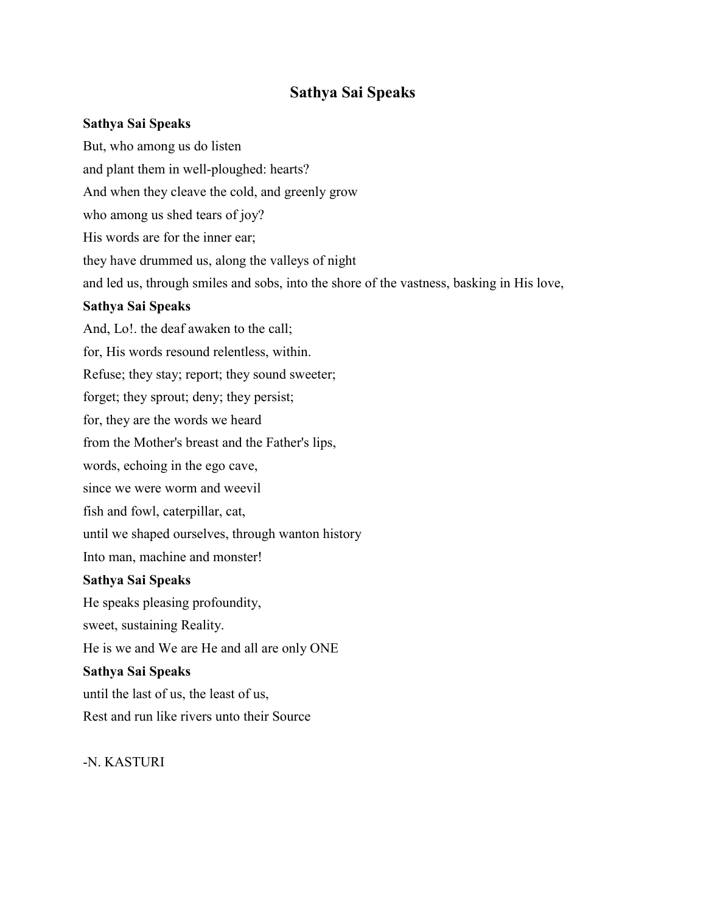# Sathya Sai Speaks

**Sathya Sai Speaks**

But, who among us do listen

and plant them in well-ploughed: hearts?

And when they cleave the cold, and greenly grow

who among us shed tears of joy?

His words are for the inner ear;

they have drummed us, along the valleys of night

and led us, through smiles and sobs, into the shore of the vastness, basking in His love,

**Sathya Sai Speaks**

And, Lo!. the deaf awaken to the call;

for, His words resound relentless, within.

Refuse; they stay; report; they sound sweeter;

forget; they sprout; deny; they persist;

for, they are the words we heard

from the Mother's breast and the Father's lips,

words, echoing in the ego cave,

since we were worm and weevil

fish and fowl, caterpillar, cat,

until we shaped ourselves, through wanton history

Into man, machine and monster!

**Sathya Sai Speaks**

He speaks pleasing profoundity,

sweet, sustaining Reality.

He is we and We are He and all are only ONE

**Sathya Sai Speaks**

until the last of us, the least of us,

Rest and run like rivers unto their Source

-N. KASTURI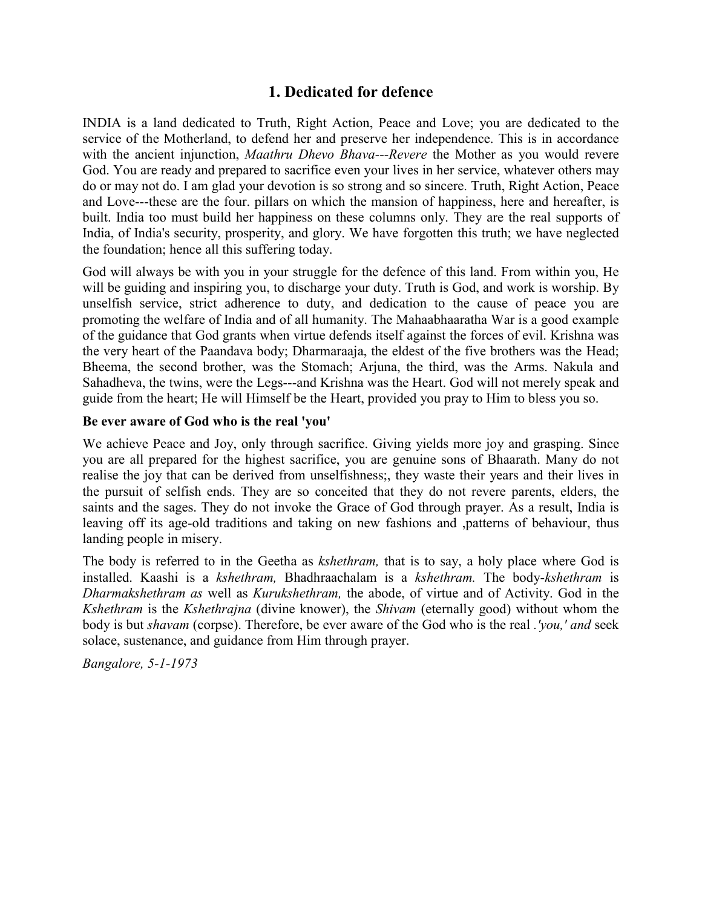## 1. Dedicated for defence

INDIA is a land dedicated to Truth, Right Action, Peace and Love; you are dedicated to the service of the Motherland, to defend her and preserve her independence. This is in accordance with the ancient injunction, *Maathru Dhevo Bhava---Revere* the Mother as you would revere God. You are ready and prepared to sacrifice even your lives in her service, whatever others may do or may not do. I am glad your devotion is so strong and so sincere. Truth, Right Action, Peace and Love---these are the four. pillars on which the mansion of happiness, here and hereafter, is built. India too must build her happiness on these columns only. They are the real supports of India, of India's security, prosperity, and glory. We have forgotten this truth; we have neglected the foundation; hence all this suffering today.

God will always be with you in your struggle for the defence of this land. From within you, He will be guiding and inspiring you, to discharge your duty. Truth is God, and work is worship. By unselfish service, strict adherence to duty, and dedication to the cause of peace you are promoting the welfare of India and of all humanity. The Mahaabhaaratha War is a good example of the guidance that God grants when virtue defends itself against the forces of evil. Krishna was the very heart of the Paandava body; Dharmaraaja, the eldest of the five brothers was the Head; Bheema, the second brother, was the Stomach; Arjuna, the third, was the Arms. Nakula and Sahadheva, the twins, were the Legs---and Krishna was the Heart. God will not merely speak and guide from the heart; He will Himself be the Heart, provided you pray to Him to bless you so.

**Be ever aware of God who is the real 'you'**

We achieve Peace and Joy, only through sacrifice. Giving yields more joy and grasping. Since you are all prepared for the highest sacrifice, you are genuine sons of Bhaarath. Many do not realise the joy that can be derived from unselfishness;, they waste their years and their lives in the pursuit of selfish ends. They are so conceited that they do not revere parents, elders, the saints and the sages. They do not invoke the Grace of God through prayer. As a result, India is leaving off its age-old traditions and taking on new fashions and ,patterns of behaviour, thus landing people in misery.

The body is referred to in the Geetha as *kshethram,* that is to say, a holy place where God is installed. Kaashi is a *kshethram,* Bhadhraachalam is a *kshethram.* The body-*kshethram* is *Dharmakshethram as* well as *Kurukshethram,* the abode, of virtue and of Activity. God in the *Kshethram* is the *Kshethrajna* (divine knower), the *Shivam* (eternally good) without whom the body is but *shavam* (corpse). Therefore, be ever aware of the God who is the real *.'you,' and* seek solace, sustenance, and guidance from Him through prayer.

*Bangalore, 5-1-1973*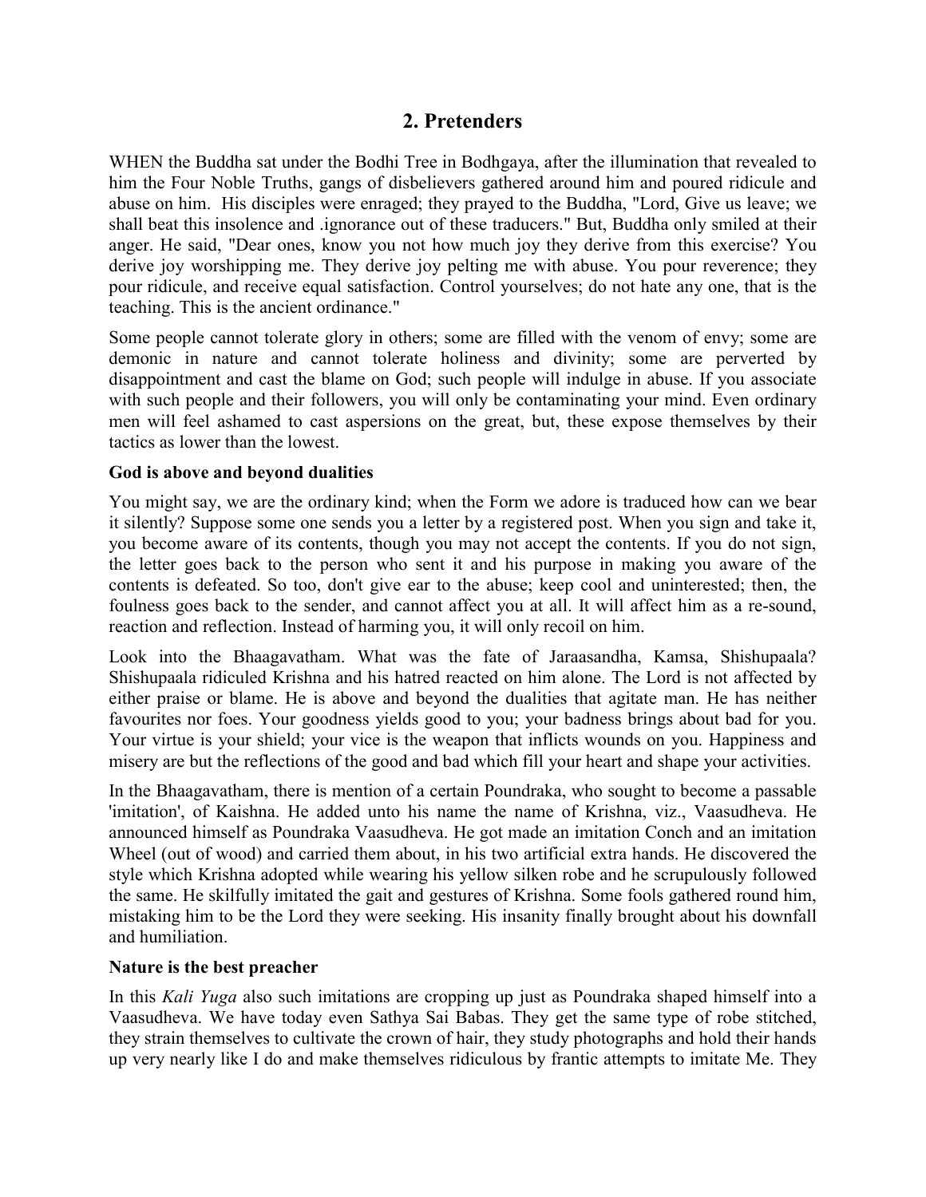## 2. Pretenders

WHEN the Buddha sat under the Bodhi Tree in Bodhgaya, after the illumination that revealed to him the Four Noble Truths, gangs of disbelievers gathered around him and poured ridicule and abuse on him. His disciples were enraged; they prayed to the Buddha, "Lord, Give us leave; we shall beat this insolence and .ignorance out of these traducers." But, Buddha only smiled at their anger. He said, "Dear ones, know you not how much joy they derive from this exercise? You derive joy worshipping me. They derive joy pelting me with abuse. You pour reverence; they pour ridicule, and receive equal satisfaction. Control yourselves; do not hate any one, that is the teaching. This is the ancient ordinance."

Some people cannot tolerate glory in others; some are filled with the venom of envy; some are demonic in nature and cannot tolerate holiness and divinity; some are perverted by disappointment and cast the blame on God; such people will indulge in abuse. If you associate with such people and their followers, you will only be contaminating your mind. Even ordinary men will feel ashamed to cast aspersions on the great, but, these expose themselves by their tactics as lower than the lowest.

**God is above and beyond dualities**

You might say, we are the ordinary kind; when the Form we adore is traduced how can we bear it silently? Suppose some one sends you a letter by a registered post. When you sign and take it, you become aware of its contents, though you may not accept the contents. If you do not sign, the letter goes back to the person who sent it and his purpose in making you aware of the contents is defeated. So too, don't give ear to the abuse; keep cool and uninterested; then, the foulness goes back to the sender, and cannot affect you at all. It will affect him as a re-sound, reaction and reflection. Instead of harming you, it will only recoil on him.

Look into the Bhaagavatham. What was the fate of Jaraasandha, Kamsa, Shishupaala? Shishupaala ridiculed Krishna and his hatred reacted on him alone. The Lord is not affected by either praise or blame. He is above and beyond the dualities that agitate man. He has neither favourites nor foes. Your goodness yields good to you; your badness brings about bad for you. Your virtue is your shield; your vice is the weapon that inflicts wounds on you. Happiness and misery are but the reflections of the good and bad which fill your heart and shape your activities.

In the Bhaagavatham, there is mention of a certain Poundraka, who sought to become a passable 'imitation', of Kaishna. He added unto his name the name of Krishna, viz., Vaasudheva. He announced himself as Poundraka Vaasudheva. He got made an imitation Conch and an imitation Wheel (out of wood) and carried them about, in his two artificial extra hands. He discovered the style which Krishna adopted while wearing his yellow silken robe and he scrupulously followed the same. He skilfully imitated the gait and gestures of Krishna. Some fools gathered round him, mistaking him to be the Lord they were seeking. His insanity finally brought about his downfall and humiliation.

**Nature is the best preacher**

In this *Kali Yuga* also such imitations are cropping up just as Poundraka shaped himself into a Vaasudheva. We have today even Sathya Sai Babas. They get the same type of robe stitched, they strain themselves to cultivate the crown of hair, they study photographs and hold their hands up very nearly like I do and make themselves ridiculous by frantic attempts to imitate Me. They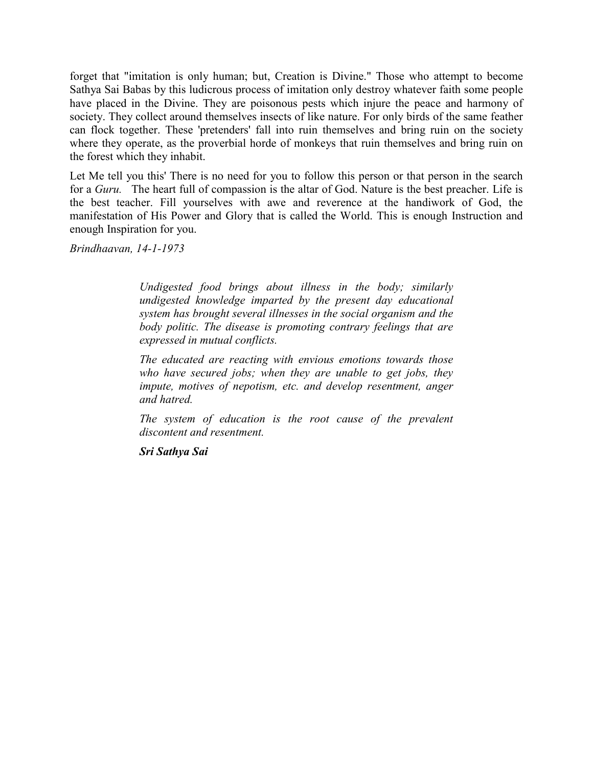forget that "imitation is only human; but, Creation is Divine." Those who attempt to become Sathya Sai Babas by this ludicrous process of imitation only destroy whatever faith some people have placed in the Divine. They are poisonous pests which injure the peace and harmony of society. They collect around themselves insects of like nature. For only birds of the same feather can flock together. These 'pretenders' fall into ruin themselves and bring ruin on the society where they operate, as the proverbial horde of monkeys that ruin themselves and bring ruin on the forest which they inhabit.

Let Me tell you this' There is no need for you to follow this person or that person in the search for a *Guru.* The heart full of compassion is the altar of God. Nature is the best preacher. Life is the best teacher. Fill yourselves with awe and reverence at the handiwork of God, the manifestation of His Power and Glory that is called the World. This is enough Instruction and enough Inspiration for you.

*Brindhaavan, 14-1-1973*

> *Undigested food brings about illness in the body; similarly undigested knowledge imparted by the present day educational system has brought several illnesses in the social organism and the body politic. The disease is promoting contrary feelings that are expressed in mutual conflicts.*
>
> *The educated are reacting with envious emotions towards those who have secured jobs; when they are unable to get jobs, they impute, motives of nepotism, etc. and develop resentment, anger and hatred.*
>
> *The system of education is the root cause of the prevalent discontent and resentment.*
>
> ***Sri Sathya Sai***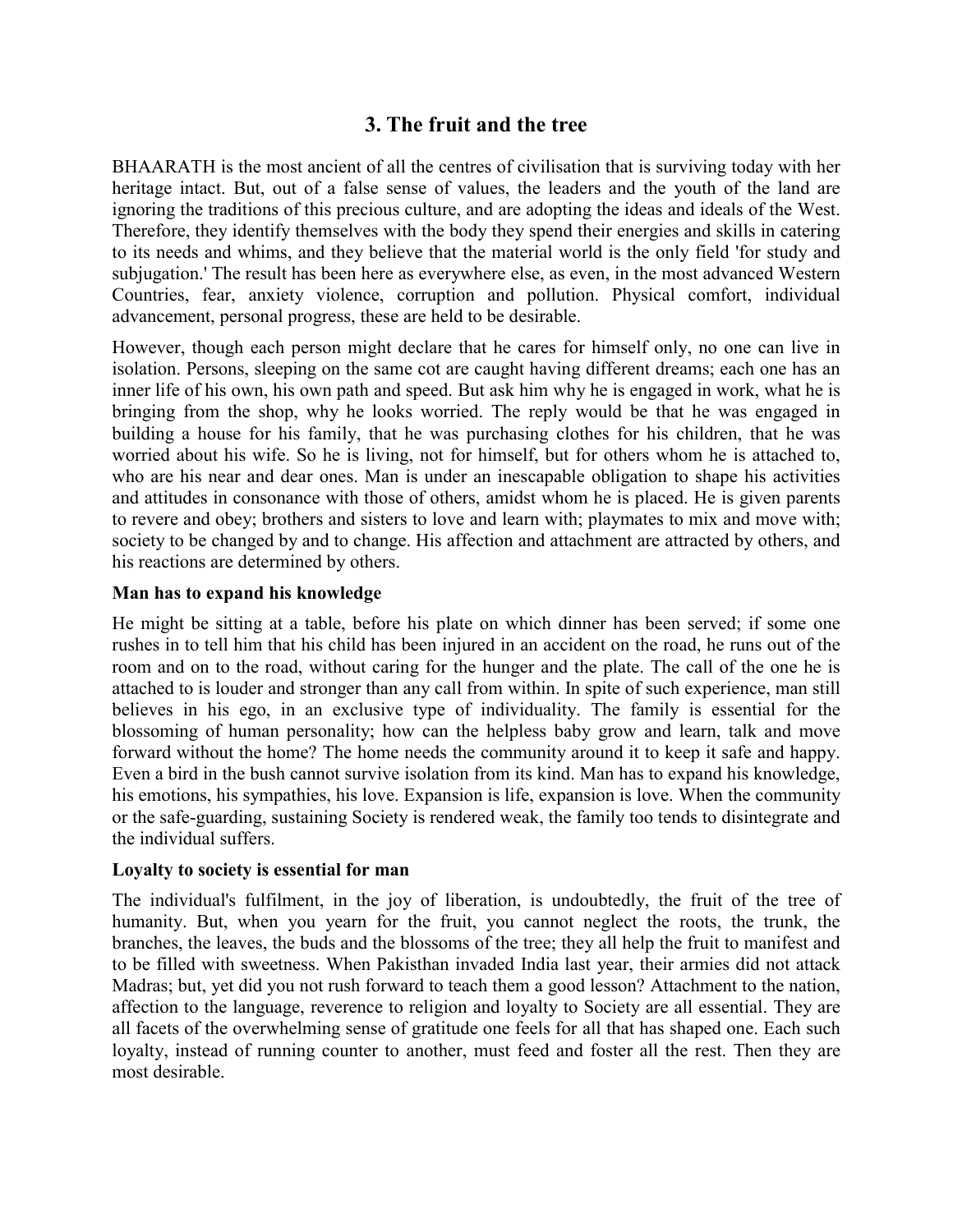## 3. The fruit and the tree

BHAARATH is the most ancient of all the centres of civilisation that is surviving today with her heritage intact. But, out of a false sense of values, the leaders and the youth of the land are ignoring the traditions of this precious culture, and are adopting the ideas and ideals of the West. Therefore, they identify themselves with the body they spend their energies and skills in catering to its needs and whims, and they believe that the material world is the only field 'for study and subjugation.' The result has been here as everywhere else, as even, in the most advanced Western Countries, fear, anxiety violence, corruption and pollution. Physical comfort, individual advancement, personal progress, these are held to be desirable.

However, though each person might declare that he cares for himself only, no one can live in isolation. Persons, sleeping on the same cot are caught having different dreams; each one has an inner life of his own, his own path and speed. But ask him why he is engaged in work, what he is bringing from the shop, why he looks worried. The reply would be that he was engaged in building a house for his family, that he was purchasing clothes for his children, that he was worried about his wife. So he is living, not for himself, but for others whom he is attached to, who are his near and dear ones. Man is under an inescapable obligation to shape his activities and attitudes in consonance with those of others, amidst whom he is placed. He is given parents to revere and obey; brothers and sisters to love and learn with; playmates to mix and move with; society to be changed by and to change. His affection and attachment are attracted by others, and his reactions are determined by others.

**Man has to expand his knowledge**

He might be sitting at a table, before his plate on which dinner has been served; if some one rushes in to tell him that his child has been injured in an accident on the road, he runs out of the room and on to the road, without caring for the hunger and the plate. The call of the one he is attached to is louder and stronger than any call from within. In spite of such experience, man still believes in his ego, in an exclusive type of individuality. The family is essential for the blossoming of human personality; how can the helpless baby grow and learn, talk and move forward without the home? The home needs the community around it to keep it safe and happy. Even a bird in the bush cannot survive isolation from its kind. Man has to expand his knowledge, his emotions, his sympathies, his love. Expansion is life, expansion is love. When the community or the safe-guarding, sustaining Society is rendered weak, the family too tends to disintegrate and the individual suffers.

**Loyalty to society is essential for man**

The individual's fulfilment, in the joy of liberation, is undoubtedly, the fruit of the tree of humanity. But, when you yearn for the fruit, you cannot neglect the roots, the trunk, the branches, the leaves, the buds and the blossoms of the tree; they all help the fruit to manifest and to be filled with sweetness. When Pakisthan invaded India last year, their armies did not attack Madras; but, yet did you not rush forward to teach them a good lesson? Attachment to the nation, affection to the language, reverence to religion and loyalty to Society are all essential. They are all facets of the overwhelming sense of gratitude one feels for all that has shaped one. Each such loyalty, instead of running counter to another, must feed and foster all the rest. Then they are most desirable.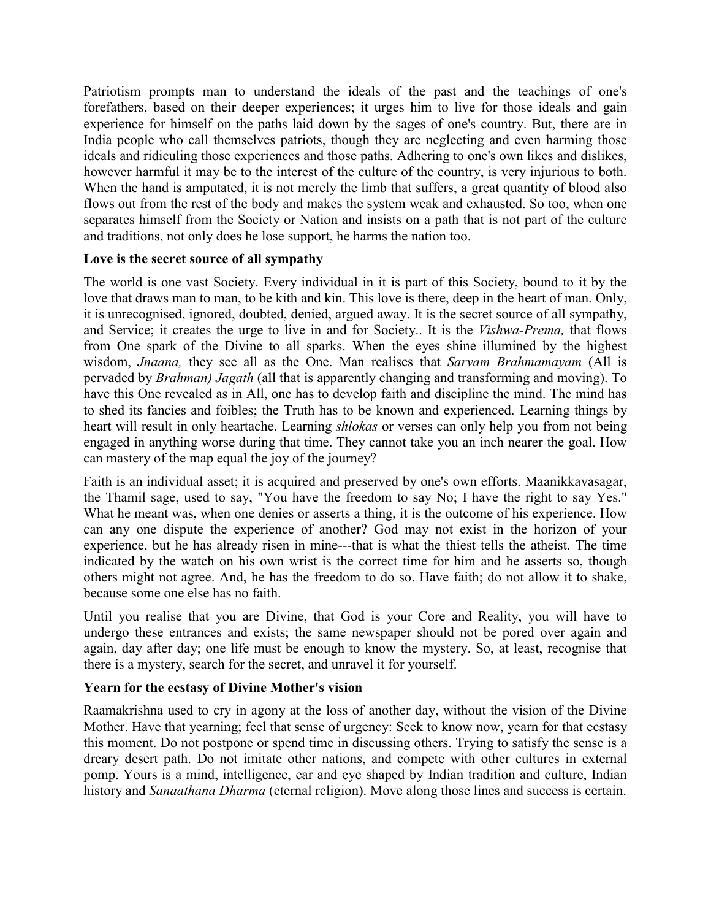Patriotism prompts man to understand the ideals of the past and the teachings of one's forefathers, based on their deeper experiences; it urges him to live for those ideals and gain experience for himself on the paths laid down by the sages of one's country. But, there are in India people who call themselves patriots, though they are neglecting and even harming those ideals and ridiculing those experiences and those paths. Adhering to one's own likes and dislikes, however harmful it may be to the interest of the culture of the country, is very injurious to both. When the hand is amputated, it is not merely the limb that suffers, a great quantity of blood also flows out from the rest of the body and makes the system weak and exhausted. So too, when one separates himself from the Society or Nation and insists on a path that is not part of the culture and traditions, not only does he lose support, he harms the nation too.

**Love is the secret source of all sympathy**

The world is one vast Society. Every individual in it is part of this Society, bound to it by the love that draws man to man, to be kith and kin. This love is there, deep in the heart of man. Only, it is unrecognised, ignored, doubted, denied, argued away. It is the secret source of all sympathy, and Service; it creates the urge to live in and for Society.. It is the *Vishwa-Prema,* that flows from One spark of the Divine to all sparks. When the eyes shine illumined by the highest wisdom, *Jnaana,* they see all as the One. Man realises that *Sarvam Brahmamayam* (All is pervaded by *Brahman) Jagath* (all that is apparently changing and transforming and moving). To have this One revealed as in All, one has to develop faith and discipline the mind. The mind has to shed its fancies and foibles; the Truth has to be known and experienced. Learning things by heart will result in only heartache. Learning *shlokas* or verses can only help you from not being engaged in anything worse during that time. They cannot take you an inch nearer the goal. How can mastery of the map equal the joy of the journey?

Faith is an individual asset; it is acquired and preserved by one's own efforts. Maanikkavasagar, the Thamil sage, used to say, "You have the freedom to say No; I have the right to say Yes." What he meant was, when one denies or asserts a thing, it is the outcome of his experience. How can any one dispute the experience of another? God may not exist in the horizon of your experience, but he has already risen in mine---that is what the thiest tells the atheist. The time indicated by the watch on his own wrist is the correct time for him and he asserts so, though others might not agree. And, he has the freedom to do so. Have faith; do not allow it to shake, because some one else has no faith.

Until you realise that you are Divine, that God is your Core and Reality, you will have to undergo these entrances and exists; the same newspaper should not be pored over again and again, day after day; one life must be enough to know the mystery. So, at least, recognise that there is a mystery, search for the secret, and unravel it for yourself.

**Yearn for the ecstasy of Divine Mother's vision**

Raamakrishna used to cry in agony at the loss of another day, without the vision of the Divine Mother. Have that yearning; feel that sense of urgency: Seek to know now, yearn for that ecstasy this moment. Do not postpone or spend time in discussing others. Trying to satisfy the sense is a dreary desert path. Do not imitate other nations, and compete with other cultures in external pomp. Yours is a mind, intelligence, ear and eye shaped by Indian tradition and culture, Indian history and *Sanaathana Dharma* (eternal religion). Move along those lines and success is certain.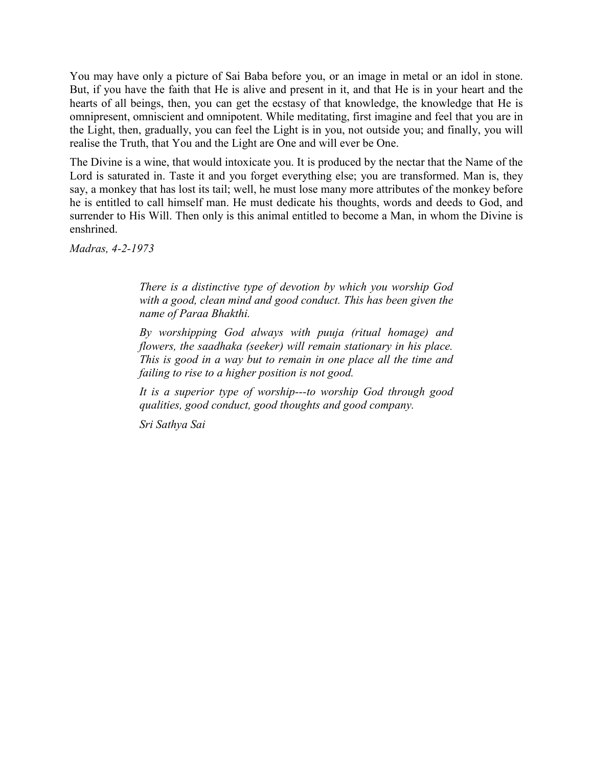You may have only a picture of Sai Baba before you, or an image in metal or an idol in stone. But, if you have the faith that He is alive and present in it, and that He is in your heart and the hearts of all beings, then, you can get the ecstasy of that knowledge, the knowledge that He is omnipresent, omniscient and omnipotent. While meditating, first imagine and feel that you are in the Light, then, gradually, you can feel the Light is in you, not outside you; and finally, you will realise the Truth, that You and the Light are One and will ever be One.

The Divine is a wine, that would intoxicate you. It is produced by the nectar that the Name of the Lord is saturated in. Taste it and you forget everything else; you are transformed. Man is, they say, a monkey that has lost its tail; well, he must lose many more attributes of the monkey before he is entitled to call himself man. He must dedicate his thoughts, words and deeds to God, and surrender to His Will. Then only is this animal entitled to become a Man, in whom the Divine is enshrined.

*Madras, 4-2-1973*

> *There is a distinctive type of devotion by which you worship God with a good, clean mind and good conduct. This has been given the name of Paraa Bhakthi.*
>
> *By worshipping God always with puuja (ritual homage) and flowers, the saadhaka (seeker) will remain stationary in his place. This is good in a way but to remain in one place all the time and failing to rise to a higher position is not good.*
>
> *It is a superior type of worship---to worship God through good qualities, good conduct, good thoughts and good company.*
>
> *Sri Sathya Sai*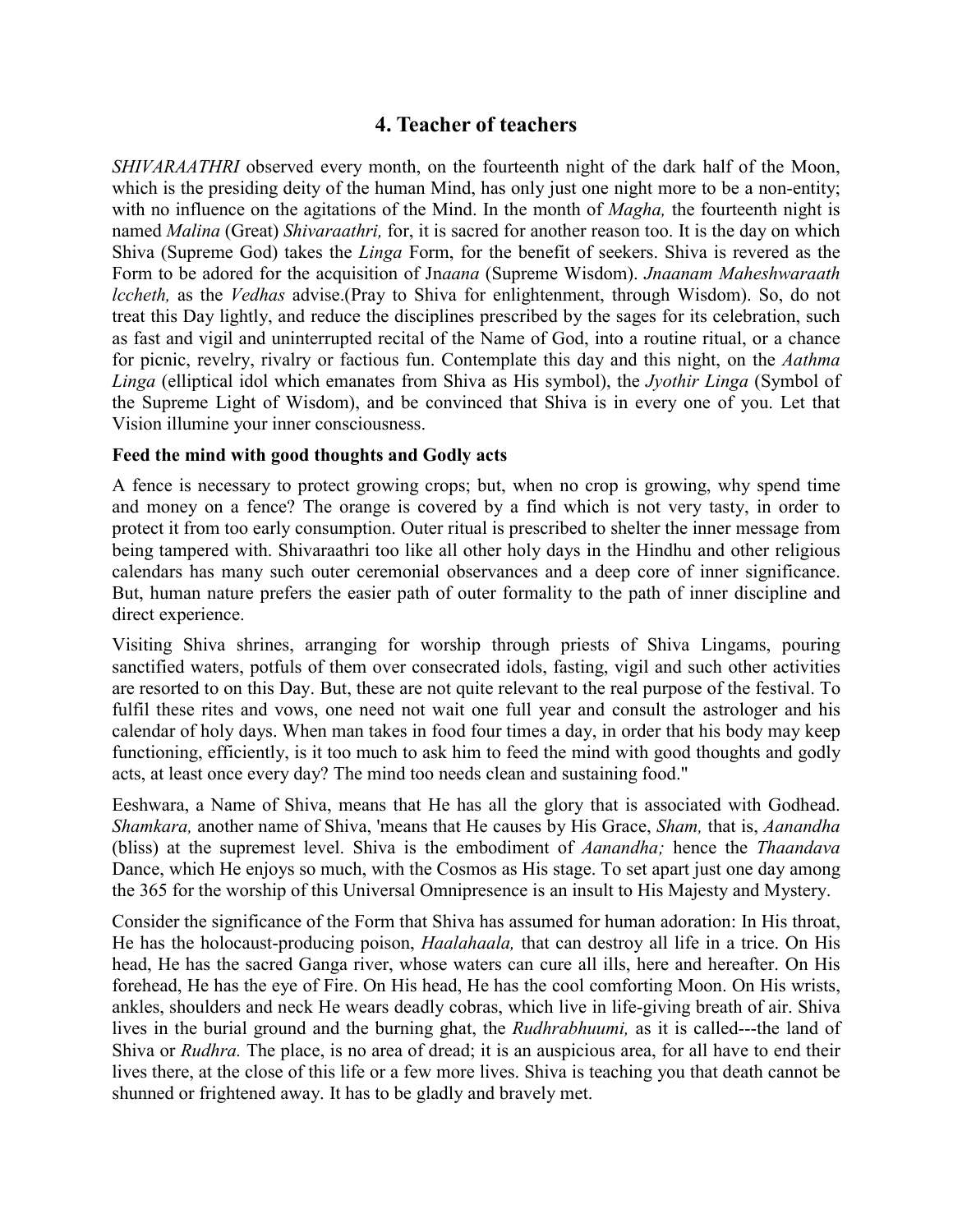## 4. Teacher of teachers

*SHIVARAATHRI* observed every month, on the fourteenth night of the dark half of the Moon, which is the presiding deity of the human Mind, has only just one night more to be a non-entity; with no influence on the agitations of the Mind. In the month of *Magha,* the fourteenth night is named *Malina* (Great) *Shivaraathri,* for, it is sacred for another reason too. It is the day on which Shiva (Supreme God) takes the *Linga* Form, for the benefit of seekers. Shiva is revered as the Form to be adored for the acquisition of Jn*aana* (Supreme Wisdom). *Jnaanam Maheshwaraath lccheth,* as the *Vedhas* advise.(Pray to Shiva for enlightenment, through Wisdom). So, do not treat this Day lightly, and reduce the disciplines prescribed by the sages for its celebration, such as fast and vigil and uninterrupted recital of the Name of God, into a routine ritual, or a chance for picnic, revelry, rivalry or factious fun. Contemplate this day and this night, on the *Aathma Linga* (elliptical idol which emanates from Shiva as His symbol), the *Jyothir Linga* (Symbol of the Supreme Light of Wisdom), and be convinced that Shiva is in every one of you. Let that Vision illumine your inner consciousness.

**Feed the mind with good thoughts and Godly acts**

A fence is necessary to protect growing crops; but, when no crop is growing, why spend time and money on a fence? The orange is covered by a find which is not very tasty, in order to protect it from too early consumption. Outer ritual is prescribed to shelter the inner message from being tampered with. Shivaraathri too like all other holy days in the Hindhu and other religious calendars has many such outer ceremonial observances and a deep core of inner significance. But, human nature prefers the easier path of outer formality to the path of inner discipline and direct experience.

Visiting Shiva shrines, arranging for worship through priests of Shiva Lingams, pouring sanctified waters, potfuls of them over consecrated idols, fasting, vigil and such other activities are resorted to on this Day. But, these are not quite relevant to the real purpose of the festival. To fulfil these rites and vows, one need not wait one full year and consult the astrologer and his calendar of holy days. When man takes in food four times a day, in order that his body may keep functioning, efficiently, is it too much to ask him to feed the mind with good thoughts and godly acts, at least once every day? The mind too needs clean and sustaining food."

Eeshwara, a Name of Shiva, means that He has all the glory that is associated with Godhead. *Shamkara,* another name of Shiva, 'means that He causes by His Grace, *Sham,* that is, *Aanandha* (bliss) at the supremest level. Shiva is the embodiment of *Aanandha;* hence the *Thaandava* Dance, which He enjoys so much, with the Cosmos as His stage. To set apart just one day among the 365 for the worship of this Universal Omnipresence is an insult to His Majesty and Mystery.

Consider the significance of the Form that Shiva has assumed for human adoration: In His throat, He has the holocaust-producing poison, *Haalahaala,* that can destroy all life in a trice. On His head, He has the sacred Ganga river, whose waters can cure all ills, here and hereafter. On His forehead, He has the eye of Fire. On His head, He has the cool comforting Moon. On His wrists, ankles, shoulders and neck He wears deadly cobras, which live in life-giving breath of air. Shiva lives in the burial ground and the burning ghat, the *Rudhrabhuumi,* as it is called---the land of Shiva or *Rudhra.* The place, is no area of dread; it is an auspicious area, for all have to end their lives there, at the close of this life or a few more lives. Shiva is teaching you that death cannot be shunned or frightened away. It has to be gladly and bravely met.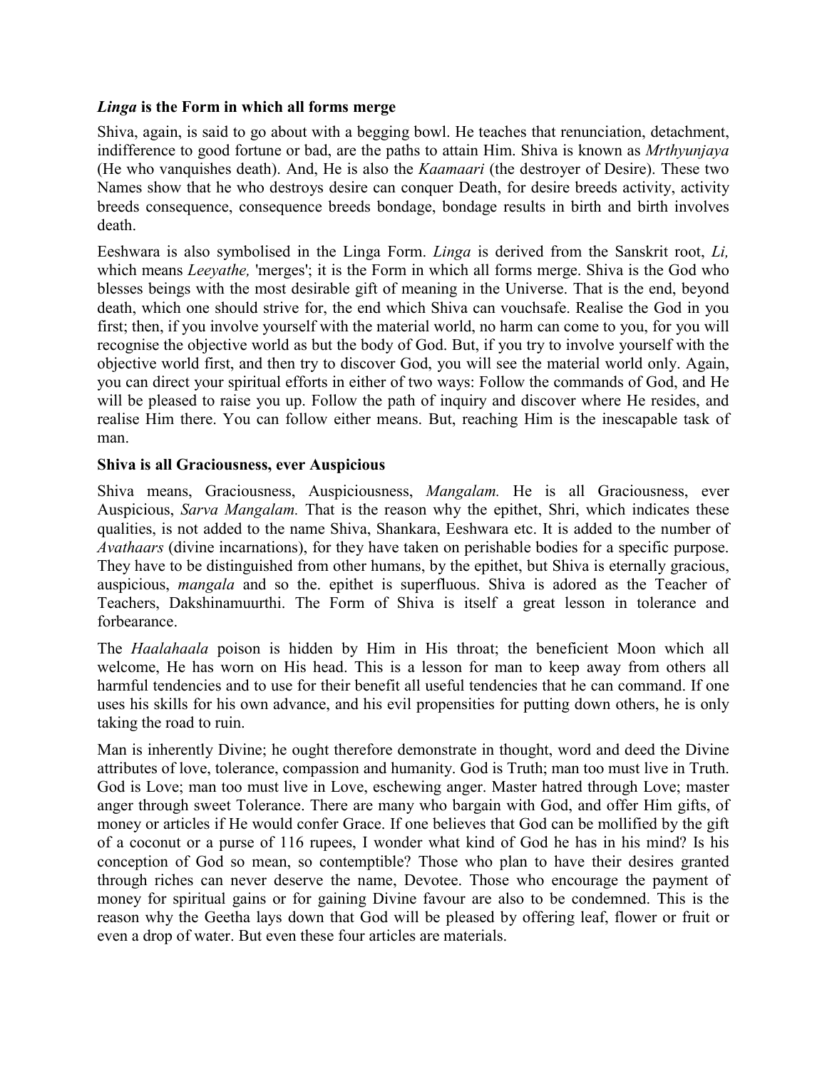### ***Linga*** **is the Form in which all forms merge**

Shiva, again, is said to go about with a begging bowl. He teaches that renunciation, detachment, indifference to good fortune or bad, are the paths to attain Him. Shiva is known as *Mrthyunjaya* (He who vanquishes death). And, He is also the *Kaamaari* (the destroyer of Desire). These two Names show that he who destroys desire can conquer Death, for desire breeds activity, activity breeds consequence, consequence breeds bondage, bondage results in birth and birth involves death.

Eeshwara is also symbolised in the Linga Form. *Linga* is derived from the Sanskrit root, *Li,* which means *Leeyathe,* 'merges'; it is the Form in which all forms merge. Shiva is the God who blesses beings with the most desirable gift of meaning in the Universe. That is the end, beyond death, which one should strive for, the end which Shiva can vouchsafe. Realise the God in you first; then, if you involve yourself with the material world, no harm can come to you, for you will recognise the objective world as but the body of God. But, if you try to involve yourself with the objective world first, and then try to discover God, you will see the material world only. Again, you can direct your spiritual efforts in either of two ways: Follow the commands of God, and He will be pleased to raise you up. Follow the path of inquiry and discover where He resides, and realise Him there. You can follow either means. But, reaching Him is the inescapable task of man.

### **Shiva is all Graciousness, ever Auspicious**

Shiva means, Graciousness, Auspiciousness, *Mangalam.* He is all Graciousness, ever Auspicious, *Sarva Mangalam.* That is the reason why the epithet, Shri, which indicates these qualities, is not added to the name Shiva, Shankara, Eeshwara etc. It is added to the number of *Avathaars* (divine incarnations), for they have taken on perishable bodies for a specific purpose. They have to be distinguished from other humans, by the epithet, but Shiva is eternally gracious, auspicious, *mangala* and so the. epithet is superfluous. Shiva is adored as the Teacher of Teachers, Dakshinamuurthi. The Form of Shiva is itself a great lesson in tolerance and forbearance.

The *Haalahaala* poison is hidden by Him in His throat; the beneficient Moon which all welcome, He has worn on His head. This is a lesson for man to keep away from others all harmful tendencies and to use for their benefit all useful tendencies that he can command. If one uses his skills for his own advance, and his evil propensities for putting down others, he is only taking the road to ruin.

Man is inherently Divine; he ought therefore demonstrate in thought, word and deed the Divine attributes of love, tolerance, compassion and humanity. God is Truth; man too must live in Truth. God is Love; man too must live in Love, eschewing anger. Master hatred through Love; master anger through sweet Tolerance. There are many who bargain with God, and offer Him gifts, of money or articles if He would confer Grace. If one believes that God can be mollified by the gift of a coconut or a purse of 116 rupees, I wonder what kind of God he has in his mind? Is his conception of God so mean, so contemptible? Those who plan to have their desires granted through riches can never deserve the name, Devotee. Those who encourage the payment of money for spiritual gains or for gaining Divine favour are also to be condemned. This is the reason why the Geetha lays down that God will be pleased by offering leaf, flower or fruit or even a drop of water. But even these four articles are materials.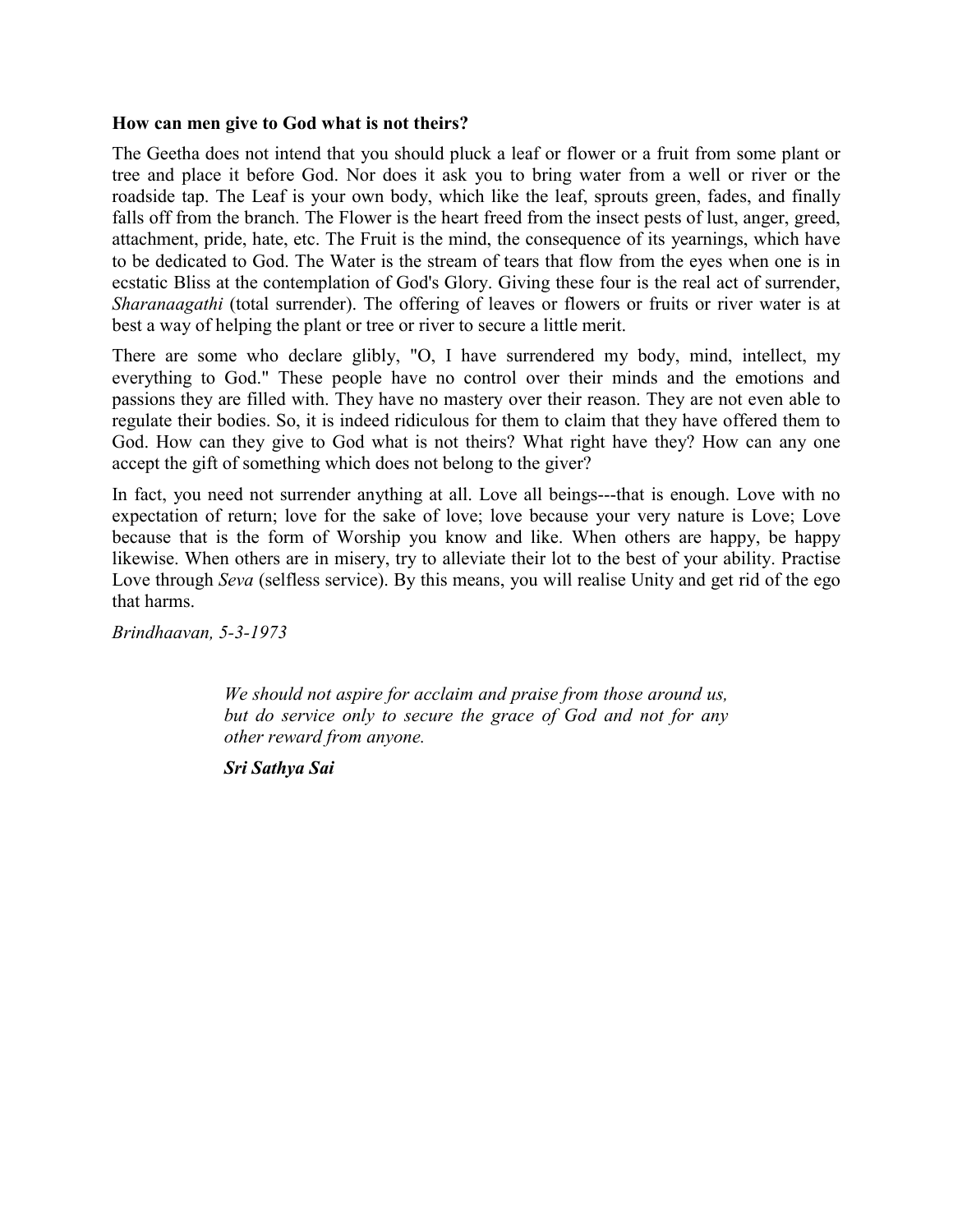**How can men give to God what is not theirs?**

The Geetha does not intend that you should pluck a leaf or flower or a fruit from some plant or tree and place it before God. Nor does it ask you to bring water from a well or river or the roadside tap. The Leaf is your own body, which like the leaf, sprouts green, fades, and finally falls off from the branch. The Flower is the heart freed from the insect pests of lust, anger, greed, attachment, pride, hate, etc. The Fruit is the mind, the consequence of its yearnings, which have to be dedicated to God. The Water is the stream of tears that flow from the eyes when one is in ecstatic Bliss at the contemplation of God's Glory. Giving these four is the real act of surrender, *Sharanaagathi* (total surrender). The offering of leaves or flowers or fruits or river water is at best a way of helping the plant or tree or river to secure a little merit.

There are some who declare glibly, "O, I have surrendered my body, mind, intellect, my everything to God." These people have no control over their minds and the emotions and passions they are filled with. They have no mastery over their reason. They are not even able to regulate their bodies. So, it is indeed ridiculous for them to claim that they have offered them to God. How can they give to God what is not theirs? What right have they? How can any one accept the gift of something which does not belong to the giver?

In fact, you need not surrender anything at all. Love all beings---that is enough. Love with no expectation of return; love for the sake of love; love because your very nature is Love; Love because that is the form of Worship you know and like. When others are happy, be happy likewise. When others are in misery, try to alleviate their lot to the best of your ability. Practise Love through *Seva* (selfless service). By this means, you will realise Unity and get rid of the ego that harms.

*Brindhaavan, 5-3-1973*

> *We should not aspire for acclaim and praise from those around us, but do service only to secure the grace of God and not for any other reward from anyone.*
>
> ***Sri Sathya Sai***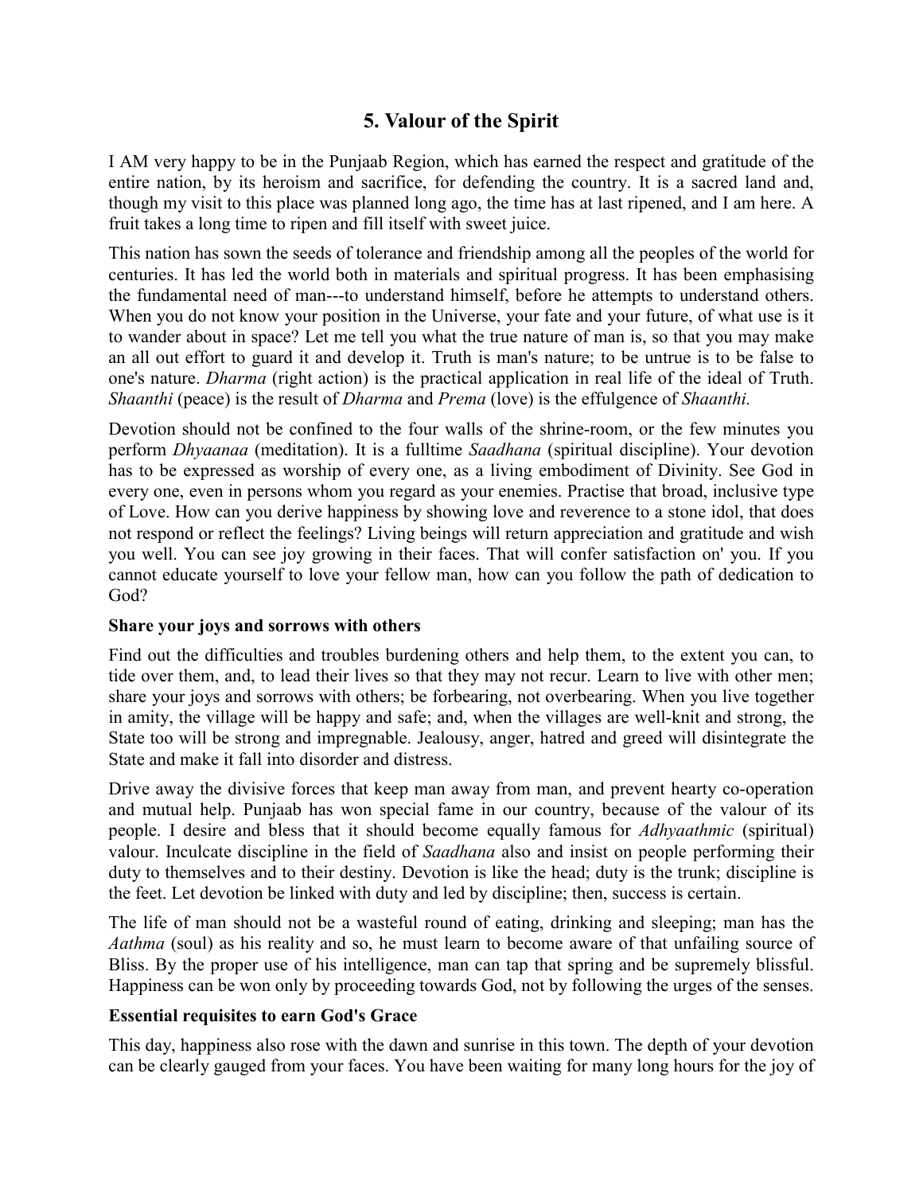## 5. Valour of the Spirit

I AM very happy to be in the Punjaab Region, which has earned the respect and gratitude of the entire nation, by its heroism and sacrifice, for defending the country. It is a sacred land and, though my visit to this place was planned long ago, the time has at last ripened, and I am here. A fruit takes a long time to ripen and fill itself with sweet juice.

This nation has sown the seeds of tolerance and friendship among all the peoples of the world for centuries. It has led the world both in materials and spiritual progress. It has been emphasising the fundamental need of man---to understand himself, before he attempts to understand others. When you do not know your position in the Universe, your fate and your future, of what use is it to wander about in space? Let me tell you what the true nature of man is, so that you may make an all out effort to guard it and develop it. Truth is man's nature; to be untrue is to be false to one's nature. *Dharma* (right action) is the practical application in real life of the ideal of Truth. *Shaanthi* (peace) is the result of *Dharma* and *Prema* (love) is the effulgence of *Shaanthi.*

Devotion should not be confined to the four walls of the shrine-room, or the few minutes you perform *Dhyaanaa* (meditation). It is a fulltime *Saadhana* (spiritual discipline). Your devotion has to be expressed as worship of every one, as a living embodiment of Divinity. See God in every one, even in persons whom you regard as your enemies. Practise that broad, inclusive type of Love. How can you derive happiness by showing love and reverence to a stone idol, that does not respond or reflect the feelings? Living beings will return appreciation and gratitude and wish you well. You can see joy growing in their faces. That will confer satisfaction on' you. If you cannot educate yourself to love your fellow man, how can you follow the path of dedication to God?

### Share your joys and sorrows with others

Find out the difficulties and troubles burdening others and help them, to the extent you can, to tide over them, and, to lead their lives so that they may not recur. Learn to live with other men; share your joys and sorrows with others; be forbearing, not overbearing. When you live together in amity, the village will be happy and safe; and, when the villages are well-knit and strong, the State too will be strong and impregnable. Jealousy, anger, hatred and greed will disintegrate the State and make it fall into disorder and distress.

Drive away the divisive forces that keep man away from man, and prevent hearty co-operation and mutual help. Punjaab has won special fame in our country, because of the valour of its people. I desire and bless that it should become equally famous for *Adhyaathmic* (spiritual) valour. Inculcate discipline in the field of *Saadhana* also and insist on people performing their duty to themselves and to their destiny. Devotion is like the head; duty is the trunk; discipline is the feet. Let devotion be linked with duty and led by discipline; then, success is certain.

The life of man should not be a wasteful round of eating, drinking and sleeping; man has the *Aathma* (soul) as his reality and so, he must learn to become aware of that unfailing source of Bliss. By the proper use of his intelligence, man can tap that spring and be supremely blissful. Happiness can be won only by proceeding towards God, not by following the urges of the senses.

### Essential requisites to earn God's Grace

This day, happiness also rose with the dawn and sunrise in this town. The depth of your devotion can be clearly gauged from your faces. You have been waiting for many long hours for the joy of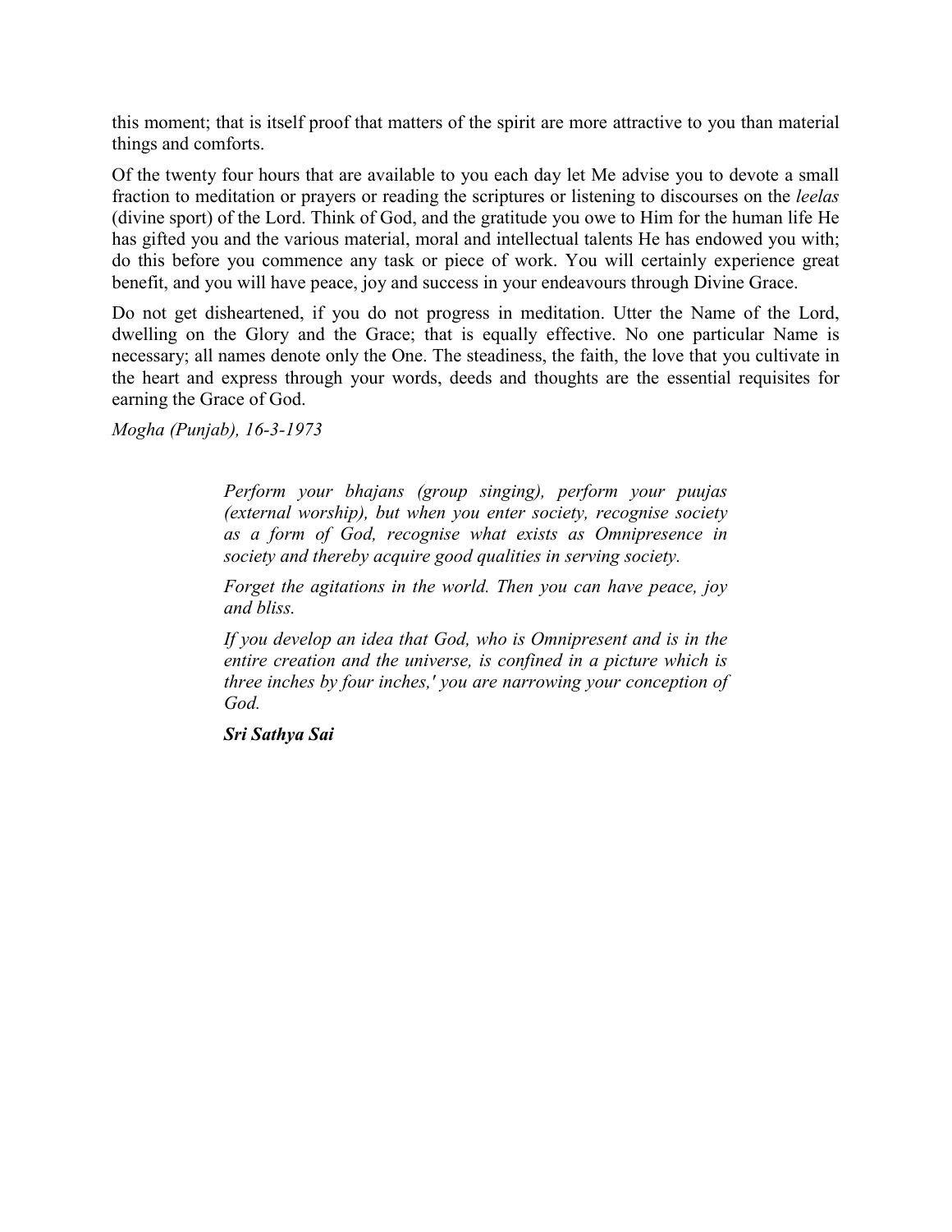this moment; that is itself proof that matters of the spirit are more attractive to you than material things and comforts.

Of the twenty four hours that are available to you each day let Me advise you to devote a small fraction to meditation or prayers or reading the scriptures or listening to discourses on the *leelas* (divine sport) of the Lord. Think of God, and the gratitude you owe to Him for the human life He has gifted you and the various material, moral and intellectual talents He has endowed you with; do this before you commence any task or piece of work. You will certainly experience great benefit, and you will have peace, joy and success in your endeavours through Divine Grace.

Do not get disheartened, if you do not progress in meditation. Utter the Name of the Lord, dwelling on the Glory and the Grace; that is equally effective. No one particular Name is necessary; all names denote only the One. The steadiness, the faith, the love that you cultivate in the heart and express through your words, deeds and thoughts are the essential requisites for earning the Grace of God.

*Mogha (Punjab), 16-3-1973*

> *Perform your bhajans (group singing), perform your puujas (external worship), but when you enter society, recognise society as a form of God, recognise what exists as Omnipresence in society and thereby acquire good qualities in serving society.*
>
> *Forget the agitations in the world. Then you can have peace, joy and bliss.*
>
> *If you develop an idea that God, who is Omnipresent and is in the entire creation and the universe, is confined in a picture which is three inches by four inches,' you are narrowing your conception of God.*
>
> ***Sri Sathya Sai***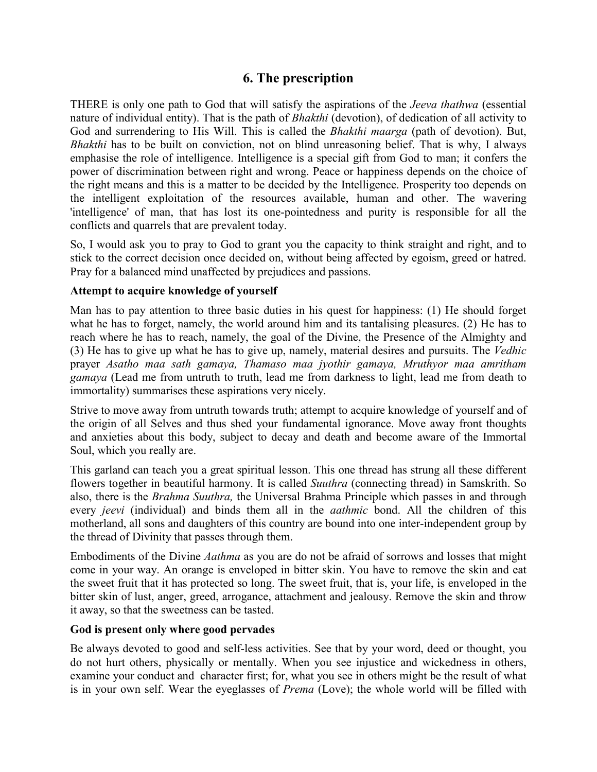## 6. The prescription

THERE is only one path to God that will satisfy the aspirations of the *Jeeva thathwa* (essential nature of individual entity). That is the path of *Bhakthi* (devotion), of dedication of all activity to God and surrendering to His Will. This is called the *Bhakthi maarga* (path of devotion). But, *Bhakthi* has to be built on conviction, not on blind unreasoning belief. That is why, I always emphasise the role of intelligence. Intelligence is a special gift from God to man; it confers the power of discrimination between right and wrong. Peace or happiness depends on the choice of the right means and this is a matter to be decided by the Intelligence. Prosperity too depends on the intelligent exploitation of the resources available, human and other. The wavering 'intelligence' of man, that has lost its one-pointedness and purity is responsible for all the conflicts and quarrels that are prevalent today.

So, I would ask you to pray to God to grant you the capacity to think straight and right, and to stick to the correct decision once decided on, without being affected by egoism, greed or hatred. Pray for a balanced mind unaffected by prejudices and passions.

**Attempt to acquire knowledge of yourself**

Man has to pay attention to three basic duties in his quest for happiness: (1) He should forget what he has to forget, namely, the world around him and its tantalising pleasures. (2) He has to reach where he has to reach, namely, the goal of the Divine, the Presence of the Almighty and (3) He has to give up what he has to give up, namely, material desires and pursuits. The *Vedhic* prayer *Asatho maa sath gamaya, Thamaso maa jyothir gamaya, Mruthyor maa amritham gamaya* (Lead me from untruth to truth, lead me from darkness to light, lead me from death to immortality) summarises these aspirations very nicely.

Strive to move away from untruth towards truth; attempt to acquire knowledge of yourself and of the origin of all Selves and thus shed your fundamental ignorance. Move away front thoughts and anxieties about this body, subject to decay and death and become aware of the Immortal Soul, which you really are.

This garland can teach you a great spiritual lesson. This one thread has strung all these different flowers together in beautiful harmony. It is called *Suuthra* (connecting thread) in Samskrith. So also, there is the *Brahma Suuthra,* the Universal Brahma Principle which passes in and through every *jeevi* (individual) and binds them all in the *aathmic* bond. All the children of this motherland, all sons and daughters of this country are bound into one inter-independent group by the thread of Divinity that passes through them.

Embodiments of the Divine *Aathma* as you are do not be afraid of sorrows and losses that might come in your way. An orange is enveloped in bitter skin. You have to remove the skin and eat the sweet fruit that it has protected so long. The sweet fruit, that is, your life, is enveloped in the bitter skin of lust, anger, greed, arrogance, attachment and jealousy. Remove the skin and throw it away, so that the sweetness can be tasted.

**God is present only where good pervades**

Be always devoted to good and self-less activities. See that by your word, deed or thought, you do not hurt others, physically or mentally. When you see injustice and wickedness in others, examine your conduct and character first; for, what you see in others might be the result of what is in your own self. Wear the eyeglasses of *Prema* (Love); the whole world will be filled with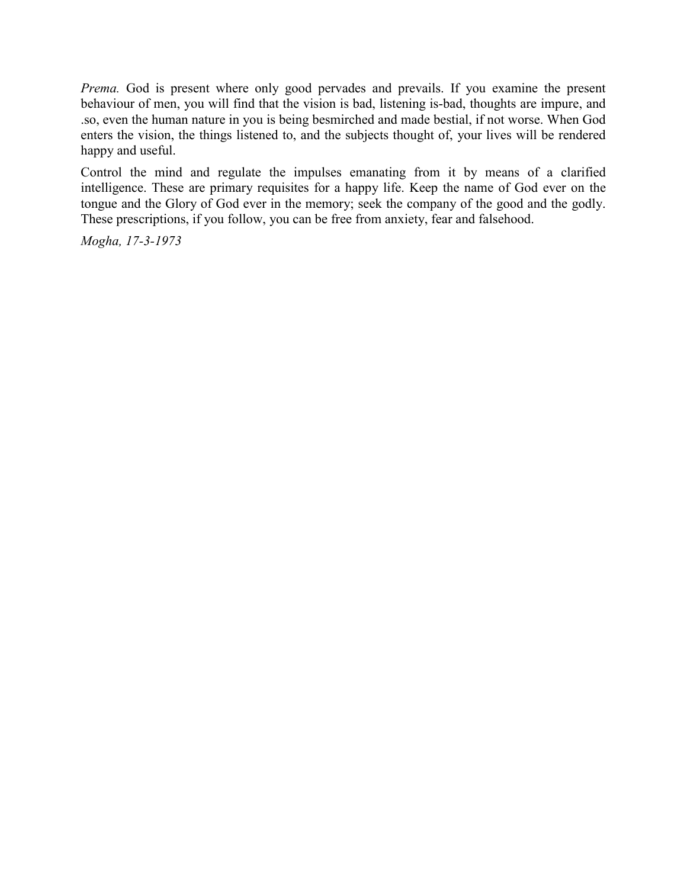*Prema.* God is present where only good pervades and prevails. If you examine the present behaviour of men, you will find that the vision is bad, listening is-bad, thoughts are impure, and .so, even the human nature in you is being besmirched and made bestial, if not worse. When God enters the vision, the things listened to, and the subjects thought of, your lives will be rendered happy and useful.

Control the mind and regulate the impulses emanating from it by means of a clarified intelligence. These are primary requisites for a happy life. Keep the name of God ever on the tongue and the Glory of God ever in the memory; seek the company of the good and the godly. These prescriptions, if you follow, you can be free from anxiety, fear and falsehood.

*Mogha, 17-3-1973*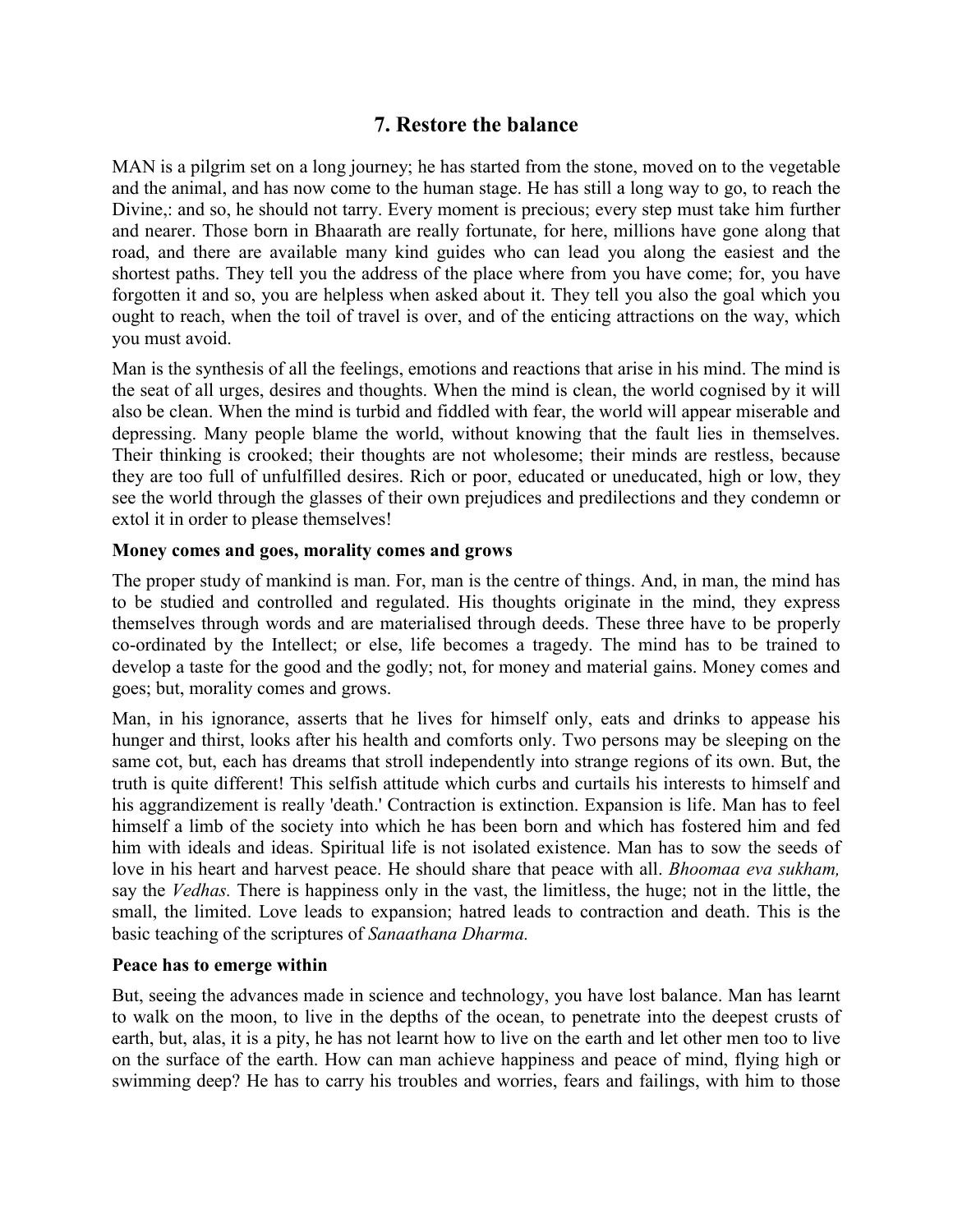## 7. Restore the balance

MAN is a pilgrim set on a long journey; he has started from the stone, moved on to the vegetable and the animal, and has now come to the human stage. He has still a long way to go, to reach the Divine,: and so, he should not tarry. Every moment is precious; every step must take him further and nearer. Those born in Bhaarath are really fortunate, for here, millions have gone along that road, and there are available many kind guides who can lead you along the easiest and the shortest paths. They tell you the address of the place where from you have come; for, you have forgotten it and so, you are helpless when asked about it. They tell you also the goal which you ought to reach, when the toil of travel is over, and of the enticing attractions on the way, which you must avoid.

Man is the synthesis of all the feelings, emotions and reactions that arise in his mind. The mind is the seat of all urges, desires and thoughts. When the mind is clean, the world cognised by it will also be clean. When the mind is turbid and fiddled with fear, the world will appear miserable and depressing. Many people blame the world, without knowing that the fault lies in themselves. Their thinking is crooked; their thoughts are not wholesome; their minds are restless, because they are too full of unfulfilled desires. Rich or poor, educated or uneducated, high or low, they see the world through the glasses of their own prejudices and predilections and they condemn or extol it in order to please themselves!

### Money comes and goes, morality comes and grows

The proper study of mankind is man. For, man is the centre of things. And, in man, the mind has to be studied and controlled and regulated. His thoughts originate in the mind, they express themselves through words and are materialised through deeds. These three have to be properly co-ordinated by the Intellect; or else, life becomes a tragedy. The mind has to be trained to develop a taste for the good and the godly; not, for money and material gains. Money comes and goes; but, morality comes and grows.

Man, in his ignorance, asserts that he lives for himself only, eats and drinks to appease his hunger and thirst, looks after his health and comforts only. Two persons may be sleeping on the same cot, but, each has dreams that stroll independently into strange regions of its own. But, the truth is quite different! This selfish attitude which curbs and curtails his interests to himself and his aggrandizement is really 'death.' Contraction is extinction. Expansion is life. Man has to feel himself a limb of the society into which he has been born and which has fostered him and fed him with ideals and ideas. Spiritual life is not isolated existence. Man has to sow the seeds of love in his heart and harvest peace. He should share that peace with all. *Bhoomaa eva sukham,* say the *Vedhas.* There is happiness only in the vast, the limitless, the huge; not in the little, the small, the limited. Love leads to expansion; hatred leads to contraction and death. This is the basic teaching of the scriptures of *Sanaathana Dharma.*

### Peace has to emerge within

But, seeing the advances made in science and technology, you have lost balance. Man has learnt to walk on the moon, to live in the depths of the ocean, to penetrate into the deepest crusts of earth, but, alas, it is a pity, he has not learnt how to live on the earth and let other men too to live on the surface of the earth. How can man achieve happiness and peace of mind, flying high or swimming deep? He has to carry his troubles and worries, fears and failings, with him to those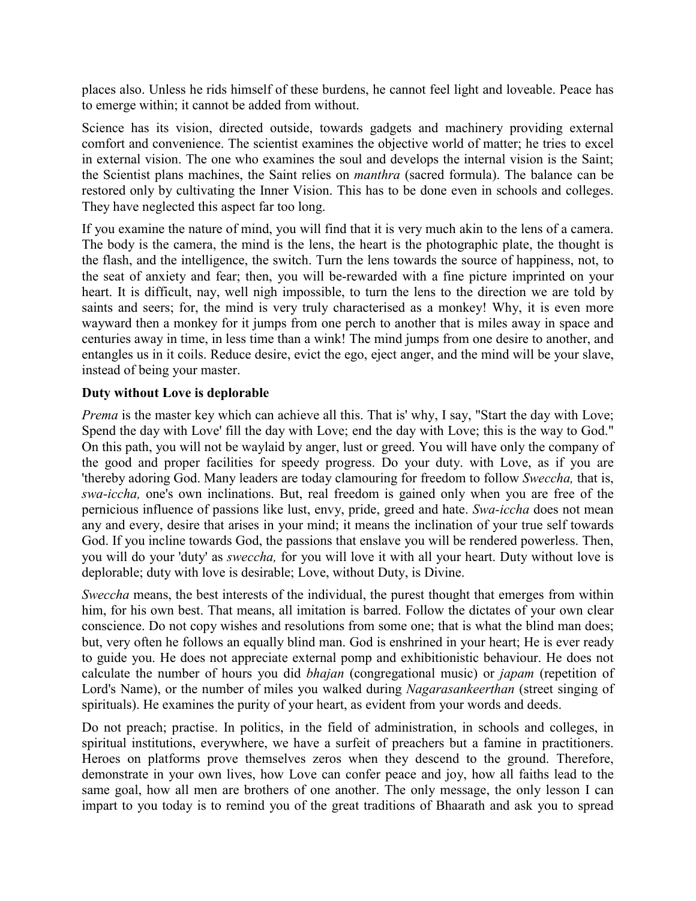places also. Unless he rids himself of these burdens, he cannot feel light and loveable. Peace has to emerge within; it cannot be added from without.

Science has its vision, directed outside, towards gadgets and machinery providing external comfort and convenience. The scientist examines the objective world of matter; he tries to excel in external vision. The one who examines the soul and develops the internal vision is the Saint; the Scientist plans machines, the Saint relies on *manthra* (sacred formula). The balance can be restored only by cultivating the Inner Vision. This has to be done even in schools and colleges. They have neglected this aspect far too long.

If you examine the nature of mind, you will find that it is very much akin to the lens of a camera. The body is the camera, the mind is the lens, the heart is the photographic plate, the thought is the flash, and the intelligence, the switch. Turn the lens towards the source of happiness, not, to the seat of anxiety and fear; then, you will be-rewarded with a fine picture imprinted on your heart. It is difficult, nay, well nigh impossible, to turn the lens to the direction we are told by saints and seers; for, the mind is very truly characterised as a monkey! Why, it is even more wayward then a monkey for it jumps from one perch to another that is miles away in space and centuries away in time, in less time than a wink! The mind jumps from one desire to another, and entangles us in it coils. Reduce desire, evict the ego, eject anger, and the mind will be your slave, instead of being your master.

**Duty without Love is deplorable**

*Prema* is the master key which can achieve all this. That is' why, I say, "Start the day with Love; Spend the day with Love' fill the day with Love; end the day with Love; this is the way to God." On this path, you will not be waylaid by anger, lust or greed. You will have only the company of the good and proper facilities for speedy progress. Do your duty. with Love, as if you are 'thereby adoring God. Many leaders are today clamouring for freedom to follow *Sweccha,* that is, *swa-iccha,* one's own inclinations. But, real freedom is gained only when you are free of the pernicious influence of passions like lust, envy, pride, greed and hate. *Swa-iccha* does not mean any and every, desire that arises in your mind; it means the inclination of your true self towards God. If you incline towards God, the passions that enslave you will be rendered powerless. Then, you will do your 'duty' as *sweccha,* for you will love it with all your heart. Duty without love is deplorable; duty with love is desirable; Love, without Duty, is Divine.

*Sweccha* means, the best interests of the individual, the purest thought that emerges from within him, for his own best. That means, all imitation is barred. Follow the dictates of your own clear conscience. Do not copy wishes and resolutions from some one; that is what the blind man does; but, very often he follows an equally blind man. God is enshrined in your heart; He is ever ready to guide you. He does not appreciate external pomp and exhibitionistic behaviour. He does not calculate the number of hours you did *bhajan* (congregational music) or *japam* (repetition of Lord's Name), or the number of miles you walked during *Nagarasankeerthan* (street singing of spirituals). He examines the purity of your heart, as evident from your words and deeds.

Do not preach; practise. In politics, in the field of administration, in schools and colleges, in spiritual institutions, everywhere, we have a surfeit of preachers but a famine in practitioners. Heroes on platforms prove themselves zeros when they descend to the ground. Therefore, demonstrate in your own lives, how Love can confer peace and joy, how all faiths lead to the same goal, how all men are brothers of one another. The only message, the only lesson I can impart to you today is to remind you of the great traditions of Bhaarath and ask you to spread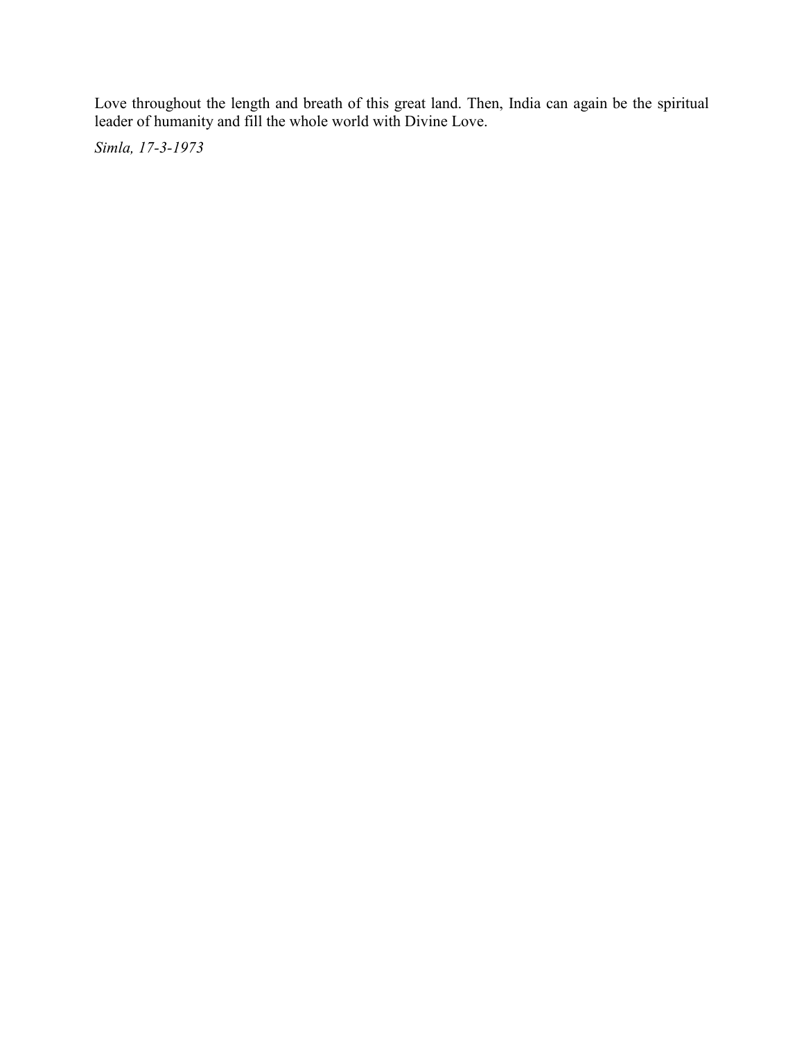Love throughout the length and breath of this great land. Then, India can again be the spiritual leader of humanity and fill the whole world with Divine Love.

*Simla, 17-3-1973*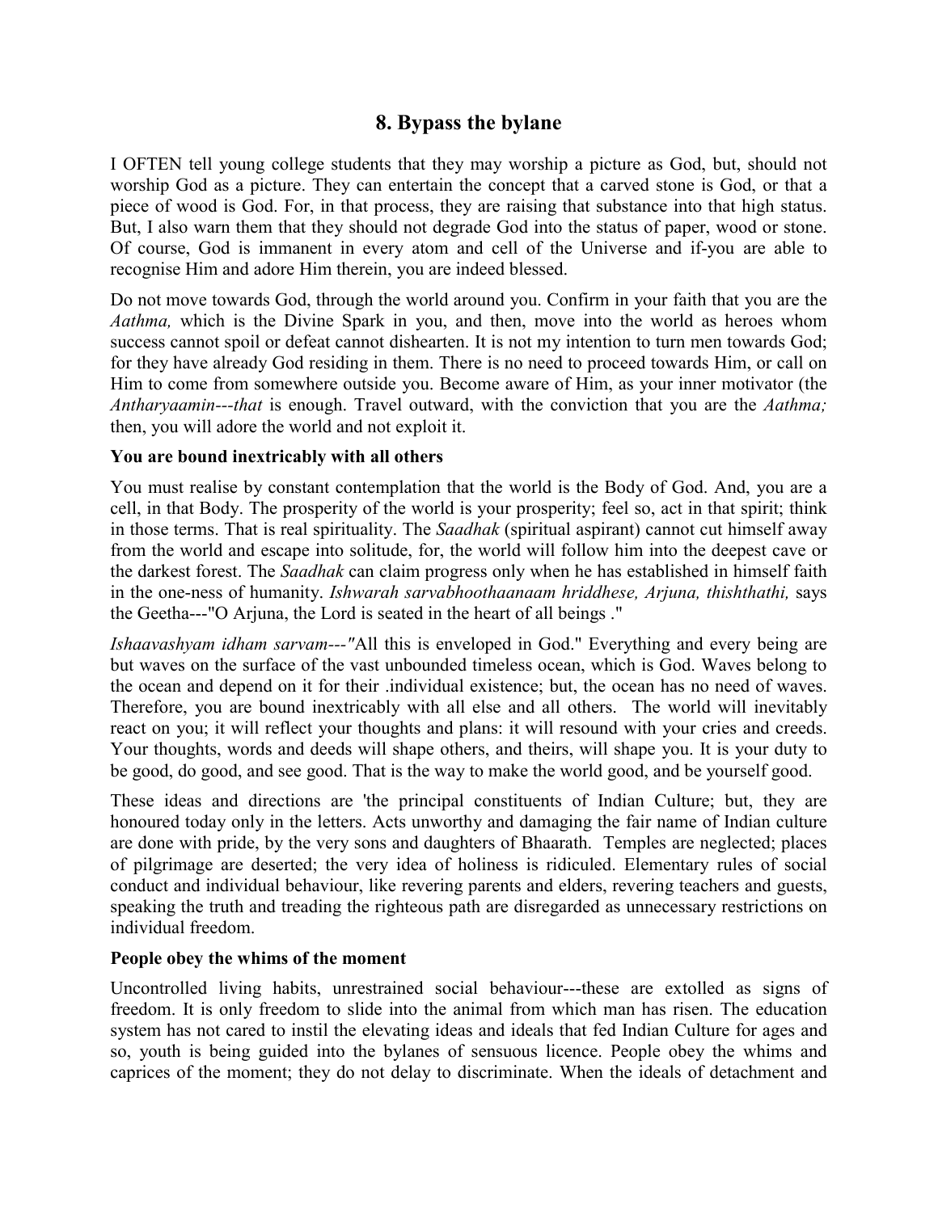## 8. Bypass the bylane

I OFTEN tell young college students that they may worship a picture as God, but, should not worship God as a picture. They can entertain the concept that a carved stone is God, or that a piece of wood is God. For, in that process, they are raising that substance into that high status. But, I also warn them that they should not degrade God into the status of paper, wood or stone. Of course, God is immanent in every atom and cell of the Universe and if-you are able to recognise Him and adore Him therein, you are indeed blessed.

Do not move towards God, through the world around you. Confirm in your faith that you are the *Aathma,* which is the Divine Spark in you, and then, move into the world as heroes whom success cannot spoil or defeat cannot dishearten. It is not my intention to turn men towards God; for they have already God residing in them. There is no need to proceed towards Him, or call on Him to come from somewhere outside you. Become aware of Him, as your inner motivator (the *Antharyaamin---that* is enough. Travel outward, with the conviction that you are the *Aathma;* then, you will adore the world and not exploit it.

### You are bound inextricably with all others

You must realise by constant contemplation that the world is the Body of God. And, you are a cell, in that Body. The prosperity of the world is your prosperity; feel so, act in that spirit; think in those terms. That is real spirituality. The *Saadhak* (spiritual aspirant) cannot cut himself away from the world and escape into solitude, for, the world will follow him into the deepest cave or the darkest forest. The *Saadhak* can claim progress only when he has established in himself faith in the one-ness of humanity. *Ishwarah sarvabhoothaanaam hriddhese, Arjuna, thishthathi,* says the Geetha---"O Arjuna, the Lord is seated in the heart of all beings ."

*Ishaavashyam idham sarvam---"*All this is enveloped in God." Everything and every being are but waves on the surface of the vast unbounded timeless ocean, which is God. Waves belong to the ocean and depend on it for their .individual existence; but, the ocean has no need of waves. Therefore, you are bound inextricably with all else and all others. The world will inevitably react on you; it will reflect your thoughts and plans: it will resound with your cries and creeds. Your thoughts, words and deeds will shape others, and theirs, will shape you. It is your duty to be good, do good, and see good. That is the way to make the world good, and be yourself good.

These ideas and directions are 'the principal constituents of Indian Culture; but, they are honoured today only in the letters. Acts unworthy and damaging the fair name of Indian culture are done with pride, by the very sons and daughters of Bhaarath. Temples are neglected; places of pilgrimage are deserted; the very idea of holiness is ridiculed. Elementary rules of social conduct and individual behaviour, like revering parents and elders, revering teachers and guests, speaking the truth and treading the righteous path are disregarded as unnecessary restrictions on individual freedom.

### People obey the whims of the moment

Uncontrolled living habits, unrestrained social behaviour---these are extolled as signs of freedom. It is only freedom to slide into the animal from which man has risen. The education system has not cared to instil the elevating ideas and ideals that fed Indian Culture for ages and so, youth is being guided into the bylanes of sensuous licence. People obey the whims and caprices of the moment; they do not delay to discriminate. When the ideals of detachment and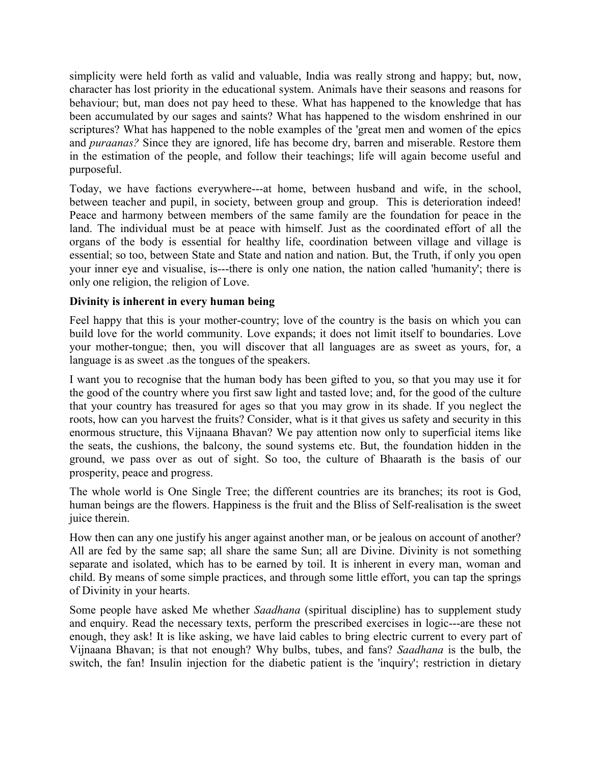simplicity were held forth as valid and valuable, India was really strong and happy; but, now, character has lost priority in the educational system. Animals have their seasons and reasons for behaviour; but, man does not pay heed to these. What has happened to the knowledge that has been accumulated by our sages and saints? What has happened to the wisdom enshrined in our scriptures? What has happened to the noble examples of the 'great men and women of the epics and *puraanas?* Since they are ignored, life has become dry, barren and miserable. Restore them in the estimation of the people, and follow their teachings; life will again become useful and purposeful.

Today, we have factions everywhere---at home, between husband and wife, in the school, between teacher and pupil, in society, between group and group. This is deterioration indeed! Peace and harmony between members of the same family are the foundation for peace in the land. The individual must be at peace with himself. Just as the coordinated effort of all the organs of the body is essential for healthy life, coordination between village and village is essential; so too, between State and State and nation and nation. But, the Truth, if only you open your inner eye and visualise, is---there is only one nation, the nation called 'humanity'; there is only one religion, the religion of Love.

**Divinity is inherent in every human being**

Feel happy that this is your mother-country; love of the country is the basis on which you can build love for the world community. Love expands; it does not limit itself to boundaries. Love your mother-tongue; then, you will discover that all languages are as sweet as yours, for, a language is as sweet .as the tongues of the speakers.

I want you to recognise that the human body has been gifted to you, so that you may use it for the good of the country where you first saw light and tasted love; and, for the good of the culture that your country has treasured for ages so that you may grow in its shade. If you neglect the roots, how can you harvest the fruits? Consider, what is it that gives us safety and security in this enormous structure, this Vijnaana Bhavan? We pay attention now only to superficial items like the seats, the cushions, the balcony, the sound systems etc. But, the foundation hidden in the ground, we pass over as out of sight. So too, the culture of Bhaarath is the basis of our prosperity, peace and progress.

The whole world is One Single Tree; the different countries are its branches; its root is God, human beings are the flowers. Happiness is the fruit and the Bliss of Self-realisation is the sweet juice therein.

How then can any one justify his anger against another man, or be jealous on account of another? All are fed by the same sap; all share the same Sun; all are Divine. Divinity is not something separate and isolated, which has to be earned by toil. It is inherent in every man, woman and child. By means of some simple practices, and through some little effort, you can tap the springs of Divinity in your hearts.

Some people have asked Me whether *Saadhana* (spiritual discipline) has to supplement study and enquiry. Read the necessary texts, perform the prescribed exercises in logic---are these not enough, they ask! It is like asking, we have laid cables to bring electric current to every part of Vijnaana Bhavan; is that not enough? Why bulbs, tubes, and fans? *Saadhana* is the bulb, the switch, the fan! Insulin injection for the diabetic patient is the 'inquiry'; restriction in dietary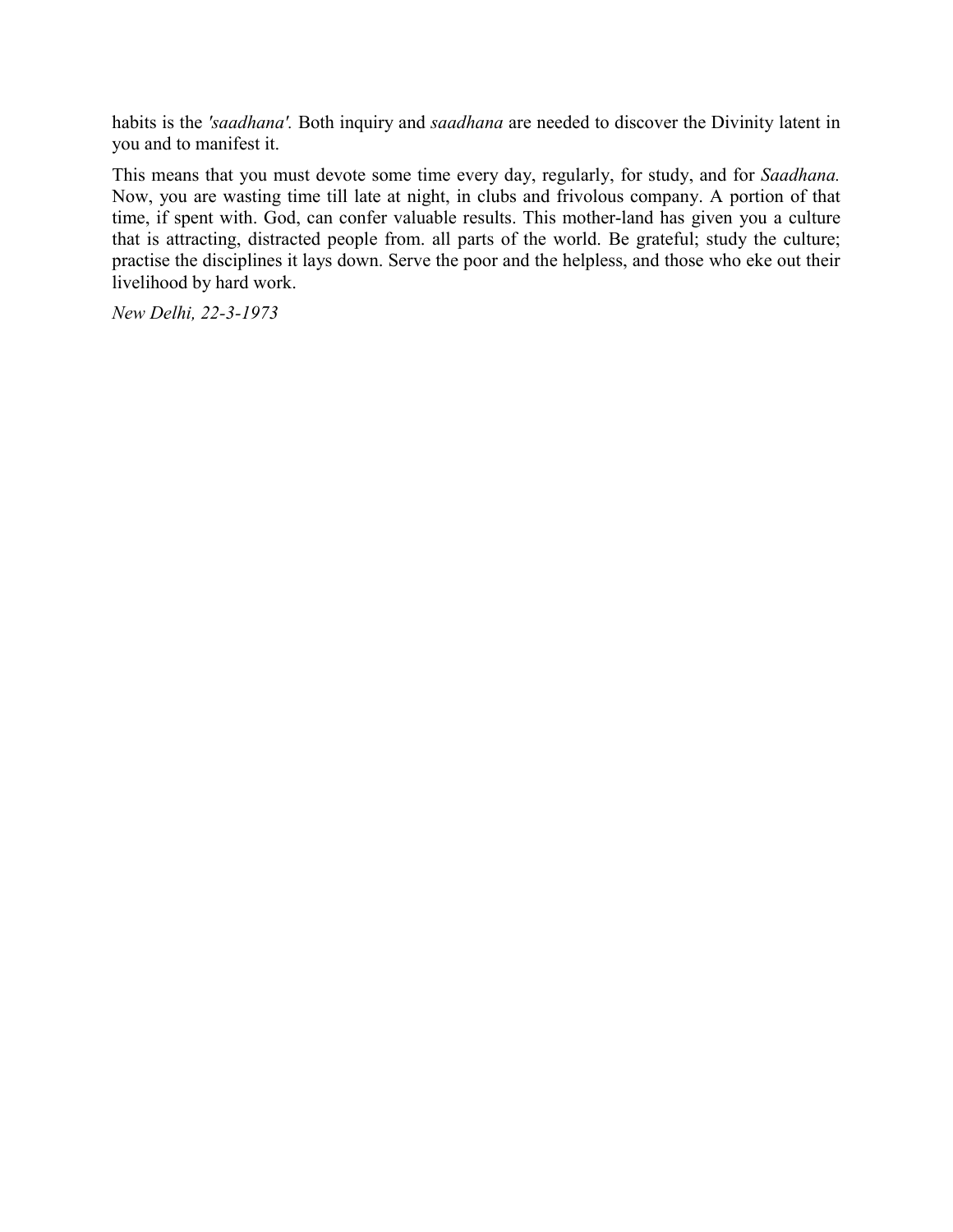habits is the *'saadhana'.* Both inquiry and *saadhana* are needed to discover the Divinity latent in you and to manifest it.

This means that you must devote some time every day, regularly, for study, and for *Saadhana.* Now, you are wasting time till late at night, in clubs and frivolous company. A portion of that time, if spent with. God, can confer valuable results. This mother-land has given you a culture that is attracting, distracted people from. all parts of the world. Be grateful; study the culture; practise the disciplines it lays down. Serve the poor and the helpless, and those who eke out their livelihood by hard work.

*New Delhi, 22-3-1973*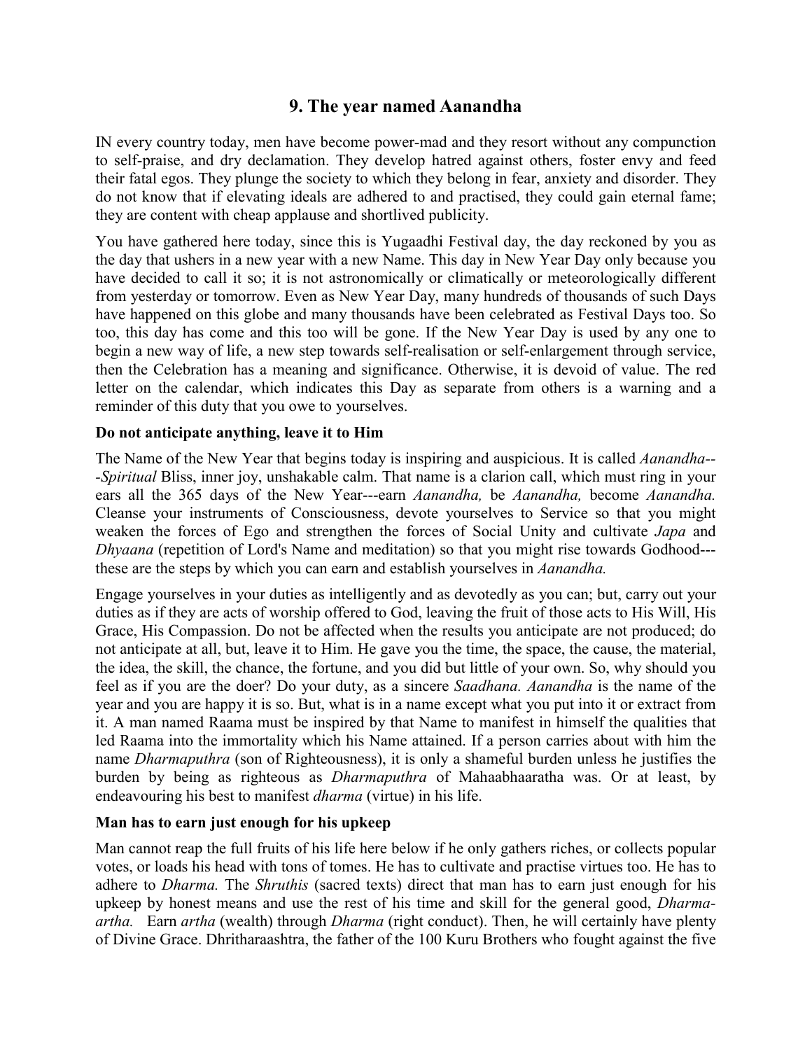## 9. The year named Aanandha

IN every country today, men have become power-mad and they resort without any compunction to self-praise, and dry declamation. They develop hatred against others, foster envy and feed their fatal egos. They plunge the society to which they belong in fear, anxiety and disorder. They do not know that if elevating ideals are adhered to and practised, they could gain eternal fame; they are content with cheap applause and shortlived publicity.

You have gathered here today, since this is Yugaadhi Festival day, the day reckoned by you as the day that ushers in a new year with a new Name. This day in New Year Day only because you have decided to call it so; it is not astronomically or climatically or meteorologically different from yesterday or tomorrow. Even as New Year Day, many hundreds of thousands of such Days have happened on this globe and many thousands have been celebrated as Festival Days too. So too, this day has come and this too will be gone. If the New Year Day is used by any one to begin a new way of life, a new step towards self-realisation or self-enlargement through service, then the Celebration has a meaning and significance. Otherwise, it is devoid of value. The red letter on the calendar, which indicates this Day as separate from others is a warning and a reminder of this duty that you owe to yourselves.

### Do not anticipate anything, leave it to Him

The Name of the New Year that begins today is inspiring and auspicious. It is called *Aanandha---Spiritual* Bliss, inner joy, unshakable calm. That name is a clarion call, which must ring in your ears all the 365 days of the New Year---earn *Aanandha,* be *Aanandha,* become *Aanandha.* Cleanse your instruments of Consciousness, devote yourselves to Service so that you might weaken the forces of Ego and strengthen the forces of Social Unity and cultivate *Japa* and *Dhyaana* (repetition of Lord's Name and meditation) so that you might rise towards Godhood---these are the steps by which you can earn and establish yourselves in *Aanandha.*

Engage yourselves in your duties as intelligently and as devotedly as you can; but, carry out your duties as if they are acts of worship offered to God, leaving the fruit of those acts to His Will, His Grace, His Compassion. Do not be affected when the results you anticipate are not produced; do not anticipate at all, but, leave it to Him. He gave you the time, the space, the cause, the material, the idea, the skill, the chance, the fortune, and you did but little of your own. So, why should you feel as if you are the doer? Do your duty, as a sincere *Saadhana. Aanandha* is the name of the year and you are happy it is so. But, what is in a name except what you put into it or extract from it. A man named Raama must be inspired by that Name to manifest in himself the qualities that led Raama into the immortality which his Name attained. If a person carries about with him the name *Dharmaputhra* (son of Righteousness), it is only a shameful burden unless he justifies the burden by being as righteous as *Dharmaputhra* of Mahaabhaaratha was. Or at least, by endeavouring his best to manifest *dharma* (virtue) in his life.

### Man has to earn just enough for his upkeep

Man cannot reap the full fruits of his life here below if he only gathers riches, or collects popular votes, or loads his head with tons of tomes. He has to cultivate and practise virtues too. He has to adhere to *Dharma.* The *Shruthis* (sacred texts) direct that man has to earn just enough for his upkeep by honest means and use the rest of his time and skill for the general good, *Dharma-artha.* Earn *artha* (wealth) through *Dharma* (right conduct). Then, he will certainly have plenty of Divine Grace. Dhritharaashtra, the father of the 100 Kuru Brothers who fought against the five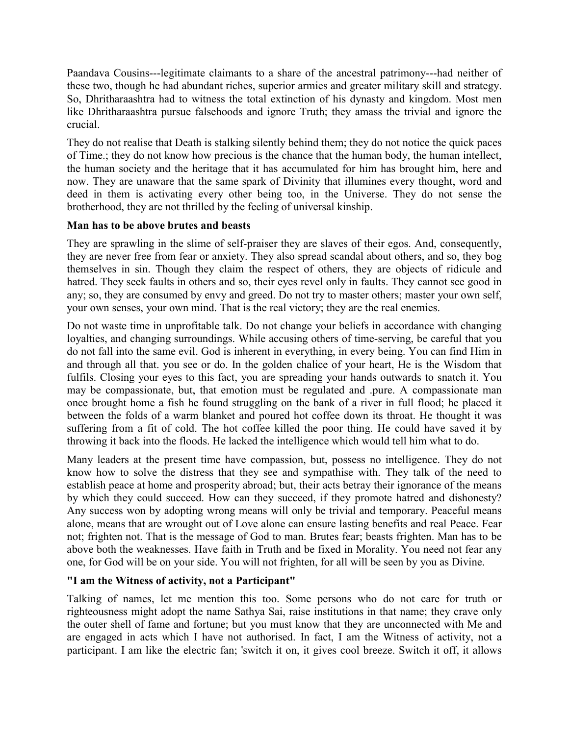Paandava Cousins---legitimate claimants to a share of the ancestral patrimony---had neither of these two, though he had abundant riches, superior armies and greater military skill and strategy. So, Dhritharaashtra had to witness the total extinction of his dynasty and kingdom. Most men like Dhritharaashtra pursue falsehoods and ignore Truth; they amass the trivial and ignore the crucial.

They do not realise that Death is stalking silently behind them; they do not notice the quick paces of Time.; they do not know how precious is the chance that the human body, the human intellect, the human society and the heritage that it has accumulated for him has brought him, here and now. They are unaware that the same spark of Divinity that illumines every thought, word and deed in them is activating every other being too, in the Universe. They do not sense the brotherhood, they are not thrilled by the feeling of universal kinship.

**Man has to be above brutes and beasts**

They are sprawling in the slime of self-praiser they are slaves of their egos. And, consequently, they are never free from fear or anxiety. They also spread scandal about others, and so, they bog themselves in sin. Though they claim the respect of others, they are objects of ridicule and hatred. They seek faults in others and so, their eyes revel only in faults. They cannot see good in any; so, they are consumed by envy and greed. Do not try to master others; master your own self, your own senses, your own mind. That is the real victory; they are the real enemies.

Do not waste time in unprofitable talk. Do not change your beliefs in accordance with changing loyalties, and changing surroundings. While accusing others of time-serving, be careful that you do not fall into the same evil. God is inherent in everything, in every being. You can find Him in and through all that. you see or do. In the golden chalice of your heart, He is the Wisdom that fulfils. Closing your eyes to this fact, you are spreading your hands outwards to snatch it. You may be compassionate, but, that emotion must be regulated and .pure. A compassionate man once brought home a fish he found struggling on the bank of a river in full flood; he placed it between the folds of a warm blanket and poured hot coffee down its throat. He thought it was suffering from a fit of cold. The hot coffee killed the poor thing. He could have saved it by throwing it back into the floods. He lacked the intelligence which would tell him what to do.

Many leaders at the present time have compassion, but, possess no intelligence. They do not know how to solve the distress that they see and sympathise with. They talk of the need to establish peace at home and prosperity abroad; but, their acts betray their ignorance of the means by which they could succeed. How can they succeed, if they promote hatred and dishonesty? Any success won by adopting wrong means will only be trivial and temporary. Peaceful means alone, means that are wrought out of Love alone can ensure lasting benefits and real Peace. Fear not; frighten not. That is the message of God to man. Brutes fear; beasts frighten. Man has to be above both the weaknesses. Have faith in Truth and be fixed in Morality. You need not fear any one, for God will be on your side. You will not frighten, for all will be seen by you as Divine.

**"I am the Witness of activity, not a Participant"**

Talking of names, let me mention this too. Some persons who do not care for truth or righteousness might adopt the name Sathya Sai, raise institutions in that name; they crave only the outer shell of fame and fortune; but you must know that they are unconnected with Me and are engaged in acts which I have not authorised. In fact, I am the Witness of activity, not a participant. I am like the electric fan; 'switch it on, it gives cool breeze. Switch it off, it allows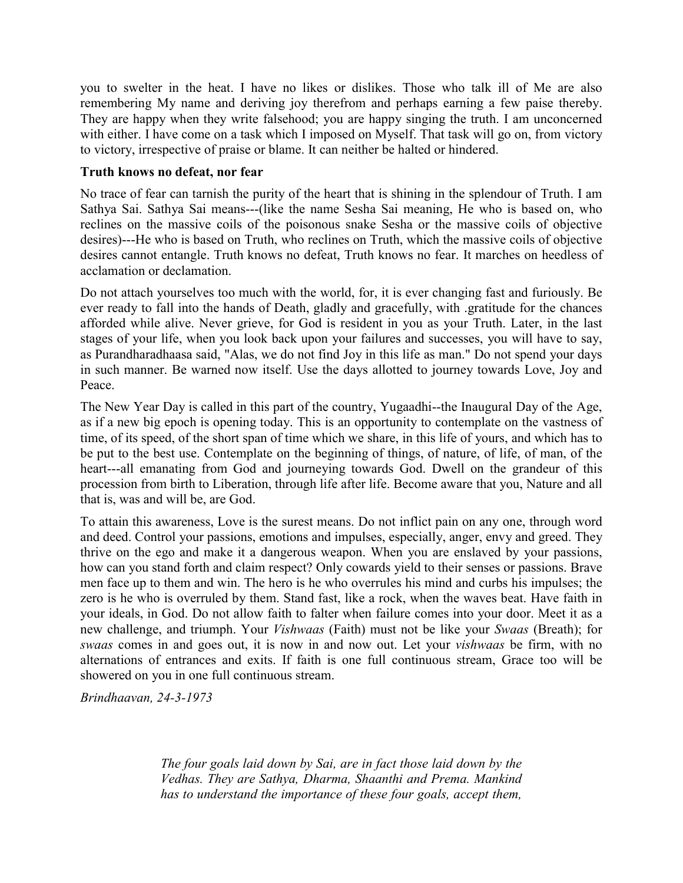you to swelter in the heat. I have no likes or dislikes. Those who talk ill of Me are also remembering My name and deriving joy therefrom and perhaps earning a few paise thereby. They are happy when they write falsehood; you are happy singing the truth. I am unconcerned with either. I have come on a task which I imposed on Myself. That task will go on, from victory to victory, irrespective of praise or blame. It can neither be halted or hindered.

**Truth knows no defeat, nor fear**

No trace of fear can tarnish the purity of the heart that is shining in the splendour of Truth. I am Sathya Sai. Sathya Sai means---(like the name Sesha Sai meaning, He who is based on, who reclines on the massive coils of the poisonous snake Sesha or the massive coils of objective desires)---He who is based on Truth, who reclines on Truth, which the massive coils of objective desires cannot entangle. Truth knows no defeat, Truth knows no fear. It marches on heedless of acclamation or declamation.

Do not attach yourselves too much with the world, for, it is ever changing fast and furiously. Be ever ready to fall into the hands of Death, gladly and gracefully, with .gratitude for the chances afforded while alive. Never grieve, for God is resident in you as your Truth. Later, in the last stages of your life, when you look back upon your failures and successes, you will have to say, as Purandharadhaasa said, "Alas, we do not find Joy in this life as man." Do not spend your days in such manner. Be warned now itself. Use the days allotted to journey towards Love, Joy and Peace.

The New Year Day is called in this part of the country, Yugaadhi--the Inaugural Day of the Age, as if a new big epoch is opening today. This is an opportunity to contemplate on the vastness of time, of its speed, of the short span of time which we share, in this life of yours, and which has to be put to the best use. Contemplate on the beginning of things, of nature, of life, of man, of the heart---all emanating from God and journeying towards God. Dwell on the grandeur of this procession from birth to Liberation, through life after life. Become aware that you, Nature and all that is, was and will be, are God.

To attain this awareness, Love is the surest means. Do not inflict pain on any one, through word and deed. Control your passions, emotions and impulses, especially, anger, envy and greed. They thrive on the ego and make it a dangerous weapon. When you are enslaved by your passions, how can you stand forth and claim respect? Only cowards yield to their senses or passions. Brave men face up to them and win. The hero is he who overrules his mind and curbs his impulses; the zero is he who is overruled by them. Stand fast, like a rock, when the waves beat. Have faith in your ideals, in God. Do not allow faith to falter when failure comes into your door. Meet it as a new challenge, and triumph. Your *Vishwaas* (Faith) must not be like your *Swaas* (Breath); for *swaas* comes in and goes out, it is now in and now out. Let your *vishwaas* be firm, with no alternations of entrances and exits. If faith is one full continuous stream, Grace too will be showered on you in one full continuous stream.

*Brindhaavan, 24-3-1973*

> *The four goals laid down by Sai, are in fact those laid down by the Vedhas. They are Sathya, Dharma, Shaanthi and Prema. Mankind has to understand the importance of these four goals, accept them,*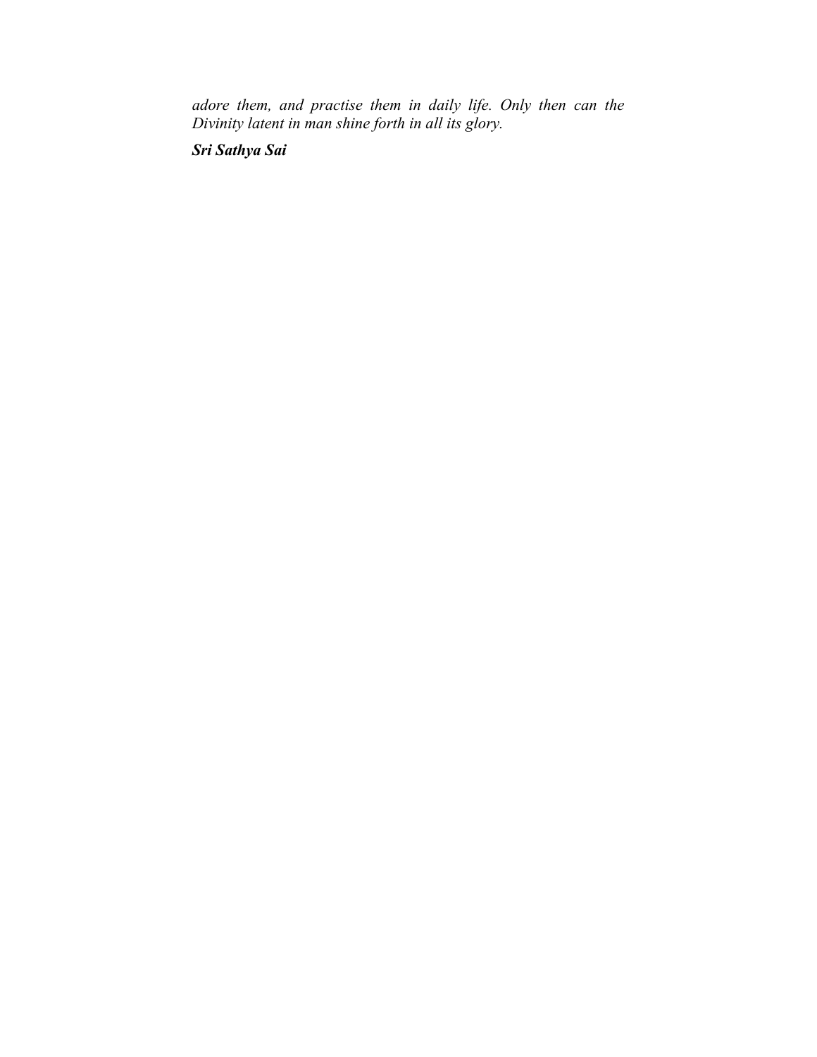*adore them, and practise them in daily life. Only then can the Divinity latent in man shine forth in all its glory.*

***Sri Sathya Sai***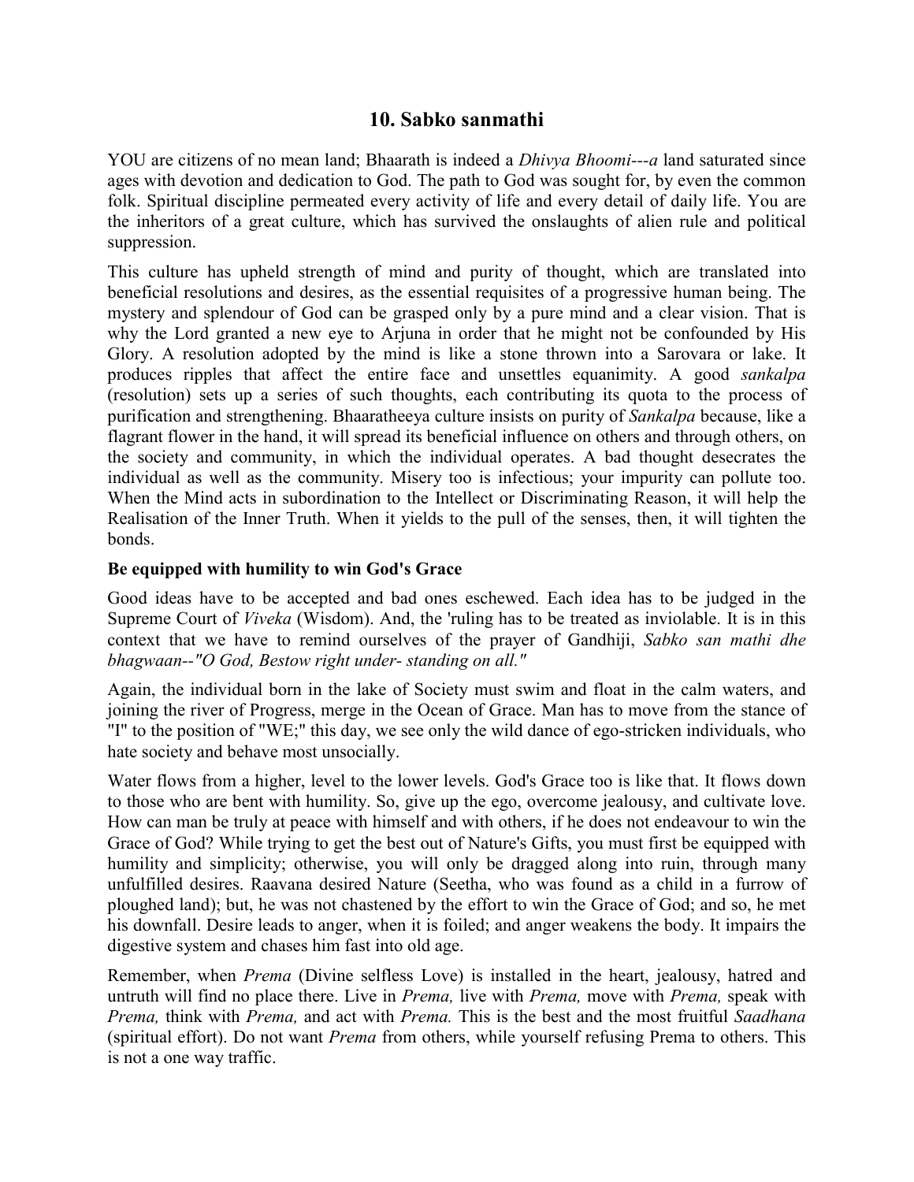## 10. Sabko sanmathi

YOU are citizens of no mean land; Bhaarath is indeed a *Dhivya Bhoomi---a* land saturated since ages with devotion and dedication to God. The path to God was sought for, by even the common folk. Spiritual discipline permeated every activity of life and every detail of daily life. You are the inheritors of a great culture, which has survived the onslaughts of alien rule and political suppression.

This culture has upheld strength of mind and purity of thought, which are translated into beneficial resolutions and desires, as the essential requisites of a progressive human being. The mystery and splendour of God can be grasped only by a pure mind and a clear vision. That is why the Lord granted a new eye to Arjuna in order that he might not be confounded by His Glory. A resolution adopted by the mind is like a stone thrown into a Sarovara or lake. It produces ripples that affect the entire face and unsettles equanimity. A good *sankalpa* (resolution) sets up a series of such thoughts, each contributing its quota to the process of purification and strengthening. Bhaaratheeya culture insists on purity of *Sankalpa* because, like a flagrant flower in the hand, it will spread its beneficial influence on others and through others, on the society and community, in which the individual operates. A bad thought desecrates the individual as well as the community. Misery too is infectious; your impurity can pollute too. When the Mind acts in subordination to the Intellect or Discriminating Reason, it will help the Realisation of the Inner Truth. When it yields to the pull of the senses, then, it will tighten the bonds.

### Be equipped with humility to win God's Grace

Good ideas have to be accepted and bad ones eschewed. Each idea has to be judged in the Supreme Court of *Viveka* (Wisdom). And, the 'ruling has to be treated as inviolable. It is in this context that we have to remind ourselves of the prayer of Gandhiji, *Sabko san mathi dhe bhagwaan--"O God, Bestow right under- standing on all."*

Again, the individual born in the lake of Society must swim and float in the calm waters, and joining the river of Progress, merge in the Ocean of Grace. Man has to move from the stance of "I" to the position of "WE;" this day, we see only the wild dance of ego-stricken individuals, who hate society and behave most unsocially.

Water flows from a higher, level to the lower levels. God's Grace too is like that. It flows down to those who are bent with humility. So, give up the ego, overcome jealousy, and cultivate love. How can man be truly at peace with himself and with others, if he does not endeavour to win the Grace of God? While trying to get the best out of Nature's Gifts, you must first be equipped with humility and simplicity; otherwise, you will only be dragged along into ruin, through many unfulfilled desires. Raavana desired Nature (Seetha, who was found as a child in a furrow of ploughed land); but, he was not chastened by the effort to win the Grace of God; and so, he met his downfall. Desire leads to anger, when it is foiled; and anger weakens the body. It impairs the digestive system and chases him fast into old age.

Remember, when *Prema* (Divine selfless Love) is installed in the heart, jealousy, hatred and untruth will find no place there. Live in *Prema,* live with *Prema,* move with *Prema,* speak with *Prema,* think with *Prema,* and act with *Prema.* This is the best and the most fruitful *Saadhana* (spiritual effort). Do not want *Prema* from others, while yourself refusing Prema to others. This is not a one way traffic.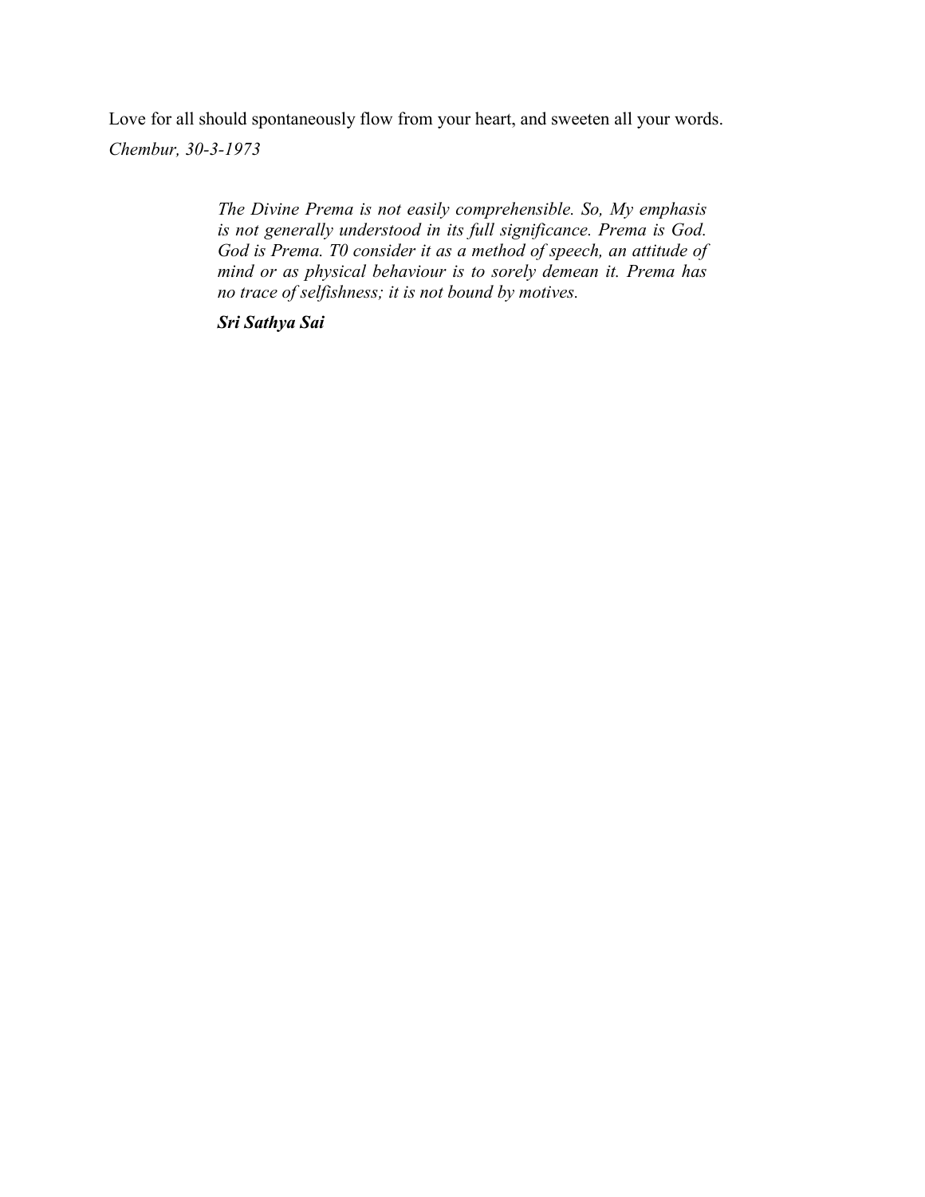Love for all should spontaneously flow from your heart, and sweeten all your words.

*Chembur, 30-3-1973*

> *The Divine Prema is not easily comprehensible. So, My emphasis is not generally understood in its full significance. Prema is God. God is Prema. T0 consider it as a method of speech, an attitude of mind or as physical behaviour is to sorely demean it. Prema has no trace of selfishness; it is not bound by motives.*
>
> ***Sri Sathya Sai***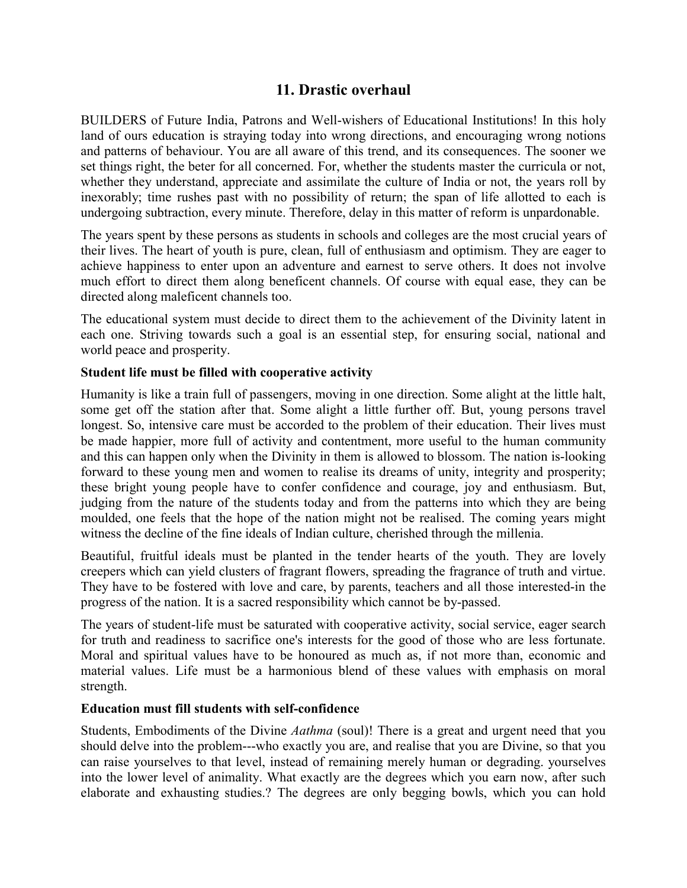## 11. Drastic overhaul

BUILDERS of Future India, Patrons and Well-wishers of Educational Institutions! In this holy land of ours education is straying today into wrong directions, and encouraging wrong notions and patterns of behaviour. You are all aware of this trend, and its consequences. The sooner we set things right, the beter for all concerned. For, whether the students master the curricula or not, whether they understand, appreciate and assimilate the culture of India or not, the years roll by inexorably; time rushes past with no possibility of return; the span of life allotted to each is undergoing subtraction, every minute. Therefore, delay in this matter of reform is unpardonable.

The years spent by these persons as students in schools and colleges are the most crucial years of their lives. The heart of youth is pure, clean, full of enthusiasm and optimism. They are eager to achieve happiness to enter upon an adventure and earnest to serve others. It does not involve much effort to direct them along beneficent channels. Of course with equal ease, they can be directed along maleficent channels too.

The educational system must decide to direct them to the achievement of the Divinity latent in each one. Striving towards such a goal is an essential step, for ensuring social, national and world peace and prosperity.

### Student life must be filled with cooperative activity

Humanity is like a train full of passengers, moving in one direction. Some alight at the little halt, some get off the station after that. Some alight a little further off. But, young persons travel longest. So, intensive care must be accorded to the problem of their education. Their lives must be made happier, more full of activity and contentment, more useful to the human community and this can happen only when the Divinity in them is allowed to blossom. The nation is-looking forward to these young men and women to realise its dreams of unity, integrity and prosperity; these bright young people have to confer confidence and courage, joy and enthusiasm. But, judging from the nature of the students today and from the patterns into which they are being moulded, one feels that the hope of the nation might not be realised. The coming years might witness the decline of the fine ideals of Indian culture, cherished through the millenia.

Beautiful, fruitful ideals must be planted in the tender hearts of the youth. They are lovely creepers which can yield clusters of fragrant flowers, spreading the fragrance of truth and virtue. They have to be fostered with love and care, by parents, teachers and all those interested-in the progress of the nation. It is a sacred responsibility which cannot be by-passed.

The years of student-life must be saturated with cooperative activity, social service, eager search for truth and readiness to sacrifice one's interests for the good of those who are less fortunate. Moral and spiritual values have to be honoured as much as, if not more than, economic and material values. Life must be a harmonious blend of these values with emphasis on moral strength.

### Education must fill students with self-confidence

Students, Embodiments of the Divine *Aathma* (soul)! There is a great and urgent need that you should delve into the problem---who exactly you are, and realise that you are Divine, so that you can raise yourselves to that level, instead of remaining merely human or degrading. yourselves into the lower level of animality. What exactly are the degrees which you earn now, after such elaborate and exhausting studies.? The degrees are only begging bowls, which you can hold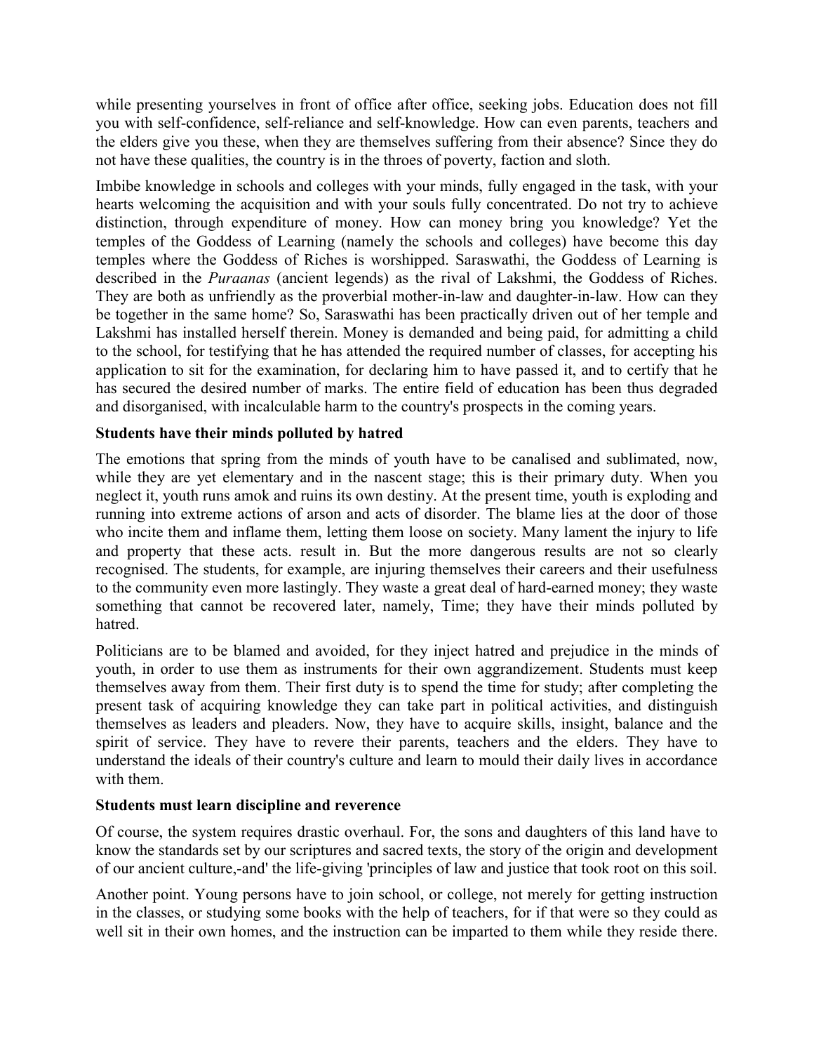while presenting yourselves in front of office after office, seeking jobs. Education does not fill you with self-confidence, self-reliance and self-knowledge. How can even parents, teachers and the elders give you these, when they are themselves suffering from their absence? Since they do not have these qualities, the country is in the throes of poverty, faction and sloth.

Imbibe knowledge in schools and colleges with your minds, fully engaged in the task, with your hearts welcoming the acquisition and with your souls fully concentrated. Do not try to achieve distinction, through expenditure of money. How can money bring you knowledge? Yet the temples of the Goddess of Learning (namely the schools and colleges) have become this day temples where the Goddess of Riches is worshipped. Saraswathi, the Goddess of Learning is described in the *Puraanas* (ancient legends) as the rival of Lakshmi, the Goddess of Riches. They are both as unfriendly as the proverbial mother-in-law and daughter-in-law. How can they be together in the same home? So, Saraswathi has been practically driven out of her temple and Lakshmi has installed herself therein. Money is demanded and being paid, for admitting a child to the school, for testifying that he has attended the required number of classes, for accepting his application to sit for the examination, for declaring him to have passed it, and to certify that he has secured the desired number of marks. The entire field of education has been thus degraded and disorganised, with incalculable harm to the country's prospects in the coming years.

**Students have their minds polluted by hatred**

The emotions that spring from the minds of youth have to be canalised and sublimated, now, while they are yet elementary and in the nascent stage; this is their primary duty. When you neglect it, youth runs amok and ruins its own destiny. At the present time, youth is exploding and running into extreme actions of arson and acts of disorder. The blame lies at the door of those who incite them and inflame them, letting them loose on society. Many lament the injury to life and property that these acts. result in. But the more dangerous results are not so clearly recognised. The students, for example, are injuring themselves their careers and their usefulness to the community even more lastingly. They waste a great deal of hard-earned money; they waste something that cannot be recovered later, namely, Time; they have their minds polluted by hatred.

Politicians are to be blamed and avoided, for they inject hatred and prejudice in the minds of youth, in order to use them as instruments for their own aggrandizement. Students must keep themselves away from them. Their first duty is to spend the time for study; after completing the present task of acquiring knowledge they can take part in political activities, and distinguish themselves as leaders and pleaders. Now, they have to acquire skills, insight, balance and the spirit of service. They have to revere their parents, teachers and the elders. They have to understand the ideals of their country's culture and learn to mould their daily lives in accordance with them.

**Students must learn discipline and reverence**

Of course, the system requires drastic overhaul. For, the sons and daughters of this land have to know the standards set by our scriptures and sacred texts, the story of the origin and development of our ancient culture,-and' the life-giving 'principles of law and justice that took root on this soil.

Another point. Young persons have to join school, or college, not merely for getting instruction in the classes, or studying some books with the help of teachers, for if that were so they could as well sit in their own homes, and the instruction can be imparted to them while they reside there.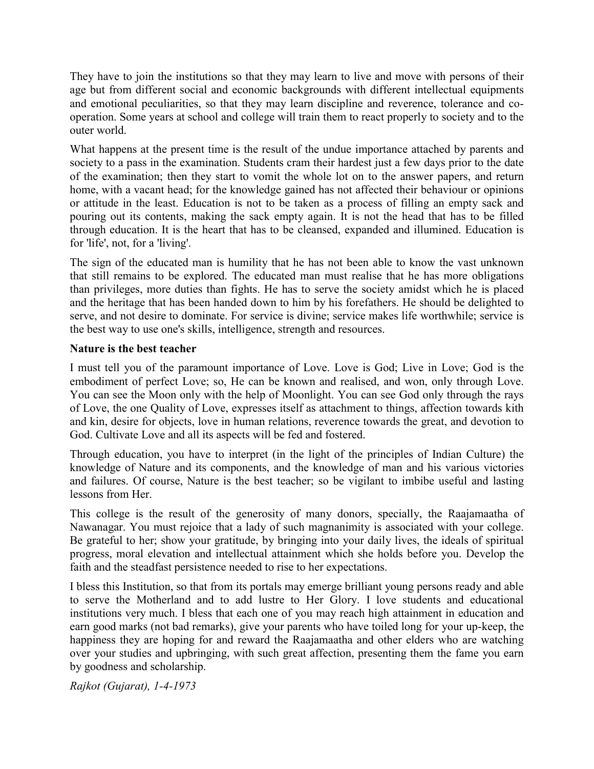They have to join the institutions so that they may learn to live and move with persons of their age but from different social and economic backgrounds with different intellectual equipments and emotional peculiarities, so that they may learn discipline and reverence, tolerance and co-operation. Some years at school and college will train them to react properly to society and to the outer world.

What happens at the present time is the result of the undue importance attached by parents and society to a pass in the examination. Students cram their hardest just a few days prior to the date of the examination; then they start to vomit the whole lot on to the answer papers, and return home, with a vacant head; for the knowledge gained has not affected their behaviour or opinions or attitude in the least. Education is not to be taken as a process of filling an empty sack and pouring out its contents, making the sack empty again. It is not the head that has to be filled through education. It is the heart that has to be cleansed, expanded and illumined. Education is for 'life', not, for a 'living'.

The sign of the educated man is humility that he has not been able to know the vast unknown that still remains to be explored. The educated man must realise that he has more obligations than privileges, more duties than fights. He has to serve the society amidst which he is placed and the heritage that has been handed down to him by his forefathers. He should be delighted to serve, and not desire to dominate. For service is divine; service makes life worthwhile; service is the best way to use one's skills, intelligence, strength and resources.

**Nature is the best teacher**

I must tell you of the paramount importance of Love. Love is God; Live in Love; God is the embodiment of perfect Love; so, He can be known and realised, and won, only through Love. You can see the Moon only with the help of Moonlight. You can see God only through the rays of Love, the one Quality of Love, expresses itself as attachment to things, affection towards kith and kin, desire for objects, love in human relations, reverence towards the great, and devotion to God. Cultivate Love and all its aspects will be fed and fostered.

Through education, you have to interpret (in the light of the principles of Indian Culture) the knowledge of Nature and its components, and the knowledge of man and his various victories and failures. Of course, Nature is the best teacher; so be vigilant to imbibe useful and lasting lessons from Her.

This college is the result of the generosity of many donors, specially, the Raajamaatha of Nawanagar. You must rejoice that a lady of such magnanimity is associated with your college. Be grateful to her; show your gratitude, by bringing into your daily lives, the ideals of spiritual progress, moral elevation and intellectual attainment which she holds before you. Develop the faith and the steadfast persistence needed to rise to her expectations.

I bless this Institution, so that from its portals may emerge brilliant young persons ready and able to serve the Motherland and to add lustre to Her Glory. I love students and educational institutions very much. I bless that each one of you may reach high attainment in education and earn good marks (not bad remarks), give your parents who have toiled long for your up-keep, the happiness they are hoping for and reward the Raajamaatha and other elders who are watching over your studies and upbringing, with such great affection, presenting them the fame you earn by goodness and scholarship.

*Rajkot (Gujarat), 1-4-1973*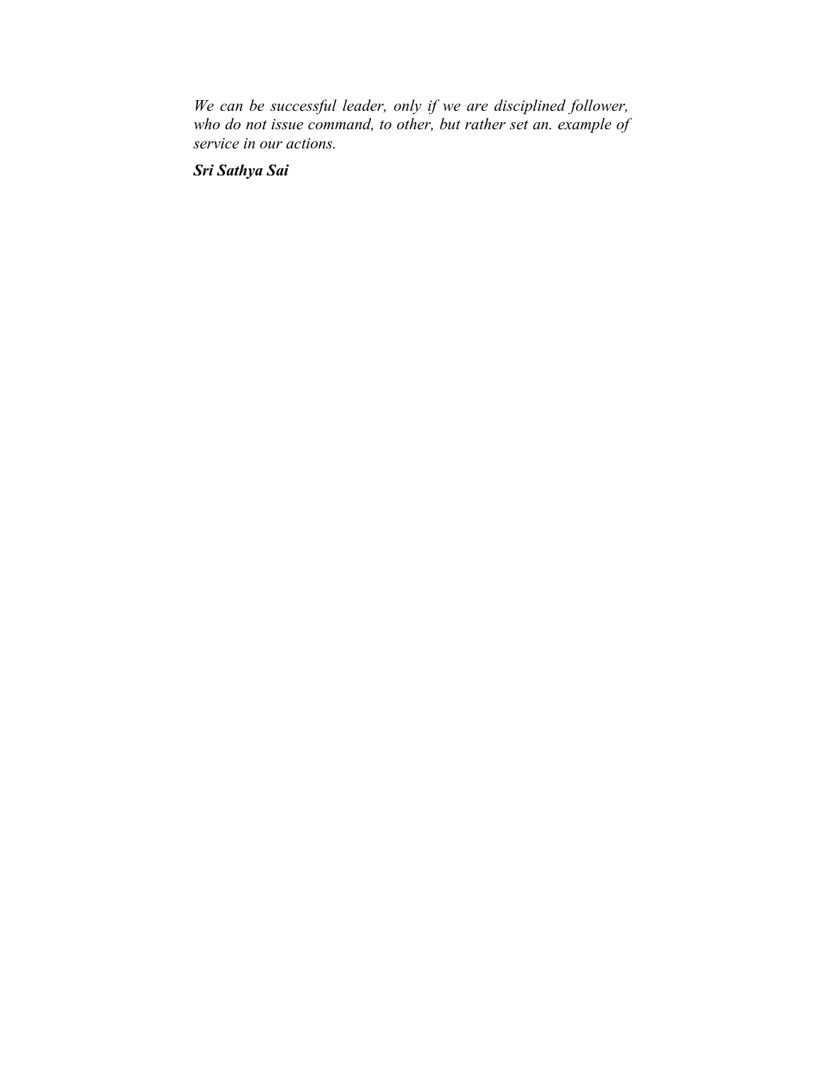*We can be successful leader, only if we are disciplined follower, who do not issue command, to other, but rather set an. example of service in our actions.*

***Sri Sathya Sai***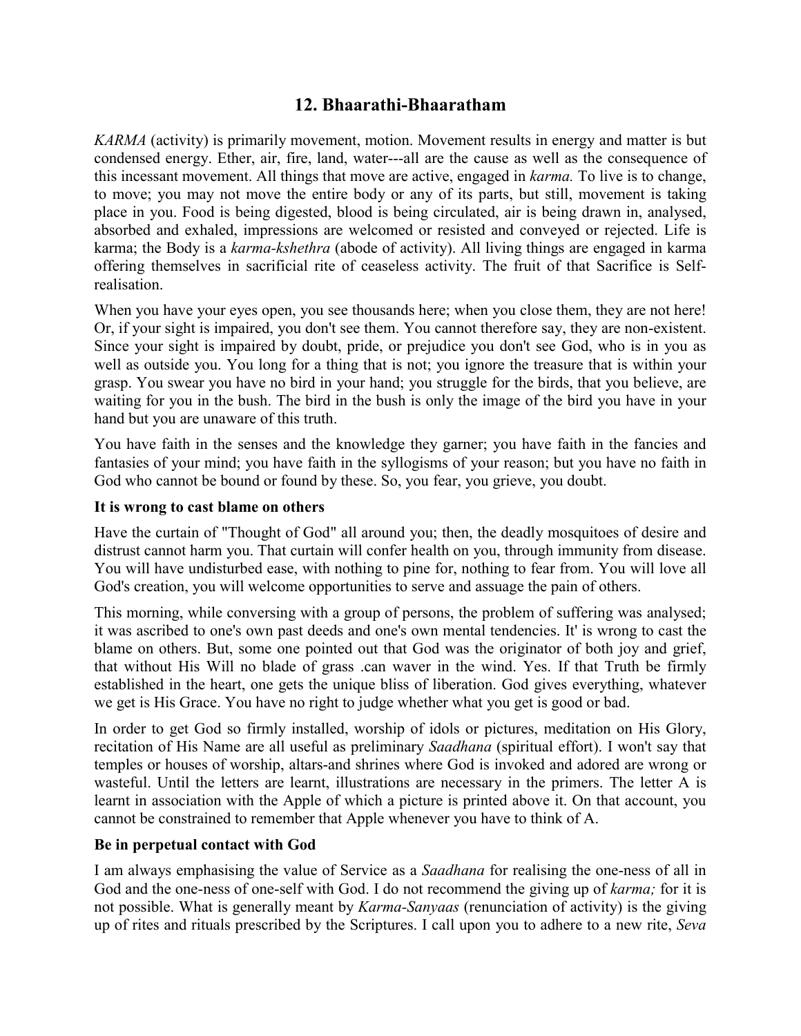## 12. Bhaarathi-Bhaaratham

*KARMA* (activity) is primarily movement, motion. Movement results in energy and matter is but condensed energy. Ether, air, fire, land, water---all are the cause as well as the consequence of this incessant movement. All things that move are active, engaged in *karma.* To live is to change, to move; you may not move the entire body or any of its parts, but still, movement is taking place in you. Food is being digested, blood is being circulated, air is being drawn in, analysed, absorbed and exhaled, impressions are welcomed or resisted and conveyed or rejected. Life is karma; the Body is a *karma-kshethra* (abode of activity). All living things are engaged in karma offering themselves in sacrificial rite of ceaseless activity. The fruit of that Sacrifice is Self-realisation.

When you have your eyes open, you see thousands here; when you close them, they are not here! Or, if your sight is impaired, you don't see them. You cannot therefore say, they are non-existent. Since your sight is impaired by doubt, pride, or prejudice you don't see God, who is in you as well as outside you. You long for a thing that is not; you ignore the treasure that is within your grasp. You swear you have no bird in your hand; you struggle for the birds, that you believe, are waiting for you in the bush. The bird in the bush is only the image of the bird you have in your hand but you are unaware of this truth.

You have faith in the senses and the knowledge they garner; you have faith in the fancies and fantasies of your mind; you have faith in the syllogisms of your reason; but you have no faith in God who cannot be bound or found by these. So, you fear, you grieve, you doubt.

**It is wrong to cast blame on others**

Have the curtain of "Thought of God" all around you; then, the deadly mosquitoes of desire and distrust cannot harm you. That curtain will confer health on you, through immunity from disease. You will have undisturbed ease, with nothing to pine for, nothing to fear from. You will love all God's creation, you will welcome opportunities to serve and assuage the pain of others.

This morning, while conversing with a group of persons, the problem of suffering was analysed; it was ascribed to one's own past deeds and one's own mental tendencies. It' is wrong to cast the blame on others. But, some one pointed out that God was the originator of both joy and grief, that without His Will no blade of grass .can waver in the wind. Yes. If that Truth be firmly established in the heart, one gets the unique bliss of liberation. God gives everything, whatever we get is His Grace. You have no right to judge whether what you get is good or bad.

In order to get God so firmly installed, worship of idols or pictures, meditation on His Glory, recitation of His Name are all useful as preliminary *Saadhana* (spiritual effort). I won't say that temples or houses of worship, altars-and shrines where God is invoked and adored are wrong or wasteful. Until the letters are learnt, illustrations are necessary in the primers. The letter A is learnt in association with the Apple of which a picture is printed above it. On that account, you cannot be constrained to remember that Apple whenever you have to think of A.

**Be in perpetual contact with God**

I am always emphasising the value of Service as a *Saadhana* for realising the one-ness of all in God and the one-ness of one-self with God. I do not recommend the giving up of *karma;* for it is not possible. What is generally meant by *Karma-Sanyaas* (renunciation of activity) is the giving up of rites and rituals prescribed by the Scriptures. I call upon you to adhere to a new rite, *Seva*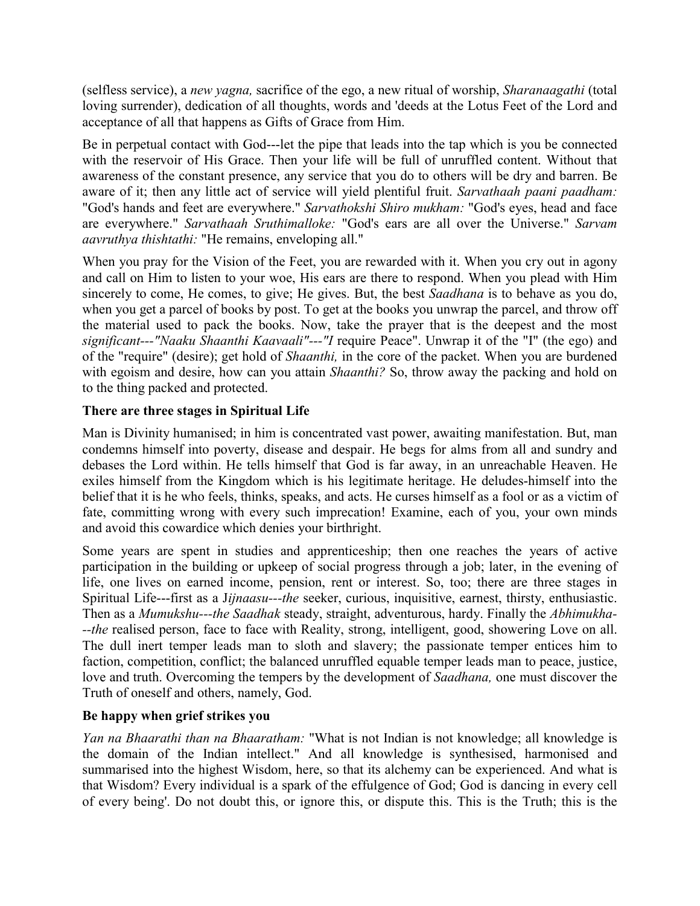(selfless service), a *new yagna,* sacrifice of the ego, a new ritual of worship, *Sharanaagathi* (total loving surrender), dedication of all thoughts, words and 'deeds at the Lotus Feet of the Lord and acceptance of all that happens as Gifts of Grace from Him.

Be in perpetual contact with God---let the pipe that leads into the tap which is you be connected with the reservoir of His Grace. Then your life will be full of unruffled content. Without that awareness of the constant presence, any service that you do to others will be dry and barren. Be aware of it; then any little act of service will yield plentiful fruit. *Sarvathaah paani paadham:* "God's hands and feet are everywhere." *Sarvathokshi Shiro mukham:* "God's eyes, head and face are everywhere." *Sarvathaah Sruthimalloke:* "God's ears are all over the Universe." *Sarvam aavruthya thishtathi:* "He remains, enveloping all."

When you pray for the Vision of the Feet, you are rewarded with it. When you cry out in agony and call on Him to listen to your woe, His ears are there to respond. When you plead with Him sincerely to come, He comes, to give; He gives. But, the best *Saadhana* is to behave as you do, when you get a parcel of books by post. To get at the books you unwrap the parcel, and throw off the material used to pack the books. Now, take the prayer that is the deepest and the most *significant---"Naaku Shaanthi Kaavaali"---"I* require Peace". Unwrap it of the "I" (the ego) and of the "require" (desire); get hold of *Shaanthi,* in the core of the packet. When you are burdened with egoism and desire, how can you attain *Shaanthi?* So, throw away the packing and hold on to the thing packed and protected.

### There are three stages in Spiritual Life

Man is Divinity humanised; in him is concentrated vast power, awaiting manifestation. But, man condemns himself into poverty, disease and despair. He begs for alms from all and sundry and debases the Lord within. He tells himself that God is far away, in an unreachable Heaven. He exiles himself from the Kingdom which is his legitimate heritage. He deludes-himself into the belief that it is he who feels, thinks, speaks, and acts. He curses himself as a fool or as a victim of fate, committing wrong with every such imprecation! Examine, each of you, your own minds and avoid this cowardice which denies your birthright.

Some years are spent in studies and apprenticeship; then one reaches the years of active participation in the building or upkeep of social progress through a job; later, in the evening of life, one lives on earned income, pension, rent or interest. So, too; there are three stages in Spiritual Life---first as a J*ijnaasu---the* seeker, curious, inquisitive, earnest, thirsty, enthusiastic. Then as a *Mumukshu---the Saadhak* steady, straight, adventurous, hardy. Finally the *Abhimukha---the* realised person, face to face with Reality, strong, intelligent, good, showering Love on all. The dull inert temper leads man to sloth and slavery; the passionate temper entices him to faction, competition, conflict; the balanced unruffled equable temper leads man to peace, justice, love and truth. Overcoming the tempers by the development of *Saadhana,* one must discover the Truth of oneself and others, namely, God.

### Be happy when grief strikes you

*Yan na Bhaarathi than na Bhaaratham:* "What is not Indian is not knowledge; all knowledge is the domain of the Indian intellect." And all knowledge is synthesised, harmonised and summarised into the highest Wisdom, here, so that its alchemy can be experienced. And what is that Wisdom? Every individual is a spark of the effulgence of God; God is dancing in every cell of every being'. Do not doubt this, or ignore this, or dispute this. This is the Truth; this is the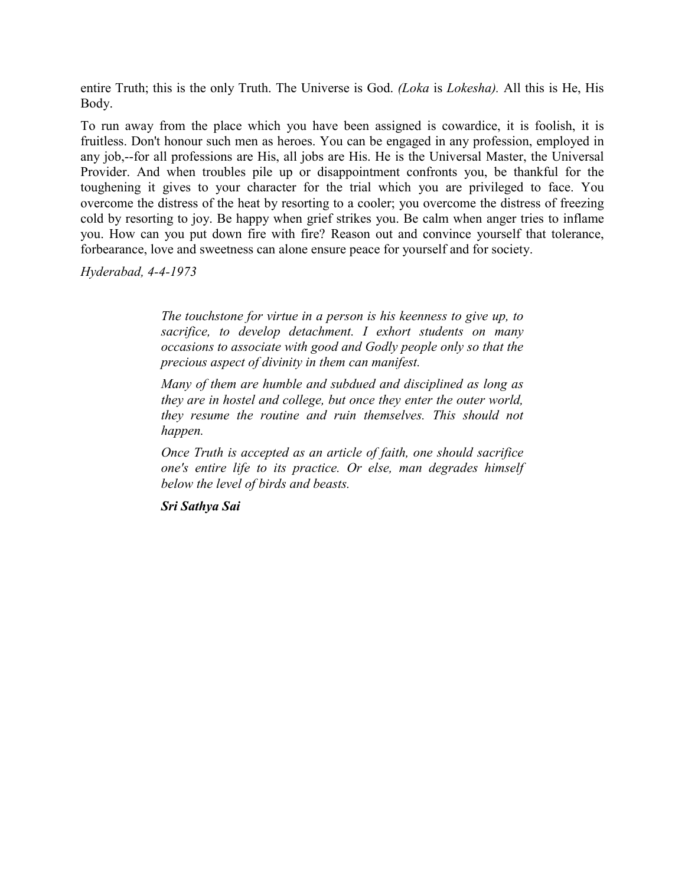entire Truth; this is the only Truth. The Universe is God. *(Loka* is *Lokesha).* All this is He, His Body.

To run away from the place which you have been assigned is cowardice, it is foolish, it is fruitless. Don't honour such men as heroes. You can be engaged in any profession, employed in any job,--for all professions are His, all jobs are His. He is the Universal Master, the Universal Provider. And when troubles pile up or disappointment confronts you, be thankful for the toughening it gives to your character for the trial which you are privileged to face. You overcome the distress of the heat by resorting to a cooler; you overcome the distress of freezing cold by resorting to joy. Be happy when grief strikes you. Be calm when anger tries to inflame you. How can you put down fire with fire? Reason out and convince yourself that tolerance, forbearance, love and sweetness can alone ensure peace for yourself and for society.

*Hyderabad, 4-4-1973*

> *The touchstone for virtue in a person is his keenness to give up, to sacrifice, to develop detachment. I exhort students on many occasions to associate with good and Godly people only so that the precious aspect of divinity in them can manifest.*
>
> *Many of them are humble and subdued and disciplined as long as they are in hostel and college, but once they enter the outer world, they resume the routine and ruin themselves. This should not happen.*
>
> *Once Truth is accepted as an article of faith, one should sacrifice one's entire life to its practice. Or else, man degrades himself below the level of birds and beasts.*
>
> ***Sri Sathya Sai***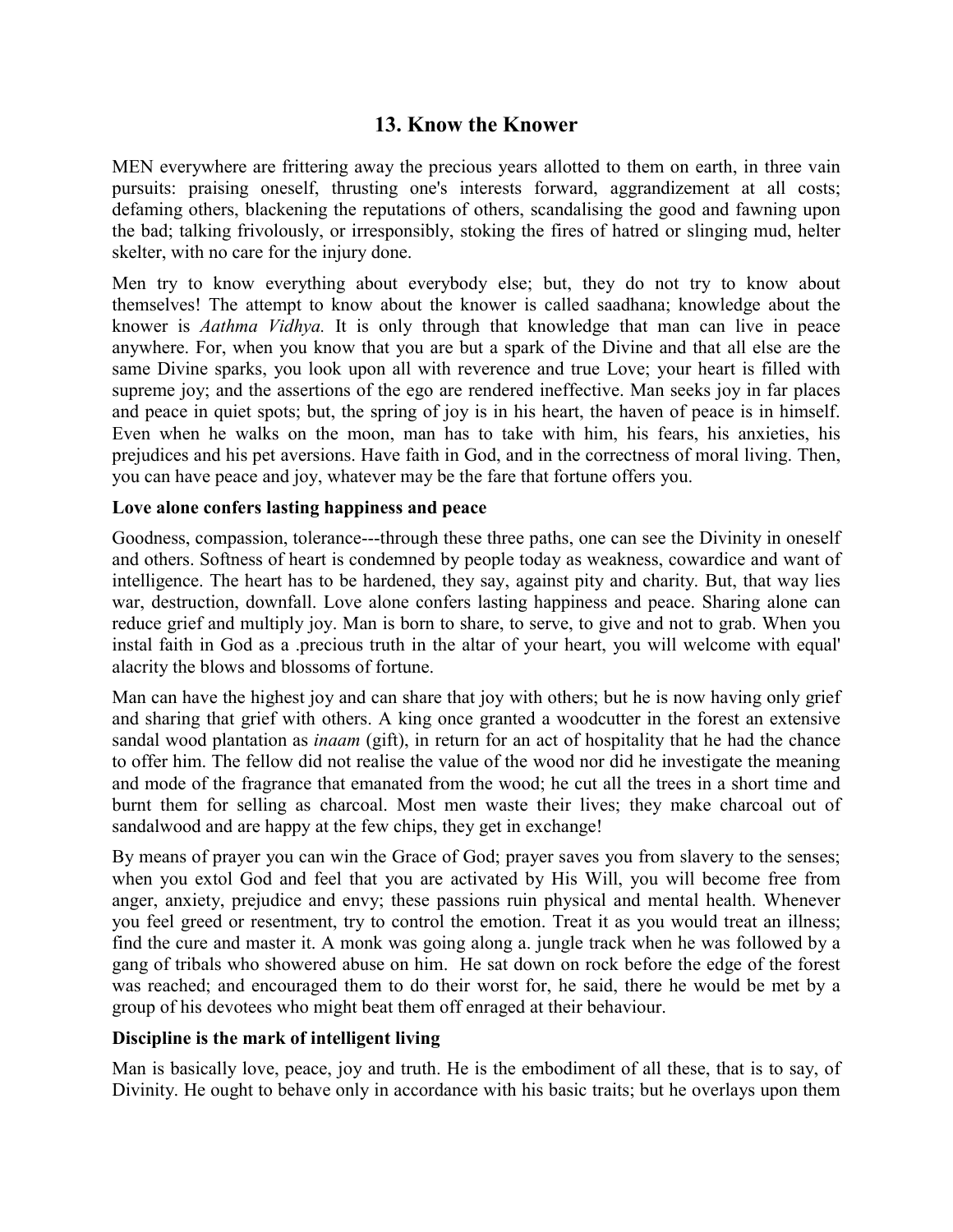## 13. Know the Knower

MEN everywhere are frittering away the precious years allotted to them on earth, in three vain pursuits: praising oneself, thrusting one's interests forward, aggrandizement at all costs; defaming others, blackening the reputations of others, scandalising the good and fawning upon the bad; talking frivolously, or irresponsibly, stoking the fires of hatred or slinging mud, helter skelter, with no care for the injury done.

Men try to know everything about everybody else; but, they do not try to know about themselves! The attempt to know about the knower is called saadhana; knowledge about the knower is *Aathma Vidhya.* It is only through that knowledge that man can live in peace anywhere. For, when you know that you are but a spark of the Divine and that all else are the same Divine sparks, you look upon all with reverence and true Love; your heart is filled with supreme joy; and the assertions of the ego are rendered ineffective. Man seeks joy in far places and peace in quiet spots; but, the spring of joy is in his heart, the haven of peace is in himself. Even when he walks on the moon, man has to take with him, his fears, his anxieties, his prejudices and his pet aversions. Have faith in God, and in the correctness of moral living. Then, you can have peace and joy, whatever may be the fare that fortune offers you.

### Love alone confers lasting happiness and peace

Goodness, compassion, tolerance---through these three paths, one can see the Divinity in oneself and others. Softness of heart is condemned by people today as weakness, cowardice and want of intelligence. The heart has to be hardened, they say, against pity and charity. But, that way lies war, destruction, downfall. Love alone confers lasting happiness and peace. Sharing alone can reduce grief and multiply joy. Man is born to share, to serve, to give and not to grab. When you instal faith in God as a .precious truth in the altar of your heart, you will welcome with equal' alacrity the blows and blossoms of fortune.

Man can have the highest joy and can share that joy with others; but he is now having only grief and sharing that grief with others. A king once granted a woodcutter in the forest an extensive sandal wood plantation as *inaam* (gift), in return for an act of hospitality that he had the chance to offer him. The fellow did not realise the value of the wood nor did he investigate the meaning and mode of the fragrance that emanated from the wood; he cut all the trees in a short time and burnt them for selling as charcoal. Most men waste their lives; they make charcoal out of sandalwood and are happy at the few chips, they get in exchange!

By means of prayer you can win the Grace of God; prayer saves you from slavery to the senses; when you extol God and feel that you are activated by His Will, you will become free from anger, anxiety, prejudice and envy; these passions ruin physical and mental health. Whenever you feel greed or resentment, try to control the emotion. Treat it as you would treat an illness; find the cure and master it. A monk was going along a. jungle track when he was followed by a gang of tribals who showered abuse on him. He sat down on rock before the edge of the forest was reached; and encouraged them to do their worst for, he said, there he would be met by a group of his devotees who might beat them off enraged at their behaviour.

### Discipline is the mark of intelligent living

Man is basically love, peace, joy and truth. He is the embodiment of all these, that is to say, of Divinity. He ought to behave only in accordance with his basic traits; but he overlays upon them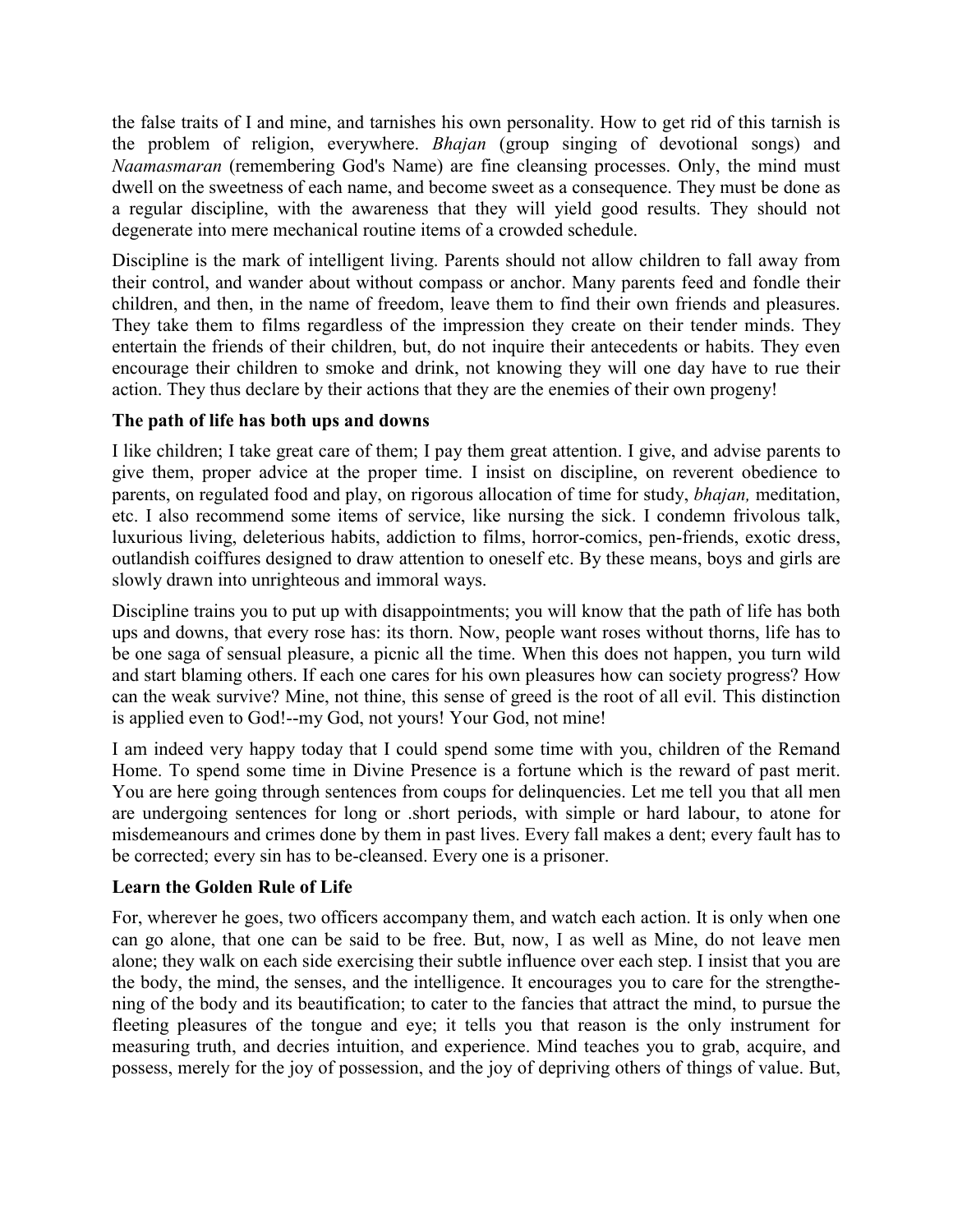the false traits of I and mine, and tarnishes his own personality. How to get rid of this tarnish is the problem of religion, everywhere. *Bhajan* (group singing of devotional songs) and *Naamasmaran* (remembering God's Name) are fine cleansing processes. Only, the mind must dwell on the sweetness of each name, and become sweet as a consequence. They must be done as a regular discipline, with the awareness that they will yield good results. They should not degenerate into mere mechanical routine items of a crowded schedule.

Discipline is the mark of intelligent living. Parents should not allow children to fall away from their control, and wander about without compass or anchor. Many parents feed and fondle their children, and then, in the name of freedom, leave them to find their own friends and pleasures. They take them to films regardless of the impression they create on their tender minds. They entertain the friends of their children, but, do not inquire their antecedents or habits. They even encourage their children to smoke and drink, not knowing they will one day have to rue their action. They thus declare by their actions that they are the enemies of their own progeny!

### The path of life has both ups and downs

I like children; I take great care of them; I pay them great attention. I give, and advise parents to give them, proper advice at the proper time. I insist on discipline, on reverent obedience to parents, on regulated food and play, on rigorous allocation of time for study, *bhajan,* meditation, etc. I also recommend some items of service, like nursing the sick. I condemn frivolous talk, luxurious living, deleterious habits, addiction to films, horror-comics, pen-friends, exotic dress, outlandish coiffures designed to draw attention to oneself etc. By these means, boys and girls are slowly drawn into unrighteous and immoral ways.

Discipline trains you to put up with disappointments; you will know that the path of life has both ups and downs, that every rose has: its thorn. Now, people want roses without thorns, life has to be one saga of sensual pleasure, a picnic all the time. When this does not happen, you turn wild and start blaming others. If each one cares for his own pleasures how can society progress? How can the weak survive? Mine, not thine, this sense of greed is the root of all evil. This distinction is applied even to God!--my God, not yours! Your God, not mine!

I am indeed very happy today that I could spend some time with you, children of the Remand Home. To spend some time in Divine Presence is a fortune which is the reward of past merit. You are here going through sentences from coups for delinquencies. Let me tell you that all men are undergoing sentences for long or .short periods, with simple or hard labour, to atone for misdemeanours and crimes done by them in past lives. Every fall makes a dent; every fault has to be corrected; every sin has to be-cleansed. Every one is a prisoner.

### Learn the Golden Rule of Life

For, wherever he goes, two officers accompany them, and watch each action. It is only when one can go alone, that one can be said to be free. But, now, I as well as Mine, do not leave men alone; they walk on each side exercising their subtle influence over each step. I insist that you are the body, the mind, the senses, and the intelligence. It encourages you to care for the strengthening of the body and its beautification; to cater to the fancies that attract the mind, to pursue the fleeting pleasures of the tongue and eye; it tells you that reason is the only instrument for measuring truth, and decries intuition, and experience. Mind teaches you to grab, acquire, and possess, merely for the joy of possession, and the joy of depriving others of things of value. But,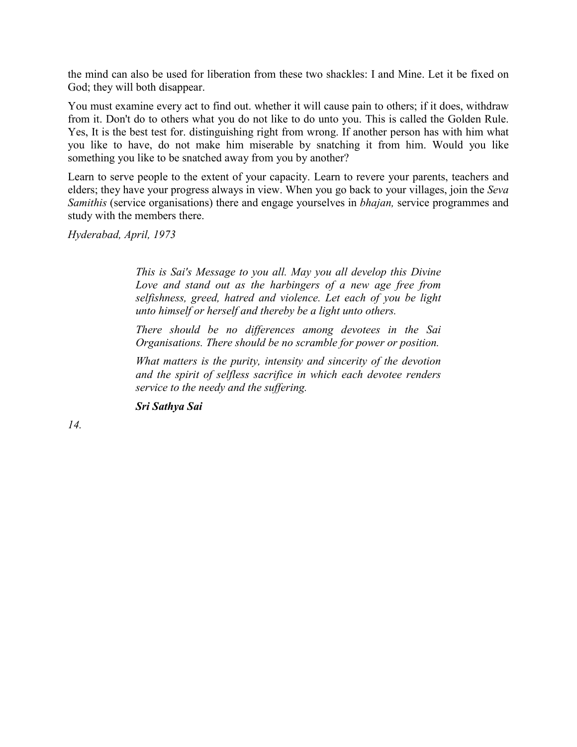the mind can also be used for liberation from these two shackles: I and Mine. Let it be fixed on God; they will both disappear.

You must examine every act to find out. whether it will cause pain to others; if it does, withdraw from it. Don't do to others what you do not like to do unto you. This is called the Golden Rule. Yes, It is the best test for. distinguishing right from wrong. If another person has with him what you like to have, do not make him miserable by snatching it from him. Would you like something you like to be snatched away from you by another?

Learn to serve people to the extent of your capacity. Learn to revere your parents, teachers and elders; they have your progress always in view. When you go back to your villages, join the *Seva Samithis* (service organisations) there and engage yourselves in *bhajan,* service programmes and study with the members there.

*Hyderabad, April, 1973*

> *This is Sai's Message to you all. May you all develop this Divine Love and stand out as the harbingers of a new age free from selfishness, greed, hatred and violence. Let each of you be light unto himself or herself and thereby be a light unto others.*
>
> *There should be no differences among devotees in the Sai Organisations. There should be no scramble for power or position.*
>
> *What matters is the purity, intensity and sincerity of the devotion and the spirit of selfless sacrifice in which each devotee renders service to the needy and the suffering.*
>
> ***Sri Sathya Sai***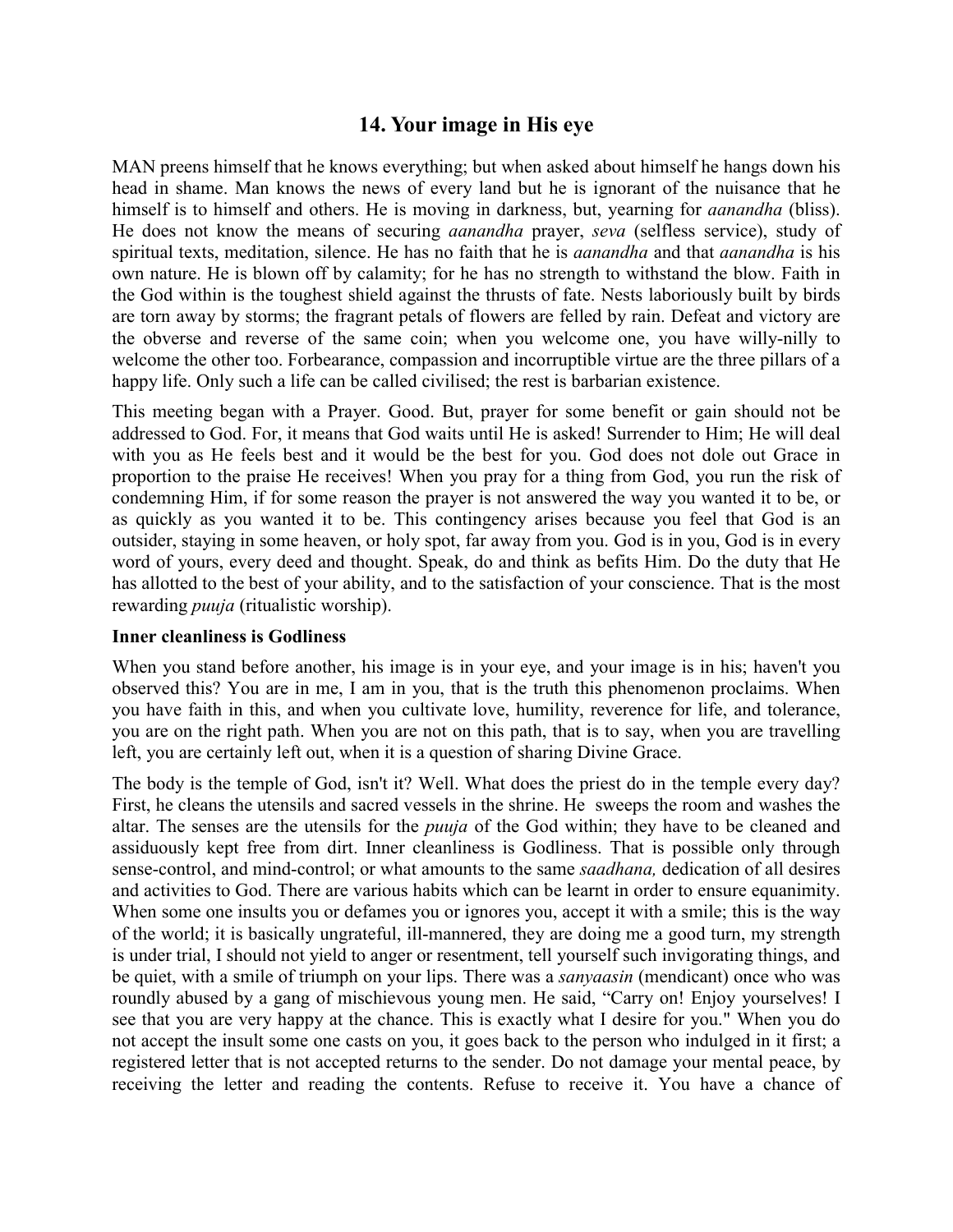## 14. Your image in His eye

MAN preens himself that he knows everything; but when asked about himself he hangs down his head in shame. Man knows the news of every land but he is ignorant of the nuisance that he himself is to himself and others. He is moving in darkness, but, yearning for *aanandha* (bliss). He does not know the means of securing *aanandha* prayer, *seva* (selfless service), study of spiritual texts, meditation, silence. He has no faith that he is *aanandha* and that *aanandha* is his own nature. He is blown off by calamity; for he has no strength to withstand the blow. Faith in the God within is the toughest shield against the thrusts of fate. Nests laboriously built by birds are torn away by storms; the fragrant petals of flowers are felled by rain. Defeat and victory are the obverse and reverse of the same coin; when you welcome one, you have willy-nilly to welcome the other too. Forbearance, compassion and incorruptible virtue are the three pillars of a happy life. Only such a life can be called civilised; the rest is barbarian existence.

This meeting began with a Prayer. Good. But, prayer for some benefit or gain should not be addressed to God. For, it means that God waits until He is asked! Surrender to Him; He will deal with you as He feels best and it would be the best for you. God does not dole out Grace in proportion to the praise He receives! When you pray for a thing from God, you run the risk of condemning Him, if for some reason the prayer is not answered the way you wanted it to be, or as quickly as you wanted it to be. This contingency arises because you feel that God is an outsider, staying in some heaven, or holy spot, far away from you. God is in you, God is in every word of yours, every deed and thought. Speak, do and think as befits Him. Do the duty that He has allotted to the best of your ability, and to the satisfaction of your conscience. That is the most rewarding *puuja* (ritualistic worship).

### Inner cleanliness is Godliness

When you stand before another, his image is in your eye, and your image is in his; haven't you observed this? You are in me, I am in you, that is the truth this phenomenon proclaims. When you have faith in this, and when you cultivate love, humility, reverence for life, and tolerance, you are on the right path. When you are not on this path, that is to say, when you are travelling left, you are certainly left out, when it is a question of sharing Divine Grace.

The body is the temple of God, isn't it? Well. What does the priest do in the temple every day? First, he cleans the utensils and sacred vessels in the shrine. He sweeps the room and washes the altar. The senses are the utensils for the *puuja* of the God within; they have to be cleaned and assiduously kept free from dirt. Inner cleanliness is Godliness. That is possible only through sense-control, and mind-control; or what amounts to the same *saadhana,* dedication of all desires and activities to God. There are various habits which can be learnt in order to ensure equanimity. When some one insults you or defames you or ignores you, accept it with a smile; this is the way of the world; it is basically ungrateful, ill-mannered, they are doing me a good turn, my strength is under trial, I should not yield to anger or resentment, tell yourself such invigorating things, and be quiet, with a smile of triumph on your lips. There was a *sanyaasin* (mendicant) once who was roundly abused by a gang of mischievous young men. He said, "Carry on! Enjoy yourselves! I see that you are very happy at the chance. This is exactly what I desire for you." When you do not accept the insult some one casts on you, it goes back to the person who indulged in it first; a registered letter that is not accepted returns to the sender. Do not damage your mental peace, by receiving the letter and reading the contents. Refuse to receive it. You have a chance of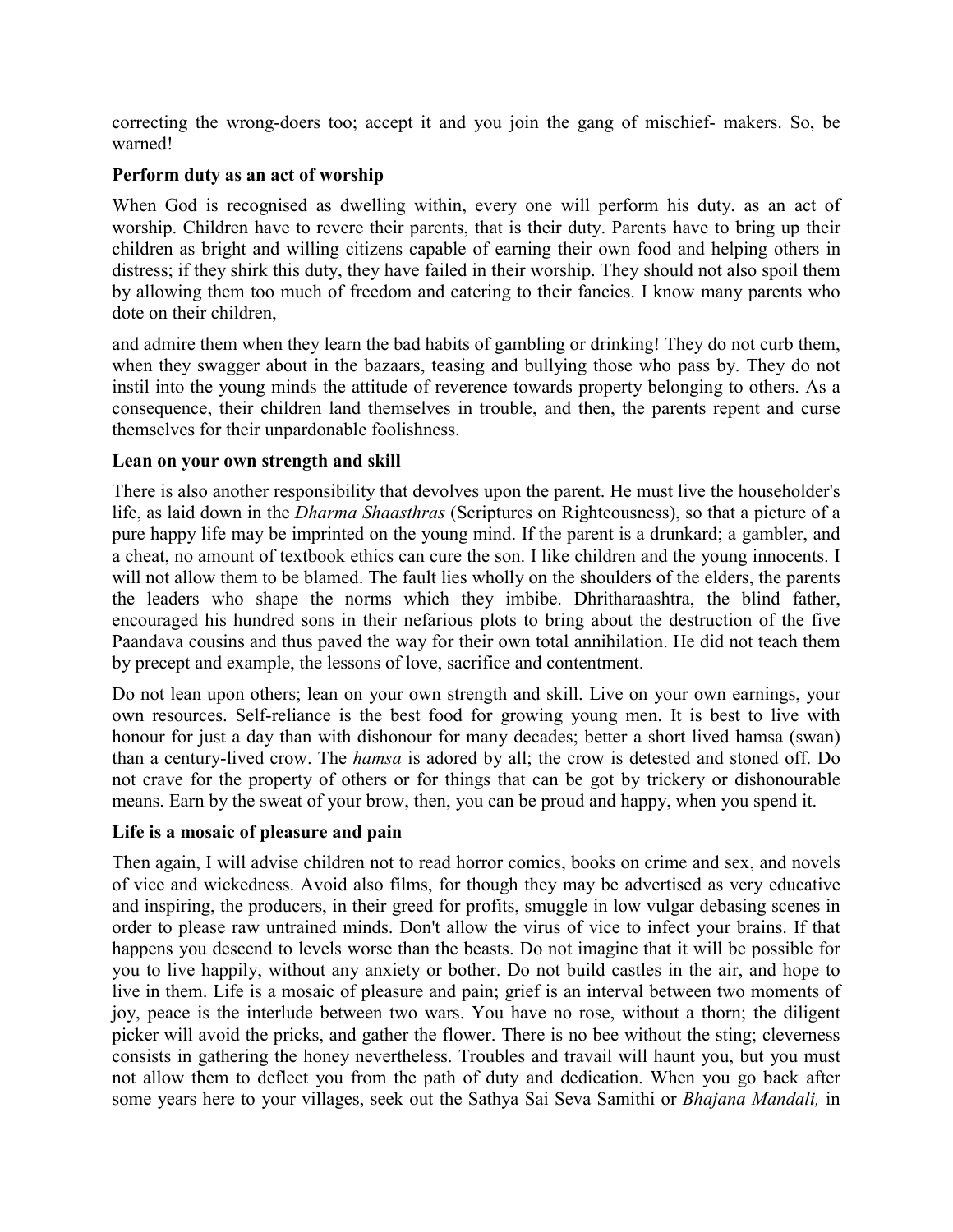correcting the wrong-doers too; accept it and you join the gang of mischief- makers. So, be warned!

**Perform duty as an act of worship**

When God is recognised as dwelling within, every one will perform his duty. as an act of worship. Children have to revere their parents, that is their duty. Parents have to bring up their children as bright and willing citizens capable of earning their own food and helping others in distress; if they shirk this duty, they have failed in their worship. They should not also spoil them by allowing them too much of freedom and catering to their fancies. I know many parents who dote on their children,

and admire them when they learn the bad habits of gambling or drinking! They do not curb them, when they swagger about in the bazaars, teasing and bullying those who pass by. They do not instil into the young minds the attitude of reverence towards property belonging to others. As a consequence, their children land themselves in trouble, and then, the parents repent and curse themselves for their unpardonable foolishness.

**Lean on your own strength and skill**

There is also another responsibility that devolves upon the parent. He must live the householder's life, as laid down in the *Dharma Shaasthras* (Scriptures on Righteousness), so that a picture of a pure happy life may be imprinted on the young mind. If the parent is a drunkard; a gambler, and a cheat, no amount of textbook ethics can cure the son. I like children and the young innocents. I will not allow them to be blamed. The fault lies wholly on the shoulders of the elders, the parents the leaders who shape the norms which they imbibe. Dhritharaashtra, the blind father, encouraged his hundred sons in their nefarious plots to bring about the destruction of the five Paandava cousins and thus paved the way for their own total annihilation. He did not teach them by precept and example, the lessons of love, sacrifice and contentment.

Do not lean upon others; lean on your own strength and skill. Live on your own earnings, your own resources. Self-reliance is the best food for growing young men. It is best to live with honour for just a day than with dishonour for many decades; better a short lived hamsa (swan) than a century-lived crow. The *hamsa* is adored by all; the crow is detested and stoned off. Do not crave for the property of others or for things that can be got by trickery or dishonourable means. Earn by the sweat of your brow, then, you can be proud and happy, when you spend it.

**Life is a mosaic of pleasure and pain**

Then again, I will advise children not to read horror comics, books on crime and sex, and novels of vice and wickedness. Avoid also films, for though they may be advertised as very educative and inspiring, the producers, in their greed for profits, smuggle in low vulgar debasing scenes in order to please raw untrained minds. Don't allow the virus of vice to infect your brains. If that happens you descend to levels worse than the beasts. Do not imagine that it will be possible for you to live happily, without any anxiety or bother. Do not build castles in the air, and hope to live in them. Life is a mosaic of pleasure and pain; grief is an interval between two moments of joy, peace is the interlude between two wars. You have no rose, without a thorn; the diligent picker will avoid the pricks, and gather the flower. There is no bee without the sting; cleverness consists in gathering the honey nevertheless. Troubles and travail will haunt you, but you must not allow them to deflect you from the path of duty and dedication. When you go back after some years here to your villages, seek out the Sathya Sai Seva Samithi or *Bhajana Mandali,* in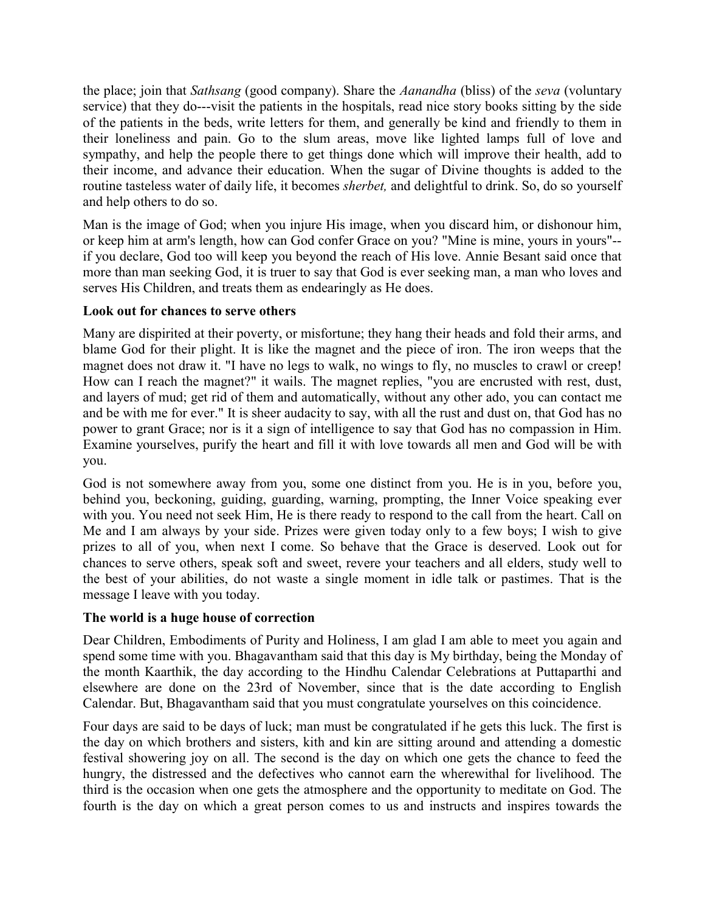the place; join that *Sathsang* (good company). Share the *Aanandha* (bliss) of the *seva* (voluntary service) that they do---visit the patients in the hospitals, read nice story books sitting by the side of the patients in the beds, write letters for them, and generally be kind and friendly to them in their loneliness and pain. Go to the slum areas, move like lighted lamps full of love and sympathy, and help the people there to get things done which will improve their health, add to their income, and advance their education. When the sugar of Divine thoughts is added to the routine tasteless water of daily life, it becomes *sherbet,* and delightful to drink. So, do so yourself and help others to do so.

Man is the image of God; when you injure His image, when you discard him, or dishonour him, or keep him at arm's length, how can God confer Grace on you? "Mine is mine, yours in yours"--if you declare, God too will keep you beyond the reach of His love. Annie Besant said once that more than man seeking God, it is truer to say that God is ever seeking man, a man who loves and serves His Children, and treats them as endearingly as He does.

**Look out for chances to serve others**

Many are dispirited at their poverty, or misfortune; they hang their heads and fold their arms, and blame God for their plight. It is like the magnet and the piece of iron. The iron weeps that the magnet does not draw it. "I have no legs to walk, no wings to fly, no muscles to crawl or creep! How can I reach the magnet?" it wails. The magnet replies, "you are encrusted with rest, dust, and layers of mud; get rid of them and automatically, without any other ado, you can contact me and be with me for ever." It is sheer audacity to say, with all the rust and dust on, that God has no power to grant Grace; nor is it a sign of intelligence to say that God has no compassion in Him. Examine yourselves, purify the heart and fill it with love towards all men and God will be with you.

God is not somewhere away from you, some one distinct from you. He is in you, before you, behind you, beckoning, guiding, guarding, warning, prompting, the Inner Voice speaking ever with you. You need not seek Him, He is there ready to respond to the call from the heart. Call on Me and I am always by your side. Prizes were given today only to a few boys; I wish to give prizes to all of you, when next I come. So behave that the Grace is deserved. Look out for chances to serve others, speak soft and sweet, revere your teachers and all elders, study well to the best of your abilities, do not waste a single moment in idle talk or pastimes. That is the message I leave with you today.

**The world is a huge house of correction**

Dear Children, Embodiments of Purity and Holiness, I am glad I am able to meet you again and spend some time with you. Bhagavantham said that this day is My birthday, being the Monday of the month Kaarthik, the day according to the Hindhu Calendar Celebrations at Puttaparthi and elsewhere are done on the 23rd of November, since that is the date according to English Calendar. But, Bhagavantham said that you must congratulate yourselves on this coincidence.

Four days are said to be days of luck; man must be congratulated if he gets this luck. The first is the day on which brothers and sisters, kith and kin are sitting around and attending a domestic festival showering joy on all. The second is the day on which one gets the chance to feed the hungry, the distressed and the defectives who cannot earn the wherewithal for livelihood. The third is the occasion when one gets the atmosphere and the opportunity to meditate on God. The fourth is the day on which a great person comes to us and instructs and inspires towards the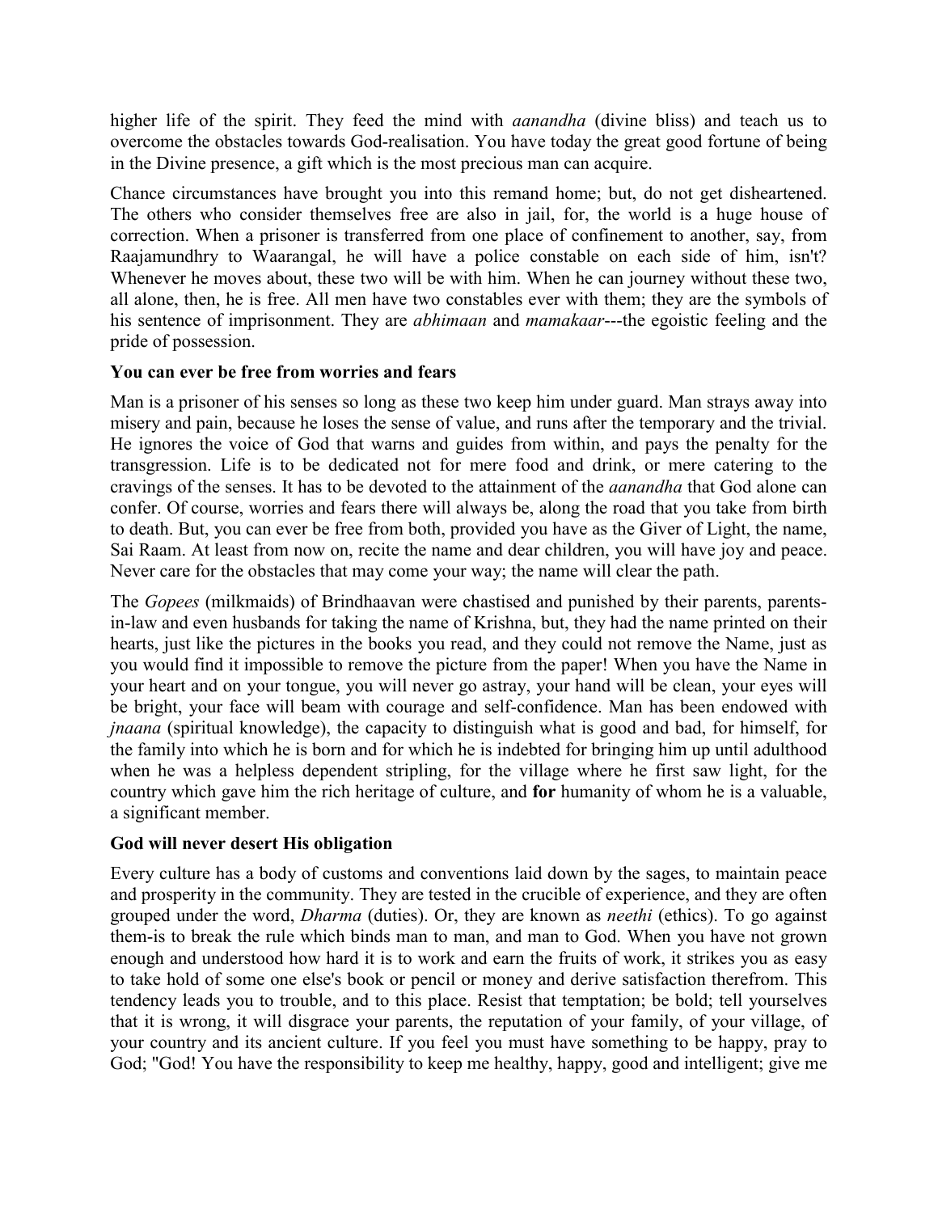higher life of the spirit. They feed the mind with *aanandha* (divine bliss) and teach us to overcome the obstacles towards God-realisation. You have today the great good fortune of being in the Divine presence, a gift which is the most precious man can acquire.

Chance circumstances have brought you into this remand home; but, do not get disheartened. The others who consider themselves free are also in jail, for, the world is a huge house of correction. When a prisoner is transferred from one place of confinement to another, say, from Raajamundhry to Waarangal, he will have a police constable on each side of him, isn't? Whenever he moves about, these two will be with him. When he can journey without these two, all alone, then, he is free. All men have two constables ever with them; they are the symbols of his sentence of imprisonment. They are *abhimaan* and *mamakaar*---the egoistic feeling and the pride of possession.

### You can ever be free from worries and fears

Man is a prisoner of his senses so long as these two keep him under guard. Man strays away into misery and pain, because he loses the sense of value, and runs after the temporary and the trivial. He ignores the voice of God that warns and guides from within, and pays the penalty for the transgression. Life is to be dedicated not for mere food and drink, or mere catering to the cravings of the senses. It has to be devoted to the attainment of the *aanandha* that God alone can confer. Of course, worries and fears there will always be, along the road that you take from birth to death. But, you can ever be free from both, provided you have as the Giver of Light, the name, Sai Raam. At least from now on, recite the name and dear children, you will have joy and peace. Never care for the obstacles that may come your way; the name will clear the path.

The *Gopees* (milkmaids) of Brindhaavan were chastised and punished by their parents, parents-in-law and even husbands for taking the name of Krishna, but, they had the name printed on their hearts, just like the pictures in the books you read, and they could not remove the Name, just as you would find it impossible to remove the picture from the paper! When you have the Name in your heart and on your tongue, you will never go astray, your hand will be clean, your eyes will be bright, your face will beam with courage and self-confidence. Man has been endowed with *jnaana* (spiritual knowledge), the capacity to distinguish what is good and bad, for himself, for the family into which he is born and for which he is indebted for bringing him up until adulthood when he was a helpless dependent stripling, for the village where he first saw light, for the country which gave him the rich heritage of culture, and **for** humanity of whom he is a valuable, a significant member.

### God will never desert His obligation

Every culture has a body of customs and conventions laid down by the sages, to maintain peace and prosperity in the community. They are tested in the crucible of experience, and they are often grouped under the word, *Dharma* (duties). Or, they are known as *neethi* (ethics). To go against them-is to break the rule which binds man to man, and man to God. When you have not grown enough and understood how hard it is to work and earn the fruits of work, it strikes you as easy to take hold of some one else's book or pencil or money and derive satisfaction therefrom. This tendency leads you to trouble, and to this place. Resist that temptation; be bold; tell yourselves that it is wrong, it will disgrace your parents, the reputation of your family, of your village, of your country and its ancient culture. If you feel you must have something to be happy, pray to God; "God! You have the responsibility to keep me healthy, happy, good and intelligent; give me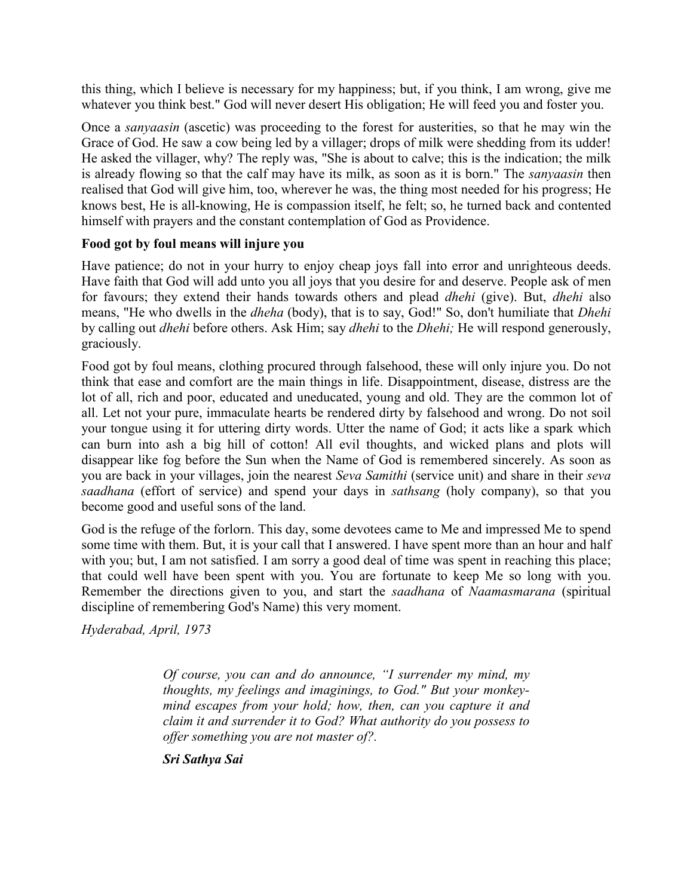this thing, which I believe is necessary for my happiness; but, if you think, I am wrong, give me whatever you think best." God will never desert His obligation; He will feed you and foster you.

Once a *sanyaasin* (ascetic) was proceeding to the forest for austerities, so that he may win the Grace of God. He saw a cow being led by a villager; drops of milk were shedding from its udder! He asked the villager, why? The reply was, "She is about to calve; this is the indication; the milk is already flowing so that the calf may have its milk, as soon as it is born." The *sanyaasin* then realised that God will give him, too, wherever he was, the thing most needed for his progress; He knows best, He is all-knowing, He is compassion itself, he felt; so, he turned back and contented himself with prayers and the constant contemplation of God as Providence.

**Food got by foul means will injure you**

Have patience; do not in your hurry to enjoy cheap joys fall into error and unrighteous deeds. Have faith that God will add unto you all joys that you desire for and deserve. People ask of men for favours; they extend their hands towards others and plead *dhehi* (give). But, *dhehi* also means, "He who dwells in the *dheha* (body), that is to say, God!" So, don't humiliate that *Dhehi* by calling out *dhehi* before others. Ask Him; say *dhehi* to the *Dhehi;* He will respond generously, graciously.

Food got by foul means, clothing procured through falsehood, these will only injure you. Do not think that ease and comfort are the main things in life. Disappointment, disease, distress are the lot of all, rich and poor, educated and uneducated, young and old. They are the common lot of all. Let not your pure, immaculate hearts be rendered dirty by falsehood and wrong. Do not soil your tongue using it for uttering dirty words. Utter the name of God; it acts like a spark which can burn into ash a big hill of cotton! All evil thoughts, and wicked plans and plots will disappear like fog before the Sun when the Name of God is remembered sincerely. As soon as you are back in your villages, join the nearest *Seva Samithi* (service unit) and share in their *seva saadhana* (effort of service) and spend your days in *sathsang* (holy company), so that you become good and useful sons of the land.

God is the refuge of the forlorn. This day, some devotees came to Me and impressed Me to spend some time with them. But, it is your call that I answered. I have spent more than an hour and half with you; but, I am not satisfied. I am sorry a good deal of time was spent in reaching this place; that could well have been spent with you. You are fortunate to keep Me so long with you. Remember the directions given to you, and start the *saadhana* of *Naamasmarana* (spiritual discipline of remembering God's Name) this very moment.

*Hyderabad, April, 1973*

> *Of course, you can and do announce, "I surrender my mind, my thoughts, my feelings and imaginings, to God." But your monkey-mind escapes from your hold; how, then, can you capture it and claim it and surrender it to God? What authority do you possess to offer something you are not master of?.*
>
> ***Sri Sathya Sai***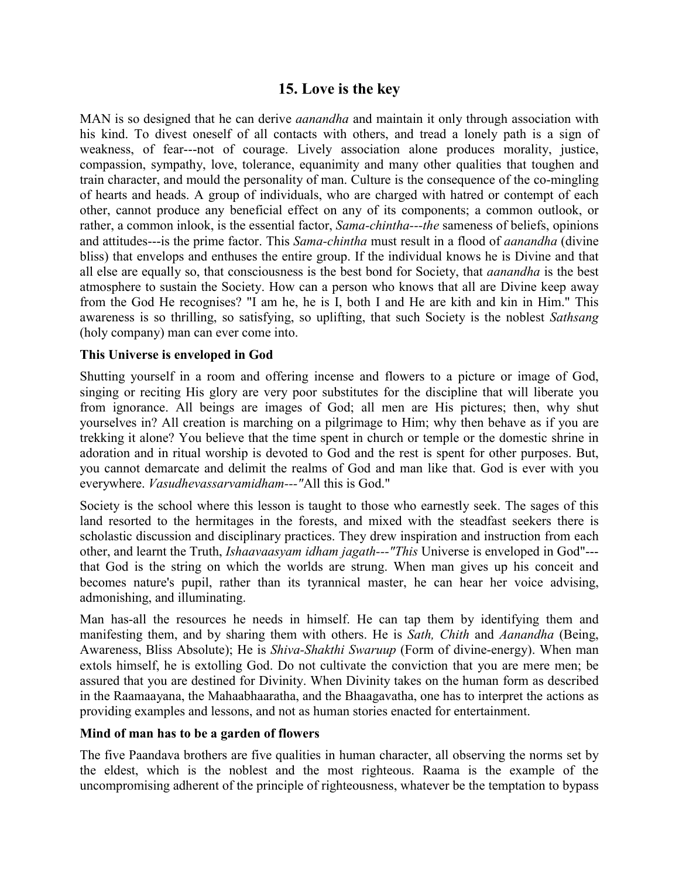## 15. Love is the key

MAN is so designed that he can derive *aanandha* and maintain it only through association with his kind. To divest oneself of all contacts with others, and tread a lonely path is a sign of weakness, of fear---not of courage. Lively association alone produces morality, justice, compassion, sympathy, love, tolerance, equanimity and many other qualities that toughen and train character, and mould the personality of man. Culture is the consequence of the co-mingling of hearts and heads. A group of individuals, who are charged with hatred or contempt of each other, cannot produce any beneficial effect on any of its components; a common outlook, or rather, a common inlook, is the essential factor, *Sama-chintha---the* sameness of beliefs, opinions and attitudes---is the prime factor. This *Sama-chintha* must result in a flood of *aanandha* (divine bliss) that envelops and enthuses the entire group. If the individual knows he is Divine and that all else are equally so, that consciousness is the best bond for Society, that *aanandha* is the best atmosphere to sustain the Society. How can a person who knows that all are Divine keep away from the God He recognises? "I am he, he is I, both I and He are kith and kin in Him." This awareness is so thrilling, so satisfying, so uplifting, that such Society is the noblest *Sathsang* (holy company) man can ever come into.

### This Universe is enveloped in God

Shutting yourself in a room and offering incense and flowers to a picture or image of God, singing or reciting His glory are very poor substitutes for the discipline that will liberate you from ignorance. All beings are images of God; all men are His pictures; then, why shut yourselves in? All creation is marching on a pilgrimage to Him; why then behave as if you are trekking it alone? You believe that the time spent in church or temple or the domestic shrine in adoration and in ritual worship is devoted to God and the rest is spent for other purposes. But, you cannot demarcate and delimit the realms of God and man like that. God is ever with you everywhere. *Vasudhevassarvamidham---"*All this is God."

Society is the school where this lesson is taught to those who earnestly seek. The sages of this land resorted to the hermitages in the forests, and mixed with the steadfast seekers there is scholastic discussion and disciplinary practices. They drew inspiration and instruction from each other, and learnt the Truth, *Ishaavaasyam idham jagath---"This* Universe is enveloped in God"---that God is the string on which the worlds are strung. When man gives up his conceit and becomes nature's pupil, rather than its tyrannical master, he can hear her voice advising, admonishing, and illuminating.

Man has-all the resources he needs in himself. He can tap them by identifying them and manifesting them, and by sharing them with others. He is *Sath, Chith* and *Aanandha* (Being, Awareness, Bliss Absolute); He is *Shiva-Shakthi Swaruup* (Form of divine-energy). When man extols himself, he is extolling God. Do not cultivate the conviction that you are mere men; be assured that you are destined for Divinity. When Divinity takes on the human form as described in the Raamaayana, the Mahaabhaaratha, and the Bhaagavatha, one has to interpret the actions as providing examples and lessons, and not as human stories enacted for entertainment.

### Mind of man has to be a garden of flowers

The five Paandava brothers are five qualities in human character, all observing the norms set by the eldest, which is the noblest and the most righteous. Raama is the example of the uncompromising adherent of the principle of righteousness, whatever be the temptation to bypass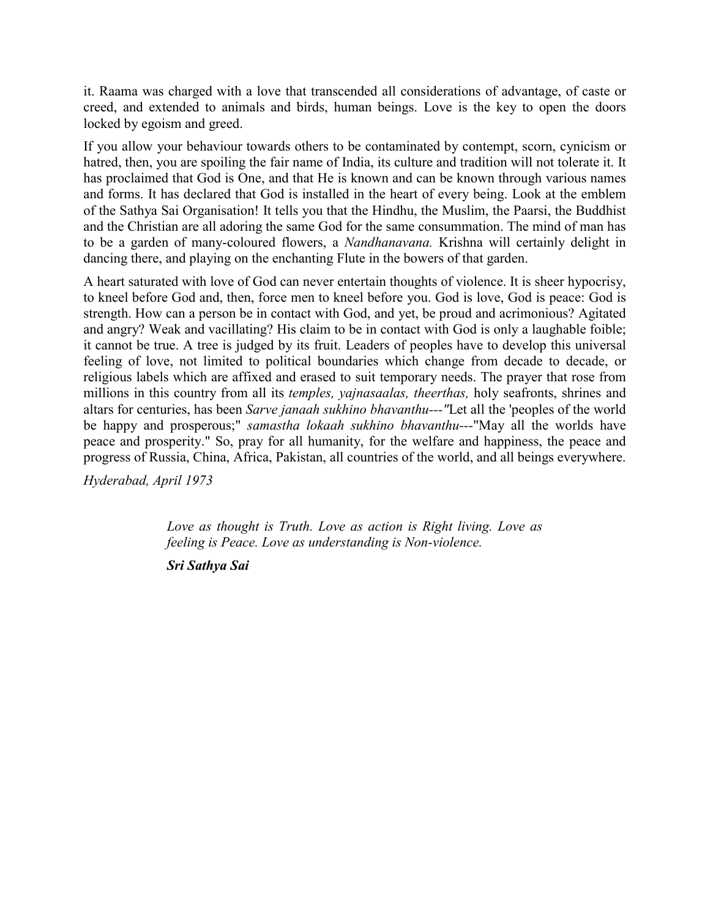it. Raama was charged with a love that transcended all considerations of advantage, of caste or creed, and extended to animals and birds, human beings. Love is the key to open the doors locked by egoism and greed.

If you allow your behaviour towards others to be contaminated by contempt, scorn, cynicism or hatred, then, you are spoiling the fair name of India, its culture and tradition will not tolerate it. It has proclaimed that God is One, and that He is known and can be known through various names and forms. It has declared that God is installed in the heart of every being. Look at the emblem of the Sathya Sai Organisation! It tells you that the Hindhu, the Muslim, the Paarsi, the Buddhist and the Christian are all adoring the same God for the same consummation. The mind of man has to be a garden of many-coloured flowers, a *Nandhanavana.* Krishna will certainly delight in dancing there, and playing on the enchanting Flute in the bowers of that garden.

A heart saturated with love of God can never entertain thoughts of violence. It is sheer hypocrisy, to kneel before God and, then, force men to kneel before you. God is love, God is peace: God is strength. How can a person be in contact with God, and yet, be proud and acrimonious? Agitated and angry? Weak and vacillating? His claim to be in contact with God is only a laughable foible; it cannot be true. A tree is judged by its fruit. Leaders of peoples have to develop this universal feeling of love, not limited to political boundaries which change from decade to decade, or religious labels which are affixed and erased to suit temporary needs. The prayer that rose from millions in this country from all its *temples, yajnasaalas, theerthas,* holy seafronts, shrines and altars for centuries, has been *Sarve janaah sukhino bhavanthu---"*Let all the 'peoples of the world be happy and prosperous;" *samastha lokaah sukhino bhavanthu*---"May all the worlds have peace and prosperity." So, pray for all humanity, for the welfare and happiness, the peace and progress of Russia, China, Africa, Pakistan, all countries of the world, and all beings everywhere.

*Hyderabad, April 1973*

> *Love as thought is Truth. Love as action is Right living. Love as feeling is Peace. Love as understanding is Non-violence.*
>
> ***Sri Sathya Sai***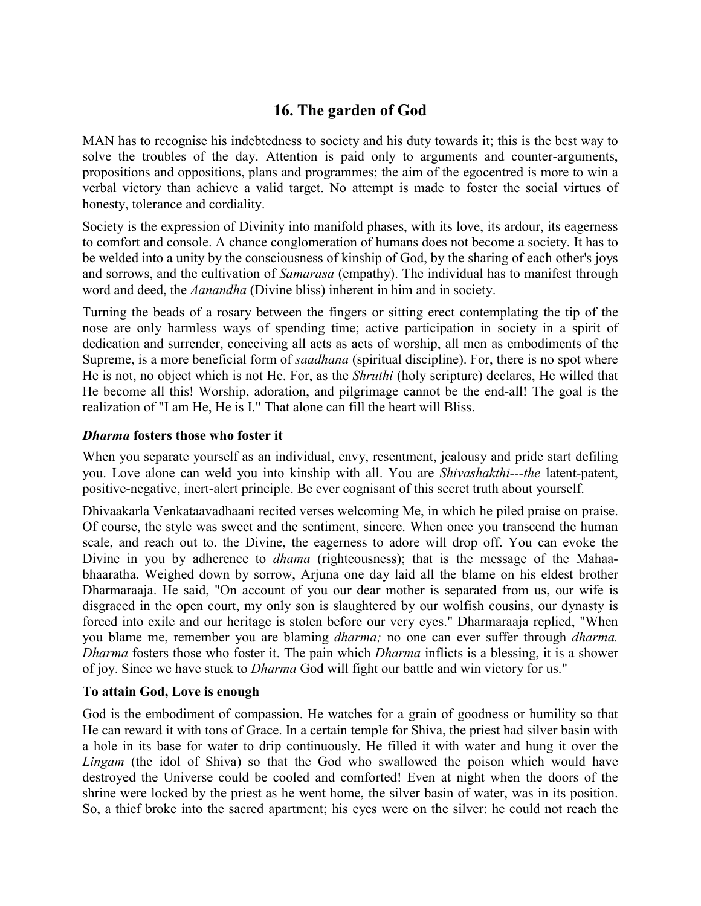## 16. The garden of God

MAN has to recognise his indebtedness to society and his duty towards it; this is the best way to solve the troubles of the day. Attention is paid only to arguments and counter-arguments, propositions and oppositions, plans and programmes; the aim of the egocentred is more to win a verbal victory than achieve a valid target. No attempt is made to foster the social virtues of honesty, tolerance and cordiality.

Society is the expression of Divinity into manifold phases, with its love, its ardour, its eagerness to comfort and console. A chance conglomeration of humans does not become a society. It has to be welded into a unity by the consciousness of kinship of God, by the sharing of each other's joys and sorrows, and the cultivation of *Samarasa* (empathy). The individual has to manifest through word and deed, the *Aanandha* (Divine bliss) inherent in him and in society.

Turning the beads of a rosary between the fingers or sitting erect contemplating the tip of the nose are only harmless ways of spending time; active participation in society in a spirit of dedication and surrender, conceiving all acts as acts of worship, all men as embodiments of the Supreme, is a more beneficial form of *saadhana* (spiritual discipline). For, there is no spot where He is not, no object which is not He. For, as the *Shruthi* (holy scripture) declares, He willed that He become all this! Worship, adoration, and pilgrimage cannot be the end-all! The goal is the realization of "I am He, He is I." That alone can fill the heart will Bliss.

### *Dharma* fosters those who foster it

When you separate yourself as an individual, envy, resentment, jealousy and pride start defiling you. Love alone can weld you into kinship with all. You are *Shivashakthi---the* latent-patent, positive-negative, inert-alert principle. Be ever cognisant of this secret truth about yourself.

Dhivaakarla Venkataavadhaani recited verses welcoming Me, in which he piled praise on praise. Of course, the style was sweet and the sentiment, sincere. When once you transcend the human scale, and reach out to. the Divine, the eagerness to adore will drop off. You can evoke the Divine in you by adherence to *dhama* (righteousness); that is the message of the Mahaa-bhaaratha. Weighed down by sorrow, Arjuna one day laid all the blame on his eldest brother Dharmaraaja. He said, "On account of you our dear mother is separated from us, our wife is disgraced in the open court, my only son is slaughtered by our wolfish cousins, our dynasty is forced into exile and our heritage is stolen before our very eyes." Dharmaraaja replied, "When you blame me, remember you are blaming *dharma;* no one can ever suffer through *dharma. Dharma* fosters those who foster it. The pain which *Dharma* inflicts is a blessing, it is a shower of joy. Since we have stuck to *Dharma* God will fight our battle and win victory for us."

### To attain God, Love is enough

God is the embodiment of compassion. He watches for a grain of goodness or humility so that He can reward it with tons of Grace. In a certain temple for Shiva, the priest had silver basin with a hole in its base for water to drip continuously. He filled it with water and hung it over the *Lingam* (the idol of Shiva) so that the God who swallowed the poison which would have destroyed the Universe could be cooled and comforted! Even at night when the doors of the shrine were locked by the priest as he went home, the silver basin of water, was in its position. So, a thief broke into the sacred apartment; his eyes were on the silver: he could not reach the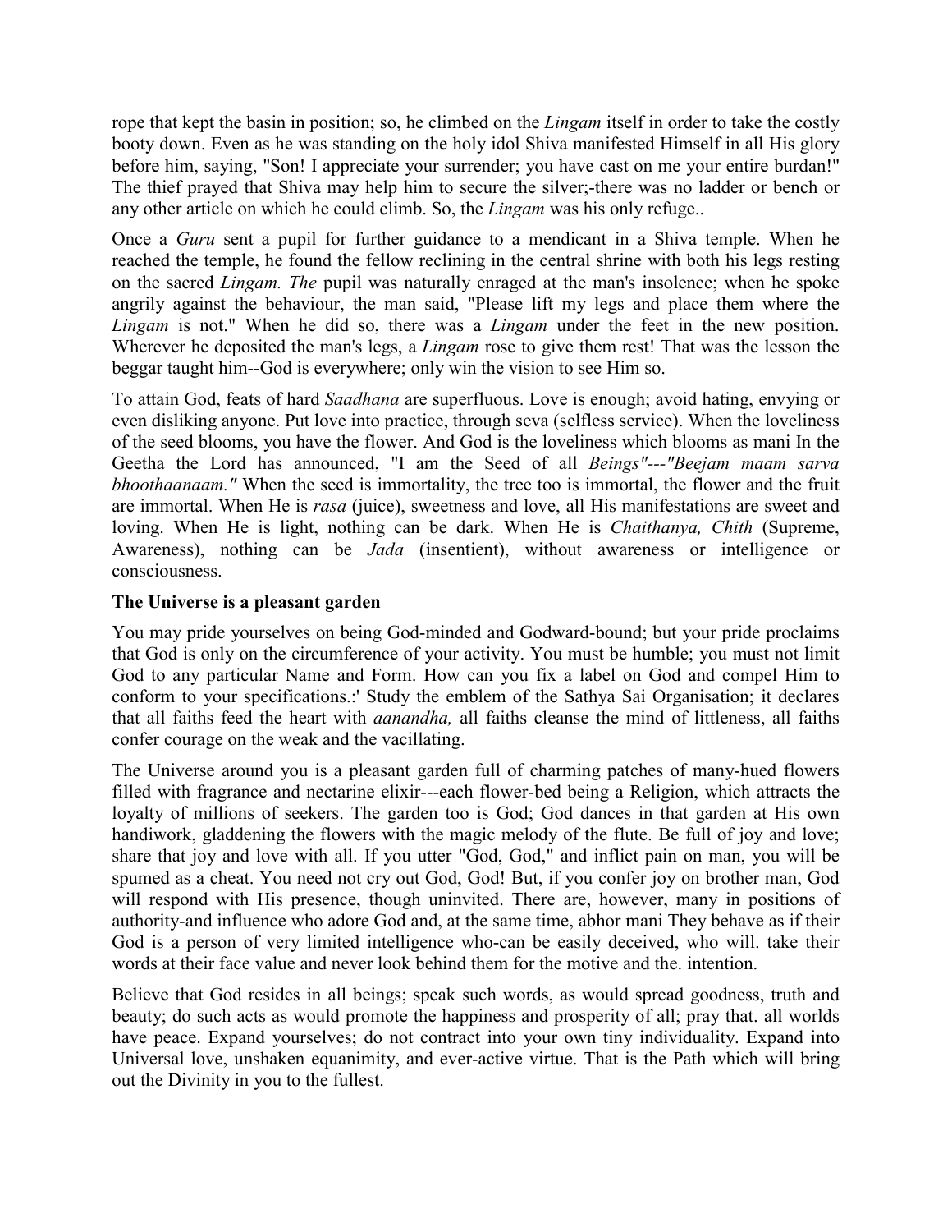rope that kept the basin in position; so, he climbed on the *Lingam* itself in order to take the costly booty down. Even as he was standing on the holy idol Shiva manifested Himself in all His glory before him, saying, "Son! I appreciate your surrender; you have cast on me your entire burdan!" The thief prayed that Shiva may help him to secure the silver;-there was no ladder or bench or any other article on which he could climb. So, the *Lingam* was his only refuge..

Once a *Guru* sent a pupil for further guidance to a mendicant in a Shiva temple. When he reached the temple, he found the fellow reclining in the central shrine with both his legs resting on the sacred *Lingam. The* pupil was naturally enraged at the man's insolence; when he spoke angrily against the behaviour, the man said, "Please lift my legs and place them where the *Lingam* is not." When he did so, there was a *Lingam* under the feet in the new position. Wherever he deposited the man's legs, a *Lingam* rose to give them rest! That was the lesson the beggar taught him--God is everywhere; only win the vision to see Him so.

To attain God, feats of hard *Saadhana* are superfluous. Love is enough; avoid hating, envying or even disliking anyone. Put love into practice, through seva (selfless service). When the loveliness of the seed blooms, you have the flower. And God is the loveliness which blooms as mani In the Geetha the Lord has announced, "I am the Seed of all *Beings"---"Beejam maam sarva bhoothaanaam."* When the seed is immortality, the tree too is immortal, the flower and the fruit are immortal. When He is *rasa* (juice), sweetness and love, all His manifestations are sweet and loving. When He is light, nothing can be dark. When He is *Chaithanya, Chith* (Supreme, Awareness), nothing can be *Jada* (insentient), without awareness or intelligence or consciousness.

**The Universe is a pleasant garden**

You may pride yourselves on being God-minded and Godward-bound; but your pride proclaims that God is only on the circumference of your activity. You must be humble; you must not limit God to any particular Name and Form. How can you fix a label on God and compel Him to conform to your specifications.:' Study the emblem of the Sathya Sai Organisation; it declares that all faiths feed the heart with *aanandha,* all faiths cleanse the mind of littleness, all faiths confer courage on the weak and the vacillating.

The Universe around you is a pleasant garden full of charming patches of many-hued flowers filled with fragrance and nectarine elixir---each flower-bed being a Religion, which attracts the loyalty of millions of seekers. The garden too is God; God dances in that garden at His own handiwork, gladdening the flowers with the magic melody of the flute. Be full of joy and love; share that joy and love with all. If you utter "God, God," and inflict pain on man, you will be spumed as a cheat. You need not cry out God, God! But, if you confer joy on brother man, God will respond with His presence, though uninvited. There are, however, many in positions of authority-and influence who adore God and, at the same time, abhor mani They behave as if their God is a person of very limited intelligence who-can be easily deceived, who will. take their words at their face value and never look behind them for the motive and the. intention.

Believe that God resides in all beings; speak such words, as would spread goodness, truth and beauty; do such acts as would promote the happiness and prosperity of all; pray that. all worlds have peace. Expand yourselves; do not contract into your own tiny individuality. Expand into Universal love, unshaken equanimity, and ever-active virtue. That is the Path which will bring out the Divinity in you to the fullest.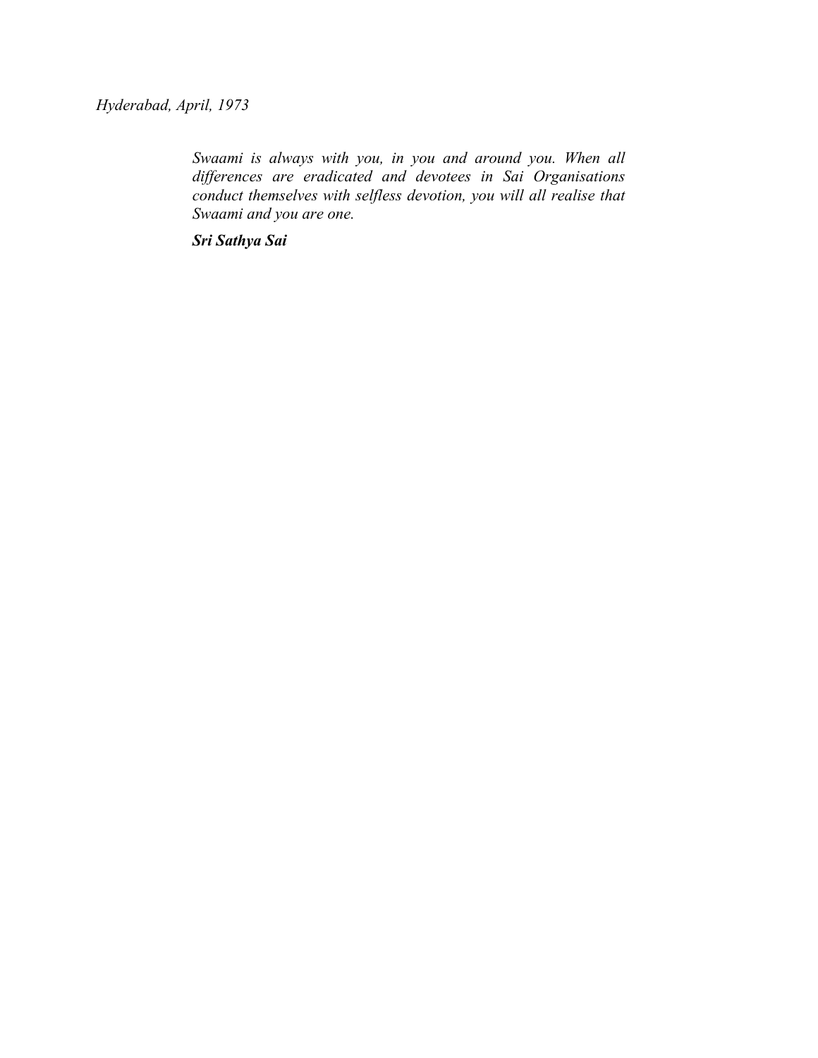*Hyderabad, April, 1973*

> *Swaami is always with you, in you and around you. When all differences are eradicated and devotees in Sai Organisations conduct themselves with selfless devotion, you will all realise that Swaami and you are one.*
>
> ***Sri Sathya Sai***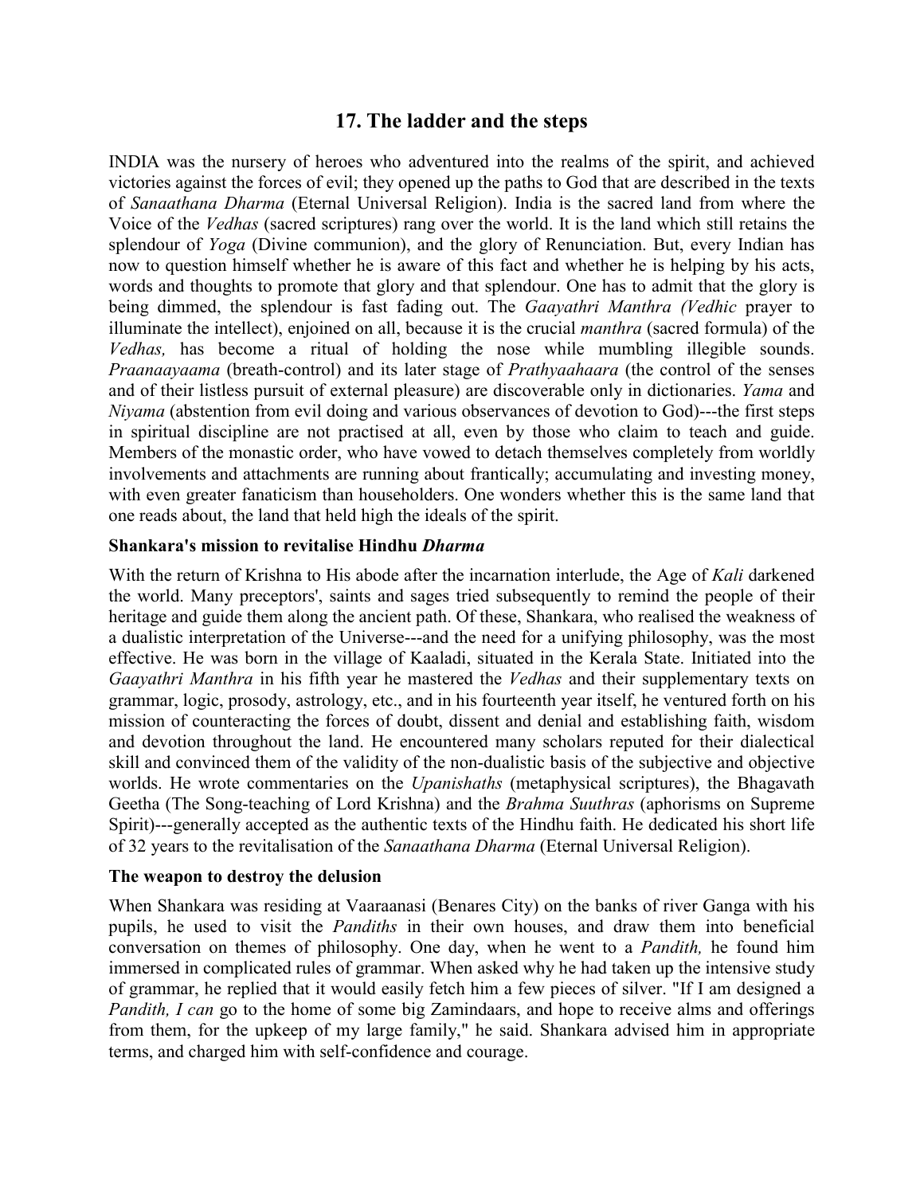## 17. The ladder and the steps

INDIA was the nursery of heroes who adventured into the realms of the spirit, and achieved victories against the forces of evil; they opened up the paths to God that are described in the texts of *Sanaathana Dharma* (Eternal Universal Religion). India is the sacred land from where the Voice of the *Vedhas* (sacred scriptures) rang over the world. It is the land which still retains the splendour of *Yoga* (Divine communion), and the glory of Renunciation. But, every Indian has now to question himself whether he is aware of this fact and whether he is helping by his acts, words and thoughts to promote that glory and that splendour. One has to admit that the glory is being dimmed, the splendour is fast fading out. The *Gaayathri Manthra (Vedhic* prayer to illuminate the intellect), enjoined on all, because it is the crucial *manthra* (sacred formula) of the *Vedhas,* has become a ritual of holding the nose while mumbling illegible sounds. *Praanaayaama* (breath-control) and its later stage of *Prathyaahaara* (the control of the senses and of their listless pursuit of external pleasure) are discoverable only in dictionaries. *Yama* and *Niyama* (abstention from evil doing and various observances of devotion to God)---the first steps in spiritual discipline are not practised at all, even by those who claim to teach and guide. Members of the monastic order, who have vowed to detach themselves completely from worldly involvements and attachments are running about frantically; accumulating and investing money, with even greater fanaticism than householders. One wonders whether this is the same land that one reads about, the land that held high the ideals of the spirit.

### Shankara's mission to revitalise Hindhu *Dharma*

With the return of Krishna to His abode after the incarnation interlude, the Age of *Kali* darkened the world. Many preceptors', saints and sages tried subsequently to remind the people of their heritage and guide them along the ancient path. Of these, Shankara, who realised the weakness of a dualistic interpretation of the Universe---and the need for a unifying philosophy, was the most effective. He was born in the village of Kaaladi, situated in the Kerala State. Initiated into the *Gaayathri Manthra* in his fifth year he mastered the *Vedhas* and their supplementary texts on grammar, logic, prosody, astrology, etc., and in his fourteenth year itself, he ventured forth on his mission of counteracting the forces of doubt, dissent and denial and establishing faith, wisdom and devotion throughout the land. He encountered many scholars reputed for their dialectical skill and convinced them of the validity of the non-dualistic basis of the subjective and objective worlds. He wrote commentaries on the *Upanishaths* (metaphysical scriptures), the Bhagavath Geetha (The Song-teaching of Lord Krishna) and the *Brahma Suuthras* (aphorisms on Supreme Spirit)---generally accepted as the authentic texts of the Hindhu faith. He dedicated his short life of 32 years to the revitalisation of the *Sanaathana Dharma* (Eternal Universal Religion).

### The weapon to destroy the delusion

When Shankara was residing at Vaaraanasi (Benares City) on the banks of river Ganga with his pupils, he used to visit the *Pandiths* in their own houses, and draw them into beneficial conversation on themes of philosophy. One day, when he went to a *Pandith,* he found him immersed in complicated rules of grammar. When asked why he had taken up the intensive study of grammar, he replied that it would easily fetch him a few pieces of silver. "If I am designed a *Pandith, I can* go to the home of some big Zamindaars, and hope to receive alms and offerings from them, for the upkeep of my large family," he said. Shankara advised him in appropriate terms, and charged him with self-confidence and courage.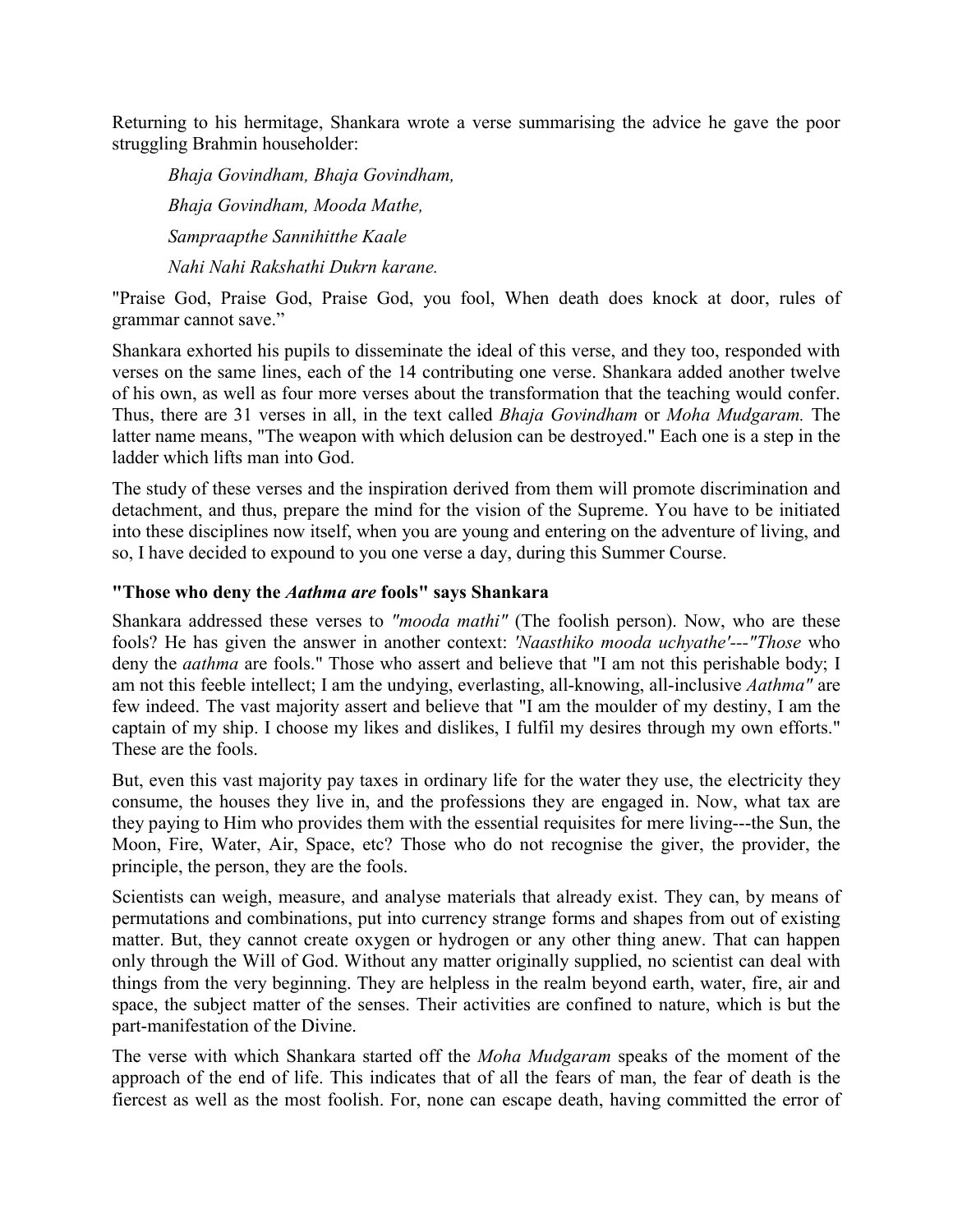Returning to his hermitage, Shankara wrote a verse summarising the advice he gave the poor struggling Brahmin householder:

> *Bhaja Govindham, Bhaja Govindham,*
>
> *Bhaja Govindham, Mooda Mathe,*
>
> *Sampraapthe Sannihitthe Kaale*
>
> *Nahi Nahi Rakshathi Dukrn karane.*

"Praise God, Praise God, Praise God, you fool, When death does knock at door, rules of grammar cannot save."

Shankara exhorted his pupils to disseminate the ideal of this verse, and they too, responded with verses on the same lines, each of the 14 contributing one verse. Shankara added another twelve of his own, as well as four more verses about the transformation that the teaching would confer. Thus, there are 31 verses in all, in the text called *Bhaja Govindham* or *Moha Mudgaram.* The latter name means, "The weapon with which delusion can be destroyed." Each one is a step in the ladder which lifts man into God.

The study of these verses and the inspiration derived from them will promote discrimination and detachment, and thus, prepare the mind for the vision of the Supreme. You have to be initiated into these disciplines now itself, when you are young and entering on the adventure of living, and so, I have decided to expound to you one verse a day, during this Summer Course.

### "Those who deny the *Aathma are* fools" says Shankara

Shankara addressed these verses to *"mooda mathi"* (The foolish person). Now, who are these fools? He has given the answer in another context: *'Naasthiko mooda uchyathe'---"Those* who deny the *aathma* are fools." Those who assert and believe that "I am not this perishable body; I am not this feeble intellect; I am the undying, everlasting, all-knowing, all-inclusive *Aathma"* are few indeed. The vast majority assert and believe that "I am the moulder of my destiny, I am the captain of my ship. I choose my likes and dislikes, I fulfil my desires through my own efforts." These are the fools.

But, even this vast majority pay taxes in ordinary life for the water they use, the electricity they consume, the houses they live in, and the professions they are engaged in. Now, what tax are they paying to Him who provides them with the essential requisites for mere living---the Sun, the Moon, Fire, Water, Air, Space, etc? Those who do not recognise the giver, the provider, the principle, the person, they are the fools.

Scientists can weigh, measure, and analyse materials that already exist. They can, by means of permutations and combinations, put into currency strange forms and shapes from out of existing matter. But, they cannot create oxygen or hydrogen or any other thing anew. That can happen only through the Will of God. Without any matter originally supplied, no scientist can deal with things from the very beginning. They are helpless in the realm beyond earth, water, fire, air and space, the subject matter of the senses. Their activities are confined to nature, which is but the part-manifestation of the Divine.

The verse with which Shankara started off the *Moha Mudgaram* speaks of the moment of the approach of the end of life. This indicates that of all the fears of man, the fear of death is the fiercest as well as the most foolish. For, none can escape death, having committed the error of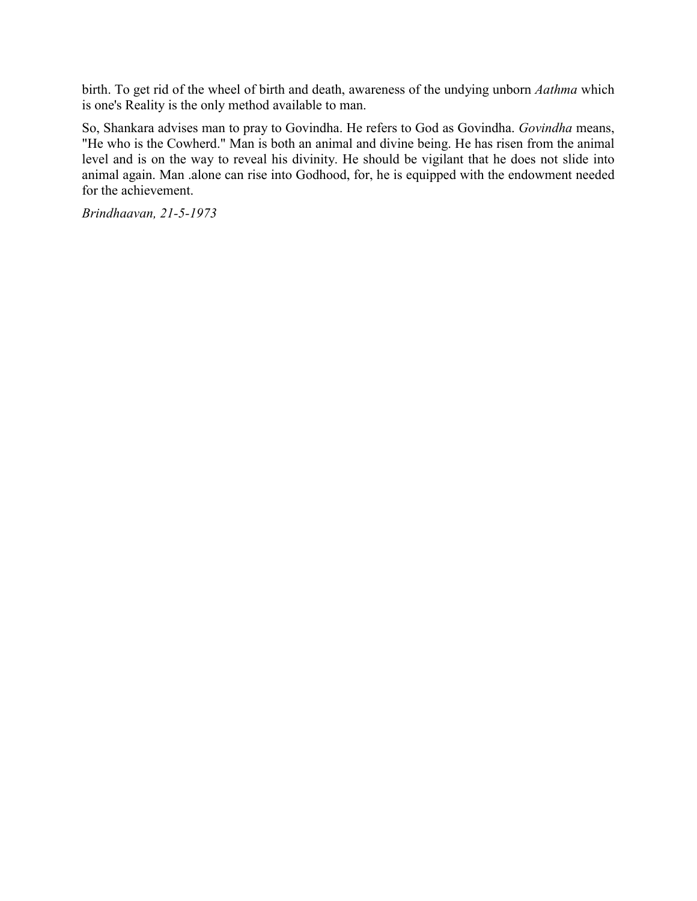birth. To get rid of the wheel of birth and death, awareness of the undying unborn *Aathma* which is one's Reality is the only method available to man.

So, Shankara advises man to pray to Govindha. He refers to God as Govindha. *Govindha* means, "He who is the Cowherd." Man is both an animal and divine being. He has risen from the animal level and is on the way to reveal his divinity. He should be vigilant that he does not slide into animal again. Man .alone can rise into Godhood, for, he is equipped with the endowment needed for the achievement.

*Brindhaavan, 21-5-1973*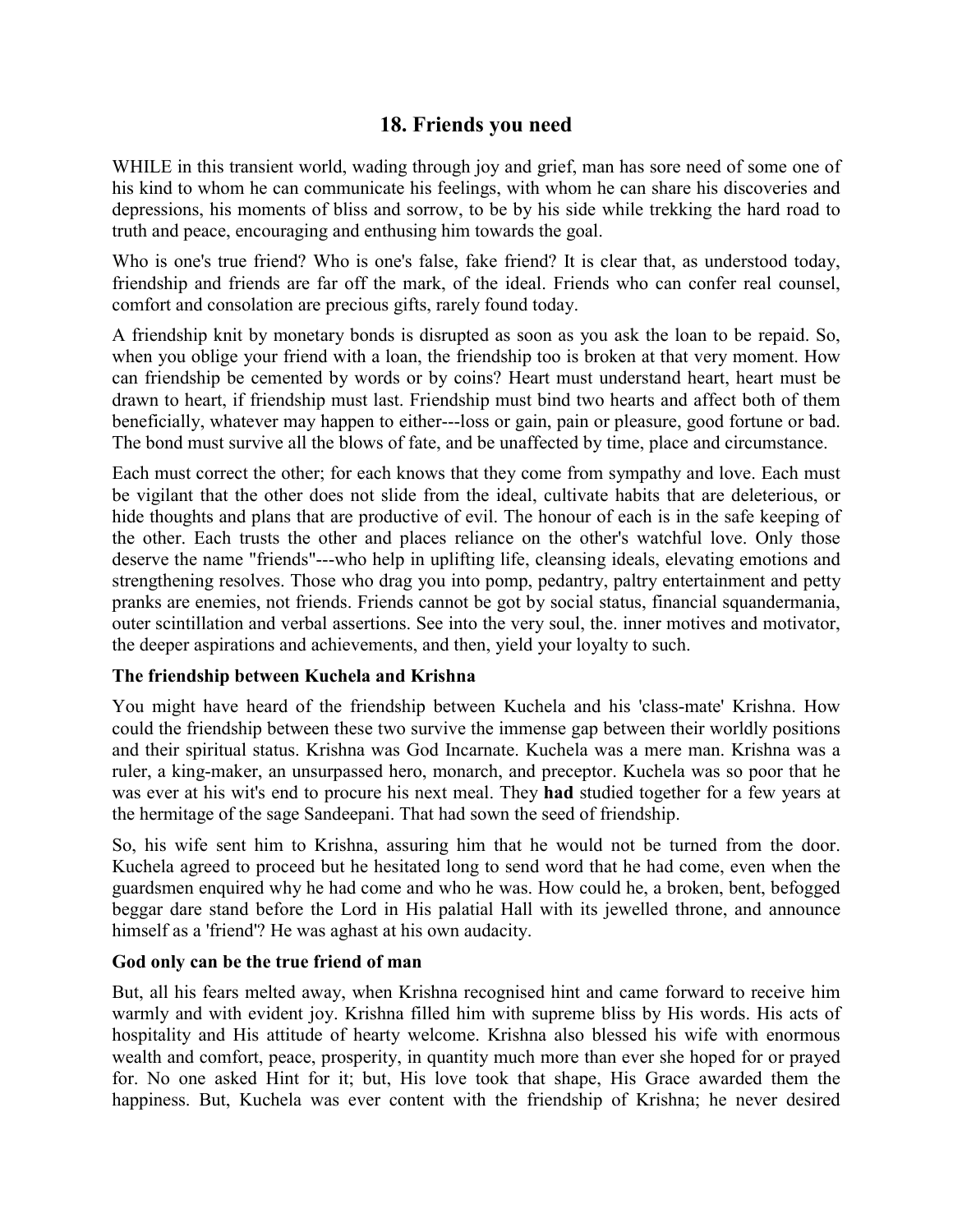## 18. Friends you need

WHILE in this transient world, wading through joy and grief, man has sore need of some one of his kind to whom he can communicate his feelings, with whom he can share his discoveries and depressions, his moments of bliss and sorrow, to be by his side while trekking the hard road to truth and peace, encouraging and enthusing him towards the goal.

Who is one's true friend? Who is one's false, fake friend? It is clear that, as understood today, friendship and friends are far off the mark, of the ideal. Friends who can confer real counsel, comfort and consolation are precious gifts, rarely found today.

A friendship knit by monetary bonds is disrupted as soon as you ask the loan to be repaid. So, when you oblige your friend with a loan, the friendship too is broken at that very moment. How can friendship be cemented by words or by coins? Heart must understand heart, heart must be drawn to heart, if friendship must last. Friendship must bind two hearts and affect both of them beneficially, whatever may happen to either---loss or gain, pain or pleasure, good fortune or bad. The bond must survive all the blows of fate, and be unaffected by time, place and circumstance.

Each must correct the other; for each knows that they come from sympathy and love. Each must be vigilant that the other does not slide from the ideal, cultivate habits that are deleterious, or hide thoughts and plans that are productive of evil. The honour of each is in the safe keeping of the other. Each trusts the other and places reliance on the other's watchful love. Only those deserve the name "friends"---who help in uplifting life, cleansing ideals, elevating emotions and strengthening resolves. Those who drag you into pomp, pedantry, paltry entertainment and petty pranks are enemies, not friends. Friends cannot be got by social status, financial squandermania, outer scintillation and verbal assertions. See into the very soul, the. inner motives and motivator, the deeper aspirations and achievements, and then, yield your loyalty to such.

### The friendship between Kuchela and Krishna

You might have heard of the friendship between Kuchela and his 'class-mate' Krishna. How could the friendship between these two survive the immense gap between their worldly positions and their spiritual status. Krishna was God Incarnate. Kuchela was a mere man. Krishna was a ruler, a king-maker, an unsurpassed hero, monarch, and preceptor. Kuchela was so poor that he was ever at his wit's end to procure his next meal. They **had** studied together for a few years at the hermitage of the sage Sandeepani. That had sown the seed of friendship.

So, his wife sent him to Krishna, assuring him that he would not be turned from the door. Kuchela agreed to proceed but he hesitated long to send word that he had come, even when the guardsmen enquired why he had come and who he was. How could he, a broken, bent, befogged beggar dare stand before the Lord in His palatial Hall with its jewelled throne, and announce himself as a 'friend'? He was aghast at his own audacity.

### God only can be the true friend of man

But, all his fears melted away, when Krishna recognised hint and came forward to receive him warmly and with evident joy. Krishna filled him with supreme bliss by His words. His acts of hospitality and His attitude of hearty welcome. Krishna also blessed his wife with enormous wealth and comfort, peace, prosperity, in quantity much more than ever she hoped for or prayed for. No one asked Hint for it; but, His love took that shape, His Grace awarded them the happiness. But, Kuchela was ever content with the friendship of Krishna; he never desired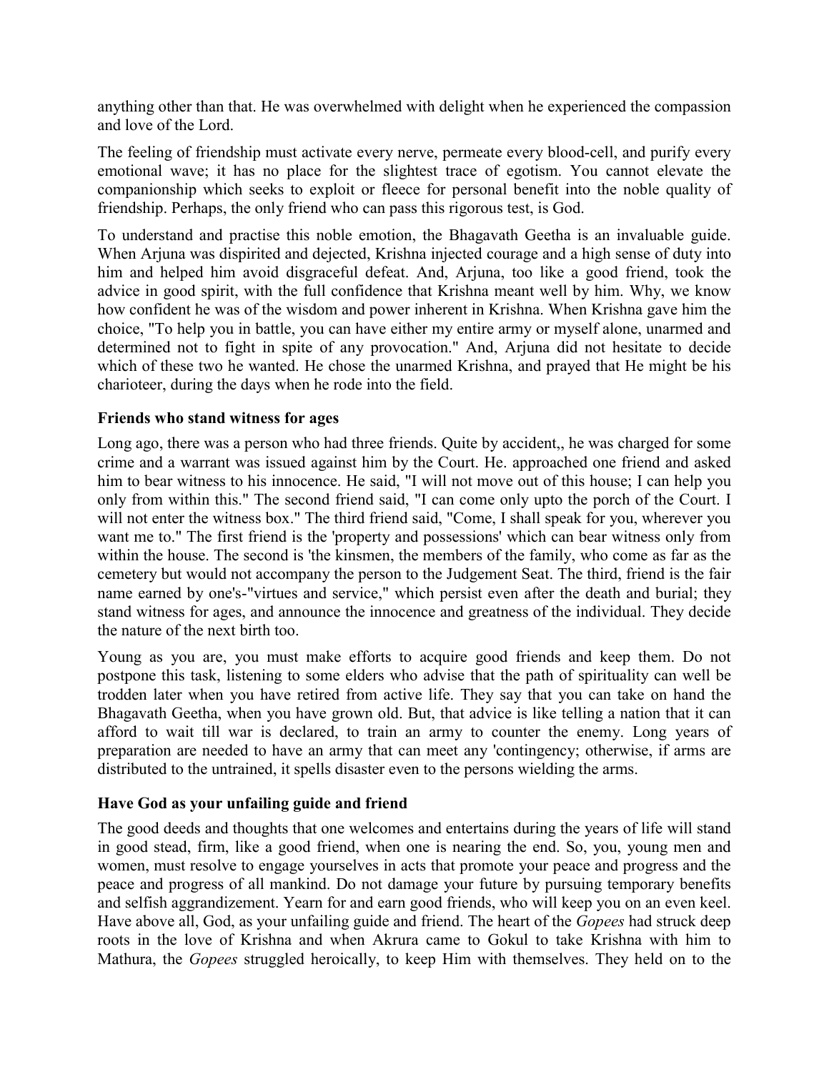anything other than that. He was overwhelmed with delight when he experienced the compassion and love of the Lord.

The feeling of friendship must activate every nerve, permeate every blood-cell, and purify every emotional wave; it has no place for the slightest trace of egotism. You cannot elevate the companionship which seeks to exploit or fleece for personal benefit into the noble quality of friendship. Perhaps, the only friend who can pass this rigorous test, is God.

To understand and practise this noble emotion, the Bhagavath Geetha is an invaluable guide. When Arjuna was dispirited and dejected, Krishna injected courage and a high sense of duty into him and helped him avoid disgraceful defeat. And, Arjuna, too like a good friend, took the advice in good spirit, with the full confidence that Krishna meant well by him. Why, we know how confident he was of the wisdom and power inherent in Krishna. When Krishna gave him the choice, "To help you in battle, you can have either my entire army or myself alone, unarmed and determined not to fight in spite of any provocation." And, Arjuna did not hesitate to decide which of these two he wanted. He chose the unarmed Krishna, and prayed that He might be his charioteer, during the days when he rode into the field.

### Friends who stand witness for ages

Long ago, there was a person who had three friends. Quite by accident,, he was charged for some crime and a warrant was issued against him by the Court. He. approached one friend and asked him to bear witness to his innocence. He said, "I will not move out of this house; I can help you only from within this." The second friend said, "I can come only upto the porch of the Court. I will not enter the witness box." The third friend said, "Come, I shall speak for you, wherever you want me to." The first friend is the 'property and possessions' which can bear witness only from within the house. The second is 'the kinsmen, the members of the family, who come as far as the cemetery but would not accompany the person to the Judgement Seat. The third, friend is the fair name earned by one's-"virtues and service," which persist even after the death and burial; they stand witness for ages, and announce the innocence and greatness of the individual. They decide the nature of the next birth too.

Young as you are, you must make efforts to acquire good friends and keep them. Do not postpone this task, listening to some elders who advise that the path of spirituality can well be trodden later when you have retired from active life. They say that you can take on hand the Bhagavath Geetha, when you have grown old. But, that advice is like telling a nation that it can afford to wait till war is declared, to train an army to counter the enemy. Long years of preparation are needed to have an army that can meet any 'contingency; otherwise, if arms are distributed to the untrained, it spells disaster even to the persons wielding the arms.

### Have God as your unfailing guide and friend

The good deeds and thoughts that one welcomes and entertains during the years of life will stand in good stead, firm, like a good friend, when one is nearing the end. So, you, young men and women, must resolve to engage yourselves in acts that promote your peace and progress and the peace and progress of all mankind. Do not damage your future by pursuing temporary benefits and selfish aggrandizement. Yearn for and earn good friends, who will keep you on an even keel. Have above all, God, as your unfailing guide and friend. The heart of the *Gopees* had struck deep roots in the love of Krishna and when Akrura came to Gokul to take Krishna with him to Mathura, the *Gopees* struggled heroically, to keep Him with themselves. They held on to the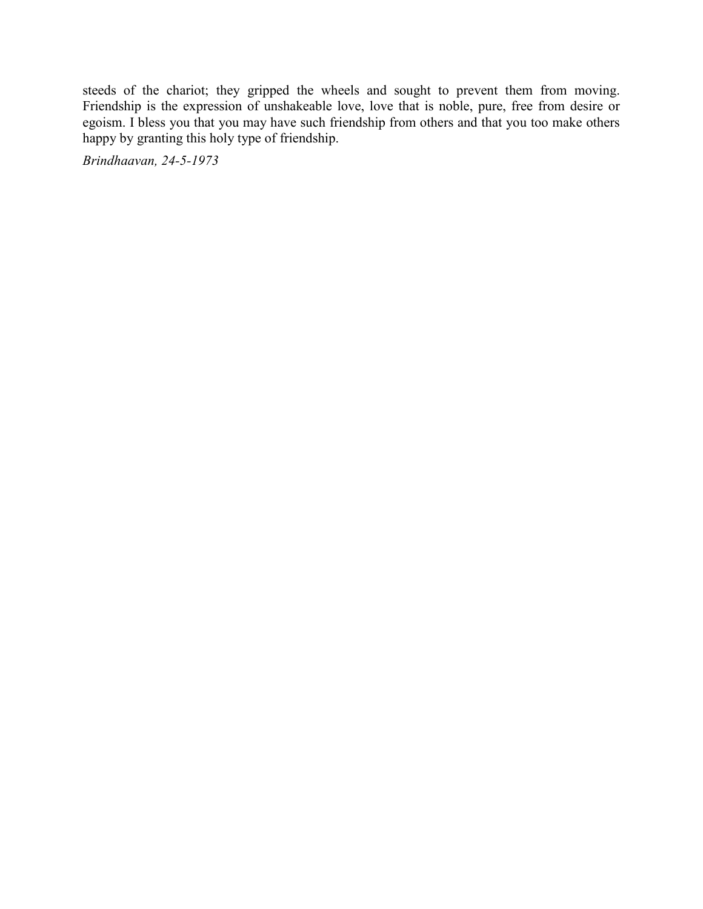steeds of the chariot; they gripped the wheels and sought to prevent them from moving. Friendship is the expression of unshakeable love, love that is noble, pure, free from desire or egoism. I bless you that you may have such friendship from others and that you too make others happy by granting this holy type of friendship.

*Brindhaavan, 24-5-1973*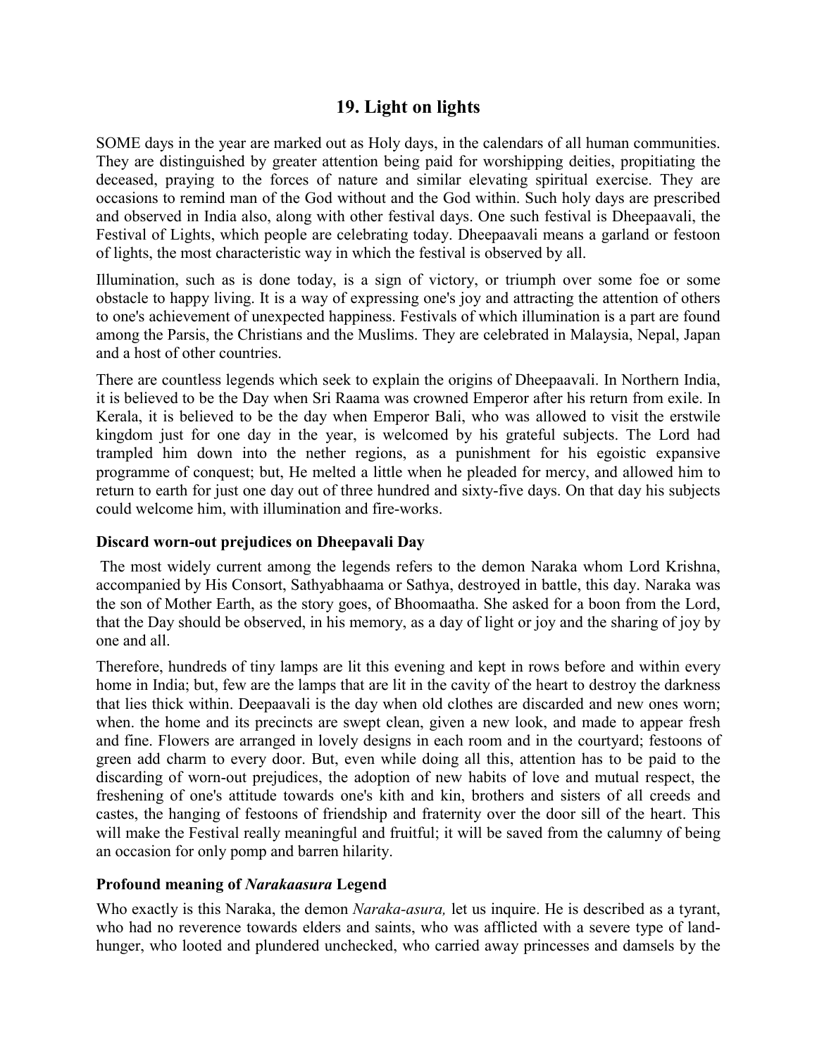## 19. Light on lights

SOME days in the year are marked out as Holy days, in the calendars of all human communities. They are distinguished by greater attention being paid for worshipping deities, propitiating the deceased, praying to the forces of nature and similar elevating spiritual exercise. They are occasions to remind man of the God without and the God within. Such holy days are prescribed and observed in India also, along with other festival days. One such festival is Dheepaavali, the Festival of Lights, which people are celebrating today. Dheepaavali means a garland or festoon of lights, the most characteristic way in which the festival is observed by all.

Illumination, such as is done today, is a sign of victory, or triumph over some foe or some obstacle to happy living. It is a way of expressing one's joy and attracting the attention of others to one's achievement of unexpected happiness. Festivals of which illumination is a part are found among the Parsis, the Christians and the Muslims. They are celebrated in Malaysia, Nepal, Japan and a host of other countries.

There are countless legends which seek to explain the origins of Dheepaavali. In Northern India, it is believed to be the Day when Sri Raama was crowned Emperor after his return from exile. In Kerala, it is believed to be the day when Emperor Bali, who was allowed to visit the erstwile kingdom just for one day in the year, is welcomed by his grateful subjects. The Lord had trampled him down into the nether regions, as a punishment for his egoistic expansive programme of conquest; but, He melted a little when he pleaded for mercy, and allowed him to return to earth for just one day out of three hundred and sixty-five days. On that day his subjects could welcome him, with illumination and fire-works.

### Discard worn-out prejudices on Dheepavali Day

The most widely current among the legends refers to the demon Naraka whom Lord Krishna, accompanied by His Consort, Sathyabhaama or Sathya, destroyed in battle, this day. Naraka was the son of Mother Earth, as the story goes, of Bhoomaatha. She asked for a boon from the Lord, that the Day should be observed, in his memory, as a day of light or joy and the sharing of joy by one and all.

Therefore, hundreds of tiny lamps are lit this evening and kept in rows before and within every home in India; but, few are the lamps that are lit in the cavity of the heart to destroy the darkness that lies thick within. Deepaavali is the day when old clothes are discarded and new ones worn; when. the home and its precincts are swept clean, given a new look, and made to appear fresh and fine. Flowers are arranged in lovely designs in each room and in the courtyard; festoons of green add charm to every door. But, even while doing all this, attention has to be paid to the discarding of worn-out prejudices, the adoption of new habits of love and mutual respect, the freshening of one's attitude towards one's kith and kin, brothers and sisters of all creeds and castes, the hanging of festoons of friendship and fraternity over the door sill of the heart. This will make the Festival really meaningful and fruitful; it will be saved from the calumny of being an occasion for only pomp and barren hilarity.

### Profound meaning of *Narakaasura* Legend

Who exactly is this Naraka, the demon *Naraka-asura,* let us inquire. He is described as a tyrant, who had no reverence towards elders and saints, who was afflicted with a severe type of land-hunger, who looted and plundered unchecked, who carried away princesses and damsels by the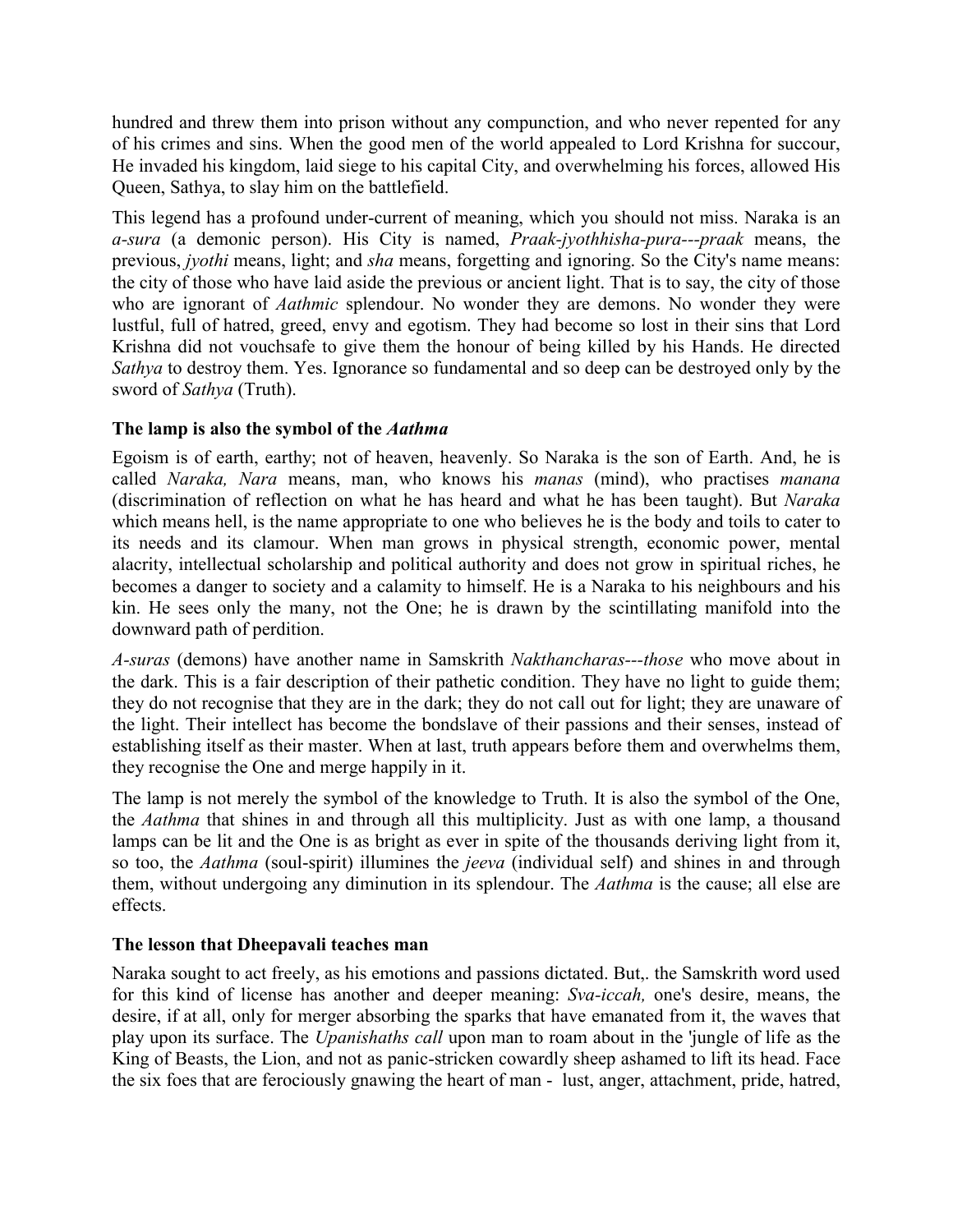hundred and threw them into prison without any compunction, and who never repented for any of his crimes and sins. When the good men of the world appealed to Lord Krishna for succour, He invaded his kingdom, laid siege to his capital City, and overwhelming his forces, allowed His Queen, Sathya, to slay him on the battlefield.

This legend has a profound under-current of meaning, which you should not miss. Naraka is an *a-sura* (a demonic person). His City is named, *Praak-jyothhisha-pura---praak* means, the previous, *jyothi* means, light; and *sha* means, forgetting and ignoring. So the City's name means: the city of those who have laid aside the previous or ancient light. That is to say, the city of those who are ignorant of *Aathmic* splendour. No wonder they are demons. No wonder they were lustful, full of hatred, greed, envy and egotism. They had become so lost in their sins that Lord Krishna did not vouchsafe to give them the honour of being killed by his Hands. He directed *Sathya* to destroy them. Yes. Ignorance so fundamental and so deep can be destroyed only by the sword of *Sathya* (Truth).

### The lamp is also the symbol of the *Aathma*

Egoism is of earth, earthy; not of heaven, heavenly. So Naraka is the son of Earth. And, he is called *Naraka, Nara* means, man, who knows his *manas* (mind), who practises *manana* (discrimination of reflection on what he has heard and what he has been taught). But *Naraka* which means hell, is the name appropriate to one who believes he is the body and toils to cater to its needs and its clamour. When man grows in physical strength, economic power, mental alacrity, intellectual scholarship and political authority and does not grow in spiritual riches, he becomes a danger to society and a calamity to himself. He is a Naraka to his neighbours and his kin. He sees only the many, not the One; he is drawn by the scintillating manifold into the downward path of perdition.

*A-suras* (demons) have another name in Samskrith *Nakthancharas---those* who move about in the dark. This is a fair description of their pathetic condition. They have no light to guide them; they do not recognise that they are in the dark; they do not call out for light; they are unaware of the light. Their intellect has become the bondslave of their passions and their senses, instead of establishing itself as their master. When at last, truth appears before them and overwhelms them, they recognise the One and merge happily in it.

The lamp is not merely the symbol of the knowledge to Truth. It is also the symbol of the One, the *Aathma* that shines in and through all this multiplicity. Just as with one lamp, a thousand lamps can be lit and the One is as bright as ever in spite of the thousands deriving light from it, so too, the *Aathma* (soul-spirit) illumines the *jeeva* (individual self) and shines in and through them, without undergoing any diminution in its splendour. The *Aathma* is the cause; all else are effects.

### The lesson that Dheepavali teaches man

Naraka sought to act freely, as his emotions and passions dictated. But,. the Samskrith word used for this kind of license has another and deeper meaning: *Sva-iccah,* one's desire, means, the desire, if at all, only for merger absorbing the sparks that have emanated from it, the waves that play upon its surface. The *Upanishaths call* upon man to roam about in the 'jungle of life as the King of Beasts, the Lion, and not as panic-stricken cowardly sheep ashamed to lift its head. Face the six foes that are ferociously gnawing the heart of man - lust, anger, attachment, pride, hatred,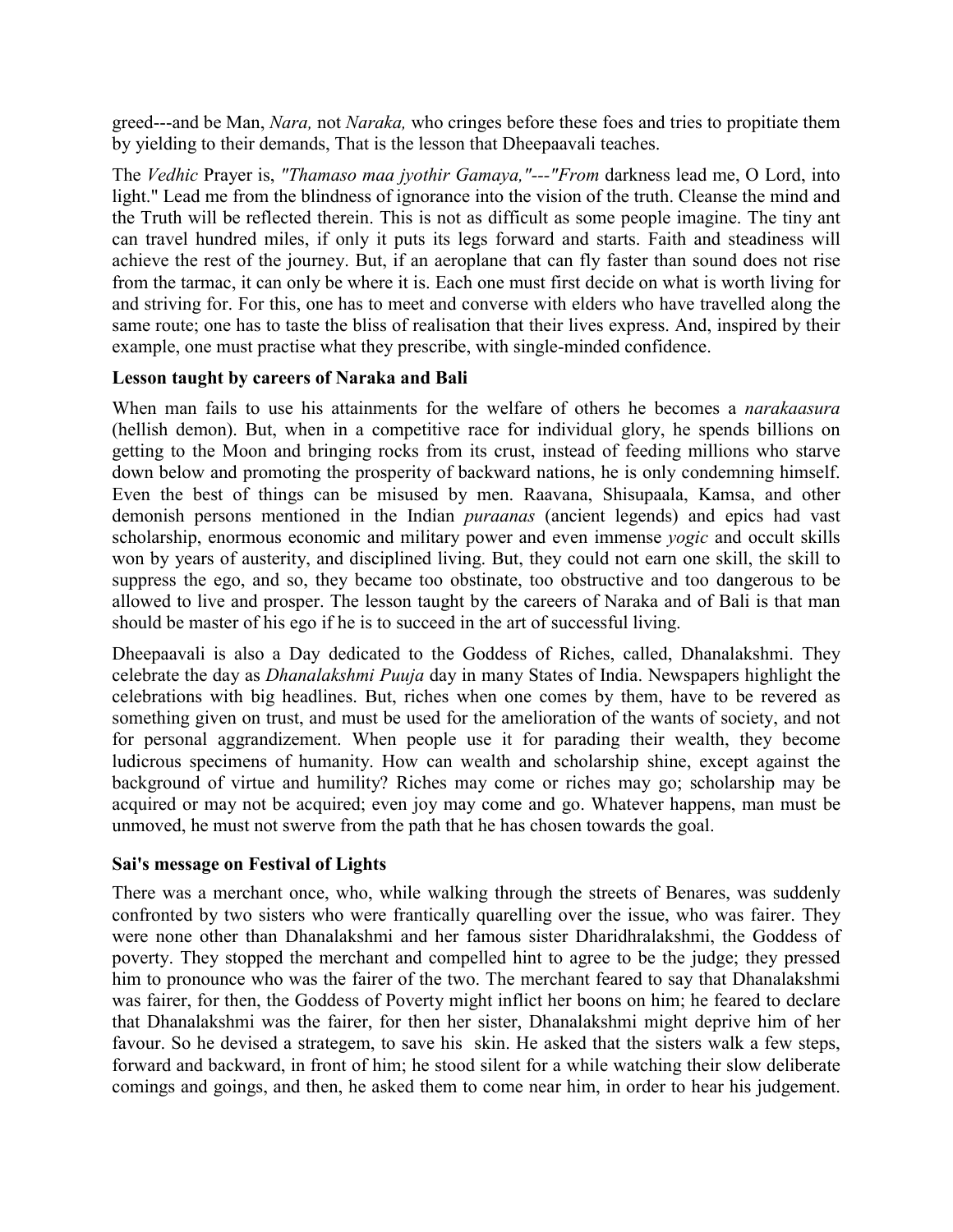greed---and be Man, *Nara,* not *Naraka,* who cringes before these foes and tries to propitiate them by yielding to their demands, That is the lesson that Dheepaavali teaches.

The *Vedhic* Prayer is, *"Thamaso maa jyothir Gamaya,"---"From* darkness lead me, O Lord, into light." Lead me from the blindness of ignorance into the vision of the truth. Cleanse the mind and the Truth will be reflected therein. This is not as difficult as some people imagine. The tiny ant can travel hundred miles, if only it puts its legs forward and starts. Faith and steadiness will achieve the rest of the journey. But, if an aeroplane that can fly faster than sound does not rise from the tarmac, it can only be where it is. Each one must first decide on what is worth living for and striving for. For this, one has to meet and converse with elders who have travelled along the same route; one has to taste the bliss of realisation that their lives express. And, inspired by their example, one must practise what they prescribe, with single-minded confidence.

**Lesson taught by careers of Naraka and Bali**

When man fails to use his attainments for the welfare of others he becomes a *narakaasura* (hellish demon). But, when in a competitive race for individual glory, he spends billions on getting to the Moon and bringing rocks from its crust, instead of feeding millions who starve down below and promoting the prosperity of backward nations, he is only condemning himself. Even the best of things can be misused by men. Raavana, Shisupaala, Kamsa, and other demonish persons mentioned in the Indian *puraanas* (ancient legends) and epics had vast scholarship, enormous economic and military power and even immense *yogic* and occult skills won by years of austerity, and disciplined living. But, they could not earn one skill, the skill to suppress the ego, and so, they became too obstinate, too obstructive and too dangerous to be allowed to live and prosper. The lesson taught by the careers of Naraka and of Bali is that man should be master of his ego if he is to succeed in the art of successful living.

Dheepaavali is also a Day dedicated to the Goddess of Riches, called, Dhanalakshmi. They celebrate the day as *Dhanalakshmi Puuja* day in many States of India. Newspapers highlight the celebrations with big headlines. But, riches when one comes by them, have to be revered as something given on trust, and must be used for the amelioration of the wants of society, and not for personal aggrandizement. When people use it for parading their wealth, they become ludicrous specimens of humanity. How can wealth and scholarship shine, except against the background of virtue and humility? Riches may come or riches may go; scholarship may be acquired or may not be acquired; even joy may come and go. Whatever happens, man must be unmoved, he must not swerve from the path that he has chosen towards the goal.

**Sai's message on Festival of Lights**

There was a merchant once, who, while walking through the streets of Benares, was suddenly confronted by two sisters who were frantically quarelling over the issue, who was fairer. They were none other than Dhanalakshmi and her famous sister Dharidhralakshmi, the Goddess of poverty. They stopped the merchant and compelled hint to agree to be the judge; they pressed him to pronounce who was the fairer of the two. The merchant feared to say that Dhanalakshmi was fairer, for then, the Goddess of Poverty might inflict her boons on him; he feared to declare that Dhanalakshmi was the fairer, for then her sister, Dhanalakshmi might deprive him of her favour. So he devised a strategem, to save his skin. He asked that the sisters walk a few steps, forward and backward, in front of him; he stood silent for a while watching their slow deliberate comings and goings, and then, he asked them to come near him, in order to hear his judgement.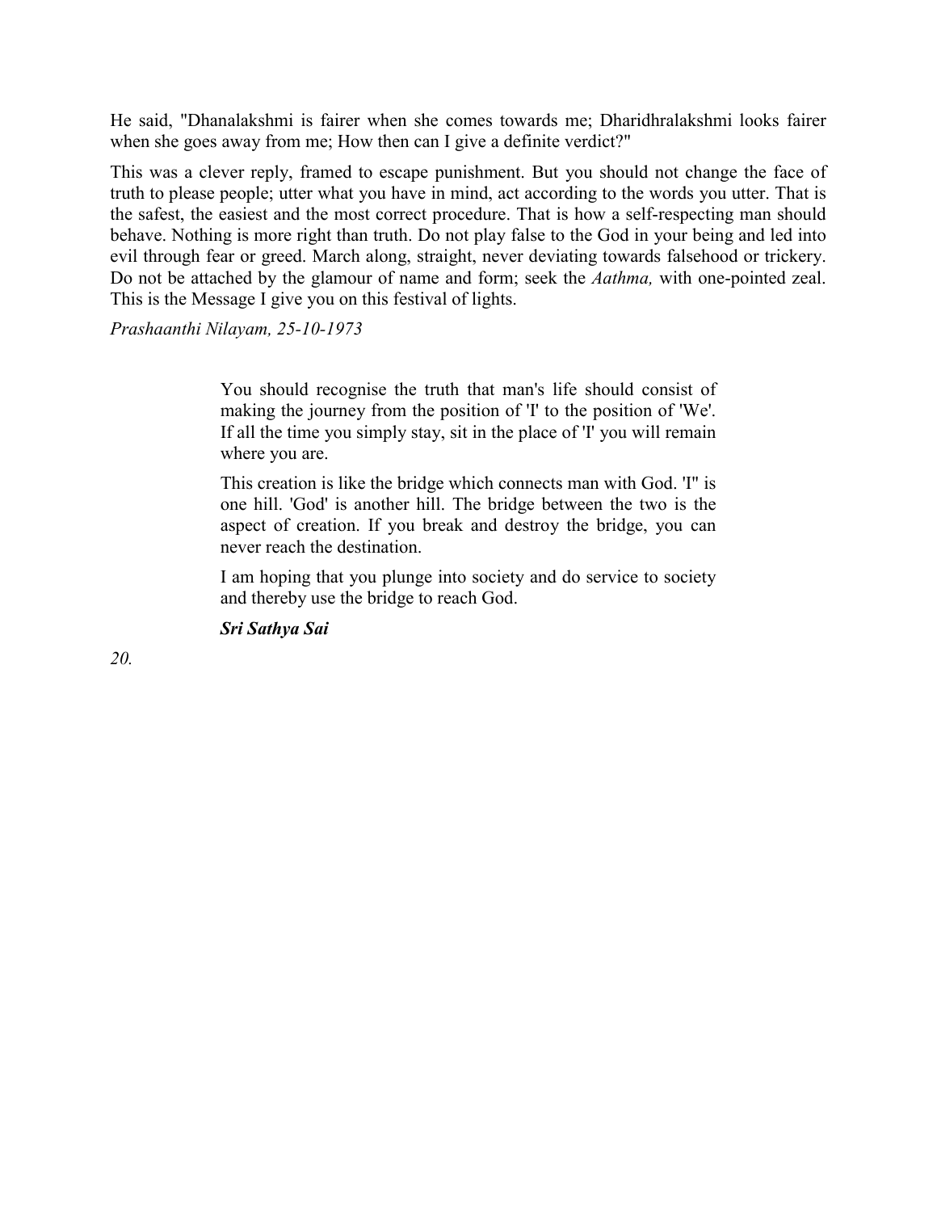He said, "Dhanalakshmi is fairer when she comes towards me; Dharidhralakshmi looks fairer when she goes away from me; How then can I give a definite verdict?"

This was a clever reply, framed to escape punishment. But you should not change the face of truth to please people; utter what you have in mind, act according to the words you utter. That is the safest, the easiest and the most correct procedure. That is how a self-respecting man should behave. Nothing is more right than truth. Do not play false to the God in your being and led into evil through fear or greed. March along, straight, never deviating towards falsehood or trickery. Do not be attached by the glamour of name and form; seek the *Aathma,* with one-pointed zeal. This is the Message I give you on this festival of lights.

*Prashaanthi Nilayam, 25-10-1973*

> You should recognise the truth that man's life should consist of making the journey from the position of 'I' to the position of 'We'. If all the time you simply stay, sit in the place of 'I' you will remain where you are.
>
> This creation is like the bridge which connects man with God. 'I" is one hill. 'God' is another hill. The bridge between the two is the aspect of creation. If you break and destroy the bridge, you can never reach the destination.
>
> I am hoping that you plunge into society and do service to society and thereby use the bridge to reach God.
>
> ***Sri Sathya Sai***

*20.*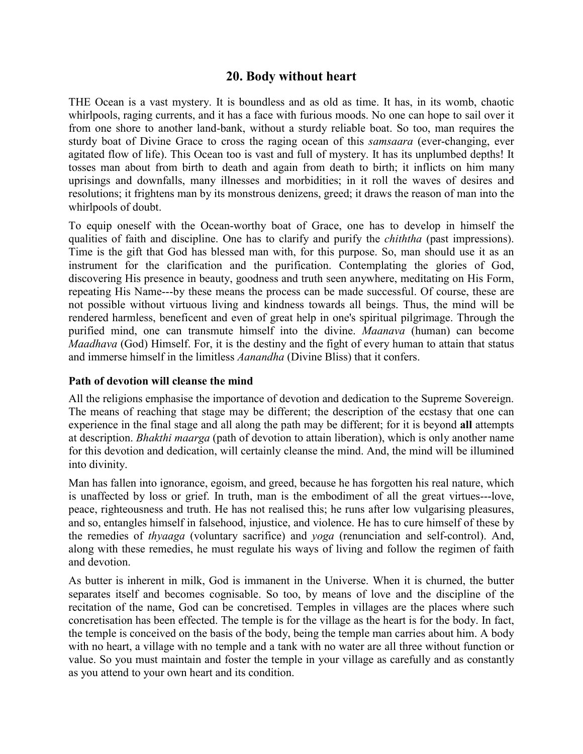## 20. Body without heart

THE Ocean is a vast mystery. It is boundless and as old as time. It has, in its womb, chaotic whirlpools, raging currents, and it has a face with furious moods. No one can hope to sail over it from one shore to another land-bank, without a sturdy reliable boat. So too, man requires the sturdy boat of Divine Grace to cross the raging ocean of this *samsaara* (ever-changing, ever agitated flow of life). This Ocean too is vast and full of mystery. It has its unplumbed depths! It tosses man about from birth to death and again from death to birth; it inflicts on him many uprisings and downfalls, many illnesses and morbidities; in it roll the waves of desires and resolutions; it frightens man by its monstrous denizens, greed; it draws the reason of man into the whirlpools of doubt.

To equip oneself with the Ocean-worthy boat of Grace, one has to develop in himself the qualities of faith and discipline. One has to clarify and purify the *chiththa* (past impressions). Time is the gift that God has blessed man with, for this purpose. So, man should use it as an instrument for the clarification and the purification. Contemplating the glories of God, discovering His presence in beauty, goodness and truth seen anywhere, meditating on His Form, repeating His Name---by these means the process can be made successful. Of course, these are not possible without virtuous living and kindness towards all beings. Thus, the mind will be rendered harmless, beneficent and even of great help in one's spiritual pilgrimage. Through the purified mind, one can transmute himself into the divine. *Maanava* (human) can become *Maadhava* (God) Himself. For, it is the destiny and the fight of every human to attain that status and immerse himself in the limitless *Aanandha* (Divine Bliss) that it confers.

### Path of devotion will cleanse the mind

All the religions emphasise the importance of devotion and dedication to the Supreme Sovereign. The means of reaching that stage may be different; the description of the ecstasy that one can experience in the final stage and all along the path may be different; for it is beyond **all** attempts at description. *Bhakthi maarga* (path of devotion to attain liberation), which is only another name for this devotion and dedication, will certainly cleanse the mind. And, the mind will be illumined into divinity.

Man has fallen into ignorance, egoism, and greed, because he has forgotten his real nature, which is unaffected by loss or grief. In truth, man is the embodiment of all the great virtues---love, peace, righteousness and truth. He has not realised this; he runs after low vulgarising pleasures, and so, entangles himself in falsehood, injustice, and violence. He has to cure himself of these by the remedies of *thyaaga* (voluntary sacrifice) and *yoga* (renunciation and self-control). And, along with these remedies, he must regulate his ways of living and follow the regimen of faith and devotion.

As butter is inherent in milk, God is immanent in the Universe. When it is churned, the butter separates itself and becomes cognisable. So too, by means of love and the discipline of the recitation of the name, God can be concretised. Temples in villages are the places where such concretisation has been effected. The temple is for the village as the heart is for the body. In fact, the temple is conceived on the basis of the body, being the temple man carries about him. A body with no heart, a village with no temple and a tank with no water are all three without function or value. So you must maintain and foster the temple in your village as carefully and as constantly as you attend to your own heart and its condition.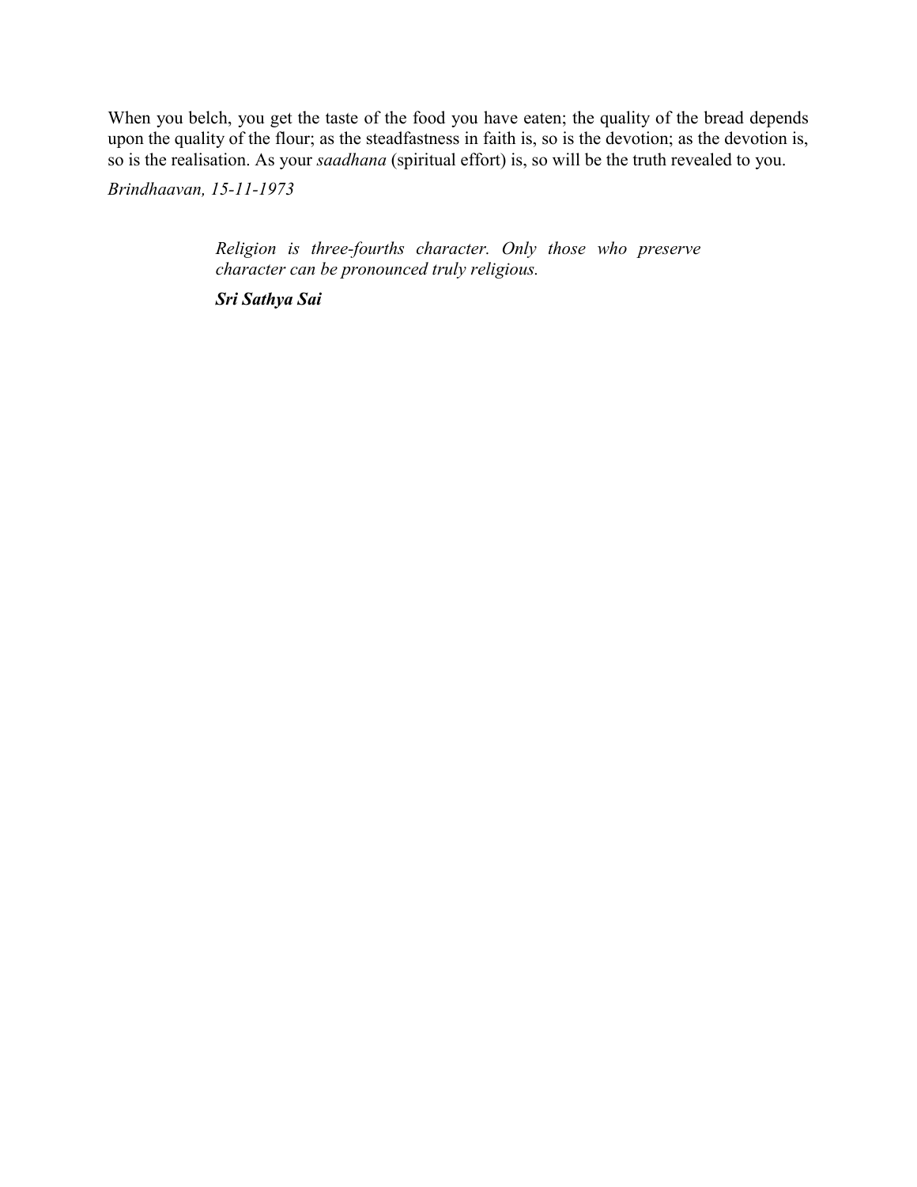When you belch, you get the taste of the food you have eaten; the quality of the bread depends upon the quality of the flour; as the steadfastness in faith is, so is the devotion; as the devotion is, so is the realisation. As your *saadhana* (spiritual effort) is, so will be the truth revealed to you.

*Brindhaavan, 15-11-1973*

> *Religion is three-fourths character. Only those who preserve character can be pronounced truly religious.*
>
> ***Sri Sathya Sai***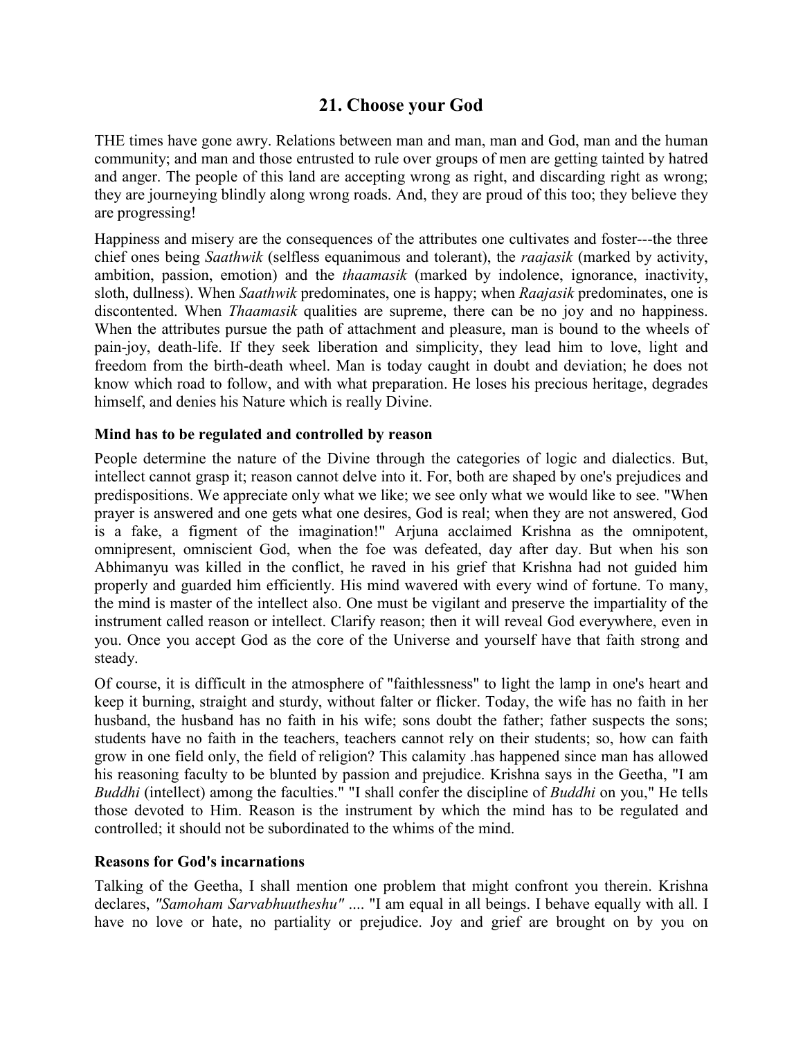## 21. Choose your God

THE times have gone awry. Relations between man and man, man and God, man and the human community; and man and those entrusted to rule over groups of men are getting tainted by hatred and anger. The people of this land are accepting wrong as right, and discarding right as wrong; they are journeying blindly along wrong roads. And, they are proud of this too; they believe they are progressing!

Happiness and misery are the consequences of the attributes one cultivates and foster---the three chief ones being *Saathwik* (selfless equanimous and tolerant), the *raajasik* (marked by activity, ambition, passion, emotion) and the *thaamasik* (marked by indolence, ignorance, inactivity, sloth, dullness). When *Saathwik* predominates, one is happy; when *Raajasik* predominates, one is discontented. When *Thaamasik* qualities are supreme, there can be no joy and no happiness. When the attributes pursue the path of attachment and pleasure, man is bound to the wheels of pain-joy, death-life. If they seek liberation and simplicity, they lead him to love, light and freedom from the birth-death wheel. Man is today caught in doubt and deviation; he does not know which road to follow, and with what preparation. He loses his precious heritage, degrades himself, and denies his Nature which is really Divine.

### Mind has to be regulated and controlled by reason

People determine the nature of the Divine through the categories of logic and dialectics. But, intellect cannot grasp it; reason cannot delve into it. For, both are shaped by one's prejudices and predispositions. We appreciate only what we like; we see only what we would like to see. "When prayer is answered and one gets what one desires, God is real; when they are not answered, God is a fake, a figment of the imagination!" Arjuna acclaimed Krishna as the omnipotent, omnipresent, omniscient God, when the foe was defeated, day after day. But when his son Abhimanyu was killed in the conflict, he raved in his grief that Krishna had not guided him properly and guarded him efficiently. His mind wavered with every wind of fortune. To many, the mind is master of the intellect also. One must be vigilant and preserve the impartiality of the instrument called reason or intellect. Clarify reason; then it will reveal God everywhere, even in you. Once you accept God as the core of the Universe and yourself have that faith strong and steady.

Of course, it is difficult in the atmosphere of "faithlessness" to light the lamp in one's heart and keep it burning, straight and sturdy, without falter or flicker. Today, the wife has no faith in her husband, the husband has no faith in his wife; sons doubt the father; father suspects the sons; students have no faith in the teachers, teachers cannot rely on their students; so, how can faith grow in one field only, the field of religion? This calamity .has happened since man has allowed his reasoning faculty to be blunted by passion and prejudice. Krishna says in the Geetha, "I am *Buddhi* (intellect) among the faculties." "I shall confer the discipline of *Buddhi* on you," He tells those devoted to Him. Reason is the instrument by which the mind has to be regulated and controlled; it should not be subordinated to the whims of the mind.

### Reasons for God's incarnations

Talking of the Geetha, I shall mention one problem that might confront you therein. Krishna declares, *"Samoham Sarvabhuutheshu"* .... "I am equal in all beings. I behave equally with all. I have no love or hate, no partiality or prejudice. Joy and grief are brought on by you on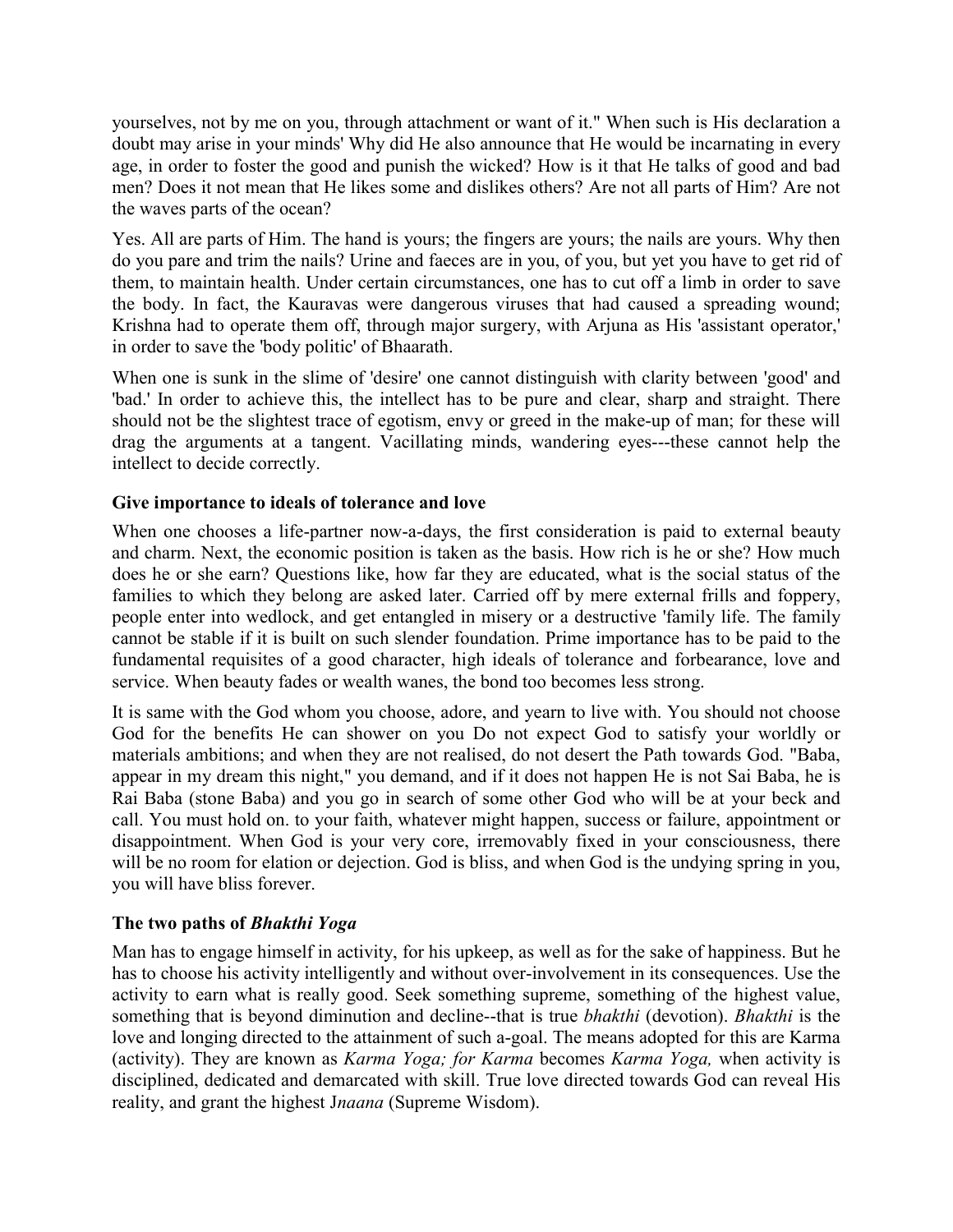yourselves, not by me on you, through attachment or want of it." When such is His declaration a doubt may arise in your minds' Why did He also announce that He would be incarnating in every age, in order to foster the good and punish the wicked? How is it that He talks of good and bad men? Does it not mean that He likes some and dislikes others? Are not all parts of Him? Are not the waves parts of the ocean?

Yes. All are parts of Him. The hand is yours; the fingers are yours; the nails are yours. Why then do you pare and trim the nails? Urine and faeces are in you, of you, but yet you have to get rid of them, to maintain health. Under certain circumstances, one has to cut off a limb in order to save the body. In fact, the Kauravas were dangerous viruses that had caused a spreading wound; Krishna had to operate them off, through major surgery, with Arjuna as His 'assistant operator,' in order to save the 'body politic' of Bhaarath.

When one is sunk in the slime of 'desire' one cannot distinguish with clarity between 'good' and 'bad.' In order to achieve this, the intellect has to be pure and clear, sharp and straight. There should not be the slightest trace of egotism, envy or greed in the make-up of man; for these will drag the arguments at a tangent. Vacillating minds, wandering eyes---these cannot help the intellect to decide correctly.

### Give importance to ideals of tolerance and love

When one chooses a life-partner now-a-days, the first consideration is paid to external beauty and charm. Next, the economic position is taken as the basis. How rich is he or she? How much does he or she earn? Questions like, how far they are educated, what is the social status of the families to which they belong are asked later. Carried off by mere external frills and foppery, people enter into wedlock, and get entangled in misery or a destructive 'family life. The family cannot be stable if it is built on such slender foundation. Prime importance has to be paid to the fundamental requisites of a good character, high ideals of tolerance and forbearance, love and service. When beauty fades or wealth wanes, the bond too becomes less strong.

It is same with the God whom you choose, adore, and yearn to live with. You should not choose God for the benefits He can shower on you Do not expect God to satisfy your worldly or materials ambitions; and when they are not realised, do not desert the Path towards God. "Baba, appear in my dream this night," you demand, and if it does not happen He is not Sai Baba, he is Rai Baba (stone Baba) and you go in search of some other God who will be at your beck and call. You must hold on. to your faith, whatever might happen, success or failure, appointment or disappointment. When God is your very core, irremovably fixed in your consciousness, there will be no room for elation or dejection. God is bliss, and when God is the undying spring in you, you will have bliss forever.

### The two paths of *Bhakthi Yoga*

Man has to engage himself in activity, for his upkeep, as well as for the sake of happiness. But he has to choose his activity intelligently and without over-involvement in its consequences. Use the activity to earn what is really good. Seek something supreme, something of the highest value, something that is beyond diminution and decline--that is true *bhakthi* (devotion). *Bhakthi* is the love and longing directed to the attainment of such a-goal. The means adopted for this are Karma (activity). They are known as *Karma Yoga; for Karma* becomes *Karma Yoga,* when activity is disciplined, dedicated and demarcated with skill. True love directed towards God can reveal His reality, and grant the highest J*naana* (Supreme Wisdom).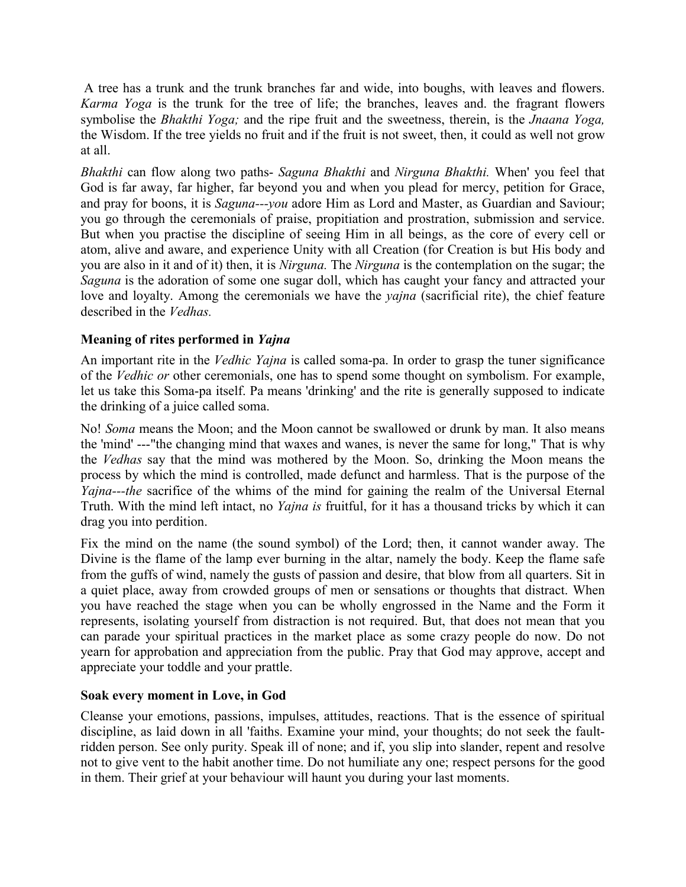A tree has a trunk and the trunk branches far and wide, into boughs, with leaves and flowers. *Karma Yoga* is the trunk for the tree of life; the branches, leaves and. the fragrant flowers symbolise the *Bhakthi Yoga;* and the ripe fruit and the sweetness, therein, is the *Jnaana Yoga,* the Wisdom. If the tree yields no fruit and if the fruit is not sweet, then, it could as well not grow at all.

*Bhakthi* can flow along two paths- *Saguna Bhakthi* and *Nirguna Bhakthi.* When' you feel that God is far away, far higher, far beyond you and when you plead for mercy, petition for Grace, and pray for boons, it is *Saguna---you* adore Him as Lord and Master, as Guardian and Saviour; you go through the ceremonials of praise, propitiation and prostration, submission and service. But when you practise the discipline of seeing Him in all beings, as the core of every cell or atom, alive and aware, and experience Unity with all Creation (for Creation is but His body and you are also in it and of it) then, it is *Nirguna.* The *Nirguna* is the contemplation on the sugar; the *Saguna* is the adoration of some one sugar doll, which has caught your fancy and attracted your love and loyalty. Among the ceremonials we have the *yajna* (sacrificial rite), the chief feature described in the *Vedhas.*

### Meaning of rites performed in *Yajna*

An important rite in the *Vedhic Yajna* is called soma-pa. In order to grasp the tuner significance of the *Vedhic or* other ceremonials, one has to spend some thought on symbolism. For example, let us take this Soma-pa itself. Pa means 'drinking' and the rite is generally supposed to indicate the drinking of a juice called soma.

No! *Soma* means the Moon; and the Moon cannot be swallowed or drunk by man. It also means the 'mind' ---"the changing mind that waxes and wanes, is never the same for long," That is why the *Vedhas* say that the mind was mothered by the Moon. So, drinking the Moon means the process by which the mind is controlled, made defunct and harmless. That is the purpose of the *Yajna---the* sacrifice of the whims of the mind for gaining the realm of the Universal Eternal Truth. With the mind left intact, no *Yajna is* fruitful, for it has a thousand tricks by which it can drag you into perdition.

Fix the mind on the name (the sound symbol) of the Lord; then, it cannot wander away. The Divine is the flame of the lamp ever burning in the altar, namely the body. Keep the flame safe from the guffs of wind, namely the gusts of passion and desire, that blow from all quarters. Sit in a quiet place, away from crowded groups of men or sensations or thoughts that distract. When you have reached the stage when you can be wholly engrossed in the Name and the Form it represents, isolating yourself from distraction is not required. But, that does not mean that you can parade your spiritual practices in the market place as some crazy people do now. Do not yearn for approbation and appreciation from the public. Pray that God may approve, accept and appreciate your toddle and your prattle.

### Soak every moment in Love, in God

Cleanse your emotions, passions, impulses, attitudes, reactions. That is the essence of spiritual discipline, as laid down in all 'faiths. Examine your mind, your thoughts; do not seek the fault-ridden person. See only purity. Speak ill of none; and if, you slip into slander, repent and resolve not to give vent to the habit another time. Do not humiliate any one; respect persons for the good in them. Their grief at your behaviour will haunt you during your last moments.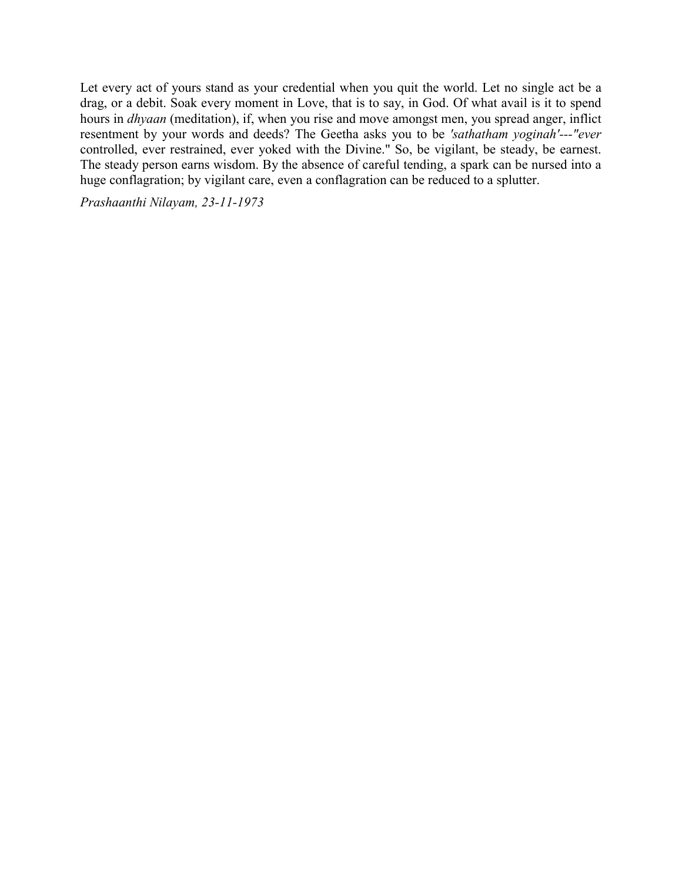Let every act of yours stand as your credential when you quit the world. Let no single act be a drag, or a debit. Soak every moment in Love, that is to say, in God. Of what avail is it to spend hours in *dhyaan* (meditation), if, when you rise and move amongst men, you spread anger, inflict resentment by your words and deeds? The Geetha asks you to be *'sathatham yoginah'---"ever* controlled, ever restrained, ever yoked with the Divine." So, be vigilant, be steady, be earnest. The steady person earns wisdom. By the absence of careful tending, a spark can be nursed into a huge conflagration; by vigilant care, even a conflagration can be reduced to a splutter.

*Prashaanthi Nilayam, 23-11-1973*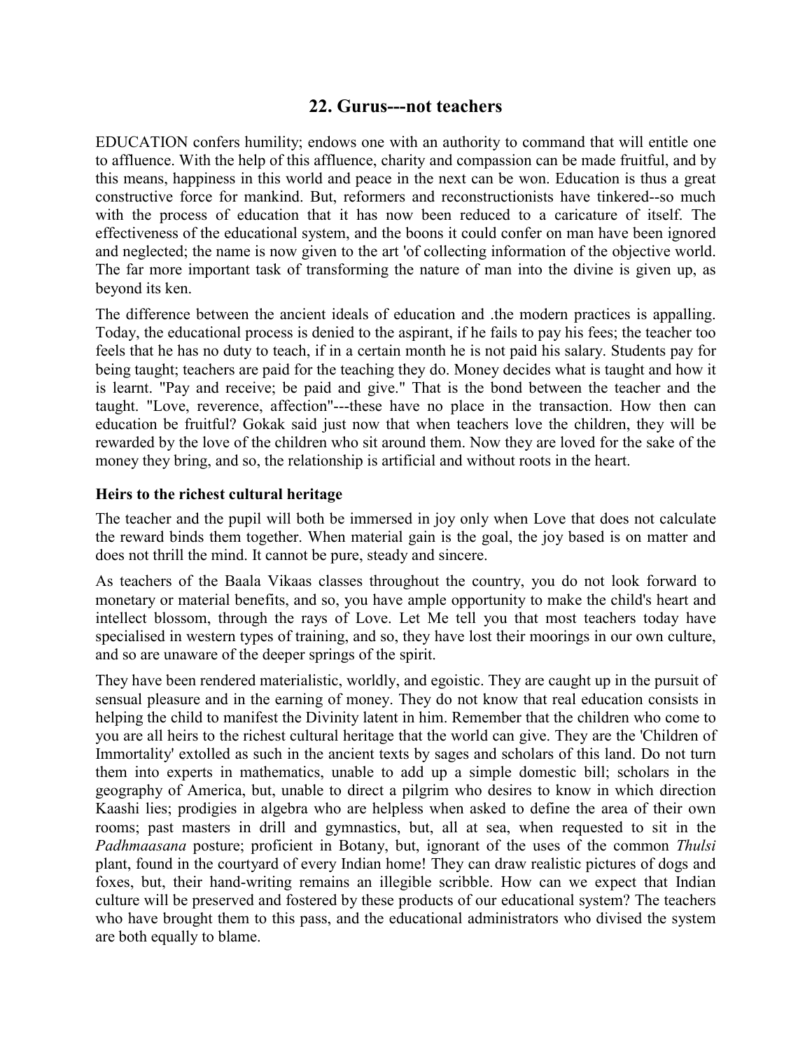## 22. Gurus---not teachers

EDUCATION confers humility; endows one with an authority to command that will entitle one to affluence. With the help of this affluence, charity and compassion can be made fruitful, and by this means, happiness in this world and peace in the next can be won. Education is thus a great constructive force for mankind. But, reformers and reconstructionists have tinkered--so much with the process of education that it has now been reduced to a caricature of itself. The effectiveness of the educational system, and the boons it could confer on man have been ignored and neglected; the name is now given to the art 'of collecting information of the objective world. The far more important task of transforming the nature of man into the divine is given up, as beyond its ken.

The difference between the ancient ideals of education and .the modern practices is appalling. Today, the educational process is denied to the aspirant, if he fails to pay his fees; the teacher too feels that he has no duty to teach, if in a certain month he is not paid his salary. Students pay for being taught; teachers are paid for the teaching they do. Money decides what is taught and how it is learnt. "Pay and receive; be paid and give." That is the bond between the teacher and the taught. "Love, reverence, affection"---these have no place in the transaction. How then can education be fruitful? Gokak said just now that when teachers love the children, they will be rewarded by the love of the children who sit around them. Now they are loved for the sake of the money they bring, and so, the relationship is artificial and without roots in the heart.

### Heirs to the richest cultural heritage

The teacher and the pupil will both be immersed in joy only when Love that does not calculate the reward binds them together. When material gain is the goal, the joy based is on matter and does not thrill the mind. It cannot be pure, steady and sincere.

As teachers of the Baala Vikaas classes throughout the country, you do not look forward to monetary or material benefits, and so, you have ample opportunity to make the child's heart and intellect blossom, through the rays of Love. Let Me tell you that most teachers today have specialised in western types of training, and so, they have lost their moorings in our own culture, and so are unaware of the deeper springs of the spirit.

They have been rendered materialistic, worldly, and egoistic. They are caught up in the pursuit of sensual pleasure and in the earning of money. They do not know that real education consists in helping the child to manifest the Divinity latent in him. Remember that the children who come to you are all heirs to the richest cultural heritage that the world can give. They are the 'Children of Immortality' extolled as such in the ancient texts by sages and scholars of this land. Do not turn them into experts in mathematics, unable to add up a simple domestic bill; scholars in the geography of America, but, unable to direct a pilgrim who desires to know in which direction Kaashi lies; prodigies in algebra who are helpless when asked to define the area of their own rooms; past masters in drill and gymnastics, but, all at sea, when requested to sit in the *Padhmaasana* posture; proficient in Botany, but, ignorant of the uses of the common *Thulsi* plant, found in the courtyard of every Indian home! They can draw realistic pictures of dogs and foxes, but, their hand-writing remains an illegible scribble. How can we expect that Indian culture will be preserved and fostered by these products of our educational system? The teachers who have brought them to this pass, and the educational administrators who divised the system are both equally to blame.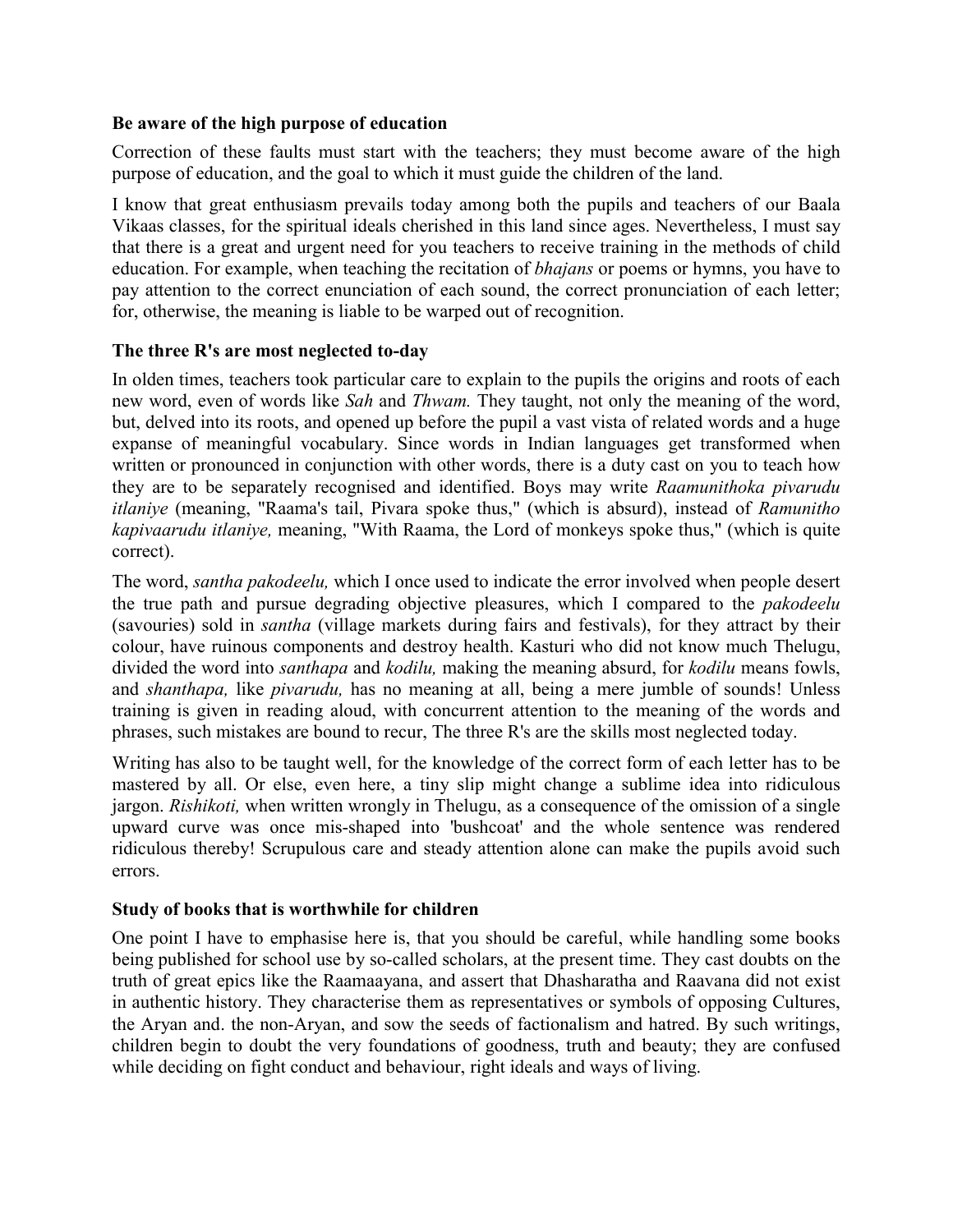### Be aware of the high purpose of education

Correction of these faults must start with the teachers; they must become aware of the high purpose of education, and the goal to which it must guide the children of the land.

I know that great enthusiasm prevails today among both the pupils and teachers of our Baala Vikaas classes, for the spiritual ideals cherished in this land since ages. Nevertheless, I must say that there is a great and urgent need for you teachers to receive training in the methods of child education. For example, when teaching the recitation of *bhajans* or poems or hymns, you have to pay attention to the correct enunciation of each sound, the correct pronunciation of each letter; for, otherwise, the meaning is liable to be warped out of recognition.

### The three R's are most neglected to-day

In olden times, teachers took particular care to explain to the pupils the origins and roots of each new word, even of words like *Sah* and *Thwam.* They taught, not only the meaning of the word, but, delved into its roots, and opened up before the pupil a vast vista of related words and a huge expanse of meaningful vocabulary. Since words in Indian languages get transformed when written or pronounced in conjunction with other words, there is a duty cast on you to teach how they are to be separately recognised and identified. Boys may write *Raamunithoka pivarudu itlaniye* (meaning, "Raama's tail, Pivara spoke thus," (which is absurd), instead of *Ramunitho kapivaarudu itlaniye,* meaning, "With Raama, the Lord of monkeys spoke thus," (which is quite correct).

The word, *santha pakodeelu,* which I once used to indicate the error involved when people desert the true path and pursue degrading objective pleasures, which I compared to the *pakodeelu* (savouries) sold in *santha* (village markets during fairs and festivals), for they attract by their colour, have ruinous components and destroy health. Kasturi who did not know much Thelugu, divided the word into *santhapa* and *kodilu,* making the meaning absurd, for *kodilu* means fowls, and *shanthapa,* like *pivarudu,* has no meaning at all, being a mere jumble of sounds! Unless training is given in reading aloud, with concurrent attention to the meaning of the words and phrases, such mistakes are bound to recur, The three R's are the skills most neglected today.

Writing has also to be taught well, for the knowledge of the correct form of each letter has to be mastered by all. Or else, even here, a tiny slip might change a sublime idea into ridiculous jargon. *Rishikoti,* when written wrongly in Thelugu, as a consequence of the omission of a single upward curve was once mis-shaped into 'bushcoat' and the whole sentence was rendered ridiculous thereby! Scrupulous care and steady attention alone can make the pupils avoid such errors.

### Study of books that is worthwhile for children

One point I have to emphasise here is, that you should be careful, while handling some books being published for school use by so-called scholars, at the present time. They cast doubts on the truth of great epics like the Raamaayana, and assert that Dhasharatha and Raavana did not exist in authentic history. They characterise them as representatives or symbols of opposing Cultures, the Aryan and. the non-Aryan, and sow the seeds of factionalism and hatred. By such writings, children begin to doubt the very foundations of goodness, truth and beauty; they are confused while deciding on fight conduct and behaviour, right ideals and ways of living.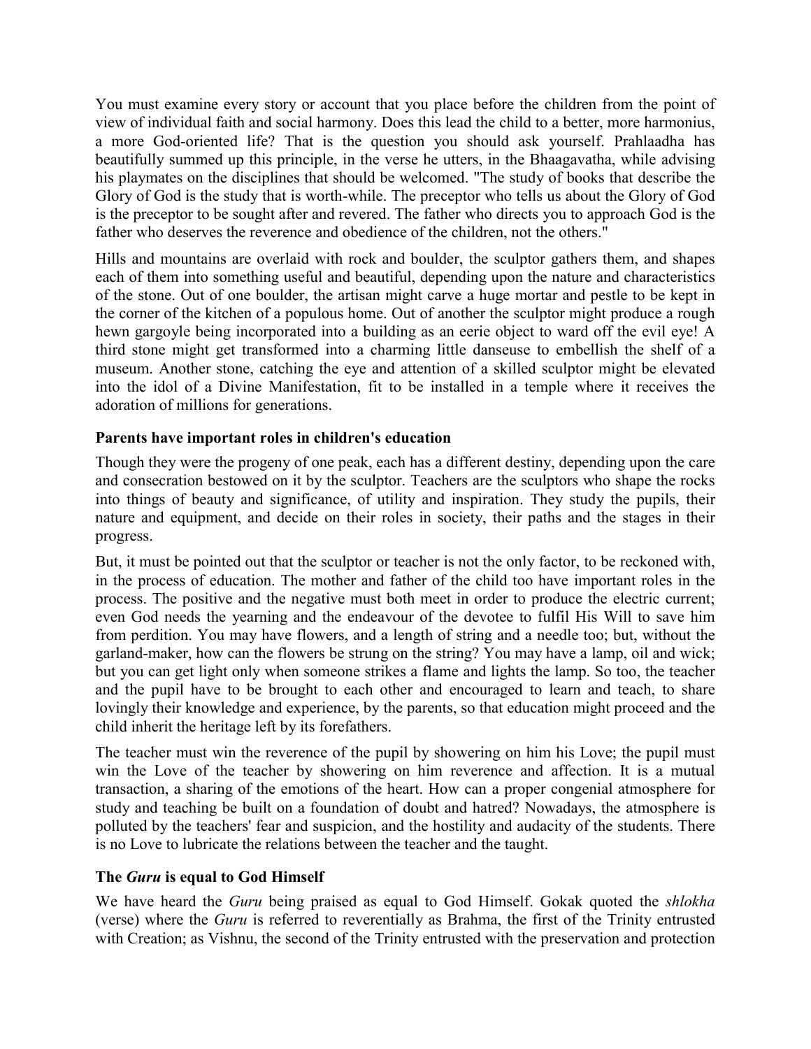You must examine every story or account that you place before the children from the point of view of individual faith and social harmony. Does this lead the child to a better, more harmonius, a more God-oriented life? That is the question you should ask yourself. Prahlaadha has beautifully summed up this principle, in the verse he utters, in the Bhaagavatha, while advising his playmates on the disciplines that should be welcomed. "The study of books that describe the Glory of God is the study that is worth-while. The preceptor who tells us about the Glory of God is the preceptor to be sought after and revered. The father who directs you to approach God is the father who deserves the reverence and obedience of the children, not the others."

Hills and mountains are overlaid with rock and boulder, the sculptor gathers them, and shapes each of them into something useful and beautiful, depending upon the nature and characteristics of the stone. Out of one boulder, the artisan might carve a huge mortar and pestle to be kept in the corner of the kitchen of a populous home. Out of another the sculptor might produce a rough hewn gargoyle being incorporated into a building as an eerie object to ward off the evil eye! A third stone might get transformed into a charming little danseuse to embellish the shelf of a museum. Another stone, catching the eye and attention of a skilled sculptor might be elevated into the idol of a Divine Manifestation, fit to be installed in a temple where it receives the adoration of millions for generations.

### Parents have important roles in children's education

Though they were the progeny of one peak, each has a different destiny, depending upon the care and consecration bestowed on it by the sculptor. Teachers are the sculptors who shape the rocks into things of beauty and significance, of utility and inspiration. They study the pupils, their nature and equipment, and decide on their roles in society, their paths and the stages in their progress.

But, it must be pointed out that the sculptor or teacher is not the only factor, to be reckoned with, in the process of education. The mother and father of the child too have important roles in the process. The positive and the negative must both meet in order to produce the electric current; even God needs the yearning and the endeavour of the devotee to fulfil His Will to save him from perdition. You may have flowers, and a length of string and a needle too; but, without the garland-maker, how can the flowers be strung on the string? You may have a lamp, oil and wick; but you can get light only when someone strikes a flame and lights the lamp. So too, the teacher and the pupil have to be brought to each other and encouraged to learn and teach, to share lovingly their knowledge and experience, by the parents, so that education might proceed and the child inherit the heritage left by its forefathers.

The teacher must win the reverence of the pupil by showering on him his Love; the pupil must win the Love of the teacher by showering on him reverence and affection. It is a mutual transaction, a sharing of the emotions of the heart. How can a proper congenial atmosphere for study and teaching be built on a foundation of doubt and hatred? Nowadays, the atmosphere is polluted by the teachers' fear and suspicion, and the hostility and audacity of the students. There is no Love to lubricate the relations between the teacher and the taught.

### The *Guru* is equal to God Himself

We have heard the *Guru* being praised as equal to God Himself. Gokak quoted the *shlokha* (verse) where the *Guru* is referred to reverentially as Brahma, the first of the Trinity entrusted with Creation; as Vishnu, the second of the Trinity entrusted with the preservation and protection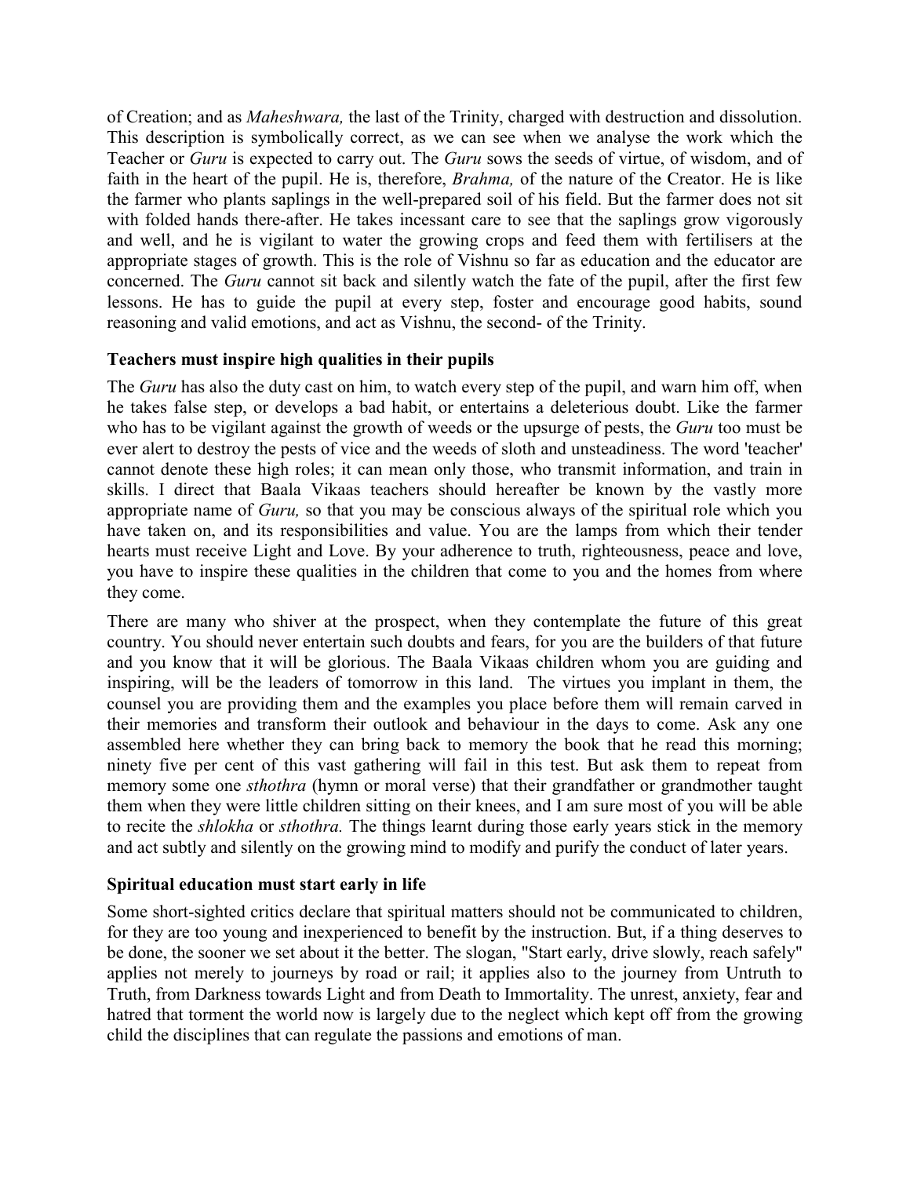of Creation; and as *Maheshwara,* the last of the Trinity, charged with destruction and dissolution. This description is symbolically correct, as we can see when we analyse the work which the Teacher or *Guru* is expected to carry out. The *Guru* sows the seeds of virtue, of wisdom, and of faith in the heart of the pupil. He is, therefore, *Brahma,* of the nature of the Creator. He is like the farmer who plants saplings in the well-prepared soil of his field. But the farmer does not sit with folded hands there-after. He takes incessant care to see that the saplings grow vigorously and well, and he is vigilant to water the growing crops and feed them with fertilisers at the appropriate stages of growth. This is the role of Vishnu so far as education and the educator are concerned. The *Guru* cannot sit back and silently watch the fate of the pupil, after the first few lessons. He has to guide the pupil at every step, foster and encourage good habits, sound reasoning and valid emotions, and act as Vishnu, the second- of the Trinity.

### Teachers must inspire high qualities in their pupils

The *Guru* has also the duty cast on him, to watch every step of the pupil, and warn him off, when he takes false step, or develops a bad habit, or entertains a deleterious doubt. Like the farmer who has to be vigilant against the growth of weeds or the upsurge of pests, the *Guru* too must be ever alert to destroy the pests of vice and the weeds of sloth and unsteadiness. The word 'teacher' cannot denote these high roles; it can mean only those, who transmit information, and train in skills. I direct that Baala Vikaas teachers should hereafter be known by the vastly more appropriate name of *Guru,* so that you may be conscious always of the spiritual role which you have taken on, and its responsibilities and value. You are the lamps from which their tender hearts must receive Light and Love. By your adherence to truth, righteousness, peace and love, you have to inspire these qualities in the children that come to you and the homes from where they come.

There are many who shiver at the prospect, when they contemplate the future of this great country. You should never entertain such doubts and fears, for you are the builders of that future and you know that it will be glorious. The Baala Vikaas children whom you are guiding and inspiring, will be the leaders of tomorrow in this land. The virtues you implant in them, the counsel you are providing them and the examples you place before them will remain carved in their memories and transform their outlook and behaviour in the days to come. Ask any one assembled here whether they can bring back to memory the book that he read this morning; ninety five per cent of this vast gathering will fail in this test. But ask them to repeat from memory some one *sthothra* (hymn or moral verse) that their grandfather or grandmother taught them when they were little children sitting on their knees, and I am sure most of you will be able to recite the *shlokha* or *sthothra.* The things learnt during those early years stick in the memory and act subtly and silently on the growing mind to modify and purify the conduct of later years.

### Spiritual education must start early in life

Some short-sighted critics declare that spiritual matters should not be communicated to children, for they are too young and inexperienced to benefit by the instruction. But, if a thing deserves to be done, the sooner we set about it the better. The slogan, "Start early, drive slowly, reach safely" applies not merely to journeys by road or rail; it applies also to the journey from Untruth to Truth, from Darkness towards Light and from Death to Immortality. The unrest, anxiety, fear and hatred that torment the world now is largely due to the neglect which kept off from the growing child the disciplines that can regulate the passions and emotions of man.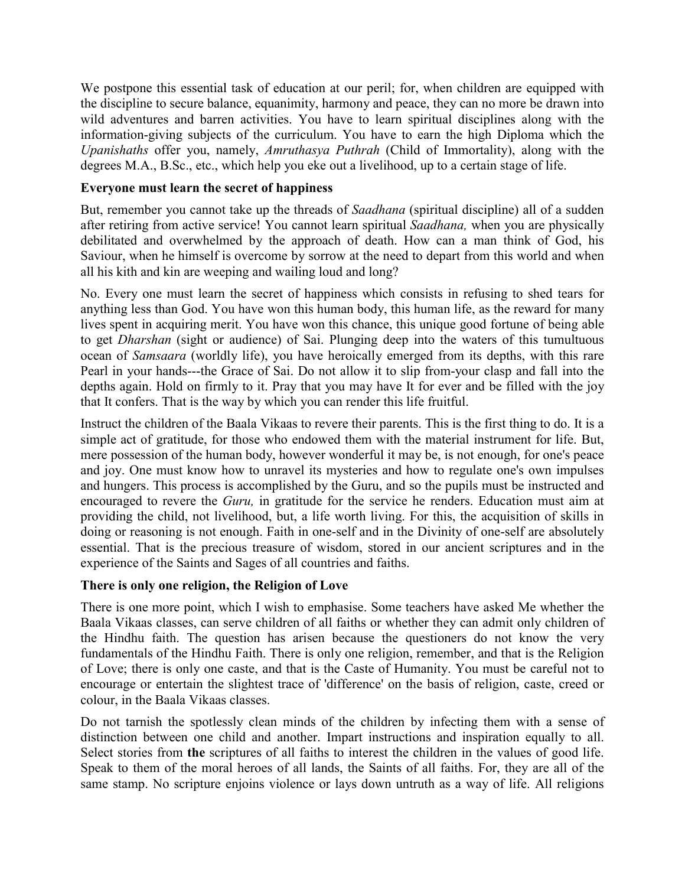We postpone this essential task of education at our peril; for, when children are equipped with the discipline to secure balance, equanimity, harmony and peace, they can no more be drawn into wild adventures and barren activities. You have to learn spiritual disciplines along with the information-giving subjects of the curriculum. You have to earn the high Diploma which the *Upanishaths* offer you, namely, *Amruthasya Puthrah* (Child of Immortality), along with the degrees M.A., B.Sc., etc., which help you eke out a livelihood, up to a certain stage of life.

**Everyone must learn the secret of happiness**

But, remember you cannot take up the threads of *Saadhana* (spiritual discipline) all of a sudden after retiring from active service! You cannot learn spiritual *Saadhana,* when you are physically debilitated and overwhelmed by the approach of death. How can a man think of God, his Saviour, when he himself is overcome by sorrow at the need to depart from this world and when all his kith and kin are weeping and wailing loud and long?

No. Every one must learn the secret of happiness which consists in refusing to shed tears for anything less than God. You have won this human body, this human life, as the reward for many lives spent in acquiring merit. You have won this chance, this unique good fortune of being able to get *Dharshan* (sight or audience) of Sai. Plunging deep into the waters of this tumultuous ocean of *Samsaara* (worldly life), you have heroically emerged from its depths, with this rare Pearl in your hands---the Grace of Sai. Do not allow it to slip from-your clasp and fall into the depths again. Hold on firmly to it. Pray that you may have It for ever and be filled with the joy that It confers. That is the way by which you can render this life fruitful.

Instruct the children of the Baala Vikaas to revere their parents. This is the first thing to do. It is a simple act of gratitude, for those who endowed them with the material instrument for life. But, mere possession of the human body, however wonderful it may be, is not enough, for one's peace and joy. One must know how to unravel its mysteries and how to regulate one's own impulses and hungers. This process is accomplished by the Guru, and so the pupils must be instructed and encouraged to revere the *Guru,* in gratitude for the service he renders. Education must aim at providing the child, not livelihood, but, a life worth living. For this, the acquisition of skills in doing or reasoning is not enough. Faith in one-self and in the Divinity of one-self are absolutely essential. That is the precious treasure of wisdom, stored in our ancient scriptures and in the experience of the Saints and Sages of all countries and faiths.

**There is only one religion, the Religion of Love**

There is one more point, which I wish to emphasise. Some teachers have asked Me whether the Baala Vikaas classes, can serve children of all faiths or whether they can admit only children of the Hindhu faith. The question has arisen because the questioners do not know the very fundamentals of the Hindhu Faith. There is only one religion, remember, and that is the Religion of Love; there is only one caste, and that is the Caste of Humanity. You must be careful not to encourage or entertain the slightest trace of 'difference' on the basis of religion, caste, creed or colour, in the Baala Vikaas classes.

Do not tarnish the spotlessly clean minds of the children by infecting them with a sense of distinction between one child and another. Impart instructions and inspiration equally to all. Select stories from **the** scriptures of all faiths to interest the children in the values of good life. Speak to them of the moral heroes of all lands, the Saints of all faiths. For, they are all of the same stamp. No scripture enjoins violence or lays down untruth as a way of life. All religions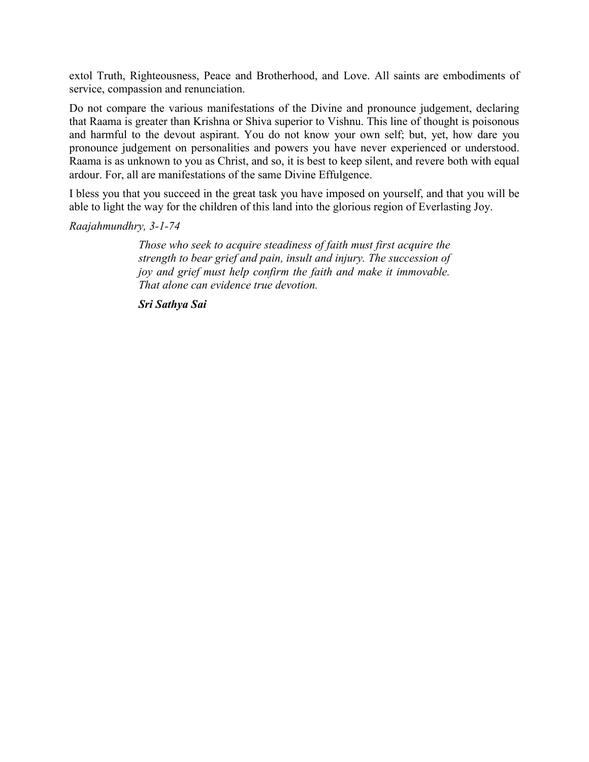extol Truth, Righteousness, Peace and Brotherhood, and Love. All saints are embodiments of service, compassion and renunciation.

Do not compare the various manifestations of the Divine and pronounce judgement, declaring that Raama is greater than Krishna or Shiva superior to Vishnu. This line of thought is poisonous and harmful to the devout aspirant. You do not know your own self; but, yet, how dare you pronounce judgement on personalities and powers you have never experienced or understood. Raama is as unknown to you as Christ, and so, it is best to keep silent, and revere both with equal ardour. For, all are manifestations of the same Divine Effulgence.

I bless you that you succeed in the great task you have imposed on yourself, and that you will be able to light the way for the children of this land into the glorious region of Everlasting Joy.

*Raajahmundhry, 3-1-74*

> *Those who seek to acquire steadiness of faith must first acquire the strength to bear grief and pain, insult and injury. The succession of joy and grief must help confirm the faith and make it immovable. That alone can evidence true devotion.*
>
> ***Sri Sathya Sai***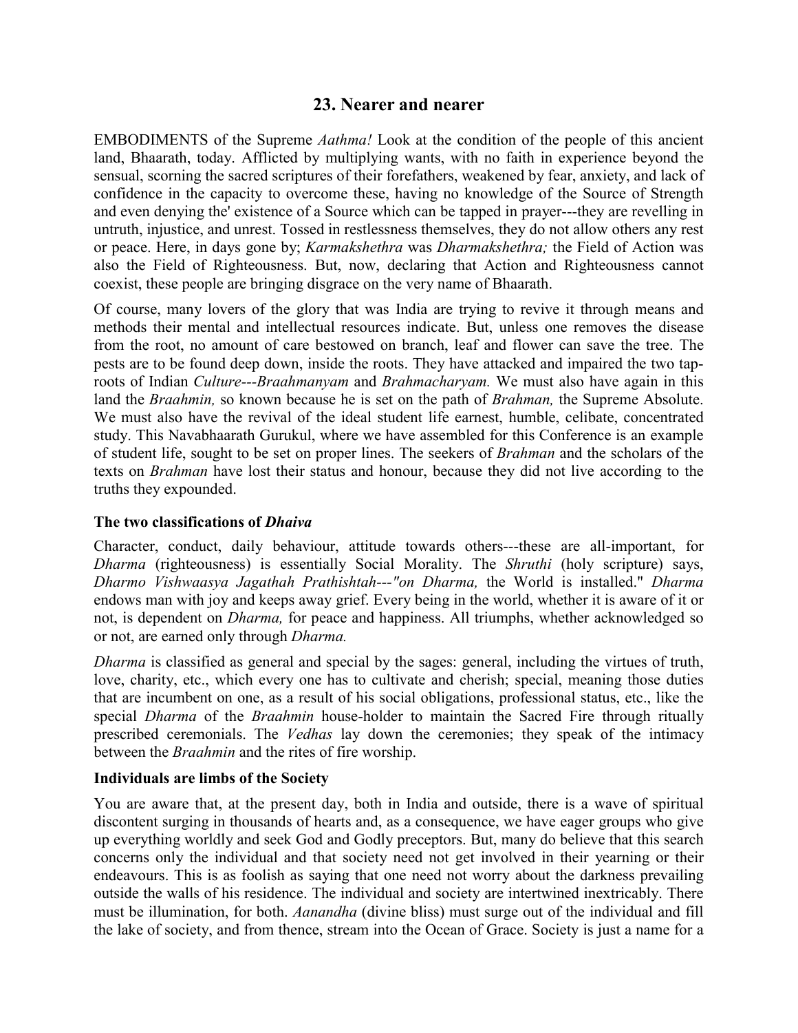## 23. Nearer and nearer

EMBODIMENTS of the Supreme *Aathma!* Look at the condition of the people of this ancient land, Bhaarath, today. Afflicted by multiplying wants, with no faith in experience beyond the sensual, scorning the sacred scriptures of their forefathers, weakened by fear, anxiety, and lack of confidence in the capacity to overcome these, having no knowledge of the Source of Strength and even denying the' existence of a Source which can be tapped in prayer---they are revelling in untruth, injustice, and unrest. Tossed in restlessness themselves, they do not allow others any rest or peace. Here, in days gone by; *Karmakshethra* was *Dharmakshethra;* the Field of Action was also the Field of Righteousness. But, now, declaring that Action and Righteousness cannot coexist, these people are bringing disgrace on the very name of Bhaarath.

Of course, many lovers of the glory that was India are trying to revive it through means and methods their mental and intellectual resources indicate. But, unless one removes the disease from the root, no amount of care bestowed on branch, leaf and flower can save the tree. The pests are to be found deep down, inside the roots. They have attacked and impaired the two tap-roots of Indian *Culture---Braahmanyam* and *Brahmacharyam.* We must also have again in this land the *Braahmin,* so known because he is set on the path of *Brahman,* the Supreme Absolute. We must also have the revival of the ideal student life earnest, humble, celibate, concentrated study. This Navabhaarath Gurukul, where we have assembled for this Conference is an example of student life, sought to be set on proper lines. The seekers of *Brahman* and the scholars of the texts on *Brahman* have lost their status and honour, because they did not live according to the truths they expounded.

### The two classifications of *Dhaiva*

Character, conduct, daily behaviour, attitude towards others---these are all-important, for *Dharma* (righteousness) is essentially Social Morality. The *Shruthi* (holy scripture) says, *Dharmo Vishwaasya Jagathah Prathishtah---"on Dharma,* the World is installed." *Dharma* endows man with joy and keeps away grief. Every being in the world, whether it is aware of it or not, is dependent on *Dharma,* for peace and happiness. All triumphs, whether acknowledged so or not, are earned only through *Dharma.*

*Dharma* is classified as general and special by the sages: general, including the virtues of truth, love, charity, etc., which every one has to cultivate and cherish; special, meaning those duties that are incumbent on one, as a result of his social obligations, professional status, etc., like the special *Dharma* of the *Braahmin* house-holder to maintain the Sacred Fire through ritually prescribed ceremonials. The *Vedhas* lay down the ceremonies; they speak of the intimacy between the *Braahmin* and the rites of fire worship.

### Individuals are limbs of the Society

You are aware that, at the present day, both in India and outside, there is a wave of spiritual discontent surging in thousands of hearts and, as a consequence, we have eager groups who give up everything worldly and seek God and Godly preceptors. But, many do believe that this search concerns only the individual and that society need not get involved in their yearning or their endeavours. This is as foolish as saying that one need not worry about the darkness prevailing outside the walls of his residence. The individual and society are intertwined inextricably. There must be illumination, for both. *Aanandha* (divine bliss) must surge out of the individual and fill the lake of society, and from thence, stream into the Ocean of Grace. Society is just a name for a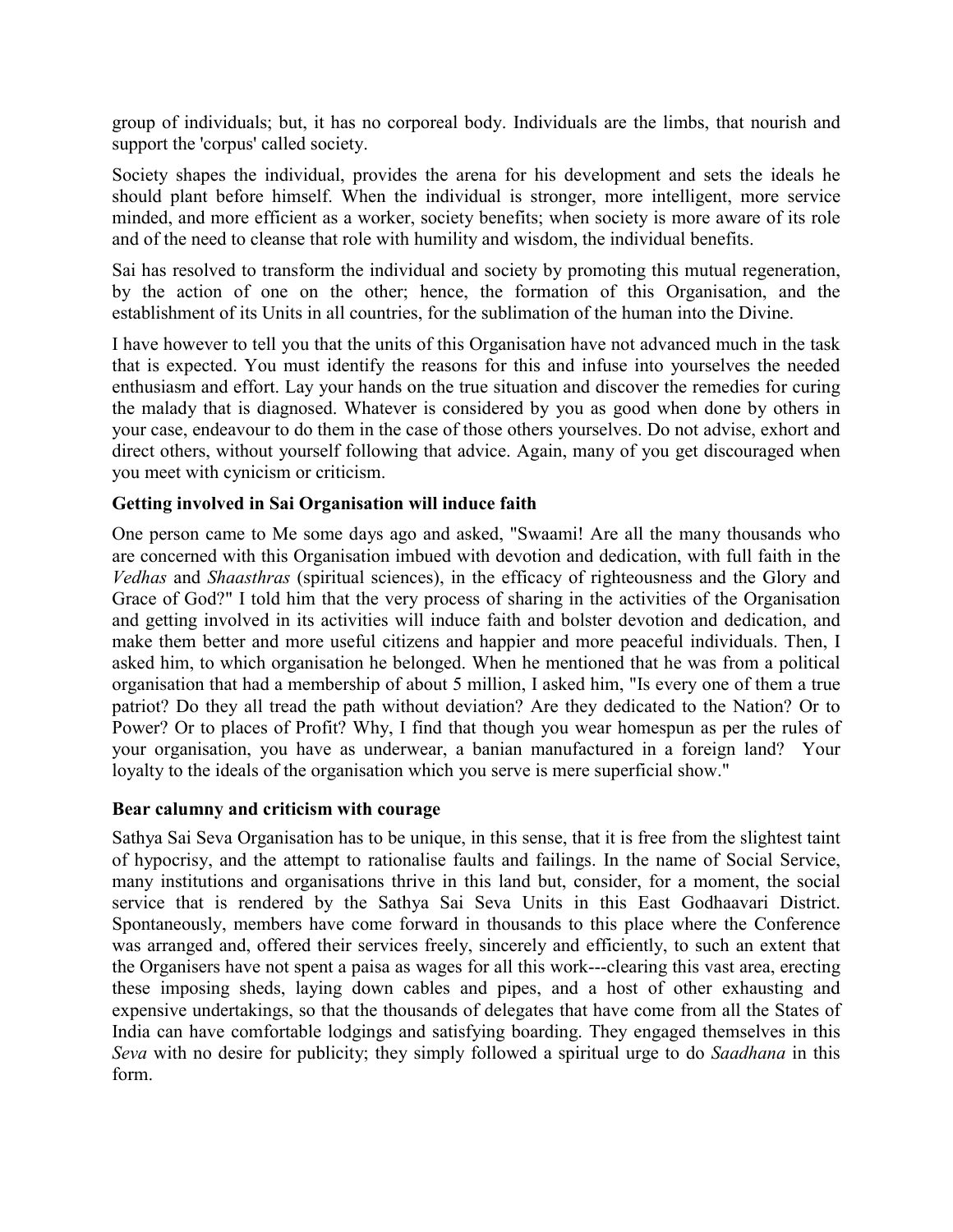group of individuals; but, it has no corporeal body. Individuals are the limbs, that nourish and support the 'corpus' called society.

Society shapes the individual, provides the arena for his development and sets the ideals he should plant before himself. When the individual is stronger, more intelligent, more service minded, and more efficient as a worker, society benefits; when society is more aware of its role and of the need to cleanse that role with humility and wisdom, the individual benefits.

Sai has resolved to transform the individual and society by promoting this mutual regeneration, by the action of one on the other; hence, the formation of this Organisation, and the establishment of its Units in all countries, for the sublimation of the human into the Divine.

I have however to tell you that the units of this Organisation have not advanced much in the task that is expected. You must identify the reasons for this and infuse into yourselves the needed enthusiasm and effort. Lay your hands on the true situation and discover the remedies for curing the malady that is diagnosed. Whatever is considered by you as good when done by others in your case, endeavour to do them in the case of those others yourselves. Do not advise, exhort and direct others, without yourself following that advice. Again, many of you get discouraged when you meet with cynicism or criticism.

### Getting involved in Sai Organisation will induce faith

One person came to Me some days ago and asked, "Swaami! Are all the many thousands who are concerned with this Organisation imbued with devotion and dedication, with full faith in the *Vedhas* and *Shaasthras* (spiritual sciences), in the efficacy of righteousness and the Glory and Grace of God?" I told him that the very process of sharing in the activities of the Organisation and getting involved in its activities will induce faith and bolster devotion and dedication, and make them better and more useful citizens and happier and more peaceful individuals. Then, I asked him, to which organisation he belonged. When he mentioned that he was from a political organisation that had a membership of about 5 million, I asked him, "Is every one of them a true patriot? Do they all tread the path without deviation? Are they dedicated to the Nation? Or to Power? Or to places of Profit? Why, I find that though you wear homespun as per the rules of your organisation, you have as underwear, a banian manufactured in a foreign land? Your loyalty to the ideals of the organisation which you serve is mere superficial show."

### Bear calumny and criticism with courage

Sathya Sai Seva Organisation has to be unique, in this sense, that it is free from the slightest taint of hypocrisy, and the attempt to rationalise faults and failings. In the name of Social Service, many institutions and organisations thrive in this land but, consider, for a moment, the social service that is rendered by the Sathya Sai Seva Units in this East Godhaavari District. Spontaneously, members have come forward in thousands to this place where the Conference was arranged and, offered their services freely, sincerely and efficiently, to such an extent that the Organisers have not spent a paisa as wages for all this work---clearing this vast area, erecting these imposing sheds, laying down cables and pipes, and a host of other exhausting and expensive undertakings, so that the thousands of delegates that have come from all the States of India can have comfortable lodgings and satisfying boarding. They engaged themselves in this *Seva* with no desire for publicity; they simply followed a spiritual urge to do *Saadhana* in this form.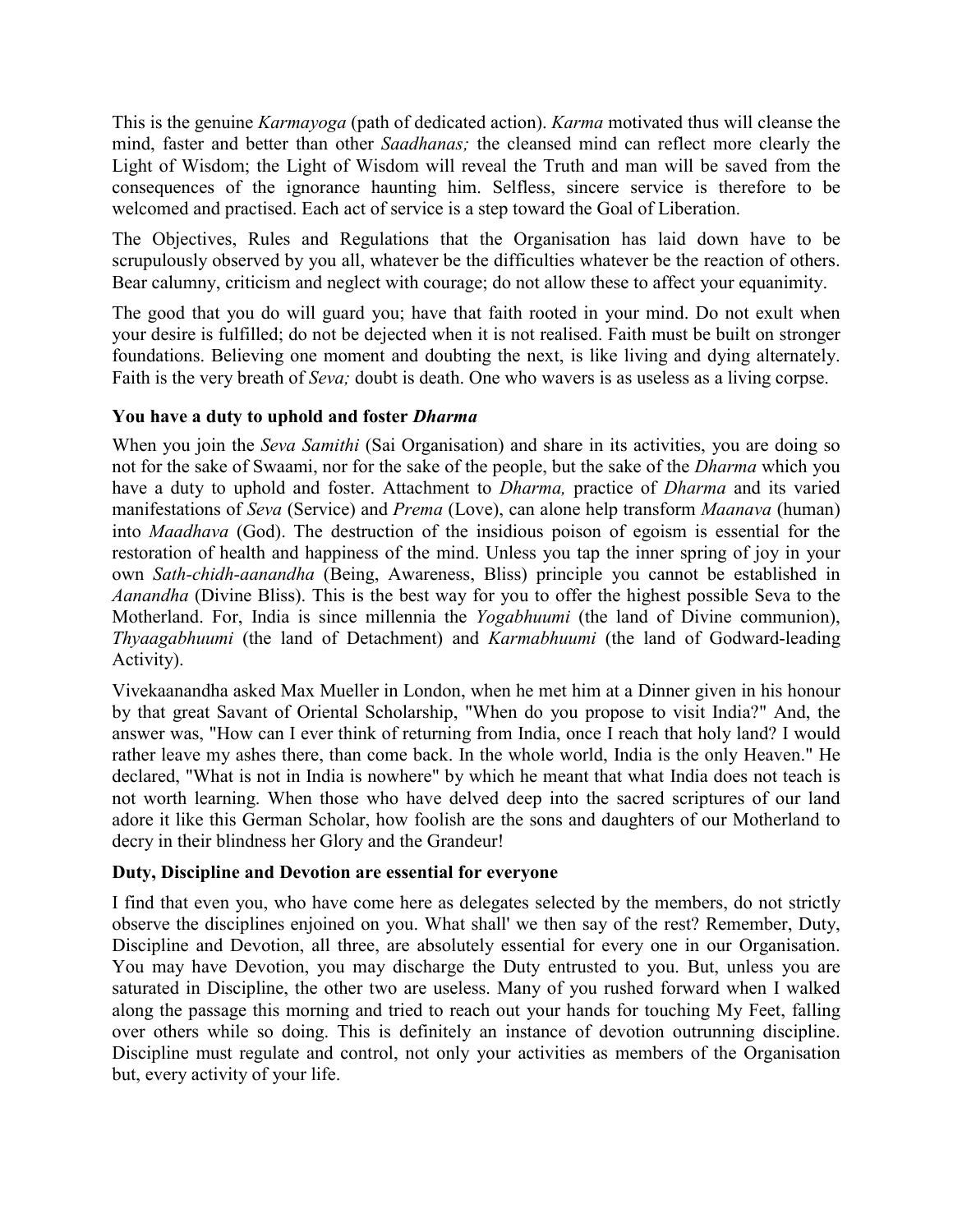This is the genuine *Karmayoga* (path of dedicated action). *Karma* motivated thus will cleanse the mind, faster and better than other *Saadhanas;* the cleansed mind can reflect more clearly the Light of Wisdom; the Light of Wisdom will reveal the Truth and man will be saved from the consequences of the ignorance haunting him. Selfless, sincere service is therefore to be welcomed and practised. Each act of service is a step toward the Goal of Liberation.

The Objectives, Rules and Regulations that the Organisation has laid down have to be scrupulously observed by you all, whatever be the difficulties whatever be the reaction of others. Bear calumny, criticism and neglect with courage; do not allow these to affect your equanimity.

The good that you do will guard you; have that faith rooted in your mind. Do not exult when your desire is fulfilled; do not be dejected when it is not realised. Faith must be built on stronger foundations. Believing one moment and doubting the next, is like living and dying alternately. Faith is the very breath of *Seva;* doubt is death. One who wavers is as useless as a living corpse.

### You have a duty to uphold and foster *Dharma*

When you join the *Seva Samithi* (Sai Organisation) and share in its activities, you are doing so not for the sake of Swaami, nor for the sake of the people, but the sake of the *Dharma* which you have a duty to uphold and foster. Attachment to *Dharma,* practice of *Dharma* and its varied manifestations of *Seva* (Service) and *Prema* (Love), can alone help transform *Maanava* (human) into *Maadhava* (God). The destruction of the insidious poison of egoism is essential for the restoration of health and happiness of the mind. Unless you tap the inner spring of joy in your own *Sath-chidh-aanandha* (Being, Awareness, Bliss) principle you cannot be established in *Aanandha* (Divine Bliss). This is the best way for you to offer the highest possible Seva to the Motherland. For, India is since millennia the *Yogabhuumi* (the land of Divine communion), *Thyaagabhuumi* (the land of Detachment) and *Karmabhuumi* (the land of Godward-leading Activity).

Vivekaanandha asked Max Mueller in London, when he met him at a Dinner given in his honour by that great Savant of Oriental Scholarship, "When do you propose to visit India?" And, the answer was, "How can I ever think of returning from India, once I reach that holy land? I would rather leave my ashes there, than come back. In the whole world, India is the only Heaven." He declared, "What is not in India is nowhere" by which he meant that what India does not teach is not worth learning. When those who have delved deep into the sacred scriptures of our land adore it like this German Scholar, how foolish are the sons and daughters of our Motherland to decry in their blindness her Glory and the Grandeur!

### Duty, Discipline and Devotion are essential for everyone

I find that even you, who have come here as delegates selected by the members, do not strictly observe the disciplines enjoined on you. What shall' we then say of the rest? Remember, Duty, Discipline and Devotion, all three, are absolutely essential for every one in our Organisation. You may have Devotion, you may discharge the Duty entrusted to you. But, unless you are saturated in Discipline, the other two are useless. Many of you rushed forward when I walked along the passage this morning and tried to reach out your hands for touching My Feet, falling over others while so doing. This is definitely an instance of devotion outrunning discipline. Discipline must regulate and control, not only your activities as members of the Organisation but, every activity of your life.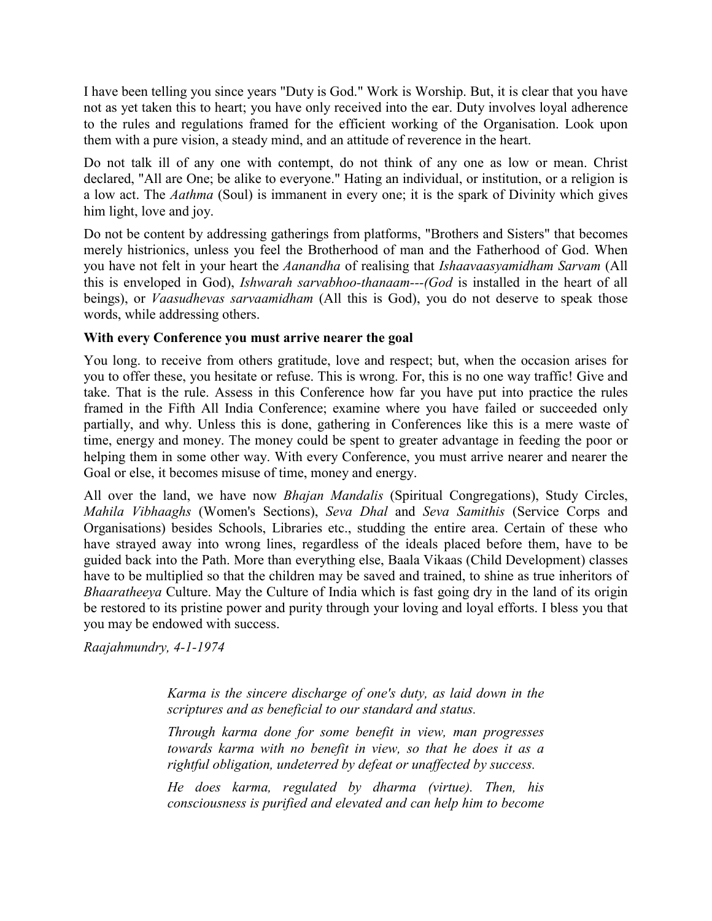I have been telling you since years "Duty is God." Work is Worship. But, it is clear that you have not as yet taken this to heart; you have only received into the ear. Duty involves loyal adherence to the rules and regulations framed for the efficient working of the Organisation. Look upon them with a pure vision, a steady mind, and an attitude of reverence in the heart.

Do not talk ill of any one with contempt, do not think of any one as low or mean. Christ declared, "All are One; be alike to everyone." Hating an individual, or institution, or a religion is a low act. The *Aathma* (Soul) is immanent in every one; it is the spark of Divinity which gives him light, love and joy.

Do not be content by addressing gatherings from platforms, "Brothers and Sisters" that becomes merely histrionics, unless you feel the Brotherhood of man and the Fatherhood of God. When you have not felt in your heart the *Aanandha* of realising that *Ishaavaasyamidham Sarvam* (All this is enveloped in God), *Ishwarah sarvabhoo-thanaam---(God* is installed in the heart of all beings), or *Vaasudhevas sarvaamidham* (All this is God), you do not deserve to speak those words, while addressing others.

**With every Conference you must arrive nearer the goal**

You long. to receive from others gratitude, love and respect; but, when the occasion arises for you to offer these, you hesitate or refuse. This is wrong. For, this is no one way traffic! Give and take. That is the rule. Assess in this Conference how far you have put into practice the rules framed in the Fifth All India Conference; examine where you have failed or succeeded only partially, and why. Unless this is done, gathering in Conferences like this is a mere waste of time, energy and money. The money could be spent to greater advantage in feeding the poor or helping them in some other way. With every Conference, you must arrive nearer and nearer the Goal or else, it becomes misuse of time, money and energy.

All over the land, we have now *Bhajan Mandalis* (Spiritual Congregations), Study Circles, *Mahila Vibhaaghs* (Women's Sections), *Seva Dhal* and *Seva Samithis* (Service Corps and Organisations) besides Schools, Libraries etc., studding the entire area. Certain of these who have strayed away into wrong lines, regardless of the ideals placed before them, have to be guided back into the Path. More than everything else, Baala Vikaas (Child Development) classes have to be multiplied so that the children may be saved and trained, to shine as true inheritors of *Bhaaratheeya* Culture. May the Culture of India which is fast going dry in the land of its origin be restored to its pristine power and purity through your loving and loyal efforts. I bless you that you may be endowed with success.

*Raajahmundry, 4-1-1974*

> *Karma is the sincere discharge of one's duty, as laid down in the scriptures and as beneficial to our standard and status.*
>
> *Through karma done for some benefit in view, man progresses towards karma with no benefit in view, so that he does it as a rightful obligation, undeterred by defeat or unaffected by success.*
>
> *He does karma, regulated by dharma (virtue). Then, his consciousness is purified and elevated and can help him to become*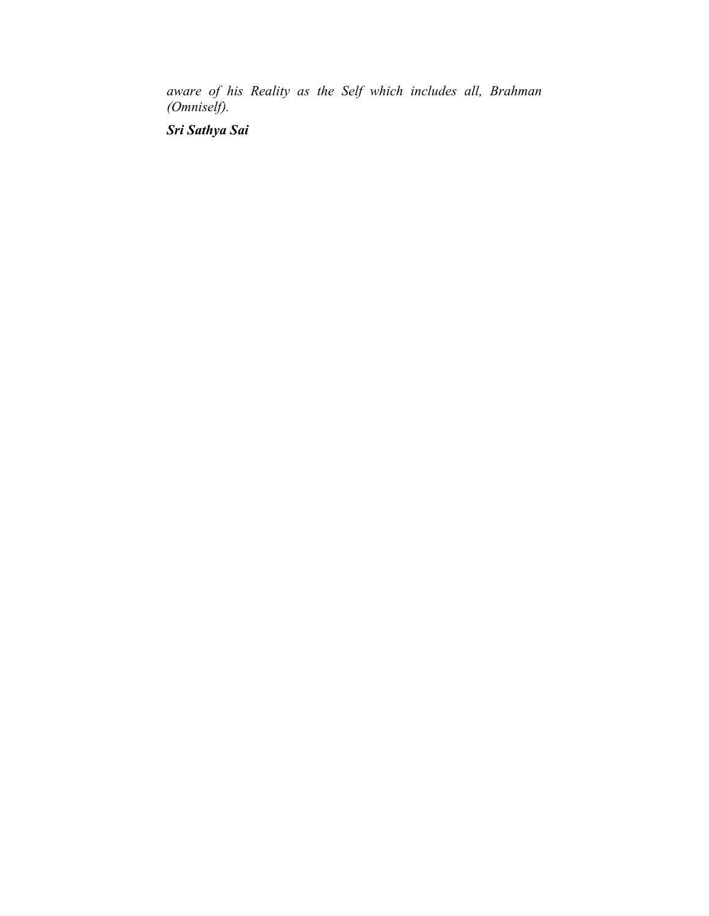*aware of his Reality as the Self which includes all, Brahman (Omniself).*

***Sri Sathya Sai***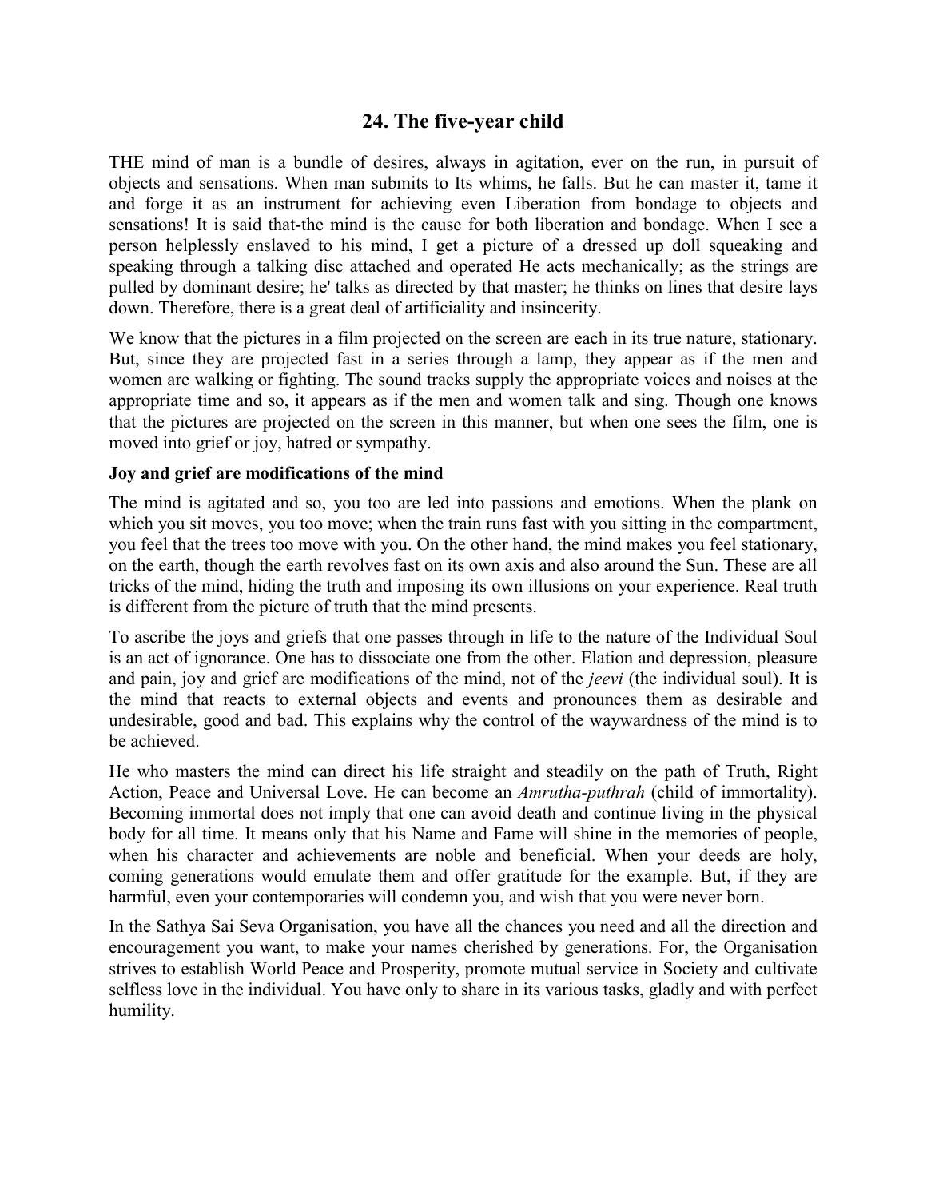## 24. The five-year child

THE mind of man is a bundle of desires, always in agitation, ever on the run, in pursuit of objects and sensations. When man submits to Its whims, he falls. But he can master it, tame it and forge it as an instrument for achieving even Liberation from bondage to objects and sensations! It is said that-the mind is the cause for both liberation and bondage. When I see a person helplessly enslaved to his mind, I get a picture of a dressed up doll squeaking and speaking through a talking disc attached and operated He acts mechanically; as the strings are pulled by dominant desire; he' talks as directed by that master; he thinks on lines that desire lays down. Therefore, there is a great deal of artificiality and insincerity.

We know that the pictures in a film projected on the screen are each in its true nature, stationary. But, since they are projected fast in a series through a lamp, they appear as if the men and women are walking or fighting. The sound tracks supply the appropriate voices and noises at the appropriate time and so, it appears as if the men and women talk and sing. Though one knows that the pictures are projected on the screen in this manner, but when one sees the film, one is moved into grief or joy, hatred or sympathy.

### Joy and grief are modifications of the mind

The mind is agitated and so, you too are led into passions and emotions. When the plank on which you sit moves, you too move; when the train runs fast with you sitting in the compartment, you feel that the trees too move with you. On the other hand, the mind makes you feel stationary, on the earth, though the earth revolves fast on its own axis and also around the Sun. These are all tricks of the mind, hiding the truth and imposing its own illusions on your experience. Real truth is different from the picture of truth that the mind presents.

To ascribe the joys and griefs that one passes through in life to the nature of the Individual Soul is an act of ignorance. One has to dissociate one from the other. Elation and depression, pleasure and pain, joy and grief are modifications of the mind, not of the *jeevi* (the individual soul). It is the mind that reacts to external objects and events and pronounces them as desirable and undesirable, good and bad. This explains why the control of the waywardness of the mind is to be achieved.

He who masters the mind can direct his life straight and steadily on the path of Truth, Right Action, Peace and Universal Love. He can become an *Amrutha-puthrah* (child of immortality). Becoming immortal does not imply that one can avoid death and continue living in the physical body for all time. It means only that his Name and Fame will shine in the memories of people, when his character and achievements are noble and beneficial. When your deeds are holy, coming generations would emulate them and offer gratitude for the example. But, if they are harmful, even your contemporaries will condemn you, and wish that you were never born.

In the Sathya Sai Seva Organisation, you have all the chances you need and all the direction and encouragement you want, to make your names cherished by generations. For, the Organisation strives to establish World Peace and Prosperity, promote mutual service in Society and cultivate selfless love in the individual. You have only to share in its various tasks, gladly and with perfect humility.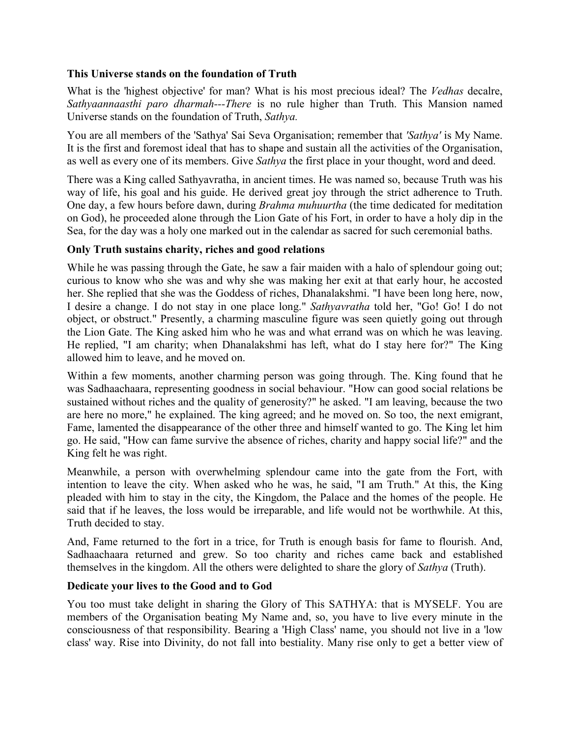### This Universe stands on the foundation of Truth

What is the 'highest objective' for man? What is his most precious ideal? The *Vedhas* decalre, *Sathyaannaasthi paro dharmah---There* is no rule higher than Truth. This Mansion named Universe stands on the foundation of Truth, *Sathya.*

You are all members of the 'Sathya' Sai Seva Organisation; remember that *'Sathya'* is My Name. It is the first and foremost ideal that has to shape and sustain all the activities of the Organisation, as well as every one of its members. Give *Sathya* the first place in your thought, word and deed.

There was a King called Sathyavratha, in ancient times. He was named so, because Truth was his way of life, his goal and his guide. He derived great joy through the strict adherence to Truth. One day, a few hours before dawn, during *Brahma muhuurtha* (the time dedicated for meditation on God), he proceeded alone through the Lion Gate of his Fort, in order to have a holy dip in the Sea, for the day was a holy one marked out in the calendar as sacred for such ceremonial baths.

### Only Truth sustains charity, riches and good relations

While he was passing through the Gate, he saw a fair maiden with a halo of splendour going out; curious to know who she was and why she was making her exit at that early hour, he accosted her. She replied that she was the Goddess of riches, Dhanalakshmi. "I have been long here, now, I desire a change. I do not stay in one place long." *Sathyavratha* told her, "Go! Go! I do not object, or obstruct." Presently, a charming masculine figure was seen quietly going out through the Lion Gate. The King asked him who he was and what errand was on which he was leaving. He replied, "I am charity; when Dhanalakshmi has left, what do I stay here for?" The King allowed him to leave, and he moved on.

Within a few moments, another charming person was going through. The. King found that he was Sadhaachaara, representing goodness in social behaviour. "How can good social relations be sustained without riches and the quality of generosity?" he asked. "I am leaving, because the two are here no more," he explained. The king agreed; and he moved on. So too, the next emigrant, Fame, lamented the disappearance of the other three and himself wanted to go. The King let him go. He said, "How can fame survive the absence of riches, charity and happy social life?" and the King felt he was right.

Meanwhile, a person with overwhelming splendour came into the gate from the Fort, with intention to leave the city. When asked who he was, he said, "I am Truth." At this, the King pleaded with him to stay in the city, the Kingdom, the Palace and the homes of the people. He said that if he leaves, the loss would be irreparable, and life would not be worthwhile. At this, Truth decided to stay.

And, Fame returned to the fort in a trice, for Truth is enough basis for fame to flourish. And, Sadhaachaara returned and grew. So too charity and riches came back and established themselves in the kingdom. All the others were delighted to share the glory of *Sathya* (Truth).

### Dedicate your lives to the Good and to God

You too must take delight in sharing the Glory of This SATHYA: that is MYSELF. You are members of the Organisation beating My Name and, so, you have to live every minute in the consciousness of that responsibility. Bearing a 'High Class' name, you should not live in a 'low class' way. Rise into Divinity, do not fall into bestiality. Many rise only to get a better view of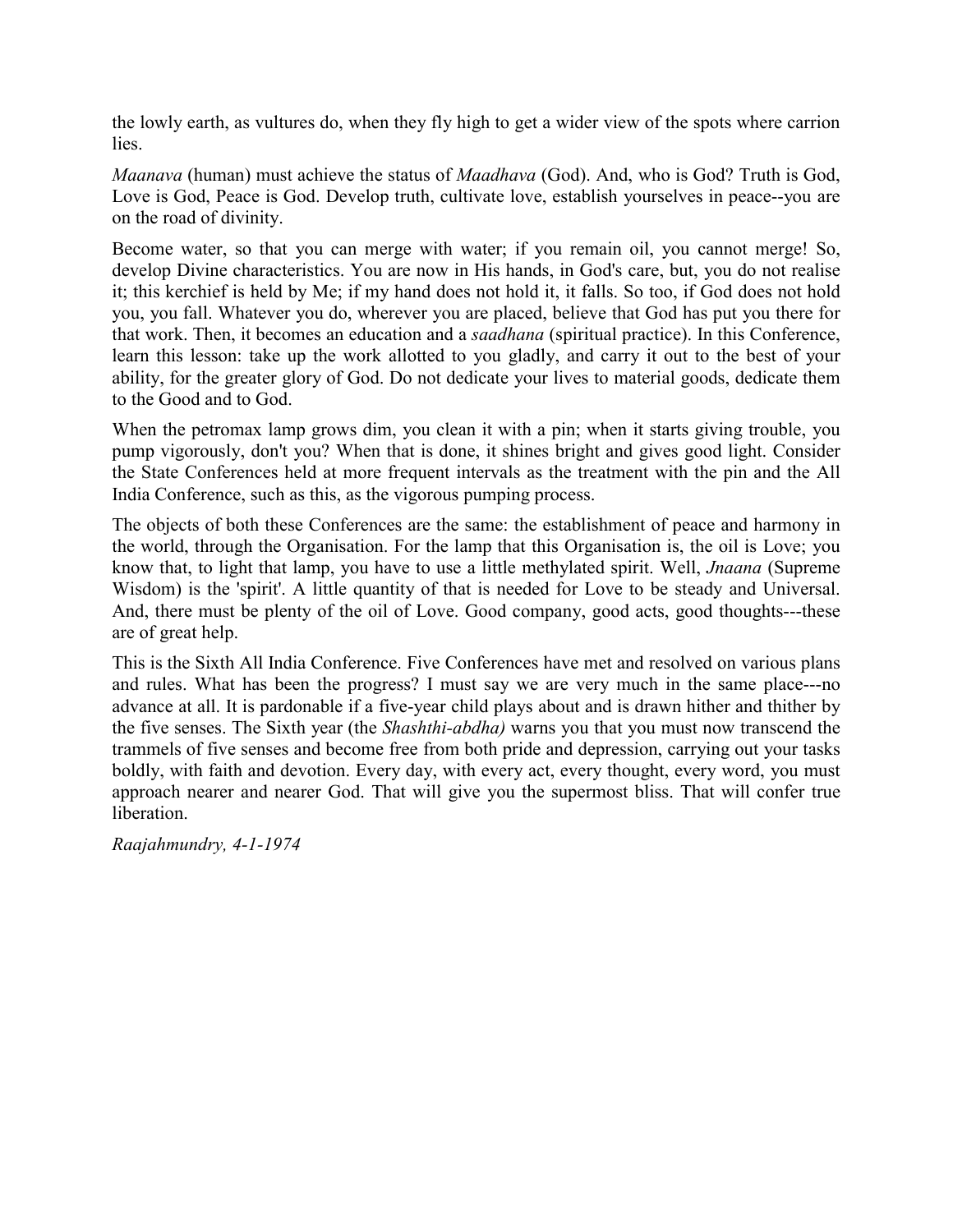the lowly earth, as vultures do, when they fly high to get a wider view of the spots where carrion lies.

*Maanava* (human) must achieve the status of *Maadhava* (God). And, who is God? Truth is God, Love is God, Peace is God. Develop truth, cultivate love, establish yourselves in peace--you are on the road of divinity.

Become water, so that you can merge with water; if you remain oil, you cannot merge! So, develop Divine characteristics. You are now in His hands, in God's care, but, you do not realise it; this kerchief is held by Me; if my hand does not hold it, it falls. So too, if God does not hold you, you fall. Whatever you do, wherever you are placed, believe that God has put you there for that work. Then, it becomes an education and a *saadhana* (spiritual practice). In this Conference, learn this lesson: take up the work allotted to you gladly, and carry it out to the best of your ability, for the greater glory of God. Do not dedicate your lives to material goods, dedicate them to the Good and to God.

When the petromax lamp grows dim, you clean it with a pin; when it starts giving trouble, you pump vigorously, don't you? When that is done, it shines bright and gives good light. Consider the State Conferences held at more frequent intervals as the treatment with the pin and the All India Conference, such as this, as the vigorous pumping process.

The objects of both these Conferences are the same: the establishment of peace and harmony in the world, through the Organisation. For the lamp that this Organisation is, the oil is Love; you know that, to light that lamp, you have to use a little methylated spirit. Well, *Jnaana* (Supreme Wisdom) is the 'spirit'. A little quantity of that is needed for Love to be steady and Universal. And, there must be plenty of the oil of Love. Good company, good acts, good thoughts---these are of great help.

This is the Sixth All India Conference. Five Conferences have met and resolved on various plans and rules. What has been the progress? I must say we are very much in the same place---no advance at all. It is pardonable if a five-year child plays about and is drawn hither and thither by the five senses. The Sixth year (the *Shashthi-abdha)* warns you that you must now transcend the trammels of five senses and become free from both pride and depression, carrying out your tasks boldly, with faith and devotion. Every day, with every act, every thought, every word, you must approach nearer and nearer God. That will give you the supermost bliss. That will confer true liberation.

*Raajahmundry, 4-1-1974*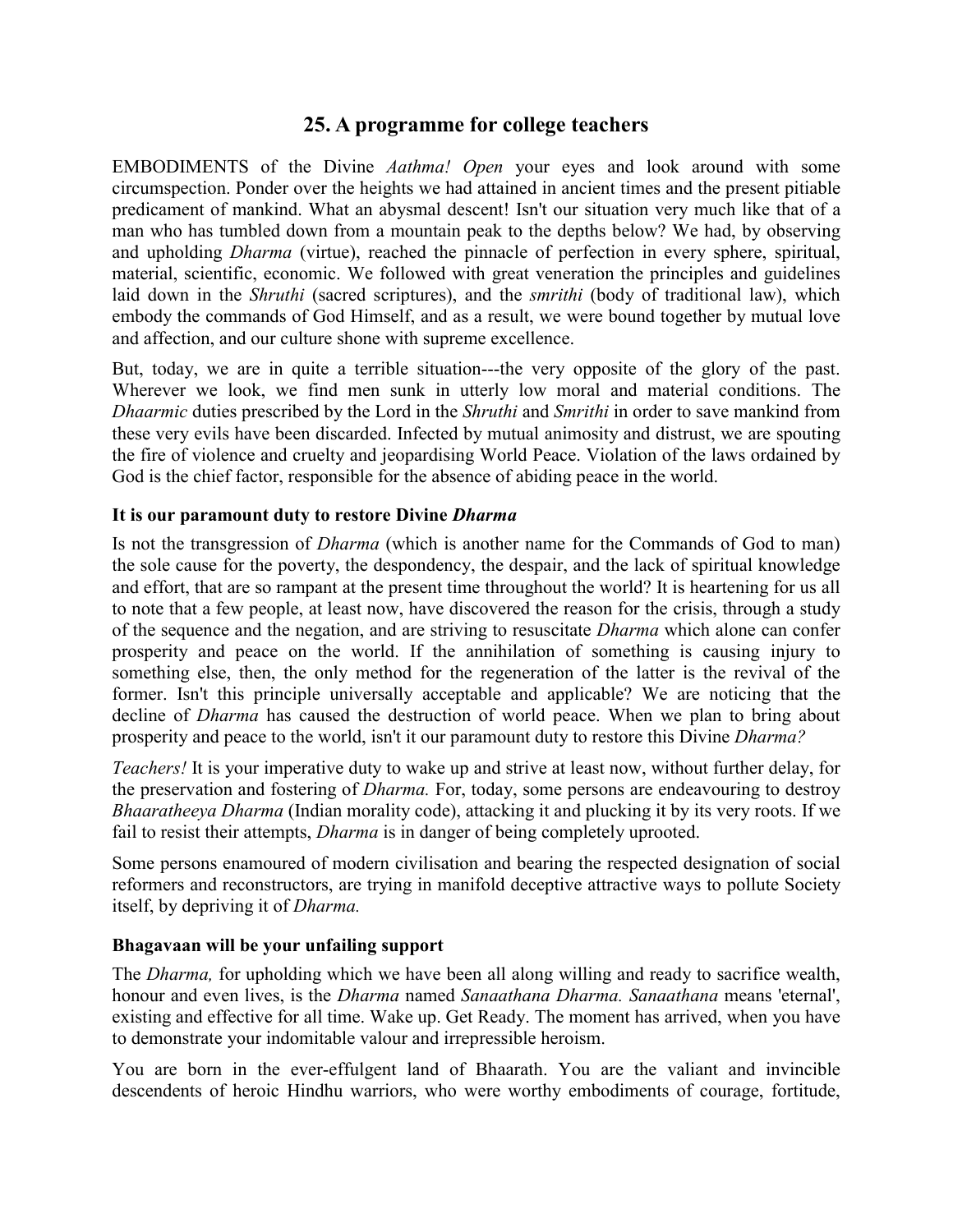## 25. A programme for college teachers

EMBODIMENTS of the Divine *Aathma! Open* your eyes and look around with some circumspection. Ponder over the heights we had attained in ancient times and the present pitiable predicament of mankind. What an abysmal descent! Isn't our situation very much like that of a man who has tumbled down from a mountain peak to the depths below? We had, by observing and upholding *Dharma* (virtue), reached the pinnacle of perfection in every sphere, spiritual, material, scientific, economic. We followed with great veneration the principles and guidelines laid down in the *Shruthi* (sacred scriptures), and the *smrithi* (body of traditional law), which embody the commands of God Himself, and as a result, we were bound together by mutual love and affection, and our culture shone with supreme excellence.

But, today, we are in quite a terrible situation---the very opposite of the glory of the past. Wherever we look, we find men sunk in utterly low moral and material conditions. The *Dhaarmic* duties prescribed by the Lord in the *Shruthi* and *Smrithi* in order to save mankind from these very evils have been discarded. Infected by mutual animosity and distrust, we are spouting the fire of violence and cruelty and jeopardising World Peace. Violation of the laws ordained by God is the chief factor, responsible for the absence of abiding peace in the world.

### It is our paramount duty to restore Divine *Dharma*

Is not the transgression of *Dharma* (which is another name for the Commands of God to man) the sole cause for the poverty, the despondency, the despair, and the lack of spiritual knowledge and effort, that are so rampant at the present time throughout the world? It is heartening for us all to note that a few people, at least now, have discovered the reason for the crisis, through a study of the sequence and the negation, and are striving to resuscitate *Dharma* which alone can confer prosperity and peace on the world. If the annihilation of something is causing injury to something else, then, the only method for the regeneration of the latter is the revival of the former. Isn't this principle universally acceptable and applicable? We are noticing that the decline of *Dharma* has caused the destruction of world peace. When we plan to bring about prosperity and peace to the world, isn't it our paramount duty to restore this Divine *Dharma?*

*Teachers!* It is your imperative duty to wake up and strive at least now, without further delay, for the preservation and fostering of *Dharma.* For, today, some persons are endeavouring to destroy *Bhaaratheeya Dharma* (Indian morality code), attacking it and plucking it by its very roots. If we fail to resist their attempts, *Dharma* is in danger of being completely uprooted.

Some persons enamoured of modern civilisation and bearing the respected designation of social reformers and reconstructors, are trying in manifold deceptive attractive ways to pollute Society itself, by depriving it of *Dharma.*

### Bhagavaan will be your unfailing support

The *Dharma,* for upholding which we have been all along willing and ready to sacrifice wealth, honour and even lives, is the *Dharma* named *Sanaathana Dharma. Sanaathana* means 'eternal', existing and effective for all time. Wake up. Get Ready. The moment has arrived, when you have to demonstrate your indomitable valour and irrepressible heroism.

You are born in the ever-effulgent land of Bhaarath. You are the valiant and invincible descendents of heroic Hindhu warriors, who were worthy embodiments of courage, fortitude,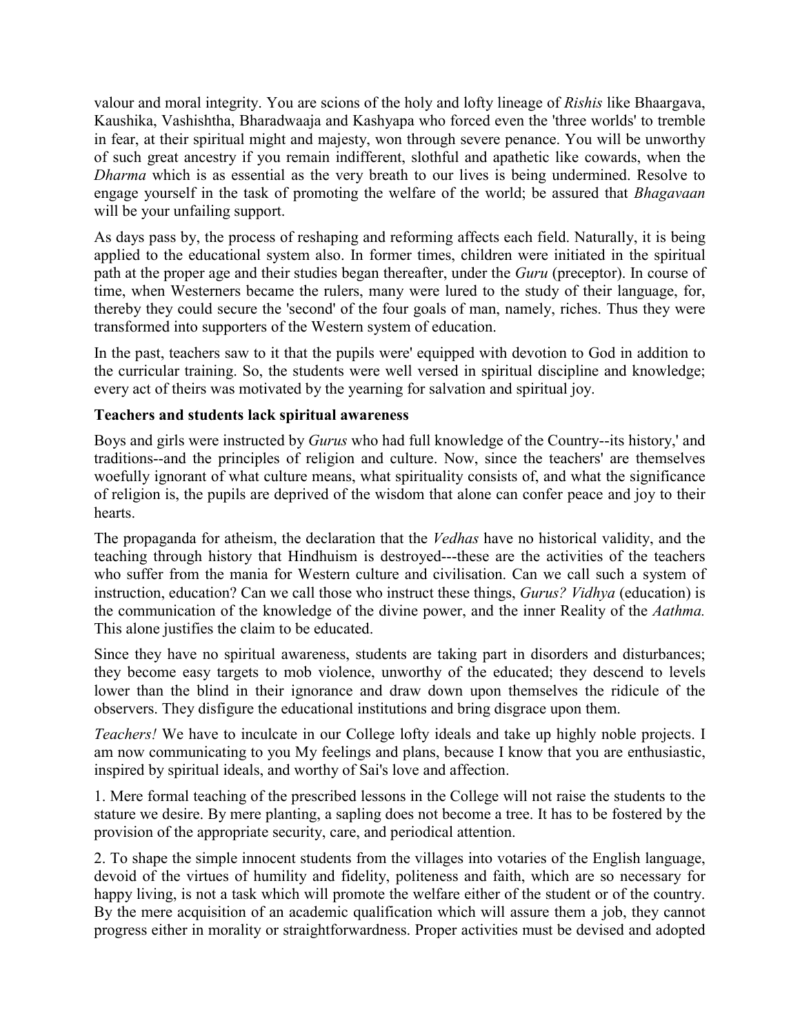valour and moral integrity. You are scions of the holy and lofty lineage of *Rishis* like Bhaargava, Kaushika, Vashishtha, Bharadwaaja and Kashyapa who forced even the 'three worlds' to tremble in fear, at their spiritual might and majesty, won through severe penance. You will be unworthy of such great ancestry if you remain indifferent, slothful and apathetic like cowards, when the *Dharma* which is as essential as the very breath to our lives is being undermined. Resolve to engage yourself in the task of promoting the welfare of the world; be assured that *Bhagavaan* will be your unfailing support.

As days pass by, the process of reshaping and reforming affects each field. Naturally, it is being applied to the educational system also. In former times, children were initiated in the spiritual path at the proper age and their studies began thereafter, under the *Guru* (preceptor). In course of time, when Westerners became the rulers, many were lured to the study of their language, for, thereby they could secure the 'second' of the four goals of man, namely, riches. Thus they were transformed into supporters of the Western system of education.

In the past, teachers saw to it that the pupils were' equipped with devotion to God in addition to the curricular training. So, the students were well versed in spiritual discipline and knowledge; every act of theirs was motivated by the yearning for salvation and spiritual joy.

**Teachers and students lack spiritual awareness**

Boys and girls were instructed by *Gurus* who had full knowledge of the Country--its history,' and traditions--and the principles of religion and culture. Now, since the teachers' are themselves woefully ignorant of what culture means, what spirituality consists of, and what the significance of religion is, the pupils are deprived of the wisdom that alone can confer peace and joy to their hearts.

The propaganda for atheism, the declaration that the *Vedhas* have no historical validity, and the teaching through history that Hindhuism is destroyed---these are the activities of the teachers who suffer from the mania for Western culture and civilisation. Can we call such a system of instruction, education? Can we call those who instruct these things, *Gurus? Vidhya* (education) is the communication of the knowledge of the divine power, and the inner Reality of the *Aathma.* This alone justifies the claim to be educated.

Since they have no spiritual awareness, students are taking part in disorders and disturbances; they become easy targets to mob violence, unworthy of the educated; they descend to levels lower than the blind in their ignorance and draw down upon themselves the ridicule of the observers. They disfigure the educational institutions and bring disgrace upon them.

*Teachers!* We have to inculcate in our College lofty ideals and take up highly noble projects. I am now communicating to you My feelings and plans, because I know that you are enthusiastic, inspired by spiritual ideals, and worthy of Sai's love and affection.

1. Mere formal teaching of the prescribed lessons in the College will not raise the students to the stature we desire. By mere planting, a sapling does not become a tree. It has to be fostered by the provision of the appropriate security, care, and periodical attention.

2. To shape the simple innocent students from the villages into votaries of the English language, devoid of the virtues of humility and fidelity, politeness and faith, which are so necessary for happy living, is not a task which will promote the welfare either of the student or of the country. By the mere acquisition of an academic qualification which will assure them a job, they cannot progress either in morality or straightforwardness. Proper activities must be devised and adopted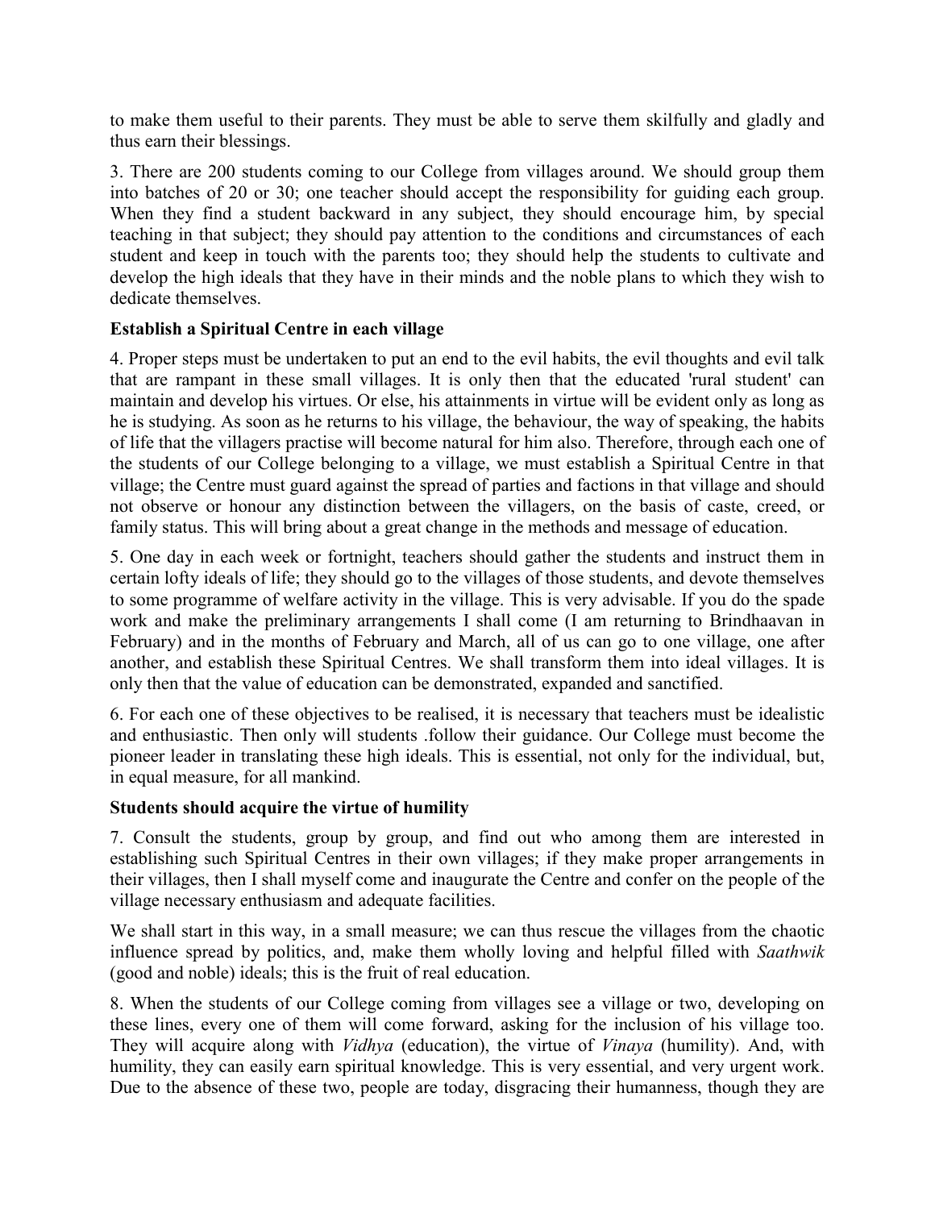to make them useful to their parents. They must be able to serve them skilfully and gladly and thus earn their blessings.

3. There are 200 students coming to our College from villages around. We should group them into batches of 20 or 30; one teacher should accept the responsibility for guiding each group. When they find a student backward in any subject, they should encourage him, by special teaching in that subject; they should pay attention to the conditions and circumstances of each student and keep in touch with the parents too; they should help the students to cultivate and develop the high ideals that they have in their minds and the noble plans to which they wish to dedicate themselves.

**Establish a Spiritual Centre in each village**

4. Proper steps must be undertaken to put an end to the evil habits, the evil thoughts and evil talk that are rampant in these small villages. It is only then that the educated 'rural student' can maintain and develop his virtues. Or else, his attainments in virtue will be evident only as long as he is studying. As soon as he returns to his village, the behaviour, the way of speaking, the habits of life that the villagers practise will become natural for him also. Therefore, through each one of the students of our College belonging to a village, we must establish a Spiritual Centre in that village; the Centre must guard against the spread of parties and factions in that village and should not observe or honour any distinction between the villagers, on the basis of caste, creed, or family status. This will bring about a great change in the methods and message of education.

5. One day in each week or fortnight, teachers should gather the students and instruct them in certain lofty ideals of life; they should go to the villages of those students, and devote themselves to some programme of welfare activity in the village. This is very advisable. If you do the spade work and make the preliminary arrangements I shall come (I am returning to Brindhaavan in February) and in the months of February and March, all of us can go to one village, one after another, and establish these Spiritual Centres. We shall transform them into ideal villages. It is only then that the value of education can be demonstrated, expanded and sanctified.

6. For each one of these objectives to be realised, it is necessary that teachers must be idealistic and enthusiastic. Then only will students .follow their guidance. Our College must become the pioneer leader in translating these high ideals. This is essential, not only for the individual, but, in equal measure, for all mankind.

**Students should acquire the virtue of humility**

7. Consult the students, group by group, and find out who among them are interested in establishing such Spiritual Centres in their own villages; if they make proper arrangements in their villages, then I shall myself come and inaugurate the Centre and confer on the people of the village necessary enthusiasm and adequate facilities.

We shall start in this way, in a small measure; we can thus rescue the villages from the chaotic influence spread by politics, and, make them wholly loving and helpful filled with *Saathwik* (good and noble) ideals; this is the fruit of real education.

8. When the students of our College coming from villages see a village or two, developing on these lines, every one of them will come forward, asking for the inclusion of his village too. They will acquire along with *Vidhya* (education), the virtue of *Vinaya* (humility). And, with humility, they can easily earn spiritual knowledge. This is very essential, and very urgent work. Due to the absence of these two, people are today, disgracing their humanness, though they are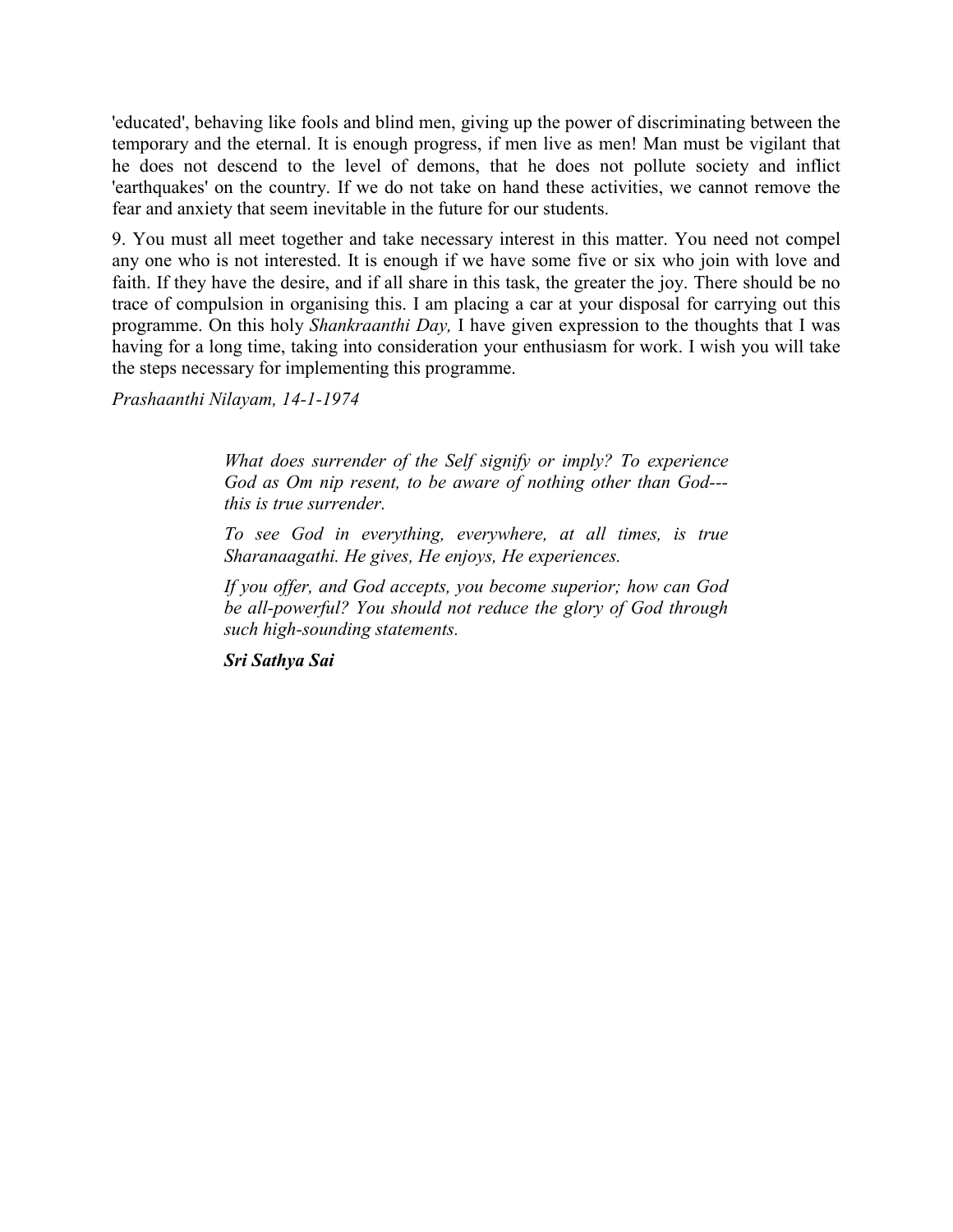'educated', behaving like fools and blind men, giving up the power of discriminating between the temporary and the eternal. It is enough progress, if men live as men! Man must be vigilant that he does not descend to the level of demons, that he does not pollute society and inflict 'earthquakes' on the country. If we do not take on hand these activities, we cannot remove the fear and anxiety that seem inevitable in the future for our students.

9. You must all meet together and take necessary interest in this matter. You need not compel any one who is not interested. It is enough if we have some five or six who join with love and faith. If they have the desire, and if all share in this task, the greater the joy. There should be no trace of compulsion in organising this. I am placing a car at your disposal for carrying out this programme. On this holy *Shankraanthi Day,* I have given expression to the thoughts that I was having for a long time, taking into consideration your enthusiasm for work. I wish you will take the steps necessary for implementing this programme.

*Prashaanthi Nilayam, 14-1-1974*

> *What does surrender of the Self signify or imply? To experience God as Om nip resent, to be aware of nothing other than God---this is true surrender.*
>
> *To see God in everything, everywhere, at all times, is true Sharanaagathi. He gives, He enjoys, He experiences.*
>
> *If you offer, and God accepts, you become superior; how can God be all-powerful? You should not reduce the glory of God through such high-sounding statements.*
>
> ***Sri Sathya Sai***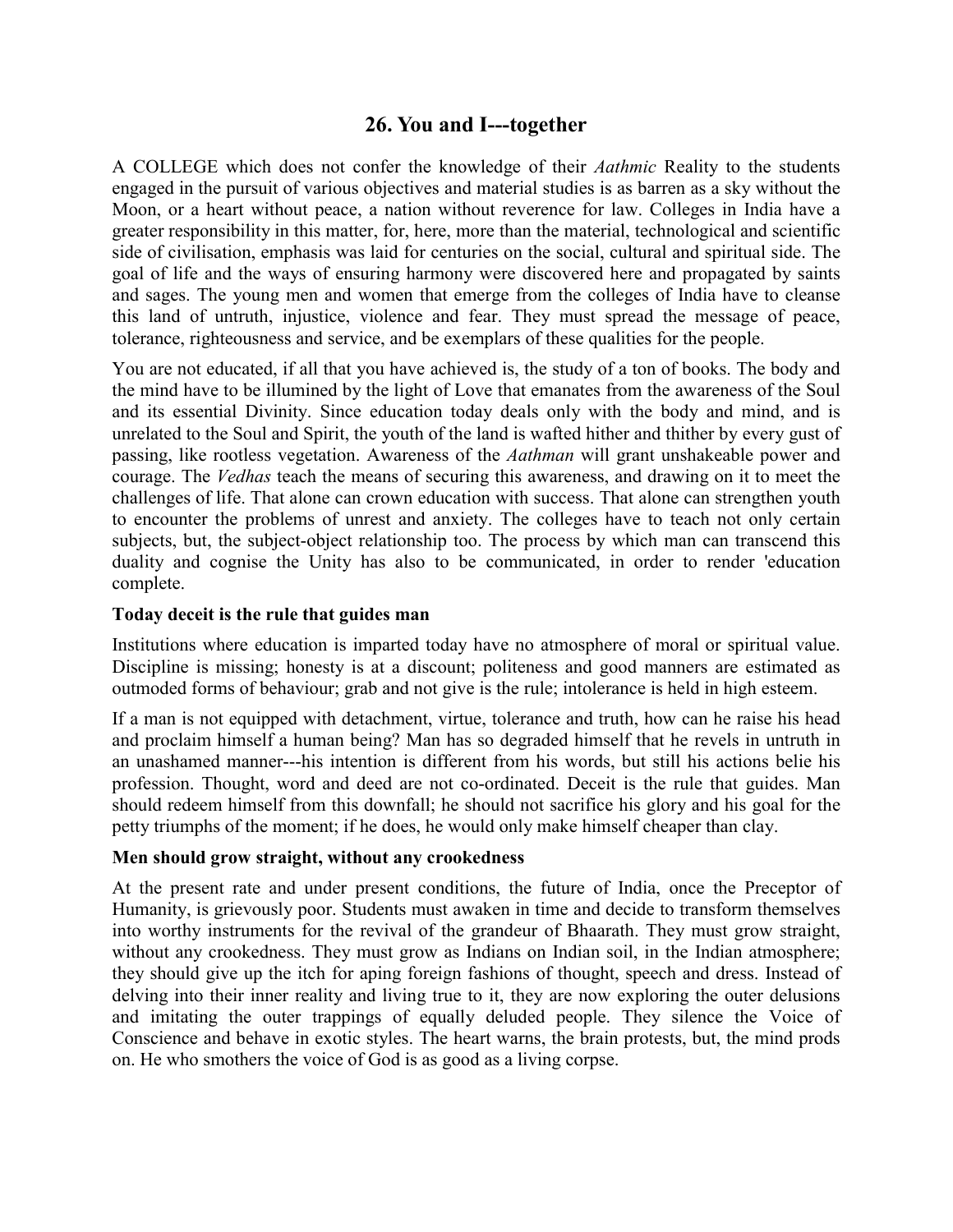## 26. You and I---together

A COLLEGE which does not confer the knowledge of their *Aathmic* Reality to the students engaged in the pursuit of various objectives and material studies is as barren as a sky without the Moon, or a heart without peace, a nation without reverence for law. Colleges in India have a greater responsibility in this matter, for, here, more than the material, technological and scientific side of civilisation, emphasis was laid for centuries on the social, cultural and spiritual side. The goal of life and the ways of ensuring harmony were discovered here and propagated by saints and sages. The young men and women that emerge from the colleges of India have to cleanse this land of untruth, injustice, violence and fear. They must spread the message of peace, tolerance, righteousness and service, and be exemplars of these qualities for the people.

You are not educated, if all that you have achieved is, the study of a ton of books. The body and the mind have to be illumined by the light of Love that emanates from the awareness of the Soul and its essential Divinity. Since education today deals only with the body and mind, and is unrelated to the Soul and Spirit, the youth of the land is wafted hither and thither by every gust of passing, like rootless vegetation. Awareness of the *Aathman* will grant unshakeable power and courage. The *Vedhas* teach the means of securing this awareness, and drawing on it to meet the challenges of life. That alone can crown education with success. That alone can strengthen youth to encounter the problems of unrest and anxiety. The colleges have to teach not only certain subjects, but, the subject-object relationship too. The process by which man can transcend this duality and cognise the Unity has also to be communicated, in order to render 'education complete.

**Today deceit is the rule that guides man**

Institutions where education is imparted today have no atmosphere of moral or spiritual value. Discipline is missing; honesty is at a discount; politeness and good manners are estimated as outmoded forms of behaviour; grab and not give is the rule; intolerance is held in high esteem.

If a man is not equipped with detachment, virtue, tolerance and truth, how can he raise his head and proclaim himself a human being? Man has so degraded himself that he revels in untruth in an unashamed manner---his intention is different from his words, but still his actions belie his profession. Thought, word and deed are not co-ordinated. Deceit is the rule that guides. Man should redeem himself from this downfall; he should not sacrifice his glory and his goal for the petty triumphs of the moment; if he does, he would only make himself cheaper than clay.

**Men should grow straight, without any crookedness**

At the present rate and under present conditions, the future of India, once the Preceptor of Humanity, is grievously poor. Students must awaken in time and decide to transform themselves into worthy instruments for the revival of the grandeur of Bhaarath. They must grow straight, without any crookedness. They must grow as Indians on Indian soil, in the Indian atmosphere; they should give up the itch for aping foreign fashions of thought, speech and dress. Instead of delving into their inner reality and living true to it, they are now exploring the outer delusions and imitating the outer trappings of equally deluded people. They silence the Voice of Conscience and behave in exotic styles. The heart warns, the brain protests, but, the mind prods on. He who smothers the voice of God is as good as a living corpse.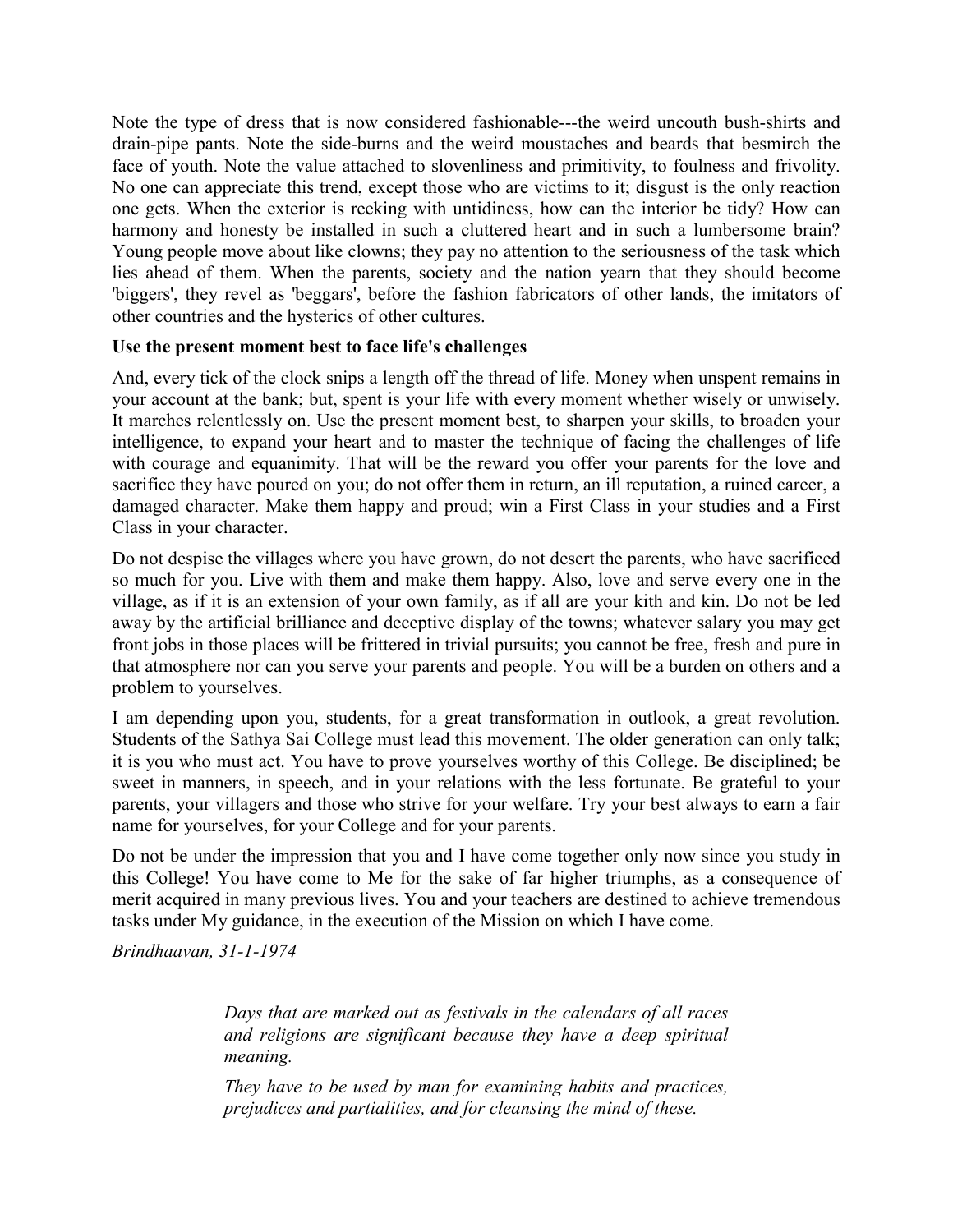Note the type of dress that is now considered fashionable---the weird uncouth bush-shirts and drain-pipe pants. Note the side-burns and the weird moustaches and beards that besmirch the face of youth. Note the value attached to slovenliness and primitivity, to foulness and frivolity. No one can appreciate this trend, except those who are victims to it; disgust is the only reaction one gets. When the exterior is reeking with untidiness, how can the interior be tidy? How can harmony and honesty be installed in such a cluttered heart and in such a lumbersome brain? Young people move about like clowns; they pay no attention to the seriousness of the task which lies ahead of them. When the parents, society and the nation yearn that they should become 'biggers', they revel as 'beggars', before the fashion fabricators of other lands, the imitators of other countries and the hysterics of other cultures.

**Use the present moment best to face life's challenges**

And, every tick of the clock snips a length off the thread of life. Money when unspent remains in your account at the bank; but, spent is your life with every moment whether wisely or unwisely. It marches relentlessly on. Use the present moment best, to sharpen your skills, to broaden your intelligence, to expand your heart and to master the technique of facing the challenges of life with courage and equanimity. That will be the reward you offer your parents for the love and sacrifice they have poured on you; do not offer them in return, an ill reputation, a ruined career, a damaged character. Make them happy and proud; win a First Class in your studies and a First Class in your character.

Do not despise the villages where you have grown, do not desert the parents, who have sacrificed so much for you. Live with them and make them happy. Also, love and serve every one in the village, as if it is an extension of your own family, as if all are your kith and kin. Do not be led away by the artificial brilliance and deceptive display of the towns; whatever salary you may get front jobs in those places will be frittered in trivial pursuits; you cannot be free, fresh and pure in that atmosphere nor can you serve your parents and people. You will be a burden on others and a problem to yourselves.

I am depending upon you, students, for a great transformation in outlook, a great revolution. Students of the Sathya Sai College must lead this movement. The older generation can only talk; it is you who must act. You have to prove yourselves worthy of this College. Be disciplined; be sweet in manners, in speech, and in your relations with the less fortunate. Be grateful to your parents, your villagers and those who strive for your welfare. Try your best always to earn a fair name for yourselves, for your College and for your parents.

Do not be under the impression that you and I have come together only now since you study in this College! You have come to Me for the sake of far higher triumphs, as a consequence of merit acquired in many previous lives. You and your teachers are destined to achieve tremendous tasks under My guidance, in the execution of the Mission on which I have come.

*Brindhaavan, 31-1-1974*

> *Days that are marked out as festivals in the calendars of all races and religions are significant because they have a deep spiritual meaning.*
>
> *They have to be used by man for examining habits and practices, prejudices and partialities, and for cleansing the mind of these.*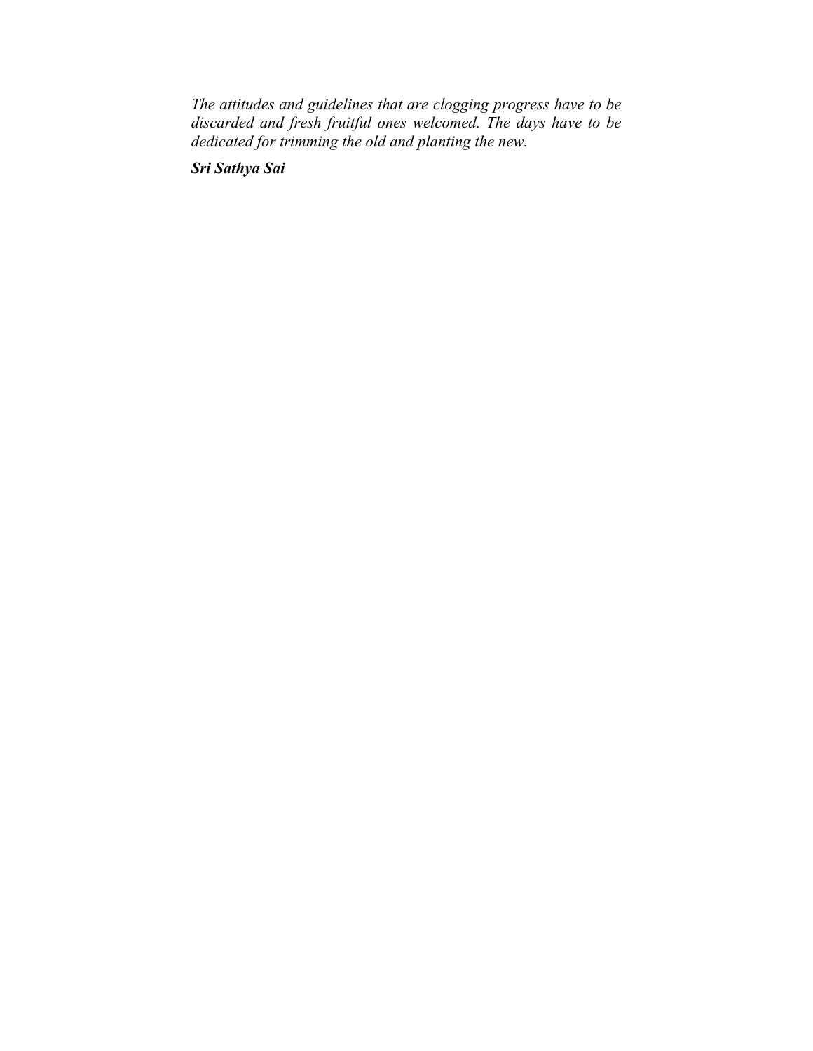*The attitudes and guidelines that are clogging progress have to be discarded and fresh fruitful ones welcomed. The days have to be dedicated for trimming the old and planting the new.*

***Sri Sathya Sai***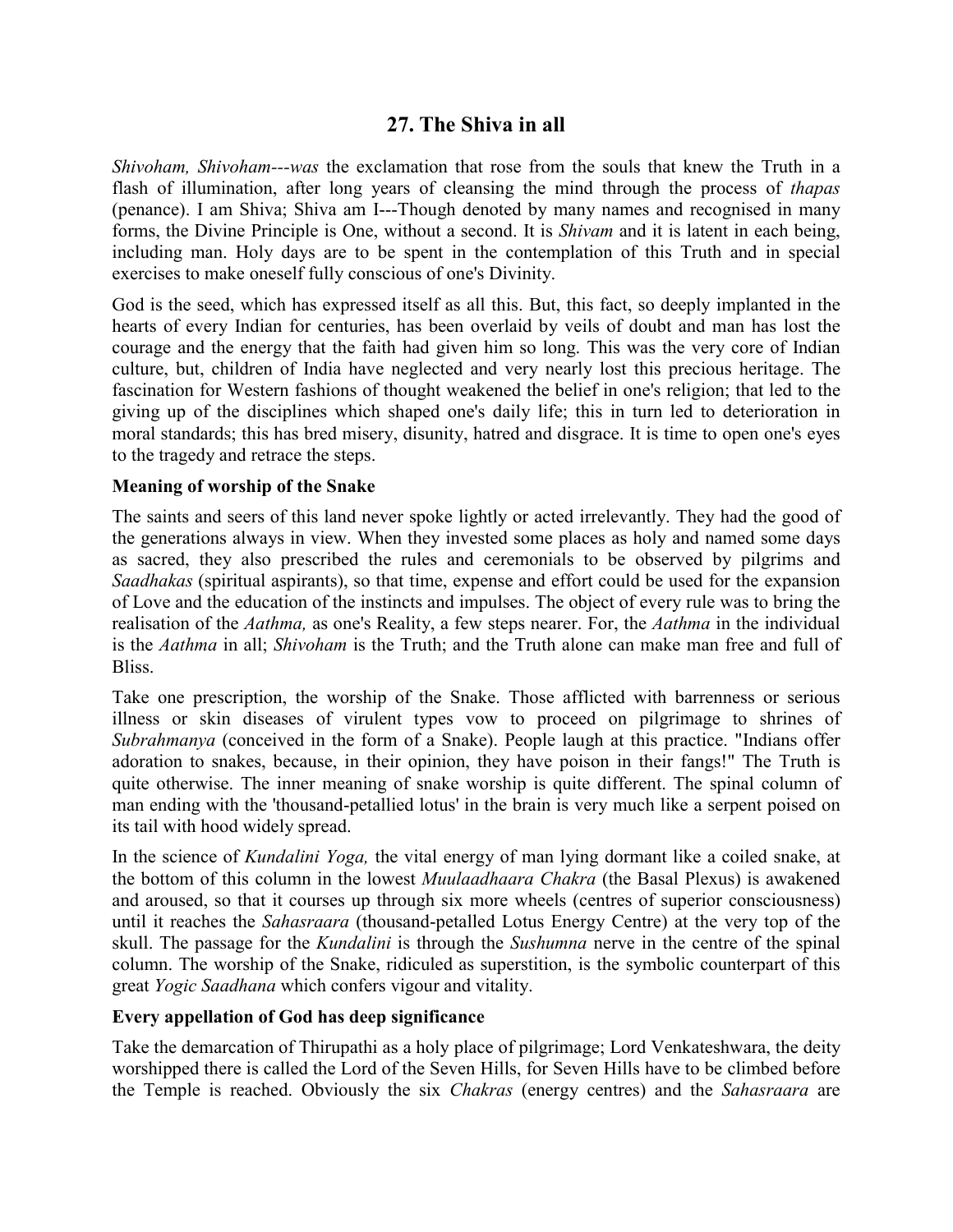## 27. The Shiva in all

*Shivoham, Shivoham---was* the exclamation that rose from the souls that knew the Truth in a flash of illumination, after long years of cleansing the mind through the process of *thapas* (penance). I am Shiva; Shiva am I---Though denoted by many names and recognised in many forms, the Divine Principle is One, without a second. It is *Shivam* and it is latent in each being, including man. Holy days are to be spent in the contemplation of this Truth and in special exercises to make oneself fully conscious of one's Divinity.

God is the seed, which has expressed itself as all this. But, this fact, so deeply implanted in the hearts of every Indian for centuries, has been overlaid by veils of doubt and man has lost the courage and the energy that the faith had given him so long. This was the very core of Indian culture, but, children of India have neglected and very nearly lost this precious heritage. The fascination for Western fashions of thought weakened the belief in one's religion; that led to the giving up of the disciplines which shaped one's daily life; this in turn led to deterioration in moral standards; this has bred misery, disunity, hatred and disgrace. It is time to open one's eyes to the tragedy and retrace the steps.

**Meaning of worship of the Snake**

The saints and seers of this land never spoke lightly or acted irrelevantly. They had the good of the generations always in view. When they invested some places as holy and named some days as sacred, they also prescribed the rules and ceremonials to be observed by pilgrims and *Saadhakas* (spiritual aspirants), so that time, expense and effort could be used for the expansion of Love and the education of the instincts and impulses. The object of every rule was to bring the realisation of the *Aathma,* as one's Reality, a few steps nearer. For, the *Aathma* in the individual is the *Aathma* in all; *Shivoham* is the Truth; and the Truth alone can make man free and full of Bliss.

Take one prescription, the worship of the Snake. Those afflicted with barrenness or serious illness or skin diseases of virulent types vow to proceed on pilgrimage to shrines of *Subrahmanya* (conceived in the form of a Snake). People laugh at this practice. "Indians offer adoration to snakes, because, in their opinion, they have poison in their fangs!" The Truth is quite otherwise. The inner meaning of snake worship is quite different. The spinal column of man ending with the 'thousand-petallied lotus' in the brain is very much like a serpent poised on its tail with hood widely spread.

In the science of *Kundalini Yoga,* the vital energy of man lying dormant like a coiled snake, at the bottom of this column in the lowest *Muulaadhaara Chakra* (the Basal Plexus) is awakened and aroused, so that it courses up through six more wheels (centres of superior consciousness) until it reaches the *Sahasraara* (thousand-petalled Lotus Energy Centre) at the very top of the skull. The passage for the *Kundalini* is through the *Sushumna* nerve in the centre of the spinal column. The worship of the Snake, ridiculed as superstition, is the symbolic counterpart of this great *Yogic Saadhana* which confers vigour and vitality.

**Every appellation of God has deep significance**

Take the demarcation of Thirupathi as a holy place of pilgrimage; Lord Venkateshwara, the deity worshipped there is called the Lord of the Seven Hills, for Seven Hills have to be climbed before the Temple is reached. Obviously the six *Chakras* (energy centres) and the *Sahasraara* are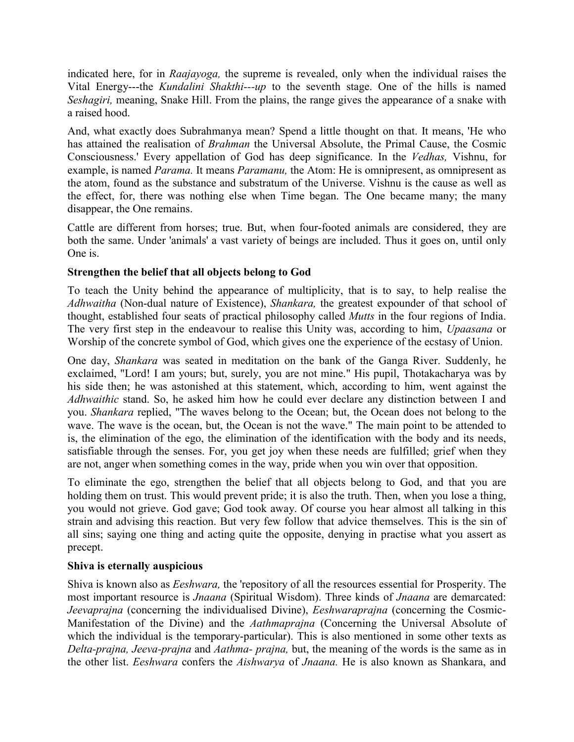indicated here, for in *Raajayoga,* the supreme is revealed, only when the individual raises the Vital Energy---the *Kundalini Shakthi---up* to the seventh stage. One of the hills is named *Seshagiri,* meaning, Snake Hill. From the plains, the range gives the appearance of a snake with a raised hood.

And, what exactly does Subrahmanya mean? Spend a little thought on that. It means, 'He who has attained the realisation of *Brahman* the Universal Absolute, the Primal Cause, the Cosmic Consciousness.' Every appellation of God has deep significance. In the *Vedhas,* Vishnu, for example, is named *Parama.* It means *Paramanu,* the Atom: He is omnipresent, as omnipresent as the atom, found as the substance and substratum of the Universe. Vishnu is the cause as well as the effect, for, there was nothing else when Time began. The One became many; the many disappear, the One remains.

Cattle are different from horses; true. But, when four-footed animals are considered, they are both the same. Under 'animals' a vast variety of beings are included. Thus it goes on, until only One is.

**Strengthen the belief that all objects belong to God**

To teach the Unity behind the appearance of multiplicity, that is to say, to help realise the *Adhwaitha* (Non-dual nature of Existence), *Shankara,* the greatest expounder of that school of thought, established four seats of practical philosophy called *Mutts* in the four regions of India. The very first step in the endeavour to realise this Unity was, according to him, *Upaasana* or Worship of the concrete symbol of God, which gives one the experience of the ecstasy of Union.

One day, *Shankara* was seated in meditation on the bank of the Ganga River. Suddenly, he exclaimed, "Lord! I am yours; but, surely, you are not mine." His pupil, Thotakacharya was by his side then; he was astonished at this statement, which, according to him, went against the *Adhwaithic* stand. So, he asked him how he could ever declare any distinction between I and you. *Shankara* replied, "The waves belong to the Ocean; but, the Ocean does not belong to the wave. The wave is the ocean, but, the Ocean is not the wave." The main point to be attended to is, the elimination of the ego, the elimination of the identification with the body and its needs, satisfiable through the senses. For, you get joy when these needs are fulfilled; grief when they are not, anger when something comes in the way, pride when you win over that opposition.

To eliminate the ego, strengthen the belief that all objects belong to God, and that you are holding them on trust. This would prevent pride; it is also the truth. Then, when you lose a thing, you would not grieve. God gave; God took away. Of course you hear almost all talking in this strain and advising this reaction. But very few follow that advice themselves. This is the sin of all sins; saying one thing and acting quite the opposite, denying in practise what you assert as precept.

**Shiva is eternally auspicious**

Shiva is known also as *Eeshwara,* the 'repository of all the resources essential for Prosperity. The most important resource is *Jnaana* (Spiritual Wisdom). Three kinds of *Jnaana* are demarcated: *Jeevaprajna* (concerning the individualised Divine), *Eeshwaraprajna* (concerning the Cosmic-Manifestation of the Divine) and the *Aathmaprajna* (Concerning the Universal Absolute of which the individual is the temporary-particular). This is also mentioned in some other texts as *Delta-prajna, Jeeva-prajna* and *Aathma- prajna,* but, the meaning of the words is the same as in the other list. *Eeshwara* confers the *Aishwarya* of *Jnaana.* He is also known as Shankara, and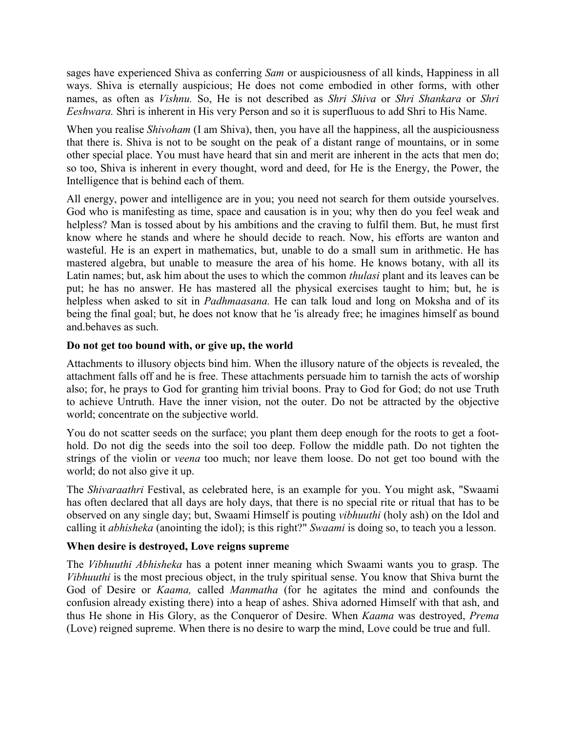sages have experienced Shiva as conferring *Sam* or auspiciousness of all kinds, Happiness in all ways. Shiva is eternally auspicious; He does not come embodied in other forms, with other names, as often as *Vishnu.* So, He is not described as *Shri Shiva* or *Shri Shankara* or *Shri Eeshwara.* Shri is inherent in His very Person and so it is superfluous to add Shri to His Name.

When you realise *Shivoham* (I am Shiva), then, you have all the happiness, all the auspiciousness that there is. Shiva is not to be sought on the peak of a distant range of mountains, or in some other special place. You must have heard that sin and merit are inherent in the acts that men do; so too, Shiva is inherent in every thought, word and deed, for He is the Energy, the Power, the Intelligence that is behind each of them.

All energy, power and intelligence are in you; you need not search for them outside yourselves. God who is manifesting as time, space and causation is in you; why then do you feel weak and helpless? Man is tossed about by his ambitions and the craving to fulfil them. But, he must first know where he stands and where he should decide to reach. Now, his efforts are wanton and wasteful. He is an expert in mathematics, but, unable to do a small sum in arithmetic. He has mastered algebra, but unable to measure the area of his home. He knows botany, with all its Latin names; but, ask him about the uses to which the common *thulasi* plant and its leaves can be put; he has no answer. He has mastered all the physical exercises taught to him; but, he is helpless when asked to sit in *Padhmaasana.* He can talk loud and long on Moksha and of its being the final goal; but, he does not know that he 'is already free; he imagines himself as bound and.behaves as such.

### Do not get too bound with, or give up, the world

Attachments to illusory objects bind him. When the illusory nature of the objects is revealed, the attachment falls off and he is free. These attachments persuade him to tarnish the acts of worship also; for, he prays to God for granting him trivial boons. Pray to God for God; do not use Truth to achieve Untruth. Have the inner vision, not the outer. Do not be attracted by the objective world; concentrate on the subjective world.

You do not scatter seeds on the surface; you plant them deep enough for the roots to get a foot-hold. Do not dig the seeds into the soil too deep. Follow the middle path. Do not tighten the strings of the violin or *veena* too much; nor leave them loose. Do not get too bound with the world; do not also give it up.

The *Shivaraathri* Festival, as celebrated here, is an example for you. You might ask, "Swaami has often declared that all days are holy days, that there is no special rite or ritual that has to be observed on any single day; but, Swaami Himself is pouting *vibhuuthi* (holy ash) on the Idol and calling it *abhisheka* (anointing the idol); is this right?" *Swaami* is doing so, to teach you a lesson.

### When desire is destroyed, Love reigns supreme

The *Vibhuuthi Abhisheka* has a potent inner meaning which Swaami wants you to grasp. The *Vibhuuthi* is the most precious object, in the truly spiritual sense. You know that Shiva burnt the God of Desire or *Kaama,* called *Manmatha* (for he agitates the mind and confounds the confusion already existing there) into a heap of ashes. Shiva adorned Himself with that ash, and thus He shone in His Glory, as the Conqueror of Desire. When *Kaama* was destroyed, *Prema* (Love) reigned supreme. When there is no desire to warp the mind, Love could be true and full.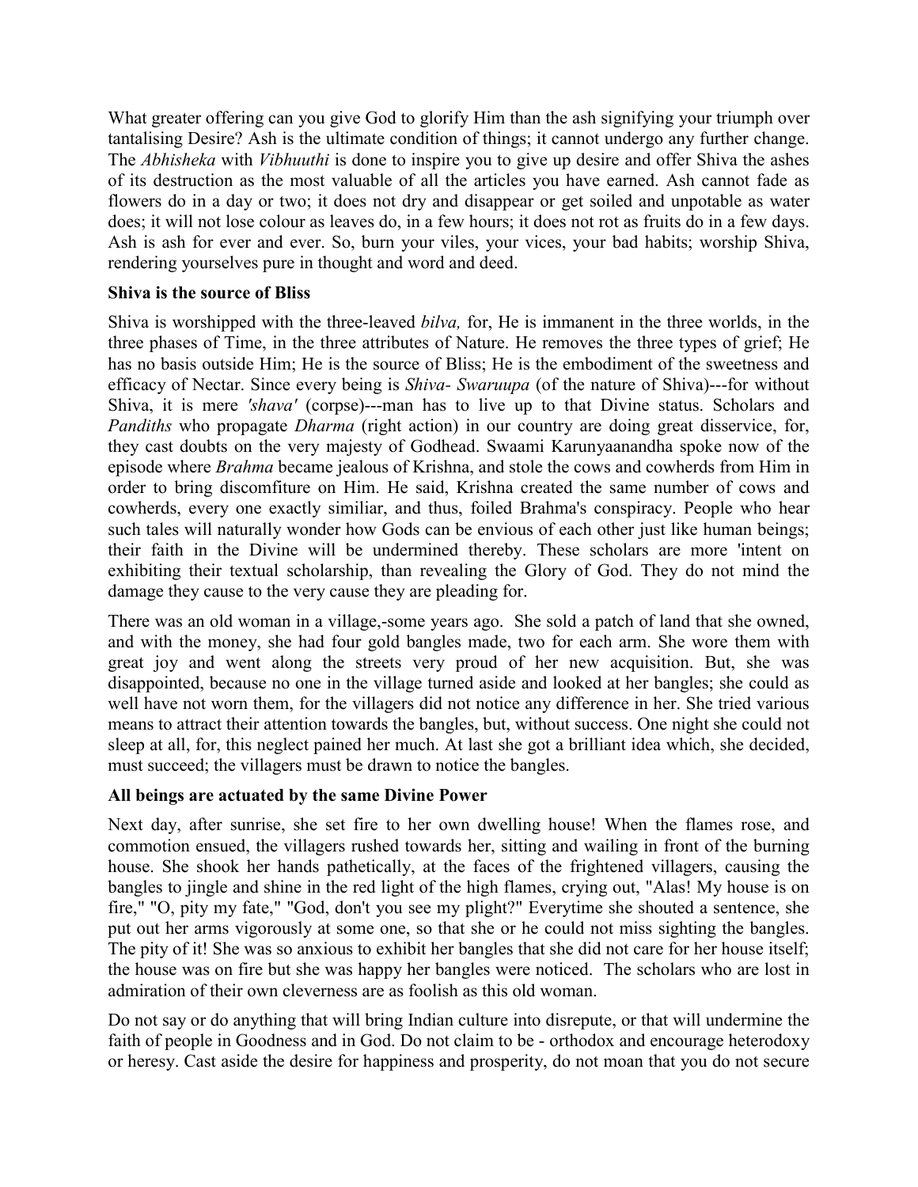What greater offering can you give God to glorify Him than the ash signifying your triumph over tantalising Desire? Ash is the ultimate condition of things; it cannot undergo any further change. The *Abhisheka* with *Vibhuuthi* is done to inspire you to give up desire and offer Shiva the ashes of its destruction as the most valuable of all the articles you have earned. Ash cannot fade as flowers do in a day or two; it does not dry and disappear or get soiled and unpotable as water does; it will not lose colour as leaves do, in a few hours; it does not rot as fruits do in a few days. Ash is ash for ever and ever. So, burn your viles, your vices, your bad habits; worship Shiva, rendering yourselves pure in thought and word and deed.

**Shiva is the source of Bliss**

Shiva is worshipped with the three-leaved *bilva,* for, He is immanent in the three worlds, in the three phases of Time, in the three attributes of Nature. He removes the three types of grief; He has no basis outside Him; He is the source of Bliss; He is the embodiment of the sweetness and efficacy of Nectar. Since every being is *Shiva- Swaruupa* (of the nature of Shiva)---for without Shiva, it is mere *'shava'* (corpse)---man has to live up to that Divine status. Scholars and *Pandiths* who propagate *Dharma* (right action) in our country are doing great disservice, for, they cast doubts on the very majesty of Godhead. Swaami Karunyaanandha spoke now of the episode where *Brahma* became jealous of Krishna, and stole the cows and cowherds from Him in order to bring discomfiture on Him. He said, Krishna created the same number of cows and cowherds, every one exactly similiar, and thus, foiled Brahma's conspiracy. People who hear such tales will naturally wonder how Gods can be envious of each other just like human beings; their faith in the Divine will be undermined thereby. These scholars are more 'intent on exhibiting their textual scholarship, than revealing the Glory of God. They do not mind the damage they cause to the very cause they are pleading for.

There was an old woman in a village,-some years ago. She sold a patch of land that she owned, and with the money, she had four gold bangles made, two for each arm. She wore them with great joy and went along the streets very proud of her new acquisition. But, she was disappointed, because no one in the village turned aside and looked at her bangles; she could as well have not worn them, for the villagers did not notice any difference in her. She tried various means to attract their attention towards the bangles, but, without success. One night she could not sleep at all, for, this neglect pained her much. At last she got a brilliant idea which, she decided, must succeed; the villagers must be drawn to notice the bangles.

**All beings are actuated by the same Divine Power**

Next day, after sunrise, she set fire to her own dwelling house! When the flames rose, and commotion ensued, the villagers rushed towards her, sitting and wailing in front of the burning house. She shook her hands pathetically, at the faces of the frightened villagers, causing the bangles to jingle and shine in the red light of the high flames, crying out, "Alas! My house is on fire," "O, pity my fate," "God, don't you see my plight?" Everytime she shouted a sentence, she put out her arms vigorously at some one, so that she or he could not miss sighting the bangles. The pity of it! She was so anxious to exhibit her bangles that she did not care for her house itself; the house was on fire but she was happy her bangles were noticed. The scholars who are lost in admiration of their own cleverness are as foolish as this old woman.

Do not say or do anything that will bring Indian culture into disrepute, or that will undermine the faith of people in Goodness and in God. Do not claim to be - orthodox and encourage heterodoxy or heresy. Cast aside the desire for happiness and prosperity, do not moan that you do not secure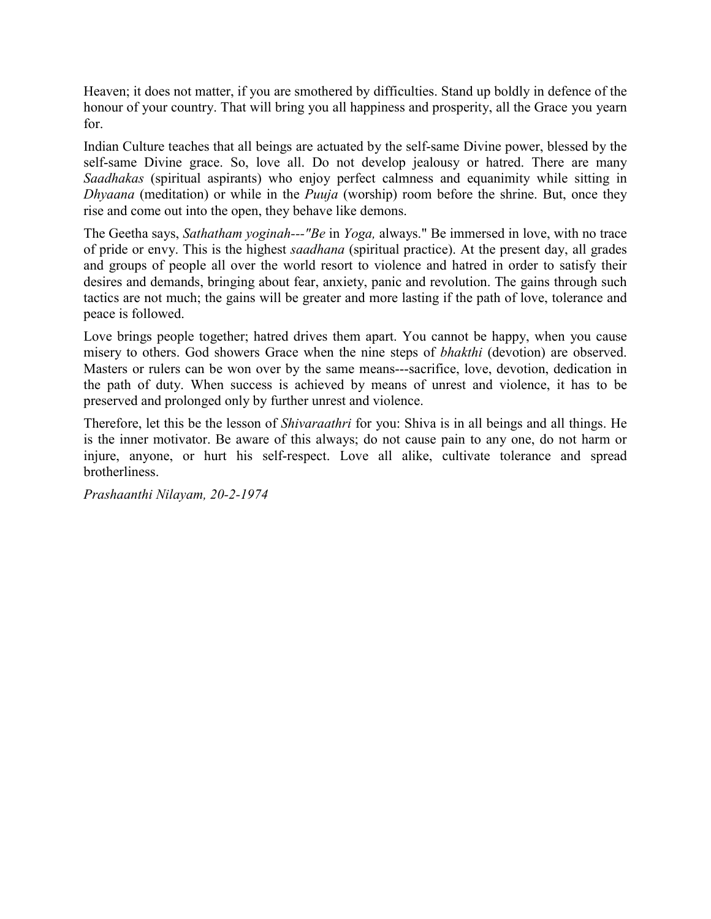Heaven; it does not matter, if you are smothered by difficulties. Stand up boldly in defence of the honour of your country. That will bring you all happiness and prosperity, all the Grace you yearn for.

Indian Culture teaches that all beings are actuated by the self-same Divine power, blessed by the self-same Divine grace. So, love all. Do not develop jealousy or hatred. There are many *Saadhakas* (spiritual aspirants) who enjoy perfect calmness and equanimity while sitting in *Dhyaana* (meditation) or while in the *Puuja* (worship) room before the shrine. But, once they rise and come out into the open, they behave like demons.

The Geetha says, *Sathatham yoginah---"Be* in *Yoga,* always." Be immersed in love, with no trace of pride or envy. This is the highest *saadhana* (spiritual practice). At the present day, all grades and groups of people all over the world resort to violence and hatred in order to satisfy their desires and demands, bringing about fear, anxiety, panic and revolution. The gains through such tactics are not much; the gains will be greater and more lasting if the path of love, tolerance and peace is followed.

Love brings people together; hatred drives them apart. You cannot be happy, when you cause misery to others. God showers Grace when the nine steps of *bhakthi* (devotion) are observed. Masters or rulers can be won over by the same means---sacrifice, love, devotion, dedication in the path of duty. When success is achieved by means of unrest and violence, it has to be preserved and prolonged only by further unrest and violence.

Therefore, let this be the lesson of *Shivaraathri* for you: Shiva is in all beings and all things. He is the inner motivator. Be aware of this always; do not cause pain to any one, do not harm or injure, anyone, or hurt his self-respect. Love all alike, cultivate tolerance and spread brotherliness.

*Prashaanthi Nilayam, 20-2-1974*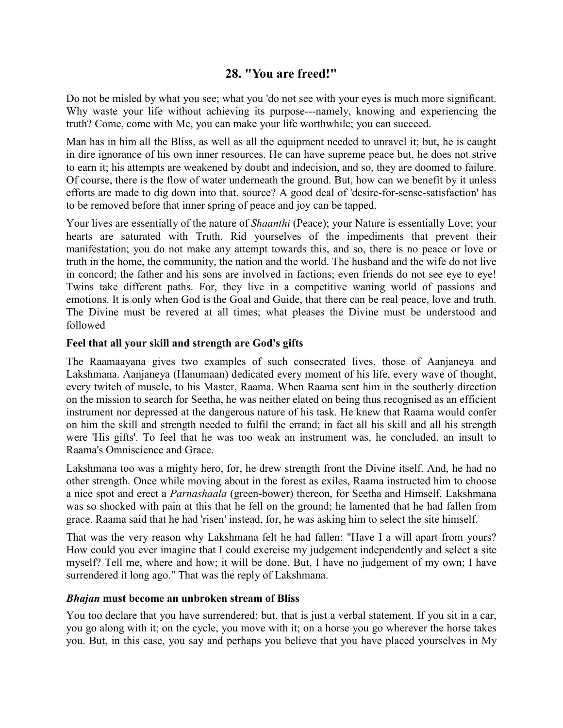## 28. "You are freed!"

Do not be misled by what you see; what you 'do not see with your eyes is much more significant. Why waste your life without achieving its purpose---namely, knowing and experiencing the truth? Come, come with Me, you can make your life worthwhile; you can succeed.

Man has in him all the Bliss, as well as all the equipment needed to unravel it; but, he is caught in dire ignorance of his own inner resources. He can have supreme peace but, he does not strive to earn it; his attempts are weakened by doubt and indecision, and so, they are doomed to failure. Of course, there is the flow of water underneath the ground. But, how can we benefit by it unless efforts are made to dig down into that. source? A good deal of 'desire-for-sense-satisfaction' has to be removed before that inner spring of peace and joy can be tapped.

Your lives are essentially of the nature of *Shaanthi* (Peace); your Nature is essentially Love; your hearts are saturated with Truth. Rid yourselves of the impediments that prevent their manifestation; you do not make any attempt towards this, and so, there is no peace or love or truth in the home, the community, the nation and the world. The husband and the wife do not live in concord; the father and his sons are involved in factions; even friends do not see eye to eye! Twins take different paths. For, they live in a competitive waning world of passions and emotions. It is only when God is the Goal and Guide, that there can be real peace, love and truth. The Divine must be revered at all times; what pleases the Divine must be understood and followed

### Feel that all your skill and strength are God's gifts

The Raamaayana gives two examples of such consecrated lives, those of Aanjaneya and Lakshmana. Aanjaneya (Hanumaan) dedicated every moment of his life, every wave of thought, every twitch of muscle, to his Master, Raama. When Raama sent him in the southerly direction on the mission to search for Seetha, he was neither elated on being thus recognised as an efficient instrument nor depressed at the dangerous nature of his task. He knew that Raama would confer on him the skill and strength needed to fulfil the errand; in fact all his skill and all his strength were 'His gifts'. To feel that he was too weak an instrument was, he concluded, an insult to Raama's Omniscience and Grace.

Lakshmana too was a mighty hero, for, he drew strength front the Divine itself. And, he had no other strength. Once while moving about in the forest as exiles, Raama instructed him to choose a nice spot and erect a *Parnashaala* (green-bower) thereon, for Seetha and Himself. Lakshmana was so shocked with pain at this that he fell on the ground; he lamented that he had fallen from grace. Raama said that he had 'risen' instead, for, he was asking him to select the site himself.

That was the very reason why Lakshmana felt he had fallen: "Have I a will apart from yours? How could you ever imagine that I could exercise my judgement independently and select a site myself? Tell me, where and how; it will be done. But, I have no judgement of my own; I have surrendered it long ago." That was the reply of Lakshmana.

### *Bhajan* must become an unbroken stream of Bliss

You too declare that you have surrendered; but, that is just a verbal statement. If you sit in a car, you go along with it; on the cycle, you move with it; on a horse you go wherever the horse takes you. But, in this case, you say and perhaps you believe that you have placed yourselves in My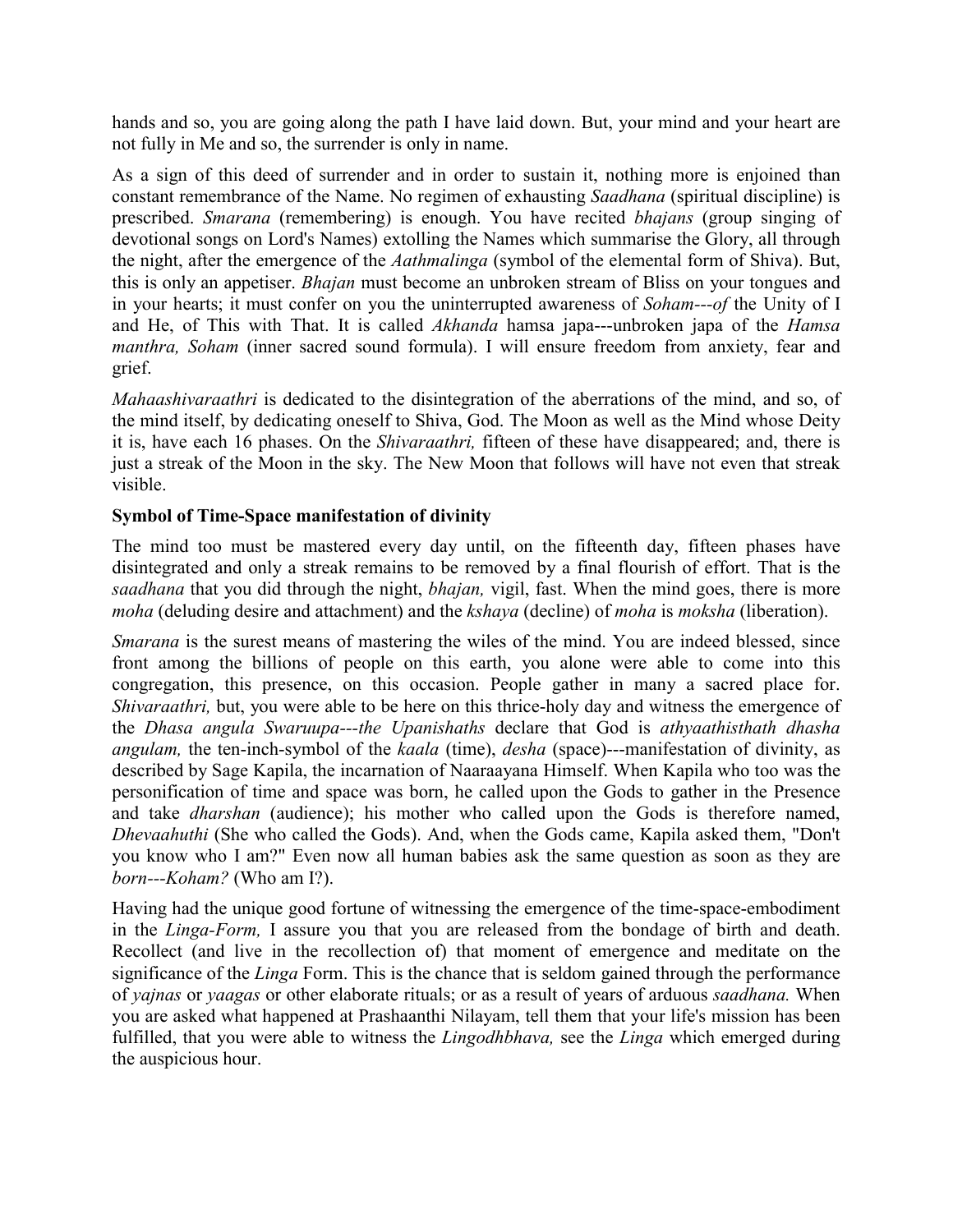hands and so, you are going along the path I have laid down. But, your mind and your heart are not fully in Me and so, the surrender is only in name.

As a sign of this deed of surrender and in order to sustain it, nothing more is enjoined than constant remembrance of the Name. No regimen of exhausting *Saadhana* (spiritual discipline) is prescribed. *Smarana* (remembering) is enough. You have recited *bhajans* (group singing of devotional songs on Lord's Names) extolling the Names which summarise the Glory, all through the night, after the emergence of the *Aathmalinga* (symbol of the elemental form of Shiva). But, this is only an appetiser. *Bhajan* must become an unbroken stream of Bliss on your tongues and in your hearts; it must confer on you the uninterrupted awareness of *Soham---of* the Unity of I and He, of This with That. It is called *Akhanda* hamsa japa---unbroken japa of the *Hamsa manthra, Soham* (inner sacred sound formula). I will ensure freedom from anxiety, fear and grief.

*Mahaashivaraathri* is dedicated to the disintegration of the aberrations of the mind, and so, of the mind itself, by dedicating oneself to Shiva, God. The Moon as well as the Mind whose Deity it is, have each 16 phases. On the *Shivaraathri,* fifteen of these have disappeared; and, there is just a streak of the Moon in the sky. The New Moon that follows will have not even that streak visible.

**Symbol of Time-Space manifestation of divinity**

The mind too must be mastered every day until, on the fifteenth day, fifteen phases have disintegrated and only a streak remains to be removed by a final flourish of effort. That is the *saadhana* that you did through the night, *bhajan,* vigil, fast. When the mind goes, there is more *moha* (deluding desire and attachment) and the *kshaya* (decline) of *moha* is *moksha* (liberation).

*Smarana* is the surest means of mastering the wiles of the mind. You are indeed blessed, since front among the billions of people on this earth, you alone were able to come into this congregation, this presence, on this occasion. People gather in many a sacred place for. *Shivaraathri,* but, you were able to be here on this thrice-holy day and witness the emergence of the *Dhasa angula Swaruupa---the Upanishaths* declare that God is *athyaathisthath dhasha angulam,* the ten-inch-symbol of the *kaala* (time), *desha* (space)---manifestation of divinity, as described by Sage Kapila, the incarnation of Naaraayana Himself. When Kapila who too was the personification of time and space was born, he called upon the Gods to gather in the Presence and take *dharshan* (audience); his mother who called upon the Gods is therefore named, *Dhevaahuthi* (She who called the Gods). And, when the Gods came, Kapila asked them, "Don't you know who I am?" Even now all human babies ask the same question as soon as they are *born---Koham?* (Who am I?).

Having had the unique good fortune of witnessing the emergence of the time-space-embodiment in the *Linga-Form,* I assure you that you are released from the bondage of birth and death. Recollect (and live in the recollection of) that moment of emergence and meditate on the significance of the *Linga* Form. This is the chance that is seldom gained through the performance of *yajnas* or *yaagas* or other elaborate rituals; or as a result of years of arduous *saadhana.* When you are asked what happened at Prashaanthi Nilayam, tell them that your life's mission has been fulfilled, that you were able to witness the *Lingodhbhava,* see the *Linga* which emerged during the auspicious hour.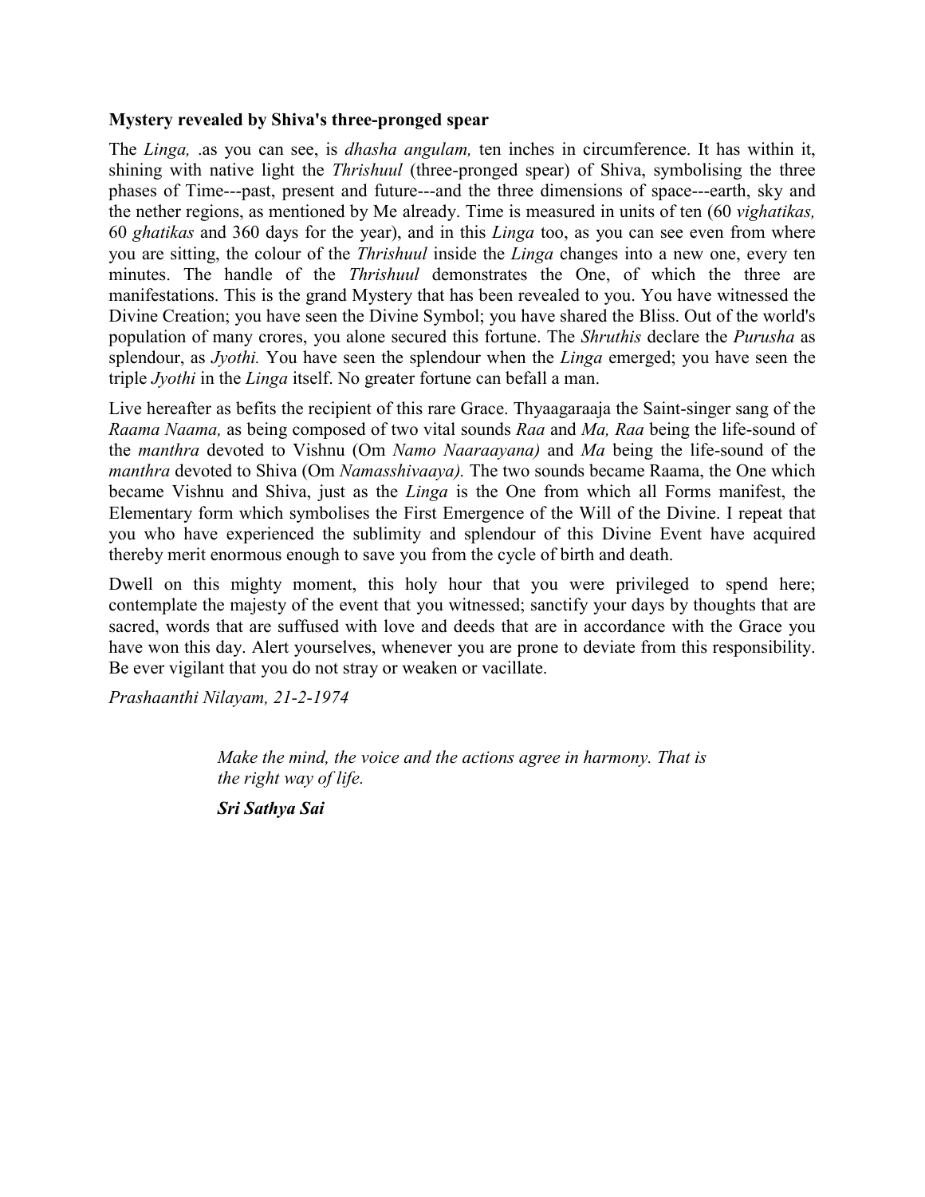**Mystery revealed by Shiva's three-pronged spear**

The *Linga,* .as you can see, is *dhasha angulam,* ten inches in circumference. It has within it, shining with native light the *Thrishuul* (three-pronged spear) of Shiva, symbolising the three phases of Time---past, present and future---and the three dimensions of space---earth, sky and the nether regions, as mentioned by Me already. Time is measured in units of ten (60 *vighatikas,* 60 *ghatikas* and 360 days for the year), and in this *Linga* too, as you can see even from where you are sitting, the colour of the *Thrishuul* inside the *Linga* changes into a new one, every ten minutes. The handle of the *Thrishuul* demonstrates the One, of which the three are manifestations. This is the grand Mystery that has been revealed to you. You have witnessed the Divine Creation; you have seen the Divine Symbol; you have shared the Bliss. Out of the world's population of many crores, you alone secured this fortune. The *Shruthis* declare the *Purusha* as splendour, as *Jyothi.* You have seen the splendour when the *Linga* emerged; you have seen the triple *Jyothi* in the *Linga* itself. No greater fortune can befall a man.

Live hereafter as befits the recipient of this rare Grace. Thyaagaraaja the Saint-singer sang of the *Raama Naama,* as being composed of two vital sounds *Raa* and *Ma, Raa* being the life-sound of the *manthra* devoted to Vishnu (Om *Namo Naaraayana)* and *Ma* being the life-sound of the *manthra* devoted to Shiva (Om *Namasshivaaya).* The two sounds became Raama, the One which became Vishnu and Shiva, just as the *Linga* is the One from which all Forms manifest, the Elementary form which symbolises the First Emergence of the Will of the Divine. I repeat that you who have experienced the sublimity and splendour of this Divine Event have acquired thereby merit enormous enough to save you from the cycle of birth and death.

Dwell on this mighty moment, this holy hour that you were privileged to spend here; contemplate the majesty of the event that you witnessed; sanctify your days by thoughts that are sacred, words that are suffused with love and deeds that are in accordance with the Grace you have won this day. Alert yourselves, whenever you are prone to deviate from this responsibility. Be ever vigilant that you do not stray or weaken or vacillate.

*Prashaanthi Nilayam, 21-2-1974*

> *Make the mind, the voice and the actions agree in harmony. That is the right way of life.*
>
> ***Sri Sathya Sai***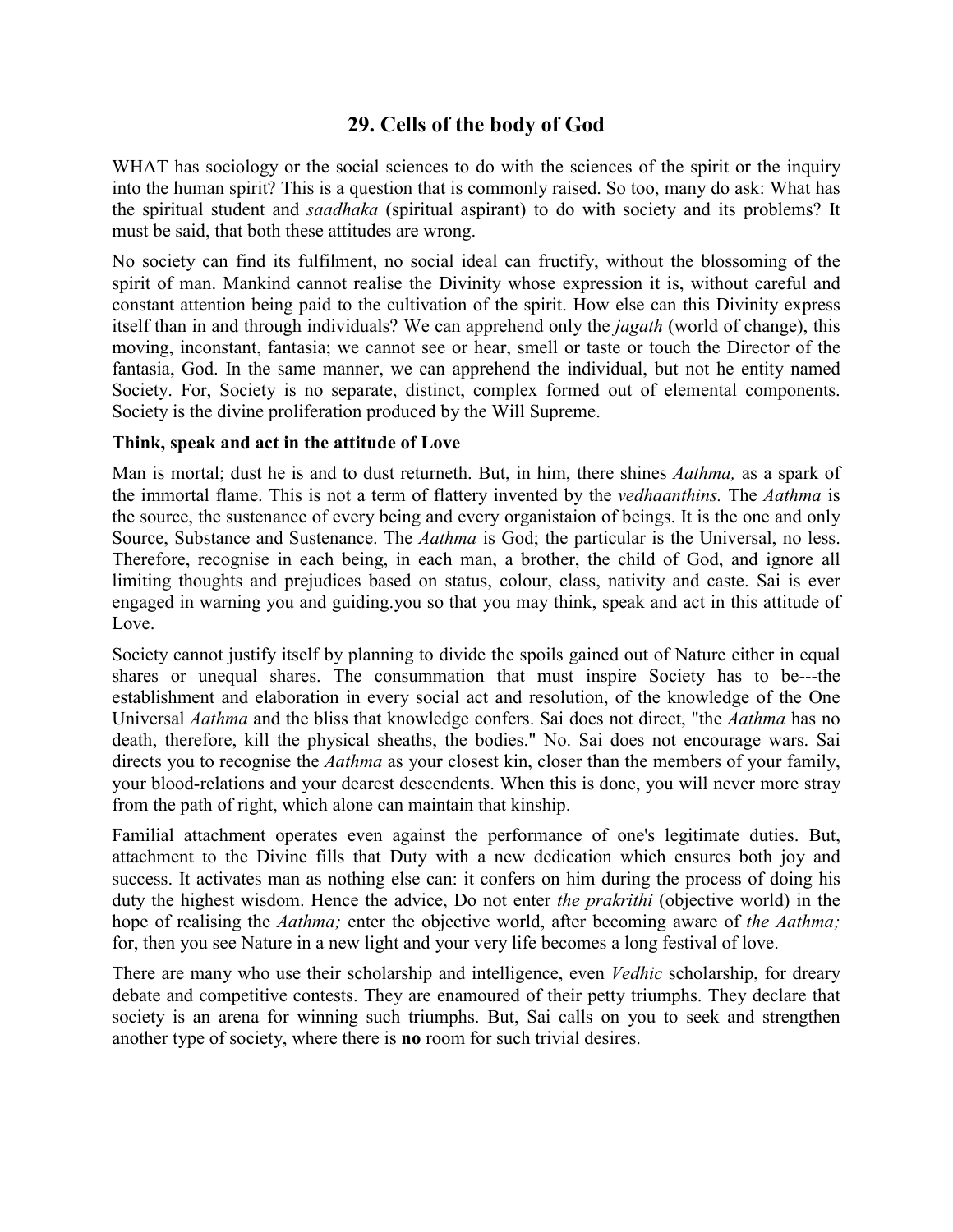# 29. Cells of the body of God

WHAT has sociology or the social sciences to do with the sciences of the spirit or the inquiry into the human spirit? This is a question that is commonly raised. So too, many do ask: What has the spiritual student and *saadhaka* (spiritual aspirant) to do with society and its problems? It must be said, that both these attitudes are wrong.

No society can find its fulfilment, no social ideal can fructify, without the blossoming of the spirit of man. Mankind cannot realise the Divinity whose expression it is, without careful and constant attention being paid to the cultivation of the spirit. How else can this Divinity express itself than in and through individuals? We can apprehend only the *jagath* (world of change), this moving, inconstant, fantasia; we cannot see or hear, smell or taste or touch the Director of the fantasia, God. In the same manner, we can apprehend the individual, but not he entity named Society. For, Society is no separate, distinct, complex formed out of elemental components. Society is the divine proliferation produced by the Will Supreme.

### Think, speak and act in the attitude of Love

Man is mortal; dust he is and to dust returneth. But, in him, there shines *Aathma,* as a spark of the immortal flame. This is not a term of flattery invented by the *vedhaanthins.* The *Aathma* is the source, the sustenance of every being and every organistaion of beings. It is the one and only Source, Substance and Sustenance. The *Aathma* is God; the particular is the Universal, no less. Therefore, recognise in each being, in each man, a brother, the child of God, and ignore all limiting thoughts and prejudices based on status, colour, class, nativity and caste. Sai is ever engaged in warning you and guiding.you so that you may think, speak and act in this attitude of Love.

Society cannot justify itself by planning to divide the spoils gained out of Nature either in equal shares or unequal shares. The consummation that must inspire Society has to be---the establishment and elaboration in every social act and resolution, of the knowledge of the One Universal *Aathma* and the bliss that knowledge confers. Sai does not direct, "the *Aathma* has no death, therefore, kill the physical sheaths, the bodies." No. Sai does not encourage wars. Sai directs you to recognise the *Aathma* as your closest kin, closer than the members of your family, your blood-relations and your dearest descendents. When this is done, you will never more stray from the path of right, which alone can maintain that kinship.

Familial attachment operates even against the performance of one's legitimate duties. But, attachment to the Divine fills that Duty with a new dedication which ensures both joy and success. It activates man as nothing else can: it confers on him during the process of doing his duty the highest wisdom. Hence the advice, Do not enter *the prakrithi* (objective world) in the hope of realising the *Aathma;* enter the objective world, after becoming aware of *the Aathma;* for, then you see Nature in a new light and your very life becomes a long festival of love.

There are many who use their scholarship and intelligence, even *Vedhic* scholarship, for dreary debate and competitive contests. They are enamoured of their petty triumphs. They declare that society is an arena for winning such triumphs. But, Sai calls on you to seek and strengthen another type of society, where there is **no** room for such trivial desires.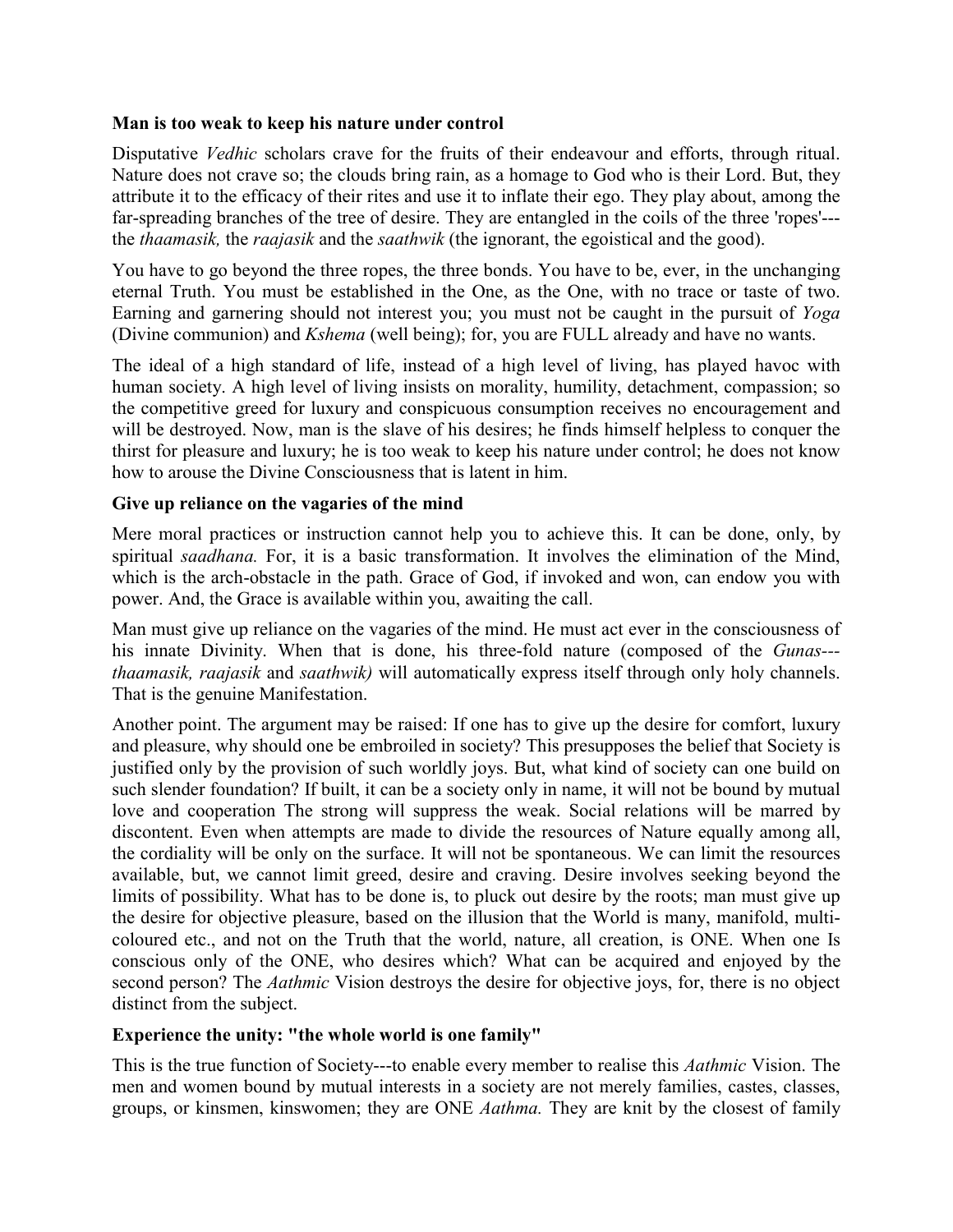**Man is too weak to keep his nature under control**

Disputative *Vedhic* scholars crave for the fruits of their endeavour and efforts, through ritual. Nature does not crave so; the clouds bring rain, as a homage to God who is their Lord. But, they attribute it to the efficacy of their rites and use it to inflate their ego. They play about, among the far-spreading branches of the tree of desire. They are entangled in the coils of the three 'ropes'---the *thaamasik,* the *raajasik* and the *saathwik* (the ignorant, the egoistical and the good).

You have to go beyond the three ropes, the three bonds. You have to be, ever, in the unchanging eternal Truth. You must be established in the One, as the One, with no trace or taste of two. Earning and garnering should not interest you; you must not be caught in the pursuit of *Yoga* (Divine communion) and *Kshema* (well being); for, you are FULL already and have no wants.

The ideal of a high standard of life, instead of a high level of living, has played havoc with human society. A high level of living insists on morality, humility, detachment, compassion; so the competitive greed for luxury and conspicuous consumption receives no encouragement and will be destroyed. Now, man is the slave of his desires; he finds himself helpless to conquer the thirst for pleasure and luxury; he is too weak to keep his nature under control; he does not know how to arouse the Divine Consciousness that is latent in him.

**Give up reliance on the vagaries of the mind**

Mere moral practices or instruction cannot help you to achieve this. It can be done, only, by spiritual *saadhana.* For, it is a basic transformation. It involves the elimination of the Mind, which is the arch-obstacle in the path. Grace of God, if invoked and won, can endow you with power. And, the Grace is available within you, awaiting the call.

Man must give up reliance on the vagaries of the mind. He must act ever in the consciousness of his innate Divinity. When that is done, his three-fold nature (composed of the *Gunas---thaamasik, raajasik* and *saathwik)* will automatically express itself through only holy channels. That is the genuine Manifestation.

Another point. The argument may be raised: If one has to give up the desire for comfort, luxury and pleasure, why should one be embroiled in society? This presupposes the belief that Society is justified only by the provision of such worldly joys. But, what kind of society can one build on such slender foundation? If built, it can be a society only in name, it will not be bound by mutual love and cooperation The strong will suppress the weak. Social relations will be marred by discontent. Even when attempts are made to divide the resources of Nature equally among all, the cordiality will be only on the surface. It will not be spontaneous. We can limit the resources available, but, we cannot limit greed, desire and craving. Desire involves seeking beyond the limits of possibility. What has to be done is, to pluck out desire by the roots; man must give up the desire for objective pleasure, based on the illusion that the World is many, manifold, multi-coloured etc., and not on the Truth that the world, nature, all creation, is ONE. When one Is conscious only of the ONE, who desires which? What can be acquired and enjoyed by the second person? The *Aathmic* Vision destroys the desire for objective joys, for, there is no object distinct from the subject.

**Experience the unity: "the whole world is one family"**

This is the true function of Society---to enable every member to realise this *Aathmic* Vision. The men and women bound by mutual interests in a society are not merely families, castes, classes, groups, or kinsmen, kinswomen; they are ONE *Aathma.* They are knit by the closest of family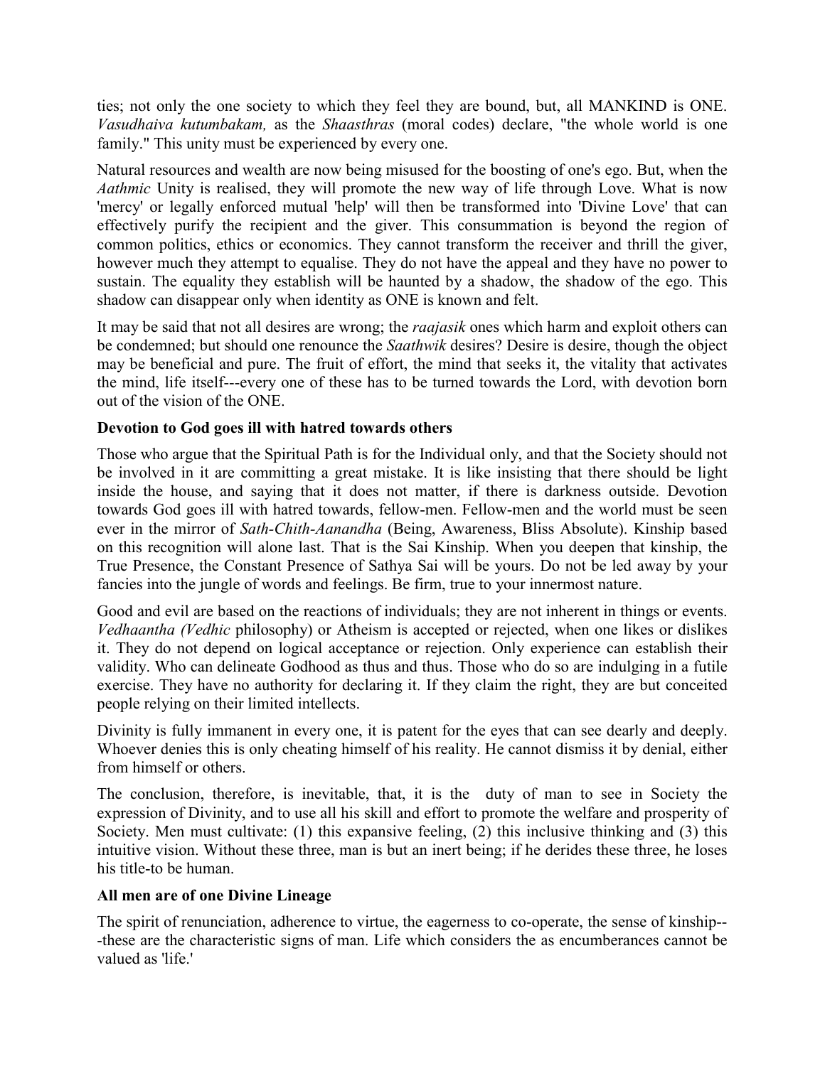ties; not only the one society to which they feel they are bound, but, all MANKIND is ONE. *Vasudhaiva kutumbakam,* as the *Shaasthras* (moral codes) declare, "the whole world is one family." This unity must be experienced by every one.

Natural resources and wealth are now being misused for the boosting of one's ego. But, when the *Aathmic* Unity is realised, they will promote the new way of life through Love. What is now 'mercy' or legally enforced mutual 'help' will then be transformed into 'Divine Love' that can effectively purify the recipient and the giver. This consummation is beyond the region of common politics, ethics or economics. They cannot transform the receiver and thrill the giver, however much they attempt to equalise. They do not have the appeal and they have no power to sustain. The equality they establish will be haunted by a shadow, the shadow of the ego. This shadow can disappear only when identity as ONE is known and felt.

It may be said that not all desires are wrong; the *raajasik* ones which harm and exploit others can be condemned; but should one renounce the *Saathwik* desires? Desire is desire, though the object may be beneficial and pure. The fruit of effort, the mind that seeks it, the vitality that activates the mind, life itself---every one of these has to be turned towards the Lord, with devotion born out of the vision of the ONE.

**Devotion to God goes ill with hatred towards others**

Those who argue that the Spiritual Path is for the Individual only, and that the Society should not be involved in it are committing a great mistake. It is like insisting that there should be light inside the house, and saying that it does not matter, if there is darkness outside. Devotion towards God goes ill with hatred towards, fellow-men. Fellow-men and the world must be seen ever in the mirror of *Sath-Chith-Aanandha* (Being, Awareness, Bliss Absolute). Kinship based on this recognition will alone last. That is the Sai Kinship. When you deepen that kinship, the True Presence, the Constant Presence of Sathya Sai will be yours. Do not be led away by your fancies into the jungle of words and feelings. Be firm, true to your innermost nature.

Good and evil are based on the reactions of individuals; they are not inherent in things or events. *Vedhaantha (Vedhic* philosophy) or Atheism is accepted or rejected, when one likes or dislikes it. They do not depend on logical acceptance or rejection. Only experience can establish their validity. Who can delineate Godhood as thus and thus. Those who do so are indulging in a futile exercise. They have no authority for declaring it. If they claim the right, they are but conceited people relying on their limited intellects.

Divinity is fully immanent in every one, it is patent for the eyes that can see dearly and deeply. Whoever denies this is only cheating himself of his reality. He cannot dismiss it by denial, either from himself or others.

The conclusion, therefore, is inevitable, that, it is the duty of man to see in Society the expression of Divinity, and to use all his skill and effort to promote the welfare and prosperity of Society. Men must cultivate: (1) this expansive feeling, (2) this inclusive thinking and (3) this intuitive vision. Without these three, man is but an inert being; if he derides these three, he loses his title-to be human.

**All men are of one Divine Lineage**

The spirit of renunciation, adherence to virtue, the eagerness to co-operate, the sense of kinship---these are the characteristic signs of man. Life which considers the as encumberances cannot be valued as 'life.'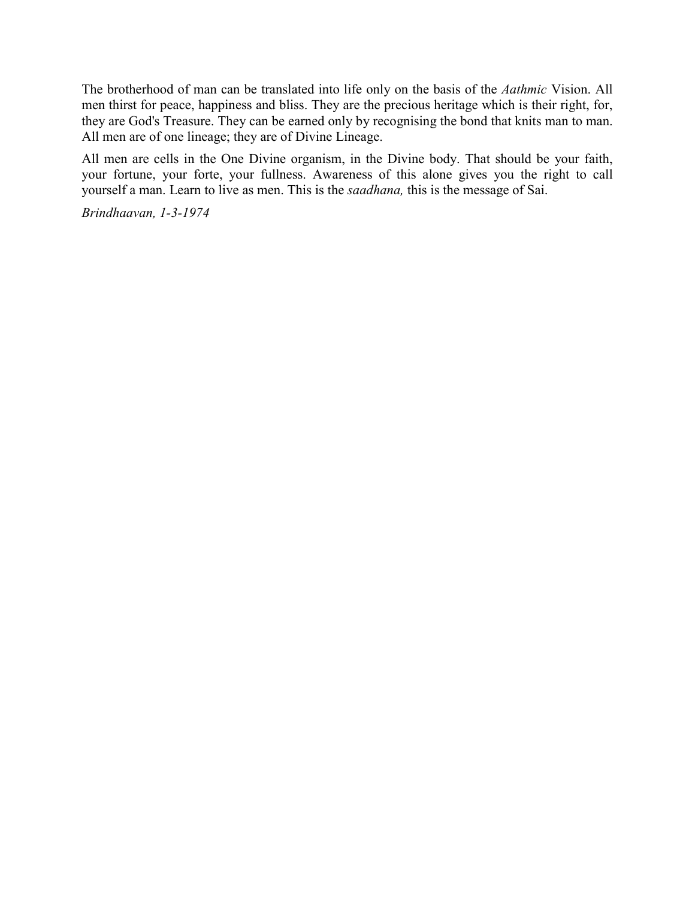The brotherhood of man can be translated into life only on the basis of the *Aathmic* Vision. All men thirst for peace, happiness and bliss. They are the precious heritage which is their right, for, they are God's Treasure. They can be earned only by recognising the bond that knits man to man. All men are of one lineage; they are of Divine Lineage.

All men are cells in the One Divine organism, in the Divine body. That should be your faith, your fortune, your forte, your fullness. Awareness of this alone gives you the right to call yourself a man. Learn to live as men. This is the *saadhana,* this is the message of Sai.

*Brindhaavan, 1-3-1974*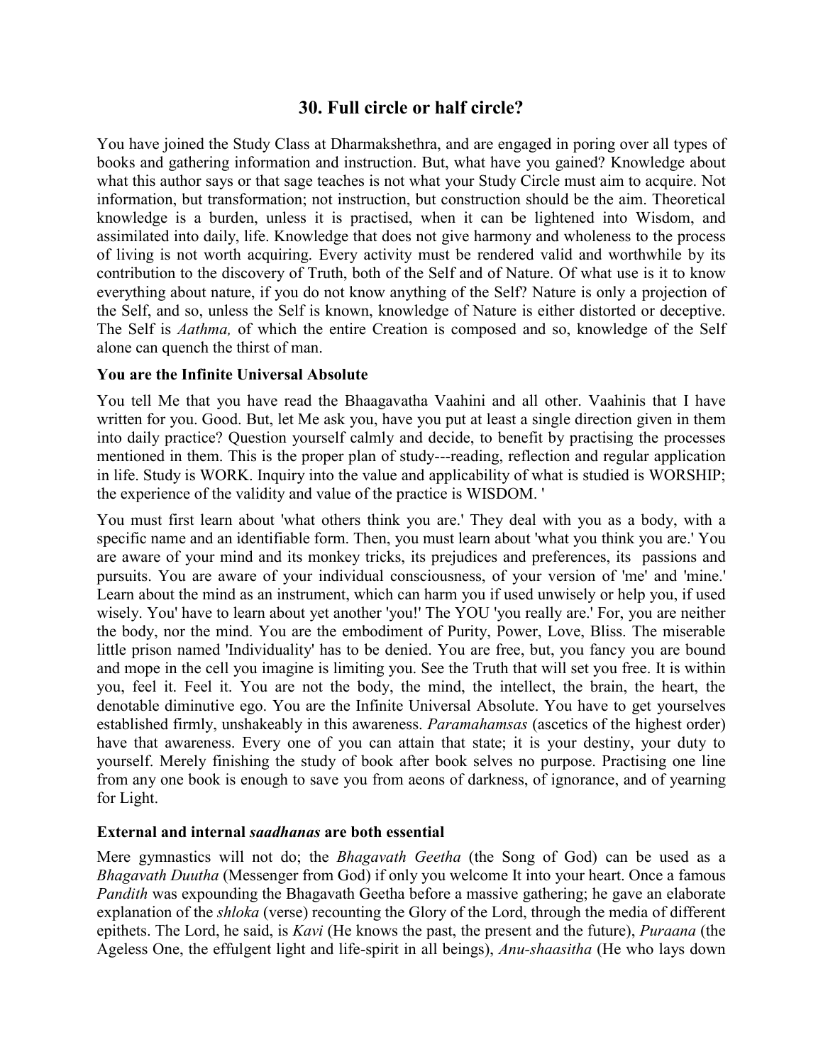## 30. Full circle or half circle?

You have joined the Study Class at Dharmakshethra, and are engaged in poring over all types of books and gathering information and instruction. But, what have you gained? Knowledge about what this author says or that sage teaches is not what your Study Circle must aim to acquire. Not information, but transformation; not instruction, but construction should be the aim. Theoretical knowledge is a burden, unless it is practised, when it can be lightened into Wisdom, and assimilated into daily, life. Knowledge that does not give harmony and wholeness to the process of living is not worth acquiring. Every activity must be rendered valid and worthwhile by its contribution to the discovery of Truth, both of the Self and of Nature. Of what use is it to know everything about nature, if you do not know anything of the Self? Nature is only a projection of the Self, and so, unless the Self is known, knowledge of Nature is either distorted or deceptive. The Self is *Aathma,* of which the entire Creation is composed and so, knowledge of the Self alone can quench the thirst of man.

### You are the Infinite Universal Absolute

You tell Me that you have read the Bhaagavatha Vaahini and all other. Vaahinis that I have written for you. Good. But, let Me ask you, have you put at least a single direction given in them into daily practice? Question yourself calmly and decide, to benefit by practising the processes mentioned in them. This is the proper plan of study---reading, reflection and regular application in life. Study is WORK. Inquiry into the value and applicability of what is studied is WORSHIP; the experience of the validity and value of the practice is WISDOM. '

You must first learn about 'what others think you are.' They deal with you as a body, with a specific name and an identifiable form. Then, you must learn about 'what you think you are.' You are aware of your mind and its monkey tricks, its prejudices and preferences, its passions and pursuits. You are aware of your individual consciousness, of your version of 'me' and 'mine.' Learn about the mind as an instrument, which can harm you if used unwisely or help you, if used wisely. You' have to learn about yet another 'you!' The YOU 'you really are.' For, you are neither the body, nor the mind. You are the embodiment of Purity, Power, Love, Bliss. The miserable little prison named 'Individuality' has to be denied. You are free, but, you fancy you are bound and mope in the cell you imagine is limiting you. See the Truth that will set you free. It is within you, feel it. Feel it. You are not the body, the mind, the intellect, the brain, the heart, the denotable diminutive ego. You are the Infinite Universal Absolute. You have to get yourselves established firmly, unshakeably in this awareness. *Paramahamsas* (ascetics of the highest order) have that awareness. Every one of you can attain that state; it is your destiny, your duty to yourself. Merely finishing the study of book after book selves no purpose. Practising one line from any one book is enough to save you from aeons of darkness, of ignorance, and of yearning for Light.

### External and internal *saadhanas* are both essential

Mere gymnastics will not do; the *Bhagavath Geetha* (the Song of God) can be used as a *Bhagavath Duutha* (Messenger from God) if only you welcome It into your heart. Once a famous *Pandith* was expounding the Bhagavath Geetha before a massive gathering; he gave an elaborate explanation of the *shloka* (verse) recounting the Glory of the Lord, through the media of different epithets. The Lord, he said, is *Kavi* (He knows the past, the present and the future), *Puraana* (the Ageless One, the effulgent light and life-spirit in all beings), *Anu-shaasitha* (He who lays down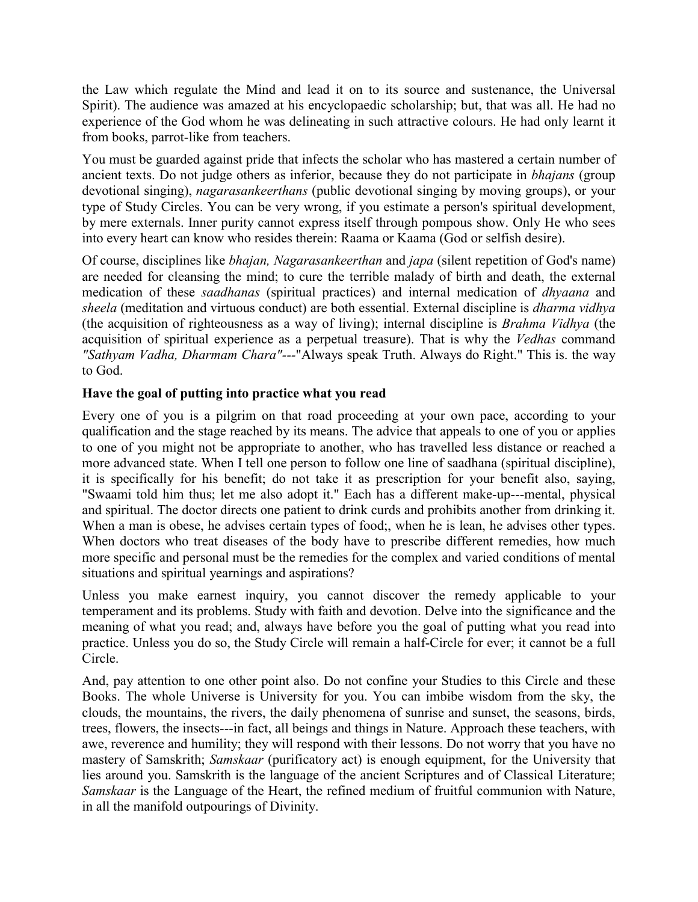the Law which regulate the Mind and lead it on to its source and sustenance, the Universal Spirit). The audience was amazed at his encyclopaedic scholarship; but, that was all. He had no experience of the God whom he was delineating in such attractive colours. He had only learnt it from books, parrot-like from teachers.

You must be guarded against pride that infects the scholar who has mastered a certain number of ancient texts. Do not judge others as inferior, because they do not participate in *bhajans* (group devotional singing), *nagarasankeerthans* (public devotional singing by moving groups), or your type of Study Circles. You can be very wrong, if you estimate a person's spiritual development, by mere externals. Inner purity cannot express itself through pompous show. Only He who sees into every heart can know who resides therein: Raama or Kaama (God or selfish desire).

Of course, disciplines like *bhajan, Nagarasankeerthan* and *japa* (silent repetition of God's name) are needed for cleansing the mind; to cure the terrible malady of birth and death, the external medication of these *saadhanas* (spiritual practices) and internal medication of *dhyaana* and *sheela* (meditation and virtuous conduct) are both essential. External discipline is *dharma vidhya* (the acquisition of righteousness as a way of living); internal discipline is *Brahma Vidhya* (the acquisition of spiritual experience as a perpetual treasure). That is why the *Vedhas* command *"Sathyam Vadha, Dharmam Chara"*---"Always speak Truth. Always do Right." This is. the way to God.

**Have the goal of putting into practice what you read**

Every one of you is a pilgrim on that road proceeding at your own pace, according to your qualification and the stage reached by its means. The advice that appeals to one of you or applies to one of you might not be appropriate to another, who has travelled less distance or reached a more advanced state. When I tell one person to follow one line of saadhana (spiritual discipline), it is specifically for his benefit; do not take it as prescription for your benefit also, saying, "Swaami told him thus; let me also adopt it." Each has a different make-up---mental, physical and spiritual. The doctor directs one patient to drink curds and prohibits another from drinking it. When a man is obese, he advises certain types of food;, when he is lean, he advises other types. When doctors who treat diseases of the body have to prescribe different remedies, how much more specific and personal must be the remedies for the complex and varied conditions of mental situations and spiritual yearnings and aspirations?

Unless you make earnest inquiry, you cannot discover the remedy applicable to your temperament and its problems. Study with faith and devotion. Delve into the significance and the meaning of what you read; and, always have before you the goal of putting what you read into practice. Unless you do so, the Study Circle will remain a half-Circle for ever; it cannot be a full Circle.

And, pay attention to one other point also. Do not confine your Studies to this Circle and these Books. The whole Universe is University for you. You can imbibe wisdom from the sky, the clouds, the mountains, the rivers, the daily phenomena of sunrise and sunset, the seasons, birds, trees, flowers, the insects---in fact, all beings and things in Nature. Approach these teachers, with awe, reverence and humility; they will respond with their lessons. Do not worry that you have no mastery of Samskrith; *Samskaar* (purificatory act) is enough equipment, for the University that lies around you. Samskrith is the language of the ancient Scriptures and of Classical Literature; *Samskaar* is the Language of the Heart, the refined medium of fruitful communion with Nature, in all the manifold outpourings of Divinity.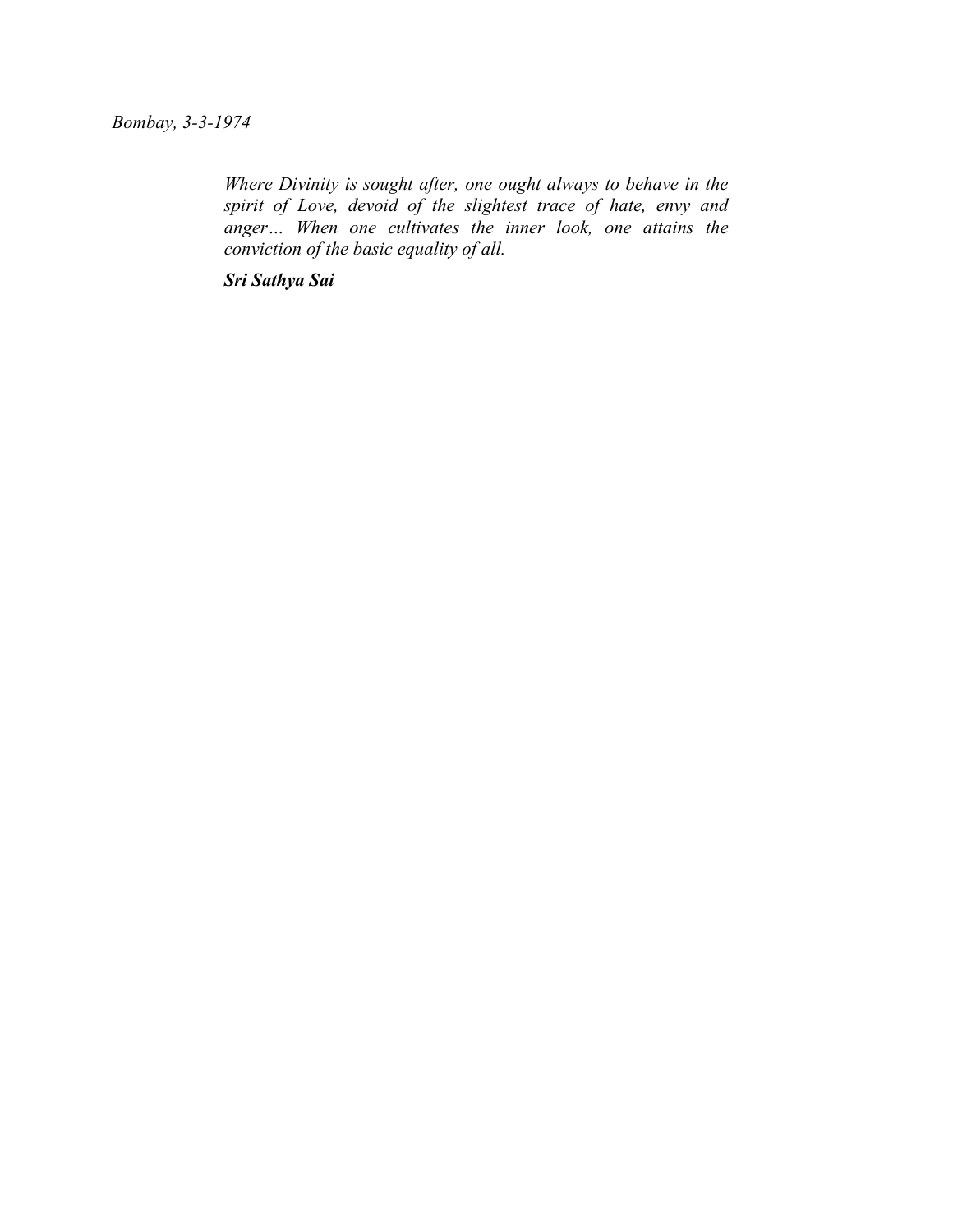*Bombay, 3-3-1974*

> *Where Divinity is sought after, one ought always to behave in the spirit of Love, devoid of the slightest trace of hate, envy and anger… When one cultivates the inner look, one attains the conviction of the basic equality of all.*
>
> ***Sri Sathya Sai***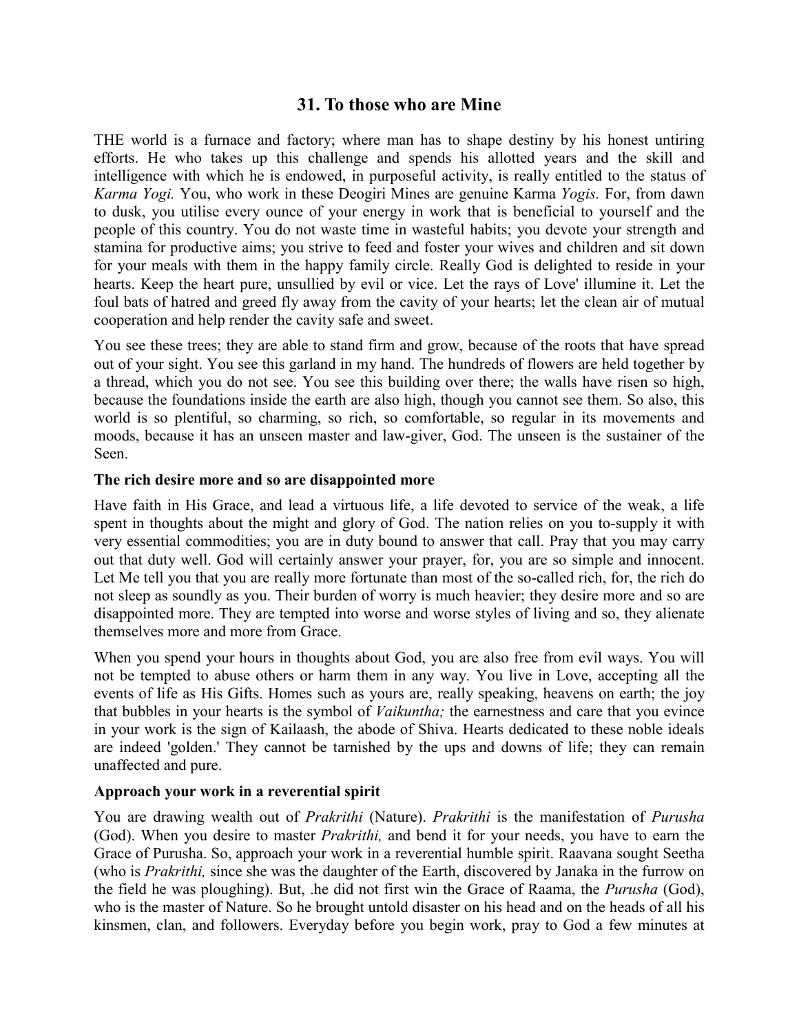## 31. To those who are Mine

THE world is a furnace and factory; where man has to shape destiny by his honest untiring efforts. He who takes up this challenge and spends his allotted years and the skill and intelligence with which he is endowed, in purposeful activity, is really entitled to the status of *Karma Yogi.* You, who work in these Deogiri Mines are genuine Karma *Yogis.* For, from dawn to dusk, you utilise every ounce of your energy in work that is beneficial to yourself and the people of this country. You do not waste time in wasteful habits; you devote your strength and stamina for productive aims; you strive to feed and foster your wives and children and sit down for your meals with them in the happy family circle. Really God is delighted to reside in your hearts. Keep the heart pure, unsullied by evil or vice. Let the rays of Love' illumine it. Let the foul bats of hatred and greed fly away from the cavity of your hearts; let the clean air of mutual cooperation and help render the cavity safe and sweet.

You see these trees; they are able to stand firm and grow, because of the roots that have spread out of your sight. You see this garland in my hand. The hundreds of flowers are held together by a thread, which you do not see. You see this building over there; the walls have risen so high, because the foundations inside the earth are also high, though you cannot see them. So also, this world is so plentiful, so charming, so rich, so comfortable, so regular in its movements and moods, because it has an unseen master and law-giver, God. The unseen is the sustainer of the Seen.

### The rich desire more and so are disappointed more

Have faith in His Grace, and lead a virtuous life, a life devoted to service of the weak, a life spent in thoughts about the might and glory of God. The nation relies on you to-supply it with very essential commodities; you are in duty bound to answer that call. Pray that you may carry out that duty well. God will certainly answer your prayer, for, you are so simple and innocent. Let Me tell you that you are really more fortunate than most of the so-called rich, for, the rich do not sleep as soundly as you. Their burden of worry is much heavier; they desire more and so are disappointed more. They are tempted into worse and worse styles of living and so, they alienate themselves more and more from Grace.

When you spend your hours in thoughts about God, you are also free from evil ways. You will not be tempted to abuse others or harm them in any way. You live in Love, accepting all the events of life as His Gifts. Homes such as yours are, really speaking, heavens on earth; the joy that bubbles in your hearts is the symbol of *Vaikuntha;* the earnestness and care that you evince in your work is the sign of Kailaash, the abode of Shiva. Hearts dedicated to these noble ideals are indeed 'golden.' They cannot be tarnished by the ups and downs of life; they can remain unaffected and pure.

### Approach your work in a reverential spirit

You are drawing wealth out of *Prakrithi* (Nature). *Prakrithi* is the manifestation of *Purusha* (God). When you desire to master *Prakrithi,* and bend it for your needs, you have to earn the Grace of Purusha. So, approach your work in a reverential humble spirit. Raavana sought Seetha (who is *Prakrithi,* since she was the daughter of the Earth, discovered by Janaka in the furrow on the field he was ploughing). But, .he did not first win the Grace of Raama, the *Purusha* (God), who is the master of Nature. So he brought untold disaster on his head and on the heads of all his kinsmen, clan, and followers. Everyday before you begin work, pray to God a few minutes at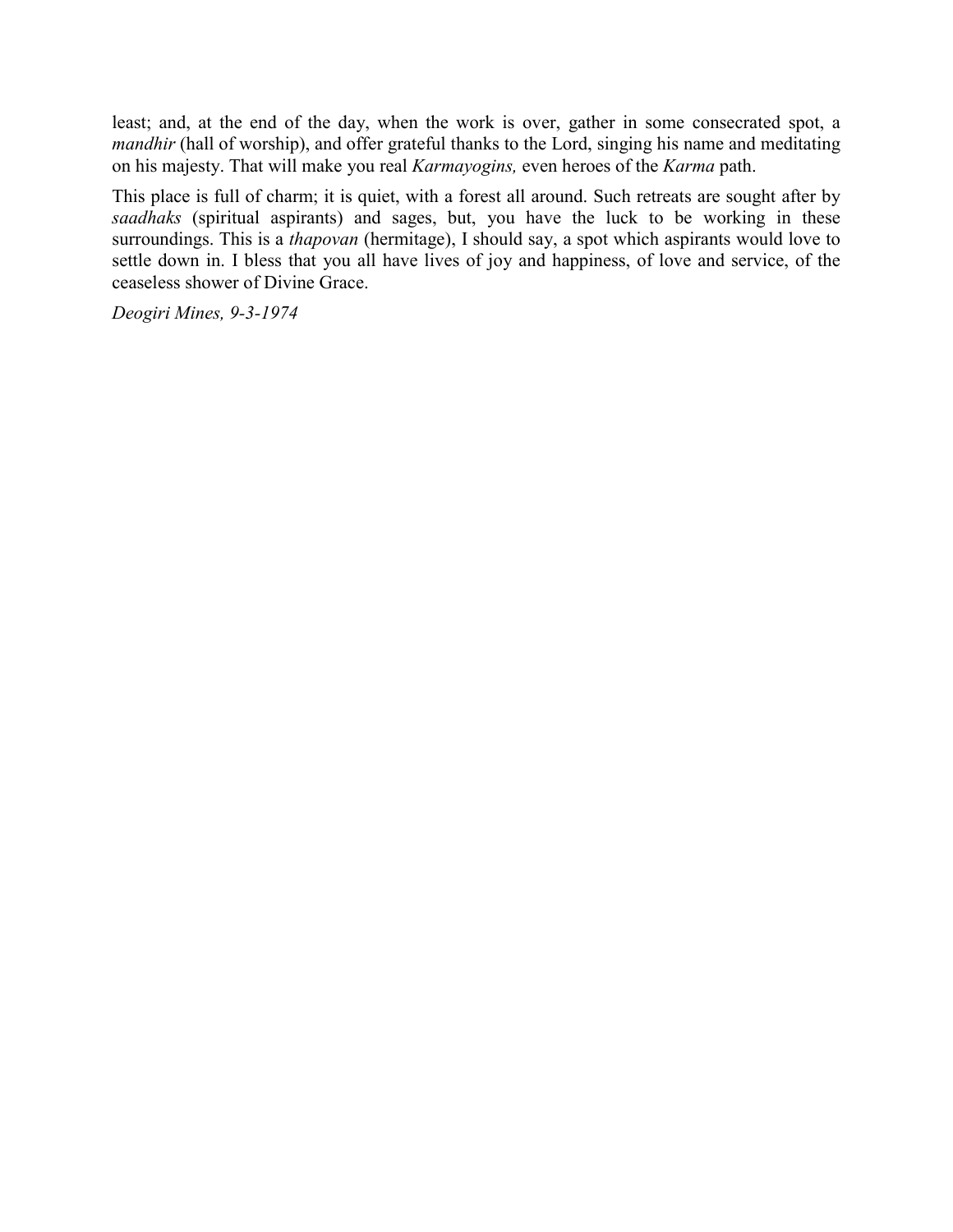least; and, at the end of the day, when the work is over, gather in some consecrated spot, a *mandhir* (hall of worship), and offer grateful thanks to the Lord, singing his name and meditating on his majesty. That will make you real *Karmayogins,* even heroes of the *Karma* path.

This place is full of charm; it is quiet, with a forest all around. Such retreats are sought after by *saadhaks* (spiritual aspirants) and sages, but, you have the luck to be working in these surroundings. This is a *thapovan* (hermitage), I should say, a spot which aspirants would love to settle down in. I bless that you all have lives of joy and happiness, of love and service, of the ceaseless shower of Divine Grace.

*Deogiri Mines, 9-3-1974*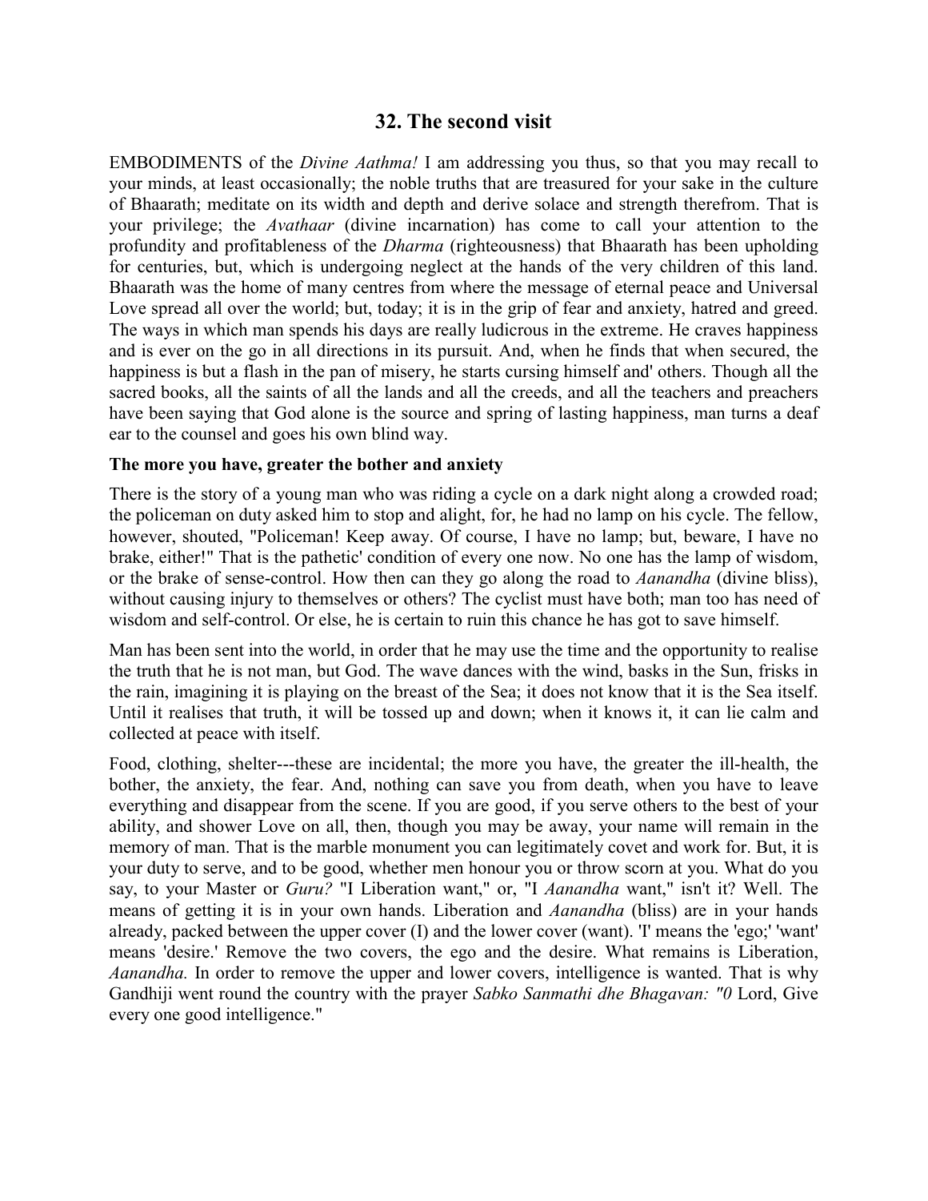## 32. The second visit

EMBODIMENTS of the *Divine Aathma!* I am addressing you thus, so that you may recall to your minds, at least occasionally; the noble truths that are treasured for your sake in the culture of Bhaarath; meditate on its width and depth and derive solace and strength therefrom. That is your privilege; the *Avathaar* (divine incarnation) has come to call your attention to the profundity and profitableness of the *Dharma* (righteousness) that Bhaarath has been upholding for centuries, but, which is undergoing neglect at the hands of the very children of this land. Bhaarath was the home of many centres from where the message of eternal peace and Universal Love spread all over the world; but, today; it is in the grip of fear and anxiety, hatred and greed. The ways in which man spends his days are really ludicrous in the extreme. He craves happiness and is ever on the go in all directions in its pursuit. And, when he finds that when secured, the happiness is but a flash in the pan of misery, he starts cursing himself and' others. Though all the sacred books, all the saints of all the lands and all the creeds, and all the teachers and preachers have been saying that God alone is the source and spring of lasting happiness, man turns a deaf ear to the counsel and goes his own blind way.

### The more you have, greater the bother and anxiety

There is the story of a young man who was riding a cycle on a dark night along a crowded road; the policeman on duty asked him to stop and alight, for, he had no lamp on his cycle. The fellow, however, shouted, "Policeman! Keep away. Of course, I have no lamp; but, beware, I have no brake, either!" That is the pathetic' condition of every one now. No one has the lamp of wisdom, or the brake of sense-control. How then can they go along the road to *Aanandha* (divine bliss), without causing injury to themselves or others? The cyclist must have both; man too has need of wisdom and self-control. Or else, he is certain to ruin this chance he has got to save himself.

Man has been sent into the world, in order that he may use the time and the opportunity to realise the truth that he is not man, but God. The wave dances with the wind, basks in the Sun, frisks in the rain, imagining it is playing on the breast of the Sea; it does not know that it is the Sea itself. Until it realises that truth, it will be tossed up and down; when it knows it, it can lie calm and collected at peace with itself.

Food, clothing, shelter---these are incidental; the more you have, the greater the ill-health, the bother, the anxiety, the fear. And, nothing can save you from death, when you have to leave everything and disappear from the scene. If you are good, if you serve others to the best of your ability, and shower Love on all, then, though you may be away, your name will remain in the memory of man. That is the marble monument you can legitimately covet and work for. But, it is your duty to serve, and to be good, whether men honour you or throw scorn at you. What do you say, to your Master or *Guru?* "I Liberation want," or, "I *Aanandha* want," isn't it? Well. The means of getting it is in your own hands. Liberation and *Aanandha* (bliss) are in your hands already, packed between the upper cover (I) and the lower cover (want). 'I' means the 'ego;' 'want' means 'desire.' Remove the two covers, the ego and the desire. What remains is Liberation, *Aanandha.* In order to remove the upper and lower covers, intelligence is wanted. That is why Gandhiji went round the country with the prayer *Sabko Sanmathi dhe Bhagavan: "0* Lord, Give every one good intelligence."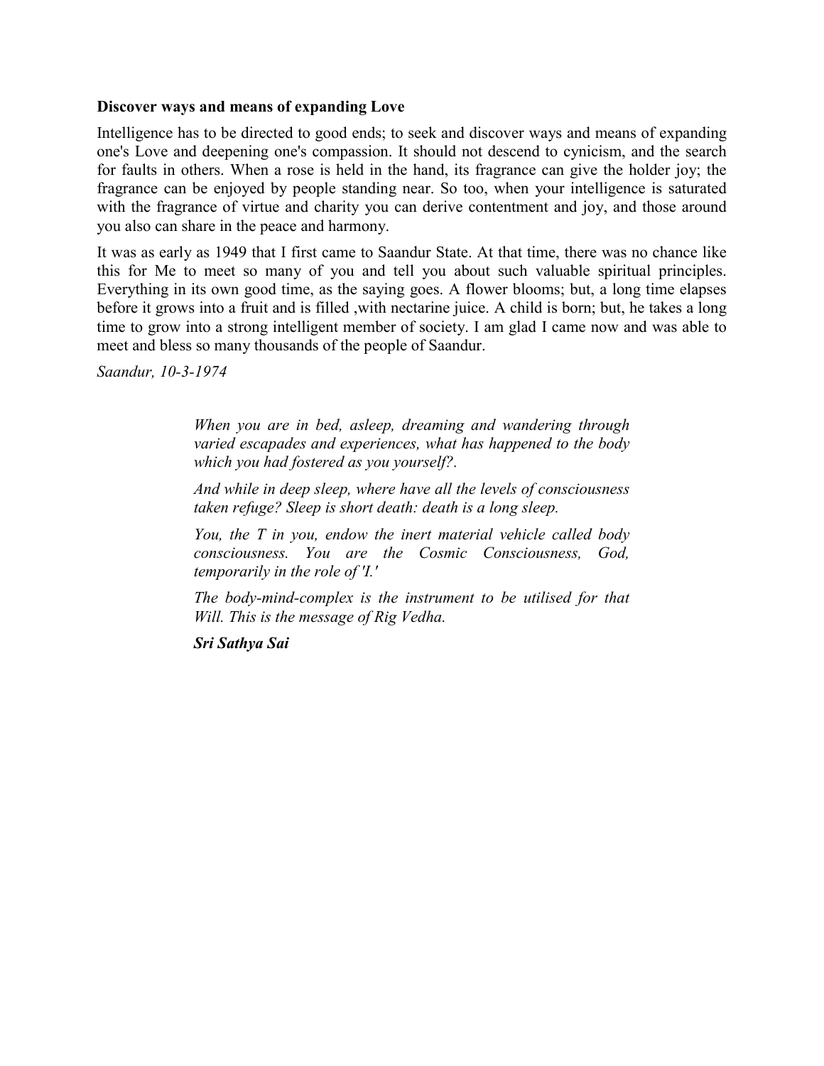### Discover ways and means of expanding Love

Intelligence has to be directed to good ends; to seek and discover ways and means of expanding one's Love and deepening one's compassion. It should not descend to cynicism, and the search for faults in others. When a rose is held in the hand, its fragrance can give the holder joy; the fragrance can be enjoyed by people standing near. So too, when your intelligence is saturated with the fragrance of virtue and charity you can derive contentment and joy, and those around you also can share in the peace and harmony.

It was as early as 1949 that I first came to Saandur State. At that time, there was no chance like this for Me to meet so many of you and tell you about such valuable spiritual principles. Everything in its own good time, as the saying goes. A flower blooms; but, a long time elapses before it grows into a fruit and is filled ,with nectarine juice. A child is born; but, he takes a long time to grow into a strong intelligent member of society. I am glad I came now and was able to meet and bless so many thousands of the people of Saandur.

*Saandur, 10-3-1974*

> *When you are in bed, asleep, dreaming and wandering through varied escapades and experiences, what has happened to the body which you had fostered as you yourself?.*
>
> *And while in deep sleep, where have all the levels of consciousness taken refuge? Sleep is short death: death is a long sleep.*
>
> *You, the T in you, endow the inert material vehicle called body consciousness. You are the Cosmic Consciousness, God, temporarily in the role of 'I.'*
>
> *The body-mind-complex is the instrument to be utilised for that Will. This is the message of Rig Vedha.*
>
> ***Sri Sathya Sai***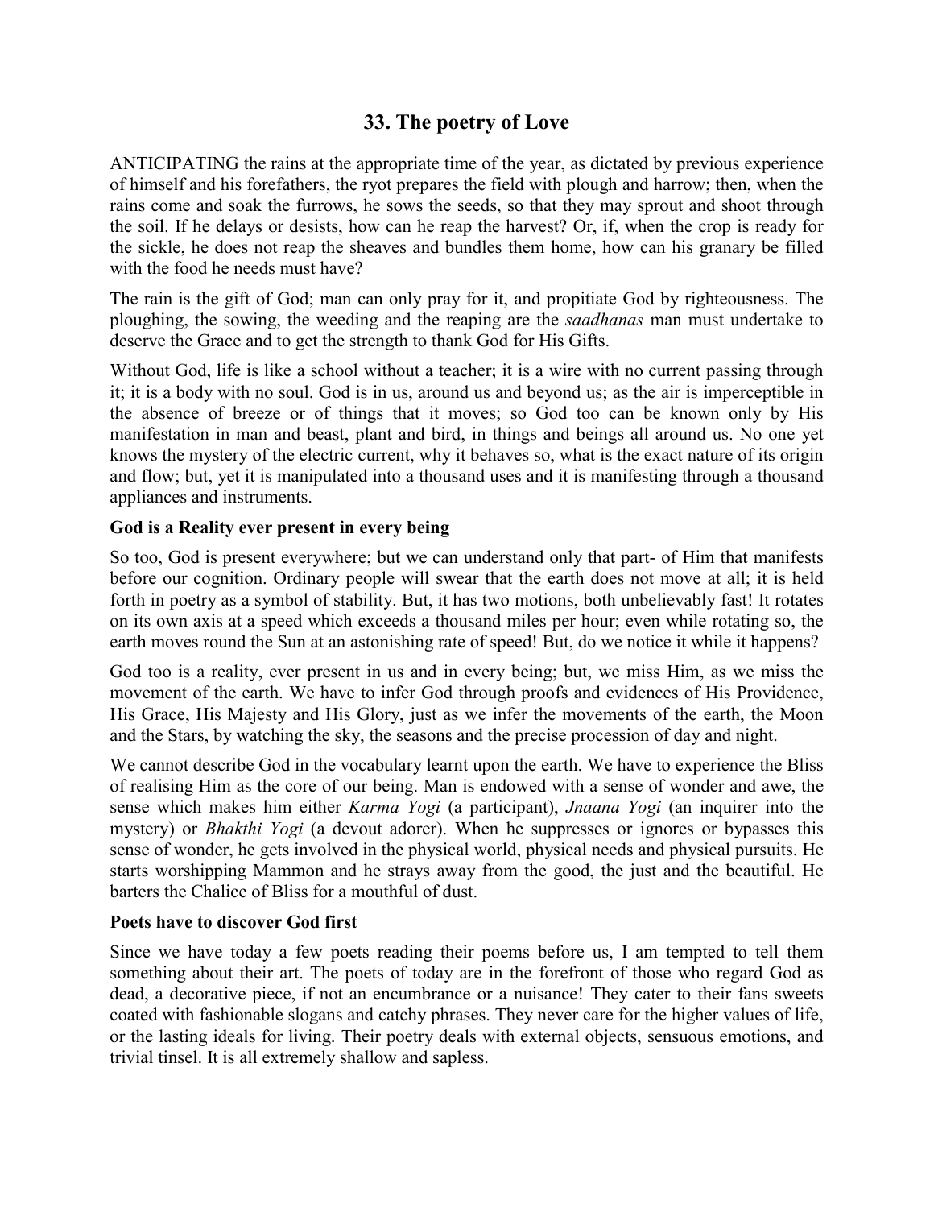## 33. The poetry of Love

ANTICIPATING the rains at the appropriate time of the year, as dictated by previous experience of himself and his forefathers, the ryot prepares the field with plough and harrow; then, when the rains come and soak the furrows, he sows the seeds, so that they may sprout and shoot through the soil. If he delays or desists, how can he reap the harvest? Or, if, when the crop is ready for the sickle, he does not reap the sheaves and bundles them home, how can his granary be filled with the food he needs must have?

The rain is the gift of God; man can only pray for it, and propitiate God by righteousness. The ploughing, the sowing, the weeding and the reaping are the *saadhanas* man must undertake to deserve the Grace and to get the strength to thank God for His Gifts.

Without God, life is like a school without a teacher; it is a wire with no current passing through it; it is a body with no soul. God is in us, around us and beyond us; as the air is imperceptible in the absence of breeze or of things that it moves; so God too can be known only by His manifestation in man and beast, plant and bird, in things and beings all around us. No one yet knows the mystery of the electric current, why it behaves so, what is the exact nature of its origin and flow; but, yet it is manipulated into a thousand uses and it is manifesting through a thousand appliances and instruments.

### God is a Reality ever present in every being

So too, God is present everywhere; but we can understand only that part- of Him that manifests before our cognition. Ordinary people will swear that the earth does not move at all; it is held forth in poetry as a symbol of stability. But, it has two motions, both unbelievably fast! It rotates on its own axis at a speed which exceeds a thousand miles per hour; even while rotating so, the earth moves round the Sun at an astonishing rate of speed! But, do we notice it while it happens?

God too is a reality, ever present in us and in every being; but, we miss Him, as we miss the movement of the earth. We have to infer God through proofs and evidences of His Providence, His Grace, His Majesty and His Glory, just as we infer the movements of the earth, the Moon and the Stars, by watching the sky, the seasons and the precise procession of day and night.

We cannot describe God in the vocabulary learnt upon the earth. We have to experience the Bliss of realising Him as the core of our being. Man is endowed with a sense of wonder and awe, the sense which makes him either *Karma Yogi* (a participant), *Jnaana Yogi* (an inquirer into the mystery) or *Bhakthi Yogi* (a devout adorer). When he suppresses or ignores or bypasses this sense of wonder, he gets involved in the physical world, physical needs and physical pursuits. He starts worshipping Mammon and he strays away from the good, the just and the beautiful. He barters the Chalice of Bliss for a mouthful of dust.

### Poets have to discover God first

Since we have today a few poets reading their poems before us, I am tempted to tell them something about their art. The poets of today are in the forefront of those who regard God as dead, a decorative piece, if not an encumbrance or a nuisance! They cater to their fans sweets coated with fashionable slogans and catchy phrases. They never care for the higher values of life, or the lasting ideals for living. Their poetry deals with external objects, sensuous emotions, and trivial tinsel. It is all extremely shallow and sapless.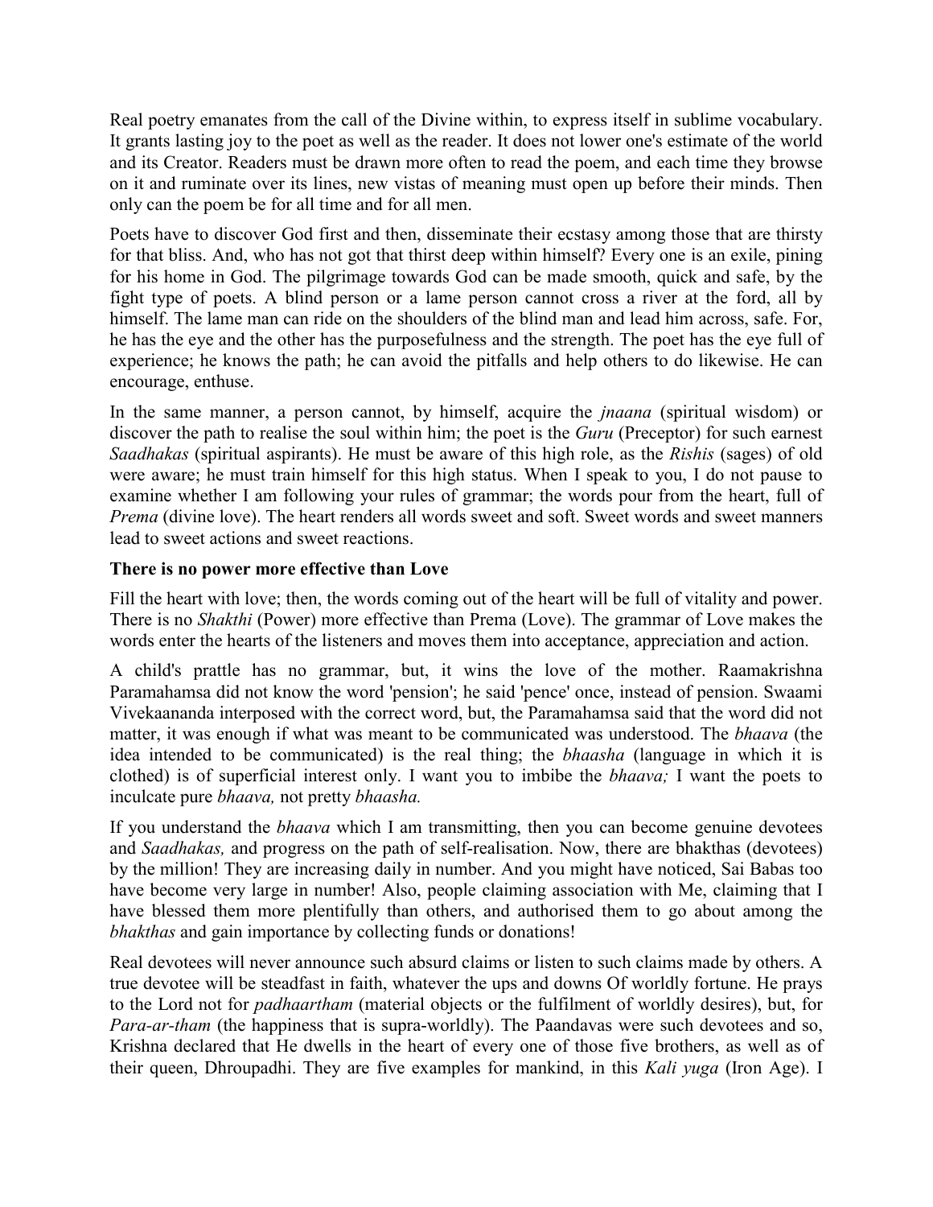Real poetry emanates from the call of the Divine within, to express itself in sublime vocabulary. It grants lasting joy to the poet as well as the reader. It does not lower one's estimate of the world and its Creator. Readers must be drawn more often to read the poem, and each time they browse on it and ruminate over its lines, new vistas of meaning must open up before their minds. Then only can the poem be for all time and for all men.

Poets have to discover God first and then, disseminate their ecstasy among those that are thirsty for that bliss. And, who has not got that thirst deep within himself? Every one is an exile, pining for his home in God. The pilgrimage towards God can be made smooth, quick and safe, by the fight type of poets. A blind person or a lame person cannot cross a river at the ford, all by himself. The lame man can ride on the shoulders of the blind man and lead him across, safe. For, he has the eye and the other has the purposefulness and the strength. The poet has the eye full of experience; he knows the path; he can avoid the pitfalls and help others to do likewise. He can encourage, enthuse.

In the same manner, a person cannot, by himself, acquire the *jnaana* (spiritual wisdom) or discover the path to realise the soul within him; the poet is the *Guru* (Preceptor) for such earnest *Saadhakas* (spiritual aspirants). He must be aware of this high role, as the *Rishis* (sages) of old were aware; he must train himself for this high status. When I speak to you, I do not pause to examine whether I am following your rules of grammar; the words pour from the heart, full of *Prema* (divine love). The heart renders all words sweet and soft. Sweet words and sweet manners lead to sweet actions and sweet reactions.

**There is no power more effective than Love**

Fill the heart with love; then, the words coming out of the heart will be full of vitality and power. There is no *Shakthi* (Power) more effective than Prema (Love). The grammar of Love makes the words enter the hearts of the listeners and moves them into acceptance, appreciation and action.

A child's prattle has no grammar, but, it wins the love of the mother. Raamakrishna Paramahamsa did not know the word 'pension'; he said 'pence' once, instead of pension. Swaami Vivekaananda interposed with the correct word, but, the Paramahamsa said that the word did not matter, it was enough if what was meant to be communicated was understood. The *bhaava* (the idea intended to be communicated) is the real thing; the *bhaasha* (language in which it is clothed) is of superficial interest only. I want you to imbibe the *bhaava;* I want the poets to inculcate pure *bhaava,* not pretty *bhaasha.*

If you understand the *bhaava* which I am transmitting, then you can become genuine devotees and *Saadhakas,* and progress on the path of self-realisation. Now, there are bhakthas (devotees) by the million! They are increasing daily in number. And you might have noticed, Sai Babas too have become very large in number! Also, people claiming association with Me, claiming that I have blessed them more plentifully than others, and authorised them to go about among the *bhakthas* and gain importance by collecting funds or donations!

Real devotees will never announce such absurd claims or listen to such claims made by others. A true devotee will be steadfast in faith, whatever the ups and downs Of worldly fortune. He prays to the Lord not for *padhaartham* (material objects or the fulfilment of worldly desires), but, for *Para-ar-tham* (the happiness that is supra-worldly). The Paandavas were such devotees and so, Krishna declared that He dwells in the heart of every one of those five brothers, as well as of their queen, Dhroupadhi. They are five examples for mankind, in this *Kali yuga* (Iron Age). I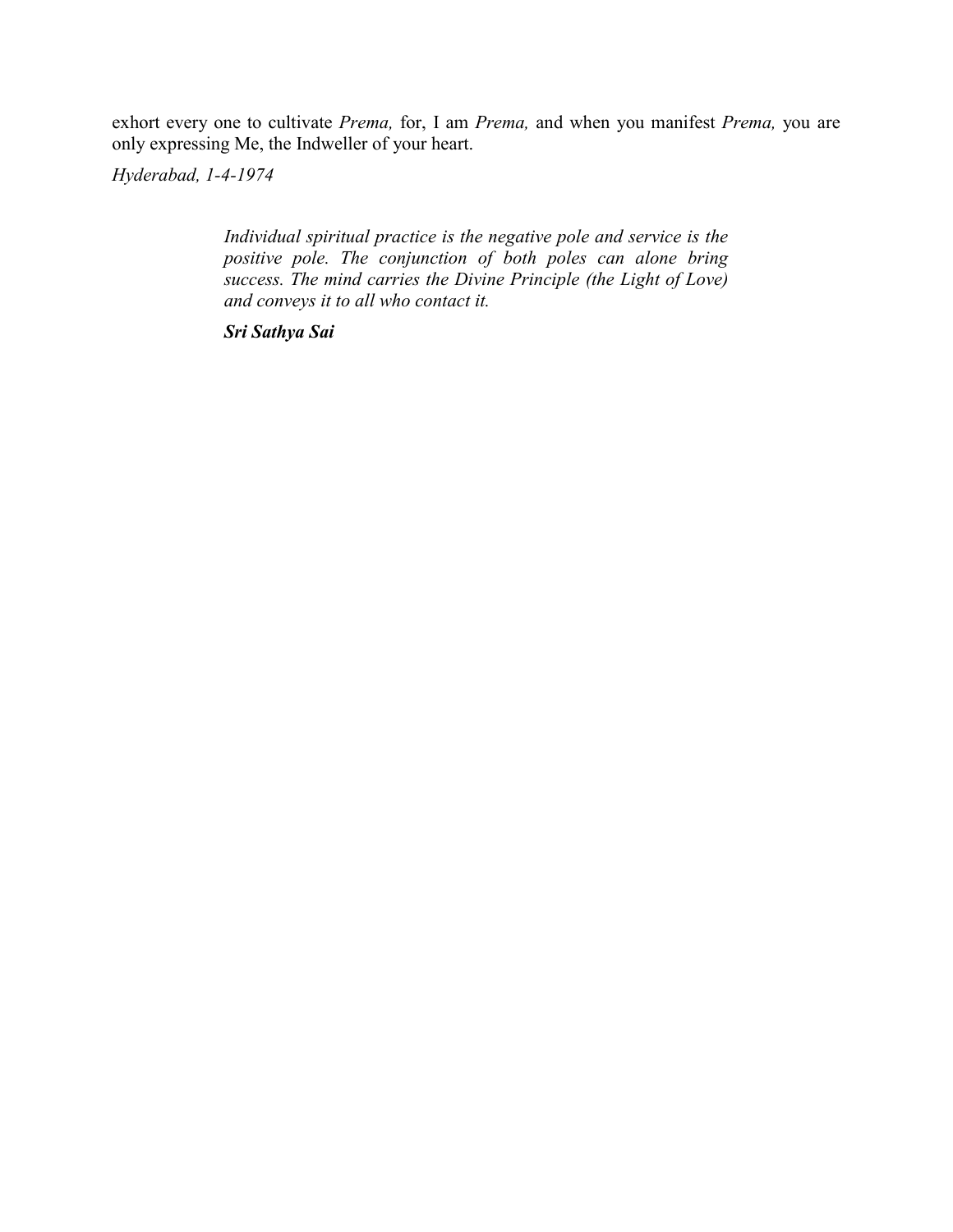exhort every one to cultivate *Prema,* for, I am *Prema,* and when you manifest *Prema,* you are only expressing Me, the Indweller of your heart.

*Hyderabad, 1-4-1974*

> *Individual spiritual practice is the negative pole and service is the positive pole. The conjunction of both poles can alone bring success. The mind carries the Divine Principle (the Light of Love) and conveys it to all who contact it.*
>
> ***Sri Sathya Sai***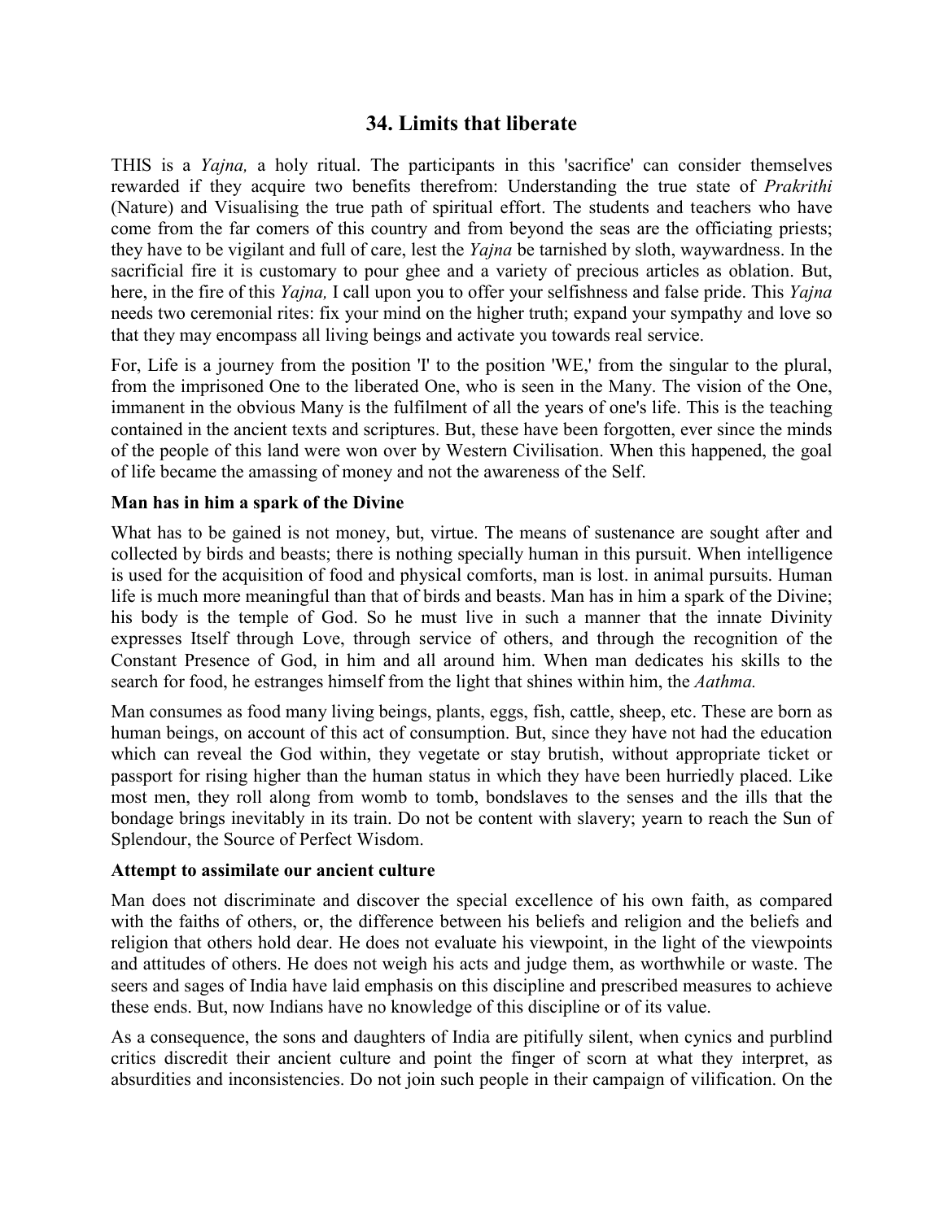## 34. Limits that liberate

THIS is a *Yajna,* a holy ritual. The participants in this 'sacrifice' can consider themselves rewarded if they acquire two benefits therefrom: Understanding the true state of *Prakrithi* (Nature) and Visualising the true path of spiritual effort. The students and teachers who have come from the far comers of this country and from beyond the seas are the officiating priests; they have to be vigilant and full of care, lest the *Yajna* be tarnished by sloth, waywardness. In the sacrificial fire it is customary to pour ghee and a variety of precious articles as oblation. But, here, in the fire of this *Yajna,* I call upon you to offer your selfishness and false pride. This *Yajna* needs two ceremonial rites: fix your mind on the higher truth; expand your sympathy and love so that they may encompass all living beings and activate you towards real service.

For, Life is a journey from the position 'I' to the position 'WE,' from the singular to the plural, from the imprisoned One to the liberated One, who is seen in the Many. The vision of the One, immanent in the obvious Many is the fulfilment of all the years of one's life. This is the teaching contained in the ancient texts and scriptures. But, these have been forgotten, ever since the minds of the people of this land were won over by Western Civilisation. When this happened, the goal of life became the amassing of money and not the awareness of the Self.

### Man has in him a spark of the Divine

What has to be gained is not money, but, virtue. The means of sustenance are sought after and collected by birds and beasts; there is nothing specially human in this pursuit. When intelligence is used for the acquisition of food and physical comforts, man is lost. in animal pursuits. Human life is much more meaningful than that of birds and beasts. Man has in him a spark of the Divine; his body is the temple of God. So he must live in such a manner that the innate Divinity expresses Itself through Love, through service of others, and through the recognition of the Constant Presence of God, in him and all around him. When man dedicates his skills to the search for food, he estranges himself from the light that shines within him, the *Aathma.*

Man consumes as food many living beings, plants, eggs, fish, cattle, sheep, etc. These are born as human beings, on account of this act of consumption. But, since they have not had the education which can reveal the God within, they vegetate or stay brutish, without appropriate ticket or passport for rising higher than the human status in which they have been hurriedly placed. Like most men, they roll along from womb to tomb, bondslaves to the senses and the ills that the bondage brings inevitably in its train. Do not be content with slavery; yearn to reach the Sun of Splendour, the Source of Perfect Wisdom.

### Attempt to assimilate our ancient culture

Man does not discriminate and discover the special excellence of his own faith, as compared with the faiths of others, or, the difference between his beliefs and religion and the beliefs and religion that others hold dear. He does not evaluate his viewpoint, in the light of the viewpoints and attitudes of others. He does not weigh his acts and judge them, as worthwhile or waste. The seers and sages of India have laid emphasis on this discipline and prescribed measures to achieve these ends. But, now Indians have no knowledge of this discipline or of its value.

As a consequence, the sons and daughters of India are pitifully silent, when cynics and purblind critics discredit their ancient culture and point the finger of scorn at what they interpret, as absurdities and inconsistencies. Do not join such people in their campaign of vilification. On the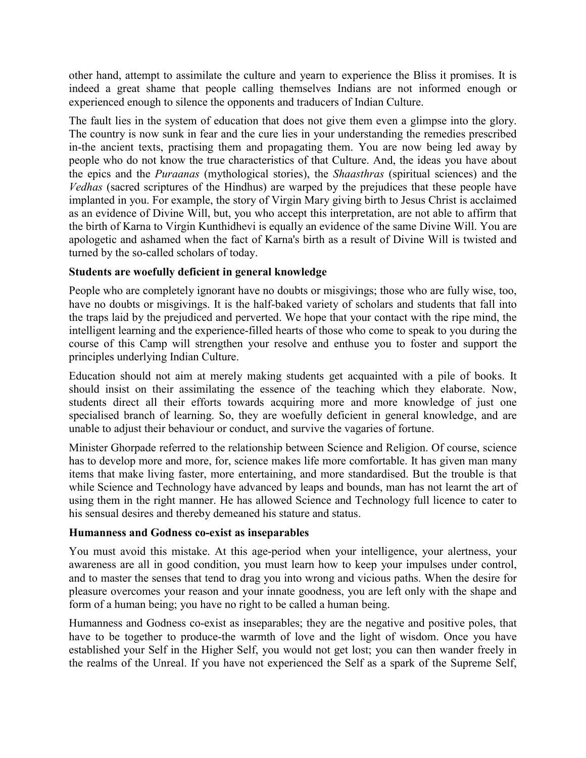other hand, attempt to assimilate the culture and yearn to experience the Bliss it promises. It is indeed a great shame that people calling themselves Indians are not informed enough or experienced enough to silence the opponents and traducers of Indian Culture.

The fault lies in the system of education that does not give them even a glimpse into the glory. The country is now sunk in fear and the cure lies in your understanding the remedies prescribed in-the ancient texts, practising them and propagating them. You are now being led away by people who do not know the true characteristics of that Culture. And, the ideas you have about the epics and the *Puraanas* (mythological stories), the *Shaasthras* (spiritual sciences) and the *Vedhas* (sacred scriptures of the Hindhus) are warped by the prejudices that these people have implanted in you. For example, the story of Virgin Mary giving birth to Jesus Christ is acclaimed as an evidence of Divine Will, but, you who accept this interpretation, are not able to affirm that the birth of Karna to Virgin Kunthidhevi is equally an evidence of the same Divine Will. You are apologetic and ashamed when the fact of Karna's birth as a result of Divine Will is twisted and turned by the so-called scholars of today.

**Students are woefully deficient in general knowledge**

People who are completely ignorant have no doubts or misgivings; those who are fully wise, too, have no doubts or misgivings. It is the half-baked variety of scholars and students that fall into the traps laid by the prejudiced and perverted. We hope that your contact with the ripe mind, the intelligent learning and the experience-filled hearts of those who come to speak to you during the course of this Camp will strengthen your resolve and enthuse you to foster and support the principles underlying Indian Culture.

Education should not aim at merely making students get acquainted with a pile of books. It should insist on their assimilating the essence of the teaching which they elaborate. Now, students direct all their efforts towards acquiring more and more knowledge of just one specialised branch of learning. So, they are woefully deficient in general knowledge, and are unable to adjust their behaviour or conduct, and survive the vagaries of fortune.

Minister Ghorpade referred to the relationship between Science and Religion. Of course, science has to develop more and more, for, science makes life more comfortable. It has given man many items that make living faster, more entertaining, and more standardised. But the trouble is that while Science and Technology have advanced by leaps and bounds, man has not learnt the art of using them in the right manner. He has allowed Science and Technology full licence to cater to his sensual desires and thereby demeaned his stature and status.

**Humanness and Godness co-exist as inseparables**

You must avoid this mistake. At this age-period when your intelligence, your alertness, your awareness are all in good condition, you must learn how to keep your impulses under control, and to master the senses that tend to drag you into wrong and vicious paths. When the desire for pleasure overcomes your reason and your innate goodness, you are left only with the shape and form of a human being; you have no right to be called a human being.

Humanness and Godness co-exist as inseparables; they are the negative and positive poles, that have to be together to produce-the warmth of love and the light of wisdom. Once you have established your Self in the Higher Self, you would not get lost; you can then wander freely in the realms of the Unreal. If you have not experienced the Self as a spark of the Supreme Self,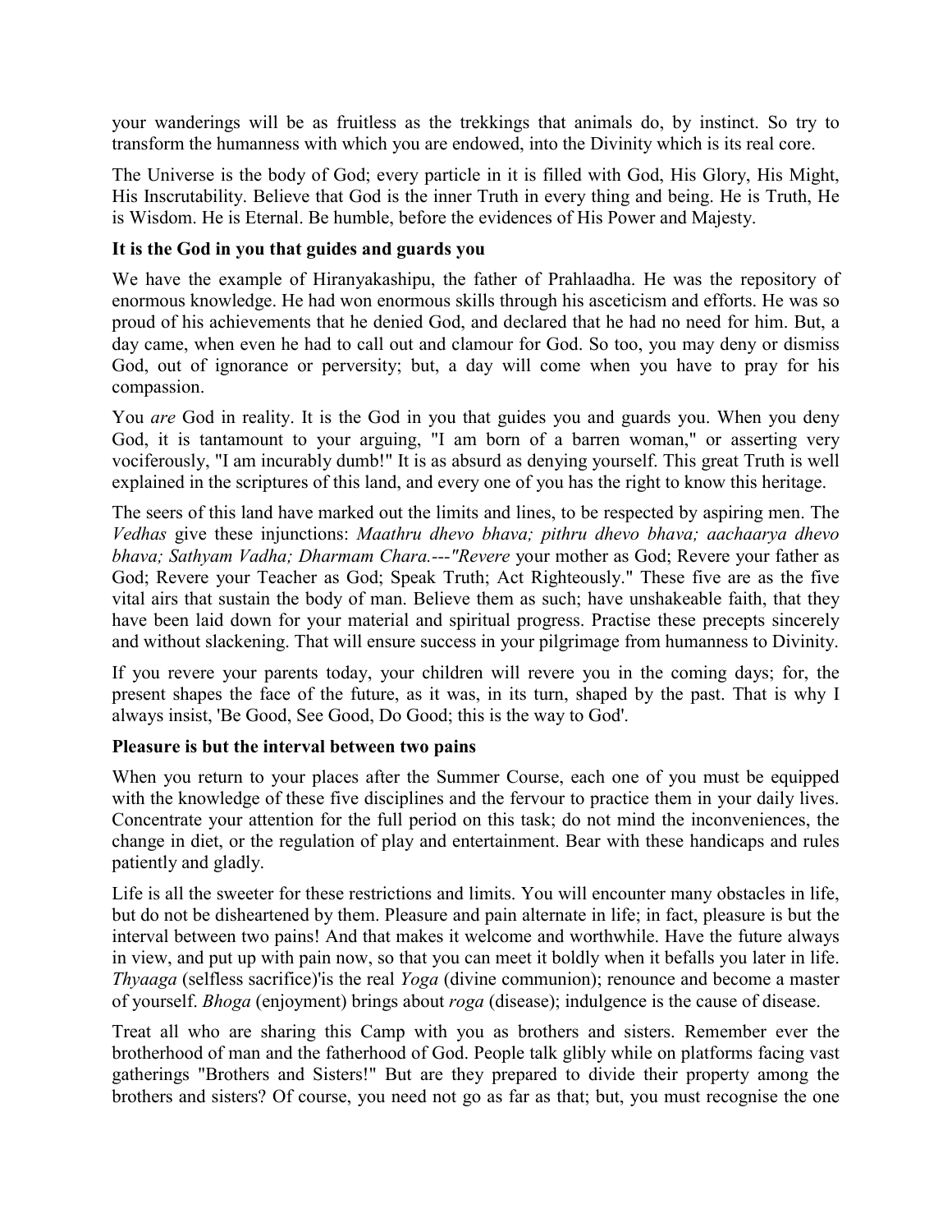your wanderings will be as fruitless as the trekkings that animals do, by instinct. So try to transform the humanness with which you are endowed, into the Divinity which is its real core.

The Universe is the body of God; every particle in it is filled with God, His Glory, His Might, His Inscrutability. Believe that God is the inner Truth in every thing and being. He is Truth, He is Wisdom. He is Eternal. Be humble, before the evidences of His Power and Majesty.

**It is the God in you that guides and guards you**

We have the example of Hiranyakashipu, the father of Prahlaadha. He was the repository of enormous knowledge. He had won enormous skills through his asceticism and efforts. He was so proud of his achievements that he denied God, and declared that he had no need for him. But, a day came, when even he had to call out and clamour for God. So too, you may deny or dismiss God, out of ignorance or perversity; but, a day will come when you have to pray for his compassion.

You *are* God in reality. It is the God in you that guides you and guards you. When you deny God, it is tantamount to your arguing, "I am born of a barren woman," or asserting very vociferously, "I am incurably dumb!" It is as absurd as denying yourself. This great Truth is well explained in the scriptures of this land, and every one of you has the right to know this heritage.

The seers of this land have marked out the limits and lines, to be respected by aspiring men. The *Vedhas* give these injunctions: *Maathru dhevo bhava; pithru dhevo bhava; aachaarya dhevo bhava; Sathyam Vadha; Dharmam Chara.---"Revere* your mother as God; Revere your father as God; Revere your Teacher as God; Speak Truth; Act Righteously." These five are as the five vital airs that sustain the body of man. Believe them as such; have unshakeable faith, that they have been laid down for your material and spiritual progress. Practise these precepts sincerely and without slackening. That will ensure success in your pilgrimage from humanness to Divinity.

If you revere your parents today, your children will revere you in the coming days; for, the present shapes the face of the future, as it was, in its turn, shaped by the past. That is why I always insist, 'Be Good, See Good, Do Good; this is the way to God'.

**Pleasure is but the interval between two pains**

When you return to your places after the Summer Course, each one of you must be equipped with the knowledge of these five disciplines and the fervour to practice them in your daily lives. Concentrate your attention for the full period on this task; do not mind the inconveniences, the change in diet, or the regulation of play and entertainment. Bear with these handicaps and rules patiently and gladly.

Life is all the sweeter for these restrictions and limits. You will encounter many obstacles in life, but do not be disheartened by them. Pleasure and pain alternate in life; in fact, pleasure is but the interval between two pains! And that makes it welcome and worthwhile. Have the future always in view, and put up with pain now, so that you can meet it boldly when it befalls you later in life. *Thyaaga* (selfless sacrifice)'is the real *Yoga* (divine communion); renounce and become a master of yourself. *Bhoga* (enjoyment) brings about *roga* (disease); indulgence is the cause of disease.

Treat all who are sharing this Camp with you as brothers and sisters. Remember ever the brotherhood of man and the fatherhood of God. People talk glibly while on platforms facing vast gatherings "Brothers and Sisters!" But are they prepared to divide their property among the brothers and sisters? Of course, you need not go as far as that; but, you must recognise the one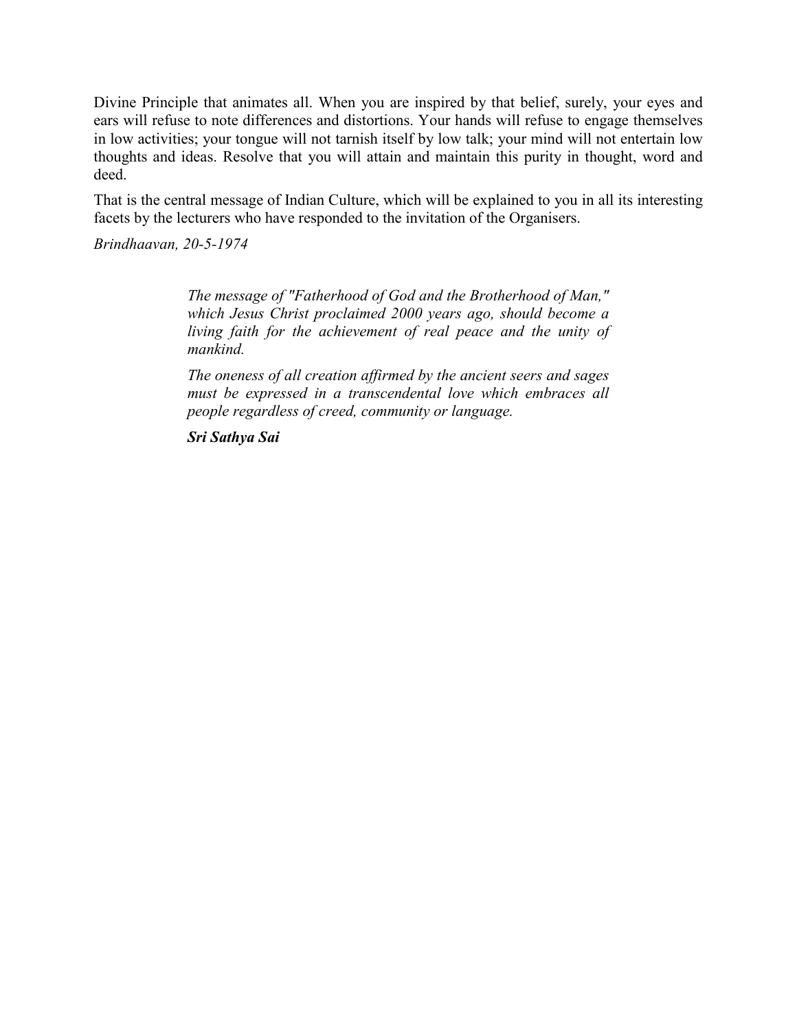Divine Principle that animates all. When you are inspired by that belief, surely, your eyes and ears will refuse to note differences and distortions. Your hands will refuse to engage themselves in low activities; your tongue will not tarnish itself by low talk; your mind will not entertain low thoughts and ideas. Resolve that you will attain and maintain this purity in thought, word and deed.

That is the central message of Indian Culture, which will be explained to you in all its interesting facets by the lecturers who have responded to the invitation of the Organisers.

*Brindhaavan, 20-5-1974*

> *The message of "Fatherhood of God and the Brotherhood of Man," which Jesus Christ proclaimed 2000 years ago, should become a living faith for the achievement of real peace and the unity of mankind.*
>
> *The oneness of all creation affirmed by the ancient seers and sages must be expressed in a transcendental love which embraces all people regardless of creed, community or language.*
>
> ***Sri Sathya Sai***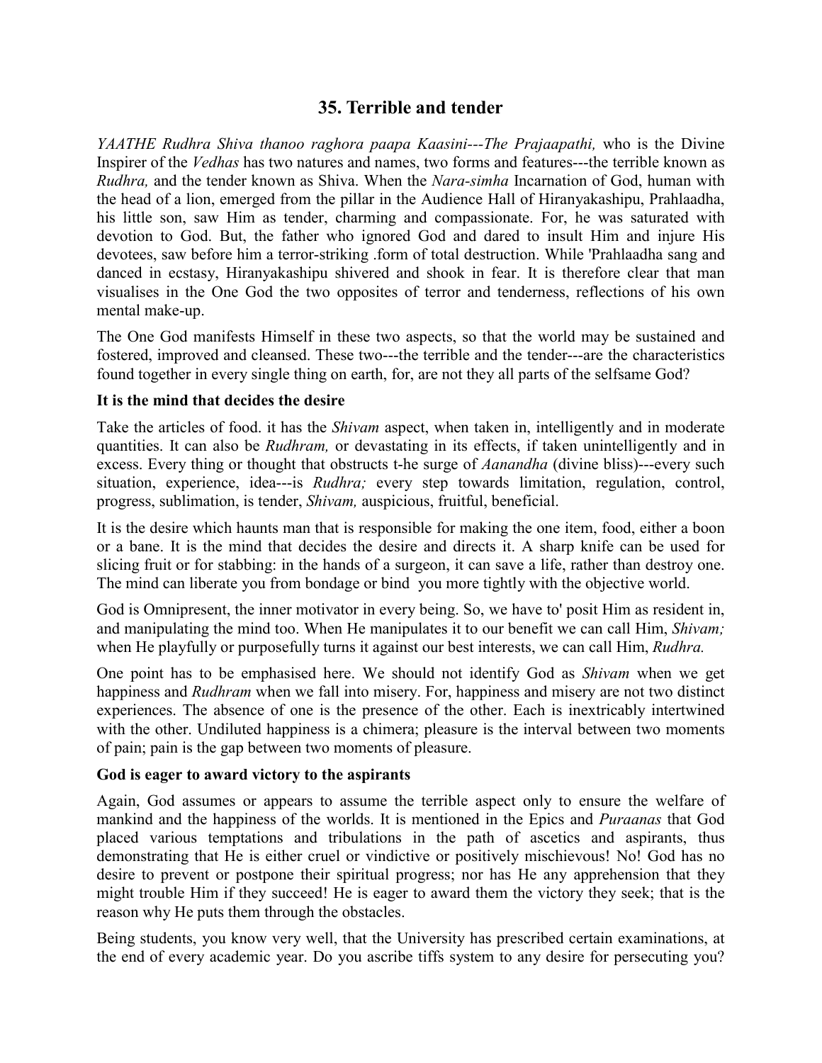## 35. Terrible and tender

*YAATHE Rudhra Shiva thanoo raghora paapa Kaasini---The Prajaapathi,* who is the Divine Inspirer of the *Vedhas* has two natures and names, two forms and features---the terrible known as *Rudhra,* and the tender known as Shiva. When the *Nara-simha* Incarnation of God, human with the head of a lion, emerged from the pillar in the Audience Hall of Hiranyakashipu, Prahlaadha, his little son, saw Him as tender, charming and compassionate. For, he was saturated with devotion to God. But, the father who ignored God and dared to insult Him and injure His devotees, saw before him a terror-striking .form of total destruction. While 'Prahlaadha sang and danced in ecstasy, Hiranyakashipu shivered and shook in fear. It is therefore clear that man visualises in the One God the two opposites of terror and tenderness, reflections of his own mental make-up.

The One God manifests Himself in these two aspects, so that the world may be sustained and fostered, improved and cleansed. These two---the terrible and the tender---are the characteristics found together in every single thing on earth, for, are not they all parts of the selfsame God?

### It is the mind that decides the desire

Take the articles of food. it has the *Shivam* aspect, when taken in, intelligently and in moderate quantities. It can also be *Rudhram,* or devastating in its effects, if taken unintelligently and in excess. Every thing or thought that obstructs t-he surge of *Aanandha* (divine bliss)---every such situation, experience, idea---is *Rudhra;* every step towards limitation, regulation, control, progress, sublimation, is tender, *Shivam,* auspicious, fruitful, beneficial.

It is the desire which haunts man that is responsible for making the one item, food, either a boon or a bane. It is the mind that decides the desire and directs it. A sharp knife can be used for slicing fruit or for stabbing: in the hands of a surgeon, it can save a life, rather than destroy one. The mind can liberate you from bondage or bind you more tightly with the objective world.

God is Omnipresent, the inner motivator in every being. So, we have to' posit Him as resident in, and manipulating the mind too. When He manipulates it to our benefit we can call Him, *Shivam;* when He playfully or purposefully turns it against our best interests, we can call Him, *Rudhra.*

One point has to be emphasised here. We should not identify God as *Shivam* when we get happiness and *Rudhram* when we fall into misery. For, happiness and misery are not two distinct experiences. The absence of one is the presence of the other. Each is inextricably intertwined with the other. Undiluted happiness is a chimera; pleasure is the interval between two moments of pain; pain is the gap between two moments of pleasure.

### God is eager to award victory to the aspirants

Again, God assumes or appears to assume the terrible aspect only to ensure the welfare of mankind and the happiness of the worlds. It is mentioned in the Epics and *Puraanas* that God placed various temptations and tribulations in the path of ascetics and aspirants, thus demonstrating that He is either cruel or vindictive or positively mischievous! No! God has no desire to prevent or postpone their spiritual progress; nor has He any apprehension that they might trouble Him if they succeed! He is eager to award them the victory they seek; that is the reason why He puts them through the obstacles.

Being students, you know very well, that the University has prescribed certain examinations, at the end of every academic year. Do you ascribe tiffs system to any desire for persecuting you?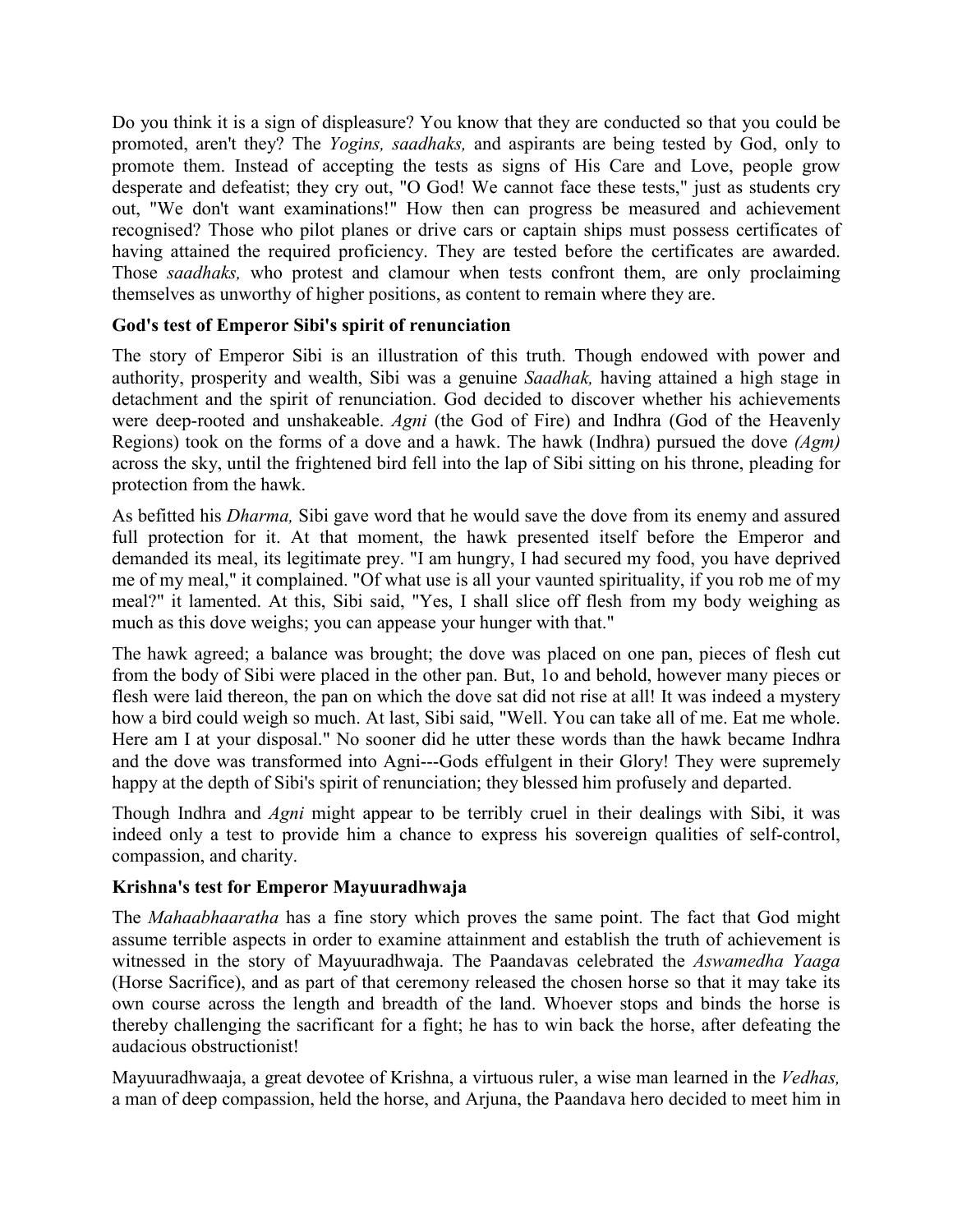Do you think it is a sign of displeasure? You know that they are conducted so that you could be promoted, aren't they? The *Yogins, saadhaks,* and aspirants are being tested by God, only to promote them. Instead of accepting the tests as signs of His Care and Love, people grow desperate and defeatist; they cry out, "O God! We cannot face these tests," just as students cry out, "We don't want examinations!" How then can progress be measured and achievement recognised? Those who pilot planes or drive cars or captain ships must possess certificates of having attained the required proficiency. They are tested before the certificates are awarded. Those *saadhaks,* who protest and clamour when tests confront them, are only proclaiming themselves as unworthy of higher positions, as content to remain where they are.

### God's test of Emperor Sibi's spirit of renunciation

The story of Emperor Sibi is an illustration of this truth. Though endowed with power and authority, prosperity and wealth, Sibi was a genuine *Saadhak,* having attained a high stage in detachment and the spirit of renunciation. God decided to discover whether his achievements were deep-rooted and unshakeable. *Agni* (the God of Fire) and Indhra (God of the Heavenly Regions) took on the forms of a dove and a hawk. The hawk (Indhra) pursued the dove *(Agm)* across the sky, until the frightened bird fell into the lap of Sibi sitting on his throne, pleading for protection from the hawk.

As befitted his *Dharma,* Sibi gave word that he would save the dove from its enemy and assured full protection for it. At that moment, the hawk presented itself before the Emperor and demanded its meal, its legitimate prey. "I am hungry, I had secured my food, you have deprived me of my meal," it complained. "Of what use is all your vaunted spirituality, if you rob me of my meal?" it lamented. At this, Sibi said, "Yes, I shall slice off flesh from my body weighing as much as this dove weighs; you can appease your hunger with that."

The hawk agreed; a balance was brought; the dove was placed on one pan, pieces of flesh cut from the body of Sibi were placed in the other pan. But, 1o and behold, however many pieces or flesh were laid thereon, the pan on which the dove sat did not rise at all! It was indeed a mystery how a bird could weigh so much. At last, Sibi said, "Well. You can take all of me. Eat me whole. Here am I at your disposal." No sooner did he utter these words than the hawk became Indhra and the dove was transformed into Agni---Gods effulgent in their Glory! They were supremely happy at the depth of Sibi's spirit of renunciation; they blessed him profusely and departed.

Though Indhra and *Agni* might appear to be terribly cruel in their dealings with Sibi, it was indeed only a test to provide him a chance to express his sovereign qualities of self-control, compassion, and charity.

### Krishna's test for Emperor Mayuuradhwaja

The *Mahaabhaaratha* has a fine story which proves the same point. The fact that God might assume terrible aspects in order to examine attainment and establish the truth of achievement is witnessed in the story of Mayuuradhwaja. The Paandavas celebrated the *Aswamedha Yaaga* (Horse Sacrifice), and as part of that ceremony released the chosen horse so that it may take its own course across the length and breadth of the land. Whoever stops and binds the horse is thereby challenging the sacrificant for a fight; he has to win back the horse, after defeating the audacious obstructionist!

Mayuuradhwaaja, a great devotee of Krishna, a virtuous ruler, a wise man learned in the *Vedhas,* a man of deep compassion, held the horse, and Arjuna, the Paandava hero decided to meet him in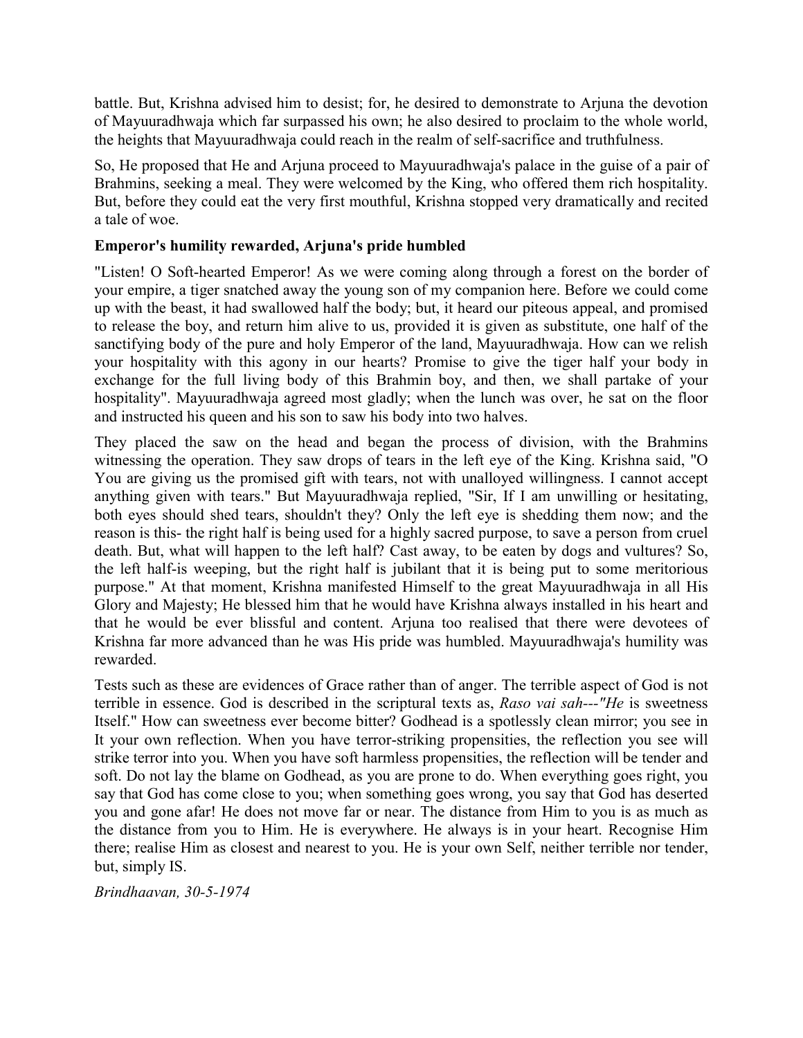battle. But, Krishna advised him to desist; for, he desired to demonstrate to Arjuna the devotion of Mayuuradhwaja which far surpassed his own; he also desired to proclaim to the whole world, the heights that Mayuuradhwaja could reach in the realm of self-sacrifice and truthfulness.

So, He proposed that He and Arjuna proceed to Mayuuradhwaja's palace in the guise of a pair of Brahmins, seeking a meal. They were welcomed by the King, who offered them rich hospitality. But, before they could eat the very first mouthful, Krishna stopped very dramatically and recited a tale of woe.

### Emperor's humility rewarded, Arjuna's pride humbled

"Listen! O Soft-hearted Emperor! As we were coming along through a forest on the border of your empire, a tiger snatched away the young son of my companion here. Before we could come up with the beast, it had swallowed half the body; but, it heard our piteous appeal, and promised to release the boy, and return him alive to us, provided it is given as substitute, one half of the sanctifying body of the pure and holy Emperor of the land, Mayuuradhwaja. How can we relish your hospitality with this agony in our hearts? Promise to give the tiger half your body in exchange for the full living body of this Brahmin boy, and then, we shall partake of your hospitality". Mayuuradhwaja agreed most gladly; when the lunch was over, he sat on the floor and instructed his queen and his son to saw his body into two halves.

They placed the saw on the head and began the process of division, with the Brahmins witnessing the operation. They saw drops of tears in the left eye of the King. Krishna said, "O You are giving us the promised gift with tears, not with unalloyed willingness. I cannot accept anything given with tears." But Mayuuradhwaja replied, "Sir, If I am unwilling or hesitating, both eyes should shed tears, shouldn't they? Only the left eye is shedding them now; and the reason is this- the right half is being used for a highly sacred purpose, to save a person from cruel death. But, what will happen to the left half? Cast away, to be eaten by dogs and vultures? So, the left half-is weeping, but the right half is jubilant that it is being put to some meritorious purpose." At that moment, Krishna manifested Himself to the great Mayuuradhwaja in all His Glory and Majesty; He blessed him that he would have Krishna always installed in his heart and that he would be ever blissful and content. Arjuna too realised that there were devotees of Krishna far more advanced than he was His pride was humbled. Mayuuradhwaja's humility was rewarded.

Tests such as these are evidences of Grace rather than of anger. The terrible aspect of God is not terrible in essence. God is described in the scriptural texts as, *Raso vai sah---"He* is sweetness Itself." How can sweetness ever become bitter? Godhead is a spotlessly clean mirror; you see in It your own reflection. When you have terror-striking propensities, the reflection you see will strike terror into you. When you have soft harmless propensities, the reflection will be tender and soft. Do not lay the blame on Godhead, as you are prone to do. When everything goes right, you say that God has come close to you; when something goes wrong, you say that God has deserted you and gone afar! He does not move far or near. The distance from Him to you is as much as the distance from you to Him. He is everywhere. He always is in your heart. Recognise Him there; realise Him as closest and nearest to you. He is your own Self, neither terrible nor tender, but, simply IS.

*Brindhaavan, 30-5-1974*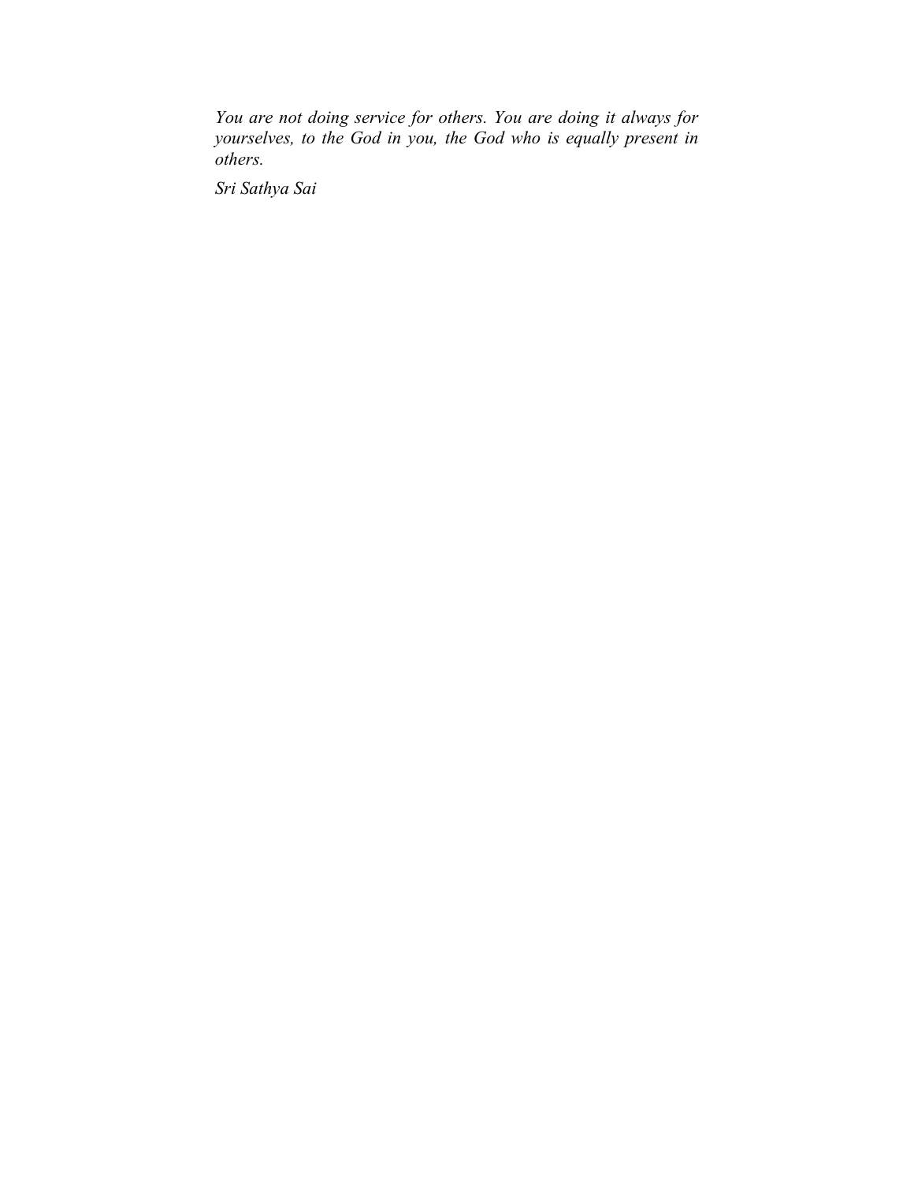*You are not doing service for others. You are doing it always for yourselves, to the God in you, the God who is equally present in others.*

*Sri Sathya Sai*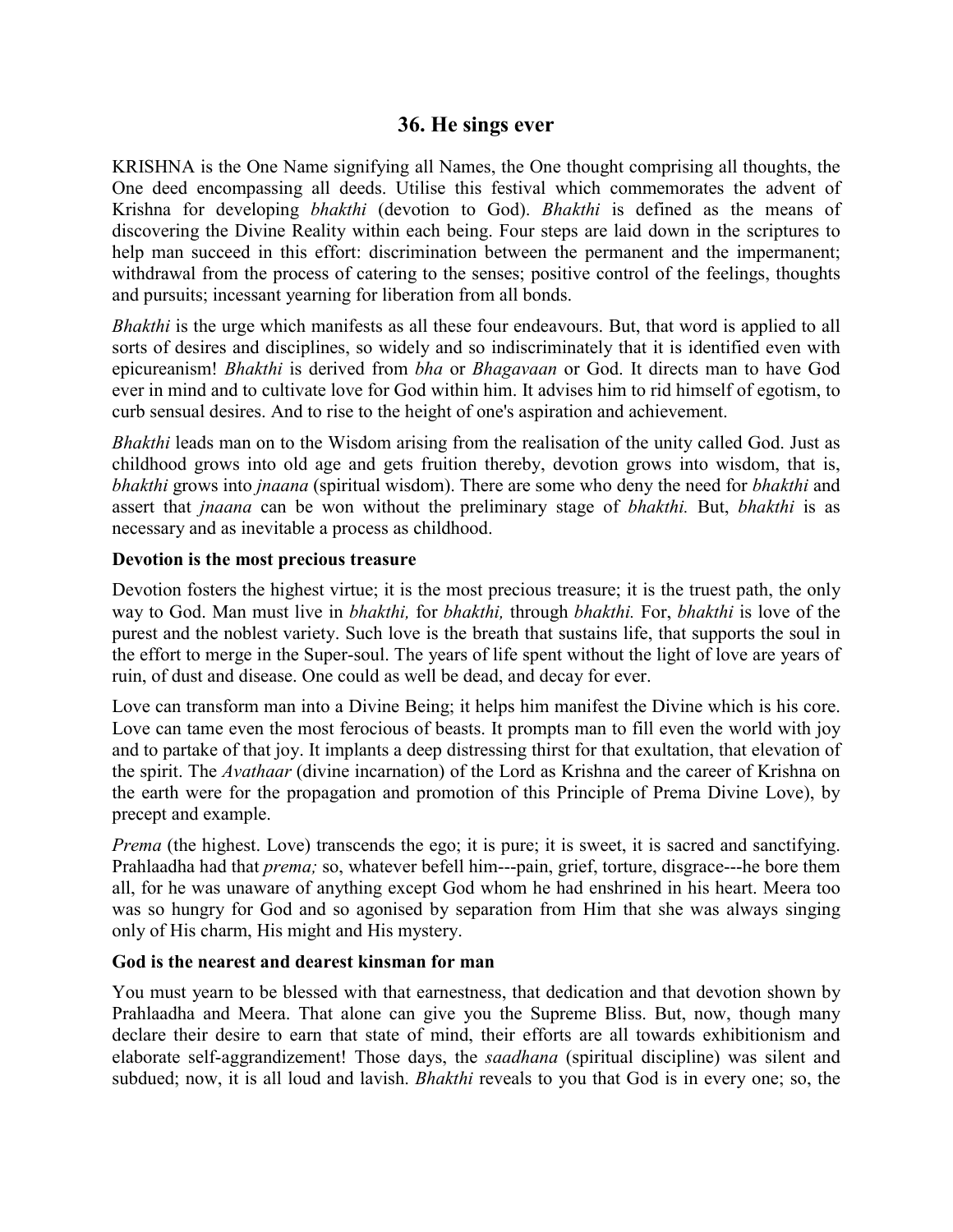## 36. He sings ever

KRISHNA is the One Name signifying all Names, the One thought comprising all thoughts, the One deed encompassing all deeds. Utilise this festival which commemorates the advent of Krishna for developing *bhakthi* (devotion to God). *Bhakthi* is defined as the means of discovering the Divine Reality within each being. Four steps are laid down in the scriptures to help man succeed in this effort: discrimination between the permanent and the impermanent; withdrawal from the process of catering to the senses; positive control of the feelings, thoughts and pursuits; incessant yearning for liberation from all bonds.

*Bhakthi* is the urge which manifests as all these four endeavours. But, that word is applied to all sorts of desires and disciplines, so widely and so indiscriminately that it is identified even with epicureanism! *Bhakthi* is derived from *bha* or *Bhagavaan* or God. It directs man to have God ever in mind and to cultivate love for God within him. It advises him to rid himself of egotism, to curb sensual desires. And to rise to the height of one's aspiration and achievement.

*Bhakthi* leads man on to the Wisdom arising from the realisation of the unity called God. Just as childhood grows into old age and gets fruition thereby, devotion grows into wisdom, that is, *bhakthi* grows into *jnaana* (spiritual wisdom). There are some who deny the need for *bhakthi* and assert that *jnaana* can be won without the preliminary stage of *bhakthi.* But, *bhakthi* is as necessary and as inevitable a process as childhood.

### Devotion is the most precious treasure

Devotion fosters the highest virtue; it is the most precious treasure; it is the truest path, the only way to God. Man must live in *bhakthi,* for *bhakthi,* through *bhakthi.* For, *bhakthi* is love of the purest and the noblest variety. Such love is the breath that sustains life, that supports the soul in the effort to merge in the Super-soul. The years of life spent without the light of love are years of ruin, of dust and disease. One could as well be dead, and decay for ever.

Love can transform man into a Divine Being; it helps him manifest the Divine which is his core. Love can tame even the most ferocious of beasts. It prompts man to fill even the world with joy and to partake of that joy. It implants a deep distressing thirst for that exultation, that elevation of the spirit. The *Avathaar* (divine incarnation) of the Lord as Krishna and the career of Krishna on the earth were for the propagation and promotion of this Principle of Prema Divine Love), by precept and example.

*Prema* (the highest. Love) transcends the ego; it is pure; it is sweet, it is sacred and sanctifying. Prahlaadha had that *prema;* so, whatever befell him---pain, grief, torture, disgrace---he bore them all, for he was unaware of anything except God whom he had enshrined in his heart. Meera too was so hungry for God and so agonised by separation from Him that she was always singing only of His charm, His might and His mystery.

### God is the nearest and dearest kinsman for man

You must yearn to be blessed with that earnestness, that dedication and that devotion shown by Prahlaadha and Meera. That alone can give you the Supreme Bliss. But, now, though many declare their desire to earn that state of mind, their efforts are all towards exhibitionism and elaborate self-aggrandizement! Those days, the *saadhana* (spiritual discipline) was silent and subdued; now, it is all loud and lavish. *Bhakthi* reveals to you that God is in every one; so, the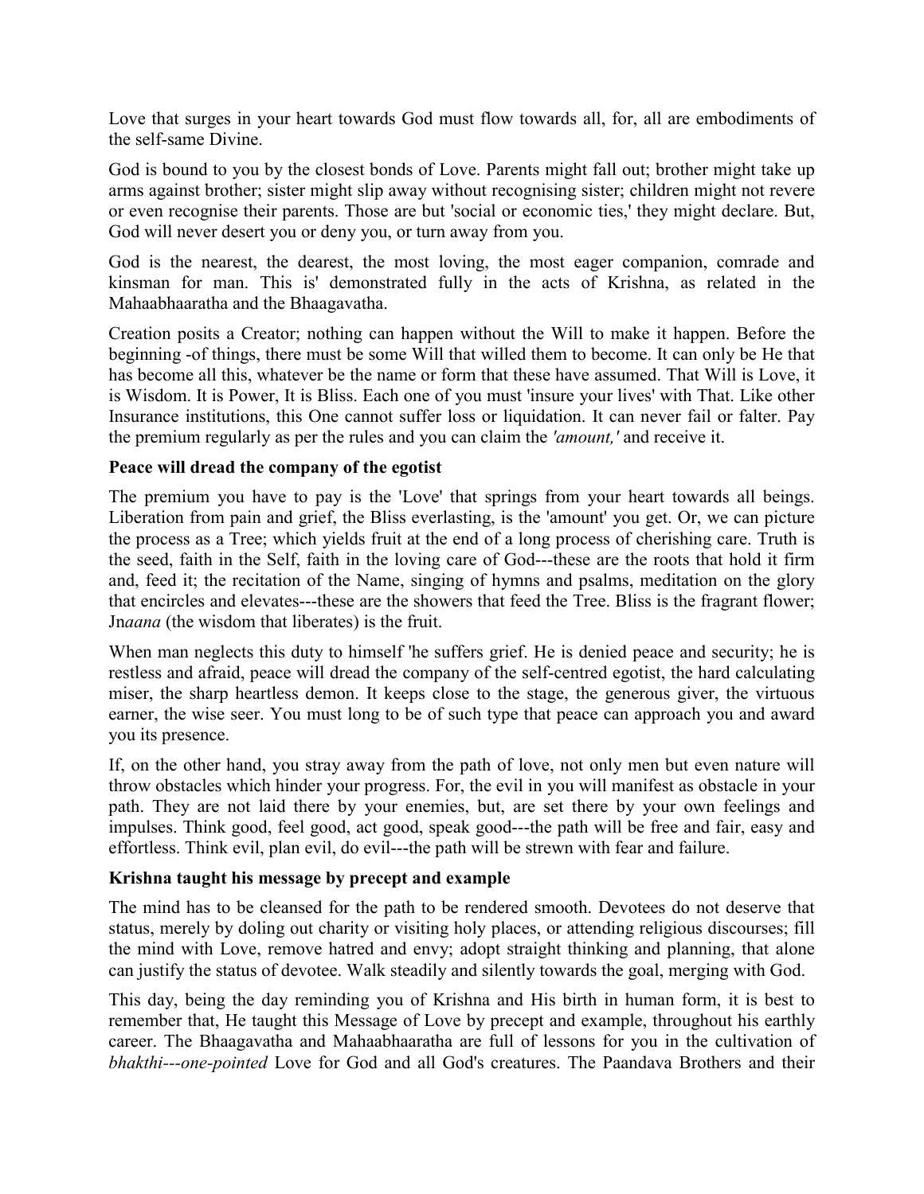Love that surges in your heart towards God must flow towards all, for, all are embodiments of the self-same Divine.

God is bound to you by the closest bonds of Love. Parents might fall out; brother might take up arms against brother; sister might slip away without recognising sister; children might not revere or even recognise their parents. Those are but 'social or economic ties,' they might declare. But, God will never desert you or deny you, or turn away from you.

God is the nearest, the dearest, the most loving, the most eager companion, comrade and kinsman for man. This is' demonstrated fully in the acts of Krishna, as related in the Mahaabhaaratha and the Bhaagavatha.

Creation posits a Creator; nothing can happen without the Will to make it happen. Before the beginning -of things, there must be some Will that willed them to become. It can only be He that has become all this, whatever be the name or form that these have assumed. That Will is Love, it is Wisdom. It is Power, It is Bliss. Each one of you must 'insure your lives' with That. Like other Insurance institutions, this One cannot suffer loss or liquidation. It can never fail or falter. Pay the premium regularly as per the rules and you can claim the *'amount,'* and receive it.

**Peace will dread the company of the egotist**

The premium you have to pay is the 'Love' that springs from your heart towards all beings. Liberation from pain and grief, the Bliss everlasting, is the 'amount' you get. Or, we can picture the process as a Tree; which yields fruit at the end of a long process of cherishing care. Truth is the seed, faith in the Self, faith in the loving care of God---these are the roots that hold it firm and, feed it; the recitation of the Name, singing of hymns and psalms, meditation on the glory that encircles and elevates---these are the showers that feed the Tree. Bliss is the fragrant flower; Jn*aana* (the wisdom that liberates) is the fruit.

When man neglects this duty to himself 'he suffers grief. He is denied peace and security; he is restless and afraid, peace will dread the company of the self-centred egotist, the hard calculating miser, the sharp heartless demon. It keeps close to the stage, the generous giver, the virtuous earner, the wise seer. You must long to be of such type that peace can approach you and award you its presence.

If, on the other hand, you stray away from the path of love, not only men but even nature will throw obstacles which hinder your progress. For, the evil in you will manifest as obstacle in your path. They are not laid there by your enemies, but, are set there by your own feelings and impulses. Think good, feel good, act good, speak good---the path will be free and fair, easy and effortless. Think evil, plan evil, do evil---the path will be strewn with fear and failure.

**Krishna taught his message by precept and example**

The mind has to be cleansed for the path to be rendered smooth. Devotees do not deserve that status, merely by doling out charity or visiting holy places, or attending religious discourses; fill the mind with Love, remove hatred and envy; adopt straight thinking and planning, that alone can justify the status of devotee. Walk steadily and silently towards the goal, merging with God.

This day, being the day reminding you of Krishna and His birth in human form, it is best to remember that, He taught this Message of Love by precept and example, throughout his earthly career. The Bhaagavatha and Mahaabhaaratha are full of lessons for you in the cultivation of *bhakthi---one-pointed* Love for God and all God's creatures. The Paandava Brothers and their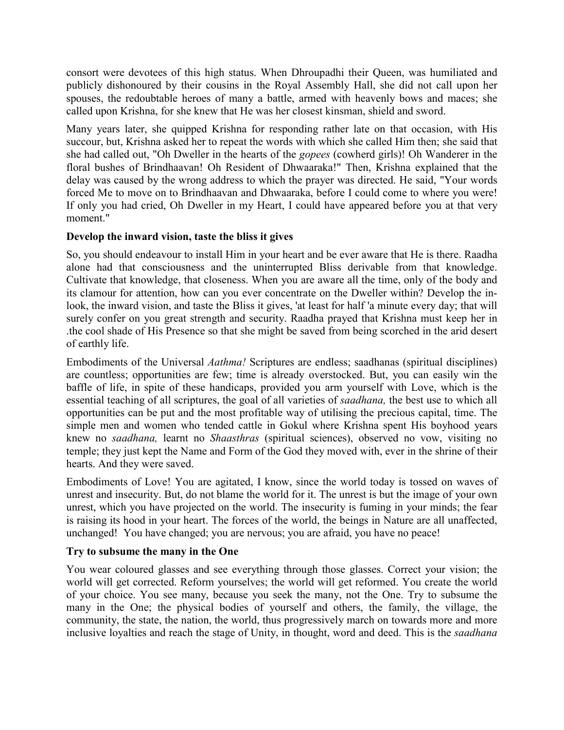consort were devotees of this high status. When Dhroupadhi their Queen, was humiliated and publicly dishonoured by their cousins in the Royal Assembly Hall, she did not call upon her spouses, the redoubtable heroes of many a battle, armed with heavenly bows and maces; she called upon Krishna, for she knew that He was her closest kinsman, shield and sword.

Many years later, she quipped Krishna for responding rather late on that occasion, with His succour, but, Krishna asked her to repeat the words with which she called Him then; she said that she had called out, "Oh Dweller in the hearts of the *gopees* (cowherd girls)! Oh Wanderer in the floral bushes of Brindhaavan! Oh Resident of Dhwaaraka!" Then, Krishna explained that the delay was caused by the wrong address to which the prayer was directed. He said, "Your words forced Me to move on to Brindhaavan and Dhwaaraka, before I could come to where you were! If only you had cried, Oh Dweller in my Heart, I could have appeared before you at that very moment."

**Develop the inward vision, taste the bliss it gives**

So, you should endeavour to install Him in your heart and be ever aware that He is there. Raadha alone had that consciousness and the uninterrupted Bliss derivable from that knowledge. Cultivate that knowledge, that closeness. When you are aware all the time, only of the body and its clamour for attention, how can you ever concentrate on the Dweller within? Develop the in-look, the inward vision, and taste the Bliss it gives, 'at least for half 'a minute every day; that will surely confer on you great strength and security. Raadha prayed that Krishna must keep her in .the cool shade of His Presence so that she might be saved from being scorched in the arid desert of earthly life.

Embodiments of the Universal *Aathma!* Scriptures are endless; saadhanas (spiritual disciplines) are countless; opportunities are few; time is already overstocked. But, you can easily win the baffle of life, in spite of these handicaps, provided you arm yourself with Love, which is the essential teaching of all scriptures, the goal of all varieties of *saadhana,* the best use to which all opportunities can be put and the most profitable way of utilising the precious capital, time. The simple men and women who tended cattle in Gokul where Krishna spent His boyhood years knew no *saadhana,* learnt no *Shaasthras* (spiritual sciences), observed no vow, visiting no temple; they just kept the Name and Form of the God they moved with, ever in the shrine of their hearts. And they were saved.

Embodiments of Love! You are agitated, I know, since the world today is tossed on waves of unrest and insecurity. But, do not blame the world for it. The unrest is but the image of your own unrest, which you have projected on the world. The insecurity is fuming in your minds; the fear is raising its hood in your heart. The forces of the world, the beings in Nature are all unaffected, unchanged! You have changed; you are nervous; you are afraid, you have no peace!

**Try to subsume the many in the One**

You wear coloured glasses and see everything through those glasses. Correct your vision; the world will get corrected. Reform yourselves; the world will get reformed. You create the world of your choice. You see many, because you seek the many, not the One. Try to subsume the many in the One; the physical bodies of yourself and others, the family, the village, the community, the state, the nation, the world, thus progressively march on towards more and more inclusive loyalties and reach the stage of Unity, in thought, word and deed. This is the *saadhana*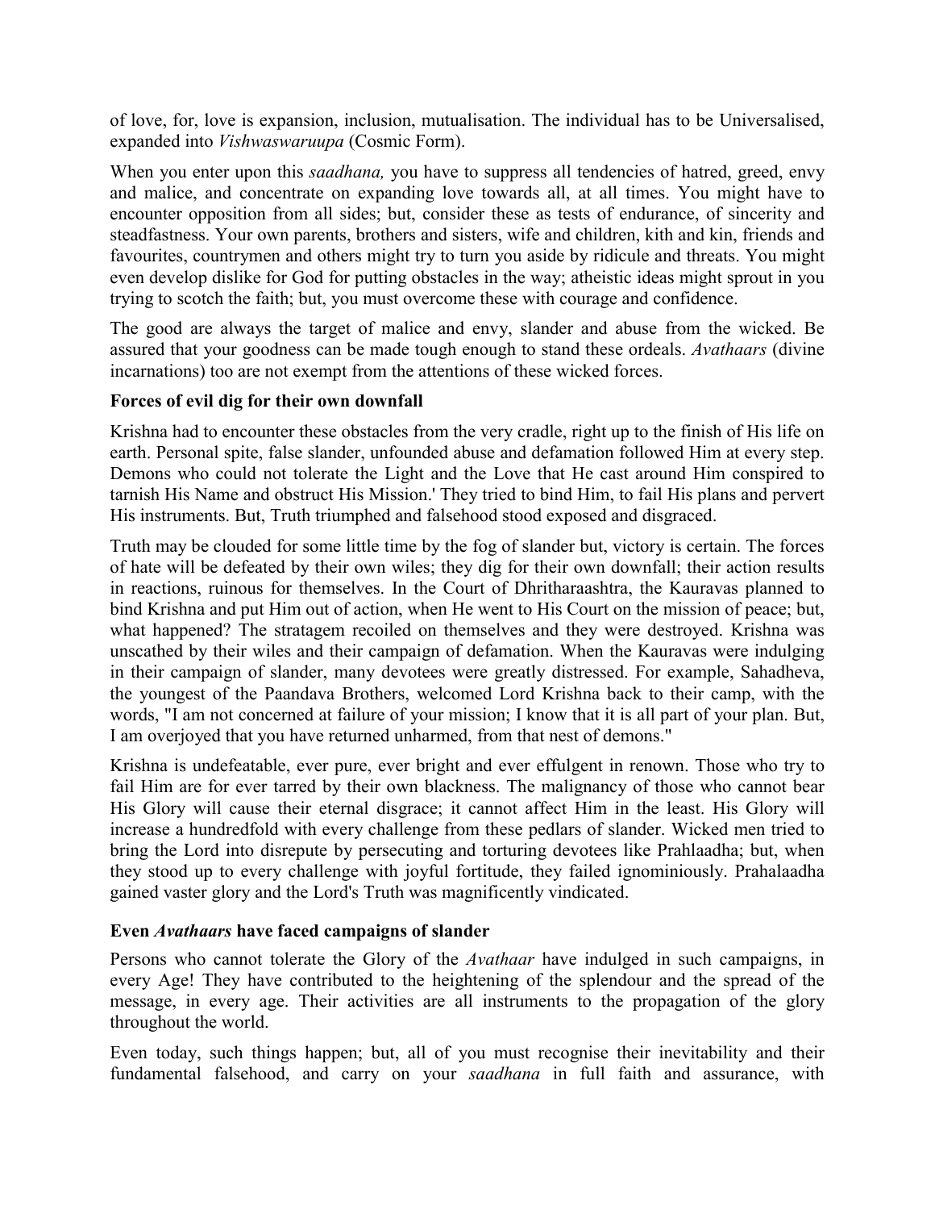of love, for, love is expansion, inclusion, mutualisation. The individual has to be Universalised, expanded into *Vishwaswaruupa* (Cosmic Form).

When you enter upon this *saadhana,* you have to suppress all tendencies of hatred, greed, envy and malice, and concentrate on expanding love towards all, at all times. You might have to encounter opposition from all sides; but, consider these as tests of endurance, of sincerity and steadfastness. Your own parents, brothers and sisters, wife and children, kith and kin, friends and favourites, countrymen and others might try to turn you aside by ridicule and threats. You might even develop dislike for God for putting obstacles in the way; atheistic ideas might sprout in you trying to scotch the faith; but, you must overcome these with courage and confidence.

The good are always the target of malice and envy, slander and abuse from the wicked. Be assured that your goodness can be made tough enough to stand these ordeals. *Avathaars* (divine incarnations) too are not exempt from the attentions of these wicked forces.

**Forces of evil dig for their own downfall**

Krishna had to encounter these obstacles from the very cradle, right up to the finish of His life on earth. Personal spite, false slander, unfounded abuse and defamation followed Him at every step. Demons who could not tolerate the Light and the Love that He cast around Him conspired to tarnish His Name and obstruct His Mission.' They tried to bind Him, to fail His plans and pervert His instruments. But, Truth triumphed and falsehood stood exposed and disgraced.

Truth may be clouded for some little time by the fog of slander but, victory is certain. The forces of hate will be defeated by their own wiles; they dig for their own downfall; their action results in reactions, ruinous for themselves. In the Court of Dhritharaashtra, the Kauravas planned to bind Krishna and put Him out of action, when He went to His Court on the mission of peace; but, what happened? The stratagem recoiled on themselves and they were destroyed. Krishna was unscathed by their wiles and their campaign of defamation. When the Kauravas were indulging in their campaign of slander, many devotees were greatly distressed. For example, Sahadheva, the youngest of the Paandava Brothers, welcomed Lord Krishna back to their camp, with the words, "I am not concerned at failure of your mission; I know that it is all part of your plan. But, I am overjoyed that you have returned unharmed, from that nest of demons."

Krishna is undefeatable, ever pure, ever bright and ever effulgent in renown. Those who try to fail Him are for ever tarred by their own blackness. The malignancy of those who cannot bear His Glory will cause their eternal disgrace; it cannot affect Him in the least. His Glory will increase a hundredfold with every challenge from these pedlars of slander. Wicked men tried to bring the Lord into disrepute by persecuting and torturing devotees like Prahlaadha; but, when they stood up to every challenge with joyful fortitude, they failed ignominiously. Prahalaadha gained vaster glory and the Lord's Truth was magnificently vindicated.

**Even *Avathaars* have faced campaigns of slander**

Persons who cannot tolerate the Glory of the *Avathaar* have indulged in such campaigns, in every Age! They have contributed to the heightening of the splendour and the spread of the message, in every age. Their activities are all instruments to the propagation of the glory throughout the world.

Even today, such things happen; but, all of you must recognise their inevitability and their fundamental falsehood, and carry on your *saadhana* in full faith and assurance, with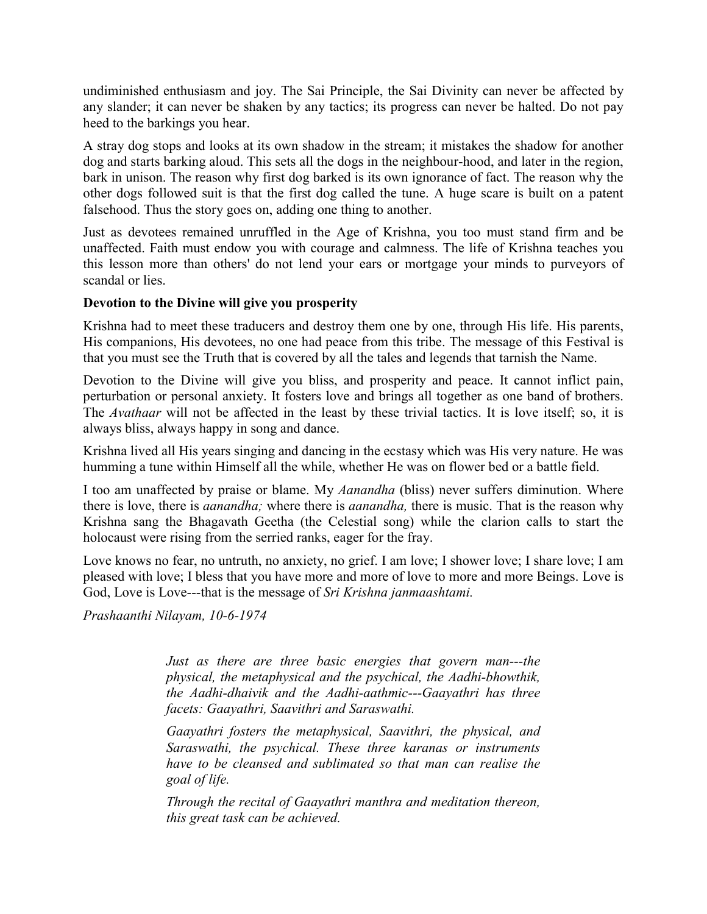undiminished enthusiasm and joy. The Sai Principle, the Sai Divinity can never be affected by any slander; it can never be shaken by any tactics; its progress can never be halted. Do not pay heed to the barkings you hear.

A stray dog stops and looks at its own shadow in the stream; it mistakes the shadow for another dog and starts barking aloud. This sets all the dogs in the neighbour-hood, and later in the region, bark in unison. The reason why first dog barked is its own ignorance of fact. The reason why the other dogs followed suit is that the first dog called the tune. A huge scare is built on a patent falsehood. Thus the story goes on, adding one thing to another.

Just as devotees remained unruffled in the Age of Krishna, you too must stand firm and be unaffected. Faith must endow you with courage and calmness. The life of Krishna teaches you this lesson more than others' do not lend your ears or mortgage your minds to purveyors of scandal or lies.

**Devotion to the Divine will give you prosperity**

Krishna had to meet these traducers and destroy them one by one, through His life. His parents, His companions, His devotees, no one had peace from this tribe. The message of this Festival is that you must see the Truth that is covered by all the tales and legends that tarnish the Name.

Devotion to the Divine will give you bliss, and prosperity and peace. It cannot inflict pain, perturbation or personal anxiety. It fosters love and brings all together as one band of brothers. The *Avathaar* will not be affected in the least by these trivial tactics. It is love itself; so, it is always bliss, always happy in song and dance.

Krishna lived all His years singing and dancing in the ecstasy which was His very nature. He was humming a tune within Himself all the while, whether He was on flower bed or a battle field.

I too am unaffected by praise or blame. My *Aanandha* (bliss) never suffers diminution. Where there is love, there is *aanandha;* where there is *aanandha,* there is music. That is the reason why Krishna sang the Bhagavath Geetha (the Celestial song) while the clarion calls to start the holocaust were rising from the serried ranks, eager for the fray.

Love knows no fear, no untruth, no anxiety, no grief. I am love; I shower love; I share love; I am pleased with love; I bless that you have more and more of love to more and more Beings. Love is God, Love is Love---that is the message of *Sri Krishna janmaashtami.*

*Prashaanthi Nilayam, 10-6-1974*

> *Just as there are three basic energies that govern man---the physical, the metaphysical and the psychical, the Aadhi-bhowthik, the Aadhi-dhaivik and the Aadhi-aathmic---Gaayathri has three facets: Gaayathri, Saavithri and Saraswathi.*
>
> *Gaayathri fosters the metaphysical, Saavithri, the physical, and Saraswathi, the psychical. These three karanas or instruments have to be cleansed and sublimated so that man can realise the goal of life.*
>
> *Through the recital of Gaayathri manthra and meditation thereon, this great task can be achieved.*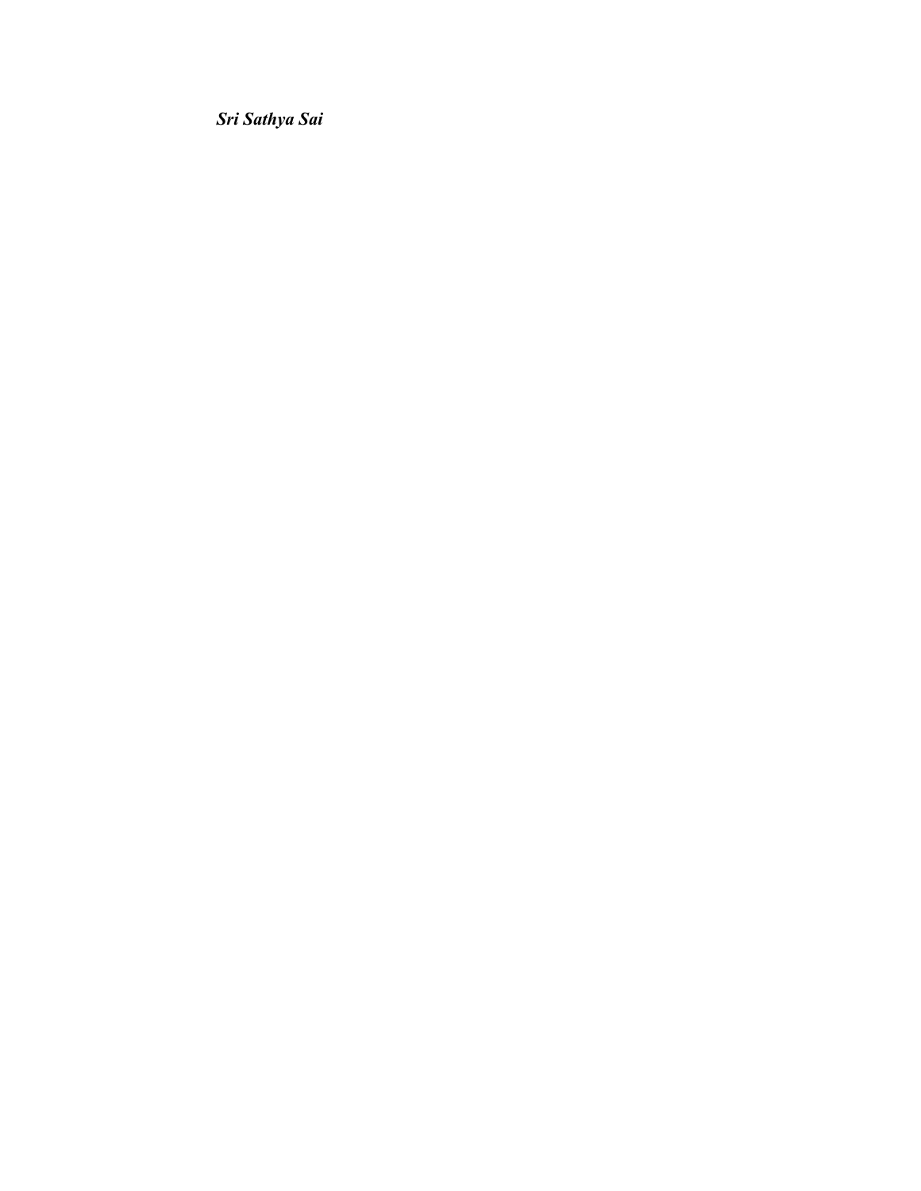***Sri Sathya Sai***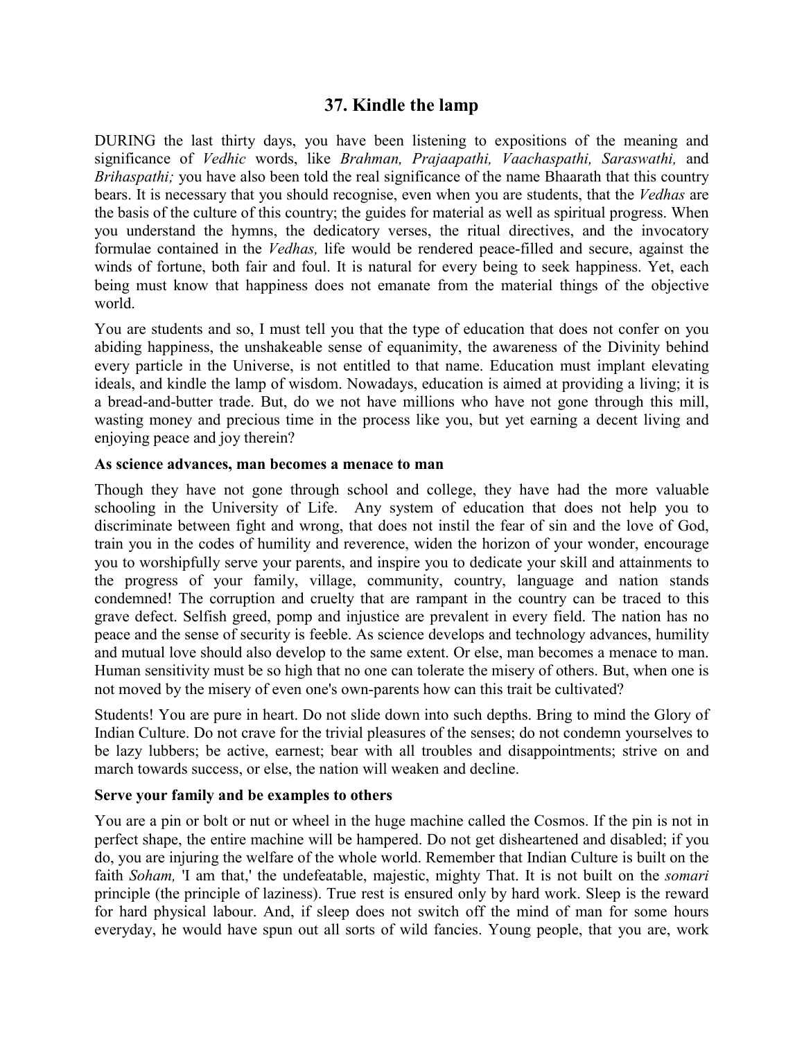## 37. Kindle the lamp

DURING the last thirty days, you have been listening to expositions of the meaning and significance of *Vedhic* words, like *Brahman, Prajaapathi, Vaachaspathi, Saraswathi,* and *Brihaspathi;* you have also been told the real significance of the name Bhaarath that this country bears. It is necessary that you should recognise, even when you are students, that the *Vedhas* are the basis of the culture of this country; the guides for material as well as spiritual progress. When you understand the hymns, the dedicatory verses, the ritual directives, and the invocatory formulae contained in the *Vedhas,* life would be rendered peace-filled and secure, against the winds of fortune, both fair and foul. It is natural for every being to seek happiness. Yet, each being must know that happiness does not emanate from the material things of the objective world.

You are students and so, I must tell you that the type of education that does not confer on you abiding happiness, the unshakeable sense of equanimity, the awareness of the Divinity behind every particle in the Universe, is not entitled to that name. Education must implant elevating ideals, and kindle the lamp of wisdom. Nowadays, education is aimed at providing a living; it is a bread-and-butter trade. But, do we not have millions who have not gone through this mill, wasting money and precious time in the process like you, but yet earning a decent living and enjoying peace and joy therein?

**As science advances, man becomes a menace to man**

Though they have not gone through school and college, they have had the more valuable schooling in the University of Life. Any system of education that does not help you to discriminate between fight and wrong, that does not instil the fear of sin and the love of God, train you in the codes of humility and reverence, widen the horizon of your wonder, encourage you to worshipfully serve your parents, and inspire you to dedicate your skill and attainments to the progress of your family, village, community, country, language and nation stands condemned! The corruption and cruelty that are rampant in the country can be traced to this grave defect. Selfish greed, pomp and injustice are prevalent in every field. The nation has no peace and the sense of security is feeble. As science develops and technology advances, humility and mutual love should also develop to the same extent. Or else, man becomes a menace to man. Human sensitivity must be so high that no one can tolerate the misery of others. But, when one is not moved by the misery of even one's own-parents how can this trait be cultivated?

Students! You are pure in heart. Do not slide down into such depths. Bring to mind the Glory of Indian Culture. Do not crave for the trivial pleasures of the senses; do not condemn yourselves to be lazy lubbers; be active, earnest; bear with all troubles and disappointments; strive on and march towards success, or else, the nation will weaken and decline.

**Serve your family and be examples to others**

You are a pin or bolt or nut or wheel in the huge machine called the Cosmos. If the pin is not in perfect shape, the entire machine will be hampered. Do not get disheartened and disabled; if you do, you are injuring the welfare of the whole world. Remember that Indian Culture is built on the faith *Soham,* 'I am that,' the undefeatable, majestic, mighty That. It is not built on the *somari* principle (the principle of laziness). True rest is ensured only by hard work. Sleep is the reward for hard physical labour. And, if sleep does not switch off the mind of man for some hours everyday, he would have spun out all sorts of wild fancies. Young people, that you are, work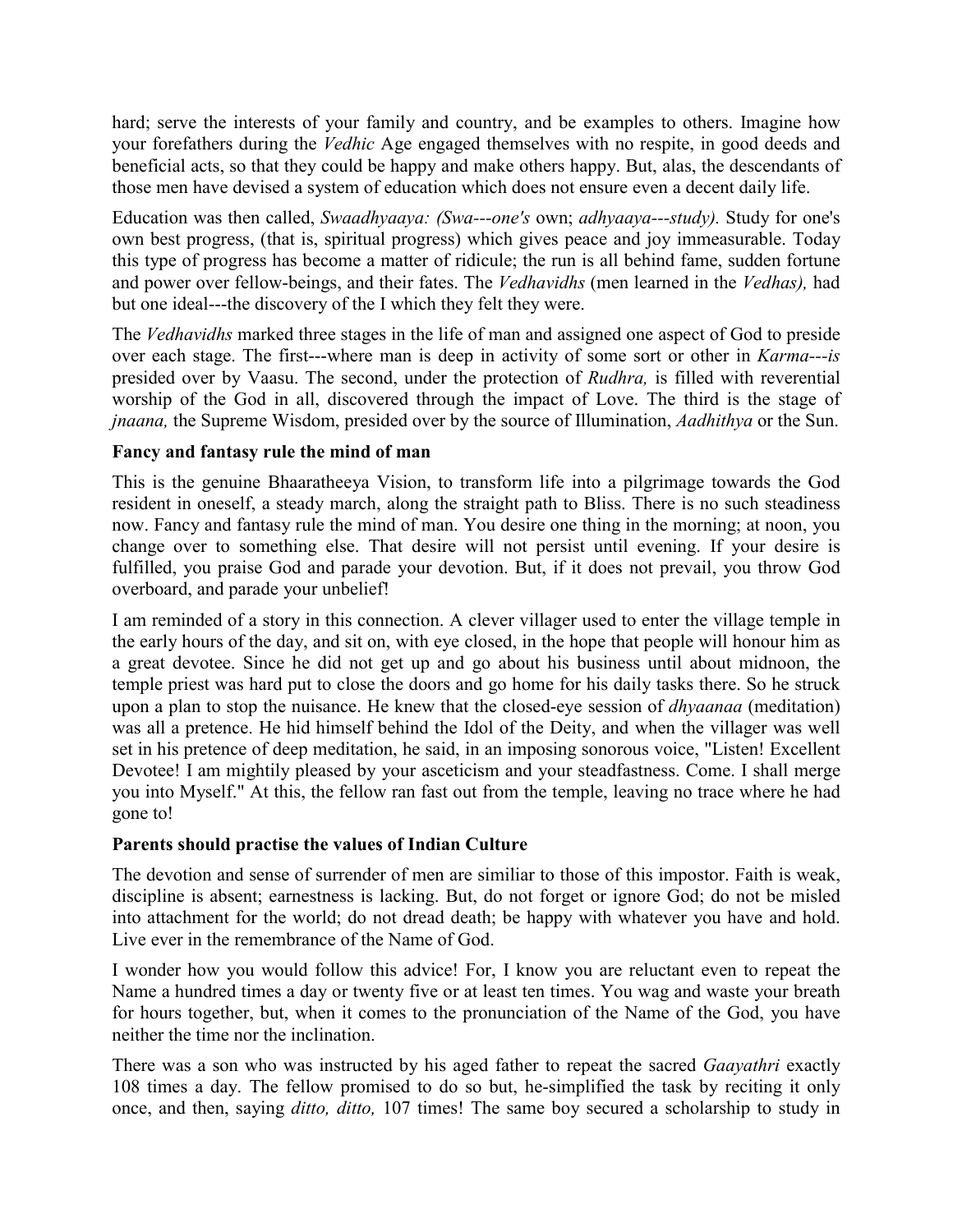hard; serve the interests of your family and country, and be examples to others. Imagine how your forefathers during the *Vedhic* Age engaged themselves with no respite, in good deeds and beneficial acts, so that they could be happy and make others happy. But, alas, the descendants of those men have devised a system of education which does not ensure even a decent daily life.

Education was then called, *Swaadhyaaya: (Swa---one's* own; *adhyaaya---study).* Study for one's own best progress, (that is, spiritual progress) which gives peace and joy immeasurable. Today this type of progress has become a matter of ridicule; the run is all behind fame, sudden fortune and power over fellow-beings, and their fates. The *Vedhavidhs* (men learned in the *Vedhas),* had but one ideal---the discovery of the I which they felt they were.

The *Vedhavidhs* marked three stages in the life of man and assigned one aspect of God to preside over each stage. The first---where man is deep in activity of some sort or other in *Karma---is* presided over by Vaasu. The second, under the protection of *Rudhra,* is filled with reverential worship of the God in all, discovered through the impact of Love. The third is the stage of *jnaana,* the Supreme Wisdom, presided over by the source of Illumination, *Aadhithya* or the Sun.

**Fancy and fantasy rule the mind of man**

This is the genuine Bhaaratheeya Vision, to transform life into a pilgrimage towards the God resident in oneself, a steady march, along the straight path to Bliss. There is no such steadiness now. Fancy and fantasy rule the mind of man. You desire one thing in the morning; at noon, you change over to something else. That desire will not persist until evening. If your desire is fulfilled, you praise God and parade your devotion. But, if it does not prevail, you throw God overboard, and parade your unbelief!

I am reminded of a story in this connection. A clever villager used to enter the village temple in the early hours of the day, and sit on, with eye closed, in the hope that people will honour him as a great devotee. Since he did not get up and go about his business until about midnoon, the temple priest was hard put to close the doors and go home for his daily tasks there. So he struck upon a plan to stop the nuisance. He knew that the closed-eye session of *dhyaanaa* (meditation) was all a pretence. He hid himself behind the Idol of the Deity, and when the villager was well set in his pretence of deep meditation, he said, in an imposing sonorous voice, "Listen! Excellent Devotee! I am mightily pleased by your asceticism and your steadfastness. Come. I shall merge you into Myself." At this, the fellow ran fast out from the temple, leaving no trace where he had gone to!

**Parents should practise the values of Indian Culture**

The devotion and sense of surrender of men are similiar to those of this impostor. Faith is weak, discipline is absent; earnestness is lacking. But, do not forget or ignore God; do not be misled into attachment for the world; do not dread death; be happy with whatever you have and hold. Live ever in the remembrance of the Name of God.

I wonder how you would follow this advice! For, I know you are reluctant even to repeat the Name a hundred times a day or twenty five or at least ten times. You wag and waste your breath for hours together, but, when it comes to the pronunciation of the Name of the God, you have neither the time nor the inclination.

There was a son who was instructed by his aged father to repeat the sacred *Gaayathri* exactly 108 times a day. The fellow promised to do so but, he-simplified the task by reciting it only once, and then, saying *ditto, ditto,* 107 times! The same boy secured a scholarship to study in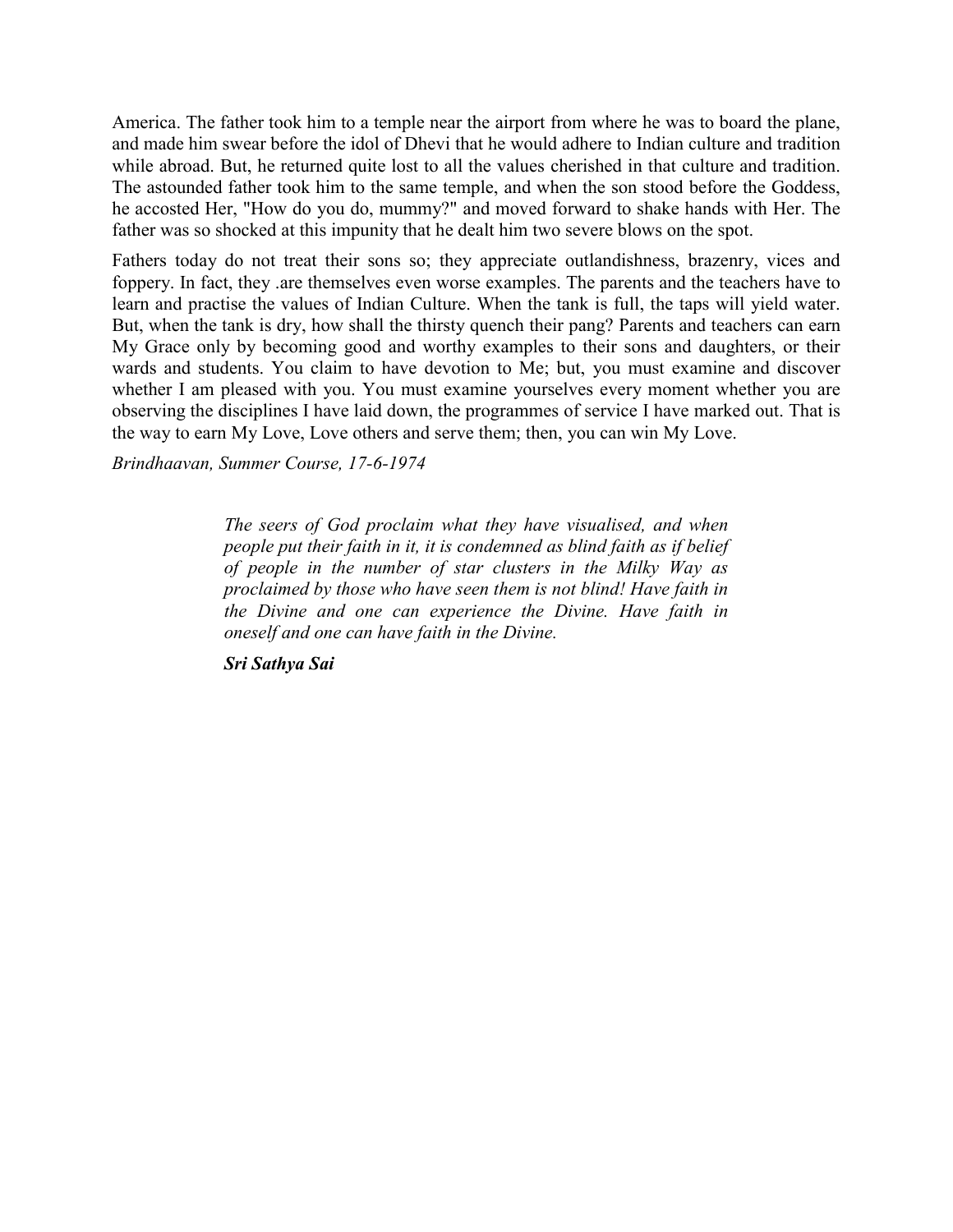America. The father took him to a temple near the airport from where he was to board the plane, and made him swear before the idol of Dhevi that he would adhere to Indian culture and tradition while abroad. But, he returned quite lost to all the values cherished in that culture and tradition. The astounded father took him to the same temple, and when the son stood before the Goddess, he accosted Her, "How do you do, mummy?" and moved forward to shake hands with Her. The father was so shocked at this impunity that he dealt him two severe blows on the spot.

Fathers today do not treat their sons so; they appreciate outlandishness, brazenry, vices and foppery. In fact, they .are themselves even worse examples. The parents and the teachers have to learn and practise the values of Indian Culture. When the tank is full, the taps will yield water. But, when the tank is dry, how shall the thirsty quench their pang? Parents and teachers can earn My Grace only by becoming good and worthy examples to their sons and daughters, or their wards and students. You claim to have devotion to Me; but, you must examine and discover whether I am pleased with you. You must examine yourselves every moment whether you are observing the disciplines I have laid down, the programmes of service I have marked out. That is the way to earn My Love, Love others and serve them; then, you can win My Love.

*Brindhaavan, Summer Course, 17-6-1974*

> *The seers of God proclaim what they have visualised, and when people put their faith in it, it is condemned as blind faith as if belief of people in the number of star clusters in the Milky Way as proclaimed by those who have seen them is not blind! Have faith in the Divine and one can experience the Divine. Have faith in oneself and one can have faith in the Divine.*
>
> ***Sri Sathya Sai***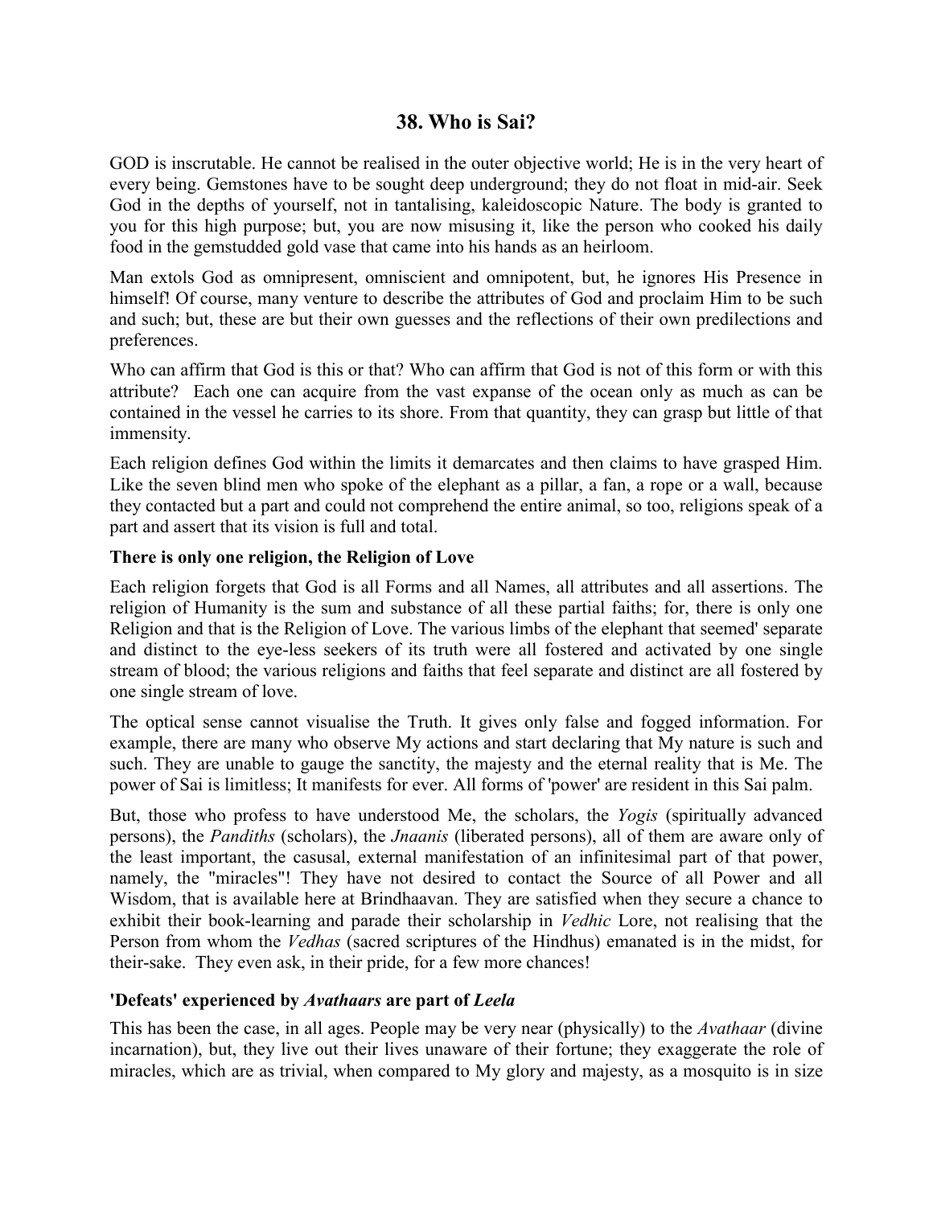## 38. Who is Sai?

GOD is inscrutable. He cannot be realised in the outer objective world; He is in the very heart of every being. Gemstones have to be sought deep underground; they do not float in mid-air. Seek God in the depths of yourself, not in tantalising, kaleidoscopic Nature. The body is granted to you for this high purpose; but, you are now misusing it, like the person who cooked his daily food in the gemstudded gold vase that came into his hands as an heirloom.

Man extols God as omnipresent, omniscient and omnipotent, but, he ignores His Presence in himself! Of course, many venture to describe the attributes of God and proclaim Him to be such and such; but, these are but their own guesses and the reflections of their own predilections and preferences.

Who can affirm that God is this or that? Who can affirm that God is not of this form or with this attribute? Each one can acquire from the vast expanse of the ocean only as much as can be contained in the vessel he carries to its shore. From that quantity, they can grasp but little of that immensity.

Each religion defines God within the limits it demarcates and then claims to have grasped Him. Like the seven blind men who spoke of the elephant as a pillar, a fan, a rope or a wall, because they contacted but a part and could not comprehend the entire animal, so too, religions speak of a part and assert that its vision is full and total.

### There is only one religion, the Religion of Love

Each religion forgets that God is all Forms and all Names, all attributes and all assertions. The religion of Humanity is the sum and substance of all these partial faiths; for, there is only one Religion and that is the Religion of Love. The various limbs of the elephant that seemed' separate and distinct to the eye-less seekers of its truth were all fostered and activated by one single stream of blood; the various religions and faiths that feel separate and distinct are all fostered by one single stream of love.

The optical sense cannot visualise the Truth. It gives only false and fogged information. For example, there are many who observe My actions and start declaring that My nature is such and such. They are unable to gauge the sanctity, the majesty and the eternal reality that is Me. The power of Sai is limitless; It manifests for ever. All forms of 'power' are resident in this Sai palm.

But, those who profess to have understood Me, the scholars, the *Yogis* (spiritually advanced persons), the *Pandiths* (scholars), the *Jnaanis* (liberated persons), all of them are aware only of the least important, the casusal, external manifestation of an infinitesimal part of that power, namely, the "miracles"! They have not desired to contact the Source of all Power and all Wisdom, that is available here at Brindhaavan. They are satisfied when they secure a chance to exhibit their book-learning and parade their scholarship in *Vedhic* Lore, not realising that the Person from whom the *Vedhas* (sacred scriptures of the Hindhus) emanated is in the midst, for their-sake. They even ask, in their pride, for a few more chances!

### 'Defeats' experienced by *Avathaars* are part of *Leela*

This has been the case, in all ages. People may be very near (physically) to the *Avathaar* (divine incarnation), but, they live out their lives unaware of their fortune; they exaggerate the role of miracles, which are as trivial, when compared to My glory and majesty, as a mosquito is in size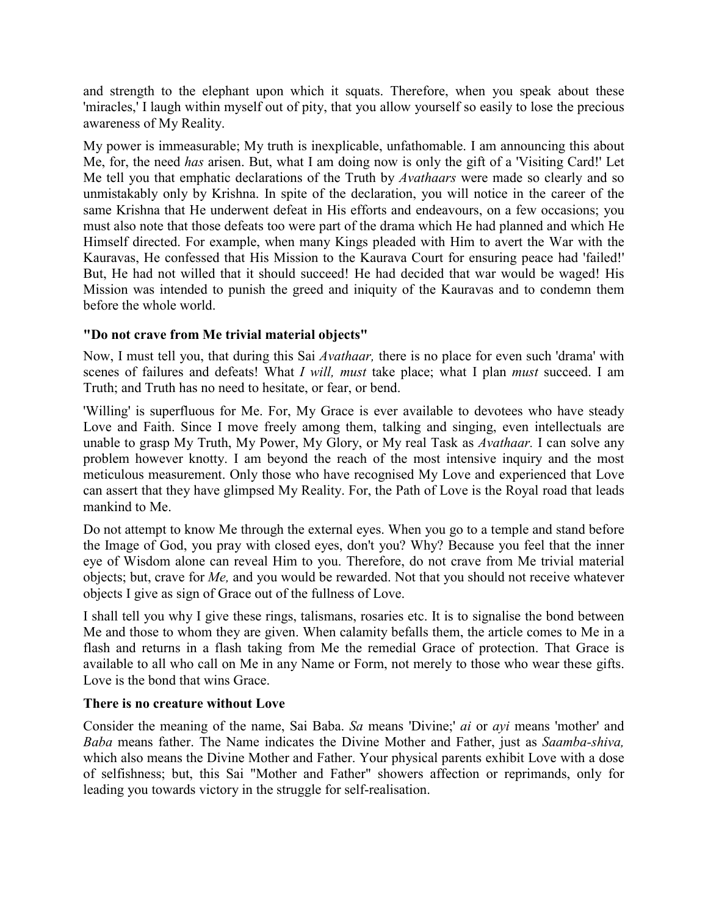and strength to the elephant upon which it squats. Therefore, when you speak about these 'miracles,' I laugh within myself out of pity, that you allow yourself so easily to lose the precious awareness of My Reality.

My power is immeasurable; My truth is inexplicable, unfathomable. I am announcing this about Me, for, the need *has* arisen. But, what I am doing now is only the gift of a 'Visiting Card!' Let Me tell you that emphatic declarations of the Truth by *Avathaars* were made so clearly and so unmistakably only by Krishna. In spite of the declaration, you will notice in the career of the same Krishna that He underwent defeat in His efforts and endeavours, on a few occasions; you must also note that those defeats too were part of the drama which He had planned and which He Himself directed. For example, when many Kings pleaded with Him to avert the War with the Kauravas, He confessed that His Mission to the Kaurava Court for ensuring peace had 'failed!' But, He had not willed that it should succeed! He had decided that war would be waged! His Mission was intended to punish the greed and iniquity of the Kauravas and to condemn them before the whole world.

### "Do not crave from Me trivial material objects"

Now, I must tell you, that during this Sai *Avathaar,* there is no place for even such 'drama' with scenes of failures and defeats! What *I will, must* take place; what I plan *must* succeed. I am Truth; and Truth has no need to hesitate, or fear, or bend.

'Willing' is superfluous for Me. For, My Grace is ever available to devotees who have steady Love and Faith. Since I move freely among them, talking and singing, even intellectuals are unable to grasp My Truth, My Power, My Glory, or My real Task as *Avathaar.* I can solve any problem however knotty. I am beyond the reach of the most intensive inquiry and the most meticulous measurement. Only those who have recognised My Love and experienced that Love can assert that they have glimpsed My Reality. For, the Path of Love is the Royal road that leads mankind to Me.

Do not attempt to know Me through the external eyes. When you go to a temple and stand before the Image of God, you pray with closed eyes, don't you? Why? Because you feel that the inner eye of Wisdom alone can reveal Him to you. Therefore, do not crave from Me trivial material objects; but, crave for *Me,* and you would be rewarded. Not that you should not receive whatever objects I give as sign of Grace out of the fullness of Love.

I shall tell you why I give these rings, talismans, rosaries etc. It is to signalise the bond between Me and those to whom they are given. When calamity befalls them, the article comes to Me in a flash and returns in a flash taking from Me the remedial Grace of protection. That Grace is available to all who call on Me in any Name or Form, not merely to those who wear these gifts. Love is the bond that wins Grace.

### There is no creature without Love

Consider the meaning of the name, Sai Baba. *Sa* means 'Divine;' *ai* or *ayi* means 'mother' and *Baba* means father. The Name indicates the Divine Mother and Father, just as *Saamba-shiva,* which also means the Divine Mother and Father. Your physical parents exhibit Love with a dose of selfishness; but, this Sai "Mother and Father" showers affection or reprimands, only for leading you towards victory in the struggle for self-realisation.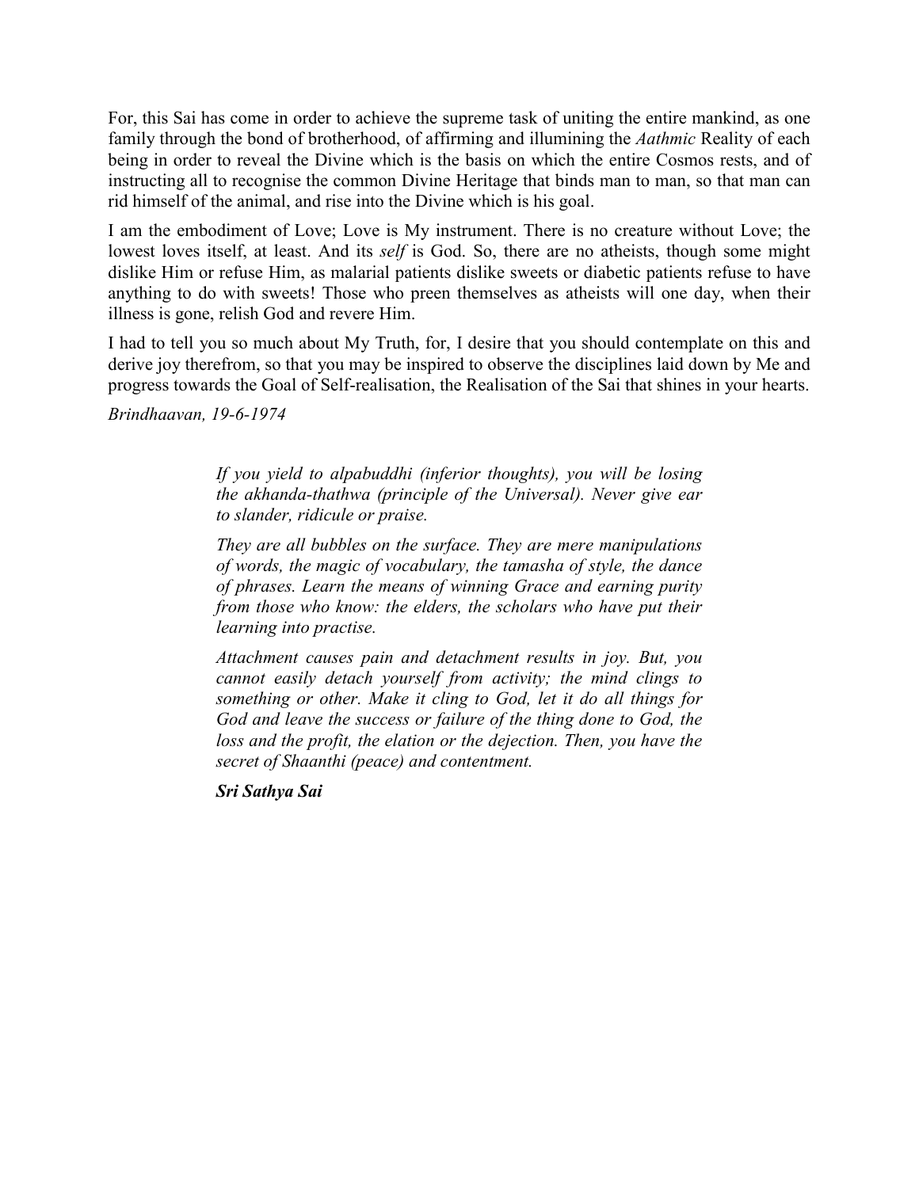For, this Sai has come in order to achieve the supreme task of uniting the entire mankind, as one family through the bond of brotherhood, of affirming and illumining the *Aathmic* Reality of each being in order to reveal the Divine which is the basis on which the entire Cosmos rests, and of instructing all to recognise the common Divine Heritage that binds man to man, so that man can rid himself of the animal, and rise into the Divine which is his goal.

I am the embodiment of Love; Love is My instrument. There is no creature without Love; the lowest loves itself, at least. And its *self* is God. So, there are no atheists, though some might dislike Him or refuse Him, as malarial patients dislike sweets or diabetic patients refuse to have anything to do with sweets! Those who preen themselves as atheists will one day, when their illness is gone, relish God and revere Him.

I had to tell you so much about My Truth, for, I desire that you should contemplate on this and derive joy therefrom, so that you may be inspired to observe the disciplines laid down by Me and progress towards the Goal of Self-realisation, the Realisation of the Sai that shines in your hearts.

*Brindhaavan, 19-6-1974*

> *If you yield to alpabuddhi (inferior thoughts), you will be losing the akhanda-thathwa (principle of the Universal). Never give ear to slander, ridicule or praise.*
>
> *They are all bubbles on the surface. They are mere manipulations of words, the magic of vocabulary, the tamasha of style, the dance of phrases. Learn the means of winning Grace and earning purity from those who know: the elders, the scholars who have put their learning into practise.*
>
> *Attachment causes pain and detachment results in joy. But, you cannot easily detach yourself from activity; the mind clings to something or other. Make it cling to God, let it do all things for God and leave the success or failure of the thing done to God, the loss and the profit, the elation or the dejection. Then, you have the secret of Shaanthi (peace) and contentment.*
>
> ***Sri Sathya Sai***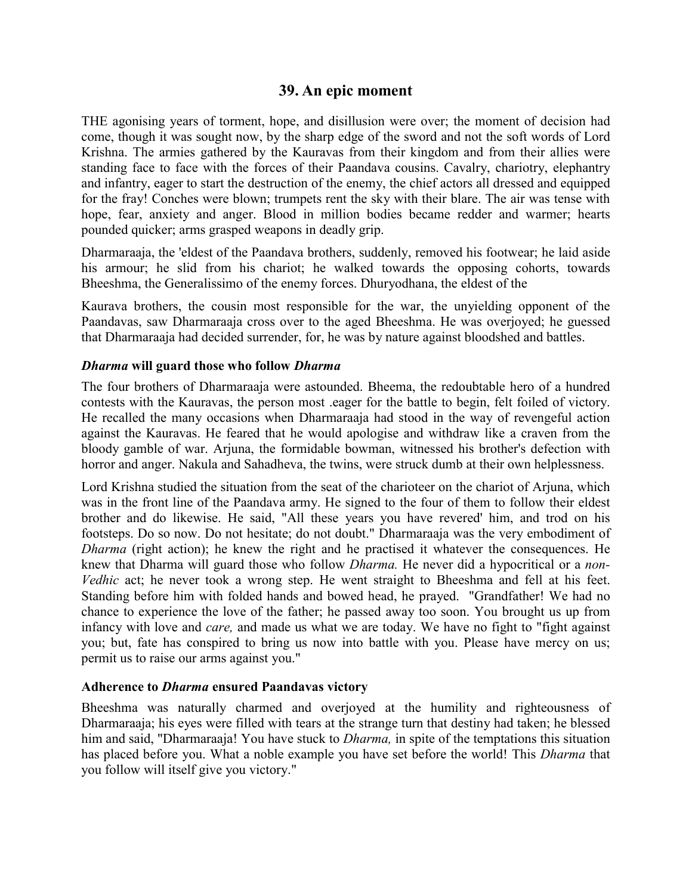## 39. An epic moment

THE agonising years of torment, hope, and disillusion were over; the moment of decision had come, though it was sought now, by the sharp edge of the sword and not the soft words of Lord Krishna. The armies gathered by the Kauravas from their kingdom and from their allies were standing face to face with the forces of their Paandava cousins. Cavalry, chariotry, elephantry and infantry, eager to start the destruction of the enemy, the chief actors all dressed and equipped for the fray! Conches were blown; trumpets rent the sky with their blare. The air was tense with hope, fear, anxiety and anger. Blood in million bodies became redder and warmer; hearts pounded quicker; arms grasped weapons in deadly grip.

Dharmaraaja, the 'eldest of the Paandava brothers, suddenly, removed his footwear; he laid aside his armour; he slid from his chariot; he walked towards the opposing cohorts, towards Bheeshma, the Generalissimo of the enemy forces. Dhuryodhana, the eldest of the

Kaurava brothers, the cousin most responsible for the war, the unyielding opponent of the Paandavas, saw Dharmaraaja cross over to the aged Bheeshma. He was overjoyed; he guessed that Dharmaraaja had decided surrender, for, he was by nature against bloodshed and battles.

### ***Dharma* will guard those who follow *Dharma***

The four brothers of Dharmaraaja were astounded. Bheema, the redoubtable hero of a hundred contests with the Kauravas, the person most .eager for the battle to begin, felt foiled of victory. He recalled the many occasions when Dharmaraaja had stood in the way of revengeful action against the Kauravas. He feared that he would apologise and withdraw like a craven from the bloody gamble of war. Arjuna, the formidable bowman, witnessed his brother's defection with horror and anger. Nakula and Sahadheva, the twins, were struck dumb at their own helplessness.

Lord Krishna studied the situation from the seat of the charioteer on the chariot of Arjuna, which was in the front line of the Paandava army. He signed to the four of them to follow their eldest brother and do likewise. He said, "All these years you have revered' him, and trod on his footsteps. Do so now. Do not hesitate; do not doubt." Dharmaraaja was the very embodiment of *Dharma* (right action); he knew the right and he practised it whatever the consequences. He knew that Dharma will guard those who follow *Dharma.* He never did a hypocritical or a *non-Vedhic* act; he never took a wrong step. He went straight to Bheeshma and fell at his feet. Standing before him with folded hands and bowed head, he prayed. "Grandfather! We had no chance to experience the love of the father; he passed away too soon. You brought us up from infancy with love and *care,* and made us what we are today. We have no fight to "fight against you; but, fate has conspired to bring us now into battle with you. Please have mercy on us; permit us to raise our arms against you."

### **Adherence to *Dharma* ensured Paandavas victory**

Bheeshma was naturally charmed and overjoyed at the humility and righteousness of Dharmaraaja; his eyes were filled with tears at the strange turn that destiny had taken; he blessed him and said, "Dharmaraaja! You have stuck to *Dharma,* in spite of the temptations this situation has placed before you. What a noble example you have set before the world! This *Dharma* that you follow will itself give you victory."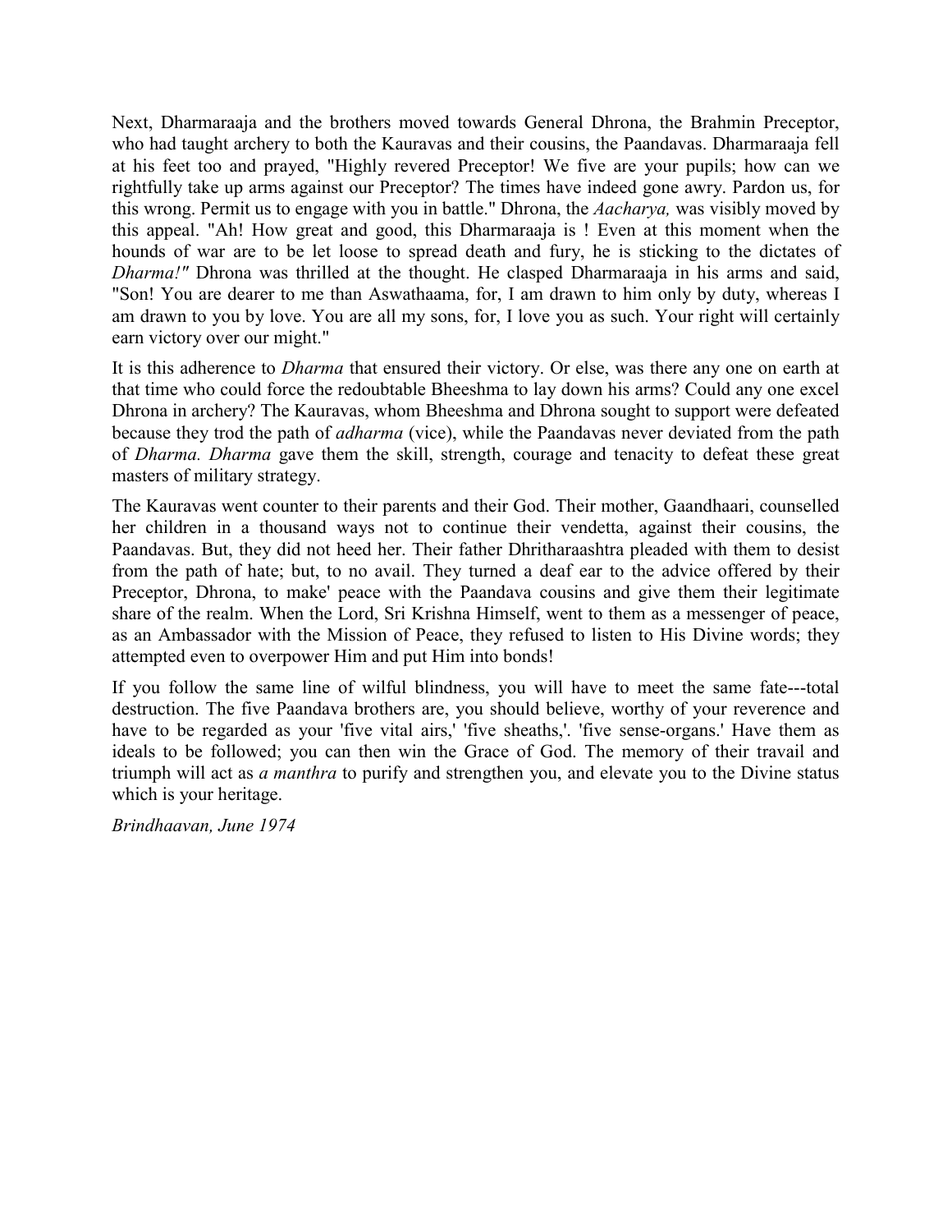Next, Dharmaraaja and the brothers moved towards General Dhrona, the Brahmin Preceptor, who had taught archery to both the Kauravas and their cousins, the Paandavas. Dharmaraaja fell at his feet too and prayed, "Highly revered Preceptor! We five are your pupils; how can we rightfully take up arms against our Preceptor? The times have indeed gone awry. Pardon us, for this wrong. Permit us to engage with you in battle." Dhrona, the *Aacharya,* was visibly moved by this appeal. "Ah! How great and good, this Dharmaraaja is ! Even at this moment when the hounds of war are to be let loose to spread death and fury, he is sticking to the dictates of *Dharma!"* Dhrona was thrilled at the thought. He clasped Dharmaraaja in his arms and said, "Son! You are dearer to me than Aswathaama, for, I am drawn to him only by duty, whereas I am drawn to you by love. You are all my sons, for, I love you as such. Your right will certainly earn victory over our might."

It is this adherence to *Dharma* that ensured their victory. Or else, was there any one on earth at that time who could force the redoubtable Bheeshma to lay down his arms? Could any one excel Dhrona in archery? The Kauravas, whom Bheeshma and Dhrona sought to support were defeated because they trod the path of *adharma* (vice), while the Paandavas never deviated from the path of *Dharma. Dharma* gave them the skill, strength, courage and tenacity to defeat these great masters of military strategy.

The Kauravas went counter to their parents and their God. Their mother, Gaandhaari, counselled her children in a thousand ways not to continue their vendetta, against their cousins, the Paandavas. But, they did not heed her. Their father Dhritharaashtra pleaded with them to desist from the path of hate; but, to no avail. They turned a deaf ear to the advice offered by their Preceptor, Dhrona, to make' peace with the Paandava cousins and give them their legitimate share of the realm. When the Lord, Sri Krishna Himself, went to them as a messenger of peace, as an Ambassador with the Mission of Peace, they refused to listen to His Divine words; they attempted even to overpower Him and put Him into bonds!

If you follow the same line of wilful blindness, you will have to meet the same fate---total destruction. The five Paandava brothers are, you should believe, worthy of your reverence and have to be regarded as your 'five vital airs,' 'five sheaths,'. 'five sense-organs.' Have them as ideals to be followed; you can then win the Grace of God. The memory of their travail and triumph will act as *a manthra* to purify and strengthen you, and elevate you to the Divine status which is your heritage.

*Brindhaavan, June 1974*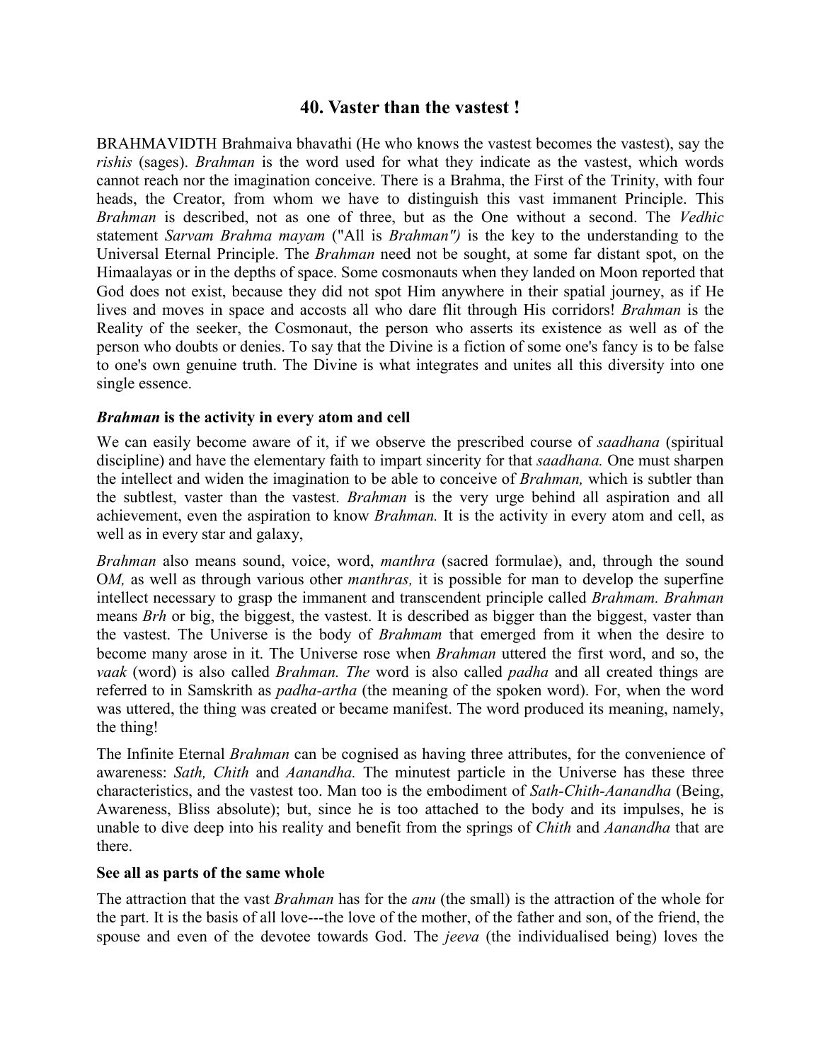## 40. Vaster than the vastest !

BRAHMAVIDTH Brahmaiva bhavathi (He who knows the vastest becomes the vastest), say the *rishis* (sages). *Brahman* is the word used for what they indicate as the vastest, which words cannot reach nor the imagination conceive. There is a Brahma, the First of the Trinity, with four heads, the Creator, from whom we have to distinguish this vast immanent Principle. This *Brahman* is described, not as one of three, but as the One without a second. The *Vedhic* statement *Sarvam Brahma mayam* ("All is *Brahman")* is the key to the understanding to the Universal Eternal Principle. The *Brahman* need not be sought, at some far distant spot, on the Himaalayas or in the depths of space. Some cosmonauts when they landed on Moon reported that God does not exist, because they did not spot Him anywhere in their spatial journey, as if He lives and moves in space and accosts all who dare flit through His corridors! *Brahman* is the Reality of the seeker, the Cosmonaut, the person who asserts its existence as well as of the person who doubts or denies. To say that the Divine is a fiction of some one's fancy is to be false to one's own genuine truth. The Divine is what integrates and unites all this diversity into one single essence.

### *Brahman* is the activity in every atom and cell

We can easily become aware of it, if we observe the prescribed course of *saadhana* (spiritual discipline) and have the elementary faith to impart sincerity for that *saadhana.* One must sharpen the intellect and widen the imagination to be able to conceive of *Brahman,* which is subtler than the subtlest, vaster than the vastest. *Brahman* is the very urge behind all aspiration and all achievement, even the aspiration to know *Brahman.* It is the activity in every atom and cell, as well as in every star and galaxy,

*Brahman* also means sound, voice, word, *manthra* (sacred formulae), and, through the sound O*M,* as well as through various other *manthras,* it is possible for man to develop the superfine intellect necessary to grasp the immanent and transcendent principle called *Brahmam. Brahman* means *Brh* or big, the biggest, the vastest. It is described as bigger than the biggest, vaster than the vastest. The Universe is the body of *Brahmam* that emerged from it when the desire to become many arose in it. The Universe rose when *Brahman* uttered the first word, and so, the *vaak* (word) is also called *Brahman. The* word is also called *padha* and all created things are referred to in Samskrith as *padha-artha* (the meaning of the spoken word). For, when the word was uttered, the thing was created or became manifest. The word produced its meaning, namely, the thing!

The Infinite Eternal *Brahman* can be cognised as having three attributes, for the convenience of awareness: *Sath, Chith* and *Aanandha.* The minutest particle in the Universe has these three characteristics, and the vastest too. Man too is the embodiment of *Sath-Chith-Aanandha* (Being, Awareness, Bliss absolute); but, since he is too attached to the body and its impulses, he is unable to dive deep into his reality and benefit from the springs of *Chith* and *Aanandha* that are there.

### See all as parts of the same whole

The attraction that the vast *Brahman* has for the *anu* (the small) is the attraction of the whole for the part. It is the basis of all love---the love of the mother, of the father and son, of the friend, the spouse and even of the devotee towards God. The *jeeva* (the individualised being) loves the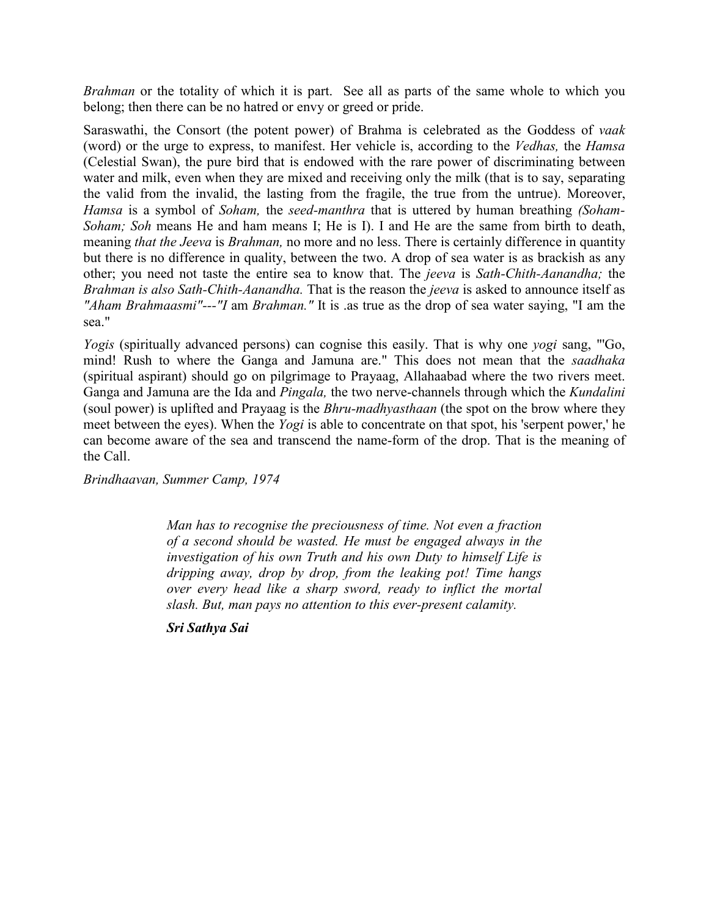*Brahman* or the totality of which it is part. See all as parts of the same whole to which you belong; then there can be no hatred or envy or greed or pride.

Saraswathi, the Consort (the potent power) of Brahma is celebrated as the Goddess of *vaak* (word) or the urge to express, to manifest. Her vehicle is, according to the *Vedhas,* the *Hamsa* (Celestial Swan), the pure bird that is endowed with the rare power of discriminating between water and milk, even when they are mixed and receiving only the milk (that is to say, separating the valid from the invalid, the lasting from the fragile, the true from the untrue). Moreover, *Hamsa* is a symbol of *Soham,* the *seed-manthra* that is uttered by human breathing *(Soham-Soham; Soh* means He and ham means I; He is I). I and He are the same from birth to death, meaning *that the Jeeva* is *Brahman,* no more and no less. There is certainly difference in quantity but there is no difference in quality, between the two. A drop of sea water is as brackish as any other; you need not taste the entire sea to know that. The *jeeva* is *Sath-Chith-Aanandha;* the *Brahman is also Sath-Chith-Aanandha.* That is the reason the *jeeva* is asked to announce itself as *"Aham Brahmaasmi"---"I* am *Brahman."* It is .as true as the drop of sea water saying, "I am the sea."

*Yogis* (spiritually advanced persons) can cognise this easily. That is why one *yogi* sang, "'Go, mind! Rush to where the Ganga and Jamuna are." This does not mean that the *saadhaka* (spiritual aspirant) should go on pilgrimage to Prayaag, Allahaabad where the two rivers meet. Ganga and Jamuna are the Ida and *Pingala,* the two nerve-channels through which the *Kundalini* (soul power) is uplifted and Prayaag is the *Bhru-madhyasthaan* (the spot on the brow where they meet between the eyes). When the *Yogi* is able to concentrate on that spot, his 'serpent power,' he can become aware of the sea and transcend the name-form of the drop. That is the meaning of the Call.

*Brindhaavan, Summer Camp, 1974*

> *Man has to recognise the preciousness of time. Not even a fraction of a second should be wasted. He must be engaged always in the investigation of his own Truth and his own Duty to himself Life is dripping away, drop by drop, from the leaking pot! Time hangs over every head like a sharp sword, ready to inflict the mortal slash. But, man pays no attention to this ever-present calamity.*
>
> ***Sri Sathya Sai***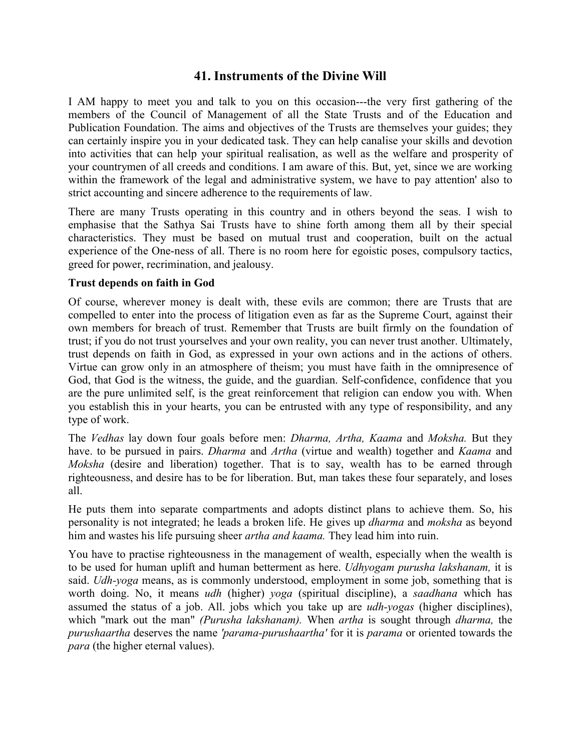## 41. Instruments of the Divine Will

I AM happy to meet you and talk to you on this occasion---the very first gathering of the members of the Council of Management of all the State Trusts and of the Education and Publication Foundation. The aims and objectives of the Trusts are themselves your guides; they can certainly inspire you in your dedicated task. They can help canalise your skills and devotion into activities that can help your spiritual realisation, as well as the welfare and prosperity of your countrymen of all creeds and conditions. I am aware of this. But, yet, since we are working within the framework of the legal and administrative system, we have to pay attention' also to strict accounting and sincere adherence to the requirements of law.

There are many Trusts operating in this country and in others beyond the seas. I wish to emphasise that the Sathya Sai Trusts have to shine forth among them all by their special characteristics. They must be based on mutual trust and cooperation, built on the actual experience of the One-ness of all. There is no room here for egoistic poses, compulsory tactics, greed for power, recrimination, and jealousy.

**Trust depends on faith in God**

Of course, wherever money is dealt with, these evils are common; there are Trusts that are compelled to enter into the process of litigation even as far as the Supreme Court, against their own members for breach of trust. Remember that Trusts are built firmly on the foundation of trust; if you do not trust yourselves and your own reality, you can never trust another. Ultimately, trust depends on faith in God, as expressed in your own actions and in the actions of others. Virtue can grow only in an atmosphere of theism; you must have faith in the omnipresence of God, that God is the witness, the guide, and the guardian. Self-confidence, confidence that you are the pure unlimited self, is the great reinforcement that religion can endow you with. When you establish this in your hearts, you can be entrusted with any type of responsibility, and any type of work.

The *Vedhas* lay down four goals before men: *Dharma, Artha, Kaama* and *Moksha.* But they have. to be pursued in pairs. *Dharma* and *Artha* (virtue and wealth) together and *Kaama* and *Moksha* (desire and liberation) together. That is to say, wealth has to be earned through righteousness, and desire has to be for liberation. But, man takes these four separately, and loses all.

He puts them into separate compartments and adopts distinct plans to achieve them. So, his personality is not integrated; he leads a broken life. He gives up *dharma* and *moksha* as beyond him and wastes his life pursuing sheer *artha and kaama.* They lead him into ruin.

You have to practise righteousness in the management of wealth, especially when the wealth is to be used for human uplift and human betterment as here. *Udhyogam purusha lakshanam,* it is said. *Udh-yoga* means, as is commonly understood, employment in some job, something that is worth doing. No, it means *udh* (higher) *yoga* (spiritual discipline), a *saadhana* which has assumed the status of a job. All. jobs which you take up are *udh-yogas* (higher disciplines), which "mark out the man" *(Purusha lakshanam).* When *artha* is sought through *dharma,* the *purushaartha* deserves the name *'parama-purushaartha'* for it is *parama* or oriented towards the *para* (the higher eternal values).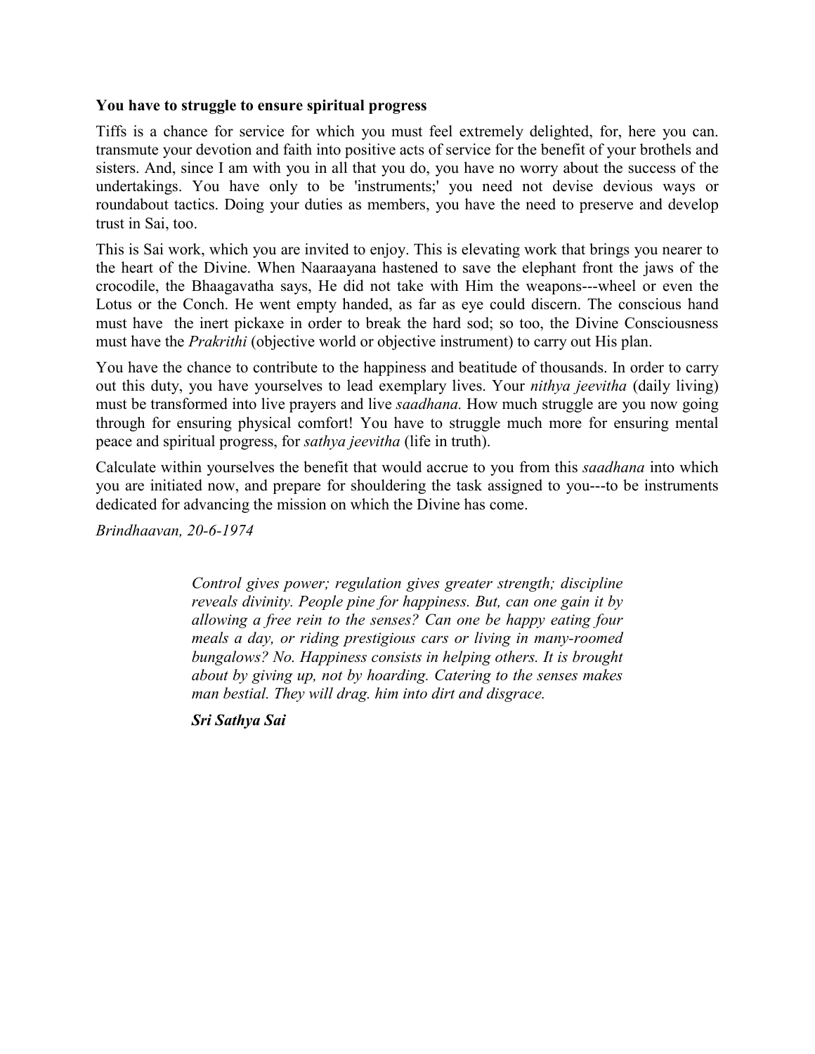**You have to struggle to ensure spiritual progress**

Tiffs is a chance for service for which you must feel extremely delighted, for, here you can. transmute your devotion and faith into positive acts of service for the benefit of your brothels and sisters. And, since I am with you in all that you do, you have no worry about the success of the undertakings. You have only to be 'instruments;' you need not devise devious ways or roundabout tactics. Doing your duties as members, you have the need to preserve and develop trust in Sai, too.

This is Sai work, which you are invited to enjoy. This is elevating work that brings you nearer to the heart of the Divine. When Naaraayana hastened to save the elephant front the jaws of the crocodile, the Bhaagavatha says, He did not take with Him the weapons---wheel or even the Lotus or the Conch. He went empty handed, as far as eye could discern. The conscious hand must have the inert pickaxe in order to break the hard sod; so too, the Divine Consciousness must have the *Prakrithi* (objective world or objective instrument) to carry out His plan.

You have the chance to contribute to the happiness and beatitude of thousands. In order to carry out this duty, you have yourselves to lead exemplary lives. Your *nithya jeevitha* (daily living) must be transformed into live prayers and live *saadhana.* How much struggle are you now going through for ensuring physical comfort! You have to struggle much more for ensuring mental peace and spiritual progress, for *sathya jeevitha* (life in truth).

Calculate within yourselves the benefit that would accrue to you from this *saadhana* into which you are initiated now, and prepare for shouldering the task assigned to you---to be instruments dedicated for advancing the mission on which the Divine has come.

*Brindhaavan, 20-6-1974*

*Control gives power; regulation gives greater strength; discipline reveals divinity. People pine for happiness. But, can one gain it by allowing a free rein to the senses? Can one be happy eating four meals a day, or riding prestigious cars or living in many-roomed bungalows? No. Happiness consists in helping others. It is brought about by giving up, not by hoarding. Catering to the senses makes man bestial. They will drag. him into dirt and disgrace.*

***Sri Sathya Sai***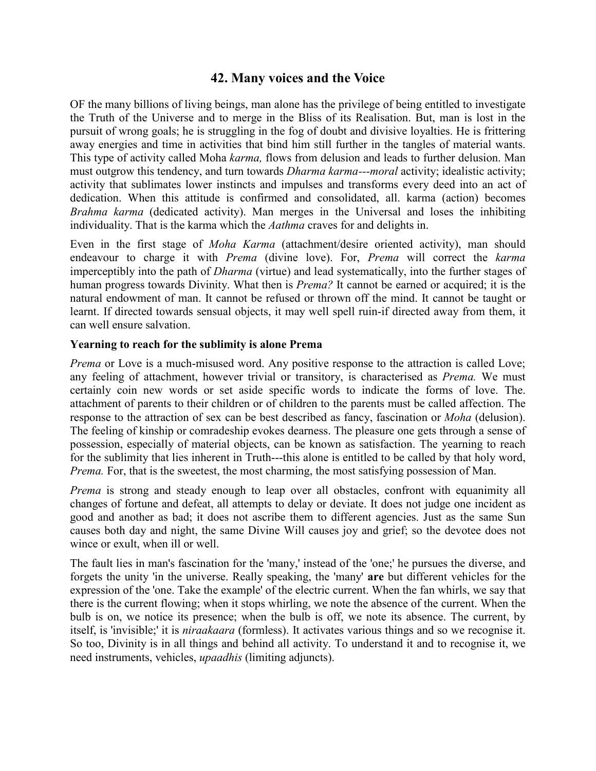## 42. Many voices and the Voice

OF the many billions of living beings, man alone has the privilege of being entitled to investigate the Truth of the Universe and to merge in the Bliss of its Realisation. But, man is lost in the pursuit of wrong goals; he is struggling in the fog of doubt and divisive loyalties. He is frittering away energies and time in activities that bind him still further in the tangles of material wants. This type of activity called Moha *karma,* flows from delusion and leads to further delusion. Man must outgrow this tendency, and turn towards *Dharma karma---moral* activity; idealistic activity; activity that sublimates lower instincts and impulses and transforms every deed into an act of dedication. When this attitude is confirmed and consolidated, all. karma (action) becomes *Brahma karma* (dedicated activity). Man merges in the Universal and loses the inhibiting individuality. That is the karma which the *Aathma* craves for and delights in.

Even in the first stage of *Moha Karma* (attachment/desire oriented activity), man should endeavour to charge it with *Prema* (divine love). For, *Prema* will correct the *karma* imperceptibly into the path of *Dharma* (virtue) and lead systematically, into the further stages of human progress towards Divinity. What then is *Prema?* It cannot be earned or acquired; it is the natural endowment of man. It cannot be refused or thrown off the mind. It cannot be taught or learnt. If directed towards sensual objects, it may well spell ruin-if directed away from them, it can well ensure salvation.

**Yearning to reach for the sublimity is alone Prema**

*Prema* or Love is a much-misused word. Any positive response to the attraction is called Love; any feeling of attachment, however trivial or transitory, is characterised as *Prema.* We must certainly coin new words or set aside specific words to indicate the forms of love. The. attachment of parents to their children or of children to the parents must be called affection. The response to the attraction of sex can be best described as fancy, fascination or *Moha* (delusion). The feeling of kinship or comradeship evokes dearness. The pleasure one gets through a sense of possession, especially of material objects, can be known as satisfaction. The yearning to reach for the sublimity that lies inherent in Truth---this alone is entitled to be called by that holy word, *Prema.* For, that is the sweetest, the most charming, the most satisfying possession of Man.

*Prema* is strong and steady enough to leap over all obstacles, confront with equanimity all changes of fortune and defeat, all attempts to delay or deviate. It does not judge one incident as good and another as bad; it does not ascribe them to different agencies. Just as the same Sun causes both day and night, the same Divine Will causes joy and grief; so the devotee does not wince or exult, when ill or well.

The fault lies in man's fascination for the 'many,' instead of the 'one;' he pursues the diverse, and forgets the unity 'in the universe. Really speaking, the 'many' **are** but different vehicles for the expression of the 'one. Take the example' of the electric current. When the fan whirls, we say that there is the current flowing; when it stops whirling, we note the absence of the current. When the bulb is on, we notice its presence; when the bulb is off, we note its absence. The current, by itself, is 'invisible;' it is *niraakaara* (formless). It activates various things and so we recognise it. So too, Divinity is in all things and behind all activity. To understand it and to recognise it, we need instruments, vehicles, *upaadhis* (limiting adjuncts).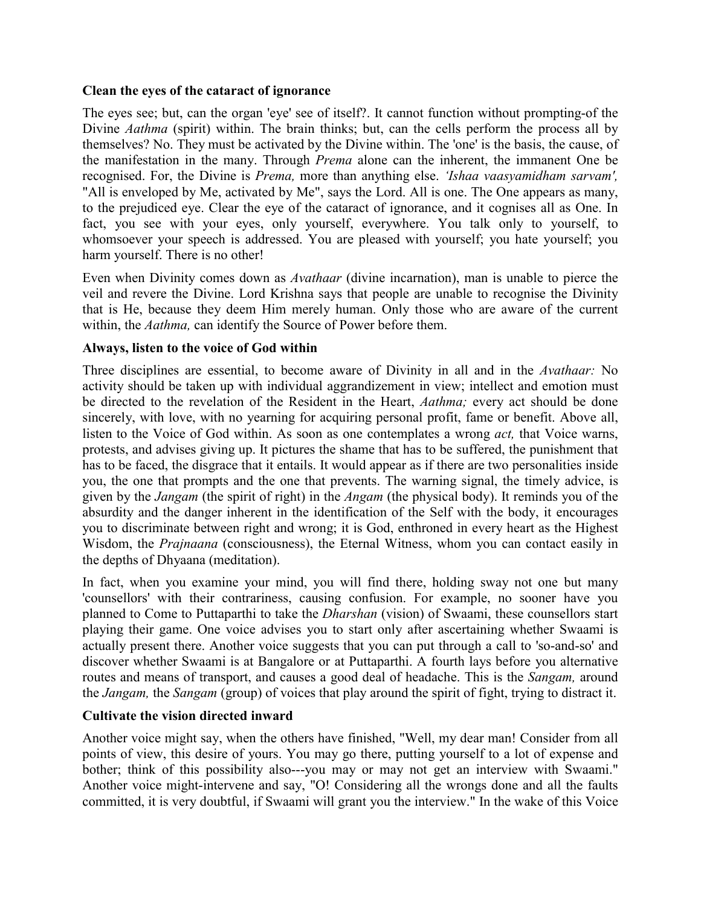**Clean the eyes of the cataract of ignorance**

The eyes see; but, can the organ 'eye' see of itself?. It cannot function without prompting-of the Divine *Aathma* (spirit) within. The brain thinks; but, can the cells perform the process all by themselves? No. They must be activated by the Divine within. The 'one' is the basis, the cause, of the manifestation in the many. Through *Prema* alone can the inherent, the immanent One be recognised. For, the Divine is *Prema,* more than anything else. *'Ishaa vaasyamidham sarvam',* "All is enveloped by Me, activated by Me", says the Lord. All is one. The One appears as many, to the prejudiced eye. Clear the eye of the cataract of ignorance, and it cognises all as One. In fact, you see with your eyes, only yourself, everywhere. You talk only to yourself, to whomsoever your speech is addressed. You are pleased with yourself; you hate yourself; you harm yourself. There is no other!

Even when Divinity comes down as *Avathaar* (divine incarnation), man is unable to pierce the veil and revere the Divine. Lord Krishna says that people are unable to recognise the Divinity that is He, because they deem Him merely human. Only those who are aware of the current within, the *Aathma,* can identify the Source of Power before them.

**Always, listen to the voice of God within**

Three disciplines are essential, to become aware of Divinity in all and in the *Avathaar:* No activity should be taken up with individual aggrandizement in view; intellect and emotion must be directed to the revelation of the Resident in the Heart, *Aathma;* every act should be done sincerely, with love, with no yearning for acquiring personal profit, fame or benefit. Above all, listen to the Voice of God within. As soon as one contemplates a wrong *act,* that Voice warns, protests, and advises giving up. It pictures the shame that has to be suffered, the punishment that has to be faced, the disgrace that it entails. It would appear as if there are two personalities inside you, the one that prompts and the one that prevents. The warning signal, the timely advice, is given by the *Jangam* (the spirit of right) in the *Angam* (the physical body). It reminds you of the absurdity and the danger inherent in the identification of the Self with the body, it encourages you to discriminate between right and wrong; it is God, enthroned in every heart as the Highest Wisdom, the *Prajnaana* (consciousness), the Eternal Witness, whom you can contact easily in the depths of Dhyaana (meditation).

In fact, when you examine your mind, you will find there, holding sway not one but many 'counsellors' with their contrariness, causing confusion. For example, no sooner have you planned to Come to Puttaparthi to take the *Dharshan* (vision) of Swaami, these counsellors start playing their game. One voice advises you to start only after ascertaining whether Swaami is actually present there. Another voice suggests that you can put through a call to 'so-and-so' and discover whether Swaami is at Bangalore or at Puttaparthi. A fourth lays before you alternative routes and means of transport, and causes a good deal of headache. This is the *Sangam,* around the *Jangam,* the *Sangam* (group) of voices that play around the spirit of fight, trying to distract it.

**Cultivate the vision directed inward**

Another voice might say, when the others have finished, "Well, my dear man! Consider from all points of view, this desire of yours. You may go there, putting yourself to a lot of expense and bother; think of this possibility also---you may or may not get an interview with Swaami." Another voice might-intervene and say, "O! Considering all the wrongs done and all the faults committed, it is very doubtful, if Swaami will grant you the interview." In the wake of this Voice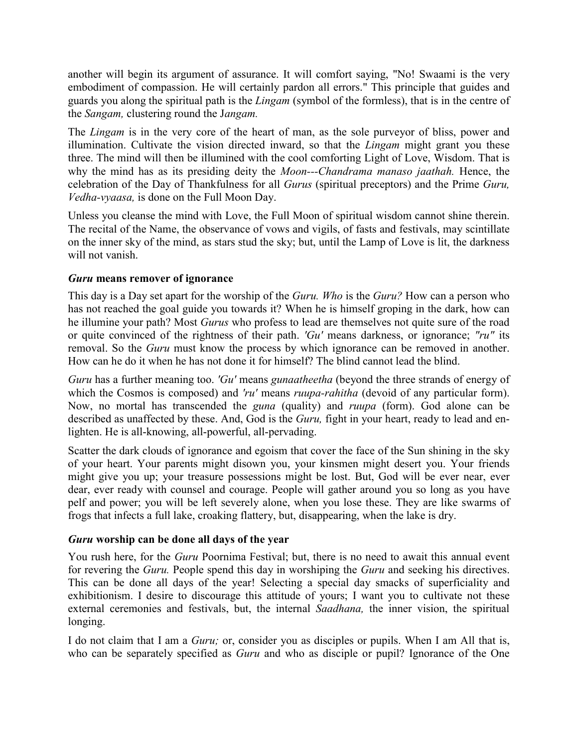another will begin its argument of assurance. It will comfort saying, "No! Swaami is the very embodiment of compassion. He will certainly pardon all errors." This principle that guides and guards you along the spiritual path is the *Lingam* (symbol of the formless), that is in the centre of the *Sangam,* clustering round the J*angam.*

The *Lingam* is in the very core of the heart of man, as the sole purveyor of bliss, power and illumination. Cultivate the vision directed inward, so that the *Lingam* might grant you these three. The mind will then be illumined with the cool comforting Light of Love, Wisdom. That is why the mind has as its presiding deity the *Moon---Chandrama manaso jaathah.* Hence, the celebration of the Day of Thankfulness for all *Gurus* (spiritual preceptors) and the Prime *Guru, Vedha-vyaasa,* is done on the Full Moon Day.

Unless you cleanse the mind with Love, the Full Moon of spiritual wisdom cannot shine therein. The recital of the Name, the observance of vows and vigils, of fasts and festivals, may scintillate on the inner sky of the mind, as stars stud the sky; but, until the Lamp of Love is lit, the darkness will not vanish.

### ***Guru* means remover of ignorance**

This day is a Day set apart for the worship of the *Guru. Who* is the *Guru?* How can a person who has not reached the goal guide you towards it? When he is himself groping in the dark, how can he illumine your path? Most *Gurus* who profess to lead are themselves not quite sure of the road or quite convinced of the rightness of their path. *'Gu'* means darkness, or ignorance; *"ru"* its removal. So the *Guru* must know the process by which ignorance can be removed in another. How can he do it when he has not done it for himself? The blind cannot lead the blind.

*Guru* has a further meaning too. *'Gu'* means *gunaatheetha* (beyond the three strands of energy of which the Cosmos is composed) and *'ru'* means *ruupa-rahitha* (devoid of any particular form). Now, no mortal has transcended the *guna* (quality) and *ruupa* (form). God alone can be described as unaffected by these. And, God is the *Guru,* fight in your heart, ready to lead and enlighten. He is all-knowing, all-powerful, all-pervading.

Scatter the dark clouds of ignorance and egoism that cover the face of the Sun shining in the sky of your heart. Your parents might disown you, your kinsmen might desert you. Your friends might give you up; your treasure possessions might be lost. But, God will be ever near, ever dear, ever ready with counsel and courage. People will gather around you so long as you have pelf and power; you will be left severely alone, when you lose these. They are like swarms of frogs that infects a full lake, croaking flattery, but, disappearing, when the lake is dry.

### ***Guru* worship can be done all days of the year**

You rush here, for the *Guru* Poornima Festival; but, there is no need to await this annual event for revering the *Guru.* People spend this day in worshiping the *Guru* and seeking his directives. This can be done all days of the year! Selecting a special day smacks of superficiality and exhibitionism. I desire to discourage this attitude of yours; I want you to cultivate not these external ceremonies and festivals, but, the internal *Saadhana,* the inner vision, the spiritual longing.

I do not claim that I am a *Guru;* or, consider you as disciples or pupils. When I am All that is, who can be separately specified as *Guru* and who as disciple or pupil? Ignorance of the One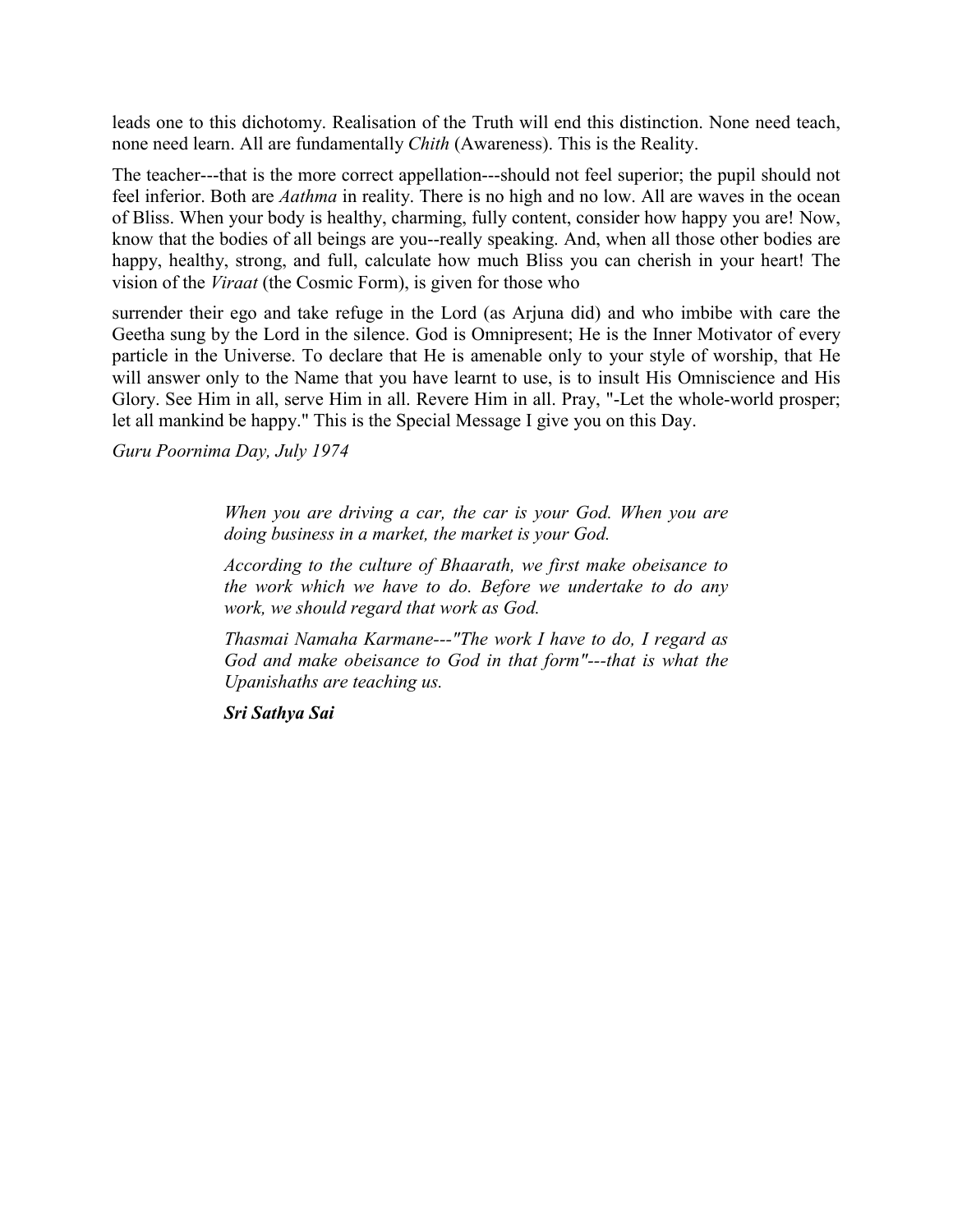leads one to this dichotomy. Realisation of the Truth will end this distinction. None need teach, none need learn. All are fundamentally *Chith* (Awareness). This is the Reality.

The teacher---that is the more correct appellation---should not feel superior; the pupil should not feel inferior. Both are *Aathma* in reality. There is no high and no low. All are waves in the ocean of Bliss. When your body is healthy, charming, fully content, consider how happy you are! Now, know that the bodies of all beings are you--really speaking. And, when all those other bodies are happy, healthy, strong, and full, calculate how much Bliss you can cherish in your heart! The vision of the *Viraat* (the Cosmic Form), is given for those who

surrender their ego and take refuge in the Lord (as Arjuna did) and who imbibe with care the Geetha sung by the Lord in the silence. God is Omnipresent; He is the Inner Motivator of every particle in the Universe. To declare that He is amenable only to your style of worship, that He will answer only to the Name that you have learnt to use, is to insult His Omniscience and His Glory. See Him in all, serve Him in all. Revere Him in all. Pray, "-Let the whole-world prosper; let all mankind be happy." This is the Special Message I give you on this Day.

*Guru Poornima Day, July 1974*

> *When you are driving a car, the car is your God. When you are doing business in a market, the market is your God.*
>
> *According to the culture of Bhaarath, we first make obeisance to the work which we have to do. Before we undertake to do any work, we should regard that work as God.*
>
> *Thasmai Namaha Karmane---"The work I have to do, I regard as God and make obeisance to God in that form"---that is what the Upanishaths are teaching us.*
>
> ***Sri Sathya Sai***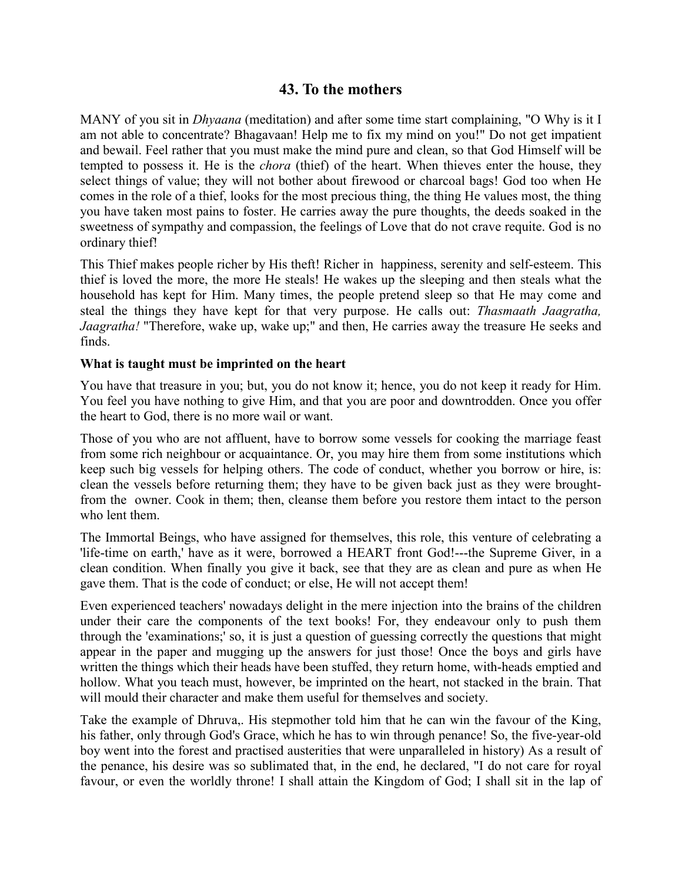## 43. To the mothers

MANY of you sit in *Dhyaana* (meditation) and after some time start complaining, "O Why is it I am not able to concentrate? Bhagavaan! Help me to fix my mind on you!" Do not get impatient and bewail. Feel rather that you must make the mind pure and clean, so that God Himself will be tempted to possess it. He is the *chora* (thief) of the heart. When thieves enter the house, they select things of value; they will not bother about firewood or charcoal bags! God too when He comes in the role of a thief, looks for the most precious thing, the thing He values most, the thing you have taken most pains to foster. He carries away the pure thoughts, the deeds soaked in the sweetness of sympathy and compassion, the feelings of Love that do not crave requite. God is no ordinary thief!

This Thief makes people richer by His theft! Richer in happiness, serenity and self-esteem. This thief is loved the more, the more He steals! He wakes up the sleeping and then steals what the household has kept for Him. Many times, the people pretend sleep so that He may come and steal the things they have kept for that very purpose. He calls out: *Thasmaath Jaagratha, Jaagratha!* "Therefore, wake up, wake up;" and then, He carries away the treasure He seeks and finds.

**What is taught must be imprinted on the heart**

You have that treasure in you; but, you do not know it; hence, you do not keep it ready for Him. You feel you have nothing to give Him, and that you are poor and downtrodden. Once you offer the heart to God, there is no more wail or want.

Those of you who are not affluent, have to borrow some vessels for cooking the marriage feast from some rich neighbour or acquaintance. Or, you may hire them from some institutions which keep such big vessels for helping others. The code of conduct, whether you borrow or hire, is: clean the vessels before returning them; they have to be given back just as they were brought-from the owner. Cook in them; then, cleanse them before you restore them intact to the person who lent them.

The Immortal Beings, who have assigned for themselves, this role, this venture of celebrating a 'life-time on earth,' have as it were, borrowed a HEART front God!---the Supreme Giver, in a clean condition. When finally you give it back, see that they are as clean and pure as when He gave them. That is the code of conduct; or else, He will not accept them!

Even experienced teachers' nowadays delight in the mere injection into the brains of the children under their care the components of the text books! For, they endeavour only to push them through the 'examinations;' so, it is just a question of guessing correctly the questions that might appear in the paper and mugging up the answers for just those! Once the boys and girls have written the things which their heads have been stuffed, they return home, with-heads emptied and hollow. What you teach must, however, be imprinted on the heart, not stacked in the brain. That will mould their character and make them useful for themselves and society.

Take the example of Dhruva,. His stepmother told him that he can win the favour of the King, his father, only through God's Grace, which he has to win through penance! So, the five-year-old boy went into the forest and practised austerities that were unparalleled in history) As a result of the penance, his desire was so sublimated that, in the end, he declared, "I do not care for royal favour, or even the worldly throne! I shall attain the Kingdom of God; I shall sit in the lap of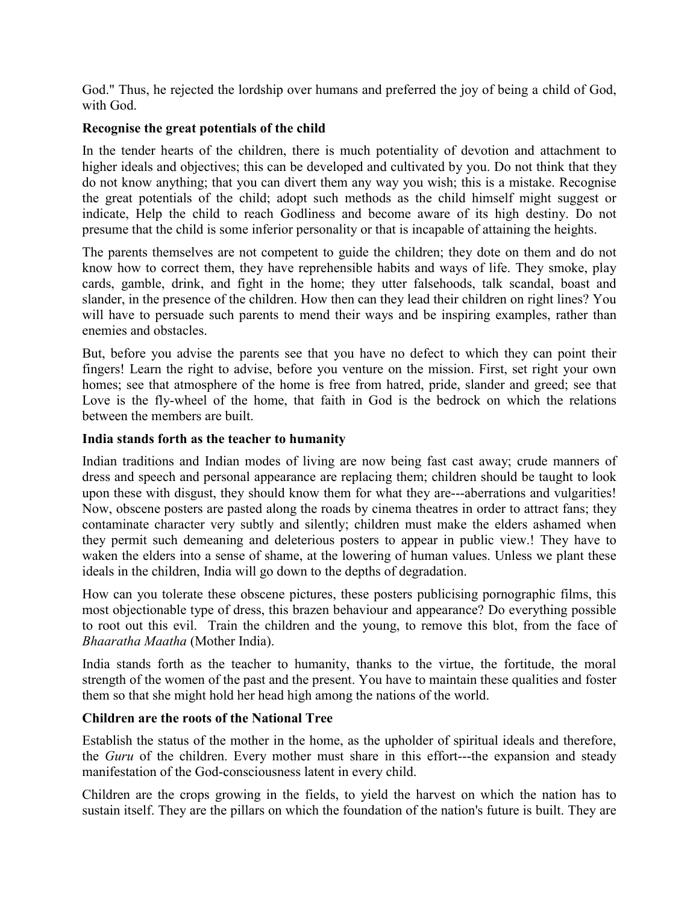God." Thus, he rejected the lordship over humans and preferred the joy of being a child of God, with God.

### Recognise the great potentials of the child

In the tender hearts of the children, there is much potentiality of devotion and attachment to higher ideals and objectives; this can be developed and cultivated by you. Do not think that they do not know anything; that you can divert them any way you wish; this is a mistake. Recognise the great potentials of the child; adopt such methods as the child himself might suggest or indicate, Help the child to reach Godliness and become aware of its high destiny. Do not presume that the child is some inferior personality or that is incapable of attaining the heights.

The parents themselves are not competent to guide the children; they dote on them and do not know how to correct them, they have reprehensible habits and ways of life. They smoke, play cards, gamble, drink, and fight in the home; they utter falsehoods, talk scandal, boast and slander, in the presence of the children. How then can they lead their children on right lines? You will have to persuade such parents to mend their ways and be inspiring examples, rather than enemies and obstacles.

But, before you advise the parents see that you have no defect to which they can point their fingers! Learn the right to advise, before you venture on the mission. First, set right your own homes; see that atmosphere of the home is free from hatred, pride, slander and greed; see that Love is the fly-wheel of the home, that faith in God is the bedrock on which the relations between the members are built.

### India stands forth as the teacher to humanity

Indian traditions and Indian modes of living are now being fast cast away; crude manners of dress and speech and personal appearance are replacing them; children should be taught to look upon these with disgust, they should know them for what they are---aberrations and vulgarities! Now, obscene posters are pasted along the roads by cinema theatres in order to attract fans; they contaminate character very subtly and silently; children must make the elders ashamed when they permit such demeaning and deleterious posters to appear in public view.! They have to waken the elders into a sense of shame, at the lowering of human values. Unless we plant these ideals in the children, India will go down to the depths of degradation.

How can you tolerate these obscene pictures, these posters publicising pornographic films, this most objectionable type of dress, this brazen behaviour and appearance? Do everything possible to root out this evil. Train the children and the young, to remove this blot, from the face of *Bhaaratha Maatha* (Mother India).

India stands forth as the teacher to humanity, thanks to the virtue, the fortitude, the moral strength of the women of the past and the present. You have to maintain these qualities and foster them so that she might hold her head high among the nations of the world.

### Children are the roots of the National Tree

Establish the status of the mother in the home, as the upholder of spiritual ideals and therefore, the *Guru* of the children. Every mother must share in this effort---the expansion and steady manifestation of the God-consciousness latent in every child.

Children are the crops growing in the fields, to yield the harvest on which the nation has to sustain itself. They are the pillars on which the foundation of the nation's future is built. They are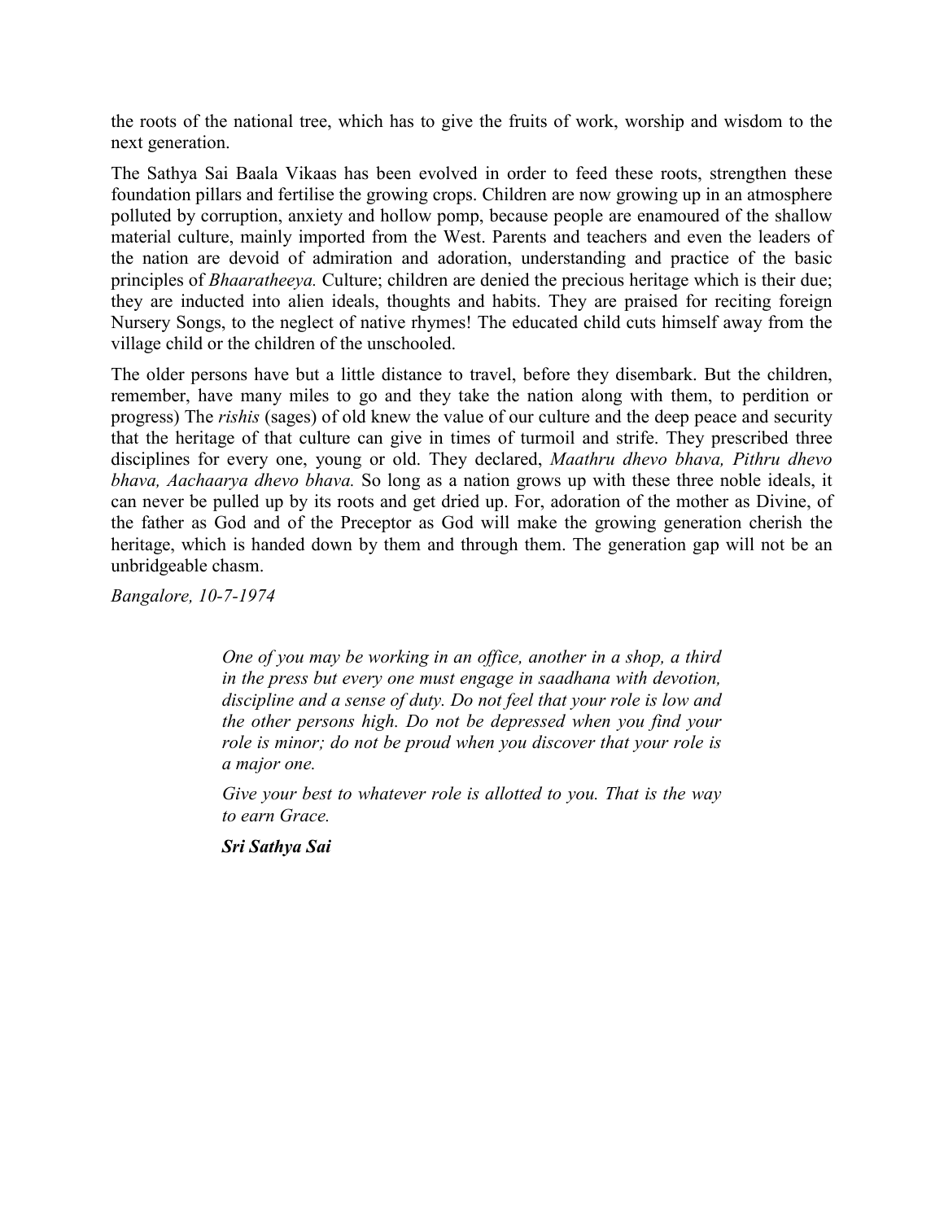the roots of the national tree, which has to give the fruits of work, worship and wisdom to the next generation.

The Sathya Sai Baala Vikaas has been evolved in order to feed these roots, strengthen these foundation pillars and fertilise the growing crops. Children are now growing up in an atmosphere polluted by corruption, anxiety and hollow pomp, because people are enamoured of the shallow material culture, mainly imported from the West. Parents and teachers and even the leaders of the nation are devoid of admiration and adoration, understanding and practice of the basic principles of *Bhaaratheeya.* Culture; children are denied the precious heritage which is their due; they are inducted into alien ideals, thoughts and habits. They are praised for reciting foreign Nursery Songs, to the neglect of native rhymes! The educated child cuts himself away from the village child or the children of the unschooled.

The older persons have but a little distance to travel, before they disembark. But the children, remember, have many miles to go and they take the nation along with them, to perdition or progress) The *rishis* (sages) of old knew the value of our culture and the deep peace and security that the heritage of that culture can give in times of turmoil and strife. They prescribed three disciplines for every one, young or old. They declared, *Maathru dhevo bhava, Pithru dhevo bhava, Aachaarya dhevo bhava.* So long as a nation grows up with these three noble ideals, it can never be pulled up by its roots and get dried up. For, adoration of the mother as Divine, of the father as God and of the Preceptor as God will make the growing generation cherish the heritage, which is handed down by them and through them. The generation gap will not be an unbridgeable chasm.

*Bangalore, 10-7-1974*

> *One of you may be working in an office, another in a shop, a third in the press but every one must engage in saadhana with devotion, discipline and a sense of duty. Do not feel that your role is low and the other persons high. Do not be depressed when you find your role is minor; do not be proud when you discover that your role is a major one.*
>
> *Give your best to whatever role is allotted to you. That is the way to earn Grace.*
>
> ***Sri Sathya Sai***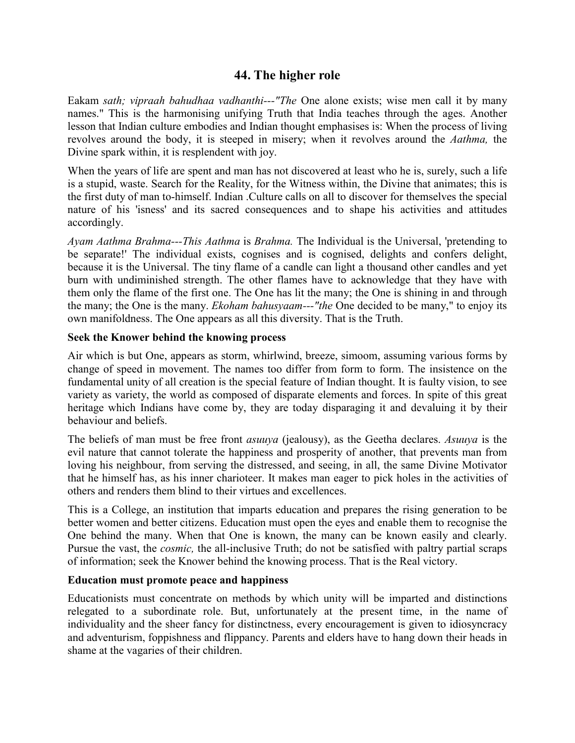## 44. The higher role

Eakam *sath; vipraah bahudhaa vadhanthi---"The* One alone exists; wise men call it by many names." This is the harmonising unifying Truth that India teaches through the ages. Another lesson that Indian culture embodies and Indian thought emphasises is: When the process of living revolves around the body, it is steeped in misery; when it revolves around the *Aathma,* the Divine spark within, it is resplendent with joy.

When the years of life are spent and man has not discovered at least who he is, surely, such a life is a stupid, waste. Search for the Reality, for the Witness within, the Divine that animates; this is the first duty of man to-himself. Indian .Culture calls on all to discover for themselves the special nature of his 'isness' and its sacred consequences and to shape his activities and attitudes accordingly.

*Ayam Aathma Brahma---This Aathma* is *Brahma.* The Individual is the Universal, 'pretending to be separate!' The individual exists, cognises and is cognised, delights and confers delight, because it is the Universal. The tiny flame of a candle can light a thousand other candles and yet burn with undiminished strength. The other flames have to acknowledge that they have with them only the flame of the first one. The One has lit the many; the One is shining in and through the many; the One is the many. *Ekoham bahusyaam---"the* One decided to be many," to enjoy its own manifoldness. The One appears as all this diversity. That is the Truth.

### Seek the Knower behind the knowing process

Air which is but One, appears as storm, whirlwind, breeze, simoom, assuming various forms by change of speed in movement. The names too differ from form to form. The insistence on the fundamental unity of all creation is the special feature of Indian thought. It is faulty vision, to see variety as variety, the world as composed of disparate elements and forces. In spite of this great heritage which Indians have come by, they are today disparaging it and devaluing it by their behaviour and beliefs.

The beliefs of man must be free front *asuuya* (jealousy), as the Geetha declares. *Asuuya* is the evil nature that cannot tolerate the happiness and prosperity of another, that prevents man from loving his neighbour, from serving the distressed, and seeing, in all, the same Divine Motivator that he himself has, as his inner charioteer. It makes man eager to pick holes in the activities of others and renders them blind to their virtues and excellences.

This is a College, an institution that imparts education and prepares the rising generation to be better women and better citizens. Education must open the eyes and enable them to recognise the One behind the many. When that One is known, the many can be known easily and clearly. Pursue the vast, the *cosmic,* the all-inclusive Truth; do not be satisfied with paltry partial scraps of information; seek the Knower behind the knowing process. That is the Real victory.

### Education must promote peace and happiness

Educationists must concentrate on methods by which unity will be imparted and distinctions relegated to a subordinate role. But, unfortunately at the present time, in the name of individuality and the sheer fancy for distinctness, every encouragement is given to idiosyncracy and adventurism, foppishness and flippancy. Parents and elders have to hang down their heads in shame at the vagaries of their children.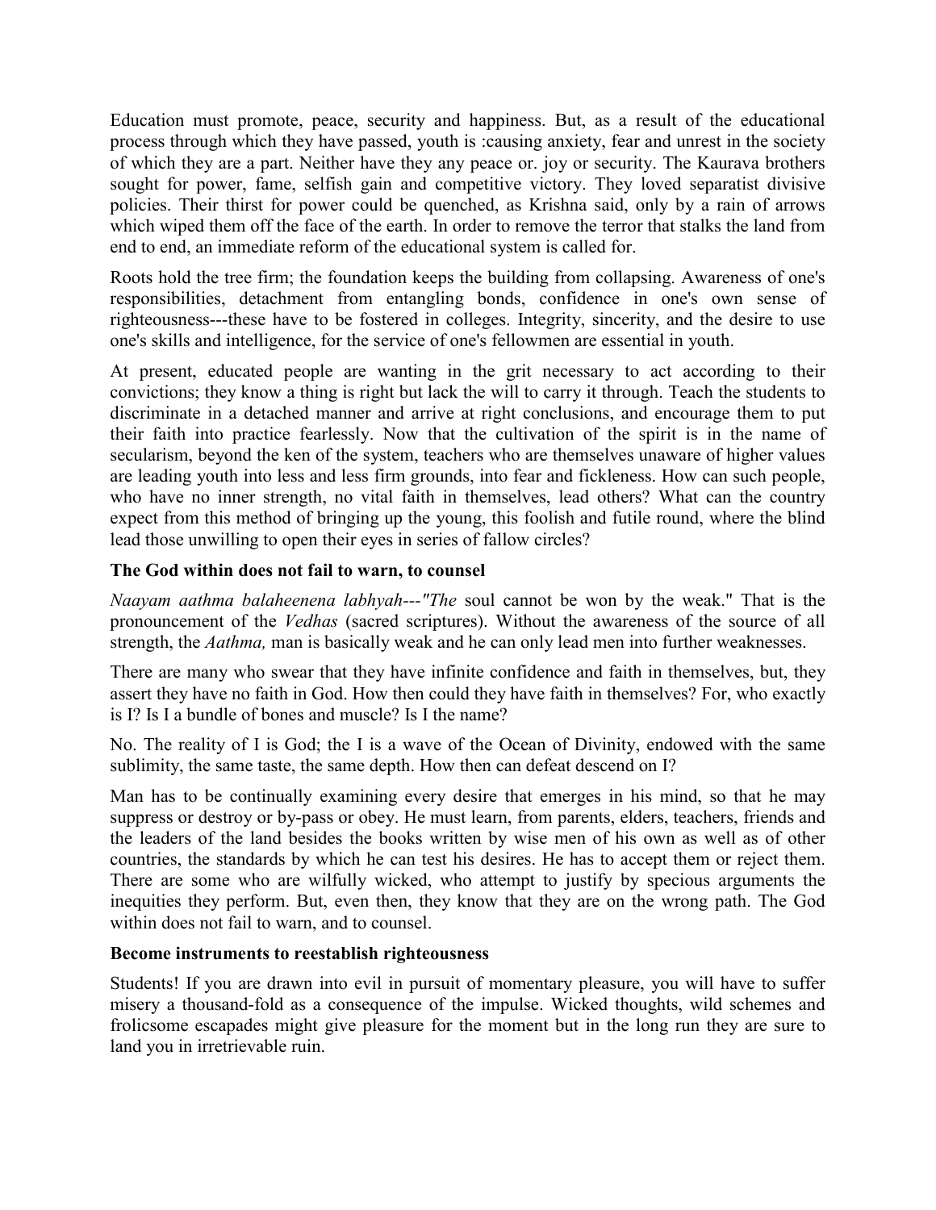Education must promote, peace, security and happiness. But, as a result of the educational process through which they have passed, youth is :causing anxiety, fear and unrest in the society of which they are a part. Neither have they any peace or. joy or security. The Kaurava brothers sought for power, fame, selfish gain and competitive victory. They loved separatist divisive policies. Their thirst for power could be quenched, as Krishna said, only by a rain of arrows which wiped them off the face of the earth. In order to remove the terror that stalks the land from end to end, an immediate reform of the educational system is called for.

Roots hold the tree firm; the foundation keeps the building from collapsing. Awareness of one's responsibilities, detachment from entangling bonds, confidence in one's own sense of righteousness---these have to be fostered in colleges. Integrity, sincerity, and the desire to use one's skills and intelligence, for the service of one's fellowmen are essential in youth.

At present, educated people are wanting in the grit necessary to act according to their convictions; they know a thing is right but lack the will to carry it through. Teach the students to discriminate in a detached manner and arrive at right conclusions, and encourage them to put their faith into practice fearlessly. Now that the cultivation of the spirit is in the name of secularism, beyond the ken of the system, teachers who are themselves unaware of higher values are leading youth into less and less firm grounds, into fear and fickleness. How can such people, who have no inner strength, no vital faith in themselves, lead others? What can the country expect from this method of bringing up the young, this foolish and futile round, where the blind lead those unwilling to open their eyes in series of fallow circles?

### The God within does not fail to warn, to counsel

*Naayam aathma balaheenena labhyah---"The* soul cannot be won by the weak." That is the pronouncement of the *Vedhas* (sacred scriptures). Without the awareness of the source of all strength, the *Aathma,* man is basically weak and he can only lead men into further weaknesses.

There are many who swear that they have infinite confidence and faith in themselves, but, they assert they have no faith in God. How then could they have faith in themselves? For, who exactly is I? Is I a bundle of bones and muscle? Is I the name?

No. The reality of I is God; the I is a wave of the Ocean of Divinity, endowed with the same sublimity, the same taste, the same depth. How then can defeat descend on I?

Man has to be continually examining every desire that emerges in his mind, so that he may suppress or destroy or by-pass or obey. He must learn, from parents, elders, teachers, friends and the leaders of the land besides the books written by wise men of his own as well as of other countries, the standards by which he can test his desires. He has to accept them or reject them. There are some who are wilfully wicked, who attempt to justify by specious arguments the inequities they perform. But, even then, they know that they are on the wrong path. The God within does not fail to warn, and to counsel.

### Become instruments to reestablish righteousness

Students! If you are drawn into evil in pursuit of momentary pleasure, you will have to suffer misery a thousand-fold as a consequence of the impulse. Wicked thoughts, wild schemes and frolicsome escapades might give pleasure for the moment but in the long run they are sure to land you in irretrievable ruin.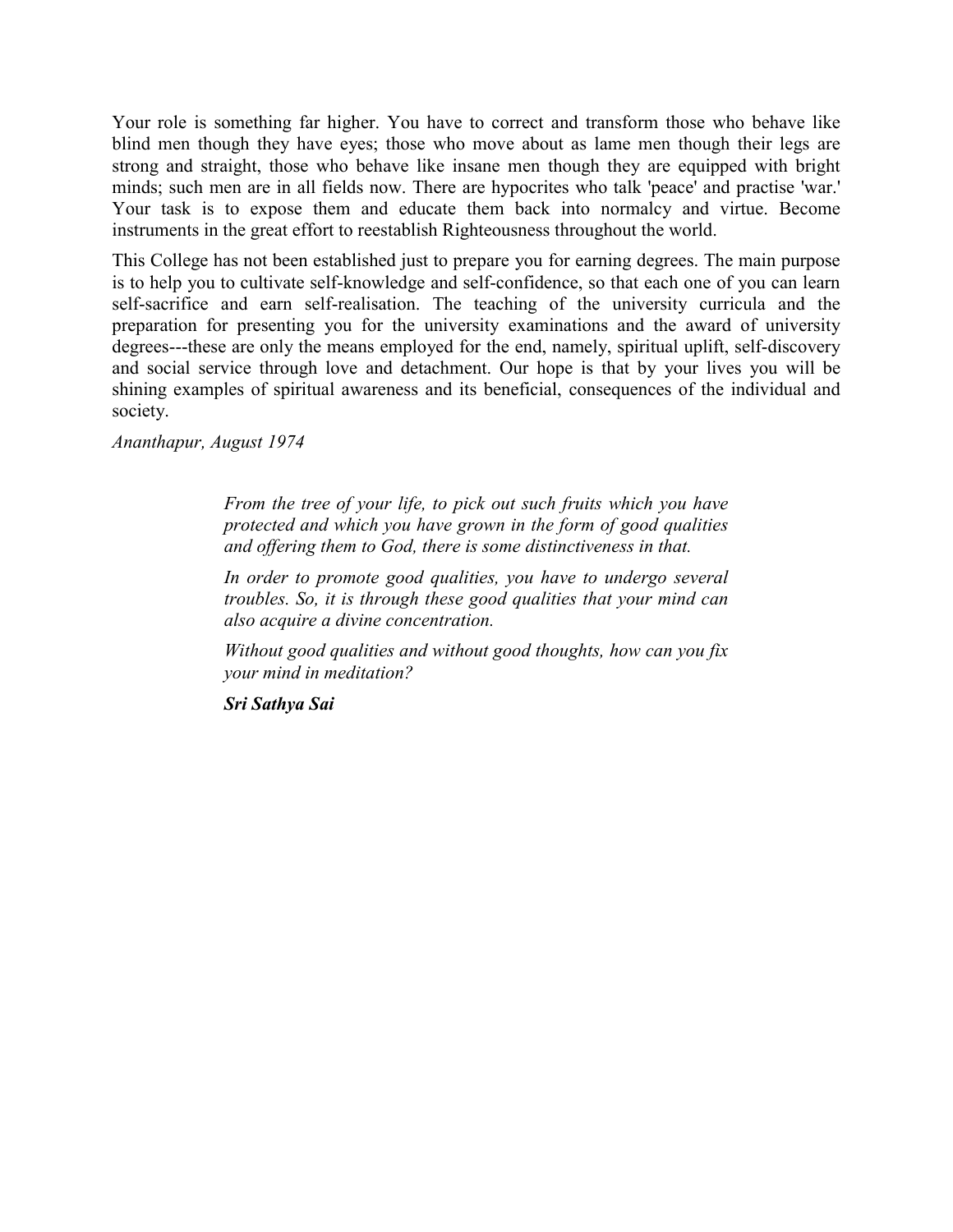Your role is something far higher. You have to correct and transform those who behave like blind men though they have eyes; those who move about as lame men though their legs are strong and straight, those who behave like insane men though they are equipped with bright minds; such men are in all fields now. There are hypocrites who talk 'peace' and practise 'war.' Your task is to expose them and educate them back into normalcy and virtue. Become instruments in the great effort to reestablish Righteousness throughout the world.

This College has not been established just to prepare you for earning degrees. The main purpose is to help you to cultivate self-knowledge and self-confidence, so that each one of you can learn self-sacrifice and earn self-realisation. The teaching of the university curricula and the preparation for presenting you for the university examinations and the award of university degrees---these are only the means employed for the end, namely, spiritual uplift, self-discovery and social service through love and detachment. Our hope is that by your lives you will be shining examples of spiritual awareness and its beneficial, consequences of the individual and society.

*Ananthapur, August 1974*

> *From the tree of your life, to pick out such fruits which you have protected and which you have grown in the form of good qualities and offering them to God, there is some distinctiveness in that.*
>
> *In order to promote good qualities, you have to undergo several troubles. So, it is through these good qualities that your mind can also acquire a divine concentration.*
>
> *Without good qualities and without good thoughts, how can you fix your mind in meditation?*
>
> ***Sri Sathya Sai***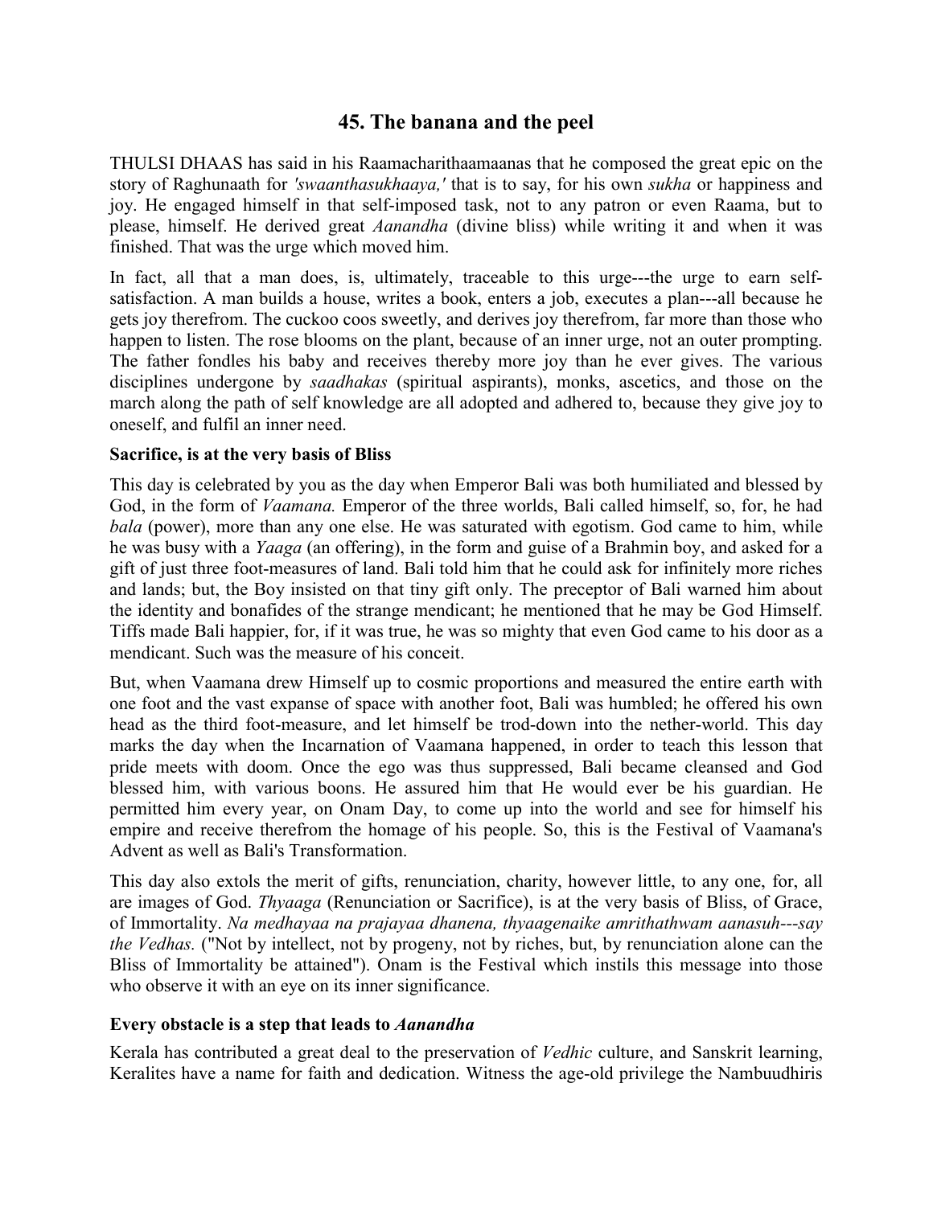## 45. The banana and the peel

THULSI DHAAS has said in his Raamacharithaamaanas that he composed the great epic on the story of Raghunaath for *'swaanthasukhaaya,'* that is to say, for his own *sukha* or happiness and joy. He engaged himself in that self-imposed task, not to any patron or even Raama, but to please, himself. He derived great *Aanandha* (divine bliss) while writing it and when it was finished. That was the urge which moved him.

In fact, all that a man does, is, ultimately, traceable to this urge---the urge to earn self-satisfaction. A man builds a house, writes a book, enters a job, executes a plan---all because he gets joy therefrom. The cuckoo coos sweetly, and derives joy therefrom, far more than those who happen to listen. The rose blooms on the plant, because of an inner urge, not an outer prompting. The father fondles his baby and receives thereby more joy than he ever gives. The various disciplines undergone by *saadhakas* (spiritual aspirants), monks, ascetics, and those on the march along the path of self knowledge are all adopted and adhered to, because they give joy to oneself, and fulfil an inner need.

**Sacrifice, is at the very basis of Bliss**

This day is celebrated by you as the day when Emperor Bali was both humiliated and blessed by God, in the form of *Vaamana.* Emperor of the three worlds, Bali called himself, so, for, he had *bala* (power), more than any one else. He was saturated with egotism. God came to him, while he was busy with a *Yaaga* (an offering), in the form and guise of a Brahmin boy, and asked for a gift of just three foot-measures of land. Bali told him that he could ask for infinitely more riches and lands; but, the Boy insisted on that tiny gift only. The preceptor of Bali warned him about the identity and bonafides of the strange mendicant; he mentioned that he may be God Himself. Tiffs made Bali happier, for, if it was true, he was so mighty that even God came to his door as a mendicant. Such was the measure of his conceit.

But, when Vaamana drew Himself up to cosmic proportions and measured the entire earth with one foot and the vast expanse of space with another foot, Bali was humbled; he offered his own head as the third foot-measure, and let himself be trod-down into the nether-world. This day marks the day when the Incarnation of Vaamana happened, in order to teach this lesson that pride meets with doom. Once the ego was thus suppressed, Bali became cleansed and God blessed him, with various boons. He assured him that He would ever be his guardian. He permitted him every year, on Onam Day, to come up into the world and see for himself his empire and receive therefrom the homage of his people. So, this is the Festival of Vaamana's Advent as well as Bali's Transformation.

This day also extols the merit of gifts, renunciation, charity, however little, to any one, for, all are images of God. *Thyaaga* (Renunciation or Sacrifice), is at the very basis of Bliss, of Grace, of Immortality. *Na medhayaa na prajayaa dhanena, thyaagenaike amrithathwam aanasuh---say the Vedhas.* ("Not by intellect, not by progeny, not by riches, but, by renunciation alone can the Bliss of Immortality be attained"). Onam is the Festival which instils this message into those who observe it with an eye on its inner significance.

**Every obstacle is a step that leads to *Aanandha***

Kerala has contributed a great deal to the preservation of *Vedhic* culture, and Sanskrit learning, Keralites have a name for faith and dedication. Witness the age-old privilege the Nambuudhiris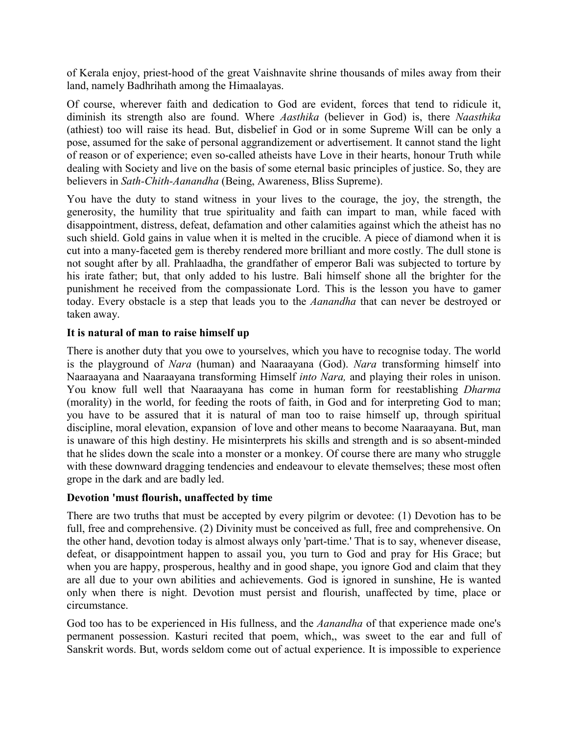of Kerala enjoy, priest-hood of the great Vaishnavite shrine thousands of miles away from their land, namely Badhrihath among the Himaalayas.

Of course, wherever faith and dedication to God are evident, forces that tend to ridicule it, diminish its strength also are found. Where *Aasthika* (believer in God) is, there *Naasthika* (athiest) too will raise its head. But, disbelief in God or in some Supreme Will can be only a pose, assumed for the sake of personal aggrandizement or advertisement. It cannot stand the light of reason or of experience; even so-called atheists have Love in their hearts, honour Truth while dealing with Society and live on the basis of some eternal basic principles of justice. So, they are believers in *Sath-Chith-Aanandha* (Being, Awareness, Bliss Supreme).

You have the duty to stand witness in your lives to the courage, the joy, the strength, the generosity, the humility that true spirituality and faith can impart to man, while faced with disappointment, distress, defeat, defamation and other calamities against which the atheist has no such shield. Gold gains in value when it is melted in the crucible. A piece of diamond when it is cut into a many-faceted gem is thereby rendered more brilliant and more costly. The dull stone is not sought after by all. Prahlaadha, the grandfather of emperor Bali was subjected to torture by his irate father; but, that only added to his lustre. Bali himself shone all the brighter for the punishment he received from the compassionate Lord. This is the lesson you have to gamer today. Every obstacle is a step that leads you to the *Aanandha* that can never be destroyed or taken away.

**It is natural of man to raise himself up**

There is another duty that you owe to yourselves, which you have to recognise today. The world is the playground of *Nara* (human) and Naaraayana (God). *Nara* transforming himself into Naaraayana and Naaraayana transforming Himself *into Nara,* and playing their roles in unison. You know full well that Naaraayana has come in human form for reestablishing *Dharma* (morality) in the world, for feeding the roots of faith, in God and for interpreting God to man; you have to be assured that it is natural of man too to raise himself up, through spiritual discipline, moral elevation, expansion of love and other means to become Naaraayana. But, man is unaware of this high destiny. He misinterprets his skills and strength and is so absent-minded that he slides down the scale into a monster or a monkey. Of course there are many who struggle with these downward dragging tendencies and endeavour to elevate themselves; these most often grope in the dark and are badly led.

**Devotion 'must flourish, unaffected by time**

There are two truths that must be accepted by every pilgrim or devotee: (1) Devotion has to be full, free and comprehensive. (2) Divinity must be conceived as full, free and comprehensive. On the other hand, devotion today is almost always only 'part-time.' That is to say, whenever disease, defeat, or disappointment happen to assail you, you turn to God and pray for His Grace; but when you are happy, prosperous, healthy and in good shape, you ignore God and claim that they are all due to your own abilities and achievements. God is ignored in sunshine, He is wanted only when there is night. Devotion must persist and flourish, unaffected by time, place or circumstance.

God too has to be experienced in His fullness, and the *Aanandha* of that experience made one's permanent possession. Kasturi recited that poem, which,, was sweet to the ear and full of Sanskrit words. But, words seldom come out of actual experience. It is impossible to experience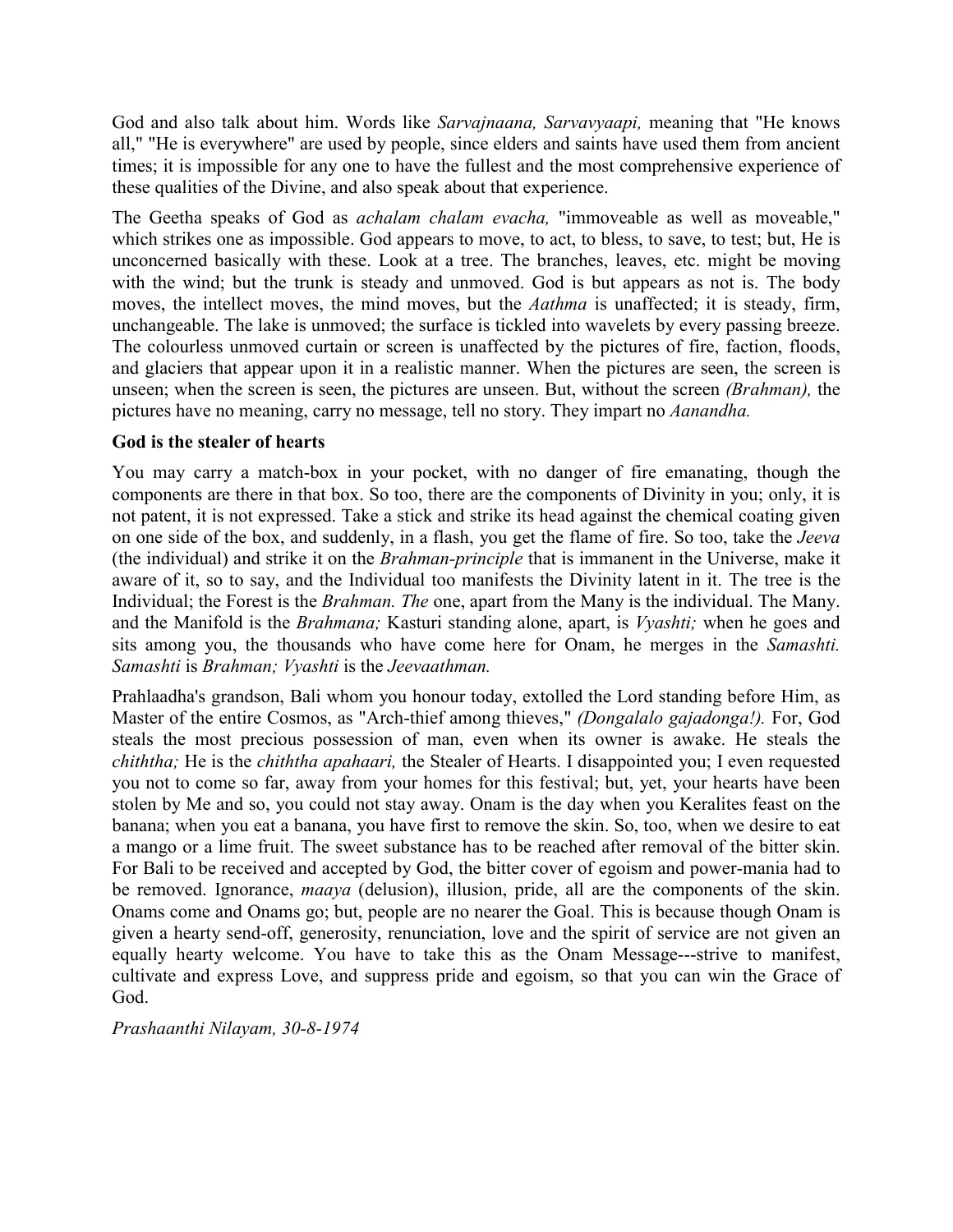God and also talk about him. Words like *Sarvajnaana, Sarvavyaapi,* meaning that "He knows all," "He is everywhere" are used by people, since elders and saints have used them from ancient times; it is impossible for any one to have the fullest and the most comprehensive experience of these qualities of the Divine, and also speak about that experience.

The Geetha speaks of God as *achalam chalam evacha,* "immoveable as well as moveable," which strikes one as impossible. God appears to move, to act, to bless, to save, to test; but, He is unconcerned basically with these. Look at a tree. The branches, leaves, etc. might be moving with the wind; but the trunk is steady and unmoved. God is but appears as not is. The body moves, the intellect moves, the mind moves, but the *Aathma* is unaffected; it is steady, firm, unchangeable. The lake is unmoved; the surface is tickled into wavelets by every passing breeze. The colourless unmoved curtain or screen is unaffected by the pictures of fire, faction, floods, and glaciers that appear upon it in a realistic manner. When the pictures are seen, the screen is unseen; when the screen is seen, the pictures are unseen. But, without the screen *(Brahman),* the pictures have no meaning, carry no message, tell no story. They impart no *Aanandha.*

**God is the stealer of hearts**

You may carry a match-box in your pocket, with no danger of fire emanating, though the components are there in that box. So too, there are the components of Divinity in you; only, it is not patent, it is not expressed. Take a stick and strike its head against the chemical coating given on one side of the box, and suddenly, in a flash, you get the flame of fire. So too, take the *Jeeva* (the individual) and strike it on the *Brahman-principle* that is immanent in the Universe, make it aware of it, so to say, and the Individual too manifests the Divinity latent in it. The tree is the Individual; the Forest is the *Brahman. The* one, apart from the Many is the individual. The Many. and the Manifold is the *Brahmana;* Kasturi standing alone, apart, is *Vyashti;* when he goes and sits among you, the thousands who have come here for Onam, he merges in the *Samashti. Samashti* is *Brahman; Vyashti* is the *Jeevaathman.*

Prahlaadha's grandson, Bali whom you honour today, extolled the Lord standing before Him, as Master of the entire Cosmos, as "Arch-thief among thieves," *(Dongalalo gajadonga!).* For, God steals the most precious possession of man, even when its owner is awake. He steals the *chiththa;* He is the *chiththa apahaari,* the Stealer of Hearts. I disappointed you; I even requested you not to come so far, away from your homes for this festival; but, yet, your hearts have been stolen by Me and so, you could not stay away. Onam is the day when you Keralites feast on the banana; when you eat a banana, you have first to remove the skin. So, too, when we desire to eat a mango or a lime fruit. The sweet substance has to be reached after removal of the bitter skin. For Bali to be received and accepted by God, the bitter cover of egoism and power-mania had to be removed. Ignorance, *maaya* (delusion), illusion, pride, all are the components of the skin. Onams come and Onams go; but, people are no nearer the Goal. This is because though Onam is given a hearty send-off, generosity, renunciation, love and the spirit of service are not given an equally hearty welcome. You have to take this as the Onam Message---strive to manifest, cultivate and express Love, and suppress pride and egoism, so that you can win the Grace of God.

*Prashaanthi Nilayam, 30-8-1974*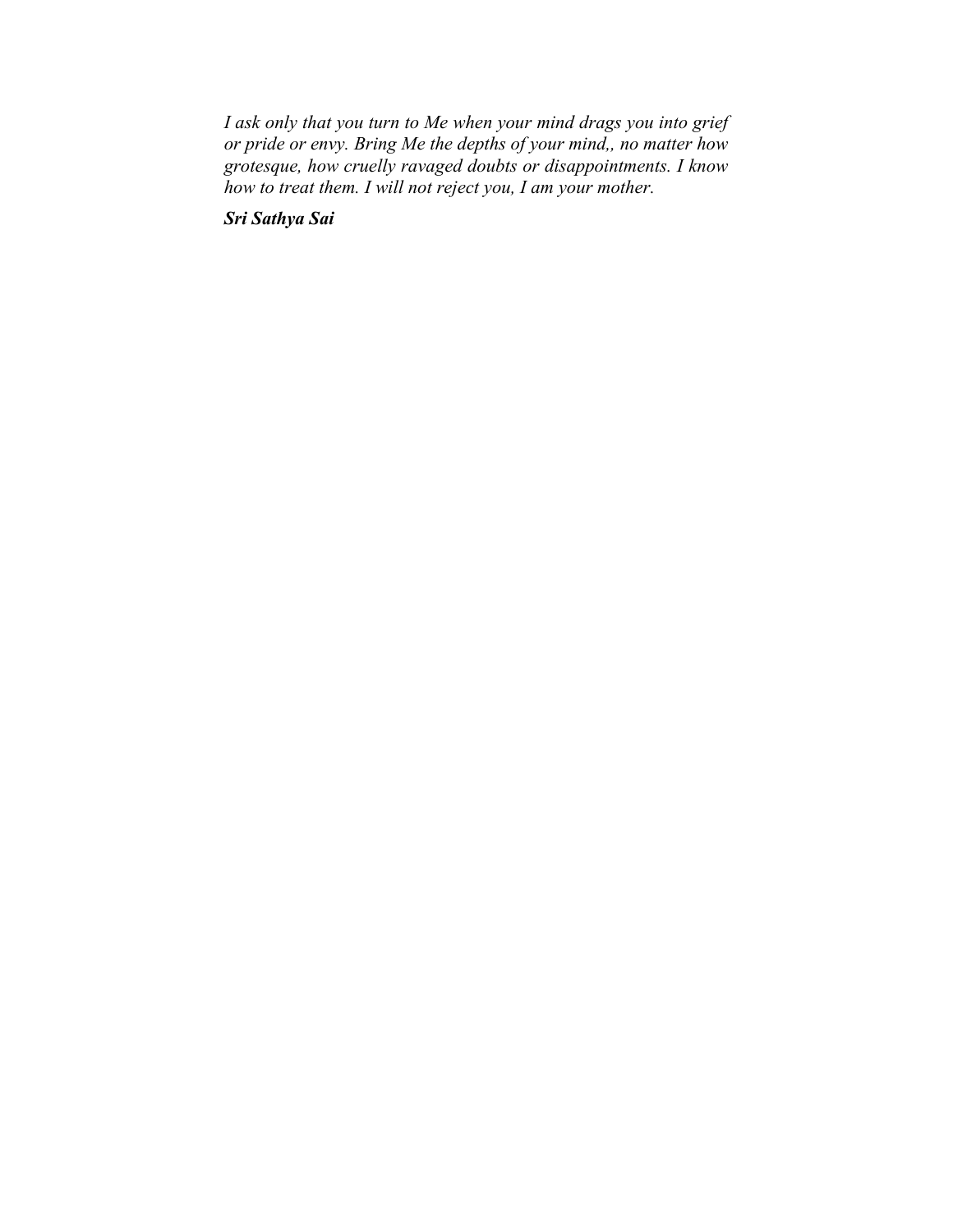*I ask only that you turn to Me when your mind drags you into grief or pride or envy. Bring Me the depths of your mind,, no matter how grotesque, how cruelly ravaged doubts or disappointments. I know how to treat them. I will not reject you, I am your mother.*

***Sri Sathya Sai***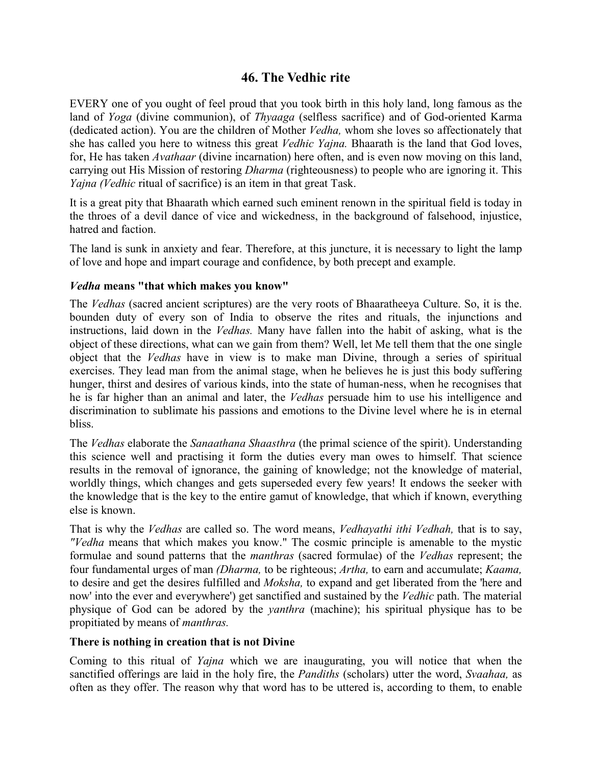## 46. The Vedhic rite

EVERY one of you ought of feel proud that you took birth in this holy land, long famous as the land of *Yoga* (divine communion), of *Thyaaga* (selfless sacrifice) and of God-oriented Karma (dedicated action). You are the children of Mother *Vedha,* whom she loves so affectionately that she has called you here to witness this great *Vedhic Yajna.* Bhaarath is the land that God loves, for, He has taken *Avathaar* (divine incarnation) here often, and is even now moving on this land, carrying out His Mission of restoring *Dharma* (righteousness) to people who are ignoring it. This *Yajna (Vedhic* ritual of sacrifice) is an item in that great Task.

It is a great pity that Bhaarath which earned such eminent renown in the spiritual field is today in the throes of a devil dance of vice and wickedness, in the background of falsehood, injustice, hatred and faction.

The land is sunk in anxiety and fear. Therefore, at this juncture, it is necessary to light the lamp of love and hope and impart courage and confidence, by both precept and example.

### *Vedha* means "that which makes you know"

The *Vedhas* (sacred ancient scriptures) are the very roots of Bhaaratheeya Culture. So, it is the. bounden duty of every son of India to observe the rites and rituals, the injunctions and instructions, laid down in the *Vedhas.* Many have fallen into the habit of asking, what is the object of these directions, what can we gain from them? Well, let Me tell them that the one single object that the *Vedhas* have in view is to make man Divine, through a series of spiritual exercises. They lead man from the animal stage, when he believes he is just this body suffering hunger, thirst and desires of various kinds, into the state of human-ness, when he recognises that he is far higher than an animal and later, the *Vedhas* persuade him to use his intelligence and discrimination to sublimate his passions and emotions to the Divine level where he is in eternal bliss.

The *Vedhas* elaborate the *Sanaathana Shaasthra* (the primal science of the spirit). Understanding this science well and practising it form the duties every man owes to himself. That science results in the removal of ignorance, the gaining of knowledge; not the knowledge of material, worldly things, which changes and gets superseded every few years! It endows the seeker with the knowledge that is the key to the entire gamut of knowledge, that which if known, everything else is known.

That is why the *Vedhas* are called so. The word means, *Vedhayathi ithi Vedhah,* that is to say, *"Vedha* means that which makes you know." The cosmic principle is amenable to the mystic formulae and sound patterns that the *manthras* (sacred formulae) of the *Vedhas* represent; the four fundamental urges of man *(Dharma,* to be righteous; *Artha,* to earn and accumulate; *Kaama,* to desire and get the desires fulfilled and *Moksha,* to expand and get liberated from the 'here and now' into the ever and everywhere') get sanctified and sustained by the *Vedhic* path. The material physique of God can be adored by the *yanthra* (machine); his spiritual physique has to be propitiated by means of *manthras.*

### There is nothing in creation that is not Divine

Coming to this ritual of *Yajna* which we are inaugurating, you will notice that when the sanctified offerings are laid in the holy fire, the *Pandiths* (scholars) utter the word, *Svaahaa,* as often as they offer. The reason why that word has to be uttered is, according to them, to enable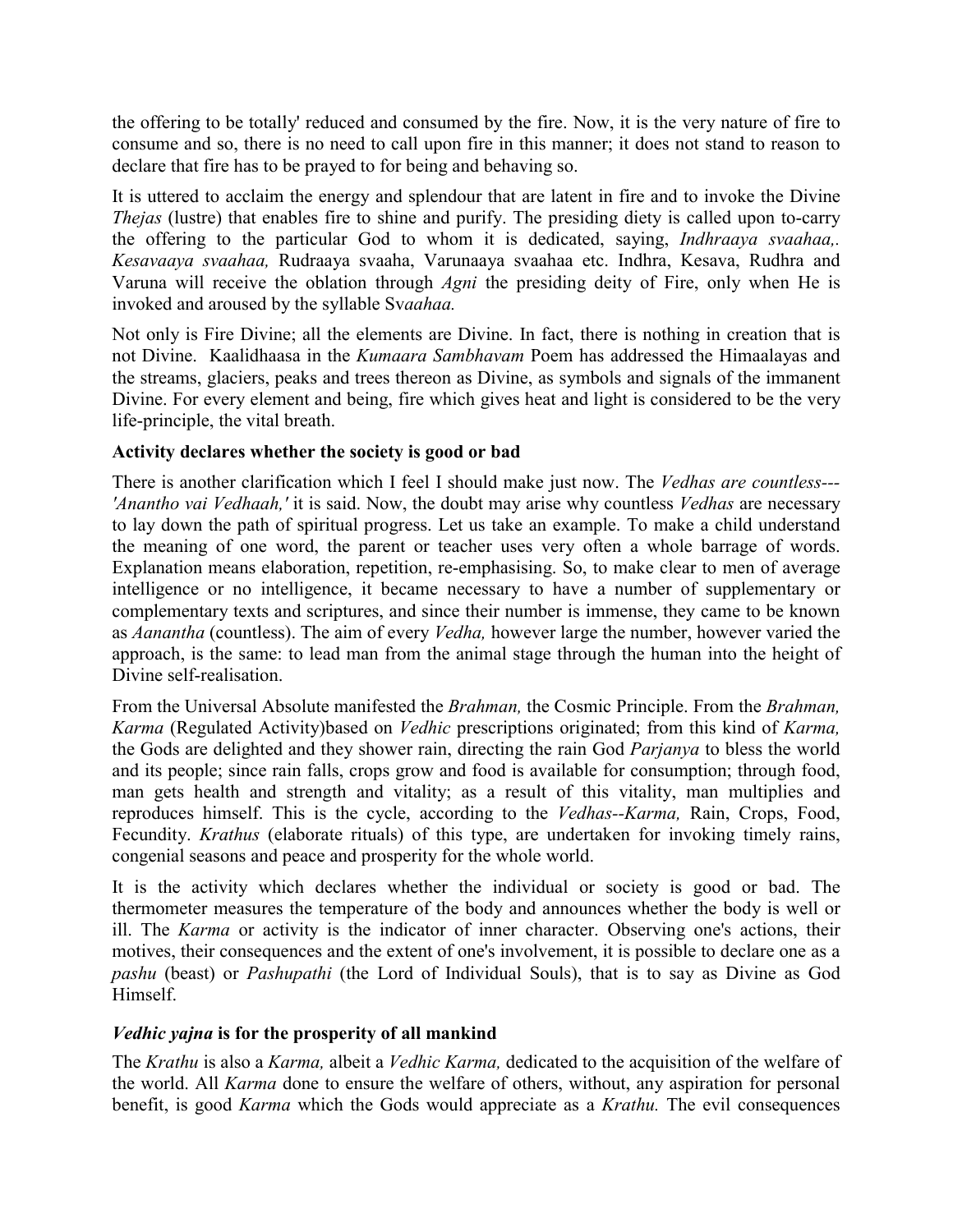the offering to be totally' reduced and consumed by the fire. Now, it is the very nature of fire to consume and so, there is no need to call upon fire in this manner; it does not stand to reason to declare that fire has to be prayed to for being and behaving so.

It is uttered to acclaim the energy and splendour that are latent in fire and to invoke the Divine *Thejas* (lustre) that enables fire to shine and purify. The presiding diety is called upon to-carry the offering to the particular God to whom it is dedicated, saying, *Indhraaya svaahaa,. Kesavaaya svaahaa,* Rudraaya svaaha, Varunaaya svaahaa etc. Indhra, Kesava, Rudhra and Varuna will receive the oblation through *Agni* the presiding deity of Fire, only when He is invoked and aroused by the syllable Sv*aahaa.*

Not only is Fire Divine; all the elements are Divine. In fact, there is nothing in creation that is not Divine. Kaalidhaasa in the *Kumaara Sambhavam* Poem has addressed the Himaalayas and the streams, glaciers, peaks and trees thereon as Divine, as symbols and signals of the immanent Divine. For every element and being, fire which gives heat and light is considered to be the very life-principle, the vital breath.

**Activity declares whether the society is good or bad**

There is another clarification which I feel I should make just now. The *Vedhas are countless--- 'Anantho vai Vedhaah,'* it is said. Now, the doubt may arise why countless *Vedhas* are necessary to lay down the path of spiritual progress. Let us take an example. To make a child understand the meaning of one word, the parent or teacher uses very often a whole barrage of words. Explanation means elaboration, repetition, re-emphasising. So, to make clear to men of average intelligence or no intelligence, it became necessary to have a number of supplementary or complementary texts and scriptures, and since their number is immense, they came to be known as *Aanantha* (countless). The aim of every *Vedha,* however large the number, however varied the approach, is the same: to lead man from the animal stage through the human into the height of Divine self-realisation.

From the Universal Absolute manifested the *Brahman,* the Cosmic Principle. From the *Brahman, Karma* (Regulated Activity)based on *Vedhic* prescriptions originated; from this kind of *Karma,* the Gods are delighted and they shower rain, directing the rain God *Parjanya* to bless the world and its people; since rain falls, crops grow and food is available for consumption; through food, man gets health and strength and vitality; as a result of this vitality, man multiplies and reproduces himself. This is the cycle, according to the *Vedhas--Karma,* Rain, Crops, Food, Fecundity. *Krathus* (elaborate rituals) of this type, are undertaken for invoking timely rains, congenial seasons and peace and prosperity for the whole world.

It is the activity which declares whether the individual or society is good or bad. The thermometer measures the temperature of the body and announces whether the body is well or ill. The *Karma* or activity is the indicator of inner character. Observing one's actions, their motives, their consequences and the extent of one's involvement, it is possible to declare one as a *pashu* (beast) or *Pashupathi* (the Lord of Individual Souls), that is to say as Divine as God Himself.

***Vedhic yajna* is for the prosperity of all mankind**

The *Krathu* is also a *Karma,* albeit a *Vedhic Karma,* dedicated to the acquisition of the welfare of the world. All *Karma* done to ensure the welfare of others, without, any aspiration for personal benefit, is good *Karma* which the Gods would appreciate as a *Krathu.* The evil consequences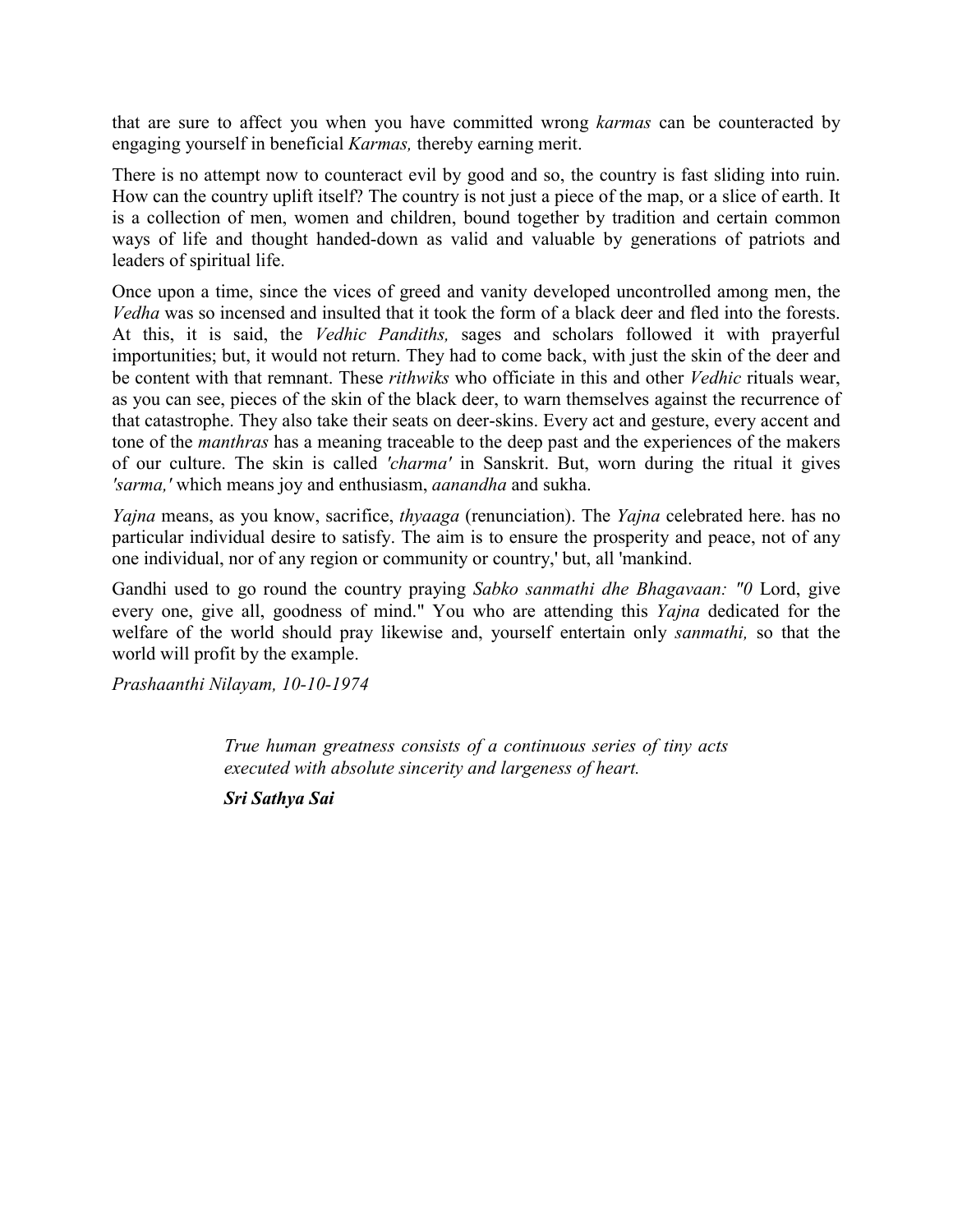that are sure to affect you when you have committed wrong *karmas* can be counteracted by engaging yourself in beneficial *Karmas,* thereby earning merit.

There is no attempt now to counteract evil by good and so, the country is fast sliding into ruin. How can the country uplift itself? The country is not just a piece of the map, or a slice of earth. It is a collection of men, women and children, bound together by tradition and certain common ways of life and thought handed-down as valid and valuable by generations of patriots and leaders of spiritual life.

Once upon a time, since the vices of greed and vanity developed uncontrolled among men, the *Vedha* was so incensed and insulted that it took the form of a black deer and fled into the forests. At this, it is said, the *Vedhic Pandiths,* sages and scholars followed it with prayerful importunities; but, it would not return. They had to come back, with just the skin of the deer and be content with that remnant. These *rithwiks* who officiate in this and other *Vedhic* rituals wear, as you can see, pieces of the skin of the black deer, to warn themselves against the recurrence of that catastrophe. They also take their seats on deer-skins. Every act and gesture, every accent and tone of the *manthras* has a meaning traceable to the deep past and the experiences of the makers of our culture. The skin is called *'charma'* in Sanskrit. But, worn during the ritual it gives *'sarma,'* which means joy and enthusiasm, *aanandha* and sukha.

*Yajna* means, as you know, sacrifice, *thyaaga* (renunciation). The *Yajna* celebrated here. has no particular individual desire to satisfy. The aim is to ensure the prosperity and peace, not of any one individual, nor of any region or community or country,' but, all 'mankind.

Gandhi used to go round the country praying *Sabko sanmathi dhe Bhagavaan: "0* Lord, give every one, give all, goodness of mind." You who are attending this *Yajna* dedicated for the welfare of the world should pray likewise and, yourself entertain only *sanmathi,* so that the world will profit by the example.

*Prashaanthi Nilayam, 10-10-1974*

> *True human greatness consists of a continuous series of tiny acts executed with absolute sincerity and largeness of heart.*
>
> ***Sri Sathya Sai***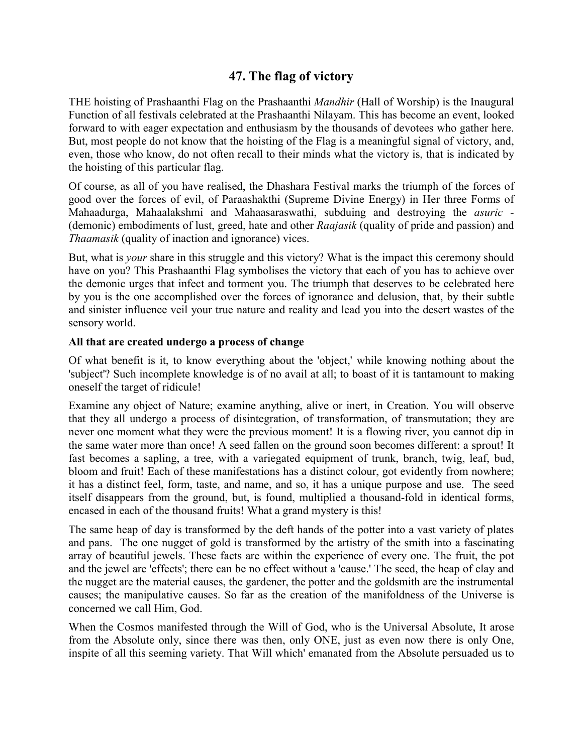## 47. The flag of victory

THE hoisting of Prashaanthi Flag on the Prashaanthi *Mandhir* (Hall of Worship) is the Inaugural Function of all festivals celebrated at the Prashaanthi Nilayam. This has become an event, looked forward to with eager expectation and enthusiasm by the thousands of devotees who gather here. But, most people do not know that the hoisting of the Flag is a meaningful signal of victory, and, even, those who know, do not often recall to their minds what the victory is, that is indicated by the hoisting of this particular flag.

Of course, as all of you have realised, the Dhashara Festival marks the triumph of the forces of good over the forces of evil, of Paraashakthi (Supreme Divine Energy) in Her three Forms of Mahaadurga, Mahaalakshmi and Mahaasaraswathi, subduing and destroying the *asuric* - (demonic) embodiments of lust, greed, hate and other *Raajasik* (quality of pride and passion) and *Thaamasik* (quality of inaction and ignorance) vices.

But, what is *your* share in this struggle and this victory? What is the impact this ceremony should have on you? This Prashaanthi Flag symbolises the victory that each of you has to achieve over the demonic urges that infect and torment you. The triumph that deserves to be celebrated here by you is the one accomplished over the forces of ignorance and delusion, that, by their subtle and sinister influence veil your true nature and reality and lead you into the desert wastes of the sensory world.

**All that are created undergo a process of change**

Of what benefit is it, to know everything about the 'object,' while knowing nothing about the 'subject'? Such incomplete knowledge is of no avail at all; to boast of it is tantamount to making oneself the target of ridicule!

Examine any object of Nature; examine anything, alive or inert, in Creation. You will observe that they all undergo a process of disintegration, of transformation, of transmutation; they are never one moment what they were the previous moment! It is a flowing river, you cannot dip in the same water more than once! A seed fallen on the ground soon becomes different: a sprout! It fast becomes a sapling, a tree, with a variegated equipment of trunk, branch, twig, leaf, bud, bloom and fruit! Each of these manifestations has a distinct colour, got evidently from nowhere; it has a distinct feel, form, taste, and name, and so, it has a unique purpose and use. The seed itself disappears from the ground, but, is found, multiplied a thousand-fold in identical forms, encased in each of the thousand fruits! What a grand mystery is this!

The same heap of day is transformed by the deft hands of the potter into a vast variety of plates and pans. The one nugget of gold is transformed by the artistry of the smith into a fascinating array of beautiful jewels. These facts are within the experience of every one. The fruit, the pot and the jewel are 'effects'; there can be no effect without a 'cause.' The seed, the heap of clay and the nugget are the material causes, the gardener, the potter and the goldsmith are the instrumental causes; the manipulative causes. So far as the creation of the manifoldness of the Universe is concerned we call Him, God.

When the Cosmos manifested through the Will of God, who is the Universal Absolute, It arose from the Absolute only, since there was then, only ONE, just as even now there is only One, inspite of all this seeming variety. That Will which' emanated from the Absolute persuaded us to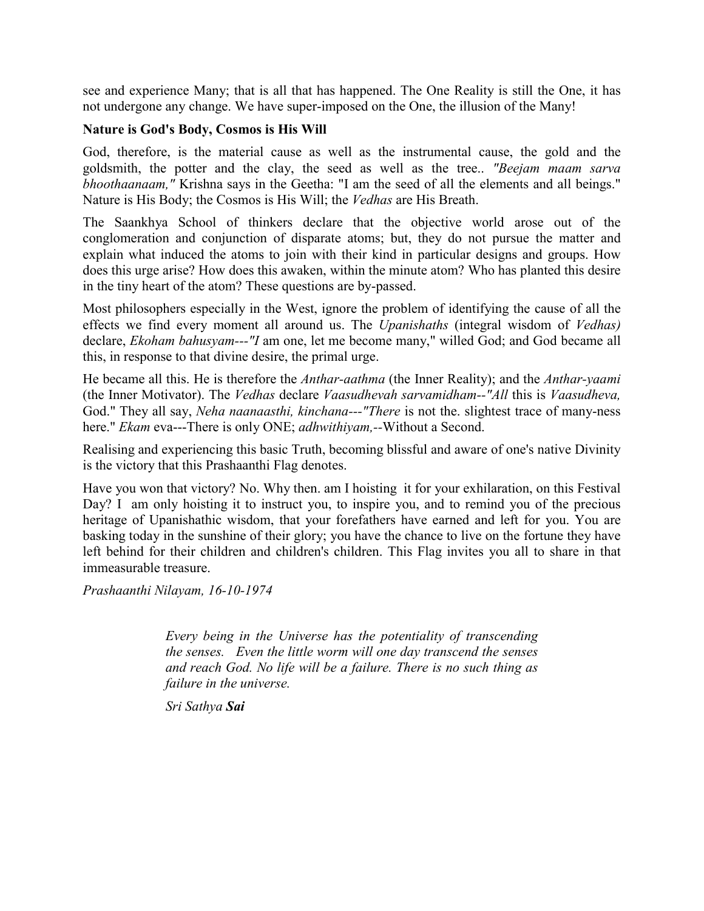see and experience Many; that is all that has happened. The One Reality is still the One, it has not undergone any change. We have super-imposed on the One, the illusion of the Many!

**Nature is God's Body, Cosmos is His Will**

God, therefore, is the material cause as well as the instrumental cause, the gold and the goldsmith, the potter and the clay, the seed as well as the tree.. *"Beejam maam sarva bhoothaanaam,"* Krishna says in the Geetha: "I am the seed of all the elements and all beings." Nature is His Body; the Cosmos is His Will; the *Vedhas* are His Breath.

The Saankhya School of thinkers declare that the objective world arose out of the conglomeration and conjunction of disparate atoms; but, they do not pursue the matter and explain what induced the atoms to join with their kind in particular designs and groups. How does this urge arise? How does this awaken, within the minute atom? Who has planted this desire in the tiny heart of the atom? These questions are by-passed.

Most philosophers especially in the West, ignore the problem of identifying the cause of all the effects we find every moment all around us. The *Upanishaths* (integral wisdom of *Vedhas)* declare, *Ekoham bahusyam---"I* am one, let me become many," willed God; and God became all this, in response to that divine desire, the primal urge.

He became all this. He is therefore the *Anthar-aathma* (the Inner Reality); and the *Anthar-yaami* (the Inner Motivator). The *Vedhas* declare *Vaasudhevah sarvamidham--"All* this is *Vaasudheva,* God." They all say, *Neha naanaasthi, kinchana---"There* is not the. slightest trace of many-ness here." *Ekam* eva---There is only ONE; *adhwithiyam,--*Without a Second.

Realising and experiencing this basic Truth, becoming blissful and aware of one's native Divinity is the victory that this Prashaanthi Flag denotes.

Have you won that victory? No. Why then. am I hoisting it for your exhilaration, on this Festival Day? I am only hoisting it to instruct you, to inspire you, and to remind you of the precious heritage of Upanishathic wisdom, that your forefathers have earned and left for you. You are basking today in the sunshine of their glory; you have the chance to live on the fortune they have left behind for their children and children's children. This Flag invites you all to share in that immeasurable treasure.

*Prashaanthi Nilayam, 16-10-1974*

> *Every being in the Universe has the potentiality of transcending the senses. Even the little worm will one day transcend the senses and reach God. No life will be a failure. There is no such thing as failure in the universe.*
>
> *Sri Sathya* ***Sai***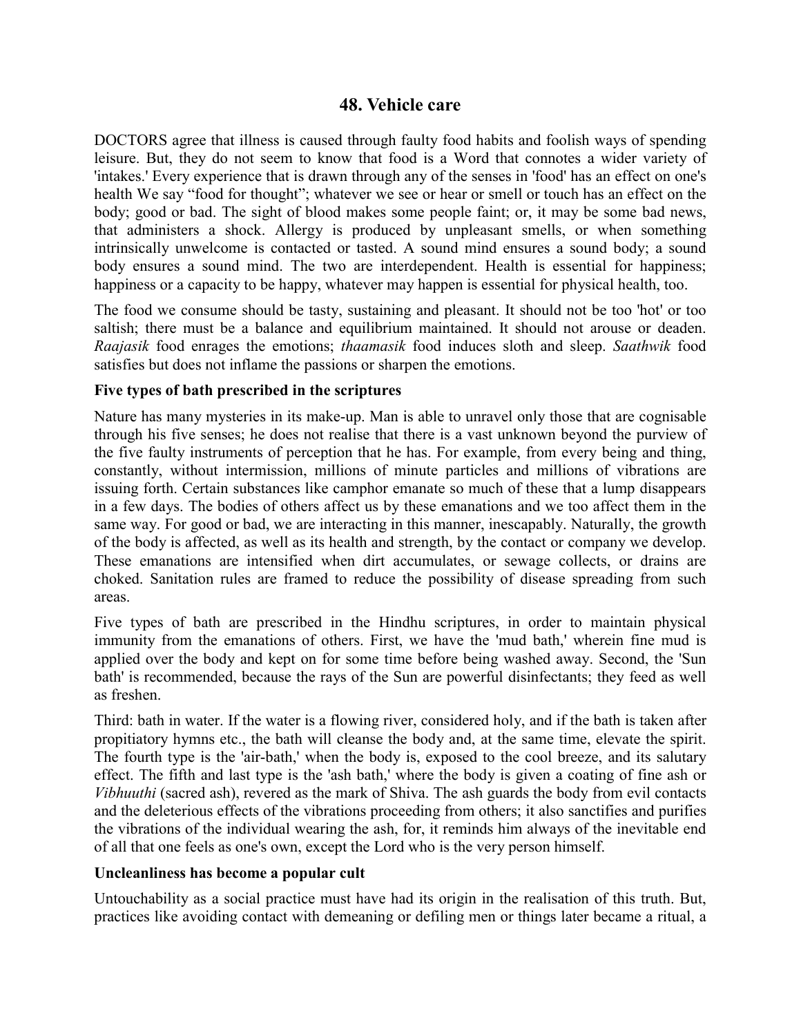## 48. Vehicle care

DOCTORS agree that illness is caused through faulty food habits and foolish ways of spending leisure. But, they do not seem to know that food is a Word that connotes a wider variety of 'intakes.' Every experience that is drawn through any of the senses in 'food' has an effect on one's health We say "food for thought"; whatever we see or hear or smell or touch has an effect on the body; good or bad. The sight of blood makes some people faint; or, it may be some bad news, that administers a shock. Allergy is produced by unpleasant smells, or when something intrinsically unwelcome is contacted or tasted. A sound mind ensures a sound body; a sound body ensures a sound mind. The two are interdependent. Health is essential for happiness; happiness or a capacity to be happy, whatever may happen is essential for physical health, too.

The food we consume should be tasty, sustaining and pleasant. It should not be too 'hot' or too saltish; there must be a balance and equilibrium maintained. It should not arouse or deaden. *Raajasik* food enrages the emotions; *thaamasik* food induces sloth and sleep. *Saathwik* food satisfies but does not inflame the passions or sharpen the emotions.

**Five types of bath prescribed in the scriptures**

Nature has many mysteries in its make-up. Man is able to unravel only those that are cognisable through his five senses; he does not realise that there is a vast unknown beyond the purview of the five faulty instruments of perception that he has. For example, from every being and thing, constantly, without intermission, millions of minute particles and millions of vibrations are issuing forth. Certain substances like camphor emanate so much of these that a lump disappears in a few days. The bodies of others affect us by these emanations and we too affect them in the same way. For good or bad, we are interacting in this manner, inescapably. Naturally, the growth of the body is affected, as well as its health and strength, by the contact or company we develop. These emanations are intensified when dirt accumulates, or sewage collects, or drains are choked. Sanitation rules are framed to reduce the possibility of disease spreading from such areas.

Five types of bath are prescribed in the Hindhu scriptures, in order to maintain physical immunity from the emanations of others. First, we have the 'mud bath,' wherein fine mud is applied over the body and kept on for some time before being washed away. Second, the 'Sun bath' is recommended, because the rays of the Sun are powerful disinfectants; they feed as well as freshen.

Third: bath in water. If the water is a flowing river, considered holy, and if the bath is taken after propitiatory hymns etc., the bath will cleanse the body and, at the same time, elevate the spirit. The fourth type is the 'air-bath,' when the body is, exposed to the cool breeze, and its salutary effect. The fifth and last type is the 'ash bath,' where the body is given a coating of fine ash or *Vibhuuthi* (sacred ash), revered as the mark of Shiva. The ash guards the body from evil contacts and the deleterious effects of the vibrations proceeding from others; it also sanctifies and purifies the vibrations of the individual wearing the ash, for, it reminds him always of the inevitable end of all that one feels as one's own, except the Lord who is the very person himself.

**Uncleanliness has become a popular cult**

Untouchability as a social practice must have had its origin in the realisation of this truth. But, practices like avoiding contact with demeaning or defiling men or things later became a ritual, a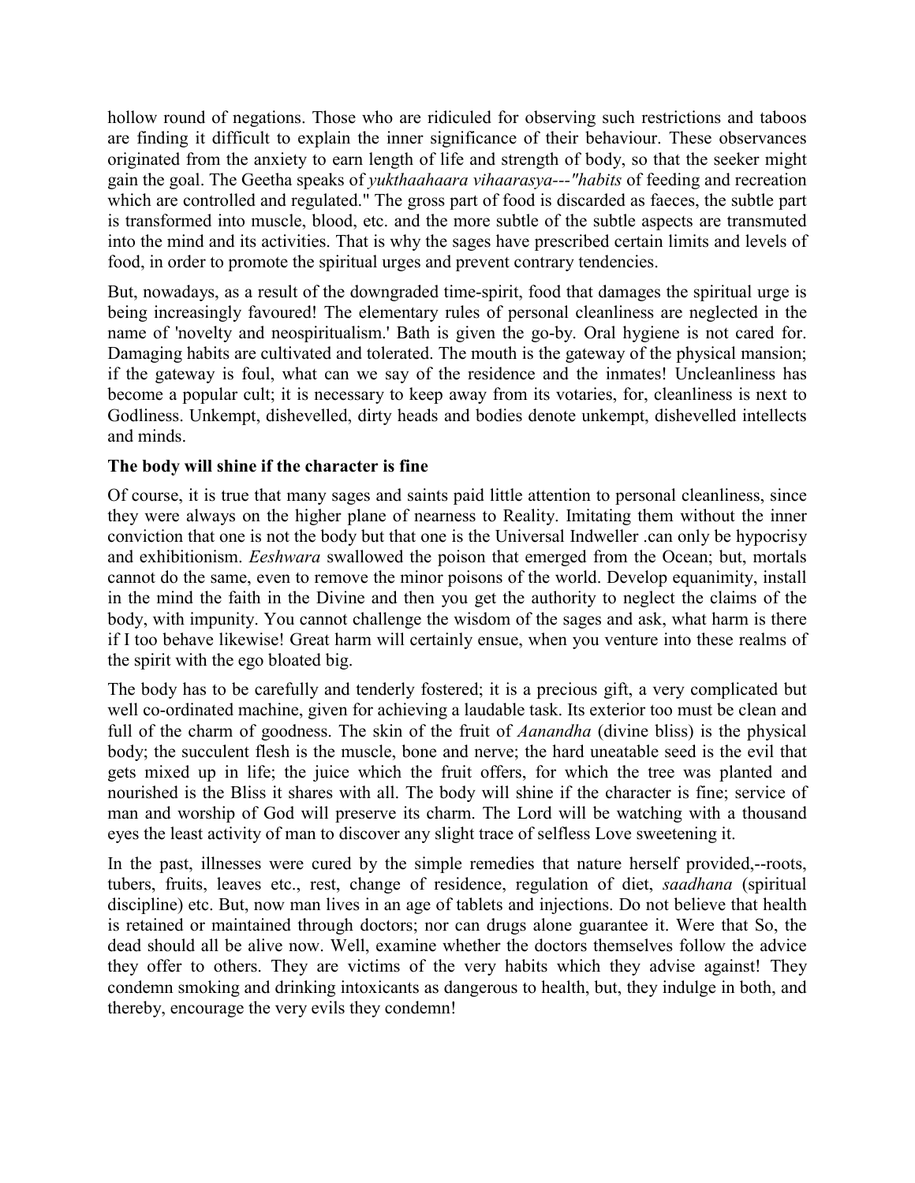hollow round of negations. Those who are ridiculed for observing such restrictions and taboos are finding it difficult to explain the inner significance of their behaviour. These observances originated from the anxiety to earn length of life and strength of body, so that the seeker might gain the goal. The Geetha speaks of *yukthaahaara vihaarasya---"habits* of feeding and recreation which are controlled and regulated." The gross part of food is discarded as faeces, the subtle part is transformed into muscle, blood, etc. and the more subtle of the subtle aspects are transmuted into the mind and its activities. That is why the sages have prescribed certain limits and levels of food, in order to promote the spiritual urges and prevent contrary tendencies.

But, nowadays, as a result of the downgraded time-spirit, food that damages the spiritual urge is being increasingly favoured! The elementary rules of personal cleanliness are neglected in the name of 'novelty and neospiritualism.' Bath is given the go-by. Oral hygiene is not cared for. Damaging habits are cultivated and tolerated. The mouth is the gateway of the physical mansion; if the gateway is foul, what can we say of the residence and the inmates! Uncleanliness has become a popular cult; it is necessary to keep away from its votaries, for, cleanliness is next to Godliness. Unkempt, dishevelled, dirty heads and bodies denote unkempt, dishevelled intellects and minds.

**The body will shine if the character is fine**

Of course, it is true that many sages and saints paid little attention to personal cleanliness, since they were always on the higher plane of nearness to Reality. Imitating them without the inner conviction that one is not the body but that one is the Universal Indweller .can only be hypocrisy and exhibitionism. *Eeshwara* swallowed the poison that emerged from the Ocean; but, mortals cannot do the same, even to remove the minor poisons of the world. Develop equanimity, install in the mind the faith in the Divine and then you get the authority to neglect the claims of the body, with impunity. You cannot challenge the wisdom of the sages and ask, what harm is there if I too behave likewise! Great harm will certainly ensue, when you venture into these realms of the spirit with the ego bloated big.

The body has to be carefully and tenderly fostered; it is a precious gift, a very complicated but well co-ordinated machine, given for achieving a laudable task. Its exterior too must be clean and full of the charm of goodness. The skin of the fruit of *Aanandha* (divine bliss) is the physical body; the succulent flesh is the muscle, bone and nerve; the hard uneatable seed is the evil that gets mixed up in life; the juice which the fruit offers, for which the tree was planted and nourished is the Bliss it shares with all. The body will shine if the character is fine; service of man and worship of God will preserve its charm. The Lord will be watching with a thousand eyes the least activity of man to discover any slight trace of selfless Love sweetening it.

In the past, illnesses were cured by the simple remedies that nature herself provided,--roots, tubers, fruits, leaves etc., rest, change of residence, regulation of diet, *saadhana* (spiritual discipline) etc. But, now man lives in an age of tablets and injections. Do not believe that health is retained or maintained through doctors; nor can drugs alone guarantee it. Were that So, the dead should all be alive now. Well, examine whether the doctors themselves follow the advice they offer to others. They are victims of the very habits which they advise against! They condemn smoking and drinking intoxicants as dangerous to health, but, they indulge in both, and thereby, encourage the very evils they condemn!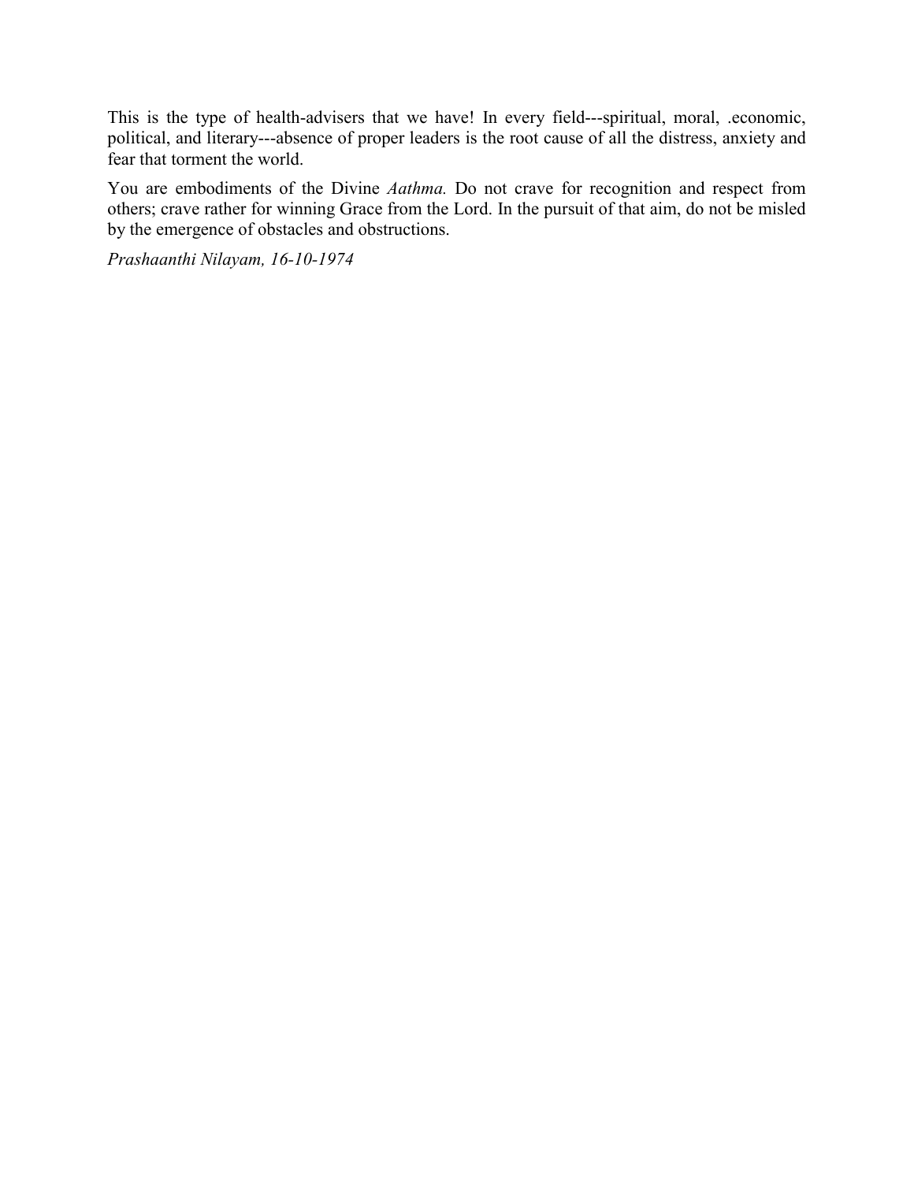This is the type of health-advisers that we have! In every field---spiritual, moral, .economic, political, and literary---absence of proper leaders is the root cause of all the distress, anxiety and fear that torment the world.

You are embodiments of the Divine *Aathma.* Do not crave for recognition and respect from others; crave rather for winning Grace from the Lord. In the pursuit of that aim, do not be misled by the emergence of obstacles and obstructions.

*Prashaanthi Nilayam, 16-10-1974*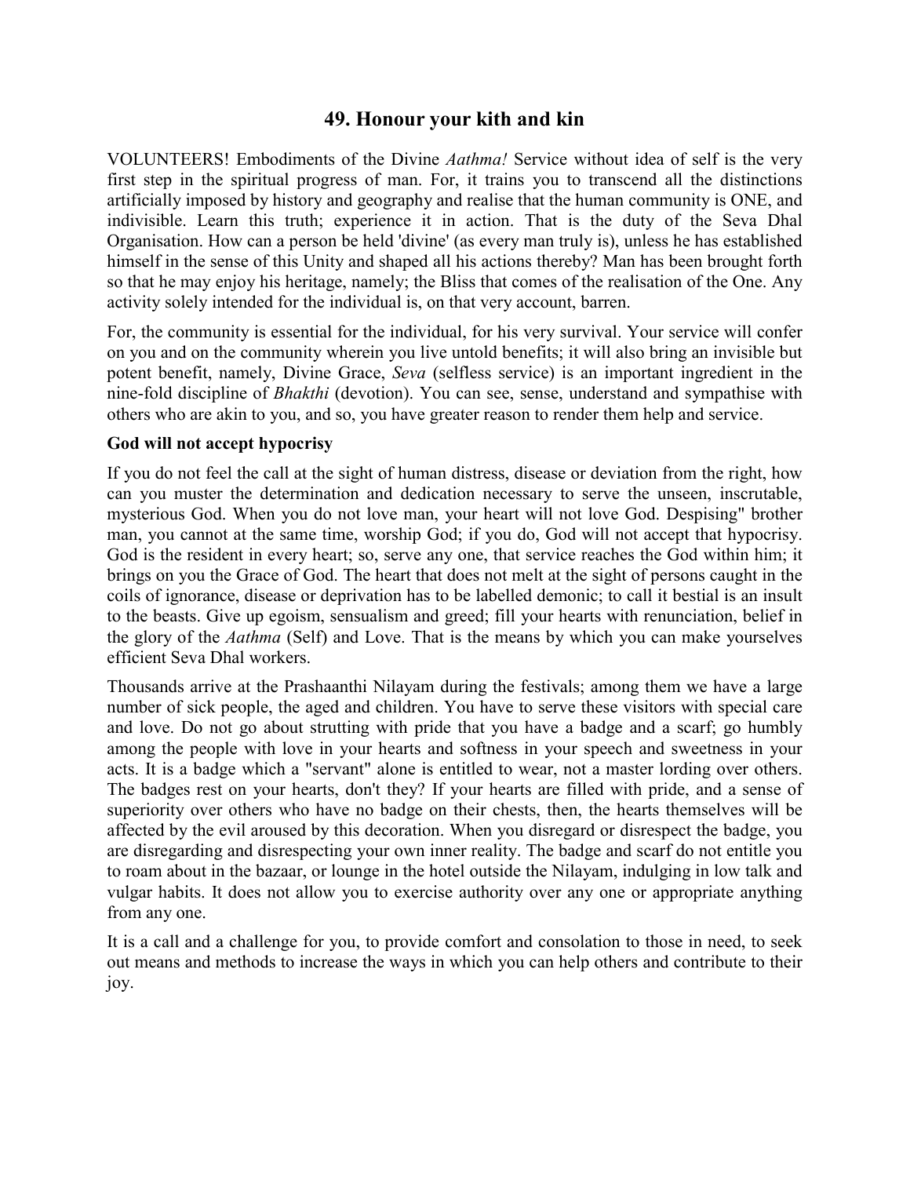## 49. Honour your kith and kin

VOLUNTEERS! Embodiments of the Divine *Aathma!* Service without idea of self is the very first step in the spiritual progress of man. For, it trains you to transcend all the distinctions artificially imposed by history and geography and realise that the human community is ONE, and indivisible. Learn this truth; experience it in action. That is the duty of the Seva Dhal Organisation. How can a person be held 'divine' (as every man truly is), unless he has established himself in the sense of this Unity and shaped all his actions thereby? Man has been brought forth so that he may enjoy his heritage, namely; the Bliss that comes of the realisation of the One. Any activity solely intended for the individual is, on that very account, barren.

For, the community is essential for the individual, for his very survival. Your service will confer on you and on the community wherein you live untold benefits; it will also bring an invisible but potent benefit, namely, Divine Grace, *Seva* (selfless service) is an important ingredient in the nine-fold discipline of *Bhakthi* (devotion). You can see, sense, understand and sympathise with others who are akin to you, and so, you have greater reason to render them help and service.

**God will not accept hypocrisy**

If you do not feel the call at the sight of human distress, disease or deviation from the right, how can you muster the determination and dedication necessary to serve the unseen, inscrutable, mysterious God. When you do not love man, your heart will not love God. Despising" brother man, you cannot at the same time, worship God; if you do, God will not accept that hypocrisy. God is the resident in every heart; so, serve any one, that service reaches the God within him; it brings on you the Grace of God. The heart that does not melt at the sight of persons caught in the coils of ignorance, disease or deprivation has to be labelled demonic; to call it bestial is an insult to the beasts. Give up egoism, sensualism and greed; fill your hearts with renunciation, belief in the glory of the *Aathma* (Self) and Love. That is the means by which you can make yourselves efficient Seva Dhal workers.

Thousands arrive at the Prashaanthi Nilayam during the festivals; among them we have a large number of sick people, the aged and children. You have to serve these visitors with special care and love. Do not go about strutting with pride that you have a badge and a scarf; go humbly among the people with love in your hearts and softness in your speech and sweetness in your acts. It is a badge which a "servant" alone is entitled to wear, not a master lording over others. The badges rest on your hearts, don't they? If your hearts are filled with pride, and a sense of superiority over others who have no badge on their chests, then, the hearts themselves will be affected by the evil aroused by this decoration. When you disregard or disrespect the badge, you are disregarding and disrespecting your own inner reality. The badge and scarf do not entitle you to roam about in the bazaar, or lounge in the hotel outside the Nilayam, indulging in low talk and vulgar habits. It does not allow you to exercise authority over any one or appropriate anything from any one.

It is a call and a challenge for you, to provide comfort and consolation to those in need, to seek out means and methods to increase the ways in which you can help others and contribute to their joy.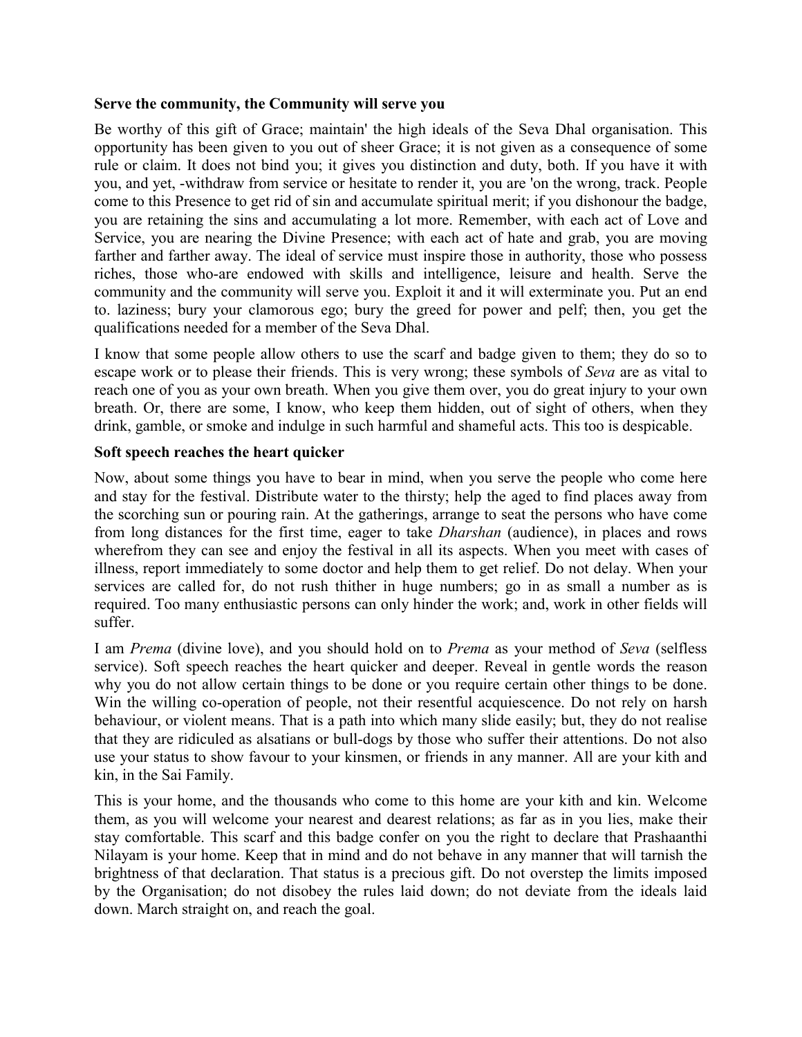**Serve the community, the Community will serve you**

Be worthy of this gift of Grace; maintain' the high ideals of the Seva Dhal organisation. This opportunity has been given to you out of sheer Grace; it is not given as a consequence of some rule or claim. It does not bind you; it gives you distinction and duty, both. If you have it with you, and yet, -withdraw from service or hesitate to render it, you are 'on the wrong, track. People come to this Presence to get rid of sin and accumulate spiritual merit; if you dishonour the badge, you are retaining the sins and accumulating a lot more. Remember, with each act of Love and Service, you are nearing the Divine Presence; with each act of hate and grab, you are moving farther and farther away. The ideal of service must inspire those in authority, those who possess riches, those who-are endowed with skills and intelligence, leisure and health. Serve the community and the community will serve you. Exploit it and it will exterminate you. Put an end to. laziness; bury your clamorous ego; bury the greed for power and pelf; then, you get the qualifications needed for a member of the Seva Dhal.

I know that some people allow others to use the scarf and badge given to them; they do so to escape work or to please their friends. This is very wrong; these symbols of *Seva* are as vital to reach one of you as your own breath. When you give them over, you do great injury to your own breath. Or, there are some, I know, who keep them hidden, out of sight of others, when they drink, gamble, or smoke and indulge in such harmful and shameful acts. This too is despicable.

**Soft speech reaches the heart quicker**

Now, about some things you have to bear in mind, when you serve the people who come here and stay for the festival. Distribute water to the thirsty; help the aged to find places away from the scorching sun or pouring rain. At the gatherings, arrange to seat the persons who have come from long distances for the first time, eager to take *Dharshan* (audience), in places and rows wherefrom they can see and enjoy the festival in all its aspects. When you meet with cases of illness, report immediately to some doctor and help them to get relief. Do not delay. When your services are called for, do not rush thither in huge numbers; go in as small a number as is required. Too many enthusiastic persons can only hinder the work; and, work in other fields will suffer.

I am *Prema* (divine love), and you should hold on to *Prema* as your method of *Seva* (selfless service). Soft speech reaches the heart quicker and deeper. Reveal in gentle words the reason why you do not allow certain things to be done or you require certain other things to be done. Win the willing co-operation of people, not their resentful acquiescence. Do not rely on harsh behaviour, or violent means. That is a path into which many slide easily; but, they do not realise that they are ridiculed as alsatians or bull-dogs by those who suffer their attentions. Do not also use your status to show favour to your kinsmen, or friends in any manner. All are your kith and kin, in the Sai Family.

This is your home, and the thousands who come to this home are your kith and kin. Welcome them, as you will welcome your nearest and dearest relations; as far as in you lies, make their stay comfortable. This scarf and this badge confer on you the right to declare that Prashaanthi Nilayam is your home. Keep that in mind and do not behave in any manner that will tarnish the brightness of that declaration. That status is a precious gift. Do not overstep the limits imposed by the Organisation; do not disobey the rules laid down; do not deviate from the ideals laid down. March straight on, and reach the goal.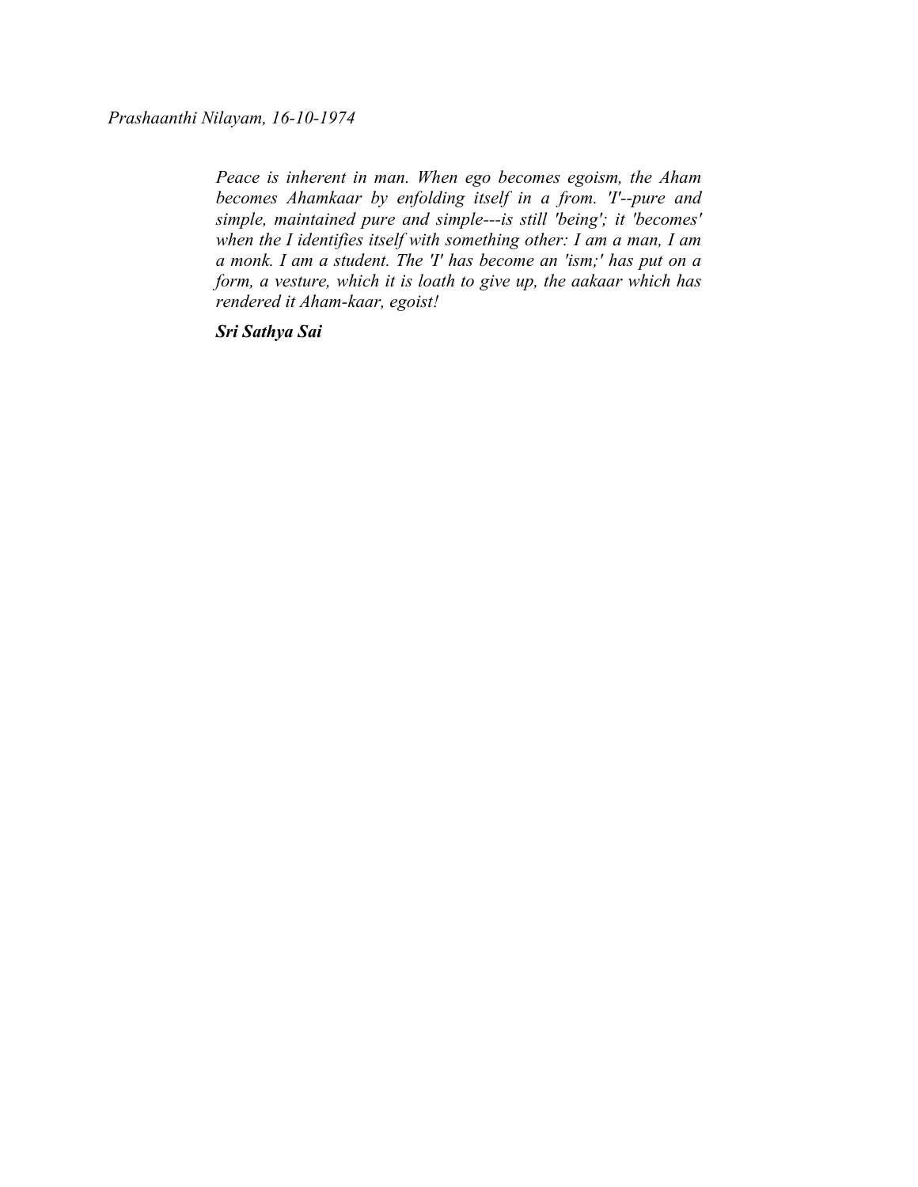*Prashaanthi Nilayam, 16-10-1974*

> *Peace is inherent in man. When ego becomes egoism, the Aham becomes Ahamkaar by enfolding itself in a from. 'I'--pure and simple, maintained pure and simple---is still 'being'; it 'becomes' when the I identifies itself with something other: I am a man, I am a monk. I am a student. The 'I' has become an 'ism;' has put on a form, a vesture, which it is loath to give up, the aakaar which has rendered it Aham-kaar, egoist!*
>
> ***Sri Sathya Sai***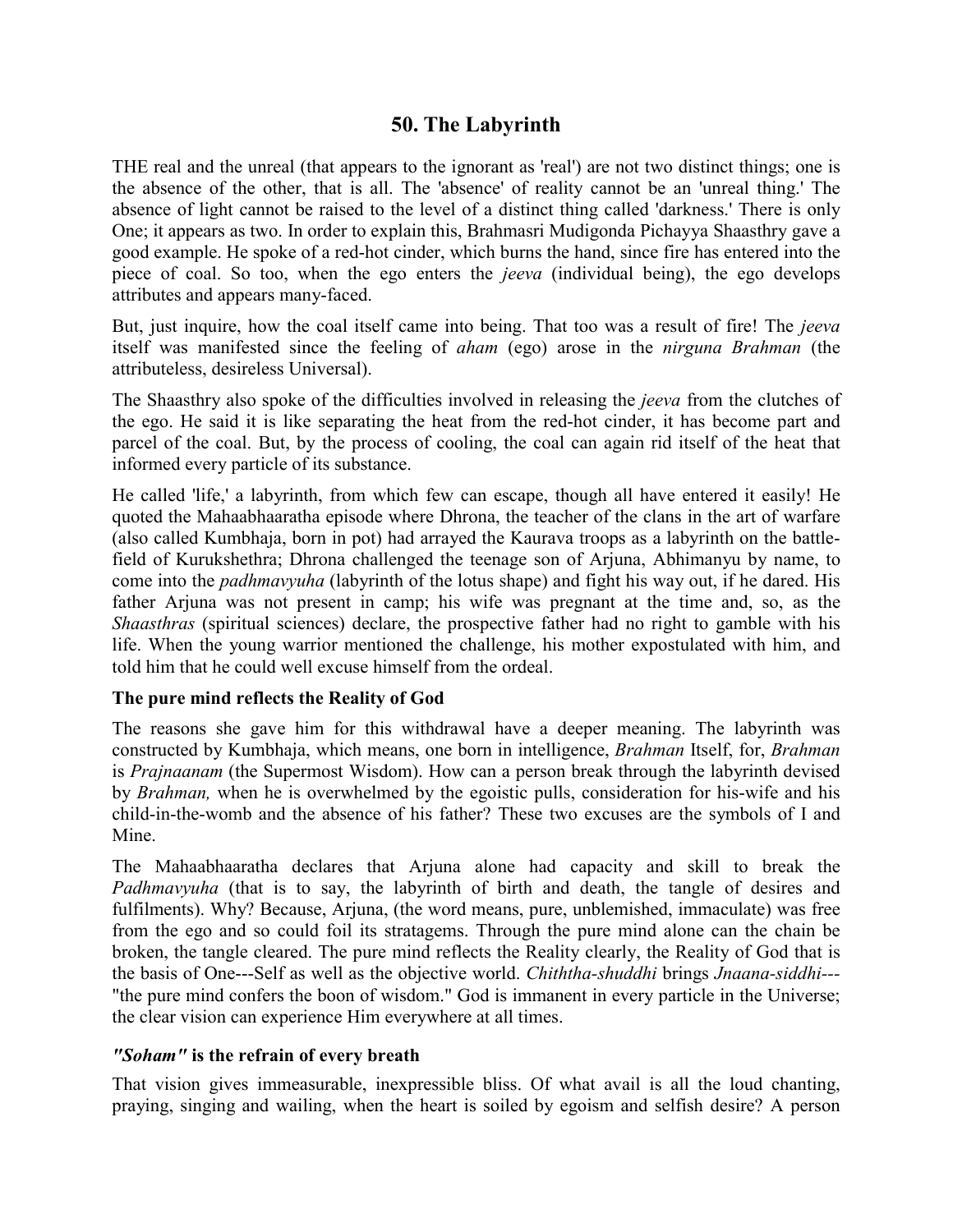## 50. The Labyrinth

THE real and the unreal (that appears to the ignorant as 'real') are not two distinct things; one is the absence of the other, that is all. The 'absence' of reality cannot be an 'unreal thing.' The absence of light cannot be raised to the level of a distinct thing called 'darkness.' There is only One; it appears as two. In order to explain this, Brahmasri Mudigonda Pichayya Shaasthry gave a good example. He spoke of a red-hot cinder, which burns the hand, since fire has entered into the piece of coal. So too, when the ego enters the *jeeva* (individual being), the ego develops attributes and appears many-faced.

But, just inquire, how the coal itself came into being. That too was a result of fire! The *jeeva* itself was manifested since the feeling of *aham* (ego) arose in the *nirguna Brahman* (the attributeless, desireless Universal).

The Shaasthry also spoke of the difficulties involved in releasing the *jeeva* from the clutches of the ego. He said it is like separating the heat from the red-hot cinder, it has become part and parcel of the coal. But, by the process of cooling, the coal can again rid itself of the heat that informed every particle of its substance.

He called 'life,' a labyrinth, from which few can escape, though all have entered it easily! He quoted the Mahaabhaaratha episode where Dhrona, the teacher of the clans in the art of warfare (also called Kumbhaja, born in pot) had arrayed the Kaurava troops as a labyrinth on the battle-field of Kurukshethra; Dhrona challenged the teenage son of Arjuna, Abhimanyu by name, to come into the *padhmavyuha* (labyrinth of the lotus shape) and fight his way out, if he dared. His father Arjuna was not present in camp; his wife was pregnant at the time and, so, as the *Shaasthras* (spiritual sciences) declare, the prospective father had no right to gamble with his life. When the young warrior mentioned the challenge, his mother expostulated with him, and told him that he could well excuse himself from the ordeal.

### The pure mind reflects the Reality of God

The reasons she gave him for this withdrawal have a deeper meaning. The labyrinth was constructed by Kumbhaja, which means, one born in intelligence, *Brahman* Itself, for, *Brahman* is *Prajnaanam* (the Supermost Wisdom). How can a person break through the labyrinth devised by *Brahman,* when he is overwhelmed by the egoistic pulls, consideration for his-wife and his child-in-the-womb and the absence of his father? These two excuses are the symbols of I and Mine.

The Mahaabhaaratha declares that Arjuna alone had capacity and skill to break the *Padhmavyuha* (that is to say, the labyrinth of birth and death, the tangle of desires and fulfilments). Why? Because, Arjuna, (the word means, pure, unblemished, immaculate) was free from the ego and so could foil its stratagems. Through the pure mind alone can the chain be broken, the tangle cleared. The pure mind reflects the Reality clearly, the Reality of God that is the basis of One---Self as well as the objective world. *Chiththa-shuddhi* brings *Jnaana-siddhi*--- "the pure mind confers the boon of wisdom." God is immanent in every particle in the Universe; the clear vision can experience Him everywhere at all times.

### *"Soham"* is the refrain of every breath

That vision gives immeasurable, inexpressible bliss. Of what avail is all the loud chanting, praying, singing and wailing, when the heart is soiled by egoism and selfish desire? A person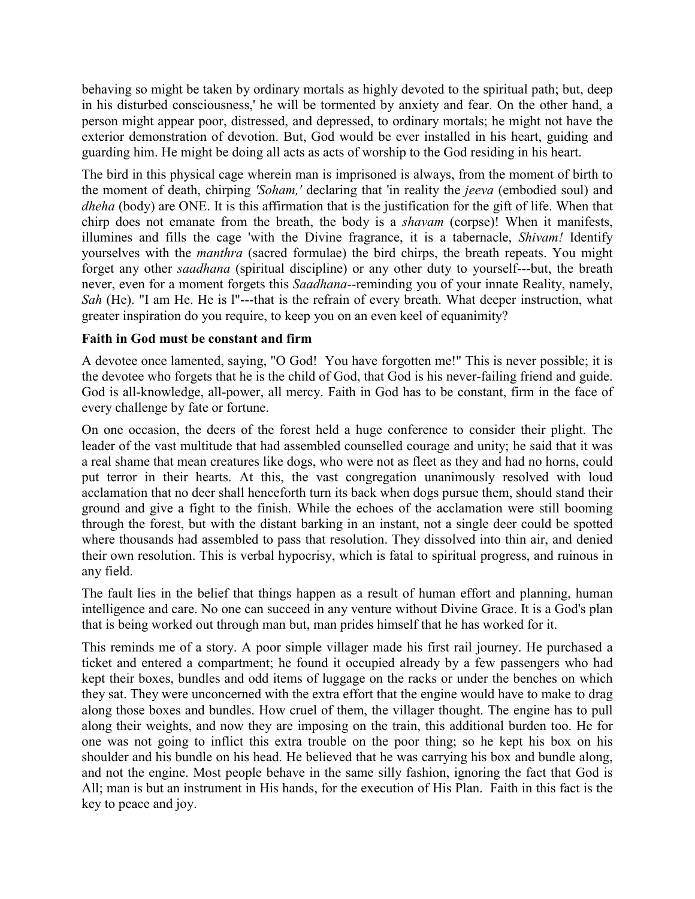behaving so might be taken by ordinary mortals as highly devoted to the spiritual path; but, deep in his disturbed consciousness,' he will be tormented by anxiety and fear. On the other hand, a person might appear poor, distressed, and depressed, to ordinary mortals; he might not have the exterior demonstration of devotion. But, God would be ever installed in his heart, guiding and guarding him. He might be doing all acts as acts of worship to the God residing in his heart.

The bird in this physical cage wherein man is imprisoned is always, from the moment of birth to the moment of death, chirping *'Soham,'* declaring that 'in reality the *jeeva* (embodied soul) and *dheha* (body) are ONE. It is this affirmation that is the justification for the gift of life. When that chirp does not emanate from the breath, the body is a *shavam* (corpse)! When it manifests, illumines and fills the cage 'with the Divine fragrance, it is a tabernacle, *Shivam!* Identify yourselves with the *manthra* (sacred formulae) the bird chirps, the breath repeats. You might forget any other *saadhana* (spiritual discipline) or any other duty to yourself---but, the breath never, even for a moment forgets this *Saadhana*--reminding you of your innate Reality, namely, *Sah* (He). "I am He. He is l"---that is the refrain of every breath. What deeper instruction, what greater inspiration do you require, to keep you on an even keel of equanimity?

**Faith in God must be constant and firm**

A devotee once lamented, saying, "O God! You have forgotten me!" This is never possible; it is the devotee who forgets that he is the child of God, that God is his never-failing friend and guide. God is all-knowledge, all-power, all mercy. Faith in God has to be constant, firm in the face of every challenge by fate or fortune.

On one occasion, the deers of the forest held a huge conference to consider their plight. The leader of the vast multitude that had assembled counselled courage and unity; he said that it was a real shame that mean creatures like dogs, who were not as fleet as they and had no horns, could put terror in their hearts. At this, the vast congregation unanimously resolved with loud acclamation that no deer shall henceforth turn its back when dogs pursue them, should stand their ground and give a fight to the finish. While the echoes of the acclamation were still booming through the forest, but with the distant barking in an instant, not a single deer could be spotted where thousands had assembled to pass that resolution. They dissolved into thin air, and denied their own resolution. This is verbal hypocrisy, which is fatal to spiritual progress, and ruinous in any field.

The fault lies in the belief that things happen as a result of human effort and planning, human intelligence and care. No one can succeed in any venture without Divine Grace. It is a God's plan that is being worked out through man but, man prides himself that he has worked for it.

This reminds me of a story. A poor simple villager made his first rail journey. He purchased a ticket and entered a compartment; he found it occupied already by a few passengers who had kept their boxes, bundles and odd items of luggage on the racks or under the benches on which they sat. They were unconcerned with the extra effort that the engine would have to make to drag along those boxes and bundles. How cruel of them, the villager thought. The engine has to pull along their weights, and now they are imposing on the train, this additional burden too. He for one was not going to inflict this extra trouble on the poor thing; so he kept his box on his shoulder and his bundle on his head. He believed that he was carrying his box and bundle along, and not the engine. Most people behave in the same silly fashion, ignoring the fact that God is All; man is but an instrument in His hands, for the execution of His Plan. Faith in this fact is the key to peace and joy.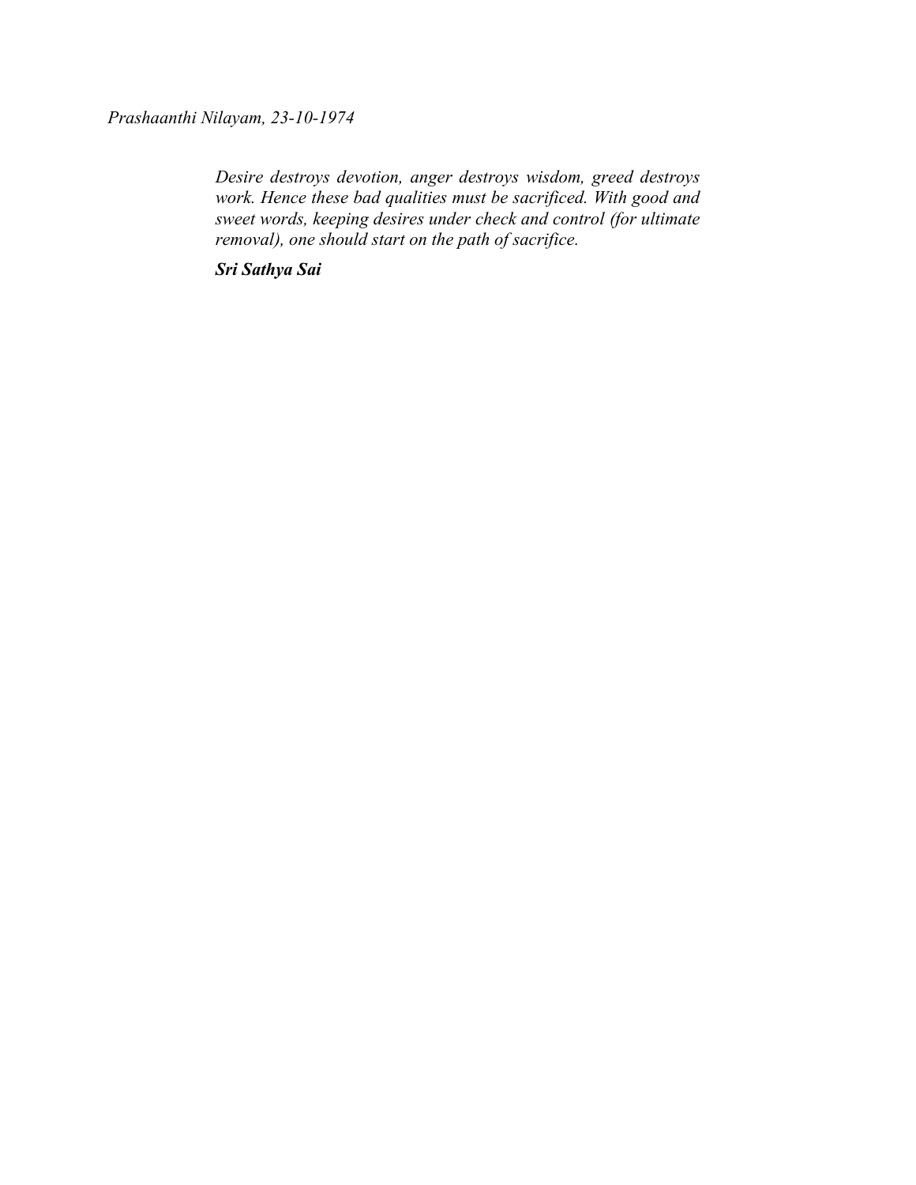*Prashaanthi Nilayam, 23-10-1974*

> *Desire destroys devotion, anger destroys wisdom, greed destroys work. Hence these bad qualities must be sacrificed. With good and sweet words, keeping desires under check and control (for ultimate removal), one should start on the path of sacrifice.*
>
> ***Sri Sathya Sai***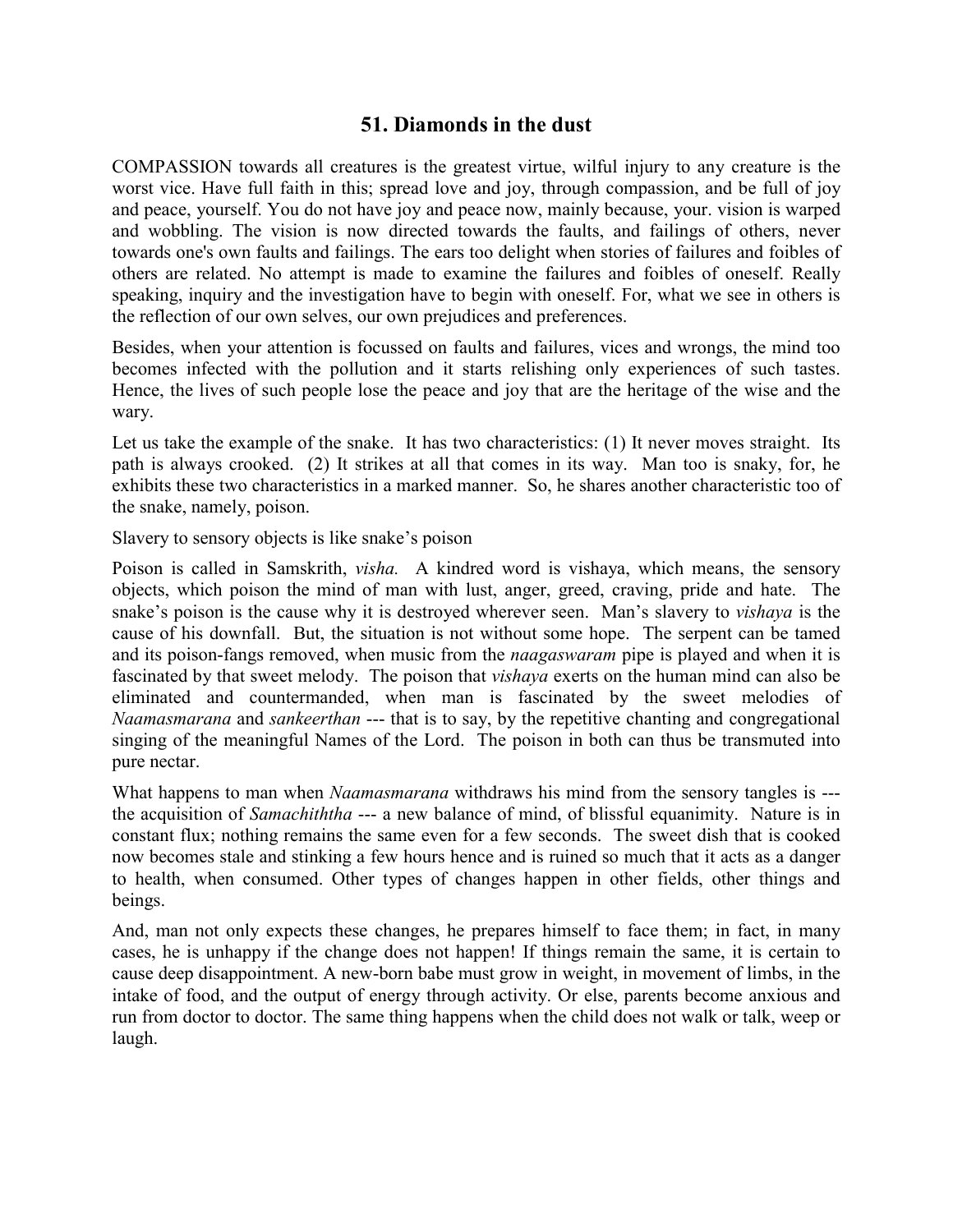## 51. Diamonds in the dust

COMPASSION towards all creatures is the greatest virtue, wilful injury to any creature is the worst vice. Have full faith in this; spread love and joy, through compassion, and be full of joy and peace, yourself. You do not have joy and peace now, mainly because, your. vision is warped and wobbling. The vision is now directed towards the faults, and failings of others, never towards one's own faults and failings. The ears too delight when stories of failures and foibles of others are related. No attempt is made to examine the failures and foibles of oneself. Really speaking, inquiry and the investigation have to begin with oneself. For, what we see in others is the reflection of our own selves, our own prejudices and preferences.

Besides, when your attention is focussed on faults and failures, vices and wrongs, the mind too becomes infected with the pollution and it starts relishing only experiences of such tastes. Hence, the lives of such people lose the peace and joy that are the heritage of the wise and the wary.

Let us take the example of the snake. It has two characteristics: (1) It never moves straight. Its path is always crooked. (2) It strikes at all that comes in its way. Man too is snaky, for, he exhibits these two characteristics in a marked manner. So, he shares another characteristic too of the snake, namely, poison.

Slavery to sensory objects is like snake's poison

Poison is called in Samskrith, *visha.* A kindred word is vishaya, which means, the sensory objects, which poison the mind of man with lust, anger, greed, craving, pride and hate. The snake's poison is the cause why it is destroyed wherever seen. Man's slavery to *vishaya* is the cause of his downfall. But, the situation is not without some hope. The serpent can be tamed and its poison-fangs removed, when music from the *naagaswaram* pipe is played and when it is fascinated by that sweet melody. The poison that *vishaya* exerts on the human mind can also be eliminated and countermanded, when man is fascinated by the sweet melodies of *Naamasmarana* and *sankeerthan* --- that is to say, by the repetitive chanting and congregational singing of the meaningful Names of the Lord. The poison in both can thus be transmuted into pure nectar.

What happens to man when *Naamasmarana* withdraws his mind from the sensory tangles is --- the acquisition of *Samachiththa* --- a new balance of mind, of blissful equanimity. Nature is in constant flux; nothing remains the same even for a few seconds. The sweet dish that is cooked now becomes stale and stinking a few hours hence and is ruined so much that it acts as a danger to health, when consumed. Other types of changes happen in other fields, other things and beings.

And, man not only expects these changes, he prepares himself to face them; in fact, in many cases, he is unhappy if the change does not happen! If things remain the same, it is certain to cause deep disappointment. A new-born babe must grow in weight, in movement of limbs, in the intake of food, and the output of energy through activity. Or else, parents become anxious and run from doctor to doctor. The same thing happens when the child does not walk or talk, weep or laugh.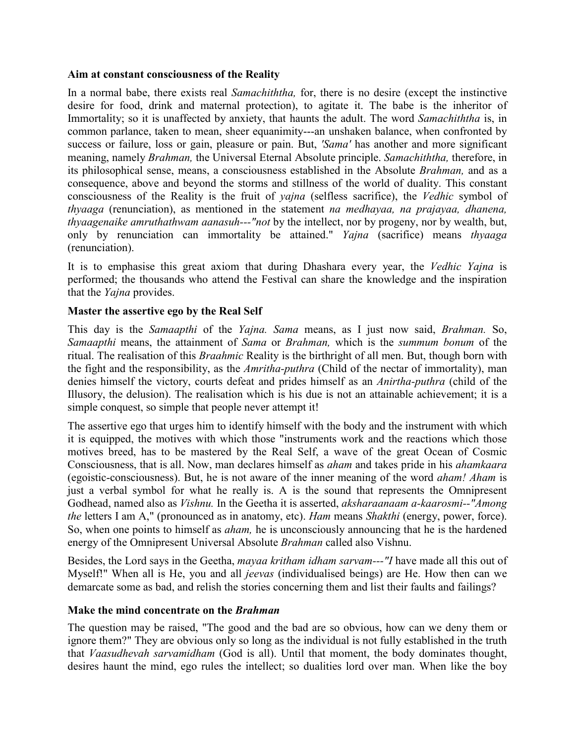**Aim at constant consciousness of the Reality**

In a normal babe, there exists real *Samachiththa,* for, there is no desire (except the instinctive desire for food, drink and maternal protection), to agitate it. The babe is the inheritor of Immortality; so it is unaffected by anxiety, that haunts the adult. The word *Samachiththa* is, in common parlance, taken to mean, sheer equanimity---an unshaken balance, when confronted by success or failure, loss or gain, pleasure or pain. But, *'Sama'* has another and more significant meaning, namely *Brahman,* the Universal Eternal Absolute principle. *Samachiththa,* therefore, in its philosophical sense, means, a consciousness established in the Absolute *Brahman,* and as a consequence, above and beyond the storms and stillness of the world of duality. This constant consciousness of the Reality is the fruit of *yajna* (selfless sacrifice), the *Vedhic* symbol of *thyaaga* (renunciation), as mentioned in the statement *na medhayaa, na prajayaa, dhanena, thyaagenaike amruthathwam aanasuh---"not* by the intellect, nor by progeny, nor by wealth, but, only by renunciation can immortality be attained." *Yajna* (sacrifice) means *thyaaga* (renunciation).

It is to emphasise this great axiom that during Dhashara every year, the *Vedhic Yajna* is performed; the thousands who attend the Festival can share the knowledge and the inspiration that the *Yajna* provides.

**Master the assertive ego by the Real Self**

This day is the *Samaapthi* of the *Yajna. Sama* means, as I just now said, *Brahman.* So, *Samaapthi* means, the attainment of *Sama* or *Brahman,* which is the *summum bonum* of the ritual. The realisation of this *Braahmic* Reality is the birthright of all men. But, though born with the fight and the responsibility, as the *Amritha-puthra* (Child of the nectar of immortality), man denies himself the victory, courts defeat and prides himself as an *Anirtha-puthra* (child of the Illusory, the delusion). The realisation which is his due is not an attainable achievement; it is a simple conquest, so simple that people never attempt it!

The assertive ego that urges him to identify himself with the body and the instrument with which it is equipped, the motives with which those "instruments work and the reactions which those motives breed, has to be mastered by the Real Self, a wave of the great Ocean of Cosmic Consciousness, that is all. Now, man declares himself as *aham* and takes pride in his *ahamkaara* (egoistic-consciousness). But, he is not aware of the inner meaning of the word *aham! Aham* is just a verbal symbol for what he really is. A is the sound that represents the Omnipresent Godhead, named also as *Vishnu.* In the Geetha it is asserted, *aksharaanaam a-kaarosmi--"Among the* letters I am A," (pronounced as in anatomy, etc). *Ham* means *Shakthi* (energy, power, force). So, when one points to himself as *aham,* he is unconsciously announcing that he is the hardened energy of the Omnipresent Universal Absolute *Brahman* called also Vishnu.

Besides, the Lord says in the Geetha, *mayaa kritham idham sarvam---"I* have made all this out of Myself!" When all is He, you and all *jeevas* (individualised beings) are He. How then can we demarcate some as bad, and relish the stories concerning them and list their faults and failings?

**Make the mind concentrate on the *Brahman***

The question may be raised, "The good and the bad are so obvious, how can we deny them or ignore them?" They are obvious only so long as the individual is not fully established in the truth that *Vaasudhevah sarvamidham* (God is all). Until that moment, the body dominates thought, desires haunt the mind, ego rules the intellect; so dualities lord over man. When like the boy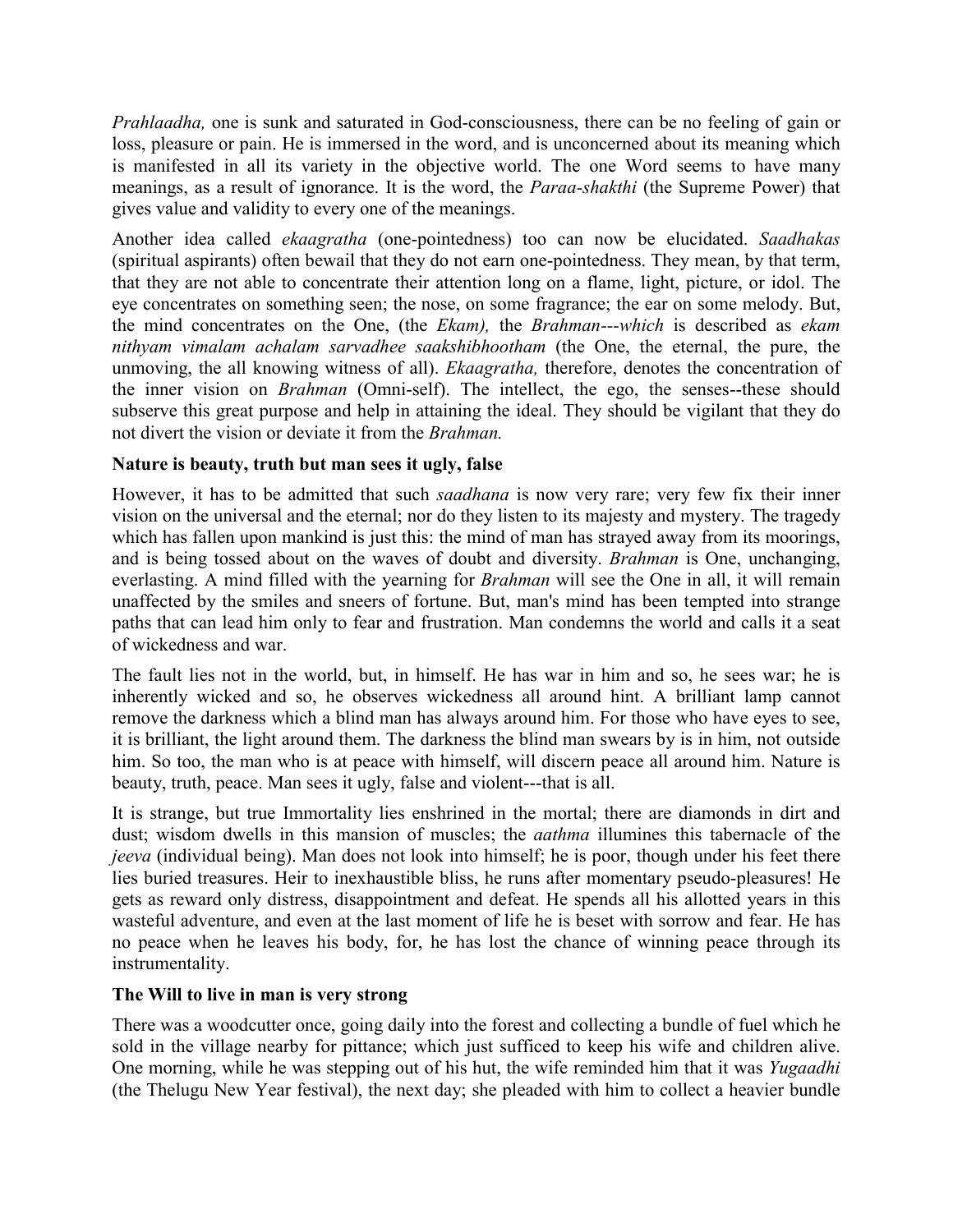*Prahlaadha,* one is sunk and saturated in God-consciousness, there can be no feeling of gain or loss, pleasure or pain. He is immersed in the word, and is unconcerned about its meaning which is manifested in all its variety in the objective world. The one Word seems to have many meanings, as a result of ignorance. It is the word, the *Paraa-shakthi* (the Supreme Power) that gives value and validity to every one of the meanings.

Another idea called *ekaagratha* (one-pointedness) too can now be elucidated. *Saadhakas* (spiritual aspirants) often bewail that they do not earn one-pointedness. They mean, by that term, that they are not able to concentrate their attention long on a flame, light, picture, or idol. The eye concentrates on something seen; the nose, on some fragrance; the ear on some melody. But, the mind concentrates on the One, (the *Ekam),* the *Brahman---which* is described as *ekam nithyam vimalam achalam sarvadhee saakshibhootham* (the One, the eternal, the pure, the unmoving, the all knowing witness of all). *Ekaagratha,* therefore, denotes the concentration of the inner vision on *Brahman* (Omni-self). The intellect, the ego, the senses--these should subserve this great purpose and help in attaining the ideal. They should be vigilant that they do not divert the vision or deviate it from the *Brahman.*

**Nature is beauty, truth but man sees it ugly, false**

However, it has to be admitted that such *saadhana* is now very rare; very few fix their inner vision on the universal and the eternal; nor do they listen to its majesty and mystery. The tragedy which has fallen upon mankind is just this: the mind of man has strayed away from its moorings, and is being tossed about on the waves of doubt and diversity. *Brahman* is One, unchanging, everlasting. A mind filled with the yearning for *Brahman* will see the One in all, it will remain unaffected by the smiles and sneers of fortune. But, man's mind has been tempted into strange paths that can lead him only to fear and frustration. Man condemns the world and calls it a seat of wickedness and war.

The fault lies not in the world, but, in himself. He has war in him and so, he sees war; he is inherently wicked and so, he observes wickedness all around hint. A brilliant lamp cannot remove the darkness which a blind man has always around him. For those who have eyes to see, it is brilliant, the light around them. The darkness the blind man swears by is in him, not outside him. So too, the man who is at peace with himself, will discern peace all around him. Nature is beauty, truth, peace. Man sees it ugly, false and violent---that is all.

It is strange, but true Immortality lies enshrined in the mortal; there are diamonds in dirt and dust; wisdom dwells in this mansion of muscles; the *aathma* illumines this tabernacle of the *jeeva* (individual being). Man does not look into himself; he is poor, though under his feet there lies buried treasures. Heir to inexhaustible bliss, he runs after momentary pseudo-pleasures! He gets as reward only distress, disappointment and defeat. He spends all his allotted years in this wasteful adventure, and even at the last moment of life he is beset with sorrow and fear. He has no peace when he leaves his body, for, he has lost the chance of winning peace through its instrumentality.

**The Will to live in man is very strong**

There was a woodcutter once, going daily into the forest and collecting a bundle of fuel which he sold in the village nearby for pittance; which just sufficed to keep his wife and children alive. One morning, while he was stepping out of his hut, the wife reminded him that it was *Yugaadhi* (the Thelugu New Year festival), the next day; she pleaded with him to collect a heavier bundle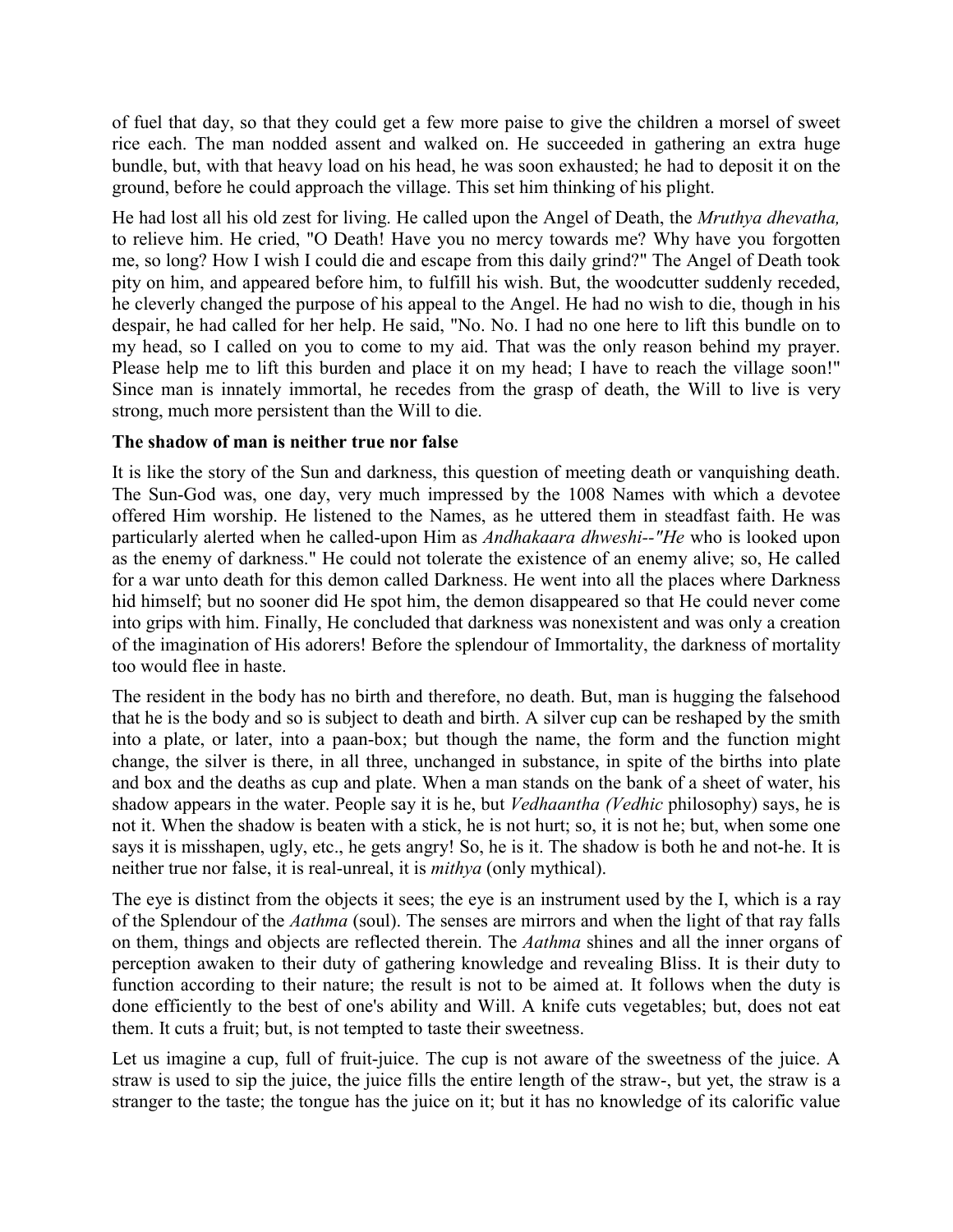of fuel that day, so that they could get a few more paise to give the children a morsel of sweet rice each. The man nodded assent and walked on. He succeeded in gathering an extra huge bundle, but, with that heavy load on his head, he was soon exhausted; he had to deposit it on the ground, before he could approach the village. This set him thinking of his plight.

He had lost all his old zest for living. He called upon the Angel of Death, the *Mruthya dhevatha,* to relieve him. He cried, "O Death! Have you no mercy towards me? Why have you forgotten me, so long? How I wish I could die and escape from this daily grind?" The Angel of Death took pity on him, and appeared before him, to fulfill his wish. But, the woodcutter suddenly receded, he cleverly changed the purpose of his appeal to the Angel. He had no wish to die, though in his despair, he had called for her help. He said, "No. No. I had no one here to lift this bundle on to my head, so I called on you to come to my aid. That was the only reason behind my prayer. Please help me to lift this burden and place it on my head; I have to reach the village soon!" Since man is innately immortal, he recedes from the grasp of death, the Will to live is very strong, much more persistent than the Will to die.

**The shadow of man is neither true nor false**

It is like the story of the Sun and darkness, this question of meeting death or vanquishing death. The Sun-God was, one day, very much impressed by the 1008 Names with which a devotee offered Him worship. He listened to the Names, as he uttered them in steadfast faith. He was particularly alerted when he called-upon Him as *Andhakaara dhweshi--"He* who is looked upon as the enemy of darkness." He could not tolerate the existence of an enemy alive; so, He called for a war unto death for this demon called Darkness. He went into all the places where Darkness hid himself; but no sooner did He spot him, the demon disappeared so that He could never come into grips with him. Finally, He concluded that darkness was nonexistent and was only a creation of the imagination of His adorers! Before the splendour of Immortality, the darkness of mortality too would flee in haste.

The resident in the body has no birth and therefore, no death. But, man is hugging the falsehood that he is the body and so is subject to death and birth. A silver cup can be reshaped by the smith into a plate, or later, into a paan-box; but though the name, the form and the function might change, the silver is there, in all three, unchanged in substance, in spite of the births into plate and box and the deaths as cup and plate. When a man stands on the bank of a sheet of water, his shadow appears in the water. People say it is he, but *Vedhaantha (Vedhic* philosophy) says, he is not it. When the shadow is beaten with a stick, he is not hurt; so, it is not he; but, when some one says it is misshapen, ugly, etc., he gets angry! So, he is it. The shadow is both he and not-he. It is neither true nor false, it is real-unreal, it is *mithya* (only mythical).

The eye is distinct from the objects it sees; the eye is an instrument used by the I, which is a ray of the Splendour of the *Aathma* (soul). The senses are mirrors and when the light of that ray falls on them, things and objects are reflected therein. The *Aathma* shines and all the inner organs of perception awaken to their duty of gathering knowledge and revealing Bliss. It is their duty to function according to their nature; the result is not to be aimed at. It follows when the duty is done efficiently to the best of one's ability and Will. A knife cuts vegetables; but, does not eat them. It cuts a fruit; but, is not tempted to taste their sweetness.

Let us imagine a cup, full of fruit-juice. The cup is not aware of the sweetness of the juice. A straw is used to sip the juice, the juice fills the entire length of the straw-, but yet, the straw is a stranger to the taste; the tongue has the juice on it; but it has no knowledge of its calorific value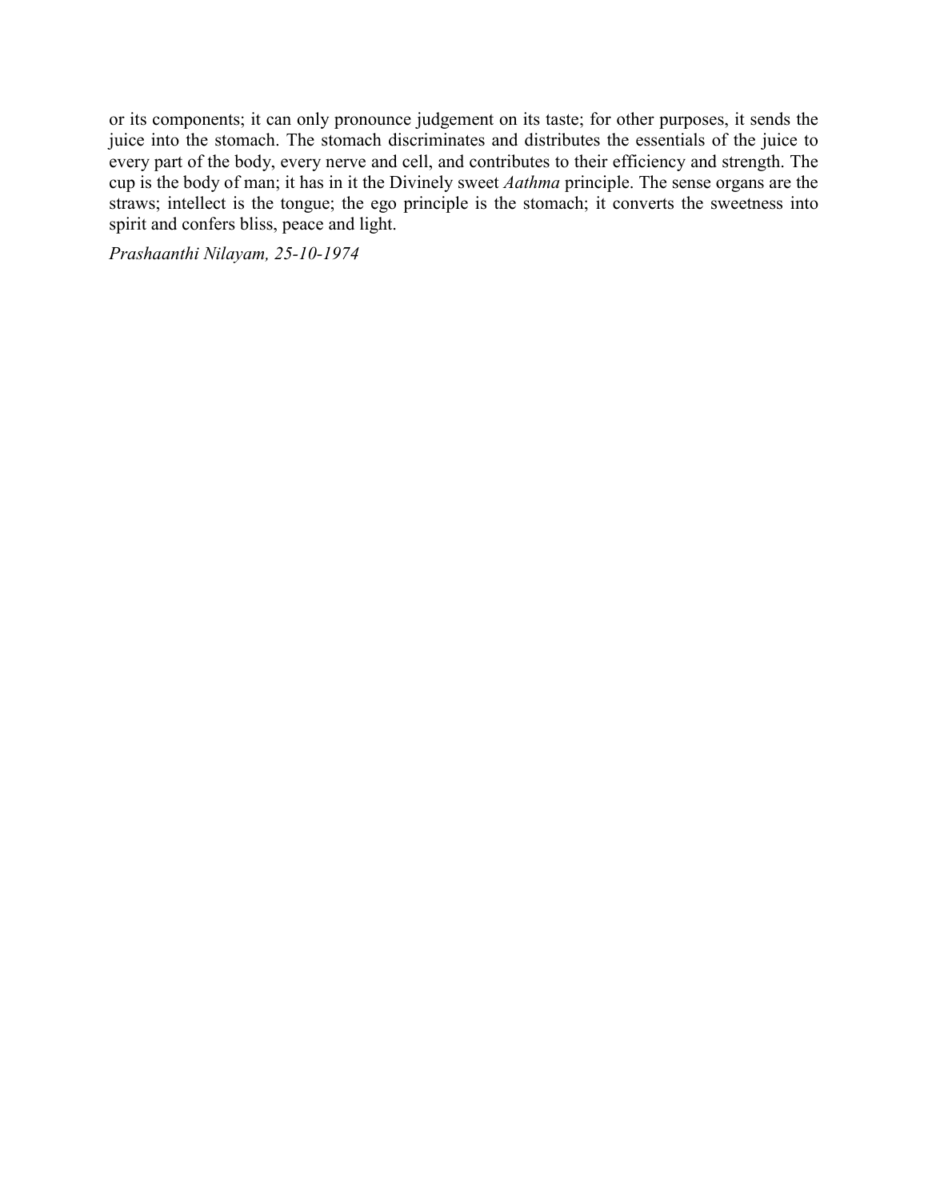or its components; it can only pronounce judgement on its taste; for other purposes, it sends the juice into the stomach. The stomach discriminates and distributes the essentials of the juice to every part of the body, every nerve and cell, and contributes to their efficiency and strength. The cup is the body of man; it has in it the Divinely sweet *Aathma* principle. The sense organs are the straws; intellect is the tongue; the ego principle is the stomach; it converts the sweetness into spirit and confers bliss, peace and light.

*Prashaanthi Nilayam, 25-10-1974*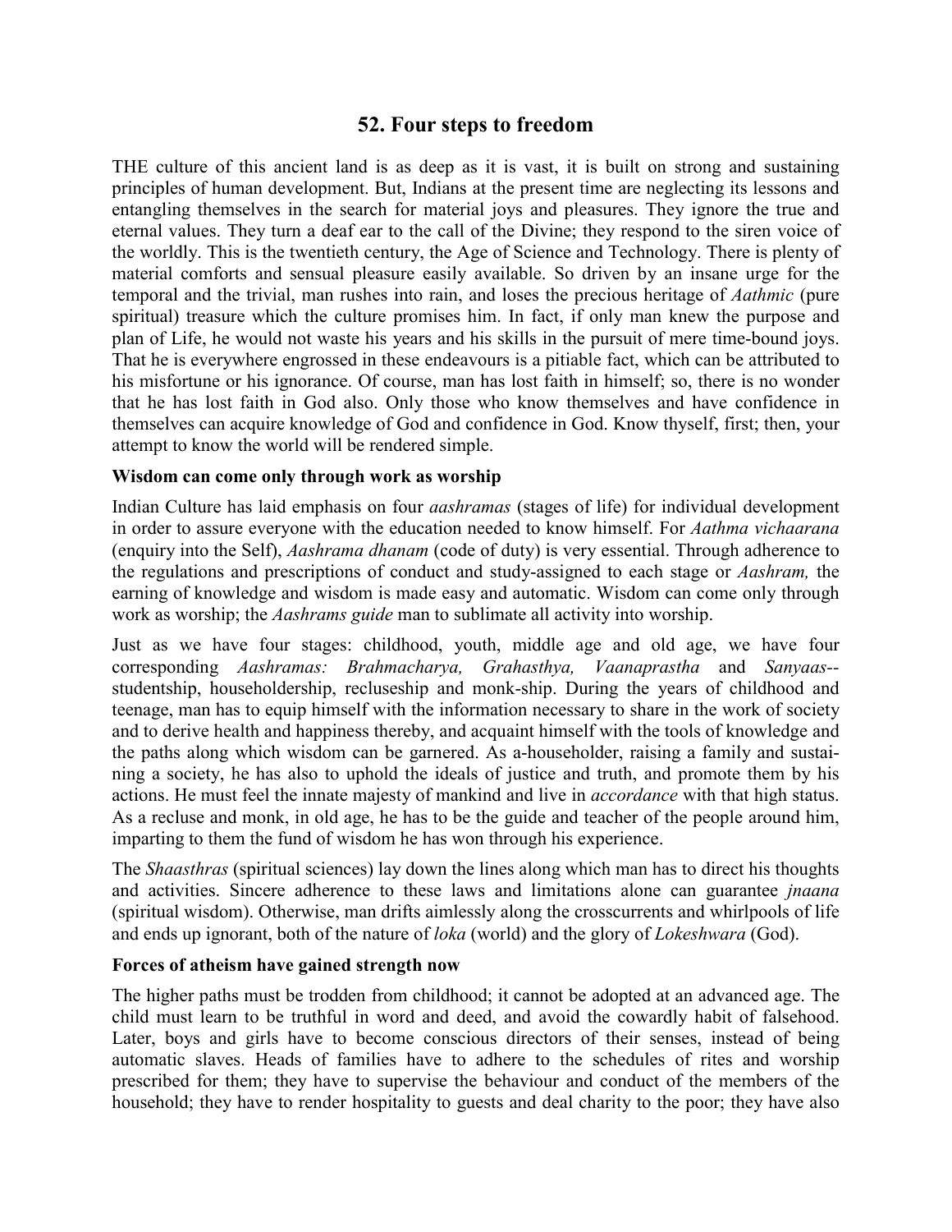## 52. Four steps to freedom

THE culture of this ancient land is as deep as it is vast, it is built on strong and sustaining principles of human development. But, Indians at the present time are neglecting its lessons and entangling themselves in the search for material joys and pleasures. They ignore the true and eternal values. They turn a deaf ear to the call of the Divine; they respond to the siren voice of the worldly. This is the twentieth century, the Age of Science and Technology. There is plenty of material comforts and sensual pleasure easily available. So driven by an insane urge for the temporal and the trivial, man rushes into rain, and loses the precious heritage of *Aathmic* (pure spiritual) treasure which the culture promises him. In fact, if only man knew the purpose and plan of Life, he would not waste his years and his skills in the pursuit of mere time-bound joys. That he is everywhere engrossed in these endeavours is a pitiable fact, which can be attributed to his misfortune or his ignorance. Of course, man has lost faith in himself; so, there is no wonder that he has lost faith in God also. Only those who know themselves and have confidence in themselves can acquire knowledge of God and confidence in God. Know thyself, first; then, your attempt to know the world will be rendered simple.

**Wisdom can come only through work as worship**

Indian Culture has laid emphasis on four *aashramas* (stages of life) for individual development in order to assure everyone with the education needed to know himself. For *Aathma vichaarana* (enquiry into the Self), *Aashrama dhanam* (code of duty) is very essential. Through adherence to the regulations and prescriptions of conduct and study-assigned to each stage or *Aashram,* the earning of knowledge and wisdom is made easy and automatic. Wisdom can come only through work as worship; the *Aashrams guide* man to sublimate all activity into worship.

Just as we have four stages: childhood, youth, middle age and old age, we have four corresponding *Aashramas: Brahmacharya, Grahasthya, Vaanaprastha* and *Sanyaas*--studentship, householdership, recluseship and monk-ship. During the years of childhood and teenage, man has to equip himself with the information necessary to share in the work of society and to derive health and happiness thereby, and acquaint himself with the tools of knowledge and the paths along which wisdom can be garnered. As a-householder, raising a family and sustaining a society, he has also to uphold the ideals of justice and truth, and promote them by his actions. He must feel the innate majesty of mankind and live in *accordance* with that high status. As a recluse and monk, in old age, he has to be the guide and teacher of the people around him, imparting to them the fund of wisdom he has won through his experience.

The *Shaasthras* (spiritual sciences) lay down the lines along which man has to direct his thoughts and activities. Sincere adherence to these laws and limitations alone can guarantee *jnaana* (spiritual wisdom). Otherwise, man drifts aimlessly along the crosscurrents and whirlpools of life and ends up ignorant, both of the nature of *loka* (world) and the glory of *Lokeshwara* (God).

**Forces of atheism have gained strength now**

The higher paths must be trodden from childhood; it cannot be adopted at an advanced age. The child must learn to be truthful in word and deed, and avoid the cowardly habit of falsehood. Later, boys and girls have to become conscious directors of their senses, instead of being automatic slaves. Heads of families have to adhere to the schedules of rites and worship prescribed for them; they have to supervise the behaviour and conduct of the members of the household; they have to render hospitality to guests and deal charity to the poor; they have also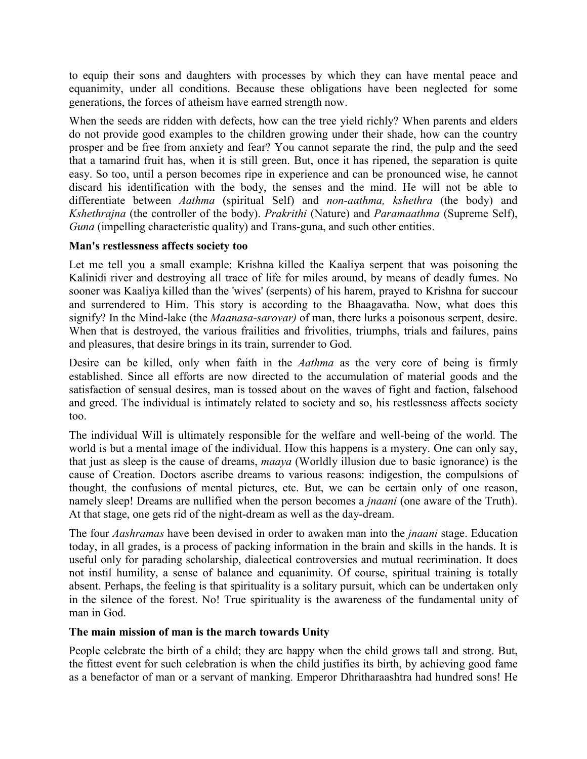to equip their sons and daughters with processes by which they can have mental peace and equanimity, under all conditions. Because these obligations have been neglected for some generations, the forces of atheism have earned strength now.

When the seeds are ridden with defects, how can the tree yield richly? When parents and elders do not provide good examples to the children growing under their shade, how can the country prosper and be free from anxiety and fear? You cannot separate the rind, the pulp and the seed that a tamarind fruit has, when it is still green. But, once it has ripened, the separation is quite easy. So too, until a person becomes ripe in experience and can be pronounced wise, he cannot discard his identification with the body, the senses and the mind. He will not be able to differentiate between *Aathma* (spiritual Self) and *non-aathma, kshethra* (the body) and *Kshethrajna* (the controller of the body). *Prakrithi* (Nature) and *Paramaathma* (Supreme Self), *Guna* (impelling characteristic quality) and Trans-guna, and such other entities.

**Man's restlessness affects society too**

Let me tell you a small example: Krishna killed the Kaaliya serpent that was poisoning the Kalinidi river and destroying all trace of life for miles around, by means of deadly fumes. No sooner was Kaaliya killed than the 'wives' (serpents) of his harem, prayed to Krishna for succour and surrendered to Him. This story is according to the Bhaagavatha. Now, what does this signify? In the Mind-lake (the *Maanasa-sarovar)* of man, there lurks a poisonous serpent, desire. When that is destroyed, the various frailities and frivolities, triumphs, trials and failures, pains and pleasures, that desire brings in its train, surrender to God.

Desire can be killed, only when faith in the *Aathma* as the very core of being is firmly established. Since all efforts are now directed to the accumulation of material goods and the satisfaction of sensual desires, man is tossed about on the waves of fight and faction, falsehood and greed. The individual is intimately related to society and so, his restlessness affects society too.

The individual Will is ultimately responsible for the welfare and well-being of the world. The world is but a mental image of the individual. How this happens is a mystery. One can only say, that just as sleep is the cause of dreams, *maaya* (Worldly illusion due to basic ignorance) is the cause of Creation. Doctors ascribe dreams to various reasons: indigestion, the compulsions of thought, the confusions of mental pictures, etc. But, we can be certain only of one reason, namely sleep! Dreams are nullified when the person becomes a *jnaani* (one aware of the Truth). At that stage, one gets rid of the night-dream as well as the day-dream.

The four *Aashramas* have been devised in order to awaken man into the *jnaani* stage. Education today, in all grades, is a process of packing information in the brain and skills in the hands. It is useful only for parading scholarship, dialectical controversies and mutual recrimination. It does not instil humility, a sense of balance and equanimity. Of course, spiritual training is totally absent. Perhaps, the feeling is that spirituality is a solitary pursuit, which can be undertaken only in the silence of the forest. No! True spirituality is the awareness of the fundamental unity of man in God.

**The main mission of man is the march towards Unity**

People celebrate the birth of a child; they are happy when the child grows tall and strong. But, the fittest event for such celebration is when the child justifies its birth, by achieving good fame as a benefactor of man or a servant of manking. Emperor Dhritharaashtra had hundred sons! He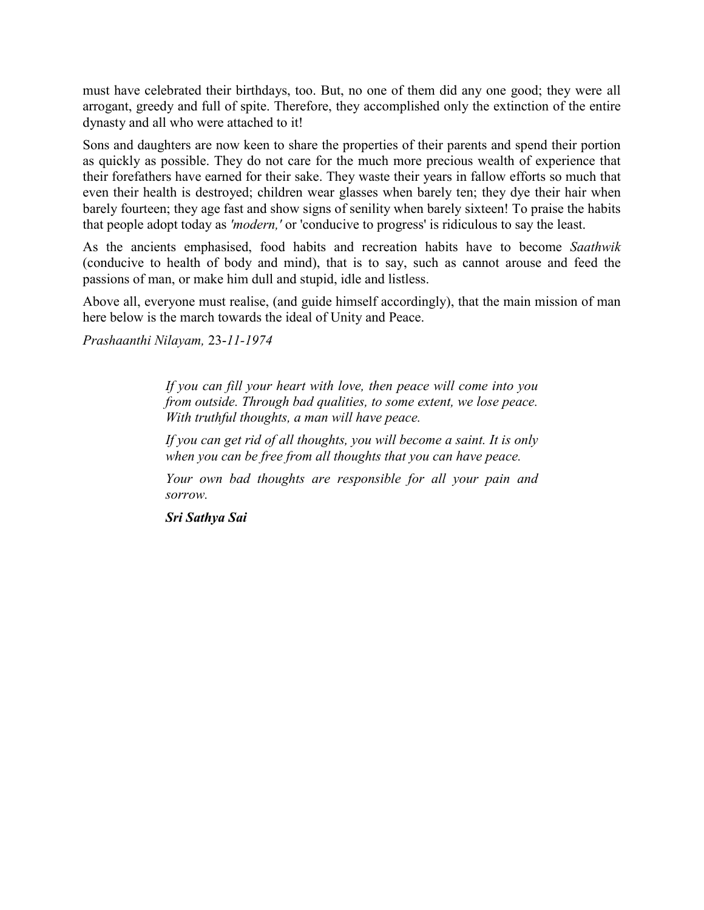must have celebrated their birthdays, too. But, no one of them did any one good; they were all arrogant, greedy and full of spite. Therefore, they accomplished only the extinction of the entire dynasty and all who were attached to it!

Sons and daughters are now keen to share the properties of their parents and spend their portion as quickly as possible. They do not care for the much more precious wealth of experience that their forefathers have earned for their sake. They waste their years in fallow efforts so much that even their health is destroyed; children wear glasses when barely ten; they dye their hair when barely fourteen; they age fast and show signs of senility when barely sixteen! To praise the habits that people adopt today as *'modern,'* or 'conducive to progress' is ridiculous to say the least.

As the ancients emphasised, food habits and recreation habits have to become *Saathwik* (conducive to health of body and mind), that is to say, such as cannot arouse and feed the passions of man, or make him dull and stupid, idle and listless.

Above all, everyone must realise, (and guide himself accordingly), that the main mission of man here below is the march towards the ideal of Unity and Peace.

*Prashaanthi Nilayam,* 23*-11-1974*

> *If you can fill your heart with love, then peace will come into you from outside. Through bad qualities, to some extent, we lose peace. With truthful thoughts, a man will have peace.*
>
> *If you can get rid of all thoughts, you will become a saint. It is only when you can be free from all thoughts that you can have peace.*
>
> *Your own bad thoughts are responsible for all your pain and sorrow.*
>
> ***Sri Sathya Sai***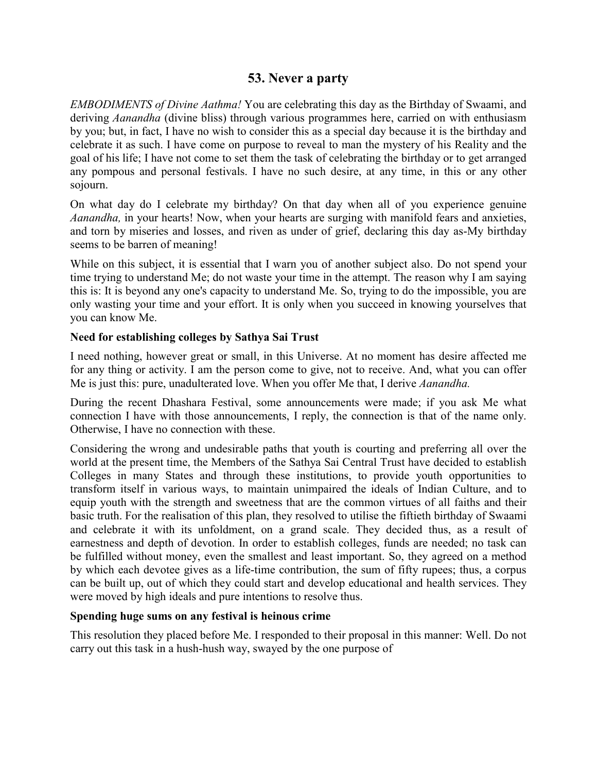## 53. Never a party

*EMBODIMENTS of Divine Aathma!* You are celebrating this day as the Birthday of Swaami, and deriving *Aanandha* (divine bliss) through various programmes here, carried on with enthusiasm by you; but, in fact, I have no wish to consider this as a special day because it is the birthday and celebrate it as such. I have come on purpose to reveal to man the mystery of his Reality and the goal of his life; I have not come to set them the task of celebrating the birthday or to get arranged any pompous and personal festivals. I have no such desire, at any time, in this or any other sojourn.

On what day do I celebrate my birthday? On that day when all of you experience genuine *Aanandha,* in your hearts! Now, when your hearts are surging with manifold fears and anxieties, and torn by miseries and losses, and riven as under of grief, declaring this day as-My birthday seems to be barren of meaning!

While on this subject, it is essential that I warn you of another subject also. Do not spend your time trying to understand Me; do not waste your time in the attempt. The reason why I am saying this is: It is beyond any one's capacity to understand Me. So, trying to do the impossible, you are only wasting your time and your effort. It is only when you succeed in knowing yourselves that you can know Me.

**Need for establishing colleges by Sathya Sai Trust**

I need nothing, however great or small, in this Universe. At no moment has desire affected me for any thing or activity. I am the person come to give, not to receive. And, what you can offer Me is just this: pure, unadulterated love. When you offer Me that, I derive *Aanandha.*

During the recent Dhashara Festival, some announcements were made; if you ask Me what connection I have with those announcements, I reply, the connection is that of the name only. Otherwise, I have no connection with these.

Considering the wrong and undesirable paths that youth is courting and preferring all over the world at the present time, the Members of the Sathya Sai Central Trust have decided to establish Colleges in many States and through these institutions, to provide youth opportunities to transform itself in various ways, to maintain unimpaired the ideals of Indian Culture, and to equip youth with the strength and sweetness that are the common virtues of all faiths and their basic truth. For the realisation of this plan, they resolved to utilise the fiftieth birthday of Swaami and celebrate it with its unfoldment, on a grand scale. They decided thus, as a result of earnestness and depth of devotion. In order to establish colleges, funds are needed; no task can be fulfilled without money, even the smallest and least important. So, they agreed on a method by which each devotee gives as a life-time contribution, the sum of fifty rupees; thus, a corpus can be built up, out of which they could start and develop educational and health services. They were moved by high ideals and pure intentions to resolve thus.

**Spending huge sums on any festival is heinous crime**

This resolution they placed before Me. I responded to their proposal in this manner: Well. Do not carry out this task in a hush-hush way, swayed by the one purpose of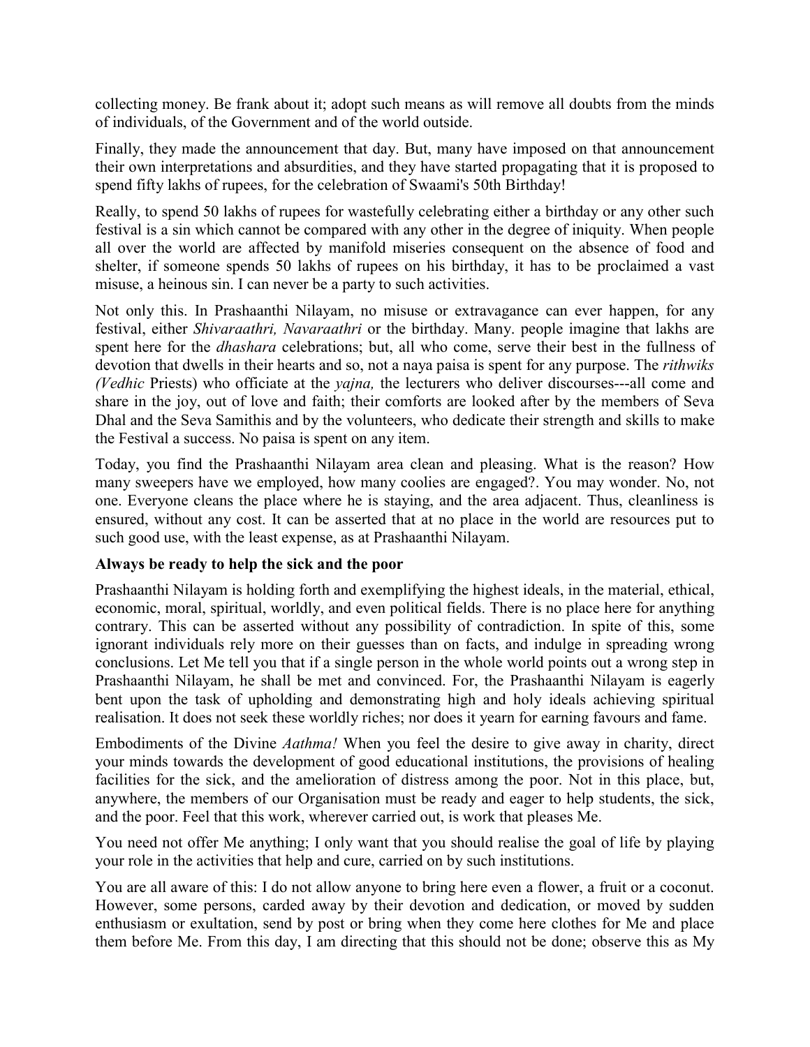collecting money. Be frank about it; adopt such means as will remove all doubts from the minds of individuals, of the Government and of the world outside.

Finally, they made the announcement that day. But, many have imposed on that announcement their own interpretations and absurdities, and they have started propagating that it is proposed to spend fifty lakhs of rupees, for the celebration of Swaami's 50th Birthday!

Really, to spend 50 lakhs of rupees for wastefully celebrating either a birthday or any other such festival is a sin which cannot be compared with any other in the degree of iniquity. When people all over the world are affected by manifold miseries consequent on the absence of food and shelter, if someone spends 50 lakhs of rupees on his birthday, it has to be proclaimed a vast misuse, a heinous sin. I can never be a party to such activities.

Not only this. In Prashaanthi Nilayam, no misuse or extravagance can ever happen, for any festival, either *Shivaraathri, Navaraathri* or the birthday. Many. people imagine that lakhs are spent here for the *dhashara* celebrations; but, all who come, serve their best in the fullness of devotion that dwells in their hearts and so, not a naya paisa is spent for any purpose. The *rithwiks (Vedhic* Priests) who officiate at the *yajna,* the lecturers who deliver discourses---all come and share in the joy, out of love and faith; their comforts are looked after by the members of Seva Dhal and the Seva Samithis and by the volunteers, who dedicate their strength and skills to make the Festival a success. No paisa is spent on any item.

Today, you find the Prashaanthi Nilayam area clean and pleasing. What is the reason? How many sweepers have we employed, how many coolies are engaged?. You may wonder. No, not one. Everyone cleans the place where he is staying, and the area adjacent. Thus, cleanliness is ensured, without any cost. It can be asserted that at no place in the world are resources put to such good use, with the least expense, as at Prashaanthi Nilayam.

**Always be ready to help the sick and the poor**

Prashaanthi Nilayam is holding forth and exemplifying the highest ideals, in the material, ethical, economic, moral, spiritual, worldly, and even political fields. There is no place here for anything contrary. This can be asserted without any possibility of contradiction. In spite of this, some ignorant individuals rely more on their guesses than on facts, and indulge in spreading wrong conclusions. Let Me tell you that if a single person in the whole world points out a wrong step in Prashaanthi Nilayam, he shall be met and convinced. For, the Prashaanthi Nilayam is eagerly bent upon the task of upholding and demonstrating high and holy ideals achieving spiritual realisation. It does not seek these worldly riches; nor does it yearn for earning favours and fame.

Embodiments of the Divine *Aathma!* When you feel the desire to give away in charity, direct your minds towards the development of good educational institutions, the provisions of healing facilities for the sick, and the amelioration of distress among the poor. Not in this place, but, anywhere, the members of our Organisation must be ready and eager to help students, the sick, and the poor. Feel that this work, wherever carried out, is work that pleases Me.

You need not offer Me anything; I only want that you should realise the goal of life by playing your role in the activities that help and cure, carried on by such institutions.

You are all aware of this: I do not allow anyone to bring here even a flower, a fruit or a coconut. However, some persons, carded away by their devotion and dedication, or moved by sudden enthusiasm or exultation, send by post or bring when they come here clothes for Me and place them before Me. From this day, I am directing that this should not be done; observe this as My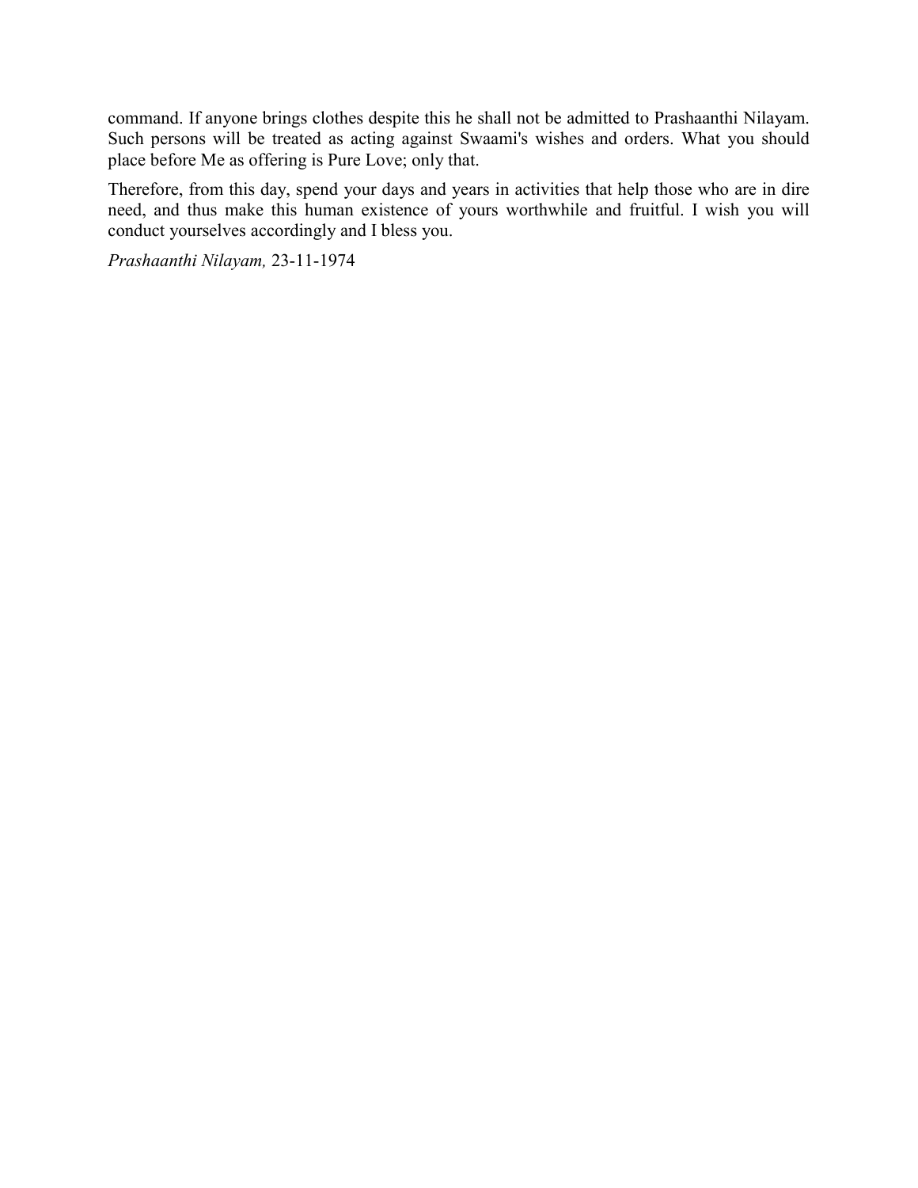command. If anyone brings clothes despite this he shall not be admitted to Prashaanthi Nilayam. Such persons will be treated as acting against Swaami's wishes and orders. What you should place before Me as offering is Pure Love; only that.

Therefore, from this day, spend your days and years in activities that help those who are in dire need, and thus make this human existence of yours worthwhile and fruitful. I wish you will conduct yourselves accordingly and I bless you.

*Prashaanthi Nilayam,* 23-11-1974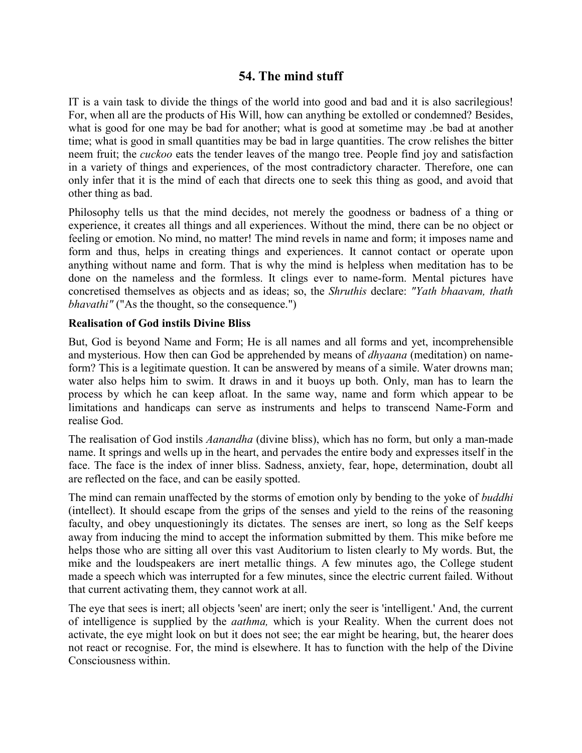## 54. The mind stuff

IT is a vain task to divide the things of the world into good and bad and it is also sacrilegious! For, when all are the products of His Will, how can anything be extolled or condemned? Besides, what is good for one may be bad for another; what is good at sometime may .be bad at another time; what is good in small quantities may be bad in large quantities. The crow relishes the bitter neem fruit; the *cuckoo* eats the tender leaves of the mango tree. People find joy and satisfaction in a variety of things and experiences, of the most contradictory character. Therefore, one can only infer that it is the mind of each that directs one to seek this thing as good, and avoid that other thing as bad.

Philosophy tells us that the mind decides, not merely the goodness or badness of a thing or experience, it creates all things and all experiences. Without the mind, there can be no object or feeling or emotion. No mind, no matter! The mind revels in name and form; it imposes name and form and thus, helps in creating things and experiences. It cannot contact or operate upon anything without name and form. That is why the mind is helpless when meditation has to be done on the nameless and the formless. It clings ever to name-form. Mental pictures have concretised themselves as objects and as ideas; so, the *Shruthis* declare: *"Yath bhaavam, thath bhavathi"* ("As the thought, so the consequence.")

**Realisation of God instils Divine Bliss**

But, God is beyond Name and Form; He is all names and all forms and yet, incomprehensible and mysterious. How then can God be apprehended by means of *dhyaana* (meditation) on name-form? This is a legitimate question. It can be answered by means of a simile. Water drowns man; water also helps him to swim. It draws in and it buoys up both. Only, man has to learn the process by which he can keep afloat. In the same way, name and form which appear to be limitations and handicaps can serve as instruments and helps to transcend Name-Form and realise God.

The realisation of God instils *Aanandha* (divine bliss), which has no form, but only a man-made name. It springs and wells up in the heart, and pervades the entire body and expresses itself in the face. The face is the index of inner bliss. Sadness, anxiety, fear, hope, determination, doubt all are reflected on the face, and can be easily spotted.

The mind can remain unaffected by the storms of emotion only by bending to the yoke of *buddhi* (intellect). It should escape from the grips of the senses and yield to the reins of the reasoning faculty, and obey unquestioningly its dictates. The senses are inert, so long as the Self keeps away from inducing the mind to accept the information submitted by them. This mike before me helps those who are sitting all over this vast Auditorium to listen clearly to My words. But, the mike and the loudspeakers are inert metallic things. A few minutes ago, the College student made a speech which was interrupted for a few minutes, since the electric current failed. Without that current activating them, they cannot work at all.

The eye that sees is inert; all objects 'seen' are inert; only the seer is 'intelligent.' And, the current of intelligence is supplied by the *aathma,* which is your Reality. When the current does not activate, the eye might look on but it does not see; the ear might be hearing, but, the hearer does not react or recognise. For, the mind is elsewhere. It has to function with the help of the Divine Consciousness within.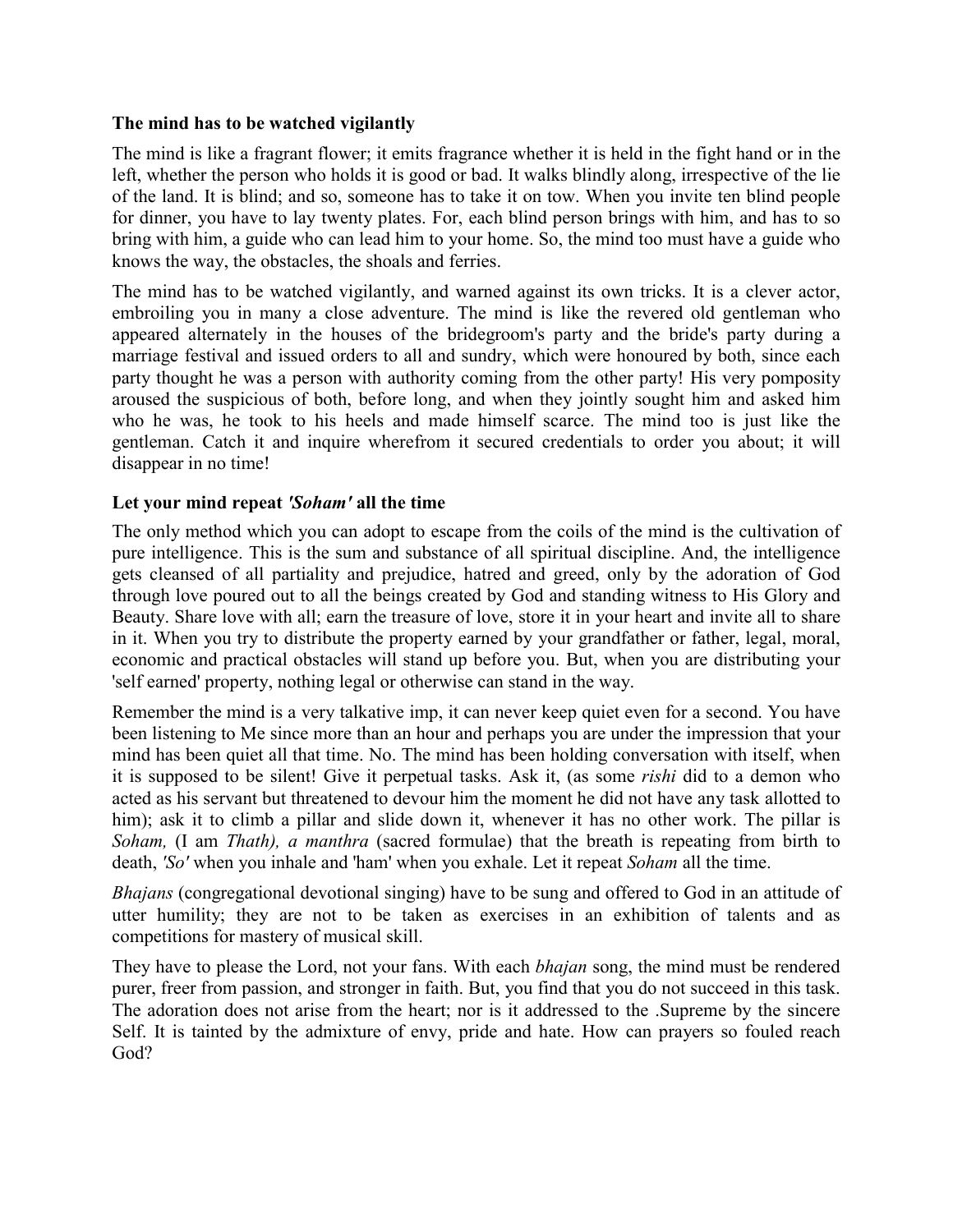### **The mind has to be watched vigilantly**

The mind is like a fragrant flower; it emits fragrance whether it is held in the fight hand or in the left, whether the person who holds it is good or bad. It walks blindly along, irrespective of the lie of the land. It is blind; and so, someone has to take it on tow. When you invite ten blind people for dinner, you have to lay twenty plates. For, each blind person brings with him, and has to so bring with him, a guide who can lead him to your home. So, the mind too must have a guide who knows the way, the obstacles, the shoals and ferries.

The mind has to be watched vigilantly, and warned against its own tricks. It is a clever actor, embroiling you in many a close adventure. The mind is like the revered old gentleman who appeared alternately in the houses of the bridegroom's party and the bride's party during a marriage festival and issued orders to all and sundry, which were honoured by both, since each party thought he was a person with authority coming from the other party! His very pomposity aroused the suspicious of both, before long, and when they jointly sought him and asked him who he was, he took to his heels and made himself scarce. The mind too is just like the gentleman. Catch it and inquire wherefrom it secured credentials to order you about; it will disappear in no time!

### **Let your mind repeat *'Soham'* all the time**

The only method which you can adopt to escape from the coils of the mind is the cultivation of pure intelligence. This is the sum and substance of all spiritual discipline. And, the intelligence gets cleansed of all partiality and prejudice, hatred and greed, only by the adoration of God through love poured out to all the beings created by God and standing witness to His Glory and Beauty. Share love with all; earn the treasure of love, store it in your heart and invite all to share in it. When you try to distribute the property earned by your grandfather or father, legal, moral, economic and practical obstacles will stand up before you. But, when you are distributing your 'self earned' property, nothing legal or otherwise can stand in the way.

Remember the mind is a very talkative imp, it can never keep quiet even for a second. You have been listening to Me since more than an hour and perhaps you are under the impression that your mind has been quiet all that time. No. The mind has been holding conversation with itself, when it is supposed to be silent! Give it perpetual tasks. Ask it, (as some *rishi* did to a demon who acted as his servant but threatened to devour him the moment he did not have any task allotted to him); ask it to climb a pillar and slide down it, whenever it has no other work. The pillar is *Soham,* (I am *Thath), a manthra* (sacred formulae) that the breath is repeating from birth to death, *'So'* when you inhale and 'ham' when you exhale. Let it repeat *Soham* all the time.

*Bhajans* (congregational devotional singing) have to be sung and offered to God in an attitude of utter humility; they are not to be taken as exercises in an exhibition of talents and as competitions for mastery of musical skill.

They have to please the Lord, not your fans. With each *bhajan* song, the mind must be rendered purer, freer from passion, and stronger in faith. But, you find that you do not succeed in this task. The adoration does not arise from the heart; nor is it addressed to the .Supreme by the sincere Self. It is tainted by the admixture of envy, pride and hate. How can prayers so fouled reach God?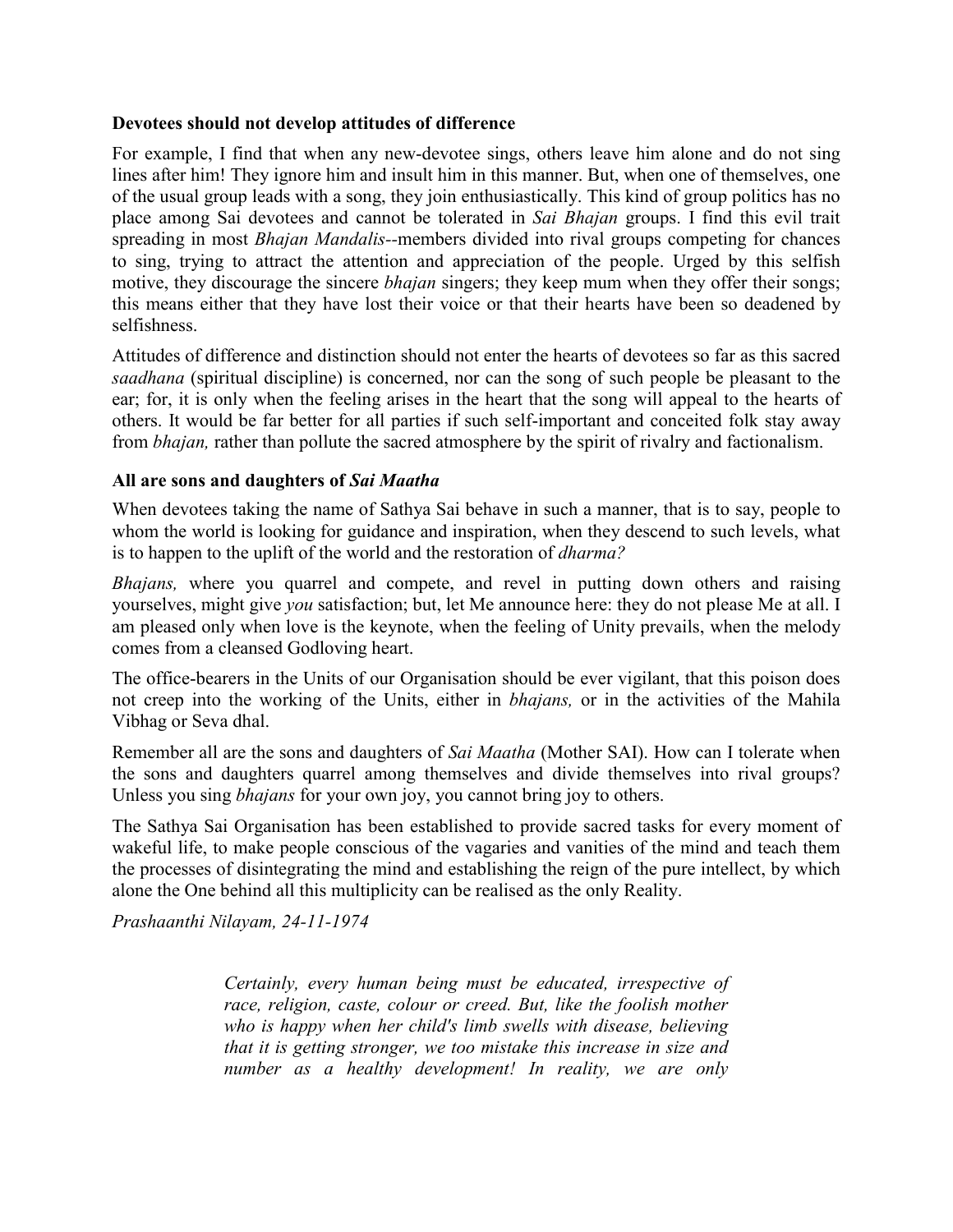**Devotees should not develop attitudes of difference**

For example, I find that when any new-devotee sings, others leave him alone and do not sing lines after him! They ignore him and insult him in this manner. But, when one of themselves, one of the usual group leads with a song, they join enthusiastically. This kind of group politics has no place among Sai devotees and cannot be tolerated in *Sai Bhajan* groups. I find this evil trait spreading in most *Bhajan Mandalis*--members divided into rival groups competing for chances to sing, trying to attract the attention and appreciation of the people. Urged by this selfish motive, they discourage the sincere *bhajan* singers; they keep mum when they offer their songs; this means either that they have lost their voice or that their hearts have been so deadened by selfishness.

Attitudes of difference and distinction should not enter the hearts of devotees so far as this sacred *saadhana* (spiritual discipline) is concerned, nor can the song of such people be pleasant to the ear; for, it is only when the feeling arises in the heart that the song will appeal to the hearts of others. It would be far better for all parties if such self-important and conceited folk stay away from *bhajan,* rather than pollute the sacred atmosphere by the spirit of rivalry and factionalism.

**All are sons and daughters of *Sai Maatha***

When devotees taking the name of Sathya Sai behave in such a manner, that is to say, people to whom the world is looking for guidance and inspiration, when they descend to such levels, what is to happen to the uplift of the world and the restoration of *dharma?*

*Bhajans,* where you quarrel and compete, and revel in putting down others and raising yourselves, might give *you* satisfaction; but, let Me announce here: they do not please Me at all. I am pleased only when love is the keynote, when the feeling of Unity prevails, when the melody comes from a cleansed Godloving heart.

The office-bearers in the Units of our Organisation should be ever vigilant, that this poison does not creep into the working of the Units, either in *bhajans,* or in the activities of the Mahila Vibhag or Seva dhal.

Remember all are the sons and daughters of *Sai Maatha* (Mother SAI). How can I tolerate when the sons and daughters quarrel among themselves and divide themselves into rival groups? Unless you sing *bhajans* for your own joy, you cannot bring joy to others.

The Sathya Sai Organisation has been established to provide sacred tasks for every moment of wakeful life, to make people conscious of the vagaries and vanities of the mind and teach them the processes of disintegrating the mind and establishing the reign of the pure intellect, by which alone the One behind all this multiplicity can be realised as the only Reality.

*Prashaanthi Nilayam, 24-11-1974*

> *Certainly, every human being must be educated, irrespective of race, religion, caste, colour or creed. But, like the foolish mother who is happy when her child's limb swells with disease, believing that it is getting stronger, we too mistake this increase in size and number as a healthy development! In reality, we are only*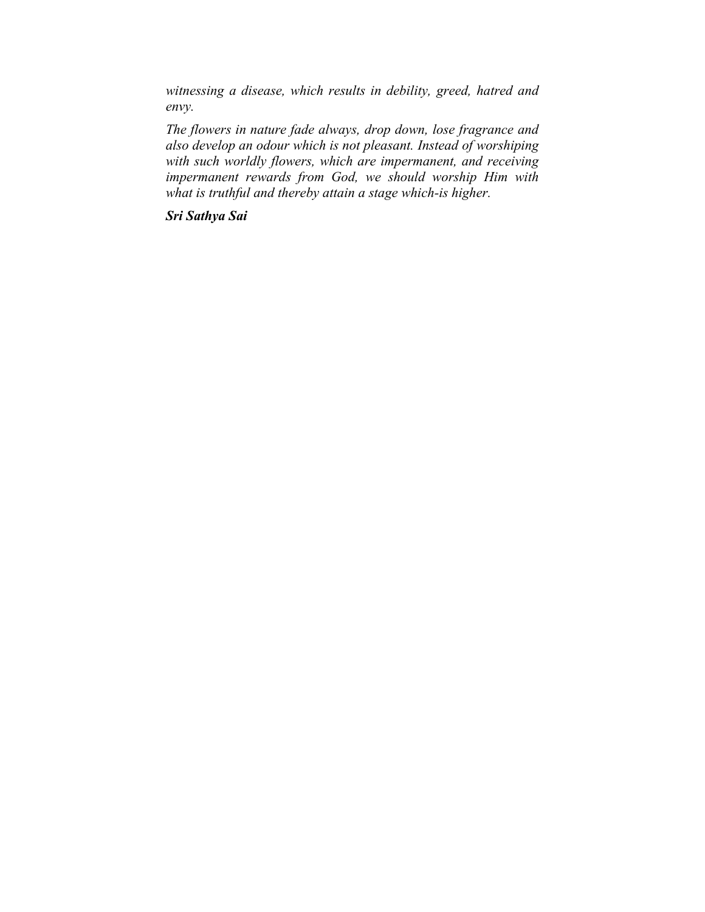*witnessing a disease, which results in debility, greed, hatred and envy.*

*The flowers in nature fade always, drop down, lose fragrance and also develop an odour which is not pleasant. Instead of worshiping with such worldly flowers, which are impermanent, and receiving impermanent rewards from God, we should worship Him with what is truthful and thereby attain a stage which-is higher.*

***Sri Sathya Sai***